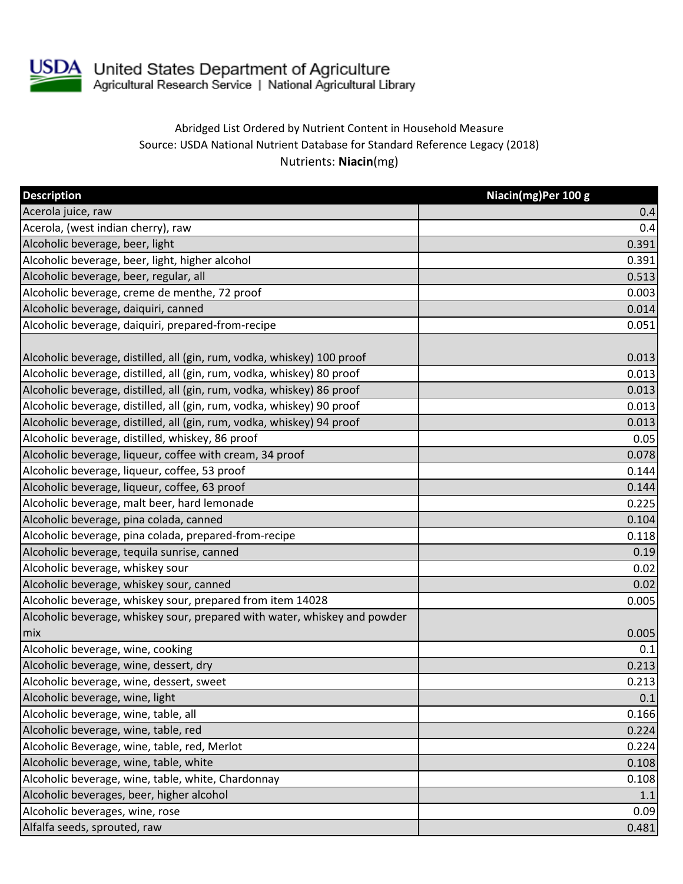United States Department of Agriculture
Agricultural Research Service | National Agricultural Library

Abridged List Ordered by Nutrient Content in Household Measure
Source: USDA National Nutrient Database for Standard Reference Legacy (2018)
Nutrients: **Niacin**(mg)

| Description | Niacin(mg)Per 100 g |
|---|---|
| Acerola juice, raw | 0.4 |
| Acerola, (west indian cherry), raw | 0.4 |
| Alcoholic beverage, beer, light | 0.391 |
| Alcoholic beverage, beer, light, higher alcohol | 0.391 |
| Alcoholic beverage, beer, regular, all | 0.513 |
| Alcoholic beverage, creme de menthe, 72 proof | 0.003 |
| Alcoholic beverage, daiquiri, canned | 0.014 |
| Alcoholic beverage, daiquiri, prepared-from-recipe | 0.051 |
| Alcoholic beverage, distilled, all (gin, rum, vodka, whiskey) 100 proof | 0.013 |
| Alcoholic beverage, distilled, all (gin, rum, vodka, whiskey) 80 proof | 0.013 |
| Alcoholic beverage, distilled, all (gin, rum, vodka, whiskey) 86 proof | 0.013 |
| Alcoholic beverage, distilled, all (gin, rum, vodka, whiskey) 90 proof | 0.013 |
| Alcoholic beverage, distilled, all (gin, rum, vodka, whiskey) 94 proof | 0.013 |
| Alcoholic beverage, distilled, whiskey, 86 proof | 0.05 |
| Alcoholic beverage, liqueur, coffee with cream, 34 proof | 0.078 |
| Alcoholic beverage, liqueur, coffee, 53 proof | 0.144 |
| Alcoholic beverage, liqueur, coffee, 63 proof | 0.144 |
| Alcoholic beverage, malt beer, hard lemonade | 0.225 |
| Alcoholic beverage, pina colada, canned | 0.104 |
| Alcoholic beverage, pina colada, prepared-from-recipe | 0.118 |
| Alcoholic beverage, tequila sunrise, canned | 0.19 |
| Alcoholic beverage, whiskey sour | 0.02 |
| Alcoholic beverage, whiskey sour, canned | 0.02 |
| Alcoholic beverage, whiskey sour, prepared from item 14028 | 0.005 |
| Alcoholic beverage, whiskey sour, prepared with water, whiskey and powder mix | 0.005 |
| Alcoholic beverage, wine, cooking | 0.1 |
| Alcoholic beverage, wine, dessert, dry | 0.213 |
| Alcoholic beverage, wine, dessert, sweet | 0.213 |
| Alcoholic beverage, wine, light | 0.1 |
| Alcoholic beverage, wine, table, all | 0.166 |
| Alcoholic beverage, wine, table, red | 0.224 |
| Alcoholic Beverage, wine, table, red, Merlot | 0.224 |
| Alcoholic beverage, wine, table, white | 0.108 |
| Alcoholic beverage, wine, table, white, Chardonnay | 0.108 |
| Alcoholic beverages, beer, higher alcohol | 1.1 |
| Alcoholic beverages, wine, rose | 0.09 |
| Alfalfa seeds, sprouted, raw | 0.481 |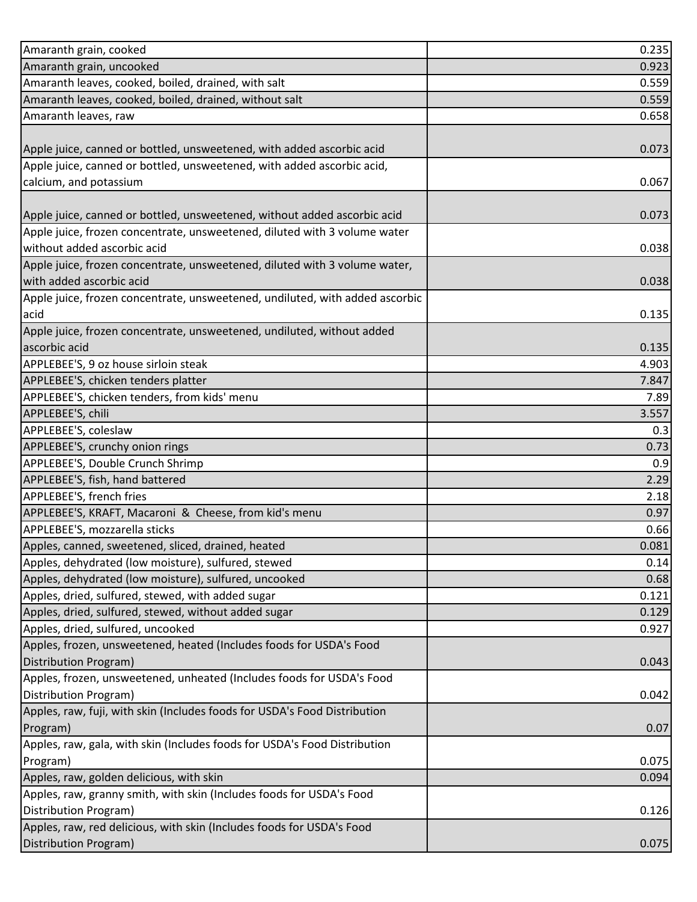| | |
|---|---|
| Amaranth grain, cooked | 0.235 |
| Amaranth grain, uncooked | 0.923 |
| Amaranth leaves, cooked, boiled, drained, with salt | 0.559 |
| Amaranth leaves, cooked, boiled, drained, without salt | 0.559 |
| Amaranth leaves, raw | 0.658 |
| Apple juice, canned or bottled, unsweetened, with added ascorbic acid | 0.073 |
| Apple juice, canned or bottled, unsweetened, with added ascorbic acid, calcium, and potassium | 0.067 |
| Apple juice, canned or bottled, unsweetened, without added ascorbic acid | 0.073 |
| Apple juice, frozen concentrate, unsweetened, diluted with 3 volume water without added ascorbic acid | 0.038 |
| Apple juice, frozen concentrate, unsweetened, diluted with 3 volume water, with added ascorbic acid | 0.038 |
| Apple juice, frozen concentrate, unsweetened, undiluted, with added ascorbic acid | 0.135 |
| Apple juice, frozen concentrate, unsweetened, undiluted, without added ascorbic acid | 0.135 |
| APPLEBEE'S, 9 oz house sirloin steak | 4.903 |
| APPLEBEE'S, chicken tenders platter | 7.847 |
| APPLEBEE'S, chicken tenders, from kids' menu | 7.89 |
| APPLEBEE'S, chili | 3.557 |
| APPLEBEE'S, coleslaw | 0.3 |
| APPLEBEE'S, crunchy onion rings | 0.73 |
| APPLEBEE'S, Double Crunch Shrimp | 0.9 |
| APPLEBEE'S, fish, hand battered | 2.29 |
| APPLEBEE'S, french fries | 2.18 |
| APPLEBEE'S, KRAFT, Macaroni & Cheese, from kid's menu | 0.97 |
| APPLEBEE'S, mozzarella sticks | 0.66 |
| Apples, canned, sweetened, sliced, drained, heated | 0.081 |
| Apples, dehydrated (low moisture), sulfured, stewed | 0.14 |
| Apples, dehydrated (low moisture), sulfured, uncooked | 0.68 |
| Apples, dried, sulfured, stewed, with added sugar | 0.121 |
| Apples, dried, sulfured, stewed, without added sugar | 0.129 |
| Apples, dried, sulfured, uncooked | 0.927 |
| Apples, frozen, unsweetened, heated (Includes foods for USDA's Food Distribution Program) | 0.043 |
| Apples, frozen, unsweetened, unheated (Includes foods for USDA's Food Distribution Program) | 0.042 |
| Apples, raw, fuji, with skin (Includes foods for USDA's Food Distribution Program) | 0.07 |
| Apples, raw, gala, with skin (Includes foods for USDA's Food Distribution Program) | 0.075 |
| Apples, raw, golden delicious, with skin | 0.094 |
| Apples, raw, granny smith, with skin (Includes foods for USDA's Food Distribution Program) | 0.126 |
| Apples, raw, red delicious, with skin (Includes foods for USDA's Food Distribution Program) | 0.075 |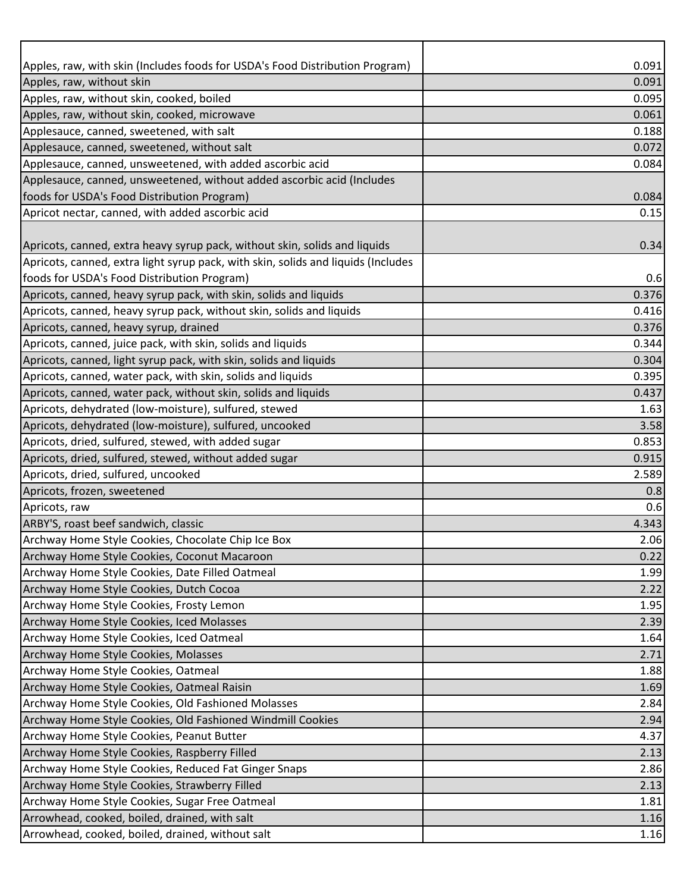| | |
|---|---|
| Apples, raw, with skin (Includes foods for USDA's Food Distribution Program) | 0.091 |
| Apples, raw, without skin | 0.091 |
| Apples, raw, without skin, cooked, boiled | 0.095 |
| Apples, raw, without skin, cooked, microwave | 0.061 |
| Applesauce, canned, sweetened, with salt | 0.188 |
| Applesauce, canned, sweetened, without salt | 0.072 |
| Applesauce, canned, unsweetened, with added ascorbic acid | 0.084 |
| Applesauce, canned, unsweetened, without added ascorbic acid (Includes foods for USDA's Food Distribution Program) | 0.084 |
| Apricot nectar, canned, with added ascorbic acid | 0.15 |
| Apricots, canned, extra heavy syrup pack, without skin, solids and liquids | 0.34 |
| Apricots, canned, extra light syrup pack, with skin, solids and liquids (Includes foods for USDA's Food Distribution Program) | 0.6 |
| Apricots, canned, heavy syrup pack, with skin, solids and liquids | 0.376 |
| Apricots, canned, heavy syrup pack, without skin, solids and liquids | 0.416 |
| Apricots, canned, heavy syrup, drained | 0.376 |
| Apricots, canned, juice pack, with skin, solids and liquids | 0.344 |
| Apricots, canned, light syrup pack, with skin, solids and liquids | 0.304 |
| Apricots, canned, water pack, with skin, solids and liquids | 0.395 |
| Apricots, canned, water pack, without skin, solids and liquids | 0.437 |
| Apricots, dehydrated (low-moisture), sulfured, stewed | 1.63 |
| Apricots, dehydrated (low-moisture), sulfured, uncooked | 3.58 |
| Apricots, dried, sulfured, stewed, with added sugar | 0.853 |
| Apricots, dried, sulfured, stewed, without added sugar | 0.915 |
| Apricots, dried, sulfured, uncooked | 2.589 |
| Apricots, frozen, sweetened | 0.8 |
| Apricots, raw | 0.6 |
| ARBY'S, roast beef sandwich, classic | 4.343 |
| Archway Home Style Cookies, Chocolate Chip Ice Box | 2.06 |
| Archway Home Style Cookies, Coconut Macaroon | 0.22 |
| Archway Home Style Cookies, Date Filled Oatmeal | 1.99 |
| Archway Home Style Cookies, Dutch Cocoa | 2.22 |
| Archway Home Style Cookies, Frosty Lemon | 1.95 |
| Archway Home Style Cookies, Iced Molasses | 2.39 |
| Archway Home Style Cookies, Iced Oatmeal | 1.64 |
| Archway Home Style Cookies, Molasses | 2.71 |
| Archway Home Style Cookies, Oatmeal | 1.88 |
| Archway Home Style Cookies, Oatmeal Raisin | 1.69 |
| Archway Home Style Cookies, Old Fashioned Molasses | 2.84 |
| Archway Home Style Cookies, Old Fashioned Windmill Cookies | 2.94 |
| Archway Home Style Cookies, Peanut Butter | 4.37 |
| Archway Home Style Cookies, Raspberry Filled | 2.13 |
| Archway Home Style Cookies, Reduced Fat Ginger Snaps | 2.86 |
| Archway Home Style Cookies, Strawberry Filled | 2.13 |
| Archway Home Style Cookies, Sugar Free Oatmeal | 1.81 |
| Arrowhead, cooked, boiled, drained, with salt | 1.16 |
| Arrowhead, cooked, boiled, drained, without salt | 1.16 |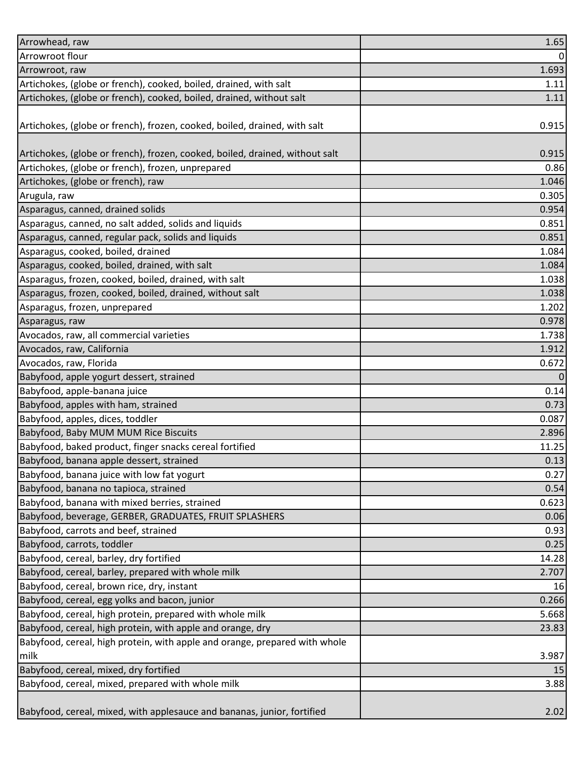| | |
|---|---|
| Arrowhead, raw | 1.65 |
| Arrowroot flour | 0 |
| Arrowroot, raw | 1.693 |
| Artichokes, (globe or french), cooked, boiled, drained, with salt | 1.11 |
| Artichokes, (globe or french), cooked, boiled, drained, without salt | 1.11 |
| Artichokes, (globe or french), frozen, cooked, boiled, drained, with salt | 0.915 |
| Artichokes, (globe or french), frozen, cooked, boiled, drained, without salt | 0.915 |
| Artichokes, (globe or french), frozen, unprepared | 0.86 |
| Artichokes, (globe or french), raw | 1.046 |
| Arugula, raw | 0.305 |
| Asparagus, canned, drained solids | 0.954 |
| Asparagus, canned, no salt added, solids and liquids | 0.851 |
| Asparagus, canned, regular pack, solids and liquids | 0.851 |
| Asparagus, cooked, boiled, drained | 1.084 |
| Asparagus, cooked, boiled, drained, with salt | 1.084 |
| Asparagus, frozen, cooked, boiled, drained, with salt | 1.038 |
| Asparagus, frozen, cooked, boiled, drained, without salt | 1.038 |
| Asparagus, frozen, unprepared | 1.202 |
| Asparagus, raw | 0.978 |
| Avocados, raw, all commercial varieties | 1.738 |
| Avocados, raw, California | 1.912 |
| Avocados, raw, Florida | 0.672 |
| Babyfood, apple yogurt dessert, strained | 0 |
| Babyfood, apple-banana juice | 0.14 |
| Babyfood, apples with ham, strained | 0.73 |
| Babyfood, apples, dices, toddler | 0.087 |
| Babyfood, Baby MUM MUM Rice Biscuits | 2.896 |
| Babyfood, baked product, finger snacks cereal fortified | 11.25 |
| Babyfood, banana apple dessert, strained | 0.13 |
| Babyfood, banana juice with low fat yogurt | 0.27 |
| Babyfood, banana no tapioca, strained | 0.54 |
| Babyfood, banana with mixed berries, strained | 0.623 |
| Babyfood, beverage, GERBER, GRADUATES, FRUIT SPLASHERS | 0.06 |
| Babyfood, carrots and beef, strained | 0.93 |
| Babyfood, carrots, toddler | 0.25 |
| Babyfood, cereal, barley, dry fortified | 14.28 |
| Babyfood, cereal, barley, prepared with whole milk | 2.707 |
| Babyfood, cereal, brown rice, dry, instant | 16 |
| Babyfood, cereal, egg yolks and bacon, junior | 0.266 |
| Babyfood, cereal, high protein, prepared with whole milk | 5.668 |
| Babyfood, cereal, high protein, with apple and orange, dry | 23.83 |
| Babyfood, cereal, high protein, with apple and orange, prepared with whole milk | 3.987 |
| Babyfood, cereal, mixed, dry fortified | 15 |
| Babyfood, cereal, mixed, prepared with whole milk | 3.88 |
| Babyfood, cereal, mixed, with applesauce and bananas, junior, fortified | 2.02 |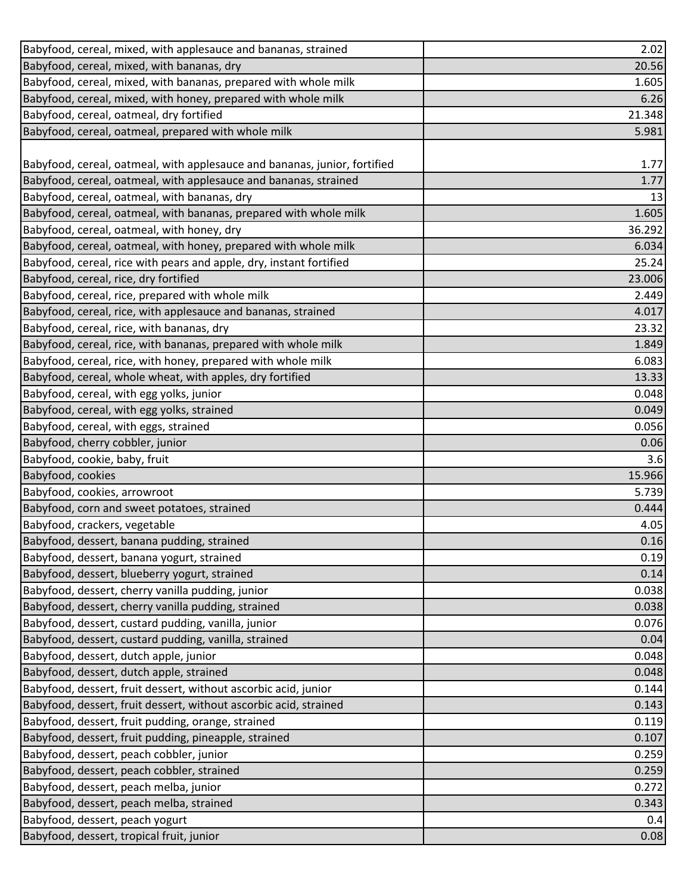| | |
|---|---|
| Babyfood, cereal, mixed, with applesauce and bananas, strained | 2.02 |
| Babyfood, cereal, mixed, with bananas, dry | 20.56 |
| Babyfood, cereal, mixed, with bananas, prepared with whole milk | 1.605 |
| Babyfood, cereal, mixed, with honey, prepared with whole milk | 6.26 |
| Babyfood, cereal, oatmeal, dry fortified | 21.348 |
| Babyfood, cereal, oatmeal, prepared with whole milk | 5.981 |
| Babyfood, cereal, oatmeal, with applesauce and bananas, junior, fortified | 1.77 |
| Babyfood, cereal, oatmeal, with applesauce and bananas, strained | 1.77 |
| Babyfood, cereal, oatmeal, with bananas, dry | 13 |
| Babyfood, cereal, oatmeal, with bananas, prepared with whole milk | 1.605 |
| Babyfood, cereal, oatmeal, with honey, dry | 36.292 |
| Babyfood, cereal, oatmeal, with honey, prepared with whole milk | 6.034 |
| Babyfood, cereal, rice with pears and apple, dry, instant fortified | 25.24 |
| Babyfood, cereal, rice, dry fortified | 23.006 |
| Babyfood, cereal, rice, prepared with whole milk | 2.449 |
| Babyfood, cereal, rice, with applesauce and bananas, strained | 4.017 |
| Babyfood, cereal, rice, with bananas, dry | 23.32 |
| Babyfood, cereal, rice, with bananas, prepared with whole milk | 1.849 |
| Babyfood, cereal, rice, with honey, prepared with whole milk | 6.083 |
| Babyfood, cereal, whole wheat, with apples, dry fortified | 13.33 |
| Babyfood, cereal, with egg yolks, junior | 0.048 |
| Babyfood, cereal, with egg yolks, strained | 0.049 |
| Babyfood, cereal, with eggs, strained | 0.056 |
| Babyfood, cherry cobbler, junior | 0.06 |
| Babyfood, cookie, baby, fruit | 3.6 |
| Babyfood, cookies | 15.966 |
| Babyfood, cookies, arrowroot | 5.739 |
| Babyfood, corn and sweet potatoes, strained | 0.444 |
| Babyfood, crackers, vegetable | 4.05 |
| Babyfood, dessert, banana pudding, strained | 0.16 |
| Babyfood, dessert, banana yogurt, strained | 0.19 |
| Babyfood, dessert, blueberry yogurt, strained | 0.14 |
| Babyfood, dessert, cherry vanilla pudding, junior | 0.038 |
| Babyfood, dessert, cherry vanilla pudding, strained | 0.038 |
| Babyfood, dessert, custard pudding, vanilla, junior | 0.076 |
| Babyfood, dessert, custard pudding, vanilla, strained | 0.04 |
| Babyfood, dessert, dutch apple, junior | 0.048 |
| Babyfood, dessert, dutch apple, strained | 0.048 |
| Babyfood, dessert, fruit dessert, without ascorbic acid, junior | 0.144 |
| Babyfood, dessert, fruit dessert, without ascorbic acid, strained | 0.143 |
| Babyfood, dessert, fruit pudding, orange, strained | 0.119 |
| Babyfood, dessert, fruit pudding, pineapple, strained | 0.107 |
| Babyfood, dessert, peach cobbler, junior | 0.259 |
| Babyfood, dessert, peach cobbler, strained | 0.259 |
| Babyfood, dessert, peach melba, junior | 0.272 |
| Babyfood, dessert, peach melba, strained | 0.343 |
| Babyfood, dessert, peach yogurt | 0.4 |
| Babyfood, dessert, tropical fruit, junior | 0.08 |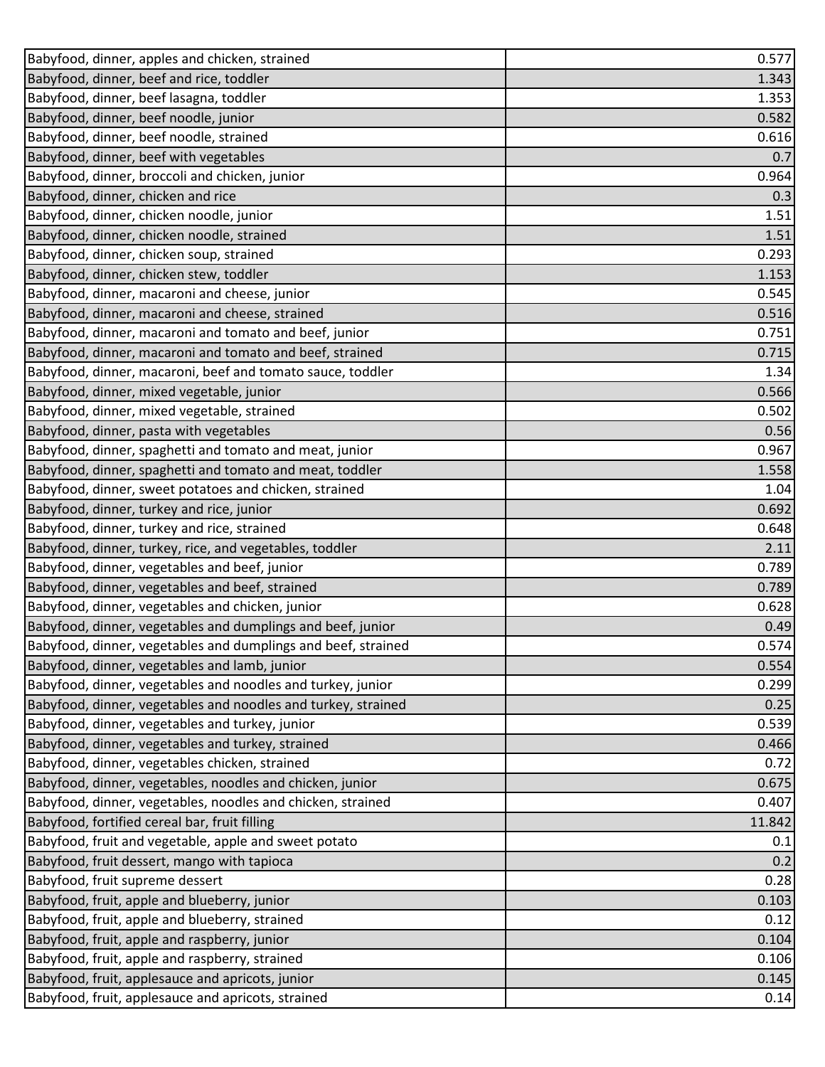| | |
|---|---|
| Babyfood, dinner, apples and chicken, strained | 0.577 |
| Babyfood, dinner, beef and rice, toddler | 1.343 |
| Babyfood, dinner, beef lasagna, toddler | 1.353 |
| Babyfood, dinner, beef noodle, junior | 0.582 |
| Babyfood, dinner, beef noodle, strained | 0.616 |
| Babyfood, dinner, beef with vegetables | 0.7 |
| Babyfood, dinner, broccoli and chicken, junior | 0.964 |
| Babyfood, dinner, chicken and rice | 0.3 |
| Babyfood, dinner, chicken noodle, junior | 1.51 |
| Babyfood, dinner, chicken noodle, strained | 1.51 |
| Babyfood, dinner, chicken soup, strained | 0.293 |
| Babyfood, dinner, chicken stew, toddler | 1.153 |
| Babyfood, dinner, macaroni and cheese, junior | 0.545 |
| Babyfood, dinner, macaroni and cheese, strained | 0.516 |
| Babyfood, dinner, macaroni and tomato and beef, junior | 0.751 |
| Babyfood, dinner, macaroni and tomato and beef, strained | 0.715 |
| Babyfood, dinner, macaroni, beef and tomato sauce, toddler | 1.34 |
| Babyfood, dinner, mixed vegetable, junior | 0.566 |
| Babyfood, dinner, mixed vegetable, strained | 0.502 |
| Babyfood, dinner, pasta with vegetables | 0.56 |
| Babyfood, dinner, spaghetti and tomato and meat, junior | 0.967 |
| Babyfood, dinner, spaghetti and tomato and meat, toddler | 1.558 |
| Babyfood, dinner, sweet potatoes and chicken, strained | 1.04 |
| Babyfood, dinner, turkey and rice, junior | 0.692 |
| Babyfood, dinner, turkey and rice, strained | 0.648 |
| Babyfood, dinner, turkey, rice, and vegetables, toddler | 2.11 |
| Babyfood, dinner, vegetables and beef, junior | 0.789 |
| Babyfood, dinner, vegetables and beef, strained | 0.789 |
| Babyfood, dinner, vegetables and chicken, junior | 0.628 |
| Babyfood, dinner, vegetables and dumplings and beef, junior | 0.49 |
| Babyfood, dinner, vegetables and dumplings and beef, strained | 0.574 |
| Babyfood, dinner, vegetables and lamb, junior | 0.554 |
| Babyfood, dinner, vegetables and noodles and turkey, junior | 0.299 |
| Babyfood, dinner, vegetables and noodles and turkey, strained | 0.25 |
| Babyfood, dinner, vegetables and turkey, junior | 0.539 |
| Babyfood, dinner, vegetables and turkey, strained | 0.466 |
| Babyfood, dinner, vegetables chicken, strained | 0.72 |
| Babyfood, dinner, vegetables, noodles and chicken, junior | 0.675 |
| Babyfood, dinner, vegetables, noodles and chicken, strained | 0.407 |
| Babyfood, fortified cereal bar, fruit filling | 11.842 |
| Babyfood, fruit and vegetable, apple and sweet potato | 0.1 |
| Babyfood, fruit dessert, mango with tapioca | 0.2 |
| Babyfood, fruit supreme dessert | 0.28 |
| Babyfood, fruit, apple and blueberry, junior | 0.103 |
| Babyfood, fruit, apple and blueberry, strained | 0.12 |
| Babyfood, fruit, apple and raspberry, junior | 0.104 |
| Babyfood, fruit, apple and raspberry, strained | 0.106 |
| Babyfood, fruit, applesauce and apricots, junior | 0.145 |
| Babyfood, fruit, applesauce and apricots, strained | 0.14 |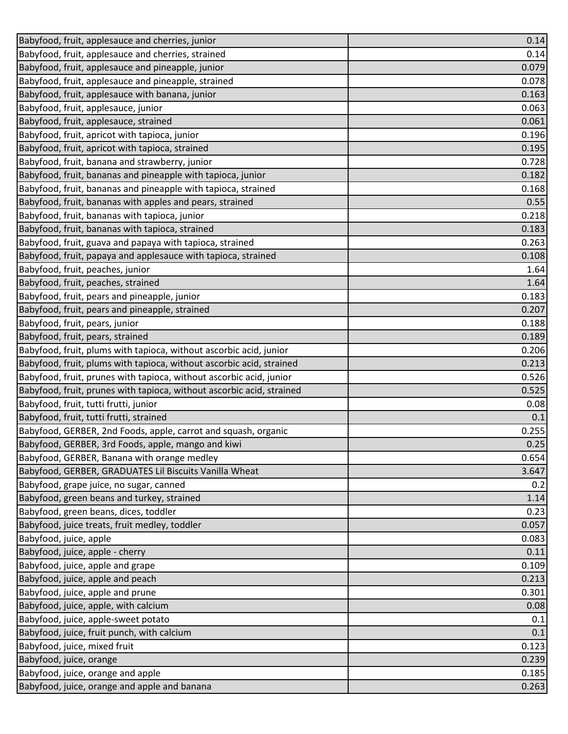| | |
|---|---|
| Babyfood, fruit, applesauce and cherries, junior | 0.14 |
| Babyfood, fruit, applesauce and cherries, strained | 0.14 |
| Babyfood, fruit, applesauce and pineapple, junior | 0.079 |
| Babyfood, fruit, applesauce and pineapple, strained | 0.078 |
| Babyfood, fruit, applesauce with banana, junior | 0.163 |
| Babyfood, fruit, applesauce, junior | 0.063 |
| Babyfood, fruit, applesauce, strained | 0.061 |
| Babyfood, fruit, apricot with tapioca, junior | 0.196 |
| Babyfood, fruit, apricot with tapioca, strained | 0.195 |
| Babyfood, fruit, banana and strawberry, junior | 0.728 |
| Babyfood, fruit, bananas and pineapple with tapioca, junior | 0.182 |
| Babyfood, fruit, bananas and pineapple with tapioca, strained | 0.168 |
| Babyfood, fruit, bananas with apples and pears, strained | 0.55 |
| Babyfood, fruit, bananas with tapioca, junior | 0.218 |
| Babyfood, fruit, bananas with tapioca, strained | 0.183 |
| Babyfood, fruit, guava and papaya with tapioca, strained | 0.263 |
| Babyfood, fruit, papaya and applesauce with tapioca, strained | 0.108 |
| Babyfood, fruit, peaches, junior | 1.64 |
| Babyfood, fruit, peaches, strained | 1.64 |
| Babyfood, fruit, pears and pineapple, junior | 0.183 |
| Babyfood, fruit, pears and pineapple, strained | 0.207 |
| Babyfood, fruit, pears, junior | 0.188 |
| Babyfood, fruit, pears, strained | 0.189 |
| Babyfood, fruit, plums with tapioca, without ascorbic acid, junior | 0.206 |
| Babyfood, fruit, plums with tapioca, without ascorbic acid, strained | 0.213 |
| Babyfood, fruit, prunes with tapioca, without ascorbic acid, junior | 0.526 |
| Babyfood, fruit, prunes with tapioca, without ascorbic acid, strained | 0.525 |
| Babyfood, fruit, tutti frutti, junior | 0.08 |
| Babyfood, fruit, tutti frutti, strained | 0.1 |
| Babyfood, GERBER, 2nd Foods, apple, carrot and squash, organic | 0.255 |
| Babyfood, GERBER, 3rd Foods, apple, mango and kiwi | 0.25 |
| Babyfood, GERBER, Banana with orange medley | 0.654 |
| Babyfood, GERBER, GRADUATES Lil Biscuits Vanilla Wheat | 3.647 |
| Babyfood, grape juice, no sugar, canned | 0.2 |
| Babyfood, green beans and turkey, strained | 1.14 |
| Babyfood, green beans, dices, toddler | 0.23 |
| Babyfood, juice treats, fruit medley, toddler | 0.057 |
| Babyfood, juice, apple | 0.083 |
| Babyfood, juice, apple - cherry | 0.11 |
| Babyfood, juice, apple and grape | 0.109 |
| Babyfood, juice, apple and peach | 0.213 |
| Babyfood, juice, apple and prune | 0.301 |
| Babyfood, juice, apple, with calcium | 0.08 |
| Babyfood, juice, apple-sweet potato | 0.1 |
| Babyfood, juice, fruit punch, with calcium | 0.1 |
| Babyfood, juice, mixed fruit | 0.123 |
| Babyfood, juice, orange | 0.239 |
| Babyfood, juice, orange and apple | 0.185 |
| Babyfood, juice, orange and apple and banana | 0.263 |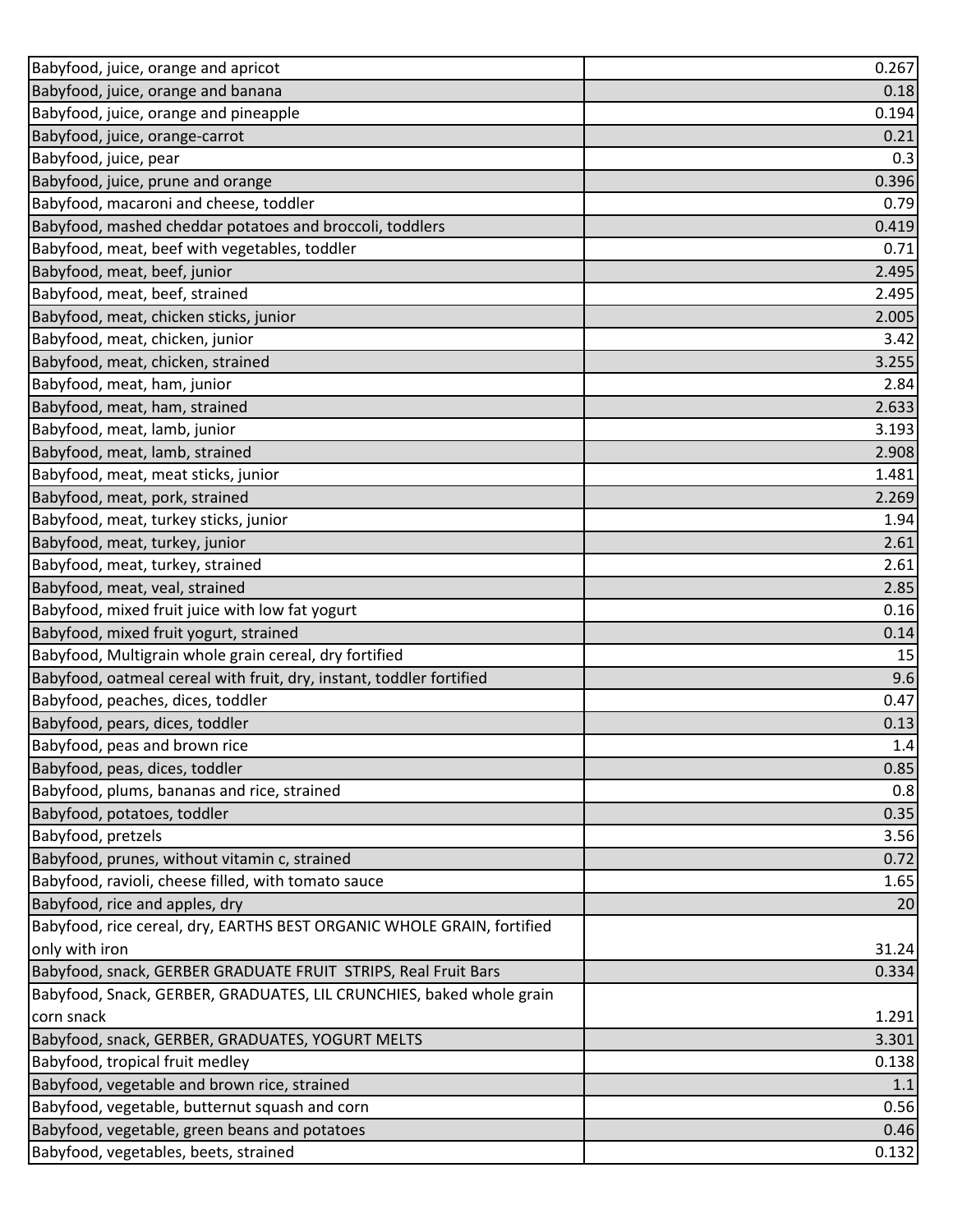| | |
|---|---|
| Babyfood, juice, orange and apricot | 0.267 |
| Babyfood, juice, orange and banana | 0.18 |
| Babyfood, juice, orange and pineapple | 0.194 |
| Babyfood, juice, orange-carrot | 0.21 |
| Babyfood, juice, pear | 0.3 |
| Babyfood, juice, prune and orange | 0.396 |
| Babyfood, macaroni and cheese, toddler | 0.79 |
| Babyfood, mashed cheddar potatoes and broccoli, toddlers | 0.419 |
| Babyfood, meat, beef with vegetables, toddler | 0.71 |
| Babyfood, meat, beef, junior | 2.495 |
| Babyfood, meat, beef, strained | 2.495 |
| Babyfood, meat, chicken sticks, junior | 2.005 |
| Babyfood, meat, chicken, junior | 3.42 |
| Babyfood, meat, chicken, strained | 3.255 |
| Babyfood, meat, ham, junior | 2.84 |
| Babyfood, meat, ham, strained | 2.633 |
| Babyfood, meat, lamb, junior | 3.193 |
| Babyfood, meat, lamb, strained | 2.908 |
| Babyfood, meat, meat sticks, junior | 1.481 |
| Babyfood, meat, pork, strained | 2.269 |
| Babyfood, meat, turkey sticks, junior | 1.94 |
| Babyfood, meat, turkey, junior | 2.61 |
| Babyfood, meat, turkey, strained | 2.61 |
| Babyfood, meat, veal, strained | 2.85 |
| Babyfood, mixed fruit juice with low fat yogurt | 0.16 |
| Babyfood, mixed fruit yogurt, strained | 0.14 |
| Babyfood, Multigrain whole grain cereal, dry fortified | 15 |
| Babyfood, oatmeal cereal with fruit, dry, instant, toddler fortified | 9.6 |
| Babyfood, peaches, dices, toddler | 0.47 |
| Babyfood, pears, dices, toddler | 0.13 |
| Babyfood, peas and brown rice | 1.4 |
| Babyfood, peas, dices, toddler | 0.85 |
| Babyfood, plums, bananas and rice, strained | 0.8 |
| Babyfood, potatoes, toddler | 0.35 |
| Babyfood, pretzels | 3.56 |
| Babyfood, prunes, without vitamin c, strained | 0.72 |
| Babyfood, ravioli, cheese filled, with tomato sauce | 1.65 |
| Babyfood, rice and apples, dry | 20 |
| Babyfood, rice cereal, dry, EARTHS BEST ORGANIC WHOLE GRAIN, fortified only with iron | 31.24 |
| Babyfood, snack, GERBER GRADUATE FRUIT STRIPS, Real Fruit Bars | 0.334 |
| Babyfood, Snack, GERBER, GRADUATES, LIL CRUNCHIES, baked whole grain corn snack | 1.291 |
| Babyfood, snack, GERBER, GRADUATES, YOGURT MELTS | 3.301 |
| Babyfood, tropical fruit medley | 0.138 |
| Babyfood, vegetable and brown rice, strained | 1.1 |
| Babyfood, vegetable, butternut squash and corn | 0.56 |
| Babyfood, vegetable, green beans and potatoes | 0.46 |
| Babyfood, vegetables, beets, strained | 0.132 |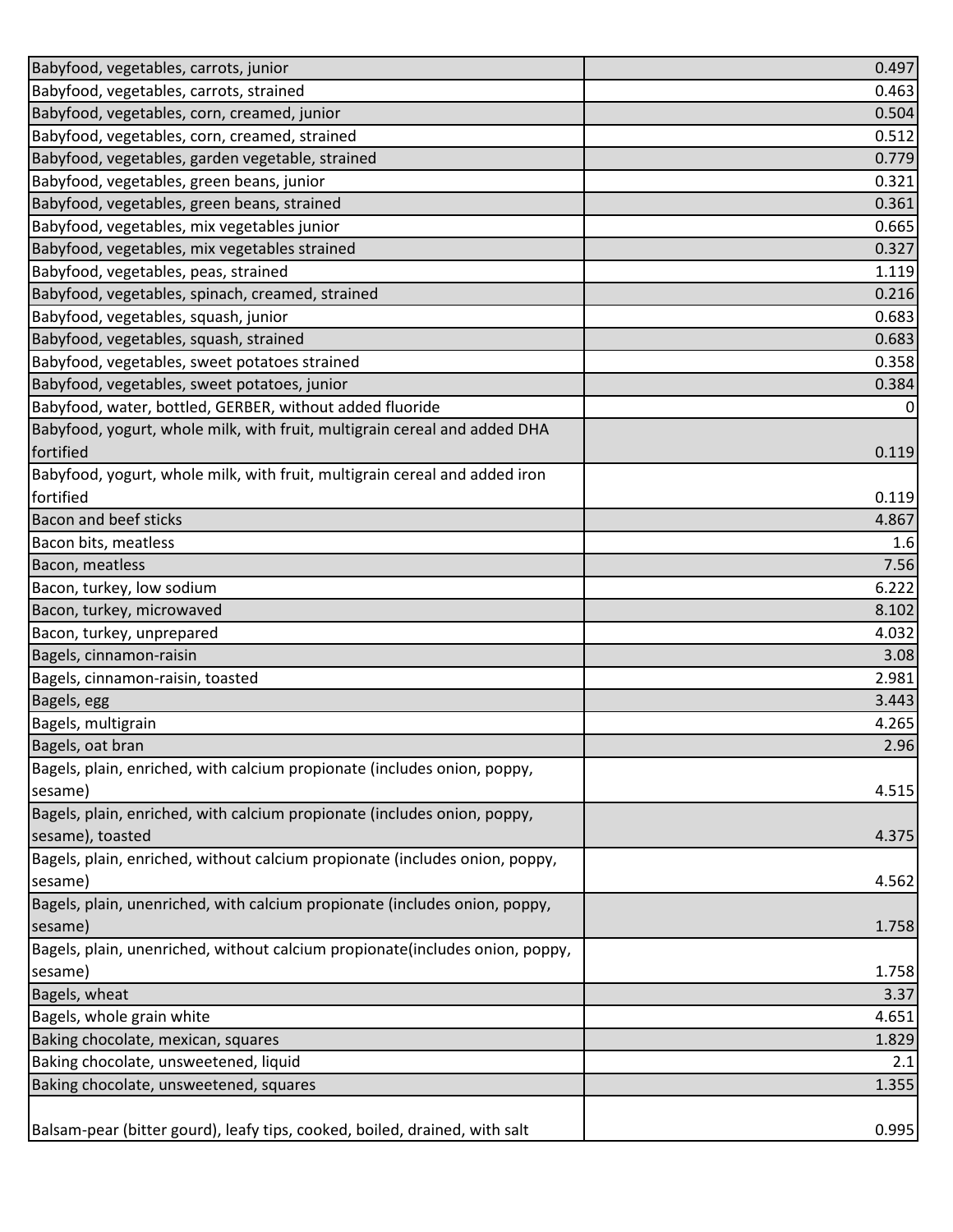| | |
|---|---|
| Babyfood, vegetables, carrots, junior | 0.497 |
| Babyfood, vegetables, carrots, strained | 0.463 |
| Babyfood, vegetables, corn, creamed, junior | 0.504 |
| Babyfood, vegetables, corn, creamed, strained | 0.512 |
| Babyfood, vegetables, garden vegetable, strained | 0.779 |
| Babyfood, vegetables, green beans, junior | 0.321 |
| Babyfood, vegetables, green beans, strained | 0.361 |
| Babyfood, vegetables, mix vegetables junior | 0.665 |
| Babyfood, vegetables, mix vegetables strained | 0.327 |
| Babyfood, vegetables, peas, strained | 1.119 |
| Babyfood, vegetables, spinach, creamed, strained | 0.216 |
| Babyfood, vegetables, squash, junior | 0.683 |
| Babyfood, vegetables, squash, strained | 0.683 |
| Babyfood, vegetables, sweet potatoes strained | 0.358 |
| Babyfood, vegetables, sweet potatoes, junior | 0.384 |
| Babyfood, water, bottled, GERBER, without added fluoride | 0 |
| Babyfood, yogurt, whole milk, with fruit, multigrain cereal and added DHA fortified | 0.119 |
| Babyfood, yogurt, whole milk, with fruit, multigrain cereal and added iron fortified | 0.119 |
| Bacon and beef sticks | 4.867 |
| Bacon bits, meatless | 1.6 |
| Bacon, meatless | 7.56 |
| Bacon, turkey, low sodium | 6.222 |
| Bacon, turkey, microwaved | 8.102 |
| Bacon, turkey, unprepared | 4.032 |
| Bagels, cinnamon-raisin | 3.08 |
| Bagels, cinnamon-raisin, toasted | 2.981 |
| Bagels, egg | 3.443 |
| Bagels, multigrain | 4.265 |
| Bagels, oat bran | 2.96 |
| Bagels, plain, enriched, with calcium propionate (includes onion, poppy, sesame) | 4.515 |
| Bagels, plain, enriched, with calcium propionate (includes onion, poppy, sesame), toasted | 4.375 |
| Bagels, plain, enriched, without calcium propionate (includes onion, poppy, sesame) | 4.562 |
| Bagels, plain, unenriched, with calcium propionate (includes onion, poppy, sesame) | 1.758 |
| Bagels, plain, unenriched, without calcium propionate(includes onion, poppy, sesame) | 1.758 |
| Bagels, wheat | 3.37 |
| Bagels, whole grain white | 4.651 |
| Baking chocolate, mexican, squares | 1.829 |
| Baking chocolate, unsweetened, liquid | 2.1 |
| Baking chocolate, unsweetened, squares | 1.355 |
| Balsam-pear (bitter gourd), leafy tips, cooked, boiled, drained, with salt | 0.995 |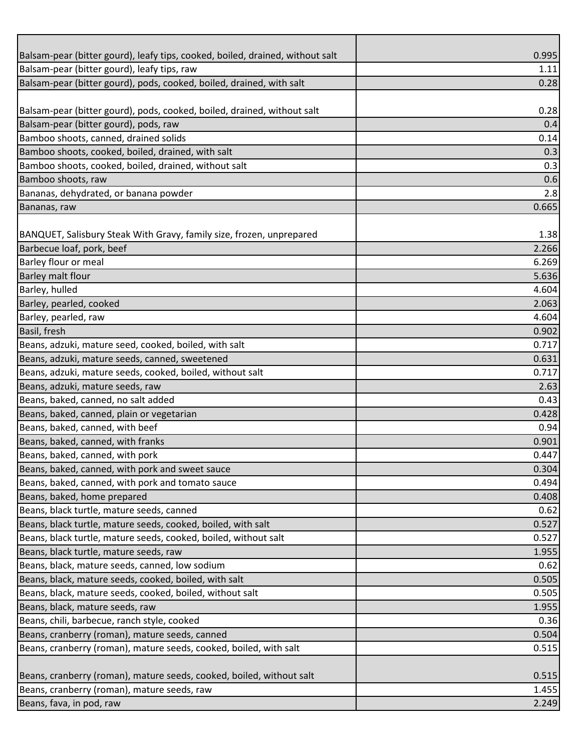| | |
|---|---|
| Balsam-pear (bitter gourd), leafy tips, cooked, boiled, drained, without salt | 0.995 |
| Balsam-pear (bitter gourd), leafy tips, raw | 1.11 |
| Balsam-pear (bitter gourd), pods, cooked, boiled, drained, with salt | 0.28 |
| Balsam-pear (bitter gourd), pods, cooked, boiled, drained, without salt | 0.28 |
| Balsam-pear (bitter gourd), pods, raw | 0.4 |
| Bamboo shoots, canned, drained solids | 0.14 |
| Bamboo shoots, cooked, boiled, drained, with salt | 0.3 |
| Bamboo shoots, cooked, boiled, drained, without salt | 0.3 |
| Bamboo shoots, raw | 0.6 |
| Bananas, dehydrated, or banana powder | 2.8 |
| Bananas, raw | 0.665 |
| BANQUET, Salisbury Steak With Gravy, family size, frozen, unprepared | 1.38 |
| Barbecue loaf, pork, beef | 2.266 |
| Barley flour or meal | 6.269 |
| Barley malt flour | 5.636 |
| Barley, hulled | 4.604 |
| Barley, pearled, cooked | 2.063 |
| Barley, pearled, raw | 4.604 |
| Basil, fresh | 0.902 |
| Beans, adzuki, mature seed, cooked, boiled, with salt | 0.717 |
| Beans, adzuki, mature seeds, canned, sweetened | 0.631 |
| Beans, adzuki, mature seeds, cooked, boiled, without salt | 0.717 |
| Beans, adzuki, mature seeds, raw | 2.63 |
| Beans, baked, canned, no salt added | 0.43 |
| Beans, baked, canned, plain or vegetarian | 0.428 |
| Beans, baked, canned, with beef | 0.94 |
| Beans, baked, canned, with franks | 0.901 |
| Beans, baked, canned, with pork | 0.447 |
| Beans, baked, canned, with pork and sweet sauce | 0.304 |
| Beans, baked, canned, with pork and tomato sauce | 0.494 |
| Beans, baked, home prepared | 0.408 |
| Beans, black turtle, mature seeds, canned | 0.62 |
| Beans, black turtle, mature seeds, cooked, boiled, with salt | 0.527 |
| Beans, black turtle, mature seeds, cooked, boiled, without salt | 0.527 |
| Beans, black turtle, mature seeds, raw | 1.955 |
| Beans, black, mature seeds, canned, low sodium | 0.62 |
| Beans, black, mature seeds, cooked, boiled, with salt | 0.505 |
| Beans, black, mature seeds, cooked, boiled, without salt | 0.505 |
| Beans, black, mature seeds, raw | 1.955 |
| Beans, chili, barbecue, ranch style, cooked | 0.36 |
| Beans, cranberry (roman), mature seeds, canned | 0.504 |
| Beans, cranberry (roman), mature seeds, cooked, boiled, with salt | 0.515 |
| Beans, cranberry (roman), mature seeds, cooked, boiled, without salt | 0.515 |
| Beans, cranberry (roman), mature seeds, raw | 1.455 |
| Beans, fava, in pod, raw | 2.249 |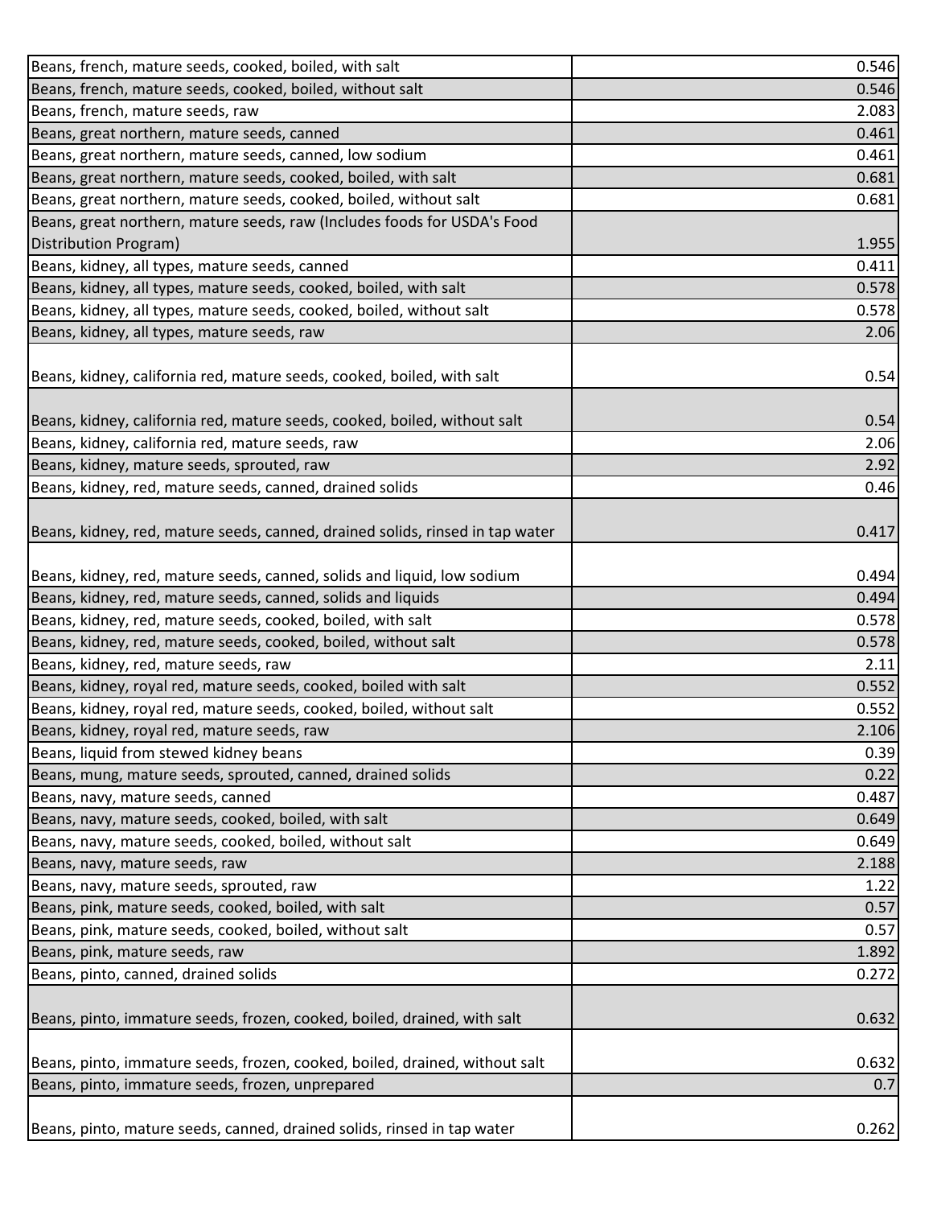| | |
|---|---|
| Beans, french, mature seeds, cooked, boiled, with salt | 0.546 |
| Beans, french, mature seeds, cooked, boiled, without salt | 0.546 |
| Beans, french, mature seeds, raw | 2.083 |
| Beans, great northern, mature seeds, canned | 0.461 |
| Beans, great northern, mature seeds, canned, low sodium | 0.461 |
| Beans, great northern, mature seeds, cooked, boiled, with salt | 0.681 |
| Beans, great northern, mature seeds, cooked, boiled, without salt | 0.681 |
| Beans, great northern, mature seeds, raw (Includes foods for USDA's Food Distribution Program) | 1.955 |
| Beans, kidney, all types, mature seeds, canned | 0.411 |
| Beans, kidney, all types, mature seeds, cooked, boiled, with salt | 0.578 |
| Beans, kidney, all types, mature seeds, cooked, boiled, without salt | 0.578 |
| Beans, kidney, all types, mature seeds, raw | 2.06 |
| Beans, kidney, california red, mature seeds, cooked, boiled, with salt | 0.54 |
| Beans, kidney, california red, mature seeds, cooked, boiled, without salt | 0.54 |
| Beans, kidney, california red, mature seeds, raw | 2.06 |
| Beans, kidney, mature seeds, sprouted, raw | 2.92 |
| Beans, kidney, red, mature seeds, canned, drained solids | 0.46 |
| Beans, kidney, red, mature seeds, canned, drained solids, rinsed in tap water | 0.417 |
| Beans, kidney, red, mature seeds, canned, solids and liquid, low sodium | 0.494 |
| Beans, kidney, red, mature seeds, canned, solids and liquids | 0.494 |
| Beans, kidney, red, mature seeds, cooked, boiled, with salt | 0.578 |
| Beans, kidney, red, mature seeds, cooked, boiled, without salt | 0.578 |
| Beans, kidney, red, mature seeds, raw | 2.11 |
| Beans, kidney, royal red, mature seeds, cooked, boiled with salt | 0.552 |
| Beans, kidney, royal red, mature seeds, cooked, boiled, without salt | 0.552 |
| Beans, kidney, royal red, mature seeds, raw | 2.106 |
| Beans, liquid from stewed kidney beans | 0.39 |
| Beans, mung, mature seeds, sprouted, canned, drained solids | 0.22 |
| Beans, navy, mature seeds, canned | 0.487 |
| Beans, navy, mature seeds, cooked, boiled, with salt | 0.649 |
| Beans, navy, mature seeds, cooked, boiled, without salt | 0.649 |
| Beans, navy, mature seeds, raw | 2.188 |
| Beans, navy, mature seeds, sprouted, raw | 1.22 |
| Beans, pink, mature seeds, cooked, boiled, with salt | 0.57 |
| Beans, pink, mature seeds, cooked, boiled, without salt | 0.57 |
| Beans, pink, mature seeds, raw | 1.892 |
| Beans, pinto, canned, drained solids | 0.272 |
| Beans, pinto, immature seeds, frozen, cooked, boiled, drained, with salt | 0.632 |
| Beans, pinto, immature seeds, frozen, cooked, boiled, drained, without salt | 0.632 |
| Beans, pinto, immature seeds, frozen, unprepared | 0.7 |
| Beans, pinto, mature seeds, canned, drained solids, rinsed in tap water | 0.262 |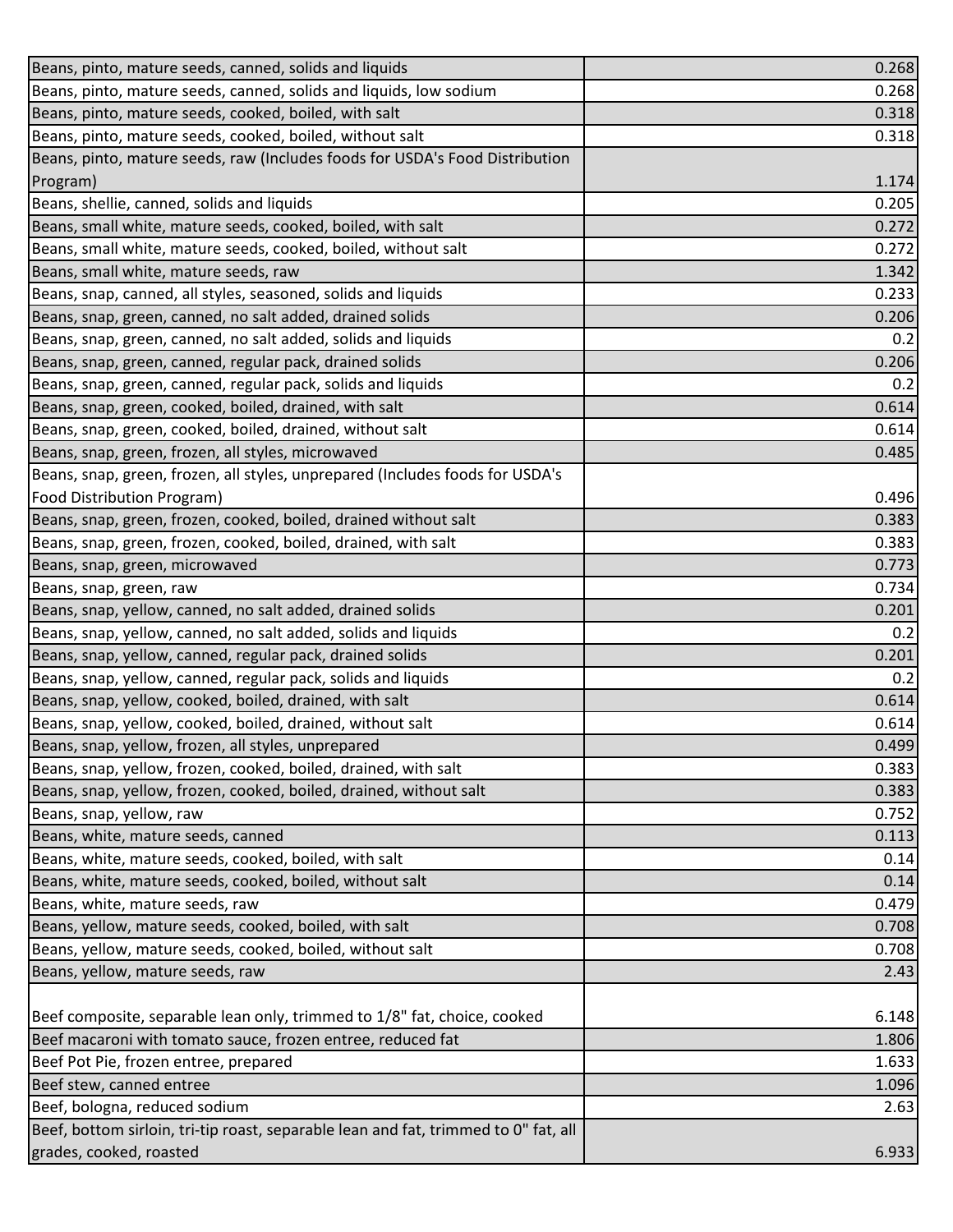| | |
|---|---|
| Beans, pinto, mature seeds, canned, solids and liquids | 0.268 |
| Beans, pinto, mature seeds, canned, solids and liquids, low sodium | 0.268 |
| Beans, pinto, mature seeds, cooked, boiled, with salt | 0.318 |
| Beans, pinto, mature seeds, cooked, boiled, without salt | 0.318 |
| Beans, pinto, mature seeds, raw (Includes foods for USDA's Food Distribution Program) | 1.174 |
| Beans, shellie, canned, solids and liquids | 0.205 |
| Beans, small white, mature seeds, cooked, boiled, with salt | 0.272 |
| Beans, small white, mature seeds, cooked, boiled, without salt | 0.272 |
| Beans, small white, mature seeds, raw | 1.342 |
| Beans, snap, canned, all styles, seasoned, solids and liquids | 0.233 |
| Beans, snap, green, canned, no salt added, drained solids | 0.206 |
| Beans, snap, green, canned, no salt added, solids and liquids | 0.2 |
| Beans, snap, green, canned, regular pack, drained solids | 0.206 |
| Beans, snap, green, canned, regular pack, solids and liquids | 0.2 |
| Beans, snap, green, cooked, boiled, drained, with salt | 0.614 |
| Beans, snap, green, cooked, boiled, drained, without salt | 0.614 |
| Beans, snap, green, frozen, all styles, microwaved | 0.485 |
| Beans, snap, green, frozen, all styles, unprepared (Includes foods for USDA's Food Distribution Program) | 0.496 |
| Beans, snap, green, frozen, cooked, boiled, drained without salt | 0.383 |
| Beans, snap, green, frozen, cooked, boiled, drained, with salt | 0.383 |
| Beans, snap, green, microwaved | 0.773 |
| Beans, snap, green, raw | 0.734 |
| Beans, snap, yellow, canned, no salt added, drained solids | 0.201 |
| Beans, snap, yellow, canned, no salt added, solids and liquids | 0.2 |
| Beans, snap, yellow, canned, regular pack, drained solids | 0.201 |
| Beans, snap, yellow, canned, regular pack, solids and liquids | 0.2 |
| Beans, snap, yellow, cooked, boiled, drained, with salt | 0.614 |
| Beans, snap, yellow, cooked, boiled, drained, without salt | 0.614 |
| Beans, snap, yellow, frozen, all styles, unprepared | 0.499 |
| Beans, snap, yellow, frozen, cooked, boiled, drained, with salt | 0.383 |
| Beans, snap, yellow, frozen, cooked, boiled, drained, without salt | 0.383 |
| Beans, snap, yellow, raw | 0.752 |
| Beans, white, mature seeds, canned | 0.113 |
| Beans, white, mature seeds, cooked, boiled, with salt | 0.14 |
| Beans, white, mature seeds, cooked, boiled, without salt | 0.14 |
| Beans, white, mature seeds, raw | 0.479 |
| Beans, yellow, mature seeds, cooked, boiled, with salt | 0.708 |
| Beans, yellow, mature seeds, cooked, boiled, without salt | 0.708 |
| Beans, yellow, mature seeds, raw | 2.43 |
| Beef composite, separable lean only, trimmed to 1/8" fat, choice, cooked | 6.148 |
| Beef macaroni with tomato sauce, frozen entree, reduced fat | 1.806 |
| Beef Pot Pie, frozen entree, prepared | 1.633 |
| Beef stew, canned entree | 1.096 |
| Beef, bologna, reduced sodium | 2.63 |
| Beef, bottom sirloin, tri-tip roast, separable lean and fat, trimmed to 0" fat, all grades, cooked, roasted | 6.933 |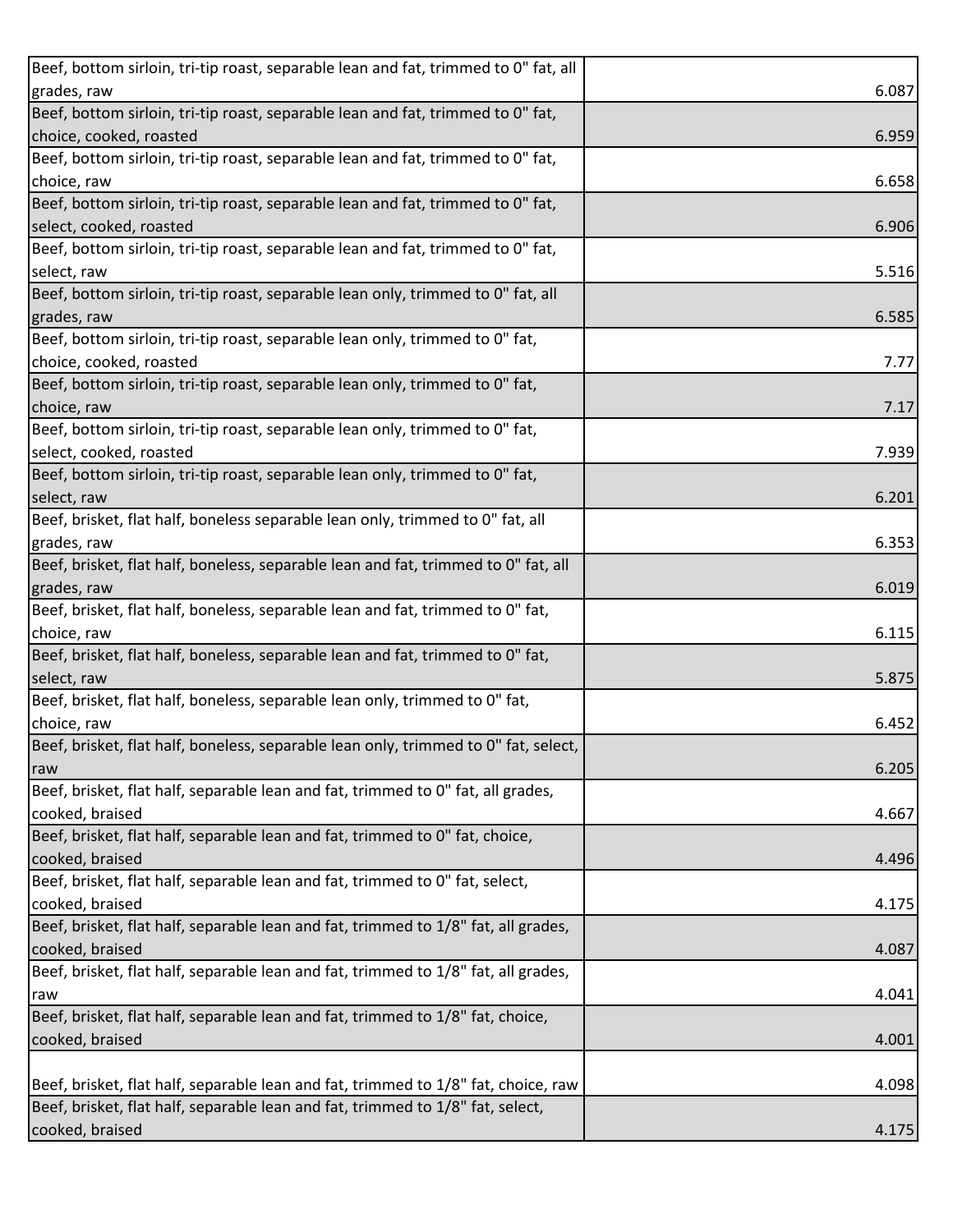| | |
|---|---|
| Beef, bottom sirloin, tri-tip roast, separable lean and fat, trimmed to 0" fat, all grades, raw | 6.087 |
| Beef, bottom sirloin, tri-tip roast, separable lean and fat, trimmed to 0" fat, choice, cooked, roasted | 6.959 |
| Beef, bottom sirloin, tri-tip roast, separable lean and fat, trimmed to 0" fat, choice, raw | 6.658 |
| Beef, bottom sirloin, tri-tip roast, separable lean and fat, trimmed to 0" fat, select, cooked, roasted | 6.906 |
| Beef, bottom sirloin, tri-tip roast, separable lean and fat, trimmed to 0" fat, select, raw | 5.516 |
| Beef, bottom sirloin, tri-tip roast, separable lean only, trimmed to 0" fat, all grades, raw | 6.585 |
| Beef, bottom sirloin, tri-tip roast, separable lean only, trimmed to 0" fat, choice, cooked, roasted | 7.77 |
| Beef, bottom sirloin, tri-tip roast, separable lean only, trimmed to 0" fat, choice, raw | 7.17 |
| Beef, bottom sirloin, tri-tip roast, separable lean only, trimmed to 0" fat, select, cooked, roasted | 7.939 |
| Beef, bottom sirloin, tri-tip roast, separable lean only, trimmed to 0" fat, select, raw | 6.201 |
| Beef, brisket, flat half, boneless separable lean only, trimmed to 0" fat, all grades, raw | 6.353 |
| Beef, brisket, flat half, boneless, separable lean and fat, trimmed to 0" fat, all grades, raw | 6.019 |
| Beef, brisket, flat half, boneless, separable lean and fat, trimmed to 0" fat, choice, raw | 6.115 |
| Beef, brisket, flat half, boneless, separable lean and fat, trimmed to 0" fat, select, raw | 5.875 |
| Beef, brisket, flat half, boneless, separable lean only, trimmed to 0" fat, choice, raw | 6.452 |
| Beef, brisket, flat half, boneless, separable lean only, trimmed to 0" fat, select, raw | 6.205 |
| Beef, brisket, flat half, separable lean and fat, trimmed to 0" fat, all grades, cooked, braised | 4.667 |
| Beef, brisket, flat half, separable lean and fat, trimmed to 0" fat, choice, cooked, braised | 4.496 |
| Beef, brisket, flat half, separable lean and fat, trimmed to 0" fat, select, cooked, braised | 4.175 |
| Beef, brisket, flat half, separable lean and fat, trimmed to 1/8" fat, all grades, cooked, braised | 4.087 |
| Beef, brisket, flat half, separable lean and fat, trimmed to 1/8" fat, all grades, raw | 4.041 |
| Beef, brisket, flat half, separable lean and fat, trimmed to 1/8" fat, choice, cooked, braised | 4.001 |
| Beef, brisket, flat half, separable lean and fat, trimmed to 1/8" fat, choice, raw | 4.098 |
| Beef, brisket, flat half, separable lean and fat, trimmed to 1/8" fat, select, cooked, braised | 4.175 |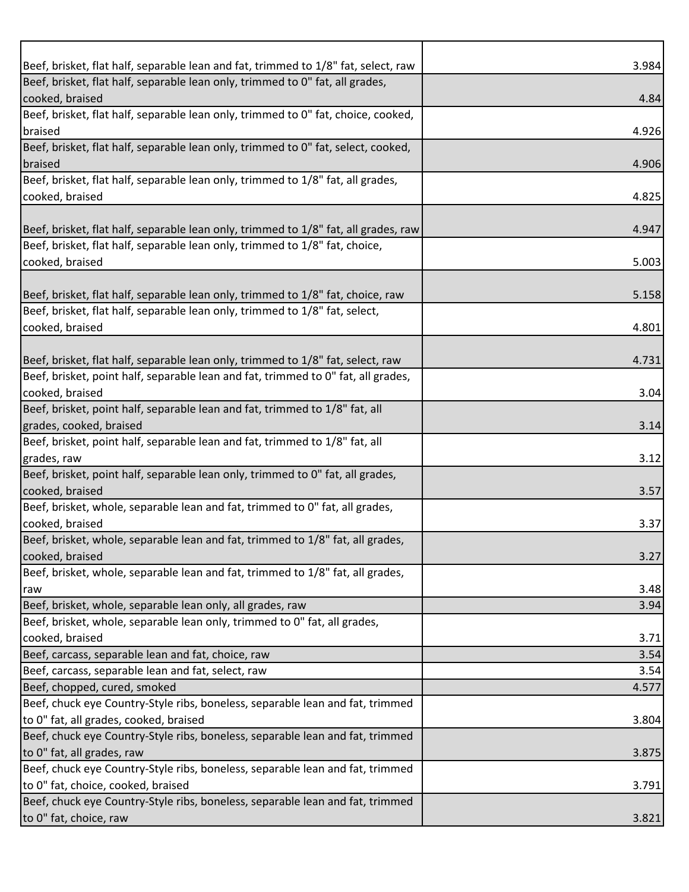| | |
|---|---|
| Beef, brisket, flat half, separable lean and fat, trimmed to 1/8" fat, select, raw | 3.984 |
| Beef, brisket, flat half, separable lean only, trimmed to 0" fat, all grades, cooked, braised | 4.84 |
| Beef, brisket, flat half, separable lean only, trimmed to 0" fat, choice, cooked, braised | 4.926 |
| Beef, brisket, flat half, separable lean only, trimmed to 0" fat, select, cooked, braised | 4.906 |
| Beef, brisket, flat half, separable lean only, trimmed to 1/8" fat, all grades, cooked, braised | 4.825 |
| Beef, brisket, flat half, separable lean only, trimmed to 1/8" fat, all grades, raw | 4.947 |
| Beef, brisket, flat half, separable lean only, trimmed to 1/8" fat, choice, cooked, braised | 5.003 |
| Beef, brisket, flat half, separable lean only, trimmed to 1/8" fat, choice, raw | 5.158 |
| Beef, brisket, flat half, separable lean only, trimmed to 1/8" fat, select, cooked, braised | 4.801 |
| Beef, brisket, flat half, separable lean only, trimmed to 1/8" fat, select, raw | 4.731 |
| Beef, brisket, point half, separable lean and fat, trimmed to 0" fat, all grades, cooked, braised | 3.04 |
| Beef, brisket, point half, separable lean and fat, trimmed to 1/8" fat, all grades, cooked, braised | 3.14 |
| Beef, brisket, point half, separable lean and fat, trimmed to 1/8" fat, all grades, raw | 3.12 |
| Beef, brisket, point half, separable lean only, trimmed to 0" fat, all grades, cooked, braised | 3.57 |
| Beef, brisket, whole, separable lean and fat, trimmed to 0" fat, all grades, cooked, braised | 3.37 |
| Beef, brisket, whole, separable lean and fat, trimmed to 1/8" fat, all grades, cooked, braised | 3.27 |
| Beef, brisket, whole, separable lean and fat, trimmed to 1/8" fat, all grades, raw | 3.48 |
| Beef, brisket, whole, separable lean only, all grades, raw | 3.94 |
| Beef, brisket, whole, separable lean only, trimmed to 0" fat, all grades, cooked, braised | 3.71 |
| Beef, carcass, separable lean and fat, choice, raw | 3.54 |
| Beef, carcass, separable lean and fat, select, raw | 3.54 |
| Beef, chopped, cured, smoked | 4.577 |
| Beef, chuck eye Country-Style ribs, boneless, separable lean and fat, trimmed to 0" fat, all grades, cooked, braised | 3.804 |
| Beef, chuck eye Country-Style ribs, boneless, separable lean and fat, trimmed to 0" fat, all grades, raw | 3.875 |
| Beef, chuck eye Country-Style ribs, boneless, separable lean and fat, trimmed to 0" fat, choice, cooked, braised | 3.791 |
| Beef, chuck eye Country-Style ribs, boneless, separable lean and fat, trimmed to 0" fat, choice, raw | 3.821 |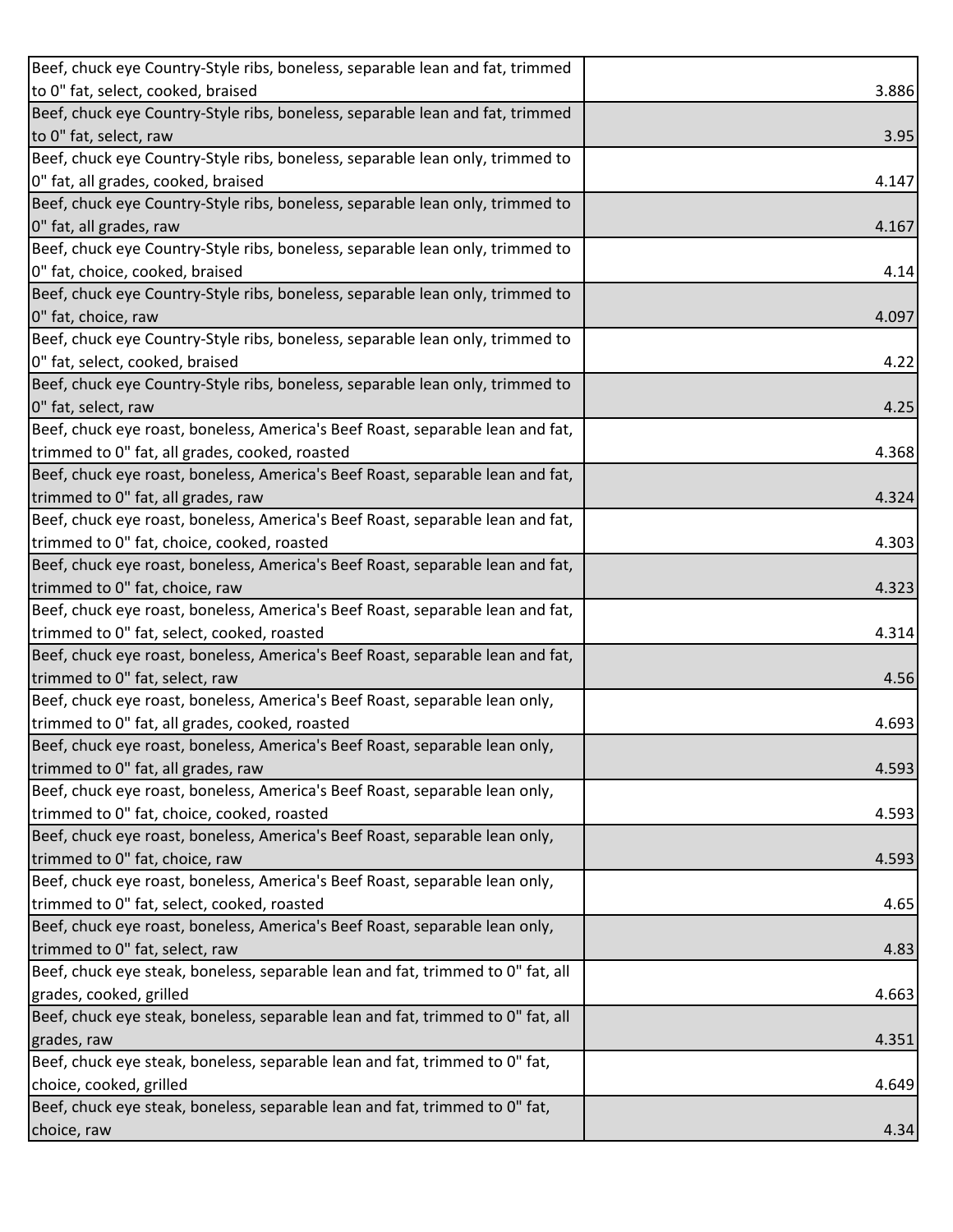| | |
|---|---|
| Beef, chuck eye Country-Style ribs, boneless, separable lean and fat, trimmed to 0" fat, select, cooked, braised | 3.886 |
| Beef, chuck eye Country-Style ribs, boneless, separable lean and fat, trimmed to 0" fat, select, raw | 3.95 |
| Beef, chuck eye Country-Style ribs, boneless, separable lean only, trimmed to 0" fat, all grades, cooked, braised | 4.147 |
| Beef, chuck eye Country-Style ribs, boneless, separable lean only, trimmed to 0" fat, all grades, raw | 4.167 |
| Beef, chuck eye Country-Style ribs, boneless, separable lean only, trimmed to 0" fat, choice, cooked, braised | 4.14 |
| Beef, chuck eye Country-Style ribs, boneless, separable lean only, trimmed to 0" fat, choice, raw | 4.097 |
| Beef, chuck eye Country-Style ribs, boneless, separable lean only, trimmed to 0" fat, select, cooked, braised | 4.22 |
| Beef, chuck eye Country-Style ribs, boneless, separable lean only, trimmed to 0" fat, select, raw | 4.25 |
| Beef, chuck eye roast, boneless, America's Beef Roast, separable lean and fat, trimmed to 0" fat, all grades, cooked, roasted | 4.368 |
| Beef, chuck eye roast, boneless, America's Beef Roast, separable lean and fat, trimmed to 0" fat, all grades, raw | 4.324 |
| Beef, chuck eye roast, boneless, America's Beef Roast, separable lean and fat, trimmed to 0" fat, choice, cooked, roasted | 4.303 |
| Beef, chuck eye roast, boneless, America's Beef Roast, separable lean and fat, trimmed to 0" fat, choice, raw | 4.323 |
| Beef, chuck eye roast, boneless, America's Beef Roast, separable lean and fat, trimmed to 0" fat, select, cooked, roasted | 4.314 |
| Beef, chuck eye roast, boneless, America's Beef Roast, separable lean and fat, trimmed to 0" fat, select, raw | 4.56 |
| Beef, chuck eye roast, boneless, America's Beef Roast, separable lean only, trimmed to 0" fat, all grades, cooked, roasted | 4.693 |
| Beef, chuck eye roast, boneless, America's Beef Roast, separable lean only, trimmed to 0" fat, all grades, raw | 4.593 |
| Beef, chuck eye roast, boneless, America's Beef Roast, separable lean only, trimmed to 0" fat, choice, cooked, roasted | 4.593 |
| Beef, chuck eye roast, boneless, America's Beef Roast, separable lean only, trimmed to 0" fat, choice, raw | 4.593 |
| Beef, chuck eye roast, boneless, America's Beef Roast, separable lean only, trimmed to 0" fat, select, cooked, roasted | 4.65 |
| Beef, chuck eye roast, boneless, America's Beef Roast, separable lean only, trimmed to 0" fat, select, raw | 4.83 |
| Beef, chuck eye steak, boneless, separable lean and fat, trimmed to 0" fat, all grades, cooked, grilled | 4.663 |
| Beef, chuck eye steak, boneless, separable lean and fat, trimmed to 0" fat, all grades, raw | 4.351 |
| Beef, chuck eye steak, boneless, separable lean and fat, trimmed to 0" fat, choice, cooked, grilled | 4.649 |
| Beef, chuck eye steak, boneless, separable lean and fat, trimmed to 0" fat, choice, raw | 4.34 |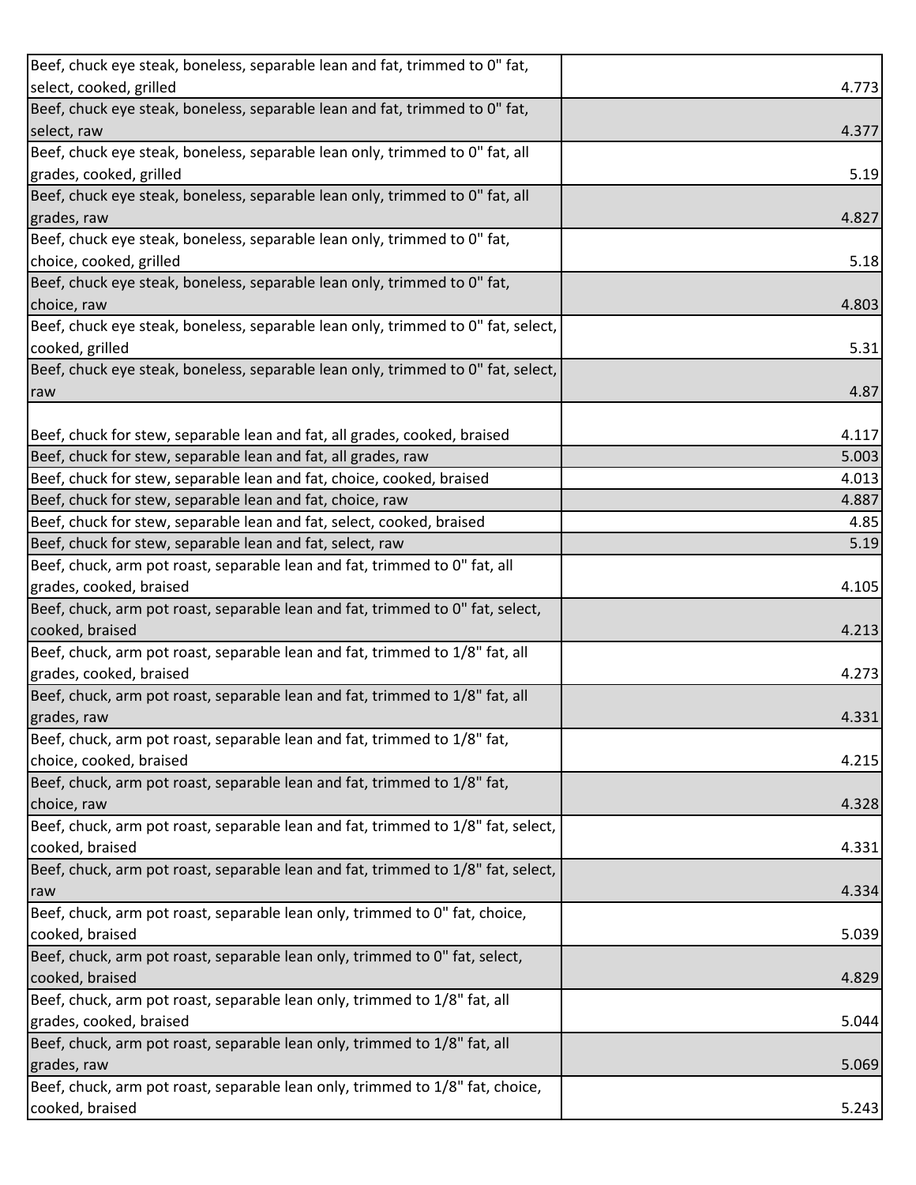| | |
|---|---|
| Beef, chuck eye steak, boneless, separable lean and fat, trimmed to 0" fat, select, cooked, grilled | 4.773 |
| Beef, chuck eye steak, boneless, separable lean and fat, trimmed to 0" fat, select, raw | 4.377 |
| Beef, chuck eye steak, boneless, separable lean only, trimmed to 0" fat, all grades, cooked, grilled | 5.19 |
| Beef, chuck eye steak, boneless, separable lean only, trimmed to 0" fat, all grades, raw | 4.827 |
| Beef, chuck eye steak, boneless, separable lean only, trimmed to 0" fat, choice, cooked, grilled | 5.18 |
| Beef, chuck eye steak, boneless, separable lean only, trimmed to 0" fat, choice, raw | 4.803 |
| Beef, chuck eye steak, boneless, separable lean only, trimmed to 0" fat, select, cooked, grilled | 5.31 |
| Beef, chuck eye steak, boneless, separable lean only, trimmed to 0" fat, select, raw | 4.87 |
| Beef, chuck for stew, separable lean and fat, all grades, cooked, braised | 4.117 |
| Beef, chuck for stew, separable lean and fat, all grades, raw | 5.003 |
| Beef, chuck for stew, separable lean and fat, choice, cooked, braised | 4.013 |
| Beef, chuck for stew, separable lean and fat, choice, raw | 4.887 |
| Beef, chuck for stew, separable lean and fat, select, cooked, braised | 4.85 |
| Beef, chuck for stew, separable lean and fat, select, raw | 5.19 |
| Beef, chuck, arm pot roast, separable lean and fat, trimmed to 0" fat, all grades, cooked, braised | 4.105 |
| Beef, chuck, arm pot roast, separable lean and fat, trimmed to 0" fat, select, cooked, braised | 4.213 |
| Beef, chuck, arm pot roast, separable lean and fat, trimmed to 1/8" fat, all grades, cooked, braised | 4.273 |
| Beef, chuck, arm pot roast, separable lean and fat, trimmed to 1/8" fat, all grades, raw | 4.331 |
| Beef, chuck, arm pot roast, separable lean and fat, trimmed to 1/8" fat, choice, cooked, braised | 4.215 |
| Beef, chuck, arm pot roast, separable lean and fat, trimmed to 1/8" fat, choice, raw | 4.328 |
| Beef, chuck, arm pot roast, separable lean and fat, trimmed to 1/8" fat, select, cooked, braised | 4.331 |
| Beef, chuck, arm pot roast, separable lean and fat, trimmed to 1/8" fat, select, raw | 4.334 |
| Beef, chuck, arm pot roast, separable lean only, trimmed to 0" fat, choice, cooked, braised | 5.039 |
| Beef, chuck, arm pot roast, separable lean only, trimmed to 0" fat, select, cooked, braised | 4.829 |
| Beef, chuck, arm pot roast, separable lean only, trimmed to 1/8" fat, all grades, cooked, braised | 5.044 |
| Beef, chuck, arm pot roast, separable lean only, trimmed to 1/8" fat, all grades, raw | 5.069 |
| Beef, chuck, arm pot roast, separable lean only, trimmed to 1/8" fat, choice, cooked, braised | 5.243 |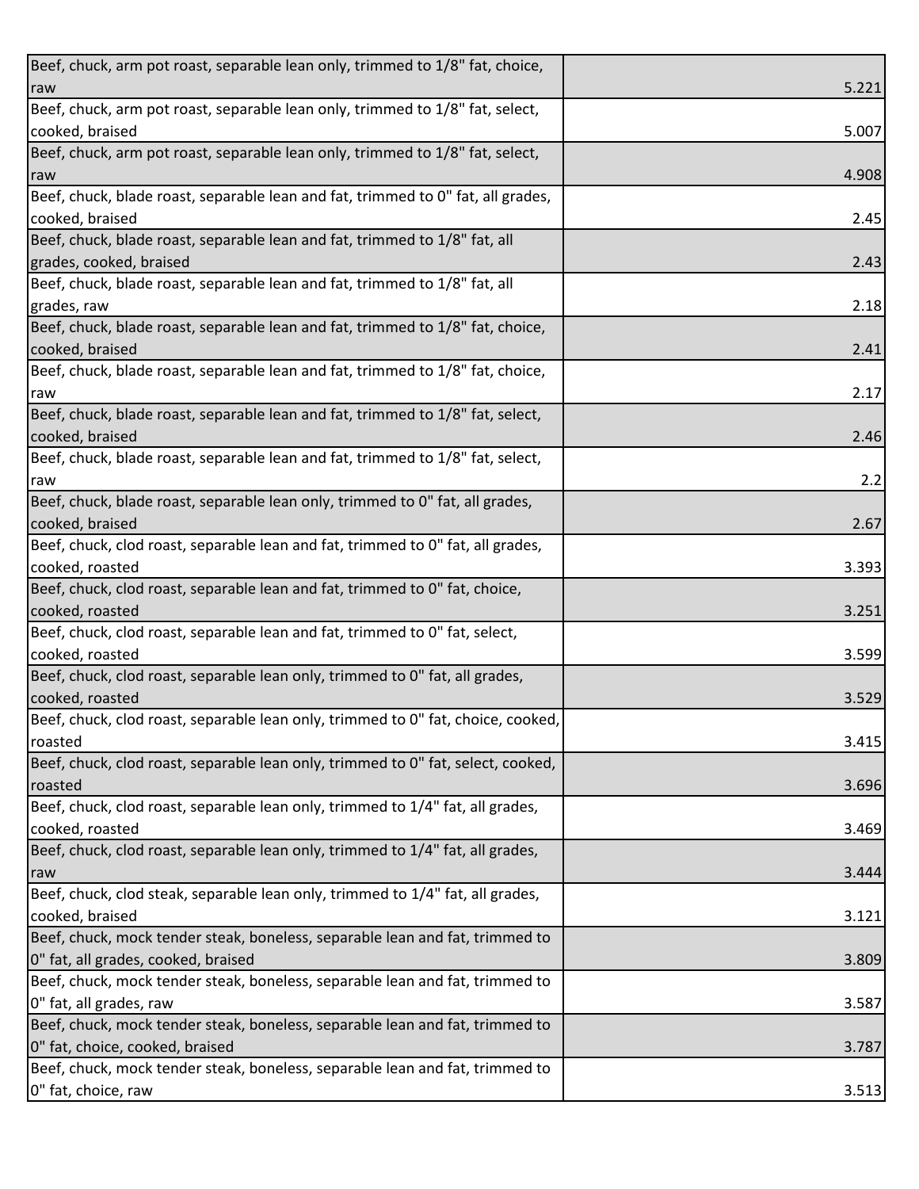| | |
|---|---|
| Beef, chuck, arm pot roast, separable lean only, trimmed to 1/8" fat, choice, raw | 5.221 |
| Beef, chuck, arm pot roast, separable lean only, trimmed to 1/8" fat, select, cooked, braised | 5.007 |
| Beef, chuck, arm pot roast, separable lean only, trimmed to 1/8" fat, select, raw | 4.908 |
| Beef, chuck, blade roast, separable lean and fat, trimmed to 0" fat, all grades, cooked, braised | 2.45 |
| Beef, chuck, blade roast, separable lean and fat, trimmed to 1/8" fat, all grades, cooked, braised | 2.43 |
| Beef, chuck, blade roast, separable lean and fat, trimmed to 1/8" fat, all grades, raw | 2.18 |
| Beef, chuck, blade roast, separable lean and fat, trimmed to 1/8" fat, choice, cooked, braised | 2.41 |
| Beef, chuck, blade roast, separable lean and fat, trimmed to 1/8" fat, choice, raw | 2.17 |
| Beef, chuck, blade roast, separable lean and fat, trimmed to 1/8" fat, select, cooked, braised | 2.46 |
| Beef, chuck, blade roast, separable lean and fat, trimmed to 1/8" fat, select, raw | 2.2 |
| Beef, chuck, blade roast, separable lean only, trimmed to 0" fat, all grades, cooked, braised | 2.67 |
| Beef, chuck, clod roast, separable lean and fat, trimmed to 0" fat, all grades, cooked, roasted | 3.393 |
| Beef, chuck, clod roast, separable lean and fat, trimmed to 0" fat, choice, cooked, roasted | 3.251 |
| Beef, chuck, clod roast, separable lean and fat, trimmed to 0" fat, select, cooked, roasted | 3.599 |
| Beef, chuck, clod roast, separable lean only, trimmed to 0" fat, all grades, cooked, roasted | 3.529 |
| Beef, chuck, clod roast, separable lean only, trimmed to 0" fat, choice, cooked, roasted | 3.415 |
| Beef, chuck, clod roast, separable lean only, trimmed to 0" fat, select, cooked, roasted | 3.696 |
| Beef, chuck, clod roast, separable lean only, trimmed to 1/4" fat, all grades, cooked, roasted | 3.469 |
| Beef, chuck, clod roast, separable lean only, trimmed to 1/4" fat, all grades, raw | 3.444 |
| Beef, chuck, clod steak, separable lean only, trimmed to 1/4" fat, all grades, cooked, braised | 3.121 |
| Beef, chuck, mock tender steak, boneless, separable lean and fat, trimmed to 0" fat, all grades, cooked, braised | 3.809 |
| Beef, chuck, mock tender steak, boneless, separable lean and fat, trimmed to 0" fat, all grades, raw | 3.587 |
| Beef, chuck, mock tender steak, boneless, separable lean and fat, trimmed to 0" fat, choice, cooked, braised | 3.787 |
| Beef, chuck, mock tender steak, boneless, separable lean and fat, trimmed to 0" fat, choice, raw | 3.513 |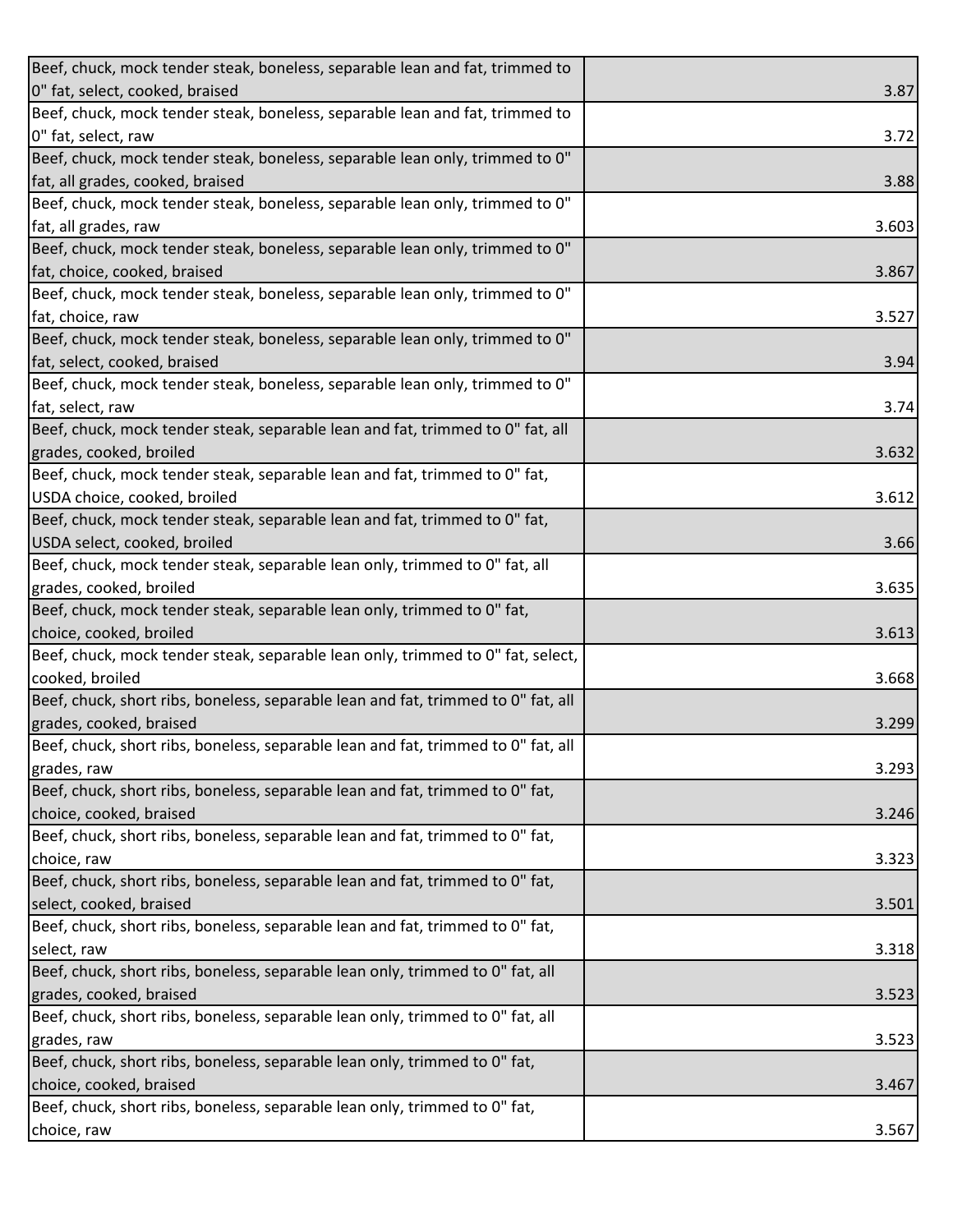| | |
|---|---|
| Beef, chuck, mock tender steak, boneless, separable lean and fat, trimmed to 0" fat, select, cooked, braised | 3.87 |
| Beef, chuck, mock tender steak, boneless, separable lean and fat, trimmed to 0" fat, select, raw | 3.72 |
| Beef, chuck, mock tender steak, boneless, separable lean only, trimmed to 0" fat, all grades, cooked, braised | 3.88 |
| Beef, chuck, mock tender steak, boneless, separable lean only, trimmed to 0" fat, all grades, raw | 3.603 |
| Beef, chuck, mock tender steak, boneless, separable lean only, trimmed to 0" fat, choice, cooked, braised | 3.867 |
| Beef, chuck, mock tender steak, boneless, separable lean only, trimmed to 0" fat, choice, raw | 3.527 |
| Beef, chuck, mock tender steak, boneless, separable lean only, trimmed to 0" fat, select, cooked, braised | 3.94 |
| Beef, chuck, mock tender steak, boneless, separable lean only, trimmed to 0" fat, select, raw | 3.74 |
| Beef, chuck, mock tender steak, separable lean and fat, trimmed to 0" fat, all grades, cooked, broiled | 3.632 |
| Beef, chuck, mock tender steak, separable lean and fat, trimmed to 0" fat, USDA choice, cooked, broiled | 3.612 |
| Beef, chuck, mock tender steak, separable lean and fat, trimmed to 0" fat, USDA select, cooked, broiled | 3.66 |
| Beef, chuck, mock tender steak, separable lean only, trimmed to 0" fat, all grades, cooked, broiled | 3.635 |
| Beef, chuck, mock tender steak, separable lean only, trimmed to 0" fat, choice, cooked, broiled | 3.613 |
| Beef, chuck, mock tender steak, separable lean only, trimmed to 0" fat, select, cooked, broiled | 3.668 |
| Beef, chuck, short ribs, boneless, separable lean and fat, trimmed to 0" fat, all grades, cooked, braised | 3.299 |
| Beef, chuck, short ribs, boneless, separable lean and fat, trimmed to 0" fat, all grades, raw | 3.293 |
| Beef, chuck, short ribs, boneless, separable lean and fat, trimmed to 0" fat, choice, cooked, braised | 3.246 |
| Beef, chuck, short ribs, boneless, separable lean and fat, trimmed to 0" fat, choice, raw | 3.323 |
| Beef, chuck, short ribs, boneless, separable lean and fat, trimmed to 0" fat, select, cooked, braised | 3.501 |
| Beef, chuck, short ribs, boneless, separable lean and fat, trimmed to 0" fat, select, raw | 3.318 |
| Beef, chuck, short ribs, boneless, separable lean only, trimmed to 0" fat, all grades, cooked, braised | 3.523 |
| Beef, chuck, short ribs, boneless, separable lean only, trimmed to 0" fat, all grades, raw | 3.523 |
| Beef, chuck, short ribs, boneless, separable lean only, trimmed to 0" fat, choice, cooked, braised | 3.467 |
| Beef, chuck, short ribs, boneless, separable lean only, trimmed to 0" fat, choice, raw | 3.567 |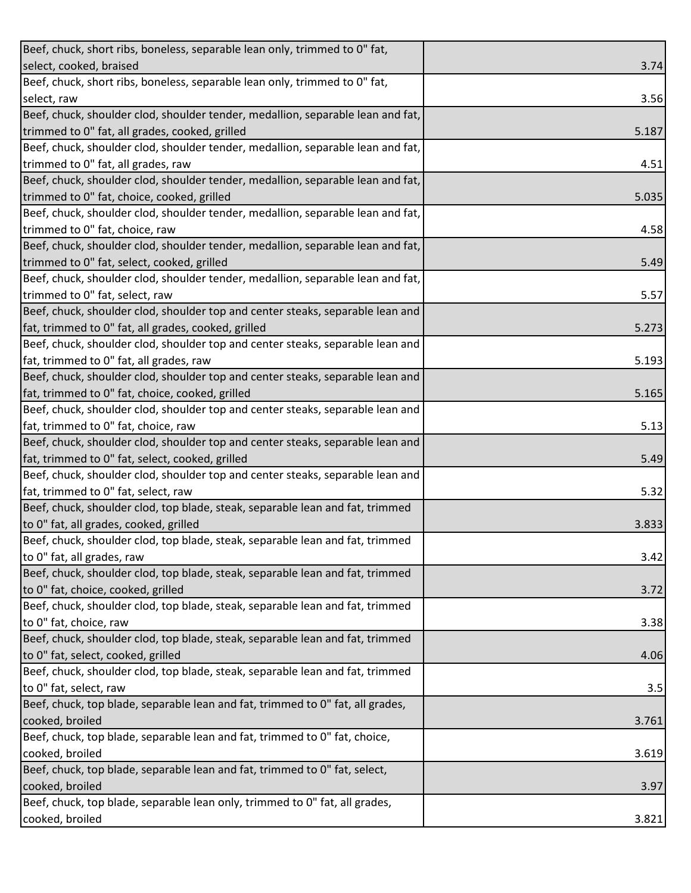| | |
|---|---|
| Beef, chuck, short ribs, boneless, separable lean only, trimmed to 0" fat, select, cooked, braised | 3.74 |
| Beef, chuck, short ribs, boneless, separable lean only, trimmed to 0" fat, select, raw | 3.56 |
| Beef, chuck, shoulder clod, shoulder tender, medallion, separable lean and fat, trimmed to 0" fat, all grades, cooked, grilled | 5.187 |
| Beef, chuck, shoulder clod, shoulder tender, medallion, separable lean and fat, trimmed to 0" fat, all grades, raw | 4.51 |
| Beef, chuck, shoulder clod, shoulder tender, medallion, separable lean and fat, trimmed to 0" fat, choice, cooked, grilled | 5.035 |
| Beef, chuck, shoulder clod, shoulder tender, medallion, separable lean and fat, trimmed to 0" fat, choice, raw | 4.58 |
| Beef, chuck, shoulder clod, shoulder tender, medallion, separable lean and fat, trimmed to 0" fat, select, cooked, grilled | 5.49 |
| Beef, chuck, shoulder clod, shoulder tender, medallion, separable lean and fat, trimmed to 0" fat, select, raw | 5.57 |
| Beef, chuck, shoulder clod, shoulder top and center steaks, separable lean and fat, trimmed to 0" fat, all grades, cooked, grilled | 5.273 |
| Beef, chuck, shoulder clod, shoulder top and center steaks, separable lean and fat, trimmed to 0" fat, all grades, raw | 5.193 |
| Beef, chuck, shoulder clod, shoulder top and center steaks, separable lean and fat, trimmed to 0" fat, choice, cooked, grilled | 5.165 |
| Beef, chuck, shoulder clod, shoulder top and center steaks, separable lean and fat, trimmed to 0" fat, choice, raw | 5.13 |
| Beef, chuck, shoulder clod, shoulder top and center steaks, separable lean and fat, trimmed to 0" fat, select, cooked, grilled | 5.49 |
| Beef, chuck, shoulder clod, shoulder top and center steaks, separable lean and fat, trimmed to 0" fat, select, raw | 5.32 |
| Beef, chuck, shoulder clod, top blade, steak, separable lean and fat, trimmed to 0" fat, all grades, cooked, grilled | 3.833 |
| Beef, chuck, shoulder clod, top blade, steak, separable lean and fat, trimmed to 0" fat, all grades, raw | 3.42 |
| Beef, chuck, shoulder clod, top blade, steak, separable lean and fat, trimmed to 0" fat, choice, cooked, grilled | 3.72 |
| Beef, chuck, shoulder clod, top blade, steak, separable lean and fat, trimmed to 0" fat, choice, raw | 3.38 |
| Beef, chuck, shoulder clod, top blade, steak, separable lean and fat, trimmed to 0" fat, select, cooked, grilled | 4.06 |
| Beef, chuck, shoulder clod, top blade, steak, separable lean and fat, trimmed to 0" fat, select, raw | 3.5 |
| Beef, chuck, top blade, separable lean and fat, trimmed to 0" fat, all grades, cooked, broiled | 3.761 |
| Beef, chuck, top blade, separable lean and fat, trimmed to 0" fat, choice, cooked, broiled | 3.619 |
| Beef, chuck, top blade, separable lean and fat, trimmed to 0" fat, select, cooked, broiled | 3.97 |
| Beef, chuck, top blade, separable lean only, trimmed to 0" fat, all grades, cooked, broiled | 3.821 |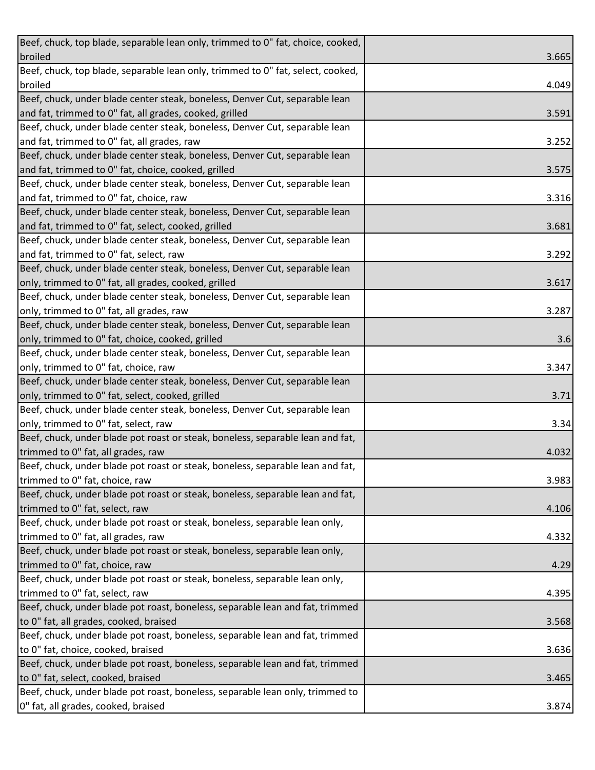| | |
|---|---|
| Beef, chuck, top blade, separable lean only, trimmed to 0" fat, choice, cooked, broiled | 3.665 |
| Beef, chuck, top blade, separable lean only, trimmed to 0" fat, select, cooked, broiled | 4.049 |
| Beef, chuck, under blade center steak, boneless, Denver Cut, separable lean and fat, trimmed to 0" fat, all grades, cooked, grilled | 3.591 |
| Beef, chuck, under blade center steak, boneless, Denver Cut, separable lean and fat, trimmed to 0" fat, all grades, raw | 3.252 |
| Beef, chuck, under blade center steak, boneless, Denver Cut, separable lean and fat, trimmed to 0" fat, choice, cooked, grilled | 3.575 |
| Beef, chuck, under blade center steak, boneless, Denver Cut, separable lean and fat, trimmed to 0" fat, choice, raw | 3.316 |
| Beef, chuck, under blade center steak, boneless, Denver Cut, separable lean and fat, trimmed to 0" fat, select, cooked, grilled | 3.681 |
| Beef, chuck, under blade center steak, boneless, Denver Cut, separable lean and fat, trimmed to 0" fat, select, raw | 3.292 |
| Beef, chuck, under blade center steak, boneless, Denver Cut, separable lean only, trimmed to 0" fat, all grades, cooked, grilled | 3.617 |
| Beef, chuck, under blade center steak, boneless, Denver Cut, separable lean only, trimmed to 0" fat, all grades, raw | 3.287 |
| Beef, chuck, under blade center steak, boneless, Denver Cut, separable lean only, trimmed to 0" fat, choice, cooked, grilled | 3.6 |
| Beef, chuck, under blade center steak, boneless, Denver Cut, separable lean only, trimmed to 0" fat, choice, raw | 3.347 |
| Beef, chuck, under blade center steak, boneless, Denver Cut, separable lean only, trimmed to 0" fat, select, cooked, grilled | 3.71 |
| Beef, chuck, under blade center steak, boneless, Denver Cut, separable lean only, trimmed to 0" fat, select, raw | 3.34 |
| Beef, chuck, under blade pot roast or steak, boneless, separable lean and fat, trimmed to 0" fat, all grades, raw | 4.032 |
| Beef, chuck, under blade pot roast or steak, boneless, separable lean and fat, trimmed to 0" fat, choice, raw | 3.983 |
| Beef, chuck, under blade pot roast or steak, boneless, separable lean and fat, trimmed to 0" fat, select, raw | 4.106 |
| Beef, chuck, under blade pot roast or steak, boneless, separable lean only, trimmed to 0" fat, all grades, raw | 4.332 |
| Beef, chuck, under blade pot roast or steak, boneless, separable lean only, trimmed to 0" fat, choice, raw | 4.29 |
| Beef, chuck, under blade pot roast or steak, boneless, separable lean only, trimmed to 0" fat, select, raw | 4.395 |
| Beef, chuck, under blade pot roast, boneless, separable lean and fat, trimmed to 0" fat, all grades, cooked, braised | 3.568 |
| Beef, chuck, under blade pot roast, boneless, separable lean and fat, trimmed to 0" fat, choice, cooked, braised | 3.636 |
| Beef, chuck, under blade pot roast, boneless, separable lean and fat, trimmed to 0" fat, select, cooked, braised | 3.465 |
| Beef, chuck, under blade pot roast, boneless, separable lean only, trimmed to 0" fat, all grades, cooked, braised | 3.874 |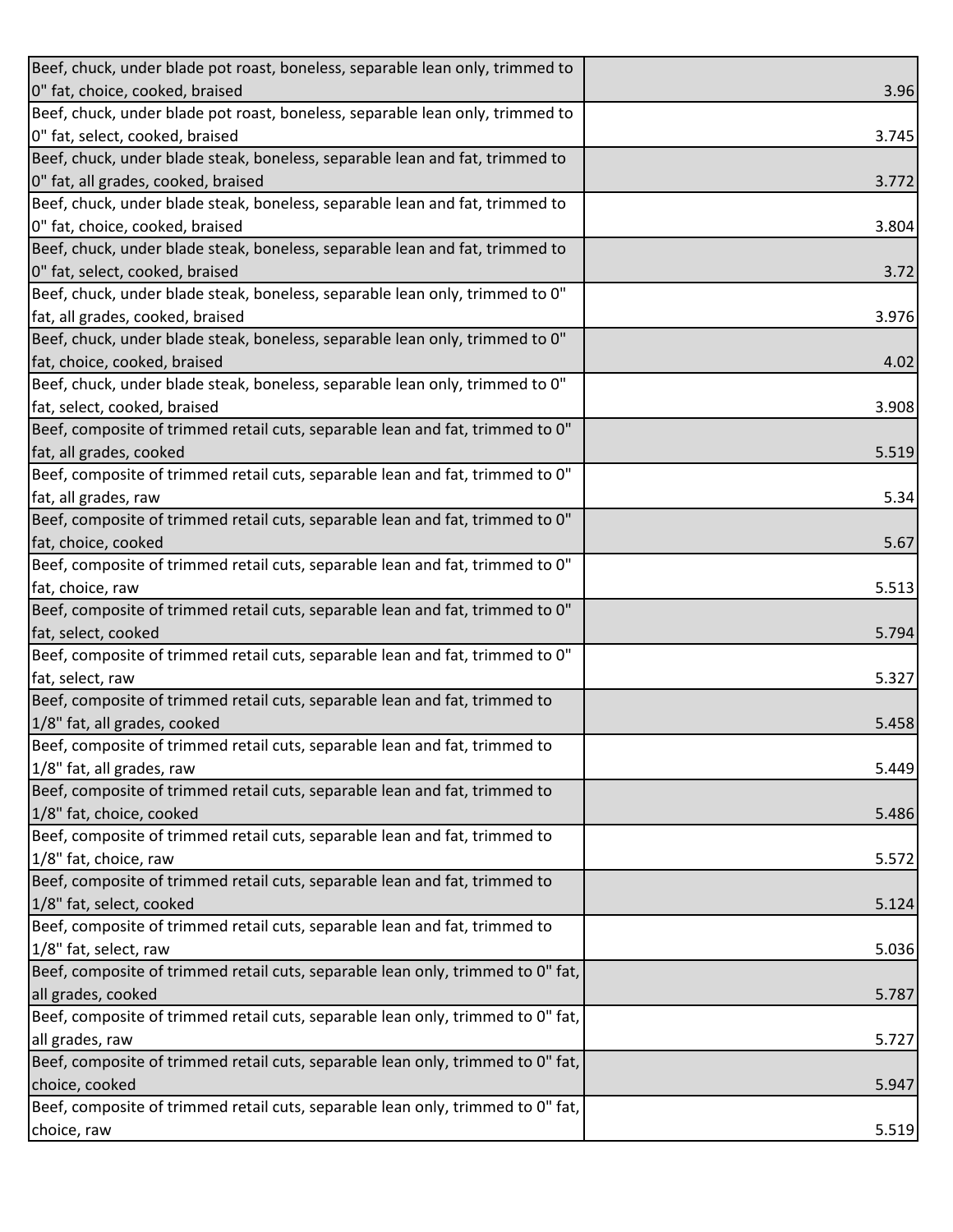| | |
|---|---|
| Beef, chuck, under blade pot roast, boneless, separable lean only, trimmed to 0" fat, choice, cooked, braised | 3.96 |
| Beef, chuck, under blade pot roast, boneless, separable lean only, trimmed to 0" fat, select, cooked, braised | 3.745 |
| Beef, chuck, under blade steak, boneless, separable lean and fat, trimmed to 0" fat, all grades, cooked, braised | 3.772 |
| Beef, chuck, under blade steak, boneless, separable lean and fat, trimmed to 0" fat, choice, cooked, braised | 3.804 |
| Beef, chuck, under blade steak, boneless, separable lean and fat, trimmed to 0" fat, select, cooked, braised | 3.72 |
| Beef, chuck, under blade steak, boneless, separable lean only, trimmed to 0" fat, all grades, cooked, braised | 3.976 |
| Beef, chuck, under blade steak, boneless, separable lean only, trimmed to 0" fat, choice, cooked, braised | 4.02 |
| Beef, chuck, under blade steak, boneless, separable lean only, trimmed to 0" fat, select, cooked, braised | 3.908 |
| Beef, composite of trimmed retail cuts, separable lean and fat, trimmed to 0" fat, all grades, cooked | 5.519 |
| Beef, composite of trimmed retail cuts, separable lean and fat, trimmed to 0" fat, all grades, raw | 5.34 |
| Beef, composite of trimmed retail cuts, separable lean and fat, trimmed to 0" fat, choice, cooked | 5.67 |
| Beef, composite of trimmed retail cuts, separable lean and fat, trimmed to 0" fat, choice, raw | 5.513 |
| Beef, composite of trimmed retail cuts, separable lean and fat, trimmed to 0" fat, select, cooked | 5.794 |
| Beef, composite of trimmed retail cuts, separable lean and fat, trimmed to 0" fat, select, raw | 5.327 |
| Beef, composite of trimmed retail cuts, separable lean and fat, trimmed to 1/8" fat, all grades, cooked | 5.458 |
| Beef, composite of trimmed retail cuts, separable lean and fat, trimmed to 1/8" fat, all grades, raw | 5.449 |
| Beef, composite of trimmed retail cuts, separable lean and fat, trimmed to 1/8" fat, choice, cooked | 5.486 |
| Beef, composite of trimmed retail cuts, separable lean and fat, trimmed to 1/8" fat, choice, raw | 5.572 |
| Beef, composite of trimmed retail cuts, separable lean and fat, trimmed to 1/8" fat, select, cooked | 5.124 |
| Beef, composite of trimmed retail cuts, separable lean and fat, trimmed to 1/8" fat, select, raw | 5.036 |
| Beef, composite of trimmed retail cuts, separable lean only, trimmed to 0" fat, all grades, cooked | 5.787 |
| Beef, composite of trimmed retail cuts, separable lean only, trimmed to 0" fat, all grades, raw | 5.727 |
| Beef, composite of trimmed retail cuts, separable lean only, trimmed to 0" fat, choice, cooked | 5.947 |
| Beef, composite of trimmed retail cuts, separable lean only, trimmed to 0" fat, choice, raw | 5.519 |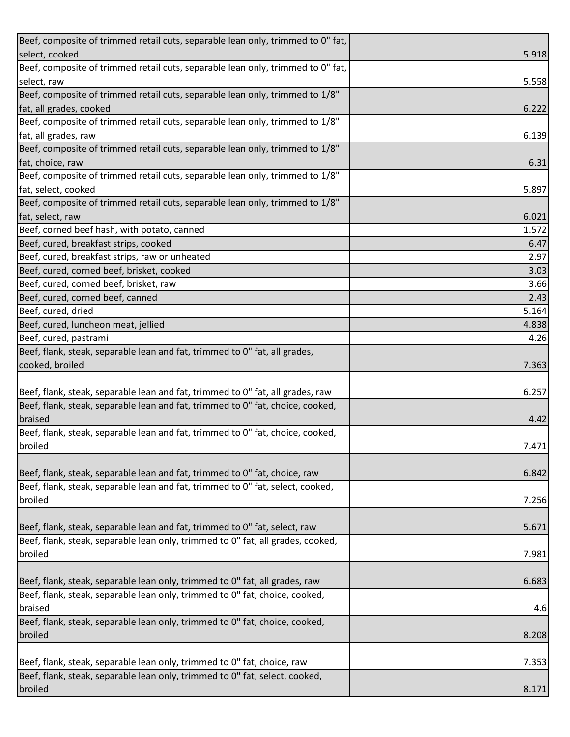| | |
|---|---|
| Beef, composite of trimmed retail cuts, separable lean only, trimmed to 0" fat, select, cooked | 5.918 |
| Beef, composite of trimmed retail cuts, separable lean only, trimmed to 0" fat, select, raw | 5.558 |
| Beef, composite of trimmed retail cuts, separable lean only, trimmed to 1/8" fat, all grades, cooked | 6.222 |
| Beef, composite of trimmed retail cuts, separable lean only, trimmed to 1/8" fat, all grades, raw | 6.139 |
| Beef, composite of trimmed retail cuts, separable lean only, trimmed to 1/8" fat, choice, raw | 6.31 |
| Beef, composite of trimmed retail cuts, separable lean only, trimmed to 1/8" fat, select, cooked | 5.897 |
| Beef, composite of trimmed retail cuts, separable lean only, trimmed to 1/8" fat, select, raw | 6.021 |
| Beef, corned beef hash, with potato, canned | 1.572 |
| Beef, cured, breakfast strips, cooked | 6.47 |
| Beef, cured, breakfast strips, raw or unheated | 2.97 |
| Beef, cured, corned beef, brisket, cooked | 3.03 |
| Beef, cured, corned beef, brisket, raw | 3.66 |
| Beef, cured, corned beef, canned | 2.43 |
| Beef, cured, dried | 5.164 |
| Beef, cured, luncheon meat, jellied | 4.838 |
| Beef, cured, pastrami | 4.26 |
| Beef, flank, steak, separable lean and fat, trimmed to 0" fat, all grades, cooked, broiled | 7.363 |
| Beef, flank, steak, separable lean and fat, trimmed to 0" fat, all grades, raw | 6.257 |
| Beef, flank, steak, separable lean and fat, trimmed to 0" fat, choice, cooked, braised | 4.42 |
| Beef, flank, steak, separable lean and fat, trimmed to 0" fat, choice, cooked, broiled | 7.471 |
| Beef, flank, steak, separable lean and fat, trimmed to 0" fat, choice, raw | 6.842 |
| Beef, flank, steak, separable lean and fat, trimmed to 0" fat, select, cooked, broiled | 7.256 |
| Beef, flank, steak, separable lean and fat, trimmed to 0" fat, select, raw | 5.671 |
| Beef, flank, steak, separable lean only, trimmed to 0" fat, all grades, cooked, broiled | 7.981 |
| Beef, flank, steak, separable lean only, trimmed to 0" fat, all grades, raw | 6.683 |
| Beef, flank, steak, separable lean only, trimmed to 0" fat, choice, cooked, braised | 4.6 |
| Beef, flank, steak, separable lean only, trimmed to 0" fat, choice, cooked, broiled | 8.208 |
| Beef, flank, steak, separable lean only, trimmed to 0" fat, choice, raw | 7.353 |
| Beef, flank, steak, separable lean only, trimmed to 0" fat, select, cooked, broiled | 8.171 |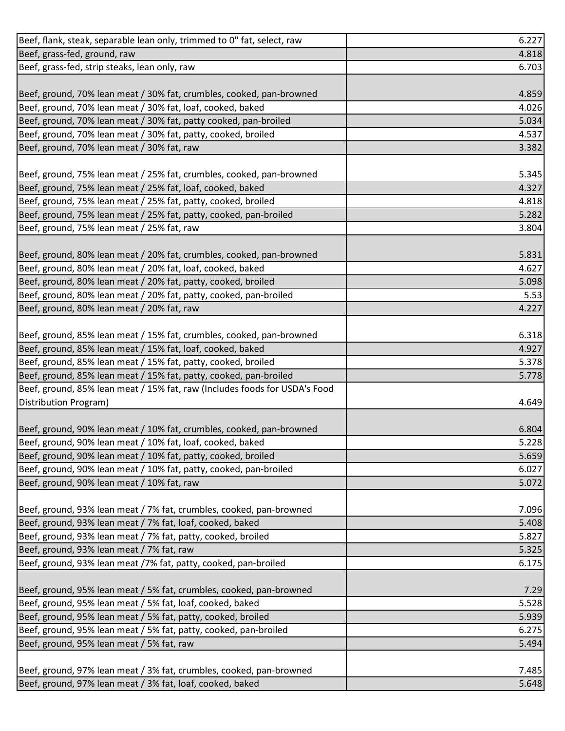| | |
|---|---|
| Beef, flank, steak, separable lean only, trimmed to 0" fat, select, raw | 6.227 |
| Beef, grass-fed, ground, raw | 4.818 |
| Beef, grass-fed, strip steaks, lean only, raw | 6.703 |
| Beef, ground, 70% lean meat / 30% fat, crumbles, cooked, pan-browned | 4.859 |
| Beef, ground, 70% lean meat / 30% fat, loaf, cooked, baked | 4.026 |
| Beef, ground, 70% lean meat / 30% fat, patty cooked, pan-broiled | 5.034 |
| Beef, ground, 70% lean meat / 30% fat, patty, cooked, broiled | 4.537 |
| Beef, ground, 70% lean meat / 30% fat, raw | 3.382 |
| Beef, ground, 75% lean meat / 25% fat, crumbles, cooked, pan-browned | 5.345 |
| Beef, ground, 75% lean meat / 25% fat, loaf, cooked, baked | 4.327 |
| Beef, ground, 75% lean meat / 25% fat, patty, cooked, broiled | 4.818 |
| Beef, ground, 75% lean meat / 25% fat, patty, cooked, pan-broiled | 5.282 |
| Beef, ground, 75% lean meat / 25% fat, raw | 3.804 |
| Beef, ground, 80% lean meat / 20% fat, crumbles, cooked, pan-browned | 5.831 |
| Beef, ground, 80% lean meat / 20% fat, loaf, cooked, baked | 4.627 |
| Beef, ground, 80% lean meat / 20% fat, patty, cooked, broiled | 5.098 |
| Beef, ground, 80% lean meat / 20% fat, patty, cooked, pan-broiled | 5.53 |
| Beef, ground, 80% lean meat / 20% fat, raw | 4.227 |
| Beef, ground, 85% lean meat / 15% fat, crumbles, cooked, pan-browned | 6.318 |
| Beef, ground, 85% lean meat / 15% fat, loaf, cooked, baked | 4.927 |
| Beef, ground, 85% lean meat / 15% fat, patty, cooked, broiled | 5.378 |
| Beef, ground, 85% lean meat / 15% fat, patty, cooked, pan-broiled | 5.778 |
| Beef, ground, 85% lean meat / 15% fat, raw (Includes foods for USDA's Food Distribution Program) | 4.649 |
| Beef, ground, 90% lean meat / 10% fat, crumbles, cooked, pan-browned | 6.804 |
| Beef, ground, 90% lean meat / 10% fat, loaf, cooked, baked | 5.228 |
| Beef, ground, 90% lean meat / 10% fat, patty, cooked, broiled | 5.659 |
| Beef, ground, 90% lean meat / 10% fat, patty, cooked, pan-broiled | 6.027 |
| Beef, ground, 90% lean meat / 10% fat, raw | 5.072 |
| Beef, ground, 93% lean meat / 7% fat, crumbles, cooked, pan-browned | 7.096 |
| Beef, ground, 93% lean meat / 7% fat, loaf, cooked, baked | 5.408 |
| Beef, ground, 93% lean meat / 7% fat, patty, cooked, broiled | 5.827 |
| Beef, ground, 93% lean meat / 7% fat, raw | 5.325 |
| Beef, ground, 93% lean meat /7% fat, patty, cooked, pan-broiled | 6.175 |
| Beef, ground, 95% lean meat / 5% fat, crumbles, cooked, pan-browned | 7.29 |
| Beef, ground, 95% lean meat / 5% fat, loaf, cooked, baked | 5.528 |
| Beef, ground, 95% lean meat / 5% fat, patty, cooked, broiled | 5.939 |
| Beef, ground, 95% lean meat / 5% fat, patty, cooked, pan-broiled | 6.275 |
| Beef, ground, 95% lean meat / 5% fat, raw | 5.494 |
| Beef, ground, 97% lean meat / 3% fat, crumbles, cooked, pan-browned | 7.485 |
| Beef, ground, 97% lean meat / 3% fat, loaf, cooked, baked | 5.648 |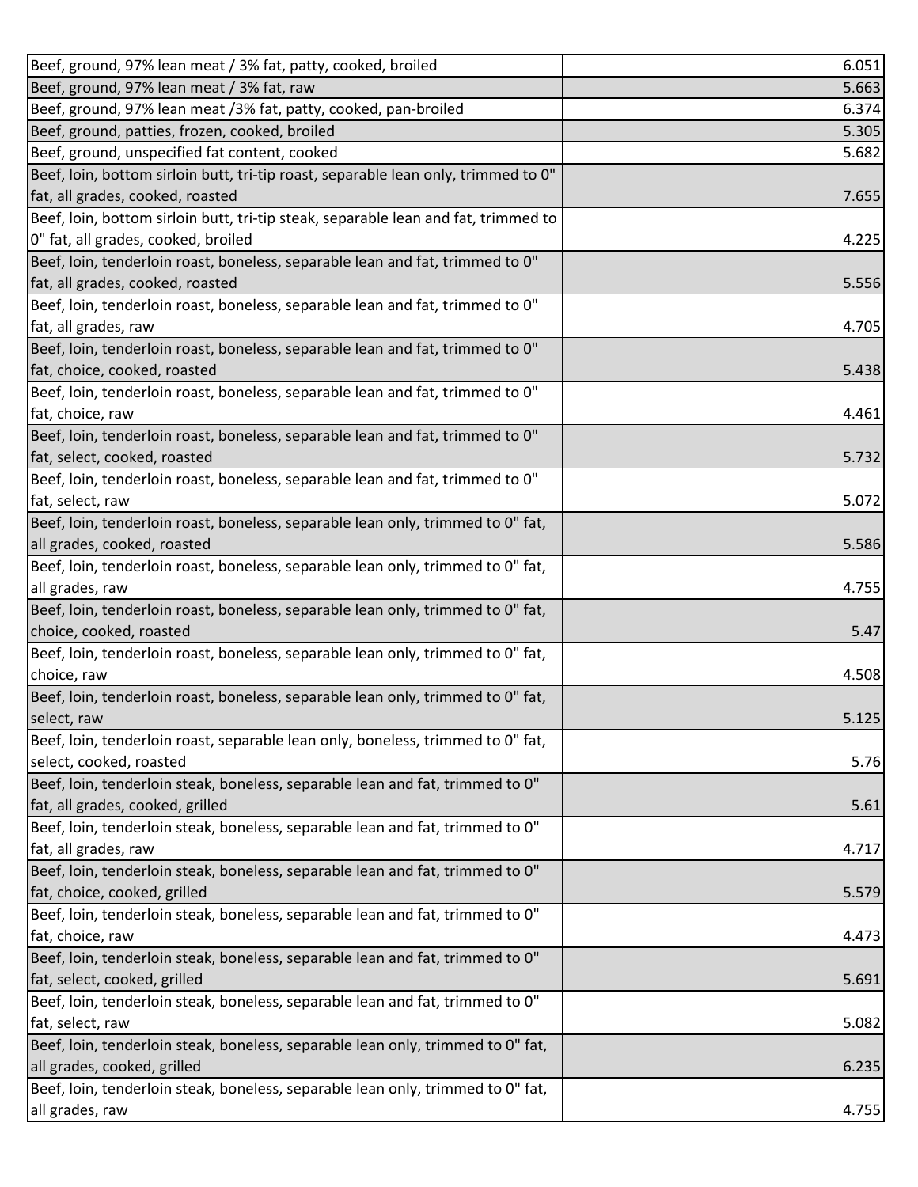| | |
|---|---|
| Beef, ground, 97% lean meat / 3% fat, patty, cooked, broiled | 6.051 |
| Beef, ground, 97% lean meat / 3% fat, raw | 5.663 |
| Beef, ground, 97% lean meat /3% fat, patty, cooked, pan-broiled | 6.374 |
| Beef, ground, patties, frozen, cooked, broiled | 5.305 |
| Beef, ground, unspecified fat content, cooked | 5.682 |
| Beef, loin, bottom sirloin butt, tri-tip roast, separable lean only, trimmed to 0" fat, all grades, cooked, roasted | 7.655 |
| Beef, loin, bottom sirloin butt, tri-tip steak, separable lean and fat, trimmed to 0" fat, all grades, cooked, broiled | 4.225 |
| Beef, loin, tenderloin roast, boneless, separable lean and fat, trimmed to 0" fat, all grades, cooked, roasted | 5.556 |
| Beef, loin, tenderloin roast, boneless, separable lean and fat, trimmed to 0" fat, all grades, raw | 4.705 |
| Beef, loin, tenderloin roast, boneless, separable lean and fat, trimmed to 0" fat, choice, cooked, roasted | 5.438 |
| Beef, loin, tenderloin roast, boneless, separable lean and fat, trimmed to 0" fat, choice, raw | 4.461 |
| Beef, loin, tenderloin roast, boneless, separable lean and fat, trimmed to 0" fat, select, cooked, roasted | 5.732 |
| Beef, loin, tenderloin roast, boneless, separable lean and fat, trimmed to 0" fat, select, raw | 5.072 |
| Beef, loin, tenderloin roast, boneless, separable lean only, trimmed to 0" fat, all grades, cooked, roasted | 5.586 |
| Beef, loin, tenderloin roast, boneless, separable lean only, trimmed to 0" fat, all grades, raw | 4.755 |
| Beef, loin, tenderloin roast, boneless, separable lean only, trimmed to 0" fat, choice, cooked, roasted | 5.47 |
| Beef, loin, tenderloin roast, boneless, separable lean only, trimmed to 0" fat, choice, raw | 4.508 |
| Beef, loin, tenderloin roast, boneless, separable lean only, trimmed to 0" fat, select, raw | 5.125 |
| Beef, loin, tenderloin roast, separable lean only, boneless, trimmed to 0" fat, select, cooked, roasted | 5.76 |
| Beef, loin, tenderloin steak, boneless, separable lean and fat, trimmed to 0" fat, all grades, cooked, grilled | 5.61 |
| Beef, loin, tenderloin steak, boneless, separable lean and fat, trimmed to 0" fat, all grades, raw | 4.717 |
| Beef, loin, tenderloin steak, boneless, separable lean and fat, trimmed to 0" fat, choice, cooked, grilled | 5.579 |
| Beef, loin, tenderloin steak, boneless, separable lean and fat, trimmed to 0" fat, choice, raw | 4.473 |
| Beef, loin, tenderloin steak, boneless, separable lean and fat, trimmed to 0" fat, select, cooked, grilled | 5.691 |
| Beef, loin, tenderloin steak, boneless, separable lean and fat, trimmed to 0" fat, select, raw | 5.082 |
| Beef, loin, tenderloin steak, boneless, separable lean only, trimmed to 0" fat, all grades, cooked, grilled | 6.235 |
| Beef, loin, tenderloin steak, boneless, separable lean only, trimmed to 0" fat, all grades, raw | 4.755 |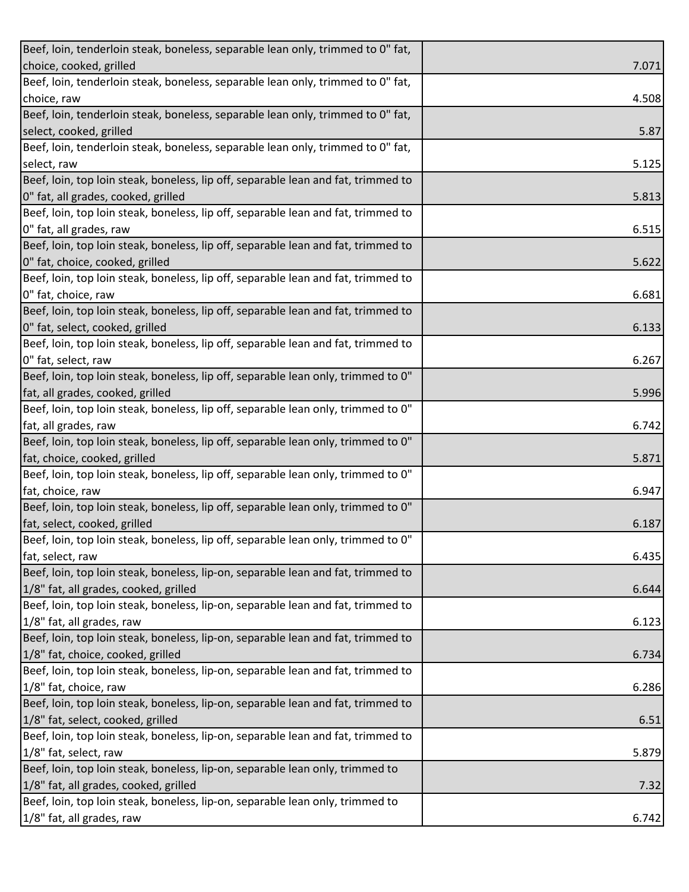| | |
|---|---|
| Beef, loin, tenderloin steak, boneless, separable lean only, trimmed to 0" fat, choice, cooked, grilled | 7.071 |
| Beef, loin, tenderloin steak, boneless, separable lean only, trimmed to 0" fat, choice, raw | 4.508 |
| Beef, loin, tenderloin steak, boneless, separable lean only, trimmed to 0" fat, select, cooked, grilled | 5.87 |
| Beef, loin, tenderloin steak, boneless, separable lean only, trimmed to 0" fat, select, raw | 5.125 |
| Beef, loin, top loin steak, boneless, lip off, separable lean and fat, trimmed to 0" fat, all grades, cooked, grilled | 5.813 |
| Beef, loin, top loin steak, boneless, lip off, separable lean and fat, trimmed to 0" fat, all grades, raw | 6.515 |
| Beef, loin, top loin steak, boneless, lip off, separable lean and fat, trimmed to 0" fat, choice, cooked, grilled | 5.622 |
| Beef, loin, top loin steak, boneless, lip off, separable lean and fat, trimmed to 0" fat, choice, raw | 6.681 |
| Beef, loin, top loin steak, boneless, lip off, separable lean and fat, trimmed to 0" fat, select, cooked, grilled | 6.133 |
| Beef, loin, top loin steak, boneless, lip off, separable lean and fat, trimmed to 0" fat, select, raw | 6.267 |
| Beef, loin, top loin steak, boneless, lip off, separable lean only, trimmed to 0" fat, all grades, cooked, grilled | 5.996 |
| Beef, loin, top loin steak, boneless, lip off, separable lean only, trimmed to 0" fat, all grades, raw | 6.742 |
| Beef, loin, top loin steak, boneless, lip off, separable lean only, trimmed to 0" fat, choice, cooked, grilled | 5.871 |
| Beef, loin, top loin steak, boneless, lip off, separable lean only, trimmed to 0" fat, choice, raw | 6.947 |
| Beef, loin, top loin steak, boneless, lip off, separable lean only, trimmed to 0" fat, select, cooked, grilled | 6.187 |
| Beef, loin, top loin steak, boneless, lip off, separable lean only, trimmed to 0" fat, select, raw | 6.435 |
| Beef, loin, top loin steak, boneless, lip-on, separable lean and fat, trimmed to 1/8" fat, all grades, cooked, grilled | 6.644 |
| Beef, loin, top loin steak, boneless, lip-on, separable lean and fat, trimmed to 1/8" fat, all grades, raw | 6.123 |
| Beef, loin, top loin steak, boneless, lip-on, separable lean and fat, trimmed to 1/8" fat, choice, cooked, grilled | 6.734 |
| Beef, loin, top loin steak, boneless, lip-on, separable lean and fat, trimmed to 1/8" fat, choice, raw | 6.286 |
| Beef, loin, top loin steak, boneless, lip-on, separable lean and fat, trimmed to 1/8" fat, select, cooked, grilled | 6.51 |
| Beef, loin, top loin steak, boneless, lip-on, separable lean and fat, trimmed to 1/8" fat, select, raw | 5.879 |
| Beef, loin, top loin steak, boneless, lip-on, separable lean only, trimmed to 1/8" fat, all grades, cooked, grilled | 7.32 |
| Beef, loin, top loin steak, boneless, lip-on, separable lean only, trimmed to 1/8" fat, all grades, raw | 6.742 |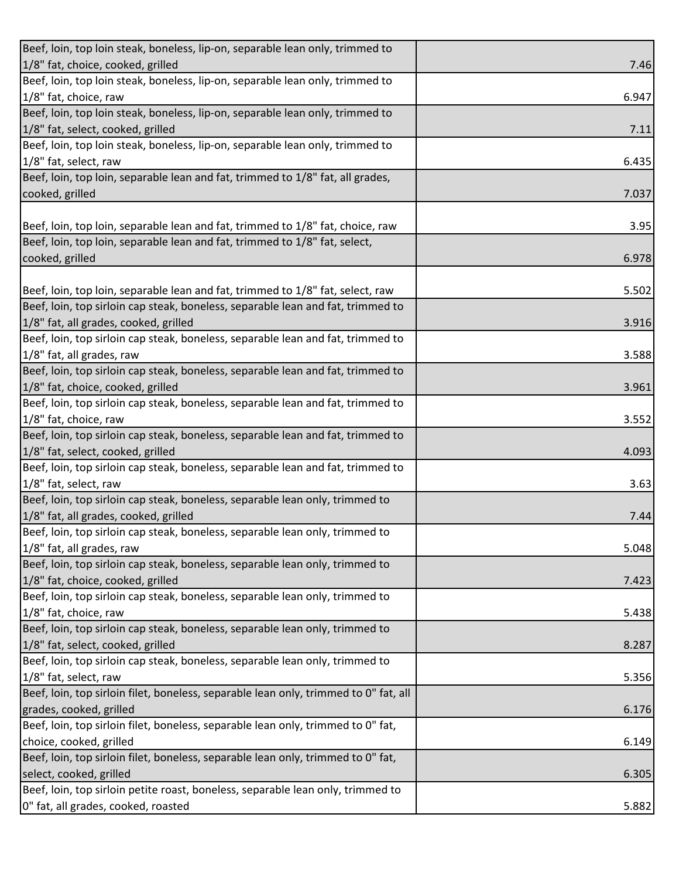| | |
|---|---|
| Beef, loin, top loin steak, boneless, lip-on, separable lean only, trimmed to 1/8" fat, choice, cooked, grilled | 7.46 |
| Beef, loin, top loin steak, boneless, lip-on, separable lean only, trimmed to 1/8" fat, choice, raw | 6.947 |
| Beef, loin, top loin steak, boneless, lip-on, separable lean only, trimmed to 1/8" fat, select, cooked, grilled | 7.11 |
| Beef, loin, top loin steak, boneless, lip-on, separable lean only, trimmed to 1/8" fat, select, raw | 6.435 |
| Beef, loin, top loin, separable lean and fat, trimmed to 1/8" fat, all grades, cooked, grilled | 7.037 |
| Beef, loin, top loin, separable lean and fat, trimmed to 1/8" fat, choice, raw | 3.95 |
| Beef, loin, top loin, separable lean and fat, trimmed to 1/8" fat, select, cooked, grilled | 6.978 |
| Beef, loin, top loin, separable lean and fat, trimmed to 1/8" fat, select, raw | 5.502 |
| Beef, loin, top sirloin cap steak, boneless, separable lean and fat, trimmed to 1/8" fat, all grades, cooked, grilled | 3.916 |
| Beef, loin, top sirloin cap steak, boneless, separable lean and fat, trimmed to 1/8" fat, all grades, raw | 3.588 |
| Beef, loin, top sirloin cap steak, boneless, separable lean and fat, trimmed to 1/8" fat, choice, cooked, grilled | 3.961 |
| Beef, loin, top sirloin cap steak, boneless, separable lean and fat, trimmed to 1/8" fat, choice, raw | 3.552 |
| Beef, loin, top sirloin cap steak, boneless, separable lean and fat, trimmed to 1/8" fat, select, cooked, grilled | 4.093 |
| Beef, loin, top sirloin cap steak, boneless, separable lean and fat, trimmed to 1/8" fat, select, raw | 3.63 |
| Beef, loin, top sirloin cap steak, boneless, separable lean only, trimmed to 1/8" fat, all grades, cooked, grilled | 7.44 |
| Beef, loin, top sirloin cap steak, boneless, separable lean only, trimmed to 1/8" fat, all grades, raw | 5.048 |
| Beef, loin, top sirloin cap steak, boneless, separable lean only, trimmed to 1/8" fat, choice, cooked, grilled | 7.423 |
| Beef, loin, top sirloin cap steak, boneless, separable lean only, trimmed to 1/8" fat, choice, raw | 5.438 |
| Beef, loin, top sirloin cap steak, boneless, separable lean only, trimmed to 1/8" fat, select, cooked, grilled | 8.287 |
| Beef, loin, top sirloin cap steak, boneless, separable lean only, trimmed to 1/8" fat, select, raw | 5.356 |
| Beef, loin, top sirloin filet, boneless, separable lean only, trimmed to 0" fat, all grades, cooked, grilled | 6.176 |
| Beef, loin, top sirloin filet, boneless, separable lean only, trimmed to 0" fat, choice, cooked, grilled | 6.149 |
| Beef, loin, top sirloin filet, boneless, separable lean only, trimmed to 0" fat, select, cooked, grilled | 6.305 |
| Beef, loin, top sirloin petite roast, boneless, separable lean only, trimmed to 0" fat, all grades, cooked, roasted | 5.882 |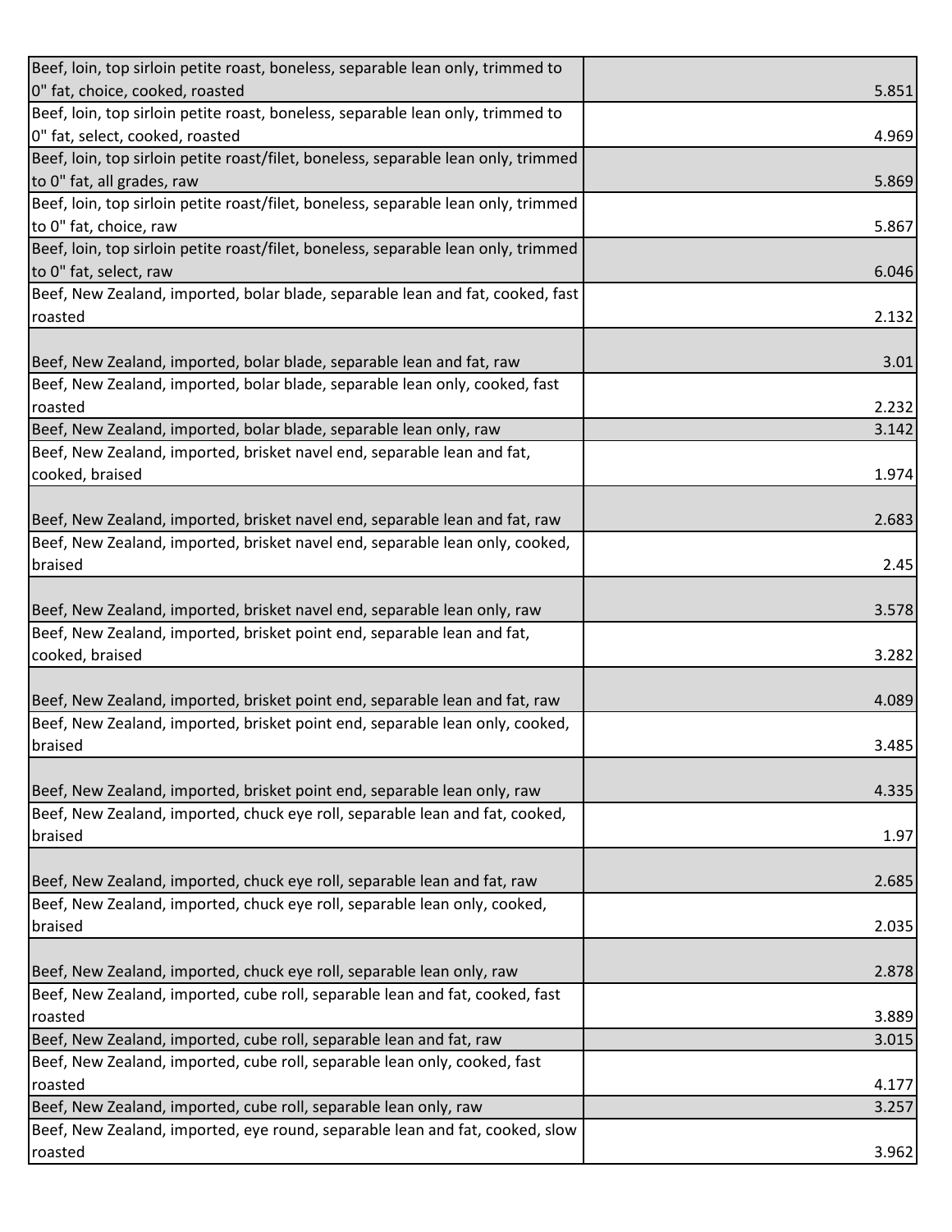| | |
|---|---|
| Beef, loin, top sirloin petite roast, boneless, separable lean only, trimmed to 0" fat, choice, cooked, roasted | 5.851 |
| Beef, loin, top sirloin petite roast, boneless, separable lean only, trimmed to 0" fat, select, cooked, roasted | 4.969 |
| Beef, loin, top sirloin petite roast/filet, boneless, separable lean only, trimmed to 0" fat, all grades, raw | 5.869 |
| Beef, loin, top sirloin petite roast/filet, boneless, separable lean only, trimmed to 0" fat, choice, raw | 5.867 |
| Beef, loin, top sirloin petite roast/filet, boneless, separable lean only, trimmed to 0" fat, select, raw | 6.046 |
| Beef, New Zealand, imported, bolar blade, separable lean and fat, cooked, fast roasted | 2.132 |
| Beef, New Zealand, imported, bolar blade, separable lean and fat, raw | 3.01 |
| Beef, New Zealand, imported, bolar blade, separable lean only, cooked, fast roasted | 2.232 |
| Beef, New Zealand, imported, bolar blade, separable lean only, raw | 3.142 |
| Beef, New Zealand, imported, brisket navel end, separable lean and fat, cooked, braised | 1.974 |
| Beef, New Zealand, imported, brisket navel end, separable lean and fat, raw | 2.683 |
| Beef, New Zealand, imported, brisket navel end, separable lean only, cooked, braised | 2.45 |
| Beef, New Zealand, imported, brisket navel end, separable lean only, raw | 3.578 |
| Beef, New Zealand, imported, brisket point end, separable lean and fat, cooked, braised | 3.282 |
| Beef, New Zealand, imported, brisket point end, separable lean and fat, raw | 4.089 |
| Beef, New Zealand, imported, brisket point end, separable lean only, cooked, braised | 3.485 |
| Beef, New Zealand, imported, brisket point end, separable lean only, raw | 4.335 |
| Beef, New Zealand, imported, chuck eye roll, separable lean and fat, cooked, braised | 1.97 |
| Beef, New Zealand, imported, chuck eye roll, separable lean and fat, raw | 2.685 |
| Beef, New Zealand, imported, chuck eye roll, separable lean only, cooked, braised | 2.035 |
| Beef, New Zealand, imported, chuck eye roll, separable lean only, raw | 2.878 |
| Beef, New Zealand, imported, cube roll, separable lean and fat, cooked, fast roasted | 3.889 |
| Beef, New Zealand, imported, cube roll, separable lean and fat, raw | 3.015 |
| Beef, New Zealand, imported, cube roll, separable lean only, cooked, fast roasted | 4.177 |
| Beef, New Zealand, imported, cube roll, separable lean only, raw | 3.257 |
| Beef, New Zealand, imported, eye round, separable lean and fat, cooked, slow roasted | 3.962 |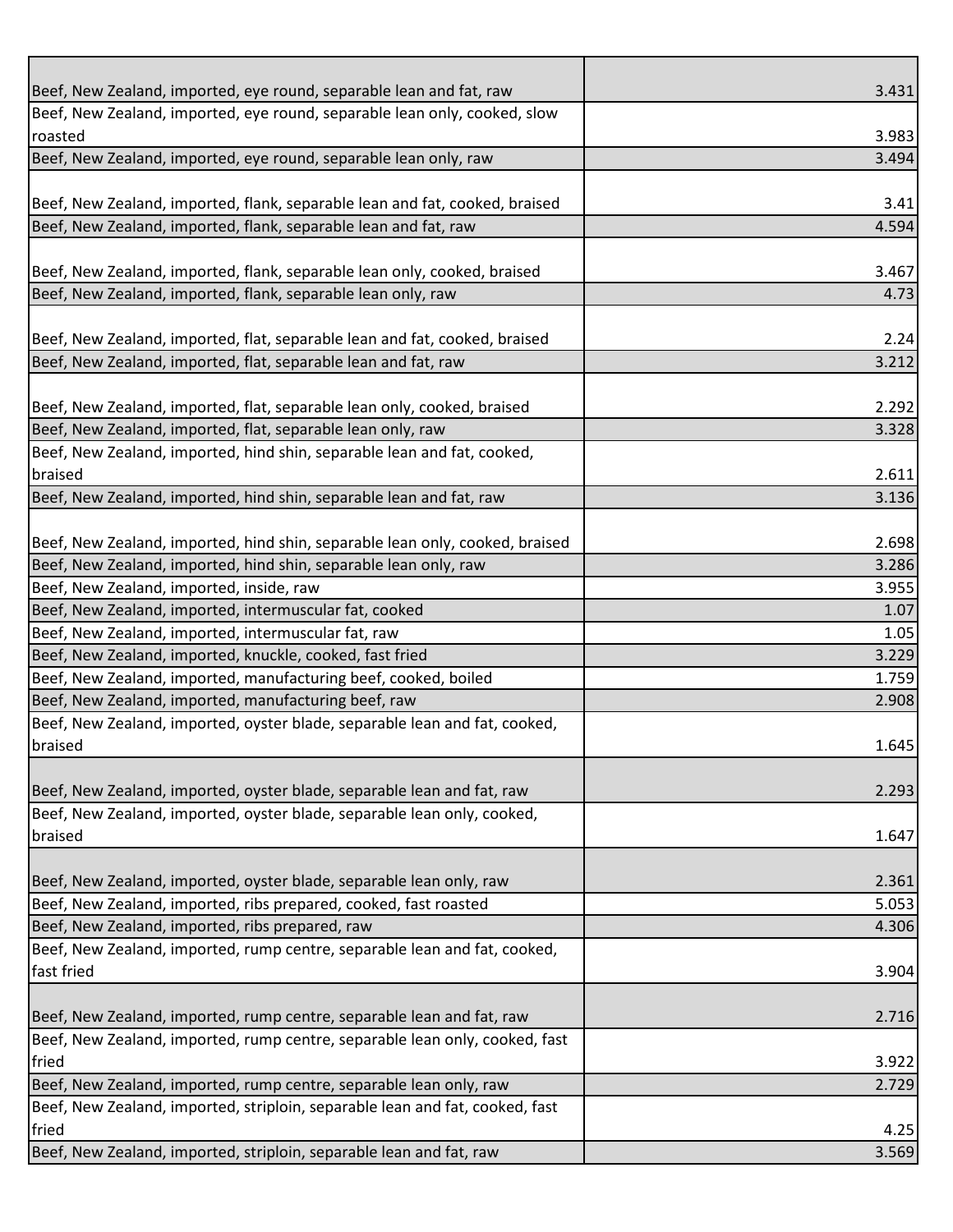| | |
|---|---|
| Beef, New Zealand, imported, eye round, separable lean and fat, raw | 3.431 |
| Beef, New Zealand, imported, eye round, separable lean only, cooked, slow roasted | 3.983 |
| Beef, New Zealand, imported, eye round, separable lean only, raw | 3.494 |
| Beef, New Zealand, imported, flank, separable lean and fat, cooked, braised | 3.41 |
| Beef, New Zealand, imported, flank, separable lean and fat, raw | 4.594 |
| Beef, New Zealand, imported, flank, separable lean only, cooked, braised | 3.467 |
| Beef, New Zealand, imported, flank, separable lean only, raw | 4.73 |
| Beef, New Zealand, imported, flat, separable lean and fat, cooked, braised | 2.24 |
| Beef, New Zealand, imported, flat, separable lean and fat, raw | 3.212 |
| Beef, New Zealand, imported, flat, separable lean only, cooked, braised | 2.292 |
| Beef, New Zealand, imported, flat, separable lean only, raw | 3.328 |
| Beef, New Zealand, imported, hind shin, separable lean and fat, cooked, braised | 2.611 |
| Beef, New Zealand, imported, hind shin, separable lean and fat, raw | 3.136 |
| Beef, New Zealand, imported, hind shin, separable lean only, cooked, braised | 2.698 |
| Beef, New Zealand, imported, hind shin, separable lean only, raw | 3.286 |
| Beef, New Zealand, imported, inside, raw | 3.955 |
| Beef, New Zealand, imported, intermuscular fat, cooked | 1.07 |
| Beef, New Zealand, imported, intermuscular fat, raw | 1.05 |
| Beef, New Zealand, imported, knuckle, cooked, fast fried | 3.229 |
| Beef, New Zealand, imported, manufacturing beef, cooked, boiled | 1.759 |
| Beef, New Zealand, imported, manufacturing beef, raw | 2.908 |
| Beef, New Zealand, imported, oyster blade, separable lean and fat, cooked, braised | 1.645 |
| Beef, New Zealand, imported, oyster blade, separable lean and fat, raw | 2.293 |
| Beef, New Zealand, imported, oyster blade, separable lean only, cooked, braised | 1.647 |
| Beef, New Zealand, imported, oyster blade, separable lean only, raw | 2.361 |
| Beef, New Zealand, imported, ribs prepared, cooked, fast roasted | 5.053 |
| Beef, New Zealand, imported, ribs prepared, raw | 4.306 |
| Beef, New Zealand, imported, rump centre, separable lean and fat, cooked, fast fried | 3.904 |
| Beef, New Zealand, imported, rump centre, separable lean and fat, raw | 2.716 |
| Beef, New Zealand, imported, rump centre, separable lean only, cooked, fast fried | 3.922 |
| Beef, New Zealand, imported, rump centre, separable lean only, raw | 2.729 |
| Beef, New Zealand, imported, striploin, separable lean and fat, cooked, fast fried | 4.25 |
| Beef, New Zealand, imported, striploin, separable lean and fat, raw | 3.569 |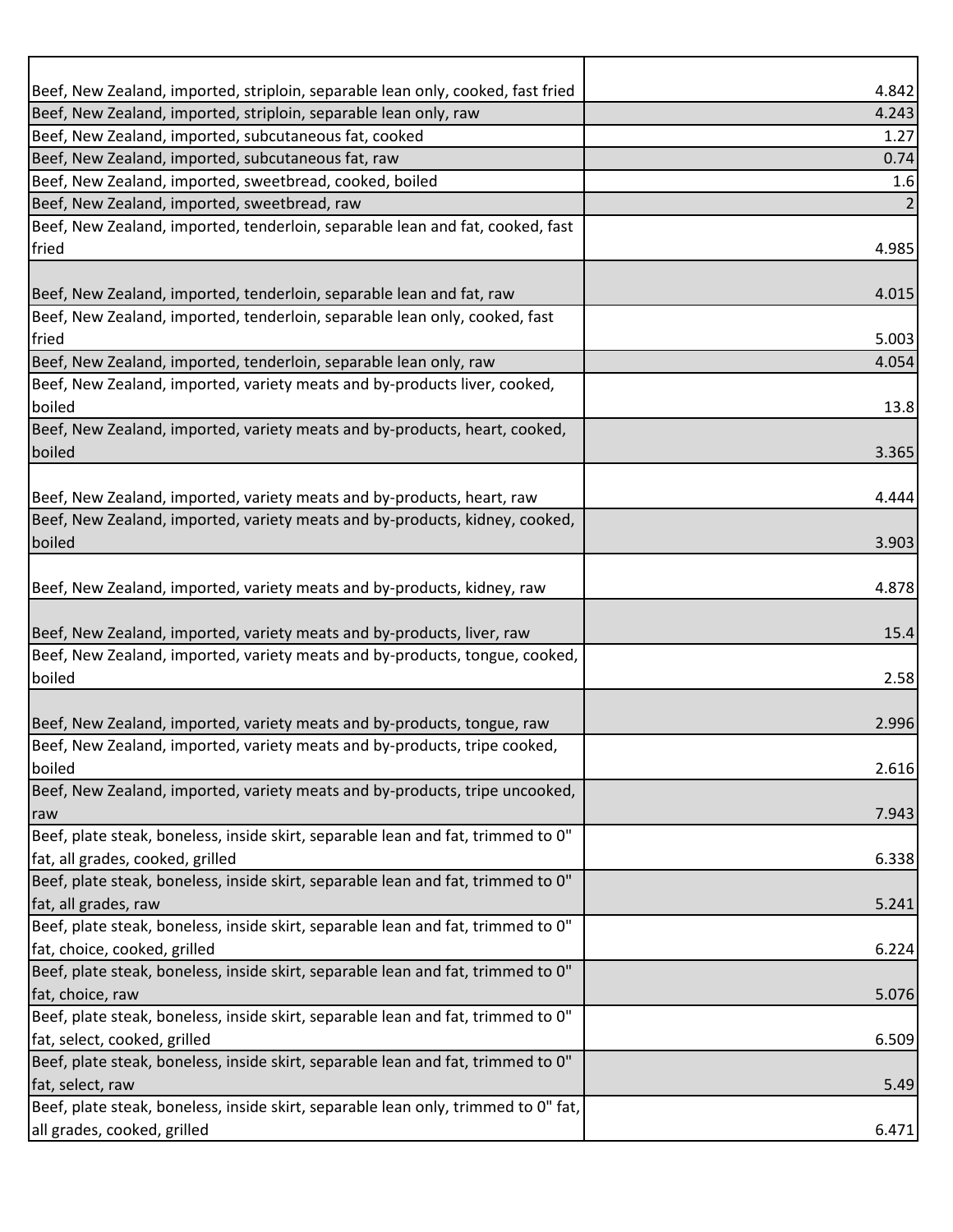| | |
|---|---|
| Beef, New Zealand, imported, striploin, separable lean only, cooked, fast fried | 4.842 |
| Beef, New Zealand, imported, striploin, separable lean only, raw | 4.243 |
| Beef, New Zealand, imported, subcutaneous fat, cooked | 1.27 |
| Beef, New Zealand, imported, subcutaneous fat, raw | 0.74 |
| Beef, New Zealand, imported, sweetbread, cooked, boiled | 1.6 |
| Beef, New Zealand, imported, sweetbread, raw | 2 |
| Beef, New Zealand, imported, tenderloin, separable lean and fat, cooked, fast fried | 4.985 |
| Beef, New Zealand, imported, tenderloin, separable lean and fat, raw | 4.015 |
| Beef, New Zealand, imported, tenderloin, separable lean only, cooked, fast fried | 5.003 |
| Beef, New Zealand, imported, tenderloin, separable lean only, raw | 4.054 |
| Beef, New Zealand, imported, variety meats and by-products liver, cooked, boiled | 13.8 |
| Beef, New Zealand, imported, variety meats and by-products, heart, cooked, boiled | 3.365 |
| Beef, New Zealand, imported, variety meats and by-products, heart, raw | 4.444 |
| Beef, New Zealand, imported, variety meats and by-products, kidney, cooked, boiled | 3.903 |
| Beef, New Zealand, imported, variety meats and by-products, kidney, raw | 4.878 |
| Beef, New Zealand, imported, variety meats and by-products, liver, raw | 15.4 |
| Beef, New Zealand, imported, variety meats and by-products, tongue, cooked, boiled | 2.58 |
| Beef, New Zealand, imported, variety meats and by-products, tongue, raw | 2.996 |
| Beef, New Zealand, imported, variety meats and by-products, tripe cooked, boiled | 2.616 |
| Beef, New Zealand, imported, variety meats and by-products, tripe uncooked, raw | 7.943 |
| Beef, plate steak, boneless, inside skirt, separable lean and fat, trimmed to 0" fat, all grades, cooked, grilled | 6.338 |
| Beef, plate steak, boneless, inside skirt, separable lean and fat, trimmed to 0" fat, all grades, raw | 5.241 |
| Beef, plate steak, boneless, inside skirt, separable lean and fat, trimmed to 0" fat, choice, cooked, grilled | 6.224 |
| Beef, plate steak, boneless, inside skirt, separable lean and fat, trimmed to 0" fat, choice, raw | 5.076 |
| Beef, plate steak, boneless, inside skirt, separable lean and fat, trimmed to 0" fat, select, cooked, grilled | 6.509 |
| Beef, plate steak, boneless, inside skirt, separable lean and fat, trimmed to 0" fat, select, raw | 5.49 |
| Beef, plate steak, boneless, inside skirt, separable lean only, trimmed to 0" fat, all grades, cooked, grilled | 6.471 |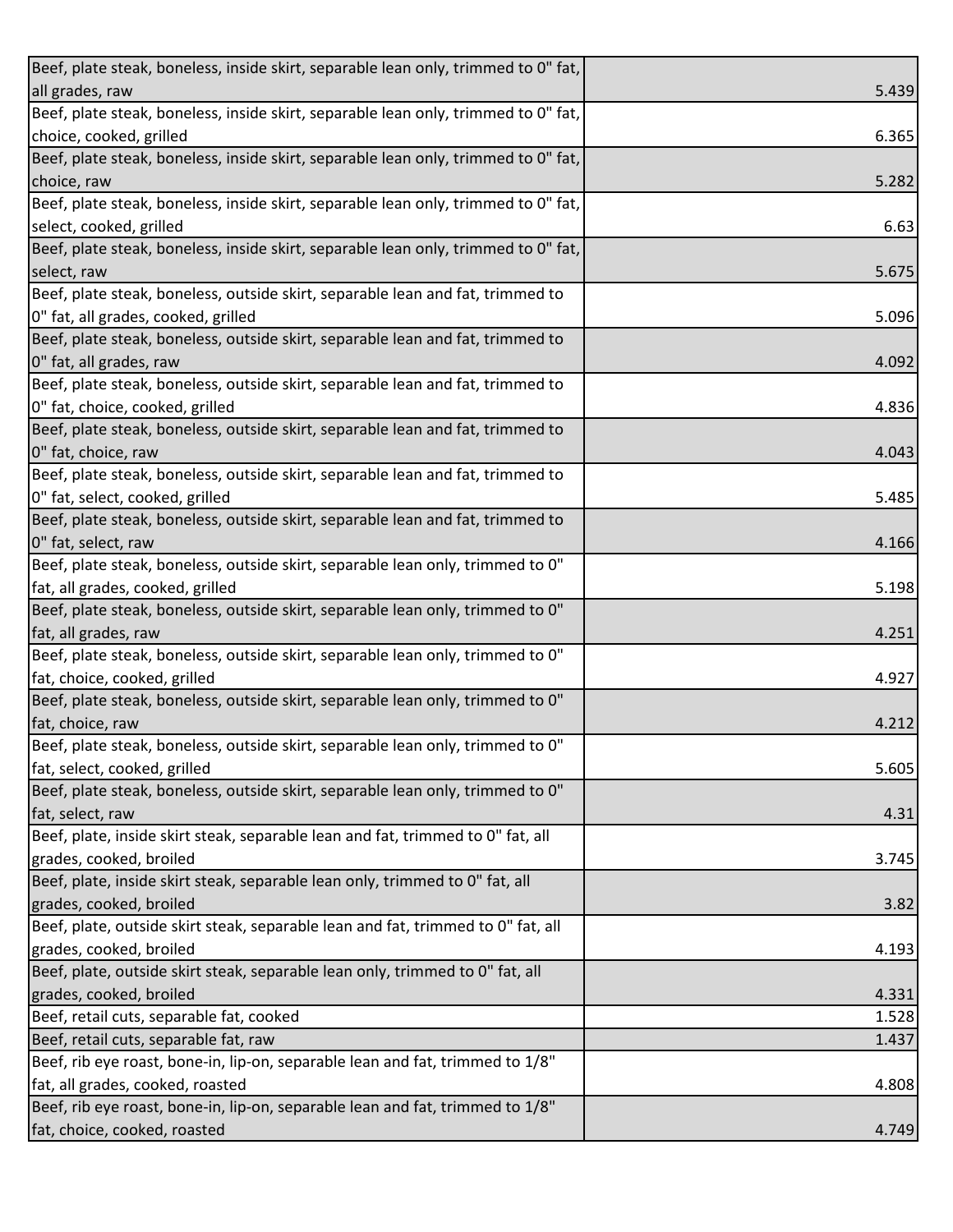| | |
|---|---|
| Beef, plate steak, boneless, inside skirt, separable lean only, trimmed to 0" fat, all grades, raw | 5.439 |
| Beef, plate steak, boneless, inside skirt, separable lean only, trimmed to 0" fat, choice, cooked, grilled | 6.365 |
| Beef, plate steak, boneless, inside skirt, separable lean only, trimmed to 0" fat, choice, raw | 5.282 |
| Beef, plate steak, boneless, inside skirt, separable lean only, trimmed to 0" fat, select, cooked, grilled | 6.63 |
| Beef, plate steak, boneless, inside skirt, separable lean only, trimmed to 0" fat, select, raw | 5.675 |
| Beef, plate steak, boneless, outside skirt, separable lean and fat, trimmed to 0" fat, all grades, cooked, grilled | 5.096 |
| Beef, plate steak, boneless, outside skirt, separable lean and fat, trimmed to 0" fat, all grades, raw | 4.092 |
| Beef, plate steak, boneless, outside skirt, separable lean and fat, trimmed to 0" fat, choice, cooked, grilled | 4.836 |
| Beef, plate steak, boneless, outside skirt, separable lean and fat, trimmed to 0" fat, choice, raw | 4.043 |
| Beef, plate steak, boneless, outside skirt, separable lean and fat, trimmed to 0" fat, select, cooked, grilled | 5.485 |
| Beef, plate steak, boneless, outside skirt, separable lean and fat, trimmed to 0" fat, select, raw | 4.166 |
| Beef, plate steak, boneless, outside skirt, separable lean only, trimmed to 0" fat, all grades, cooked, grilled | 5.198 |
| Beef, plate steak, boneless, outside skirt, separable lean only, trimmed to 0" fat, all grades, raw | 4.251 |
| Beef, plate steak, boneless, outside skirt, separable lean only, trimmed to 0" fat, choice, cooked, grilled | 4.927 |
| Beef, plate steak, boneless, outside skirt, separable lean only, trimmed to 0" fat, choice, raw | 4.212 |
| Beef, plate steak, boneless, outside skirt, separable lean only, trimmed to 0" fat, select, cooked, grilled | 5.605 |
| Beef, plate steak, boneless, outside skirt, separable lean only, trimmed to 0" fat, select, raw | 4.31 |
| Beef, plate, inside skirt steak, separable lean and fat, trimmed to 0" fat, all grades, cooked, broiled | 3.745 |
| Beef, plate, inside skirt steak, separable lean only, trimmed to 0" fat, all grades, cooked, broiled | 3.82 |
| Beef, plate, outside skirt steak, separable lean and fat, trimmed to 0" fat, all grades, cooked, broiled | 4.193 |
| Beef, plate, outside skirt steak, separable lean only, trimmed to 0" fat, all grades, cooked, broiled | 4.331 |
| Beef, retail cuts, separable fat, cooked | 1.528 |
| Beef, retail cuts, separable fat, raw | 1.437 |
| Beef, rib eye roast, bone-in, lip-on, separable lean and fat, trimmed to 1/8" fat, all grades, cooked, roasted | 4.808 |
| Beef, rib eye roast, bone-in, lip-on, separable lean and fat, trimmed to 1/8" fat, choice, cooked, roasted | 4.749 |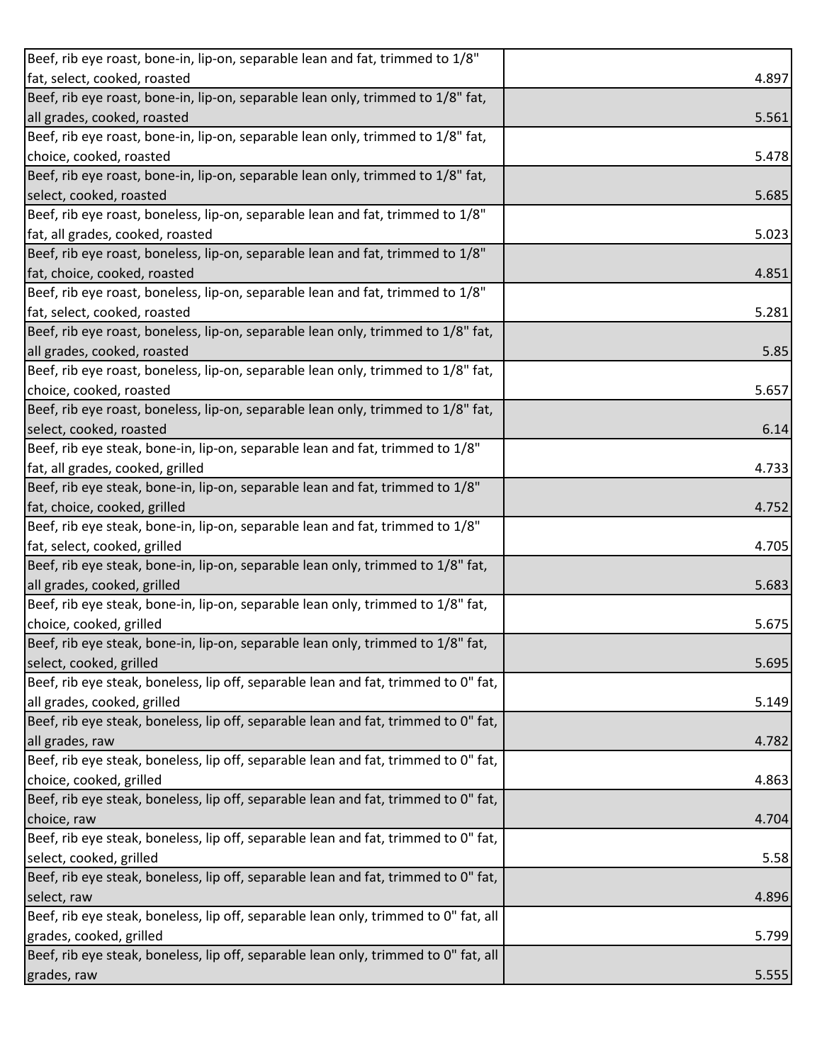| | |
|---|---|
| Beef, rib eye roast, bone-in, lip-on, separable lean and fat, trimmed to 1/8" fat, select, cooked, roasted | 4.897 |
| Beef, rib eye roast, bone-in, lip-on, separable lean only, trimmed to 1/8" fat, all grades, cooked, roasted | 5.561 |
| Beef, rib eye roast, bone-in, lip-on, separable lean only, trimmed to 1/8" fat, choice, cooked, roasted | 5.478 |
| Beef, rib eye roast, bone-in, lip-on, separable lean only, trimmed to 1/8" fat, select, cooked, roasted | 5.685 |
| Beef, rib eye roast, boneless, lip-on, separable lean and fat, trimmed to 1/8" fat, all grades, cooked, roasted | 5.023 |
| Beef, rib eye roast, boneless, lip-on, separable lean and fat, trimmed to 1/8" fat, choice, cooked, roasted | 4.851 |
| Beef, rib eye roast, boneless, lip-on, separable lean and fat, trimmed to 1/8" fat, select, cooked, roasted | 5.281 |
| Beef, rib eye roast, boneless, lip-on, separable lean only, trimmed to 1/8" fat, all grades, cooked, roasted | 5.85 |
| Beef, rib eye roast, boneless, lip-on, separable lean only, trimmed to 1/8" fat, choice, cooked, roasted | 5.657 |
| Beef, rib eye roast, boneless, lip-on, separable lean only, trimmed to 1/8" fat, select, cooked, roasted | 6.14 |
| Beef, rib eye steak, bone-in, lip-on, separable lean and fat, trimmed to 1/8" fat, all grades, cooked, grilled | 4.733 |
| Beef, rib eye steak, bone-in, lip-on, separable lean and fat, trimmed to 1/8" fat, choice, cooked, grilled | 4.752 |
| Beef, rib eye steak, bone-in, lip-on, separable lean and fat, trimmed to 1/8" fat, select, cooked, grilled | 4.705 |
| Beef, rib eye steak, bone-in, lip-on, separable lean only, trimmed to 1/8" fat, all grades, cooked, grilled | 5.683 |
| Beef, rib eye steak, bone-in, lip-on, separable lean only, trimmed to 1/8" fat, choice, cooked, grilled | 5.675 |
| Beef, rib eye steak, bone-in, lip-on, separable lean only, trimmed to 1/8" fat, select, cooked, grilled | 5.695 |
| Beef, rib eye steak, boneless, lip off, separable lean and fat, trimmed to 0" fat, all grades, cooked, grilled | 5.149 |
| Beef, rib eye steak, boneless, lip off, separable lean and fat, trimmed to 0" fat, all grades, raw | 4.782 |
| Beef, rib eye steak, boneless, lip off, separable lean and fat, trimmed to 0" fat, choice, cooked, grilled | 4.863 |
| Beef, rib eye steak, boneless, lip off, separable lean and fat, trimmed to 0" fat, choice, raw | 4.704 |
| Beef, rib eye steak, boneless, lip off, separable lean and fat, trimmed to 0" fat, select, cooked, grilled | 5.58 |
| Beef, rib eye steak, boneless, lip off, separable lean and fat, trimmed to 0" fat, select, raw | 4.896 |
| Beef, rib eye steak, boneless, lip off, separable lean only, trimmed to 0" fat, all grades, cooked, grilled | 5.799 |
| Beef, rib eye steak, boneless, lip off, separable lean only, trimmed to 0" fat, all grades, raw | 5.555 |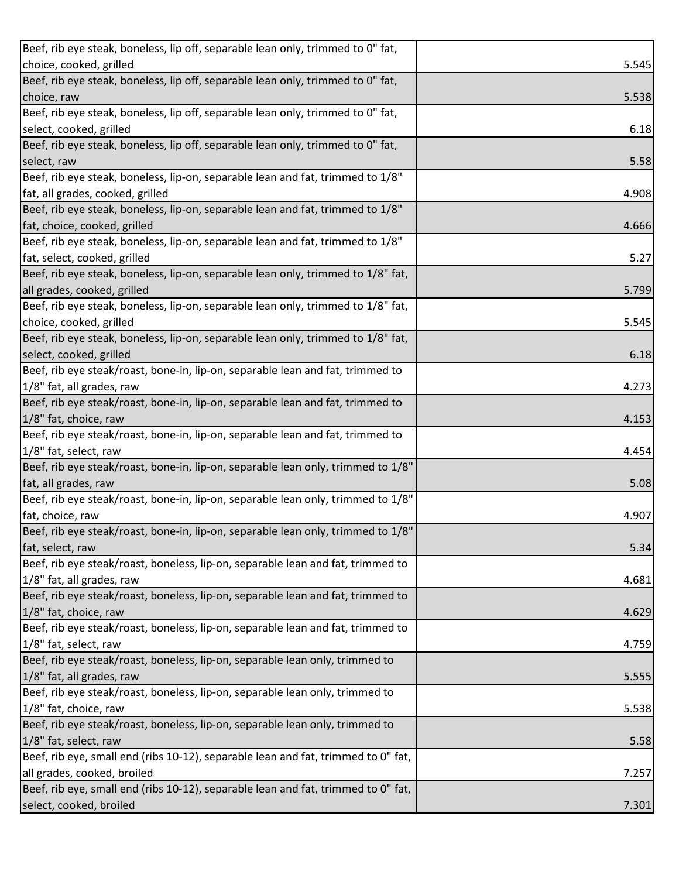| | |
|---|---|
| Beef, rib eye steak, boneless, lip off, separable lean only, trimmed to 0" fat, choice, cooked, grilled | 5.545 |
| Beef, rib eye steak, boneless, lip off, separable lean only, trimmed to 0" fat, choice, raw | 5.538 |
| Beef, rib eye steak, boneless, lip off, separable lean only, trimmed to 0" fat, select, cooked, grilled | 6.18 |
| Beef, rib eye steak, boneless, lip off, separable lean only, trimmed to 0" fat, select, raw | 5.58 |
| Beef, rib eye steak, boneless, lip-on, separable lean and fat, trimmed to 1/8" fat, all grades, cooked, grilled | 4.908 |
| Beef, rib eye steak, boneless, lip-on, separable lean and fat, trimmed to 1/8" fat, choice, cooked, grilled | 4.666 |
| Beef, rib eye steak, boneless, lip-on, separable lean and fat, trimmed to 1/8" fat, select, cooked, grilled | 5.27 |
| Beef, rib eye steak, boneless, lip-on, separable lean only, trimmed to 1/8" fat, all grades, cooked, grilled | 5.799 |
| Beef, rib eye steak, boneless, lip-on, separable lean only, trimmed to 1/8" fat, choice, cooked, grilled | 5.545 |
| Beef, rib eye steak, boneless, lip-on, separable lean only, trimmed to 1/8" fat, select, cooked, grilled | 6.18 |
| Beef, rib eye steak/roast, bone-in, lip-on, separable lean and fat, trimmed to 1/8" fat, all grades, raw | 4.273 |
| Beef, rib eye steak/roast, bone-in, lip-on, separable lean and fat, trimmed to 1/8" fat, choice, raw | 4.153 |
| Beef, rib eye steak/roast, bone-in, lip-on, separable lean and fat, trimmed to 1/8" fat, select, raw | 4.454 |
| Beef, rib eye steak/roast, bone-in, lip-on, separable lean only, trimmed to 1/8" fat, all grades, raw | 5.08 |
| Beef, rib eye steak/roast, bone-in, lip-on, separable lean only, trimmed to 1/8" fat, choice, raw | 4.907 |
| Beef, rib eye steak/roast, bone-in, lip-on, separable lean only, trimmed to 1/8" fat, select, raw | 5.34 |
| Beef, rib eye steak/roast, boneless, lip-on, separable lean and fat, trimmed to 1/8" fat, all grades, raw | 4.681 |
| Beef, rib eye steak/roast, boneless, lip-on, separable lean and fat, trimmed to 1/8" fat, choice, raw | 4.629 |
| Beef, rib eye steak/roast, boneless, lip-on, separable lean and fat, trimmed to 1/8" fat, select, raw | 4.759 |
| Beef, rib eye steak/roast, boneless, lip-on, separable lean only, trimmed to 1/8" fat, all grades, raw | 5.555 |
| Beef, rib eye steak/roast, boneless, lip-on, separable lean only, trimmed to 1/8" fat, choice, raw | 5.538 |
| Beef, rib eye steak/roast, boneless, lip-on, separable lean only, trimmed to 1/8" fat, select, raw | 5.58 |
| Beef, rib eye, small end (ribs 10-12), separable lean and fat, trimmed to 0" fat, all grades, cooked, broiled | 7.257 |
| Beef, rib eye, small end (ribs 10-12), separable lean and fat, trimmed to 0" fat, select, cooked, broiled | 7.301 |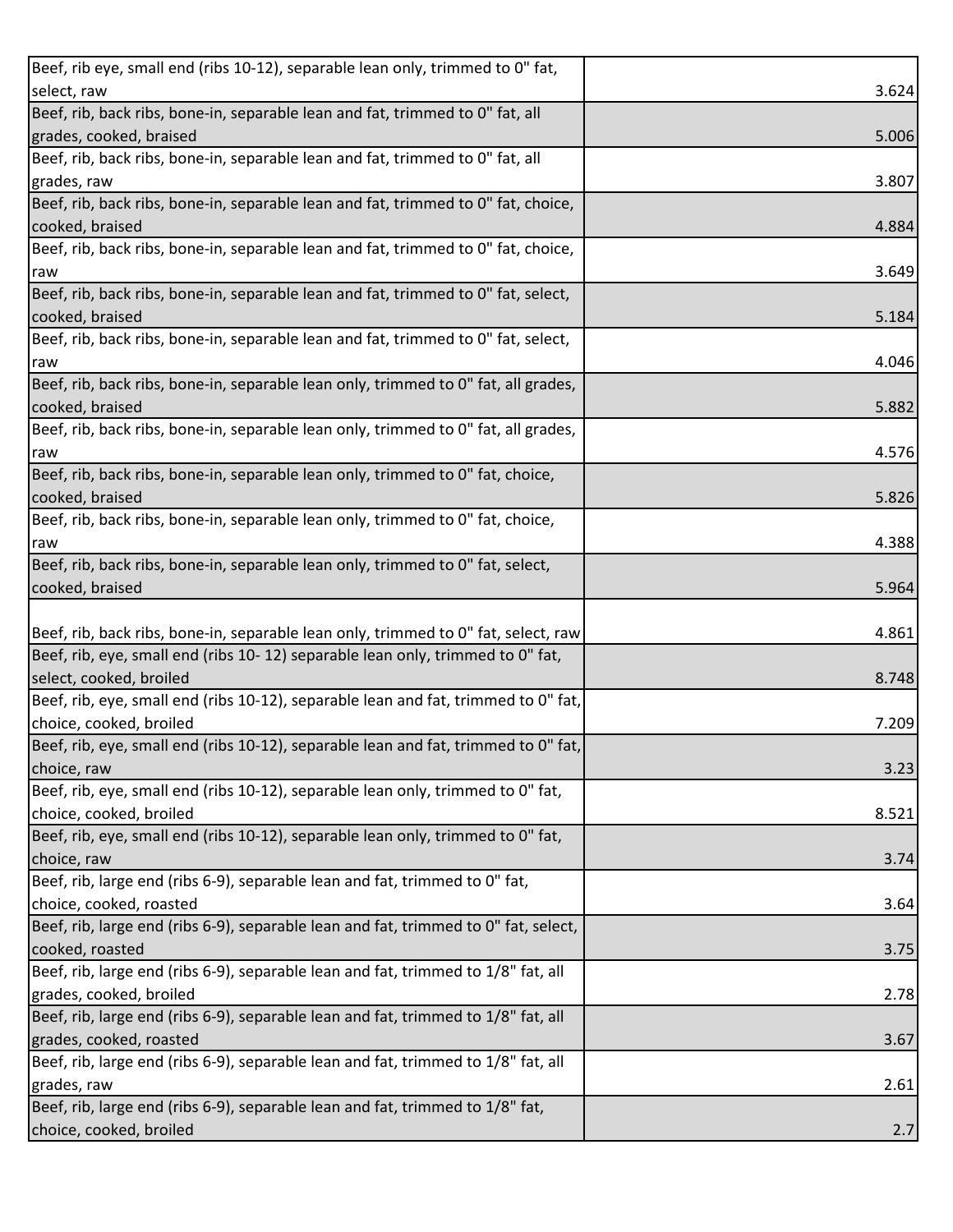| | |
|---|---|
| Beef, rib eye, small end (ribs 10-12), separable lean only, trimmed to 0" fat, select, raw | 3.624 |
| Beef, rib, back ribs, bone-in, separable lean and fat, trimmed to 0" fat, all grades, cooked, braised | 5.006 |
| Beef, rib, back ribs, bone-in, separable lean and fat, trimmed to 0" fat, all grades, raw | 3.807 |
| Beef, rib, back ribs, bone-in, separable lean and fat, trimmed to 0" fat, choice, cooked, braised | 4.884 |
| Beef, rib, back ribs, bone-in, separable lean and fat, trimmed to 0" fat, choice, raw | 3.649 |
| Beef, rib, back ribs, bone-in, separable lean and fat, trimmed to 0" fat, select, cooked, braised | 5.184 |
| Beef, rib, back ribs, bone-in, separable lean and fat, trimmed to 0" fat, select, raw | 4.046 |
| Beef, rib, back ribs, bone-in, separable lean only, trimmed to 0" fat, all grades, cooked, braised | 5.882 |
| Beef, rib, back ribs, bone-in, separable lean only, trimmed to 0" fat, all grades, raw | 4.576 |
| Beef, rib, back ribs, bone-in, separable lean only, trimmed to 0" fat, choice, cooked, braised | 5.826 |
| Beef, rib, back ribs, bone-in, separable lean only, trimmed to 0" fat, choice, raw | 4.388 |
| Beef, rib, back ribs, bone-in, separable lean only, trimmed to 0" fat, select, cooked, braised | 5.964 |
| Beef, rib, back ribs, bone-in, separable lean only, trimmed to 0" fat, select, raw | 4.861 |
| Beef, rib, eye, small end (ribs 10- 12) separable lean only, trimmed to 0" fat, select, cooked, broiled | 8.748 |
| Beef, rib, eye, small end (ribs 10-12), separable lean and fat, trimmed to 0" fat, choice, cooked, broiled | 7.209 |
| Beef, rib, eye, small end (ribs 10-12), separable lean and fat, trimmed to 0" fat, choice, raw | 3.23 |
| Beef, rib, eye, small end (ribs 10-12), separable lean only, trimmed to 0" fat, choice, cooked, broiled | 8.521 |
| Beef, rib, eye, small end (ribs 10-12), separable lean only, trimmed to 0" fat, choice, raw | 3.74 |
| Beef, rib, large end (ribs 6-9), separable lean and fat, trimmed to 0" fat, choice, cooked, roasted | 3.64 |
| Beef, rib, large end (ribs 6-9), separable lean and fat, trimmed to 0" fat, select, cooked, roasted | 3.75 |
| Beef, rib, large end (ribs 6-9), separable lean and fat, trimmed to 1/8" fat, all grades, cooked, broiled | 2.78 |
| Beef, rib, large end (ribs 6-9), separable lean and fat, trimmed to 1/8" fat, all grades, cooked, roasted | 3.67 |
| Beef, rib, large end (ribs 6-9), separable lean and fat, trimmed to 1/8" fat, all grades, raw | 2.61 |
| Beef, rib, large end (ribs 6-9), separable lean and fat, trimmed to 1/8" fat, choice, cooked, broiled | 2.7 |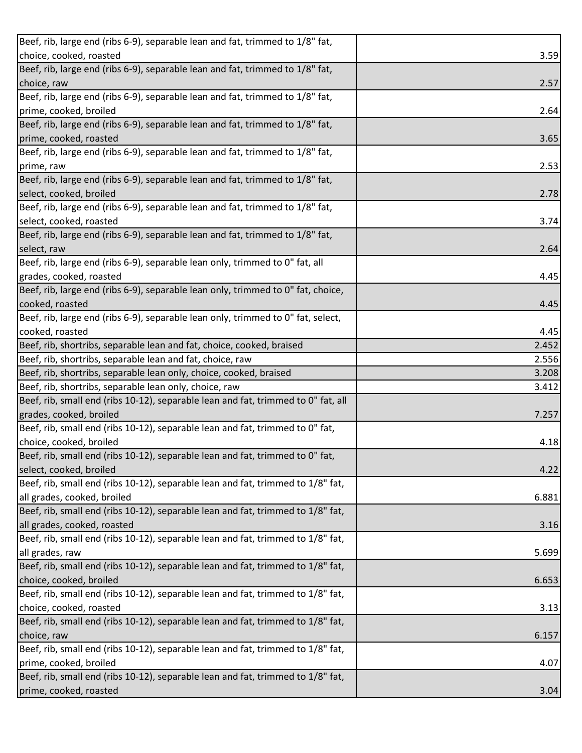| | |
|---|---|
| Beef, rib, large end (ribs 6-9), separable lean and fat, trimmed to 1/8" fat, choice, cooked, roasted | 3.59 |
| Beef, rib, large end (ribs 6-9), separable lean and fat, trimmed to 1/8" fat, choice, raw | 2.57 |
| Beef, rib, large end (ribs 6-9), separable lean and fat, trimmed to 1/8" fat, prime, cooked, broiled | 2.64 |
| Beef, rib, large end (ribs 6-9), separable lean and fat, trimmed to 1/8" fat, prime, cooked, roasted | 3.65 |
| Beef, rib, large end (ribs 6-9), separable lean and fat, trimmed to 1/8" fat, prime, raw | 2.53 |
| Beef, rib, large end (ribs 6-9), separable lean and fat, trimmed to 1/8" fat, select, cooked, broiled | 2.78 |
| Beef, rib, large end (ribs 6-9), separable lean and fat, trimmed to 1/8" fat, select, cooked, roasted | 3.74 |
| Beef, rib, large end (ribs 6-9), separable lean and fat, trimmed to 1/8" fat, select, raw | 2.64 |
| Beef, rib, large end (ribs 6-9), separable lean only, trimmed to 0" fat, all grades, cooked, roasted | 4.45 |
| Beef, rib, large end (ribs 6-9), separable lean only, trimmed to 0" fat, choice, cooked, roasted | 4.45 |
| Beef, rib, large end (ribs 6-9), separable lean only, trimmed to 0" fat, select, cooked, roasted | 4.45 |
| Beef, rib, shortribs, separable lean and fat, choice, cooked, braised | 2.452 |
| Beef, rib, shortribs, separable lean and fat, choice, raw | 2.556 |
| Beef, rib, shortribs, separable lean only, choice, cooked, braised | 3.208 |
| Beef, rib, shortribs, separable lean only, choice, raw | 3.412 |
| Beef, rib, small end (ribs 10-12), separable lean and fat, trimmed to 0" fat, all grades, cooked, broiled | 7.257 |
| Beef, rib, small end (ribs 10-12), separable lean and fat, trimmed to 0" fat, choice, cooked, broiled | 4.18 |
| Beef, rib, small end (ribs 10-12), separable lean and fat, trimmed to 0" fat, select, cooked, broiled | 4.22 |
| Beef, rib, small end (ribs 10-12), separable lean and fat, trimmed to 1/8" fat, all grades, cooked, broiled | 6.881 |
| Beef, rib, small end (ribs 10-12), separable lean and fat, trimmed to 1/8" fat, all grades, cooked, roasted | 3.16 |
| Beef, rib, small end (ribs 10-12), separable lean and fat, trimmed to 1/8" fat, all grades, raw | 5.699 |
| Beef, rib, small end (ribs 10-12), separable lean and fat, trimmed to 1/8" fat, choice, cooked, broiled | 6.653 |
| Beef, rib, small end (ribs 10-12), separable lean and fat, trimmed to 1/8" fat, choice, cooked, roasted | 3.13 |
| Beef, rib, small end (ribs 10-12), separable lean and fat, trimmed to 1/8" fat, choice, raw | 6.157 |
| Beef, rib, small end (ribs 10-12), separable lean and fat, trimmed to 1/8" fat, prime, cooked, broiled | 4.07 |
| Beef, rib, small end (ribs 10-12), separable lean and fat, trimmed to 1/8" fat, prime, cooked, roasted | 3.04 |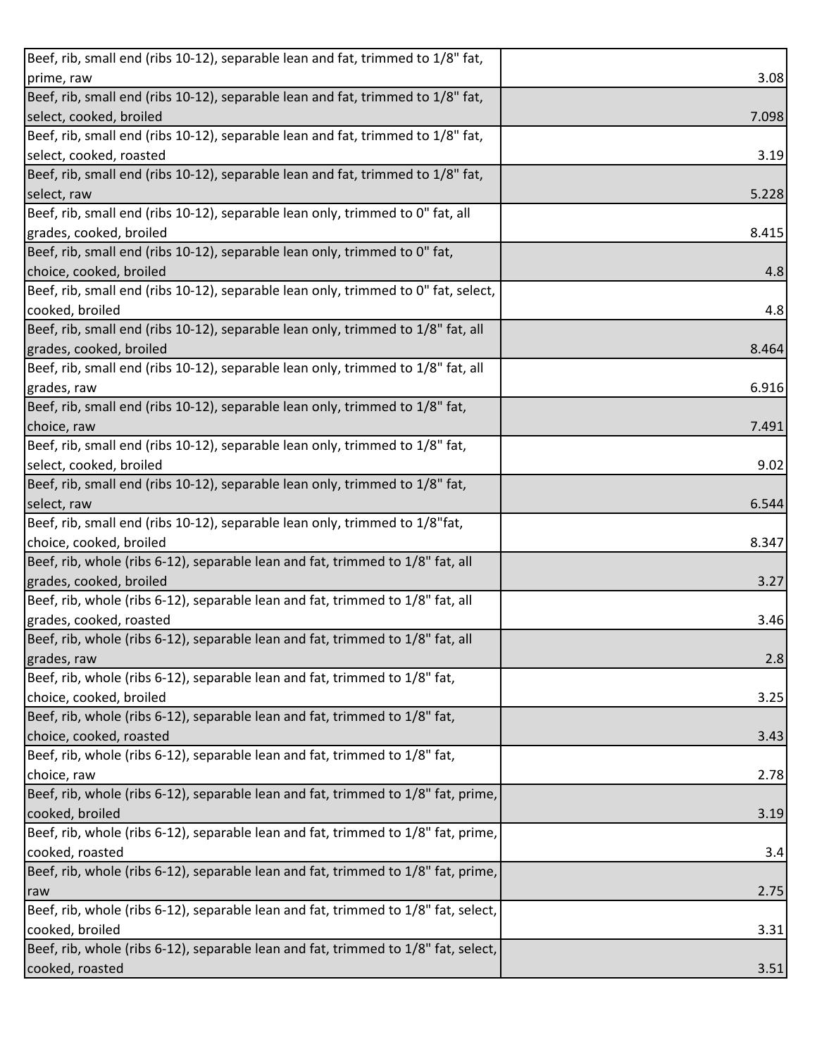| | |
|---|---|
| Beef, rib, small end (ribs 10-12), separable lean and fat, trimmed to 1/8" fat, prime, raw | 3.08 |
| Beef, rib, small end (ribs 10-12), separable lean and fat, trimmed to 1/8" fat, select, cooked, broiled | 7.098 |
| Beef, rib, small end (ribs 10-12), separable lean and fat, trimmed to 1/8" fat, select, cooked, roasted | 3.19 |
| Beef, rib, small end (ribs 10-12), separable lean and fat, trimmed to 1/8" fat, select, raw | 5.228 |
| Beef, rib, small end (ribs 10-12), separable lean only, trimmed to 0" fat, all grades, cooked, broiled | 8.415 |
| Beef, rib, small end (ribs 10-12), separable lean only, trimmed to 0" fat, choice, cooked, broiled | 4.8 |
| Beef, rib, small end (ribs 10-12), separable lean only, trimmed to 0" fat, select, cooked, broiled | 4.8 |
| Beef, rib, small end (ribs 10-12), separable lean only, trimmed to 1/8" fat, all grades, cooked, broiled | 8.464 |
| Beef, rib, small end (ribs 10-12), separable lean only, trimmed to 1/8" fat, all grades, raw | 6.916 |
| Beef, rib, small end (ribs 10-12), separable lean only, trimmed to 1/8" fat, choice, raw | 7.491 |
| Beef, rib, small end (ribs 10-12), separable lean only, trimmed to 1/8" fat, select, cooked, broiled | 9.02 |
| Beef, rib, small end (ribs 10-12), separable lean only, trimmed to 1/8" fat, select, raw | 6.544 |
| Beef, rib, small end (ribs 10-12), separable lean only, trimmed to 1/8"fat, choice, cooked, broiled | 8.347 |
| Beef, rib, whole (ribs 6-12), separable lean and fat, trimmed to 1/8" fat, all grades, cooked, broiled | 3.27 |
| Beef, rib, whole (ribs 6-12), separable lean and fat, trimmed to 1/8" fat, all grades, cooked, roasted | 3.46 |
| Beef, rib, whole (ribs 6-12), separable lean and fat, trimmed to 1/8" fat, all grades, raw | 2.8 |
| Beef, rib, whole (ribs 6-12), separable lean and fat, trimmed to 1/8" fat, choice, cooked, broiled | 3.25 |
| Beef, rib, whole (ribs 6-12), separable lean and fat, trimmed to 1/8" fat, choice, cooked, roasted | 3.43 |
| Beef, rib, whole (ribs 6-12), separable lean and fat, trimmed to 1/8" fat, choice, raw | 2.78 |
| Beef, rib, whole (ribs 6-12), separable lean and fat, trimmed to 1/8" fat, prime, cooked, broiled | 3.19 |
| Beef, rib, whole (ribs 6-12), separable lean and fat, trimmed to 1/8" fat, prime, cooked, roasted | 3.4 |
| Beef, rib, whole (ribs 6-12), separable lean and fat, trimmed to 1/8" fat, prime, raw | 2.75 |
| Beef, rib, whole (ribs 6-12), separable lean and fat, trimmed to 1/8" fat, select, cooked, broiled | 3.31 |
| Beef, rib, whole (ribs 6-12), separable lean and fat, trimmed to 1/8" fat, select, cooked, roasted | 3.51 |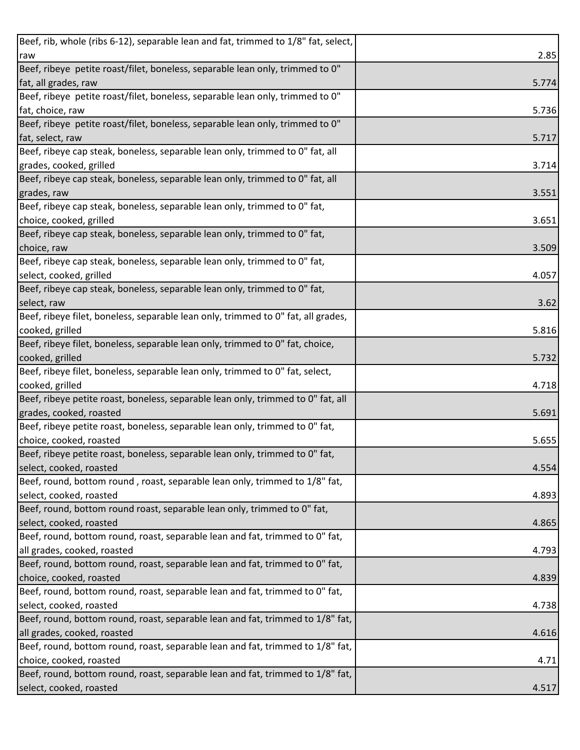| | |
|---|---|
| Beef, rib, whole (ribs 6-12), separable lean and fat, trimmed to 1/8" fat, select, raw | 2.85 |
| Beef, ribeye  petite roast/filet, boneless, separable lean only, trimmed to 0" fat, all grades, raw | 5.774 |
| Beef, ribeye  petite roast/filet, boneless, separable lean only, trimmed to 0" fat, choice, raw | 5.736 |
| Beef, ribeye  petite roast/filet, boneless, separable lean only, trimmed to 0" fat, select, raw | 5.717 |
| Beef, ribeye cap steak, boneless, separable lean only, trimmed to 0" fat, all grades, cooked, grilled | 3.714 |
| Beef, ribeye cap steak, boneless, separable lean only, trimmed to 0" fat, all grades, raw | 3.551 |
| Beef, ribeye cap steak, boneless, separable lean only, trimmed to 0" fat, choice, cooked, grilled | 3.651 |
| Beef, ribeye cap steak, boneless, separable lean only, trimmed to 0" fat, choice, raw | 3.509 |
| Beef, ribeye cap steak, boneless, separable lean only, trimmed to 0" fat, select, cooked, grilled | 4.057 |
| Beef, ribeye cap steak, boneless, separable lean only, trimmed to 0" fat, select, raw | 3.62 |
| Beef, ribeye filet, boneless, separable lean only, trimmed to 0" fat, all grades, cooked, grilled | 5.816 |
| Beef, ribeye filet, boneless, separable lean only, trimmed to 0" fat, choice, cooked, grilled | 5.732 |
| Beef, ribeye filet, boneless, separable lean only, trimmed to 0" fat, select, cooked, grilled | 4.718 |
| Beef, ribeye petite roast, boneless, separable lean only, trimmed to 0" fat, all grades, cooked, roasted | 5.691 |
| Beef, ribeye petite roast, boneless, separable lean only, trimmed to 0" fat, choice, cooked, roasted | 5.655 |
| Beef, ribeye petite roast, boneless, separable lean only, trimmed to 0" fat, select, cooked, roasted | 4.554 |
| Beef, round, bottom round , roast, separable lean only, trimmed to 1/8" fat, select, cooked, roasted | 4.893 |
| Beef, round, bottom round roast, separable lean only, trimmed to 0" fat, select, cooked, roasted | 4.865 |
| Beef, round, bottom round, roast, separable lean and fat, trimmed to 0" fat, all grades, cooked, roasted | 4.793 |
| Beef, round, bottom round, roast, separable lean and fat, trimmed to 0" fat, choice, cooked, roasted | 4.839 |
| Beef, round, bottom round, roast, separable lean and fat, trimmed to 0" fat, select, cooked, roasted | 4.738 |
| Beef, round, bottom round, roast, separable lean and fat, trimmed to 1/8" fat, all grades, cooked, roasted | 4.616 |
| Beef, round, bottom round, roast, separable lean and fat, trimmed to 1/8" fat, choice, cooked, roasted | 4.71 |
| Beef, round, bottom round, roast, separable lean and fat, trimmed to 1/8" fat, select, cooked, roasted | 4.517 |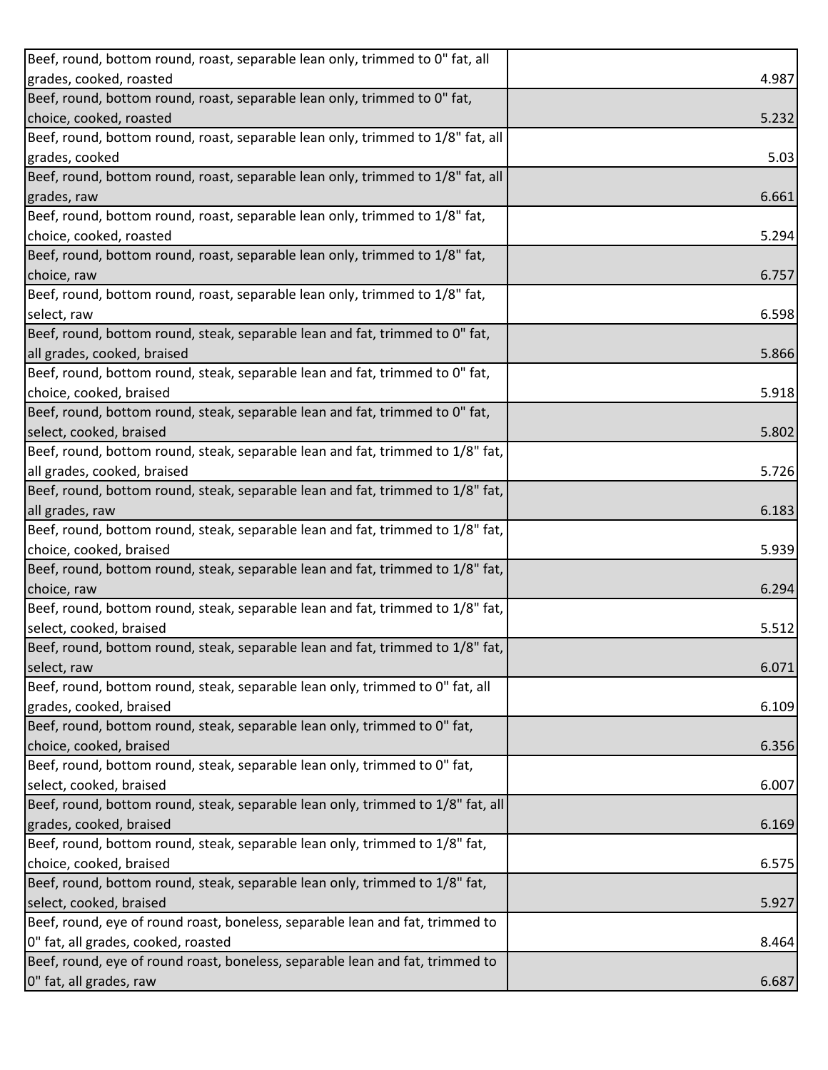| | |
|---|---|
| Beef, round, bottom round, roast, separable lean only, trimmed to 0" fat, all grades, cooked, roasted | 4.987 |
| Beef, round, bottom round, roast, separable lean only, trimmed to 0" fat, choice, cooked, roasted | 5.232 |
| Beef, round, bottom round, roast, separable lean only, trimmed to 1/8" fat, all grades, cooked | 5.03 |
| Beef, round, bottom round, roast, separable lean only, trimmed to 1/8" fat, all grades, raw | 6.661 |
| Beef, round, bottom round, roast, separable lean only, trimmed to 1/8" fat, choice, cooked, roasted | 5.294 |
| Beef, round, bottom round, roast, separable lean only, trimmed to 1/8" fat, choice, raw | 6.757 |
| Beef, round, bottom round, roast, separable lean only, trimmed to 1/8" fat, select, raw | 6.598 |
| Beef, round, bottom round, steak, separable lean and fat, trimmed to 0" fat, all grades, cooked, braised | 5.866 |
| Beef, round, bottom round, steak, separable lean and fat, trimmed to 0" fat, choice, cooked, braised | 5.918 |
| Beef, round, bottom round, steak, separable lean and fat, trimmed to 0" fat, select, cooked, braised | 5.802 |
| Beef, round, bottom round, steak, separable lean and fat, trimmed to 1/8" fat, all grades, cooked, braised | 5.726 |
| Beef, round, bottom round, steak, separable lean and fat, trimmed to 1/8" fat, all grades, raw | 6.183 |
| Beef, round, bottom round, steak, separable lean and fat, trimmed to 1/8" fat, choice, cooked, braised | 5.939 |
| Beef, round, bottom round, steak, separable lean and fat, trimmed to 1/8" fat, choice, raw | 6.294 |
| Beef, round, bottom round, steak, separable lean and fat, trimmed to 1/8" fat, select, cooked, braised | 5.512 |
| Beef, round, bottom round, steak, separable lean and fat, trimmed to 1/8" fat, select, raw | 6.071 |
| Beef, round, bottom round, steak, separable lean only, trimmed to 0" fat, all grades, cooked, braised | 6.109 |
| Beef, round, bottom round, steak, separable lean only, trimmed to 0" fat, choice, cooked, braised | 6.356 |
| Beef, round, bottom round, steak, separable lean only, trimmed to 0" fat, select, cooked, braised | 6.007 |
| Beef, round, bottom round, steak, separable lean only, trimmed to 1/8" fat, all grades, cooked, braised | 6.169 |
| Beef, round, bottom round, steak, separable lean only, trimmed to 1/8" fat, choice, cooked, braised | 6.575 |
| Beef, round, bottom round, steak, separable lean only, trimmed to 1/8" fat, select, cooked, braised | 5.927 |
| Beef, round, eye of round roast, boneless, separable lean and fat, trimmed to 0" fat, all grades, cooked, roasted | 8.464 |
| Beef, round, eye of round roast, boneless, separable lean and fat, trimmed to 0" fat, all grades, raw | 6.687 |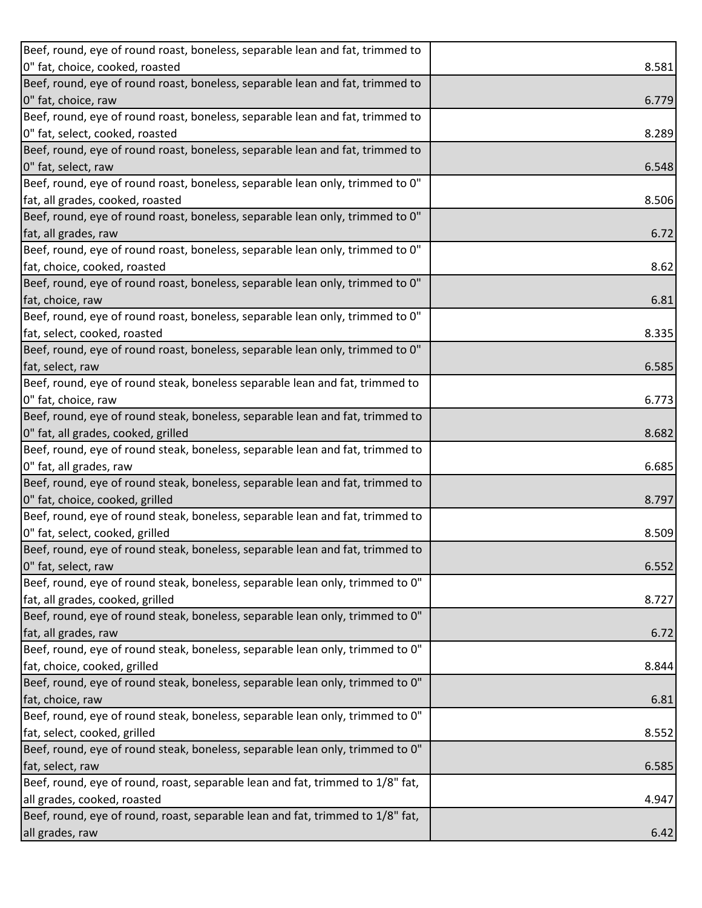| | |
|---|---|
| Beef, round, eye of round roast, boneless, separable lean and fat, trimmed to 0" fat, choice, cooked, roasted | 8.581 |
| Beef, round, eye of round roast, boneless, separable lean and fat, trimmed to 0" fat, choice, raw | 6.779 |
| Beef, round, eye of round roast, boneless, separable lean and fat, trimmed to 0" fat, select, cooked, roasted | 8.289 |
| Beef, round, eye of round roast, boneless, separable lean and fat, trimmed to 0" fat, select, raw | 6.548 |
| Beef, round, eye of round roast, boneless, separable lean only, trimmed to 0" fat, all grades, cooked, roasted | 8.506 |
| Beef, round, eye of round roast, boneless, separable lean only, trimmed to 0" fat, all grades, raw | 6.72 |
| Beef, round, eye of round roast, boneless, separable lean only, trimmed to 0" fat, choice, cooked, roasted | 8.62 |
| Beef, round, eye of round roast, boneless, separable lean only, trimmed to 0" fat, choice, raw | 6.81 |
| Beef, round, eye of round roast, boneless, separable lean only, trimmed to 0" fat, select, cooked, roasted | 8.335 |
| Beef, round, eye of round roast, boneless, separable lean only, trimmed to 0" fat, select, raw | 6.585 |
| Beef, round, eye of round steak, boneless separable lean and fat, trimmed to 0" fat, choice, raw | 6.773 |
| Beef, round, eye of round steak, boneless, separable lean and fat, trimmed to 0" fat, all grades, cooked, grilled | 8.682 |
| Beef, round, eye of round steak, boneless, separable lean and fat, trimmed to 0" fat, all grades, raw | 6.685 |
| Beef, round, eye of round steak, boneless, separable lean and fat, trimmed to 0" fat, choice, cooked, grilled | 8.797 |
| Beef, round, eye of round steak, boneless, separable lean and fat, trimmed to 0" fat, select, cooked, grilled | 8.509 |
| Beef, round, eye of round steak, boneless, separable lean and fat, trimmed to 0" fat, select, raw | 6.552 |
| Beef, round, eye of round steak, boneless, separable lean only, trimmed to 0" fat, all grades, cooked, grilled | 8.727 |
| Beef, round, eye of round steak, boneless, separable lean only, trimmed to 0" fat, all grades, raw | 6.72 |
| Beef, round, eye of round steak, boneless, separable lean only, trimmed to 0" fat, choice, cooked, grilled | 8.844 |
| Beef, round, eye of round steak, boneless, separable lean only, trimmed to 0" fat, choice, raw | 6.81 |
| Beef, round, eye of round steak, boneless, separable lean only, trimmed to 0" fat, select, cooked, grilled | 8.552 |
| Beef, round, eye of round steak, boneless, separable lean only, trimmed to 0" fat, select, raw | 6.585 |
| Beef, round, eye of round, roast, separable lean and fat, trimmed to 1/8" fat, all grades, cooked, roasted | 4.947 |
| Beef, round, eye of round, roast, separable lean and fat, trimmed to 1/8" fat, all grades, raw | 6.42 |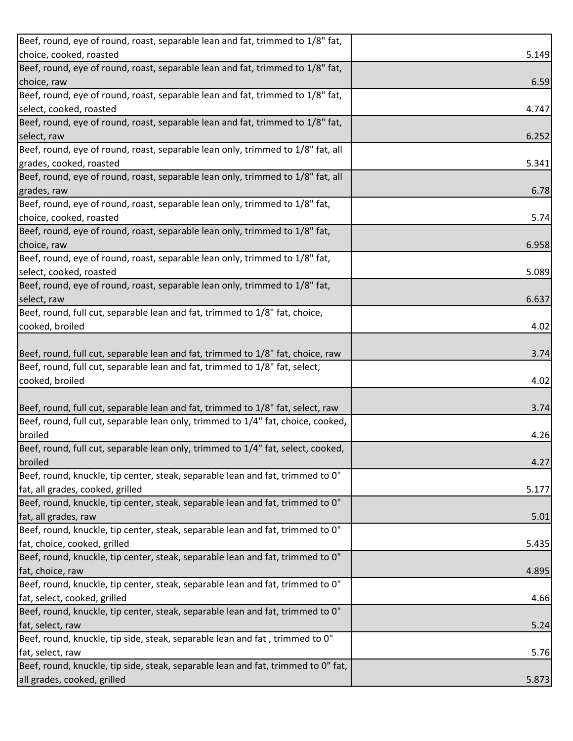| | |
|---|---|
| Beef, round, eye of round, roast, separable lean and fat, trimmed to 1/8" fat, choice, cooked, roasted | 5.149 |
| Beef, round, eye of round, roast, separable lean and fat, trimmed to 1/8" fat, choice, raw | 6.59 |
| Beef, round, eye of round, roast, separable lean and fat, trimmed to 1/8" fat, select, cooked, roasted | 4.747 |
| Beef, round, eye of round, roast, separable lean and fat, trimmed to 1/8" fat, select, raw | 6.252 |
| Beef, round, eye of round, roast, separable lean only, trimmed to 1/8" fat, all grades, cooked, roasted | 5.341 |
| Beef, round, eye of round, roast, separable lean only, trimmed to 1/8" fat, all grades, raw | 6.78 |
| Beef, round, eye of round, roast, separable lean only, trimmed to 1/8" fat, choice, cooked, roasted | 5.74 |
| Beef, round, eye of round, roast, separable lean only, trimmed to 1/8" fat, choice, raw | 6.958 |
| Beef, round, eye of round, roast, separable lean only, trimmed to 1/8" fat, select, cooked, roasted | 5.089 |
| Beef, round, eye of round, roast, separable lean only, trimmed to 1/8" fat, select, raw | 6.637 |
| Beef, round, full cut, separable lean and fat, trimmed to 1/8" fat, choice, cooked, broiled | 4.02 |
| Beef, round, full cut, separable lean and fat, trimmed to 1/8" fat, choice, raw | 3.74 |
| Beef, round, full cut, separable lean and fat, trimmed to 1/8" fat, select, cooked, broiled | 4.02 |
| Beef, round, full cut, separable lean and fat, trimmed to 1/8" fat, select, raw | 3.74 |
| Beef, round, full cut, separable lean only, trimmed to 1/4" fat, choice, cooked, broiled | 4.26 |
| Beef, round, full cut, separable lean only, trimmed to 1/4" fat, select, cooked, broiled | 4.27 |
| Beef, round, knuckle, tip center, steak, separable lean and fat, trimmed to 0" fat, all grades, cooked, grilled | 5.177 |
| Beef, round, knuckle, tip center, steak, separable lean and fat, trimmed to 0" fat, all grades, raw | 5.01 |
| Beef, round, knuckle, tip center, steak, separable lean and fat, trimmed to 0" fat, choice, cooked, grilled | 5.435 |
| Beef, round, knuckle, tip center, steak, separable lean and fat, trimmed to 0" fat, choice, raw | 4.895 |
| Beef, round, knuckle, tip center, steak, separable lean and fat, trimmed to 0" fat, select, cooked, grilled | 4.66 |
| Beef, round, knuckle, tip center, steak, separable lean and fat, trimmed to 0" fat, select, raw | 5.24 |
| Beef, round, knuckle, tip side, steak, separable lean and fat , trimmed to 0" fat, select, raw | 5.76 |
| Beef, round, knuckle, tip side, steak, separable lean and fat, trimmed to 0" fat, all grades, cooked, grilled | 5.873 |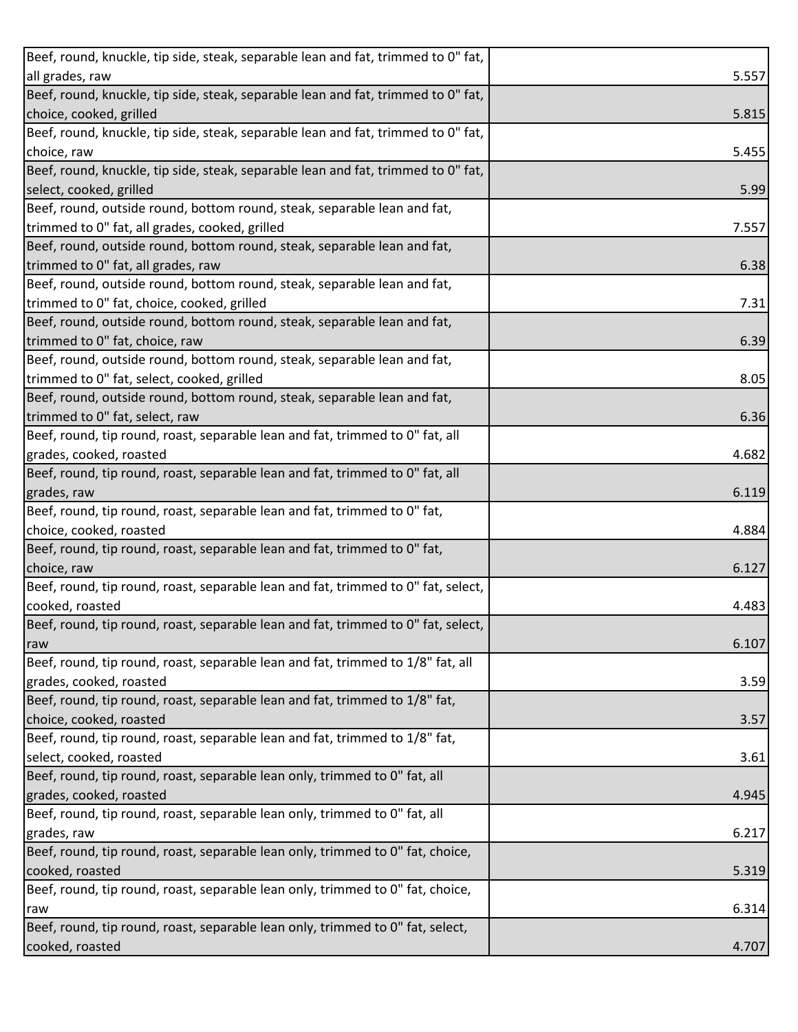| | |
|---|---|
| Beef, round, knuckle, tip side, steak, separable lean and fat, trimmed to 0" fat, all grades, raw | 5.557 |
| Beef, round, knuckle, tip side, steak, separable lean and fat, trimmed to 0" fat, choice, cooked, grilled | 5.815 |
| Beef, round, knuckle, tip side, steak, separable lean and fat, trimmed to 0" fat, choice, raw | 5.455 |
| Beef, round, knuckle, tip side, steak, separable lean and fat, trimmed to 0" fat, select, cooked, grilled | 5.99 |
| Beef, round, outside round, bottom round, steak, separable lean and fat, trimmed to 0" fat, all grades, cooked, grilled | 7.557 |
| Beef, round, outside round, bottom round, steak, separable lean and fat, trimmed to 0" fat, all grades, raw | 6.38 |
| Beef, round, outside round, bottom round, steak, separable lean and fat, trimmed to 0" fat, choice, cooked, grilled | 7.31 |
| Beef, round, outside round, bottom round, steak, separable lean and fat, trimmed to 0" fat, choice, raw | 6.39 |
| Beef, round, outside round, bottom round, steak, separable lean and fat, trimmed to 0" fat, select, cooked, grilled | 8.05 |
| Beef, round, outside round, bottom round, steak, separable lean and fat, trimmed to 0" fat, select, raw | 6.36 |
| Beef, round, tip round, roast, separable lean and fat, trimmed to 0" fat, all grades, cooked, roasted | 4.682 |
| Beef, round, tip round, roast, separable lean and fat, trimmed to 0" fat, all grades, raw | 6.119 |
| Beef, round, tip round, roast, separable lean and fat, trimmed to 0" fat, choice, cooked, roasted | 4.884 |
| Beef, round, tip round, roast, separable lean and fat, trimmed to 0" fat, choice, raw | 6.127 |
| Beef, round, tip round, roast, separable lean and fat, trimmed to 0" fat, select, cooked, roasted | 4.483 |
| Beef, round, tip round, roast, separable lean and fat, trimmed to 0" fat, select, raw | 6.107 |
| Beef, round, tip round, roast, separable lean and fat, trimmed to 1/8" fat, all grades, cooked, roasted | 3.59 |
| Beef, round, tip round, roast, separable lean and fat, trimmed to 1/8" fat, choice, cooked, roasted | 3.57 |
| Beef, round, tip round, roast, separable lean and fat, trimmed to 1/8" fat, select, cooked, roasted | 3.61 |
| Beef, round, tip round, roast, separable lean only, trimmed to 0" fat, all grades, cooked, roasted | 4.945 |
| Beef, round, tip round, roast, separable lean only, trimmed to 0" fat, all grades, raw | 6.217 |
| Beef, round, tip round, roast, separable lean only, trimmed to 0" fat, choice, cooked, roasted | 5.319 |
| Beef, round, tip round, roast, separable lean only, trimmed to 0" fat, choice, raw | 6.314 |
| Beef, round, tip round, roast, separable lean only, trimmed to 0" fat, select, cooked, roasted | 4.707 |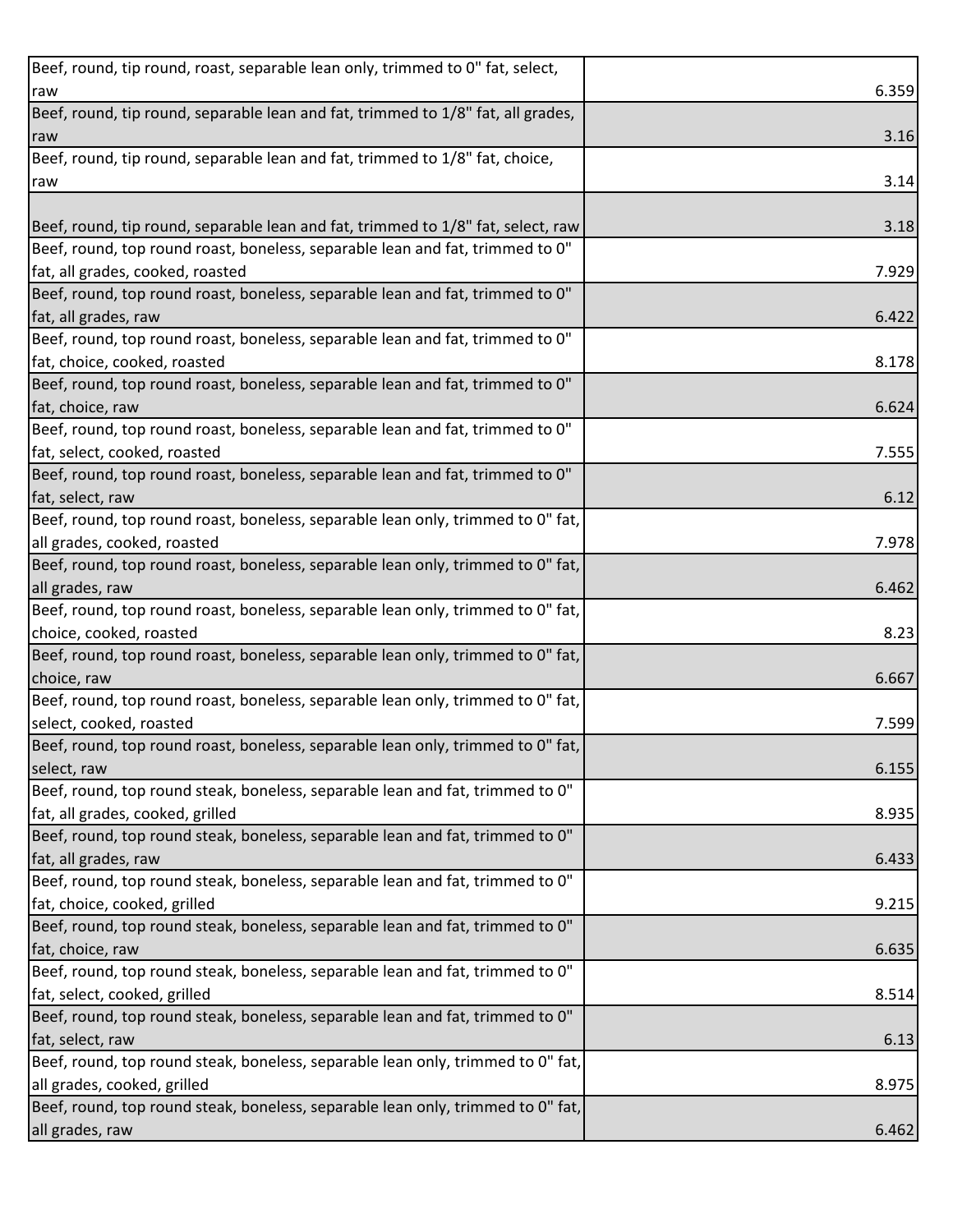| | |
|---|---|
| Beef, round, tip round, roast, separable lean only, trimmed to 0" fat, select, raw | 6.359 |
| Beef, round, tip round, separable lean and fat, trimmed to 1/8" fat, all grades, raw | 3.16 |
| Beef, round, tip round, separable lean and fat, trimmed to 1/8" fat, choice, raw | 3.14 |
| Beef, round, tip round, separable lean and fat, trimmed to 1/8" fat, select, raw | 3.18 |
| Beef, round, top round roast, boneless, separable lean and fat, trimmed to 0" fat, all grades, cooked, roasted | 7.929 |
| Beef, round, top round roast, boneless, separable lean and fat, trimmed to 0" fat, all grades, raw | 6.422 |
| Beef, round, top round roast, boneless, separable lean and fat, trimmed to 0" fat, choice, cooked, roasted | 8.178 |
| Beef, round, top round roast, boneless, separable lean and fat, trimmed to 0" fat, choice, raw | 6.624 |
| Beef, round, top round roast, boneless, separable lean and fat, trimmed to 0" fat, select, cooked, roasted | 7.555 |
| Beef, round, top round roast, boneless, separable lean and fat, trimmed to 0" fat, select, raw | 6.12 |
| Beef, round, top round roast, boneless, separable lean only, trimmed to 0" fat, all grades, cooked, roasted | 7.978 |
| Beef, round, top round roast, boneless, separable lean only, trimmed to 0" fat, all grades, raw | 6.462 |
| Beef, round, top round roast, boneless, separable lean only, trimmed to 0" fat, choice, cooked, roasted | 8.23 |
| Beef, round, top round roast, boneless, separable lean only, trimmed to 0" fat, choice, raw | 6.667 |
| Beef, round, top round roast, boneless, separable lean only, trimmed to 0" fat, select, cooked, roasted | 7.599 |
| Beef, round, top round roast, boneless, separable lean only, trimmed to 0" fat, select, raw | 6.155 |
| Beef, round, top round steak, boneless, separable lean and fat, trimmed to 0" fat, all grades, cooked, grilled | 8.935 |
| Beef, round, top round steak, boneless, separable lean and fat, trimmed to 0" fat, all grades, raw | 6.433 |
| Beef, round, top round steak, boneless, separable lean and fat, trimmed to 0" fat, choice, cooked, grilled | 9.215 |
| Beef, round, top round steak, boneless, separable lean and fat, trimmed to 0" fat, choice, raw | 6.635 |
| Beef, round, top round steak, boneless, separable lean and fat, trimmed to 0" fat, select, cooked, grilled | 8.514 |
| Beef, round, top round steak, boneless, separable lean and fat, trimmed to 0" fat, select, raw | 6.13 |
| Beef, round, top round steak, boneless, separable lean only, trimmed to 0" fat, all grades, cooked, grilled | 8.975 |
| Beef, round, top round steak, boneless, separable lean only, trimmed to 0" fat, all grades, raw | 6.462 |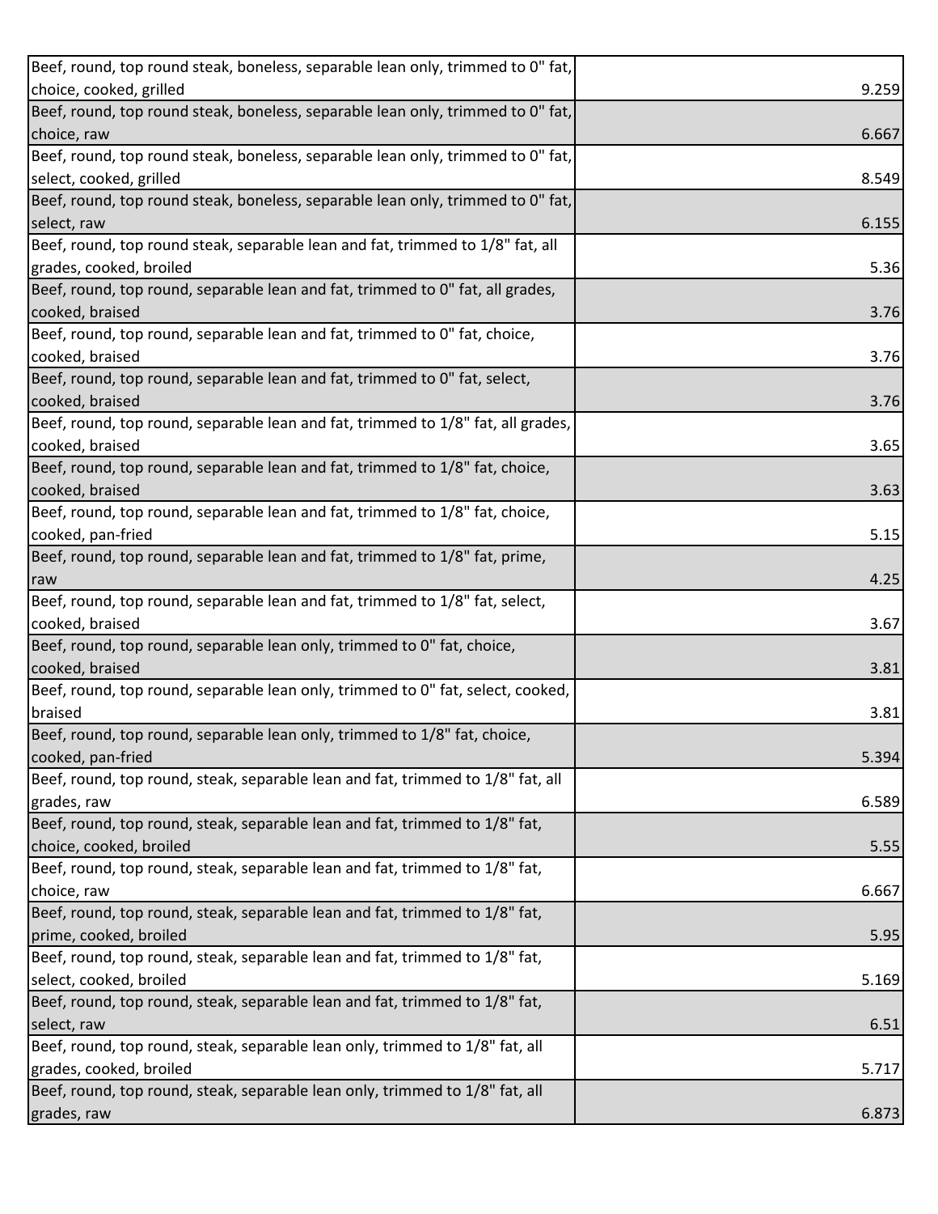| | |
|---|---|
| Beef, round, top round steak, boneless, separable lean only, trimmed to 0" fat, choice, cooked, grilled | 9.259 |
| Beef, round, top round steak, boneless, separable lean only, trimmed to 0" fat, choice, raw | 6.667 |
| Beef, round, top round steak, boneless, separable lean only, trimmed to 0" fat, select, cooked, grilled | 8.549 |
| Beef, round, top round steak, boneless, separable lean only, trimmed to 0" fat, select, raw | 6.155 |
| Beef, round, top round steak, separable lean and fat, trimmed to 1/8" fat, all grades, cooked, broiled | 5.36 |
| Beef, round, top round, separable lean and fat, trimmed to 0" fat, all grades, cooked, braised | 3.76 |
| Beef, round, top round, separable lean and fat, trimmed to 0" fat, choice, cooked, braised | 3.76 |
| Beef, round, top round, separable lean and fat, trimmed to 0" fat, select, cooked, braised | 3.76 |
| Beef, round, top round, separable lean and fat, trimmed to 1/8" fat, all grades, cooked, braised | 3.65 |
| Beef, round, top round, separable lean and fat, trimmed to 1/8" fat, choice, cooked, braised | 3.63 |
| Beef, round, top round, separable lean and fat, trimmed to 1/8" fat, choice, cooked, pan-fried | 5.15 |
| Beef, round, top round, separable lean and fat, trimmed to 1/8" fat, prime, raw | 4.25 |
| Beef, round, top round, separable lean and fat, trimmed to 1/8" fat, select, cooked, braised | 3.67 |
| Beef, round, top round, separable lean only, trimmed to 0" fat, choice, cooked, braised | 3.81 |
| Beef, round, top round, separable lean only, trimmed to 0" fat, select, cooked, braised | 3.81 |
| Beef, round, top round, separable lean only, trimmed to 1/8" fat, choice, cooked, pan-fried | 5.394 |
| Beef, round, top round, steak, separable lean and fat, trimmed to 1/8" fat, all grades, raw | 6.589 |
| Beef, round, top round, steak, separable lean and fat, trimmed to 1/8" fat, choice, cooked, broiled | 5.55 |
| Beef, round, top round, steak, separable lean and fat, trimmed to 1/8" fat, choice, raw | 6.667 |
| Beef, round, top round, steak, separable lean and fat, trimmed to 1/8" fat, prime, cooked, broiled | 5.95 |
| Beef, round, top round, steak, separable lean and fat, trimmed to 1/8" fat, select, cooked, broiled | 5.169 |
| Beef, round, top round, steak, separable lean and fat, trimmed to 1/8" fat, select, raw | 6.51 |
| Beef, round, top round, steak, separable lean only, trimmed to 1/8" fat, all grades, cooked, broiled | 5.717 |
| Beef, round, top round, steak, separable lean only, trimmed to 1/8" fat, all grades, raw | 6.873 |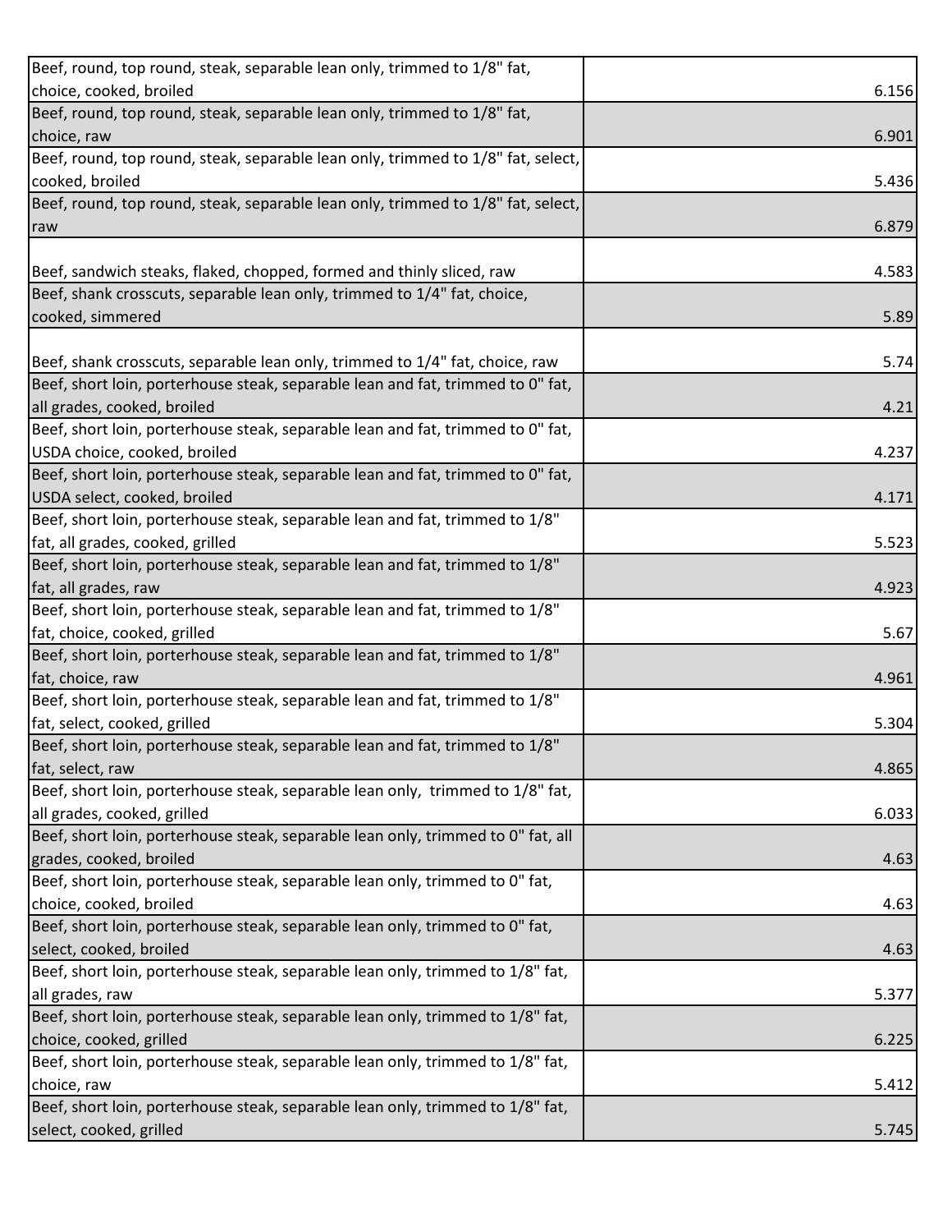| | |
|---|---|
| Beef, round, top round, steak, separable lean only, trimmed to 1/8" fat, choice, cooked, broiled | 6.156 |
| Beef, round, top round, steak, separable lean only, trimmed to 1/8" fat, choice, raw | 6.901 |
| Beef, round, top round, steak, separable lean only, trimmed to 1/8" fat, select, cooked, broiled | 5.436 |
| Beef, round, top round, steak, separable lean only, trimmed to 1/8" fat, select, raw | 6.879 |
| Beef, sandwich steaks, flaked, chopped, formed and thinly sliced, raw | 4.583 |
| Beef, shank crosscuts, separable lean only, trimmed to 1/4" fat, choice, cooked, simmered | 5.89 |
| Beef, shank crosscuts, separable lean only, trimmed to 1/4" fat, choice, raw | 5.74 |
| Beef, short loin, porterhouse steak, separable lean and fat, trimmed to 0" fat, all grades, cooked, broiled | 4.21 |
| Beef, short loin, porterhouse steak, separable lean and fat, trimmed to 0" fat, USDA choice, cooked, broiled | 4.237 |
| Beef, short loin, porterhouse steak, separable lean and fat, trimmed to 0" fat, USDA select, cooked, broiled | 4.171 |
| Beef, short loin, porterhouse steak, separable lean and fat, trimmed to 1/8" fat, all grades, cooked, grilled | 5.523 |
| Beef, short loin, porterhouse steak, separable lean and fat, trimmed to 1/8" fat, all grades, raw | 4.923 |
| Beef, short loin, porterhouse steak, separable lean and fat, trimmed to 1/8" fat, choice, cooked, grilled | 5.67 |
| Beef, short loin, porterhouse steak, separable lean and fat, trimmed to 1/8" fat, choice, raw | 4.961 |
| Beef, short loin, porterhouse steak, separable lean and fat, trimmed to 1/8" fat, select, cooked, grilled | 5.304 |
| Beef, short loin, porterhouse steak, separable lean and fat, trimmed to 1/8" fat, select, raw | 4.865 |
| Beef, short loin, porterhouse steak, separable lean only, trimmed to 1/8" fat, all grades, cooked, grilled | 6.033 |
| Beef, short loin, porterhouse steak, separable lean only, trimmed to 0" fat, all grades, cooked, broiled | 4.63 |
| Beef, short loin, porterhouse steak, separable lean only, trimmed to 0" fat, choice, cooked, broiled | 4.63 |
| Beef, short loin, porterhouse steak, separable lean only, trimmed to 0" fat, select, cooked, broiled | 4.63 |
| Beef, short loin, porterhouse steak, separable lean only, trimmed to 1/8" fat, all grades, raw | 5.377 |
| Beef, short loin, porterhouse steak, separable lean only, trimmed to 1/8" fat, choice, cooked, grilled | 6.225 |
| Beef, short loin, porterhouse steak, separable lean only, trimmed to 1/8" fat, choice, raw | 5.412 |
| Beef, short loin, porterhouse steak, separable lean only, trimmed to 1/8" fat, select, cooked, grilled | 5.745 |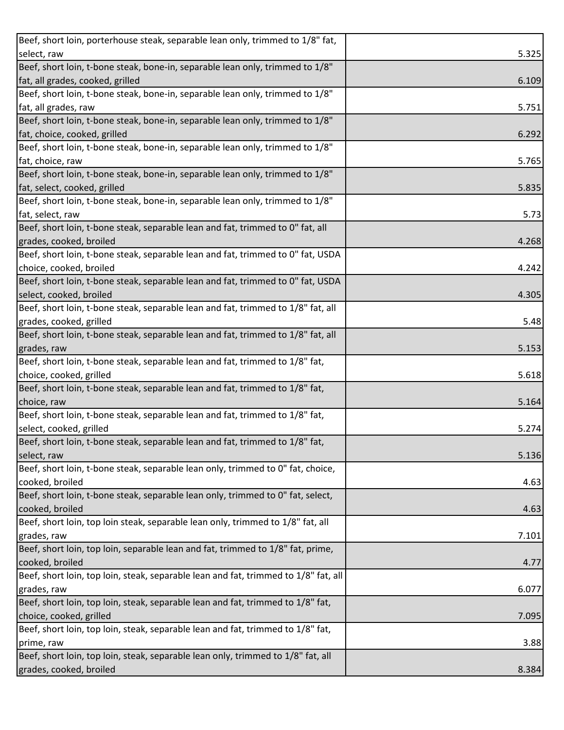| | |
|---|---|
| Beef, short loin, porterhouse steak, separable lean only, trimmed to 1/8" fat, select, raw | 5.325 |
| Beef, short loin, t-bone steak, bone-in, separable lean only, trimmed to 1/8" fat, all grades, cooked, grilled | 6.109 |
| Beef, short loin, t-bone steak, bone-in, separable lean only, trimmed to 1/8" fat, all grades, raw | 5.751 |
| Beef, short loin, t-bone steak, bone-in, separable lean only, trimmed to 1/8" fat, choice, cooked, grilled | 6.292 |
| Beef, short loin, t-bone steak, bone-in, separable lean only, trimmed to 1/8" fat, choice, raw | 5.765 |
| Beef, short loin, t-bone steak, bone-in, separable lean only, trimmed to 1/8" fat, select, cooked, grilled | 5.835 |
| Beef, short loin, t-bone steak, bone-in, separable lean only, trimmed to 1/8" fat, select, raw | 5.73 |
| Beef, short loin, t-bone steak, separable lean and fat, trimmed to 0" fat, all grades, cooked, broiled | 4.268 |
| Beef, short loin, t-bone steak, separable lean and fat, trimmed to 0" fat, USDA choice, cooked, broiled | 4.242 |
| Beef, short loin, t-bone steak, separable lean and fat, trimmed to 0" fat, USDA select, cooked, broiled | 4.305 |
| Beef, short loin, t-bone steak, separable lean and fat, trimmed to 1/8" fat, all grades, cooked, grilled | 5.48 |
| Beef, short loin, t-bone steak, separable lean and fat, trimmed to 1/8" fat, all grades, raw | 5.153 |
| Beef, short loin, t-bone steak, separable lean and fat, trimmed to 1/8" fat, choice, cooked, grilled | 5.618 |
| Beef, short loin, t-bone steak, separable lean and fat, trimmed to 1/8" fat, choice, raw | 5.164 |
| Beef, short loin, t-bone steak, separable lean and fat, trimmed to 1/8" fat, select, cooked, grilled | 5.274 |
| Beef, short loin, t-bone steak, separable lean and fat, trimmed to 1/8" fat, select, raw | 5.136 |
| Beef, short loin, t-bone steak, separable lean only, trimmed to 0" fat, choice, cooked, broiled | 4.63 |
| Beef, short loin, t-bone steak, separable lean only, trimmed to 0" fat, select, cooked, broiled | 4.63 |
| Beef, short loin, top loin steak, separable lean only, trimmed to 1/8" fat, all grades, raw | 7.101 |
| Beef, short loin, top loin, separable lean and fat, trimmed to 1/8" fat, prime, cooked, broiled | 4.77 |
| Beef, short loin, top loin, steak, separable lean and fat, trimmed to 1/8" fat, all grades, raw | 6.077 |
| Beef, short loin, top loin, steak, separable lean and fat, trimmed to 1/8" fat, choice, cooked, grilled | 7.095 |
| Beef, short loin, top loin, steak, separable lean and fat, trimmed to 1/8" fat, prime, raw | 3.88 |
| Beef, short loin, top loin, steak, separable lean only, trimmed to 1/8" fat, all grades, cooked, broiled | 8.384 |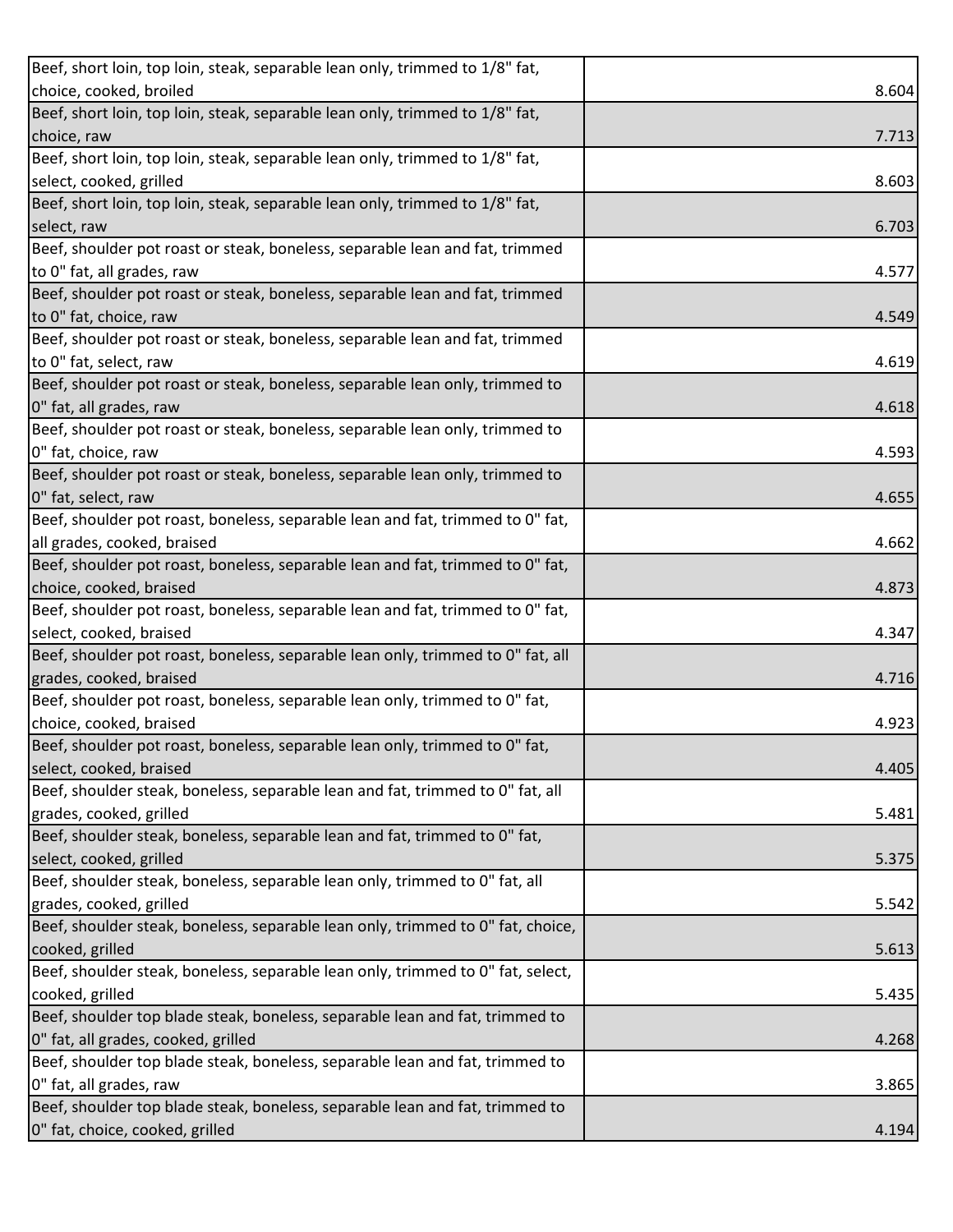| | |
|---|---|
| Beef, short loin, top loin, steak, separable lean only, trimmed to 1/8" fat, choice, cooked, broiled | 8.604 |
| Beef, short loin, top loin, steak, separable lean only, trimmed to 1/8" fat, choice, raw | 7.713 |
| Beef, short loin, top loin, steak, separable lean only, trimmed to 1/8" fat, select, cooked, grilled | 8.603 |
| Beef, short loin, top loin, steak, separable lean only, trimmed to 1/8" fat, select, raw | 6.703 |
| Beef, shoulder pot roast or steak, boneless, separable lean and fat, trimmed to 0" fat, all grades, raw | 4.577 |
| Beef, shoulder pot roast or steak, boneless, separable lean and fat, trimmed to 0" fat, choice, raw | 4.549 |
| Beef, shoulder pot roast or steak, boneless, separable lean and fat, trimmed to 0" fat, select, raw | 4.619 |
| Beef, shoulder pot roast or steak, boneless, separable lean only, trimmed to 0" fat, all grades, raw | 4.618 |
| Beef, shoulder pot roast or steak, boneless, separable lean only, trimmed to 0" fat, choice, raw | 4.593 |
| Beef, shoulder pot roast or steak, boneless, separable lean only, trimmed to 0" fat, select, raw | 4.655 |
| Beef, shoulder pot roast, boneless, separable lean and fat, trimmed to 0" fat, all grades, cooked, braised | 4.662 |
| Beef, shoulder pot roast, boneless, separable lean and fat, trimmed to 0" fat, choice, cooked, braised | 4.873 |
| Beef, shoulder pot roast, boneless, separable lean and fat, trimmed to 0" fat, select, cooked, braised | 4.347 |
| Beef, shoulder pot roast, boneless, separable lean only, trimmed to 0" fat, all grades, cooked, braised | 4.716 |
| Beef, shoulder pot roast, boneless, separable lean only, trimmed to 0" fat, choice, cooked, braised | 4.923 |
| Beef, shoulder pot roast, boneless, separable lean only, trimmed to 0" fat, select, cooked, braised | 4.405 |
| Beef, shoulder steak, boneless, separable lean and fat, trimmed to 0" fat, all grades, cooked, grilled | 5.481 |
| Beef, shoulder steak, boneless, separable lean and fat, trimmed to 0" fat, select, cooked, grilled | 5.375 |
| Beef, shoulder steak, boneless, separable lean only, trimmed to 0" fat, all grades, cooked, grilled | 5.542 |
| Beef, shoulder steak, boneless, separable lean only, trimmed to 0" fat, choice, cooked, grilled | 5.613 |
| Beef, shoulder steak, boneless, separable lean only, trimmed to 0" fat, select, cooked, grilled | 5.435 |
| Beef, shoulder top blade steak, boneless, separable lean and fat, trimmed to 0" fat, all grades, cooked, grilled | 4.268 |
| Beef, shoulder top blade steak, boneless, separable lean and fat, trimmed to 0" fat, all grades, raw | 3.865 |
| Beef, shoulder top blade steak, boneless, separable lean and fat, trimmed to 0" fat, choice, cooked, grilled | 4.194 |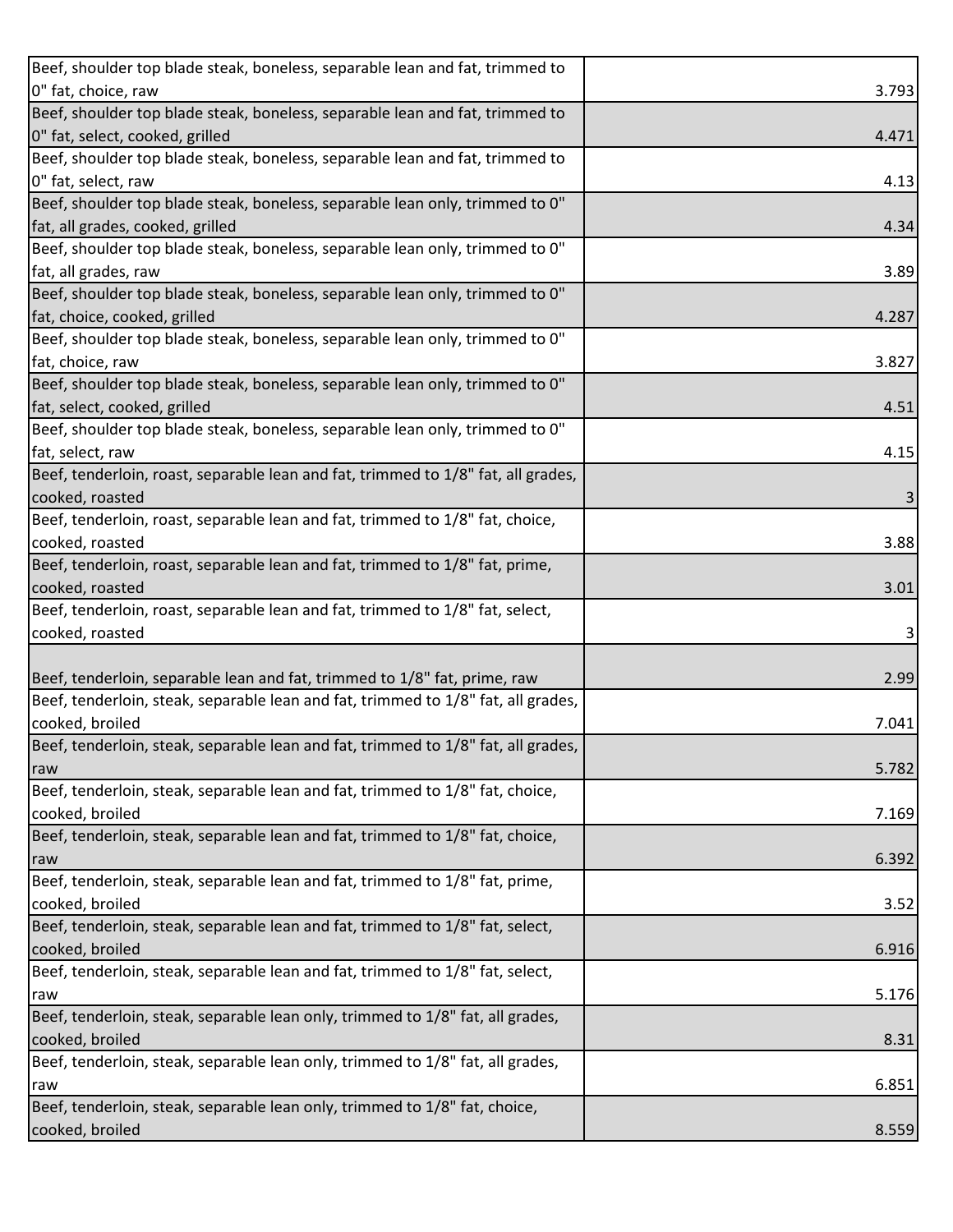| | |
|---|---|
| Beef, shoulder top blade steak, boneless, separable lean and fat, trimmed to 0" fat, choice, raw | 3.793 |
| Beef, shoulder top blade steak, boneless, separable lean and fat, trimmed to 0" fat, select, cooked, grilled | 4.471 |
| Beef, shoulder top blade steak, boneless, separable lean and fat, trimmed to 0" fat, select, raw | 4.13 |
| Beef, shoulder top blade steak, boneless, separable lean only, trimmed to 0" fat, all grades, cooked, grilled | 4.34 |
| Beef, shoulder top blade steak, boneless, separable lean only, trimmed to 0" fat, all grades, raw | 3.89 |
| Beef, shoulder top blade steak, boneless, separable lean only, trimmed to 0" fat, choice, cooked, grilled | 4.287 |
| Beef, shoulder top blade steak, boneless, separable lean only, trimmed to 0" fat, choice, raw | 3.827 |
| Beef, shoulder top blade steak, boneless, separable lean only, trimmed to 0" fat, select, cooked, grilled | 4.51 |
| Beef, shoulder top blade steak, boneless, separable lean only, trimmed to 0" fat, select, raw | 4.15 |
| Beef, tenderloin, roast, separable lean and fat, trimmed to 1/8" fat, all grades, cooked, roasted | 3 |
| Beef, tenderloin, roast, separable lean and fat, trimmed to 1/8" fat, choice, cooked, roasted | 3.88 |
| Beef, tenderloin, roast, separable lean and fat, trimmed to 1/8" fat, prime, cooked, roasted | 3.01 |
| Beef, tenderloin, roast, separable lean and fat, trimmed to 1/8" fat, select, cooked, roasted | 3 |
| Beef, tenderloin, separable lean and fat, trimmed to 1/8" fat, prime, raw | 2.99 |
| Beef, tenderloin, steak, separable lean and fat, trimmed to 1/8" fat, all grades, cooked, broiled | 7.041 |
| Beef, tenderloin, steak, separable lean and fat, trimmed to 1/8" fat, all grades, raw | 5.782 |
| Beef, tenderloin, steak, separable lean and fat, trimmed to 1/8" fat, choice, cooked, broiled | 7.169 |
| Beef, tenderloin, steak, separable lean and fat, trimmed to 1/8" fat, choice, raw | 6.392 |
| Beef, tenderloin, steak, separable lean and fat, trimmed to 1/8" fat, prime, cooked, broiled | 3.52 |
| Beef, tenderloin, steak, separable lean and fat, trimmed to 1/8" fat, select, cooked, broiled | 6.916 |
| Beef, tenderloin, steak, separable lean and fat, trimmed to 1/8" fat, select, raw | 5.176 |
| Beef, tenderloin, steak, separable lean only, trimmed to 1/8" fat, all grades, cooked, broiled | 8.31 |
| Beef, tenderloin, steak, separable lean only, trimmed to 1/8" fat, all grades, raw | 6.851 |
| Beef, tenderloin, steak, separable lean only, trimmed to 1/8" fat, choice, cooked, broiled | 8.559 |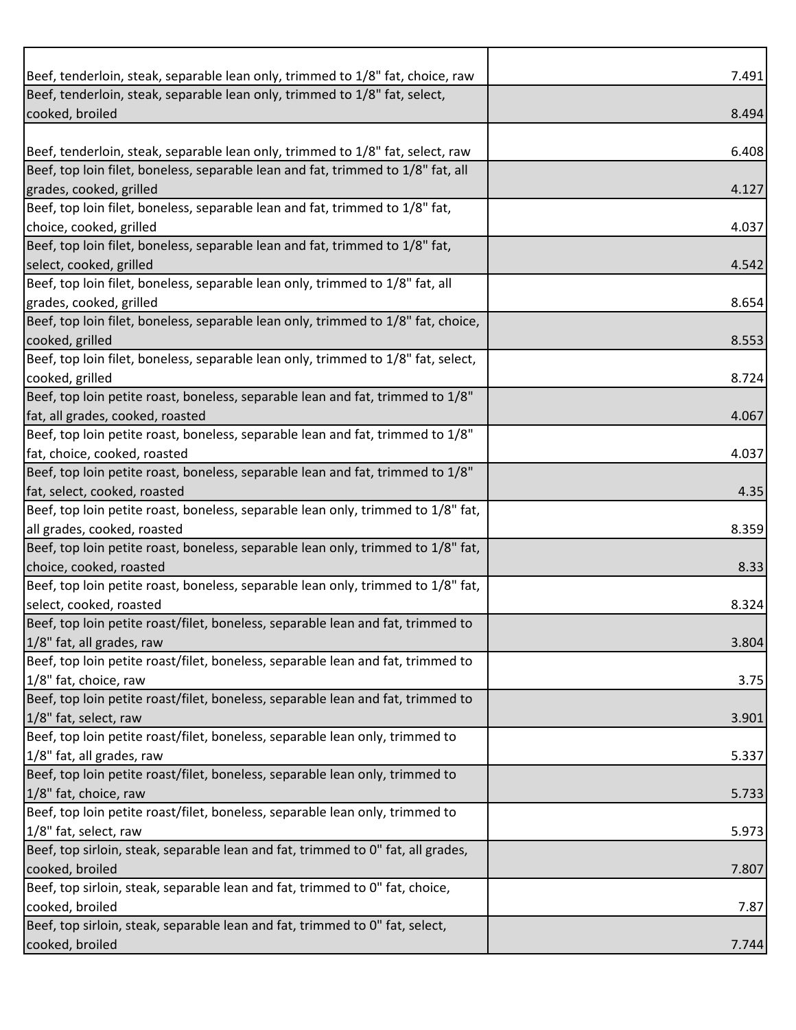| | |
|---|---|
| Beef, tenderloin, steak, separable lean only, trimmed to 1/8" fat, choice, raw | 7.491 |
| Beef, tenderloin, steak, separable lean only, trimmed to 1/8" fat, select, cooked, broiled | 8.494 |
| Beef, tenderloin, steak, separable lean only, trimmed to 1/8" fat, select, raw | 6.408 |
| Beef, top loin filet, boneless, separable lean and fat, trimmed to 1/8" fat, all grades, cooked, grilled | 4.127 |
| Beef, top loin filet, boneless, separable lean and fat, trimmed to 1/8" fat, choice, cooked, grilled | 4.037 |
| Beef, top loin filet, boneless, separable lean and fat, trimmed to 1/8" fat, select, cooked, grilled | 4.542 |
| Beef, top loin filet, boneless, separable lean only, trimmed to 1/8" fat, all grades, cooked, grilled | 8.654 |
| Beef, top loin filet, boneless, separable lean only, trimmed to 1/8" fat, choice, cooked, grilled | 8.553 |
| Beef, top loin filet, boneless, separable lean only, trimmed to 1/8" fat, select, cooked, grilled | 8.724 |
| Beef, top loin petite roast, boneless, separable lean and fat, trimmed to 1/8" fat, all grades, cooked, roasted | 4.067 |
| Beef, top loin petite roast, boneless, separable lean and fat, trimmed to 1/8" fat, choice, cooked, roasted | 4.037 |
| Beef, top loin petite roast, boneless, separable lean and fat, trimmed to 1/8" fat, select, cooked, roasted | 4.35 |
| Beef, top loin petite roast, boneless, separable lean only, trimmed to 1/8" fat, all grades, cooked, roasted | 8.359 |
| Beef, top loin petite roast, boneless, separable lean only, trimmed to 1/8" fat, choice, cooked, roasted | 8.33 |
| Beef, top loin petite roast, boneless, separable lean only, trimmed to 1/8" fat, select, cooked, roasted | 8.324 |
| Beef, top loin petite roast/filet, boneless, separable lean and fat, trimmed to 1/8" fat, all grades, raw | 3.804 |
| Beef, top loin petite roast/filet, boneless, separable lean and fat, trimmed to 1/8" fat, choice, raw | 3.75 |
| Beef, top loin petite roast/filet, boneless, separable lean and fat, trimmed to 1/8" fat, select, raw | 3.901 |
| Beef, top loin petite roast/filet, boneless, separable lean only, trimmed to 1/8" fat, all grades, raw | 5.337 |
| Beef, top loin petite roast/filet, boneless, separable lean only, trimmed to 1/8" fat, choice, raw | 5.733 |
| Beef, top loin petite roast/filet, boneless, separable lean only, trimmed to 1/8" fat, select, raw | 5.973 |
| Beef, top sirloin, steak, separable lean and fat, trimmed to 0" fat, all grades, cooked, broiled | 7.807 |
| Beef, top sirloin, steak, separable lean and fat, trimmed to 0" fat, choice, cooked, broiled | 7.87 |
| Beef, top sirloin, steak, separable lean and fat, trimmed to 0" fat, select, cooked, broiled | 7.744 |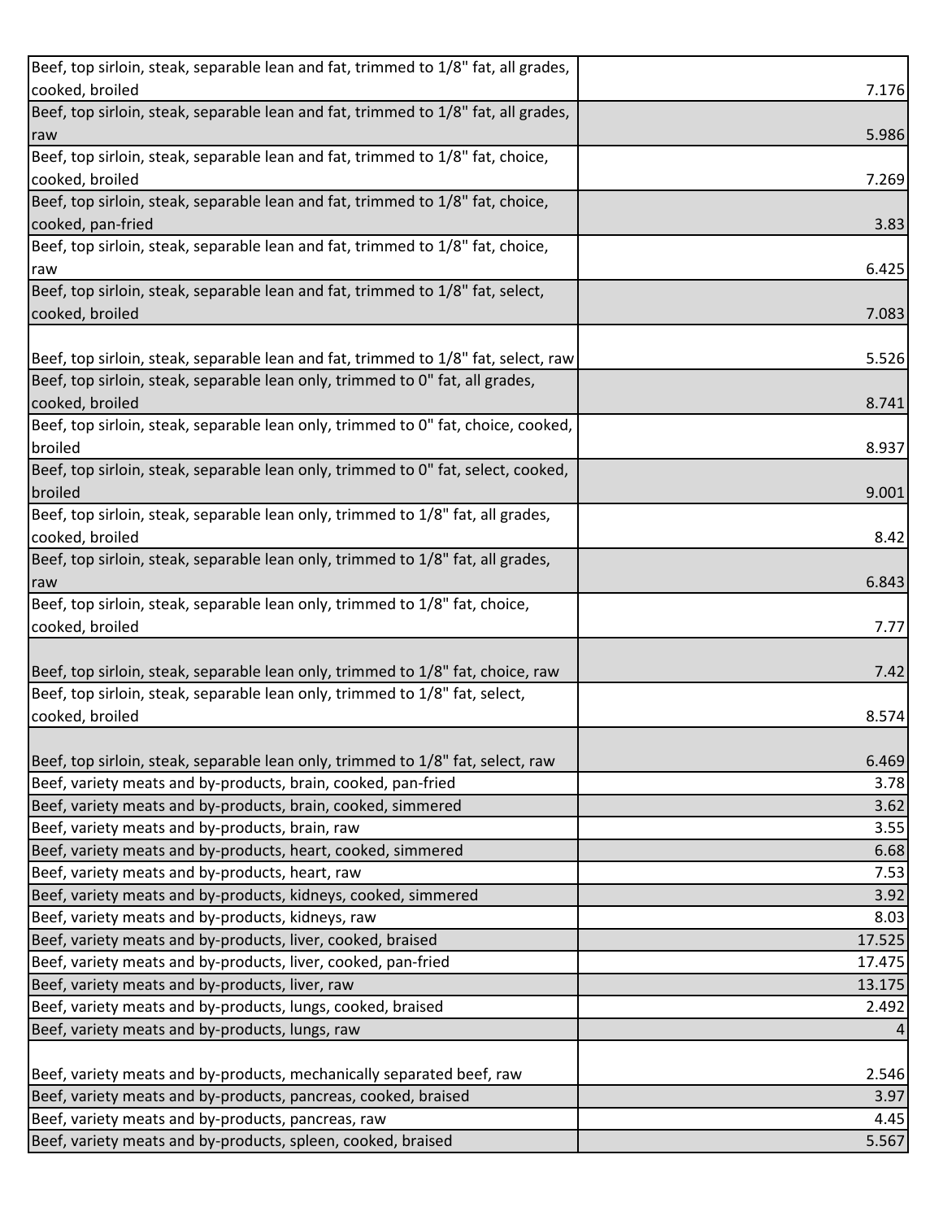| | |
|---|---|
| Beef, top sirloin, steak, separable lean and fat, trimmed to 1/8" fat, all grades, cooked, broiled | 7.176 |
| Beef, top sirloin, steak, separable lean and fat, trimmed to 1/8" fat, all grades, raw | 5.986 |
| Beef, top sirloin, steak, separable lean and fat, trimmed to 1/8" fat, choice, cooked, broiled | 7.269 |
| Beef, top sirloin, steak, separable lean and fat, trimmed to 1/8" fat, choice, cooked, pan-fried | 3.83 |
| Beef, top sirloin, steak, separable lean and fat, trimmed to 1/8" fat, choice, raw | 6.425 |
| Beef, top sirloin, steak, separable lean and fat, trimmed to 1/8" fat, select, cooked, broiled | 7.083 |
| Beef, top sirloin, steak, separable lean and fat, trimmed to 1/8" fat, select, raw | 5.526 |
| Beef, top sirloin, steak, separable lean only, trimmed to 0" fat, all grades, cooked, broiled | 8.741 |
| Beef, top sirloin, steak, separable lean only, trimmed to 0" fat, choice, cooked, broiled | 8.937 |
| Beef, top sirloin, steak, separable lean only, trimmed to 0" fat, select, cooked, broiled | 9.001 |
| Beef, top sirloin, steak, separable lean only, trimmed to 1/8" fat, all grades, cooked, broiled | 8.42 |
| Beef, top sirloin, steak, separable lean only, trimmed to 1/8" fat, all grades, raw | 6.843 |
| Beef, top sirloin, steak, separable lean only, trimmed to 1/8" fat, choice, cooked, broiled | 7.77 |
| Beef, top sirloin, steak, separable lean only, trimmed to 1/8" fat, choice, raw | 7.42 |
| Beef, top sirloin, steak, separable lean only, trimmed to 1/8" fat, select, cooked, broiled | 8.574 |
| Beef, top sirloin, steak, separable lean only, trimmed to 1/8" fat, select, raw | 6.469 |
| Beef, variety meats and by-products, brain, cooked, pan-fried | 3.78 |
| Beef, variety meats and by-products, brain, cooked, simmered | 3.62 |
| Beef, variety meats and by-products, brain, raw | 3.55 |
| Beef, variety meats and by-products, heart, cooked, simmered | 6.68 |
| Beef, variety meats and by-products, heart, raw | 7.53 |
| Beef, variety meats and by-products, kidneys, cooked, simmered | 3.92 |
| Beef, variety meats and by-products, kidneys, raw | 8.03 |
| Beef, variety meats and by-products, liver, cooked, braised | 17.525 |
| Beef, variety meats and by-products, liver, cooked, pan-fried | 17.475 |
| Beef, variety meats and by-products, liver, raw | 13.175 |
| Beef, variety meats and by-products, lungs, cooked, braised | 2.492 |
| Beef, variety meats and by-products, lungs, raw | 4 |
| Beef, variety meats and by-products, mechanically separated beef, raw | 2.546 |
| Beef, variety meats and by-products, pancreas, cooked, braised | 3.97 |
| Beef, variety meats and by-products, pancreas, raw | 4.45 |
| Beef, variety meats and by-products, spleen, cooked, braised | 5.567 |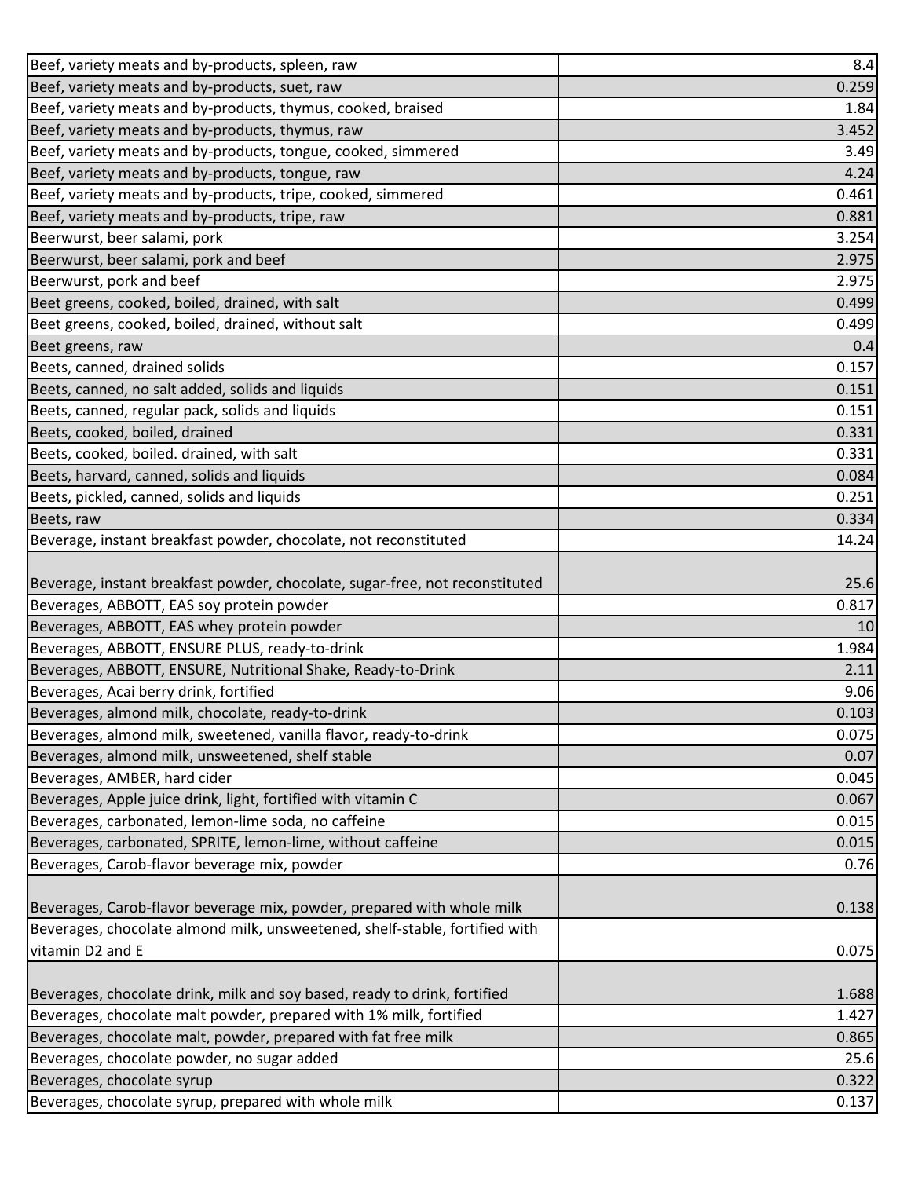| | |
|---|---|
| Beef, variety meats and by-products, spleen, raw | 8.4 |
| Beef, variety meats and by-products, suet, raw | 0.259 |
| Beef, variety meats and by-products, thymus, cooked, braised | 1.84 |
| Beef, variety meats and by-products, thymus, raw | 3.452 |
| Beef, variety meats and by-products, tongue, cooked, simmered | 3.49 |
| Beef, variety meats and by-products, tongue, raw | 4.24 |
| Beef, variety meats and by-products, tripe, cooked, simmered | 0.461 |
| Beef, variety meats and by-products, tripe, raw | 0.881 |
| Beerwurst, beer salami, pork | 3.254 |
| Beerwurst, beer salami, pork and beef | 2.975 |
| Beerwurst, pork and beef | 2.975 |
| Beet greens, cooked, boiled, drained, with salt | 0.499 |
| Beet greens, cooked, boiled, drained, without salt | 0.499 |
| Beet greens, raw | 0.4 |
| Beets, canned, drained solids | 0.157 |
| Beets, canned, no salt added, solids and liquids | 0.151 |
| Beets, canned, regular pack, solids and liquids | 0.151 |
| Beets, cooked, boiled, drained | 0.331 |
| Beets, cooked, boiled. drained, with salt | 0.331 |
| Beets, harvard, canned, solids and liquids | 0.084 |
| Beets, pickled, canned, solids and liquids | 0.251 |
| Beets, raw | 0.334 |
| Beverage, instant breakfast powder, chocolate, not reconstituted | 14.24 |
| Beverage, instant breakfast powder, chocolate, sugar-free, not reconstituted | 25.6 |
| Beverages, ABBOTT, EAS soy protein powder | 0.817 |
| Beverages, ABBOTT, EAS whey protein powder | 10 |
| Beverages, ABBOTT, ENSURE PLUS, ready-to-drink | 1.984 |
| Beverages, ABBOTT, ENSURE, Nutritional Shake, Ready-to-Drink | 2.11 |
| Beverages, Acai berry drink, fortified | 9.06 |
| Beverages, almond milk, chocolate, ready-to-drink | 0.103 |
| Beverages, almond milk, sweetened, vanilla flavor, ready-to-drink | 0.075 |
| Beverages, almond milk, unsweetened, shelf stable | 0.07 |
| Beverages, AMBER, hard cider | 0.045 |
| Beverages, Apple juice drink, light, fortified with vitamin C | 0.067 |
| Beverages, carbonated, lemon-lime soda, no caffeine | 0.015 |
| Beverages, carbonated, SPRITE, lemon-lime, without caffeine | 0.015 |
| Beverages, Carob-flavor beverage mix, powder | 0.76 |
| Beverages, Carob-flavor beverage mix, powder, prepared with whole milk | 0.138 |
| Beverages, chocolate almond milk, unsweetened, shelf-stable, fortified with vitamin D2 and E | 0.075 |
| Beverages, chocolate drink, milk and soy based, ready to drink, fortified | 1.688 |
| Beverages, chocolate malt powder, prepared with 1% milk, fortified | 1.427 |
| Beverages, chocolate malt, powder, prepared with fat free milk | 0.865 |
| Beverages, chocolate powder, no sugar added | 25.6 |
| Beverages, chocolate syrup | 0.322 |
| Beverages, chocolate syrup, prepared with whole milk | 0.137 |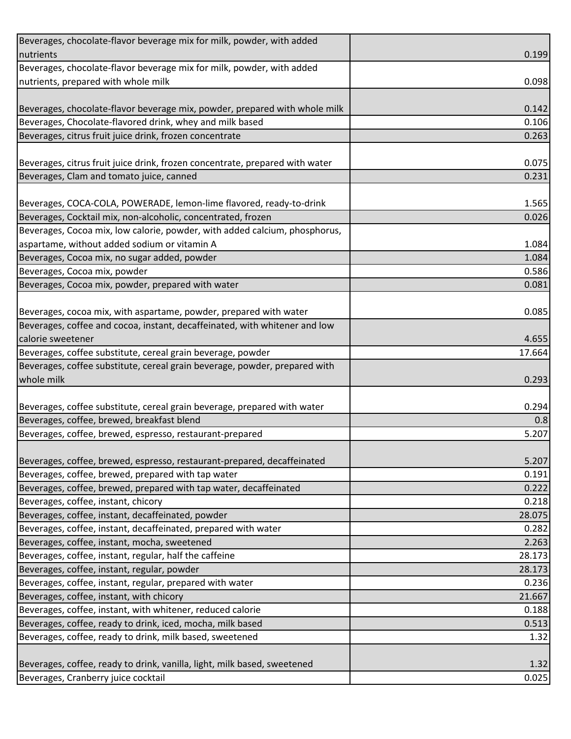| | |
|---|---|
| Beverages, chocolate-flavor beverage mix for milk, powder, with added nutrients | 0.199 |
| Beverages, chocolate-flavor beverage mix for milk, powder, with added nutrients, prepared with whole milk | 0.098 |
| Beverages, chocolate-flavor beverage mix, powder, prepared with whole milk | 0.142 |
| Beverages, Chocolate-flavored drink, whey and milk based | 0.106 |
| Beverages, citrus fruit juice drink, frozen concentrate | 0.263 |
| Beverages, citrus fruit juice drink, frozen concentrate, prepared with water | 0.075 |
| Beverages, Clam and tomato juice, canned | 0.231 |
| Beverages, COCA-COLA, POWERADE, lemon-lime flavored, ready-to-drink | 1.565 |
| Beverages, Cocktail mix, non-alcoholic, concentrated, frozen | 0.026 |
| Beverages, Cocoa mix, low calorie, powder, with added calcium, phosphorus, aspartame, without added sodium or vitamin A | 1.084 |
| Beverages, Cocoa mix, no sugar added, powder | 1.084 |
| Beverages, Cocoa mix, powder | 0.586 |
| Beverages, Cocoa mix, powder, prepared with water | 0.081 |
| Beverages, cocoa mix, with aspartame, powder, prepared with water | 0.085 |
| Beverages, coffee and cocoa, instant, decaffeinated, with whitener and low calorie sweetener | 4.655 |
| Beverages, coffee substitute, cereal grain beverage, powder | 17.664 |
| Beverages, coffee substitute, cereal grain beverage, powder, prepared with whole milk | 0.293 |
| Beverages, coffee substitute, cereal grain beverage, prepared with water | 0.294 |
| Beverages, coffee, brewed, breakfast blend | 0.8 |
| Beverages, coffee, brewed, espresso, restaurant-prepared | 5.207 |
| Beverages, coffee, brewed, espresso, restaurant-prepared, decaffeinated | 5.207 |
| Beverages, coffee, brewed, prepared with tap water | 0.191 |
| Beverages, coffee, brewed, prepared with tap water, decaffeinated | 0.222 |
| Beverages, coffee, instant, chicory | 0.218 |
| Beverages, coffee, instant, decaffeinated, powder | 28.075 |
| Beverages, coffee, instant, decaffeinated, prepared with water | 0.282 |
| Beverages, coffee, instant, mocha, sweetened | 2.263 |
| Beverages, coffee, instant, regular, half the caffeine | 28.173 |
| Beverages, coffee, instant, regular, powder | 28.173 |
| Beverages, coffee, instant, regular, prepared with water | 0.236 |
| Beverages, coffee, instant, with chicory | 21.667 |
| Beverages, coffee, instant, with whitener, reduced calorie | 0.188 |
| Beverages, coffee, ready to drink, iced, mocha, milk based | 0.513 |
| Beverages, coffee, ready to drink, milk based, sweetened | 1.32 |
| Beverages, coffee, ready to drink, vanilla, light, milk based, sweetened | 1.32 |
| Beverages, Cranberry juice cocktail | 0.025 |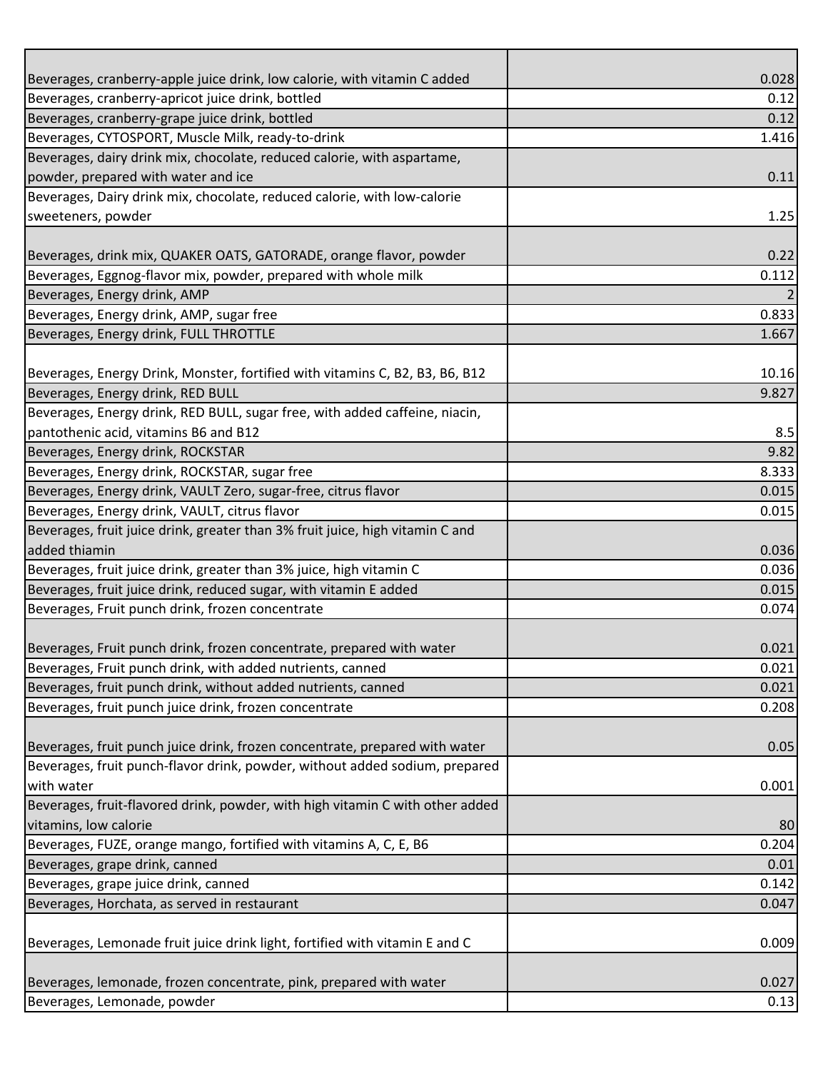| | |
|---|---|
| Beverages, cranberry-apple juice drink, low calorie, with vitamin C added | 0.028 |
| Beverages, cranberry-apricot juice drink, bottled | 0.12 |
| Beverages, cranberry-grape juice drink, bottled | 0.12 |
| Beverages, CYTOSPORT, Muscle Milk, ready-to-drink | 1.416 |
| Beverages, dairy drink mix, chocolate, reduced calorie, with aspartame, powder, prepared with water and ice | 0.11 |
| Beverages, Dairy drink mix, chocolate, reduced calorie, with low-calorie sweeteners, powder | 1.25 |
| Beverages, drink mix, QUAKER OATS, GATORADE, orange flavor, powder | 0.22 |
| Beverages, Eggnog-flavor mix, powder, prepared with whole milk | 0.112 |
| Beverages, Energy drink, AMP | 2 |
| Beverages, Energy drink, AMP, sugar free | 0.833 |
| Beverages, Energy drink, FULL THROTTLE | 1.667 |
| Beverages, Energy Drink, Monster, fortified with vitamins C, B2, B3, B6, B12 | 10.16 |
| Beverages, Energy drink, RED BULL | 9.827 |
| Beverages, Energy drink, RED BULL, sugar free, with added caffeine, niacin, pantothenic acid, vitamins B6 and B12 | 8.5 |
| Beverages, Energy drink, ROCKSTAR | 9.82 |
| Beverages, Energy drink, ROCKSTAR, sugar free | 8.333 |
| Beverages, Energy drink, VAULT Zero, sugar-free, citrus flavor | 0.015 |
| Beverages, Energy drink, VAULT, citrus flavor | 0.015 |
| Beverages, fruit juice drink, greater than 3% fruit juice, high vitamin C and added thiamin | 0.036 |
| Beverages, fruit juice drink, greater than 3% juice, high vitamin C | 0.036 |
| Beverages, fruit juice drink, reduced sugar, with vitamin E added | 0.015 |
| Beverages, Fruit punch drink, frozen concentrate | 0.074 |
| Beverages, Fruit punch drink, frozen concentrate, prepared with water | 0.021 |
| Beverages, Fruit punch drink, with added nutrients, canned | 0.021 |
| Beverages, fruit punch drink, without added nutrients, canned | 0.021 |
| Beverages, fruit punch juice drink, frozen concentrate | 0.208 |
| Beverages, fruit punch juice drink, frozen concentrate, prepared with water | 0.05 |
| Beverages, fruit punch-flavor drink, powder, without added sodium, prepared with water | 0.001 |
| Beverages, fruit-flavored drink, powder, with high vitamin C with other added vitamins, low calorie | 80 |
| Beverages, FUZE, orange mango, fortified with vitamins A, C, E, B6 | 0.204 |
| Beverages, grape drink, canned | 0.01 |
| Beverages, grape juice drink, canned | 0.142 |
| Beverages, Horchata, as served in restaurant | 0.047 |
| Beverages, Lemonade fruit juice drink light, fortified with vitamin E and C | 0.009 |
| Beverages, lemonade, frozen concentrate, pink, prepared with water | 0.027 |
| Beverages, Lemonade, powder | 0.13 |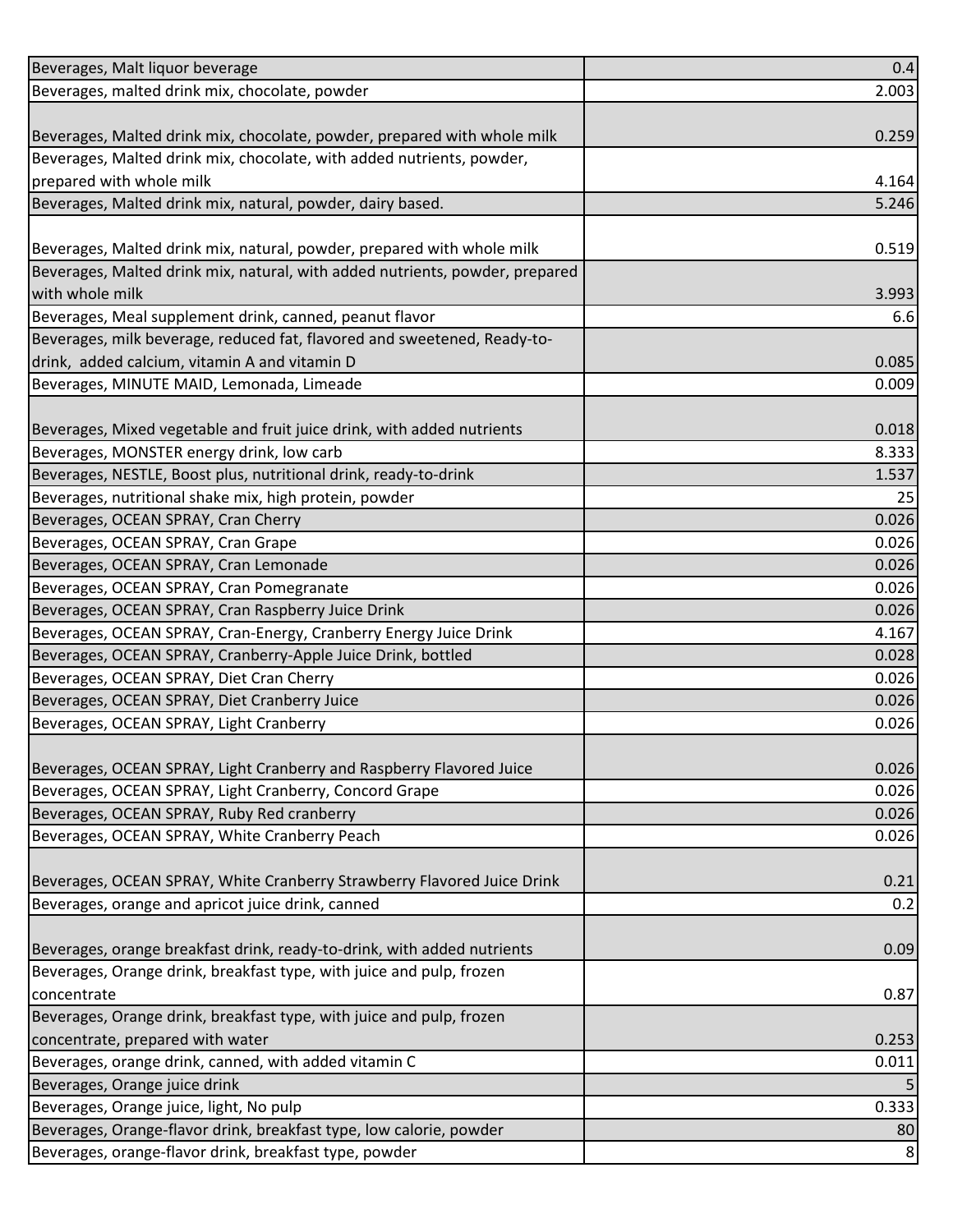| | |
|---|---|
| Beverages, Malt liquor beverage | 0.4 |
| Beverages, malted drink mix, chocolate, powder | 2.003 |
| Beverages, Malted drink mix, chocolate, powder, prepared with whole milk | 0.259 |
| Beverages, Malted drink mix, chocolate, with added nutrients, powder, prepared with whole milk | 4.164 |
| Beverages, Malted drink mix, natural, powder, dairy based. | 5.246 |
| Beverages, Malted drink mix, natural, powder, prepared with whole milk | 0.519 |
| Beverages, Malted drink mix, natural, with added nutrients, powder, prepared with whole milk | 3.993 |
| Beverages, Meal supplement drink, canned, peanut flavor | 6.6 |
| Beverages, milk beverage, reduced fat, flavored and sweetened, Ready-to-drink, added calcium, vitamin A and vitamin D | 0.085 |
| Beverages, MINUTE MAID, Lemonada, Limeade | 0.009 |
| Beverages, Mixed vegetable and fruit juice drink, with added nutrients | 0.018 |
| Beverages, MONSTER energy drink, low carb | 8.333 |
| Beverages, NESTLE, Boost plus, nutritional drink, ready-to-drink | 1.537 |
| Beverages, nutritional shake mix, high protein, powder | 25 |
| Beverages, OCEAN SPRAY, Cran Cherry | 0.026 |
| Beverages, OCEAN SPRAY, Cran Grape | 0.026 |
| Beverages, OCEAN SPRAY, Cran Lemonade | 0.026 |
| Beverages, OCEAN SPRAY, Cran Pomegranate | 0.026 |
| Beverages, OCEAN SPRAY, Cran Raspberry Juice Drink | 0.026 |
| Beverages, OCEAN SPRAY, Cran-Energy, Cranberry Energy Juice Drink | 4.167 |
| Beverages, OCEAN SPRAY, Cranberry-Apple Juice Drink, bottled | 0.028 |
| Beverages, OCEAN SPRAY, Diet Cran Cherry | 0.026 |
| Beverages, OCEAN SPRAY, Diet Cranberry Juice | 0.026 |
| Beverages, OCEAN SPRAY, Light Cranberry | 0.026 |
| Beverages, OCEAN SPRAY, Light Cranberry and Raspberry Flavored Juice | 0.026 |
| Beverages, OCEAN SPRAY, Light Cranberry, Concord Grape | 0.026 |
| Beverages, OCEAN SPRAY, Ruby Red cranberry | 0.026 |
| Beverages, OCEAN SPRAY, White Cranberry Peach | 0.026 |
| Beverages, OCEAN SPRAY, White Cranberry Strawberry Flavored Juice Drink | 0.21 |
| Beverages, orange and apricot juice drink, canned | 0.2 |
| Beverages, orange breakfast drink, ready-to-drink, with added nutrients | 0.09 |
| Beverages, Orange drink, breakfast type, with juice and pulp, frozen concentrate | 0.87 |
| Beverages, Orange drink, breakfast type, with juice and pulp, frozen concentrate, prepared with water | 0.253 |
| Beverages, orange drink, canned, with added vitamin C | 0.011 |
| Beverages, Orange juice drink | 5 |
| Beverages, Orange juice, light, No pulp | 0.333 |
| Beverages, Orange-flavor drink, breakfast type, low calorie, powder | 80 |
| Beverages, orange-flavor drink, breakfast type, powder | 8 |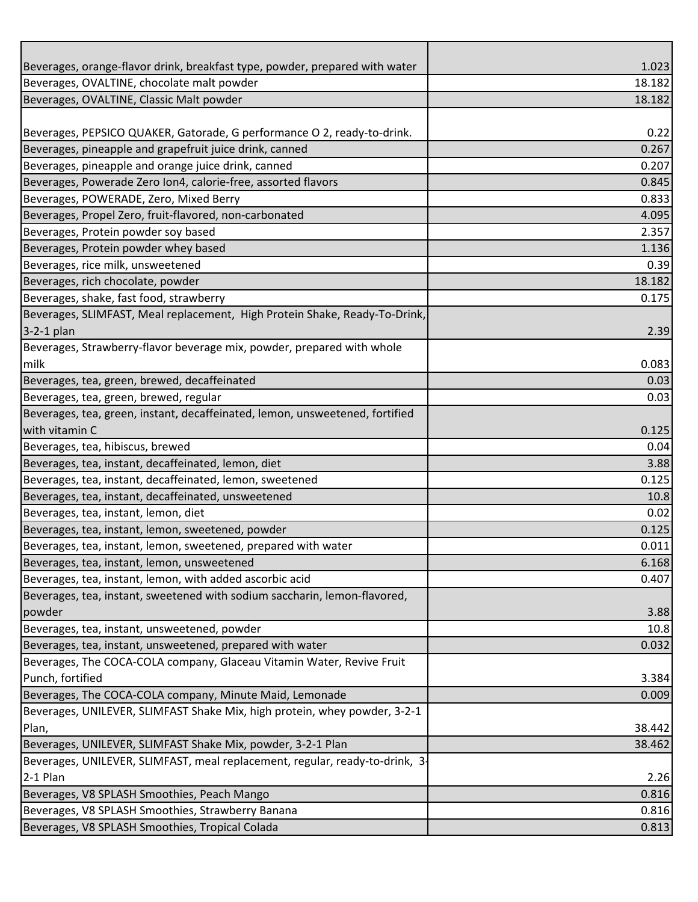| | |
|---|---|
| Beverages, orange-flavor drink, breakfast type, powder, prepared with water | 1.023 |
| Beverages, OVALTINE, chocolate malt powder | 18.182 |
| Beverages, OVALTINE, Classic Malt powder | 18.182 |
| Beverages, PEPSICO QUAKER, Gatorade, G performance O 2, ready-to-drink. | 0.22 |
| Beverages, pineapple and grapefruit juice drink, canned | 0.267 |
| Beverages, pineapple and orange juice drink, canned | 0.207 |
| Beverages, Powerade Zero Ion4, calorie-free, assorted flavors | 0.845 |
| Beverages, POWERADE, Zero, Mixed Berry | 0.833 |
| Beverages, Propel Zero, fruit-flavored, non-carbonated | 4.095 |
| Beverages, Protein powder soy based | 2.357 |
| Beverages, Protein powder whey based | 1.136 |
| Beverages, rice milk, unsweetened | 0.39 |
| Beverages, rich chocolate, powder | 18.182 |
| Beverages, shake, fast food, strawberry | 0.175 |
| Beverages, SLIMFAST, Meal replacement, High Protein Shake, Ready-To-Drink, 3-2-1 plan | 2.39 |
| Beverages, Strawberry-flavor beverage mix, powder, prepared with whole milk | 0.083 |
| Beverages, tea, green, brewed, decaffeinated | 0.03 |
| Beverages, tea, green, brewed, regular | 0.03 |
| Beverages, tea, green, instant, decaffeinated, lemon, unsweetened, fortified with vitamin C | 0.125 |
| Beverages, tea, hibiscus, brewed | 0.04 |
| Beverages, tea, instant, decaffeinated, lemon, diet | 3.88 |
| Beverages, tea, instant, decaffeinated, lemon, sweetened | 0.125 |
| Beverages, tea, instant, decaffeinated, unsweetened | 10.8 |
| Beverages, tea, instant, lemon, diet | 0.02 |
| Beverages, tea, instant, lemon, sweetened, powder | 0.125 |
| Beverages, tea, instant, lemon, sweetened, prepared with water | 0.011 |
| Beverages, tea, instant, lemon, unsweetened | 6.168 |
| Beverages, tea, instant, lemon, with added ascorbic acid | 0.407 |
| Beverages, tea, instant, sweetened with sodium saccharin, lemon-flavored, powder | 3.88 |
| Beverages, tea, instant, unsweetened, powder | 10.8 |
| Beverages, tea, instant, unsweetened, prepared with water | 0.032 |
| Beverages, The COCA-COLA company, Glaceau Vitamin Water, Revive Fruit Punch, fortified | 3.384 |
| Beverages, The COCA-COLA company, Minute Maid, Lemonade | 0.009 |
| Beverages, UNILEVER, SLIMFAST Shake Mix, high protein, whey powder, 3-2-1 Plan, | 38.442 |
| Beverages, UNILEVER, SLIMFAST Shake Mix, powder, 3-2-1 Plan | 38.462 |
| Beverages, UNILEVER, SLIMFAST, meal replacement, regular, ready-to-drink, 3-2-1 Plan | 2.26 |
| Beverages, V8 SPLASH Smoothies, Peach Mango | 0.816 |
| Beverages, V8 SPLASH Smoothies, Strawberry Banana | 0.816 |
| Beverages, V8 SPLASH Smoothies, Tropical Colada | 0.813 |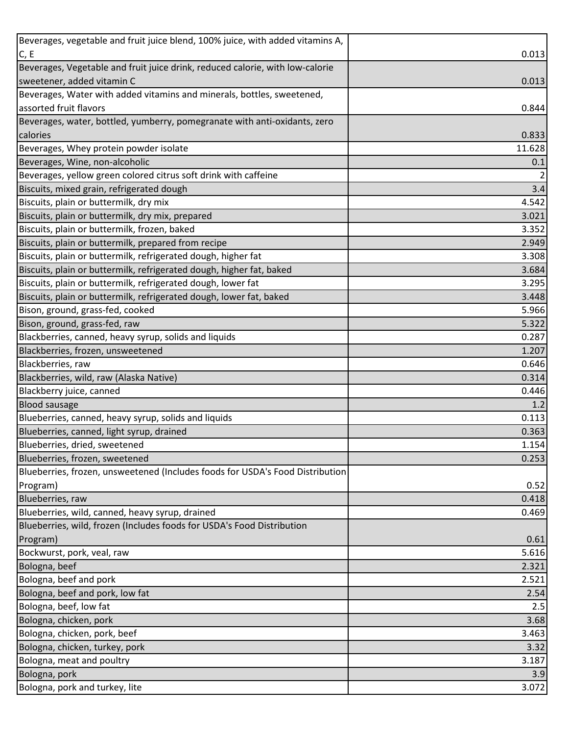| | |
|---|---|
| Beverages, vegetable and fruit juice blend, 100% juice, with added vitamins A, C, E | 0.013 |
| Beverages, Vegetable and fruit juice drink, reduced calorie, with low-calorie sweetener, added vitamin C | 0.013 |
| Beverages, Water with added vitamins and minerals, bottles, sweetened, assorted fruit flavors | 0.844 |
| Beverages, water, bottled, yumberry, pomegranate with anti-oxidants, zero calories | 0.833 |
| Beverages, Whey protein powder isolate | 11.628 |
| Beverages, Wine, non-alcoholic | 0.1 |
| Beverages, yellow green colored citrus soft drink with caffeine | 2 |
| Biscuits, mixed grain, refrigerated dough | 3.4 |
| Biscuits, plain or buttermilk, dry mix | 4.542 |
| Biscuits, plain or buttermilk, dry mix, prepared | 3.021 |
| Biscuits, plain or buttermilk, frozen, baked | 3.352 |
| Biscuits, plain or buttermilk, prepared from recipe | 2.949 |
| Biscuits, plain or buttermilk, refrigerated dough, higher fat | 3.308 |
| Biscuits, plain or buttermilk, refrigerated dough, higher fat, baked | 3.684 |
| Biscuits, plain or buttermilk, refrigerated dough, lower fat | 3.295 |
| Biscuits, plain or buttermilk, refrigerated dough, lower fat, baked | 3.448 |
| Bison, ground, grass-fed, cooked | 5.966 |
| Bison, ground, grass-fed, raw | 5.322 |
| Blackberries, canned, heavy syrup, solids and liquids | 0.287 |
| Blackberries, frozen, unsweetened | 1.207 |
| Blackberries, raw | 0.646 |
| Blackberries, wild, raw (Alaska Native) | 0.314 |
| Blackberry juice, canned | 0.446 |
| Blood sausage | 1.2 |
| Blueberries, canned, heavy syrup, solids and liquids | 0.113 |
| Blueberries, canned, light syrup, drained | 0.363 |
| Blueberries, dried, sweetened | 1.154 |
| Blueberries, frozen, sweetened | 0.253 |
| Blueberries, frozen, unsweetened (Includes foods for USDA's Food Distribution Program) | 0.52 |
| Blueberries, raw | 0.418 |
| Blueberries, wild, canned, heavy syrup, drained | 0.469 |
| Blueberries, wild, frozen (Includes foods for USDA's Food Distribution Program) | 0.61 |
| Bockwurst, pork, veal, raw | 5.616 |
| Bologna, beef | 2.321 |
| Bologna, beef and pork | 2.521 |
| Bologna, beef and pork, low fat | 2.54 |
| Bologna, beef, low fat | 2.5 |
| Bologna, chicken, pork | 3.68 |
| Bologna, chicken, pork, beef | 3.463 |
| Bologna, chicken, turkey, pork | 3.32 |
| Bologna, meat and poultry | 3.187 |
| Bologna, pork | 3.9 |
| Bologna, pork and turkey, lite | 3.072 |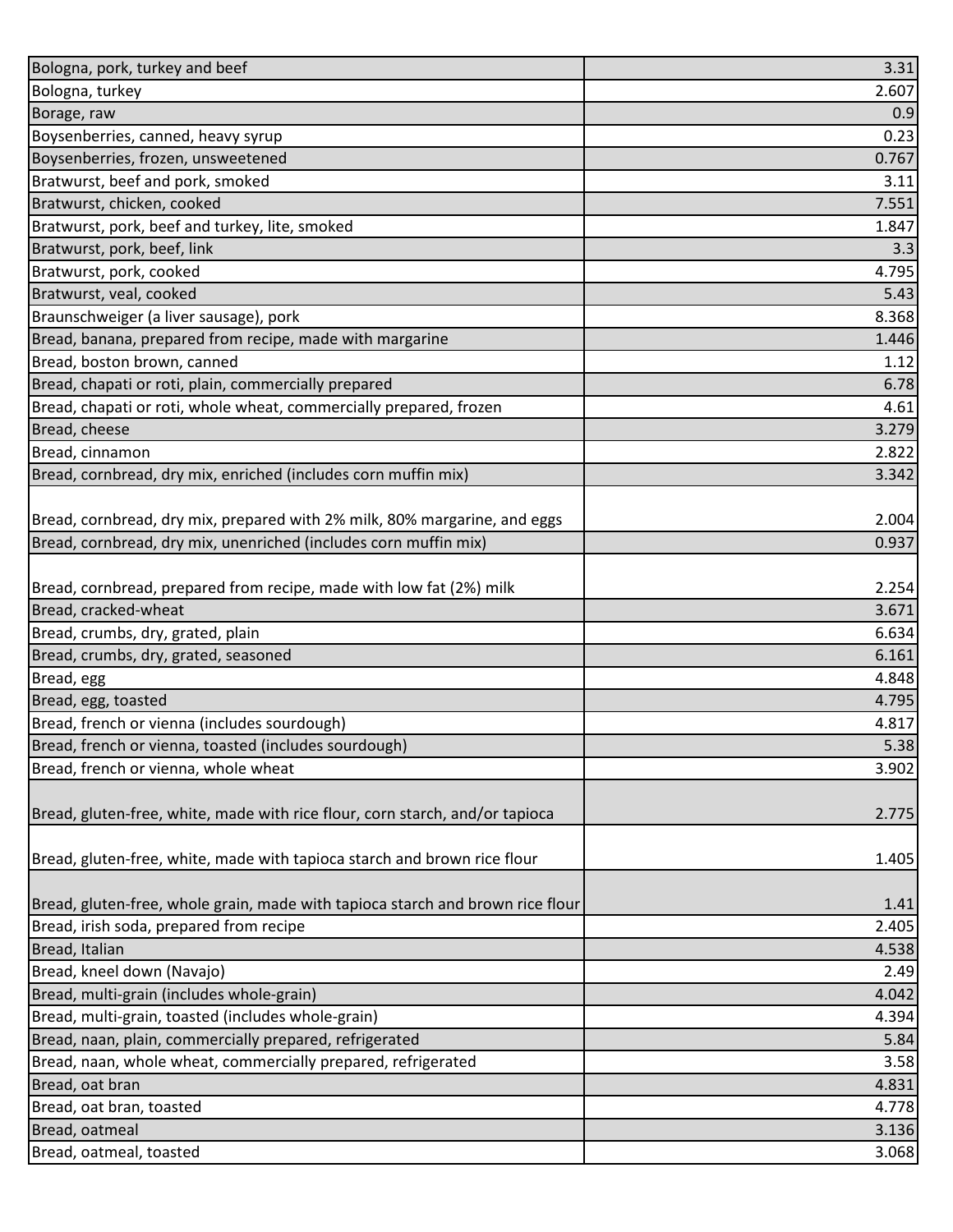| | |
|---|---|
| Bologna, pork, turkey and beef | 3.31 |
| Bologna, turkey | 2.607 |
| Borage, raw | 0.9 |
| Boysenberries, canned, heavy syrup | 0.23 |
| Boysenberries, frozen, unsweetened | 0.767 |
| Bratwurst, beef and pork, smoked | 3.11 |
| Bratwurst, chicken, cooked | 7.551 |
| Bratwurst, pork, beef and turkey, lite, smoked | 1.847 |
| Bratwurst, pork, beef, link | 3.3 |
| Bratwurst, pork, cooked | 4.795 |
| Bratwurst, veal, cooked | 5.43 |
| Braunschweiger (a liver sausage), pork | 8.368 |
| Bread, banana, prepared from recipe, made with margarine | 1.446 |
| Bread, boston brown, canned | 1.12 |
| Bread, chapati or roti, plain, commercially prepared | 6.78 |
| Bread, chapati or roti, whole wheat, commercially prepared, frozen | 4.61 |
| Bread, cheese | 3.279 |
| Bread, cinnamon | 2.822 |
| Bread, cornbread, dry mix, enriched (includes corn muffin mix) | 3.342 |
| Bread, cornbread, dry mix, prepared with 2% milk, 80% margarine, and eggs | 2.004 |
| Bread, cornbread, dry mix, unenriched (includes corn muffin mix) | 0.937 |
| Bread, cornbread, prepared from recipe, made with low fat (2%) milk | 2.254 |
| Bread, cracked-wheat | 3.671 |
| Bread, crumbs, dry, grated, plain | 6.634 |
| Bread, crumbs, dry, grated, seasoned | 6.161 |
| Bread, egg | 4.848 |
| Bread, egg, toasted | 4.795 |
| Bread, french or vienna (includes sourdough) | 4.817 |
| Bread, french or vienna, toasted (includes sourdough) | 5.38 |
| Bread, french or vienna, whole wheat | 3.902 |
| Bread, gluten-free, white, made with rice flour, corn starch, and/or tapioca | 2.775 |
| Bread, gluten-free, white, made with tapioca starch and brown rice flour | 1.405 |
| Bread, gluten-free, whole grain, made with tapioca starch and brown rice flour | 1.41 |
| Bread, irish soda, prepared from recipe | 2.405 |
| Bread, Italian | 4.538 |
| Bread, kneel down (Navajo) | 2.49 |
| Bread, multi-grain (includes whole-grain) | 4.042 |
| Bread, multi-grain, toasted (includes whole-grain) | 4.394 |
| Bread, naan, plain, commercially prepared, refrigerated | 5.84 |
| Bread, naan, whole wheat, commercially prepared, refrigerated | 3.58 |
| Bread, oat bran | 4.831 |
| Bread, oat bran, toasted | 4.778 |
| Bread, oatmeal | 3.136 |
| Bread, oatmeal, toasted | 3.068 |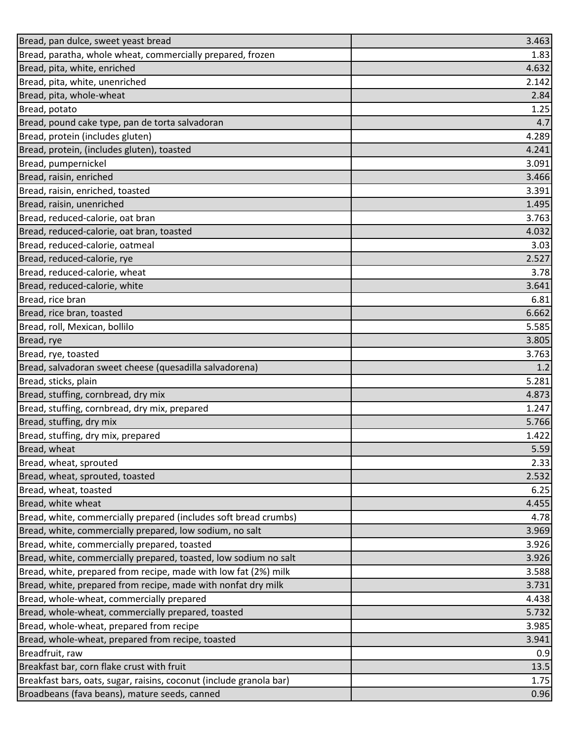| | |
|---|---|
| Bread, pan dulce, sweet yeast bread | 3.463 |
| Bread, paratha, whole wheat, commercially prepared, frozen | 1.83 |
| Bread, pita, white, enriched | 4.632 |
| Bread, pita, white, unenriched | 2.142 |
| Bread, pita, whole-wheat | 2.84 |
| Bread, potato | 1.25 |
| Bread, pound cake type, pan de torta salvadoran | 4.7 |
| Bread, protein (includes gluten) | 4.289 |
| Bread, protein, (includes gluten), toasted | 4.241 |
| Bread, pumpernickel | 3.091 |
| Bread, raisin, enriched | 3.466 |
| Bread, raisin, enriched, toasted | 3.391 |
| Bread, raisin, unenriched | 1.495 |
| Bread, reduced-calorie, oat bran | 3.763 |
| Bread, reduced-calorie, oat bran, toasted | 4.032 |
| Bread, reduced-calorie, oatmeal | 3.03 |
| Bread, reduced-calorie, rye | 2.527 |
| Bread, reduced-calorie, wheat | 3.78 |
| Bread, reduced-calorie, white | 3.641 |
| Bread, rice bran | 6.81 |
| Bread, rice bran, toasted | 6.662 |
| Bread, roll, Mexican, bollilo | 5.585 |
| Bread, rye | 3.805 |
| Bread, rye, toasted | 3.763 |
| Bread, salvadoran sweet cheese (quesadilla salvadorena) | 1.2 |
| Bread, sticks, plain | 5.281 |
| Bread, stuffing, cornbread, dry mix | 4.873 |
| Bread, stuffing, cornbread, dry mix, prepared | 1.247 |
| Bread, stuffing, dry mix | 5.766 |
| Bread, stuffing, dry mix, prepared | 1.422 |
| Bread, wheat | 5.59 |
| Bread, wheat, sprouted | 2.33 |
| Bread, wheat, sprouted, toasted | 2.532 |
| Bread, wheat, toasted | 6.25 |
| Bread, white wheat | 4.455 |
| Bread, white, commercially prepared (includes soft bread crumbs) | 4.78 |
| Bread, white, commercially prepared, low sodium, no salt | 3.969 |
| Bread, white, commercially prepared, toasted | 3.926 |
| Bread, white, commercially prepared, toasted, low sodium no salt | 3.926 |
| Bread, white, prepared from recipe, made with low fat (2%) milk | 3.588 |
| Bread, white, prepared from recipe, made with nonfat dry milk | 3.731 |
| Bread, whole-wheat, commercially prepared | 4.438 |
| Bread, whole-wheat, commercially prepared, toasted | 5.732 |
| Bread, whole-wheat, prepared from recipe | 3.985 |
| Bread, whole-wheat, prepared from recipe, toasted | 3.941 |
| Breadfruit, raw | 0.9 |
| Breakfast bar, corn flake crust with fruit | 13.5 |
| Breakfast bars, oats, sugar, raisins, coconut (include granola bar) | 1.75 |
| Broadbeans (fava beans), mature seeds, canned | 0.96 |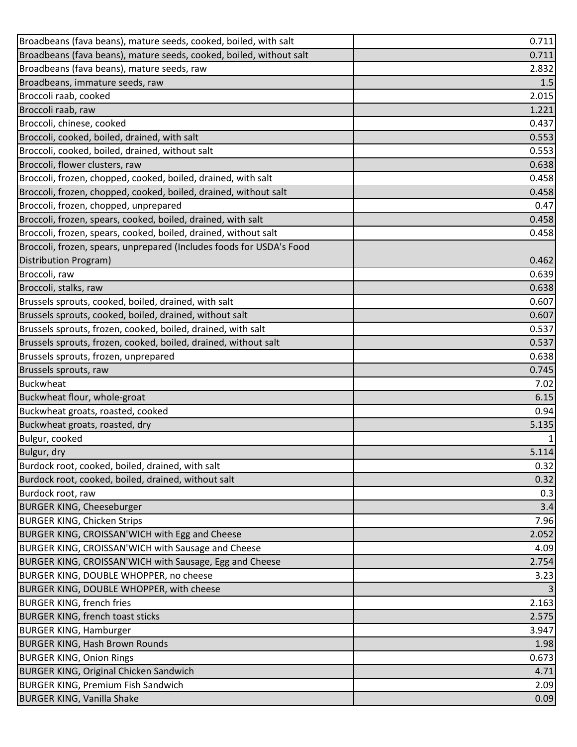| | |
|---|---|
| Broadbeans (fava beans), mature seeds, cooked, boiled, with salt | 0.711 |
| Broadbeans (fava beans), mature seeds, cooked, boiled, without salt | 0.711 |
| Broadbeans (fava beans), mature seeds, raw | 2.832 |
| Broadbeans, immature seeds, raw | 1.5 |
| Broccoli raab, cooked | 2.015 |
| Broccoli raab, raw | 1.221 |
| Broccoli, chinese, cooked | 0.437 |
| Broccoli, cooked, boiled, drained, with salt | 0.553 |
| Broccoli, cooked, boiled, drained, without salt | 0.553 |
| Broccoli, flower clusters, raw | 0.638 |
| Broccoli, frozen, chopped, cooked, boiled, drained, with salt | 0.458 |
| Broccoli, frozen, chopped, cooked, boiled, drained, without salt | 0.458 |
| Broccoli, frozen, chopped, unprepared | 0.47 |
| Broccoli, frozen, spears, cooked, boiled, drained, with salt | 0.458 |
| Broccoli, frozen, spears, cooked, boiled, drained, without salt | 0.458 |
| Broccoli, frozen, spears, unprepared (Includes foods for USDA's Food Distribution Program) | 0.462 |
| Broccoli, raw | 0.639 |
| Broccoli, stalks, raw | 0.638 |
| Brussels sprouts, cooked, boiled, drained, with salt | 0.607 |
| Brussels sprouts, cooked, boiled, drained, without salt | 0.607 |
| Brussels sprouts, frozen, cooked, boiled, drained, with salt | 0.537 |
| Brussels sprouts, frozen, cooked, boiled, drained, without salt | 0.537 |
| Brussels sprouts, frozen, unprepared | 0.638 |
| Brussels sprouts, raw | 0.745 |
| Buckwheat | 7.02 |
| Buckwheat flour, whole-groat | 6.15 |
| Buckwheat groats, roasted, cooked | 0.94 |
| Buckwheat groats, roasted, dry | 5.135 |
| Bulgur, cooked | 1 |
| Bulgur, dry | 5.114 |
| Burdock root, cooked, boiled, drained, with salt | 0.32 |
| Burdock root, cooked, boiled, drained, without salt | 0.32 |
| Burdock root, raw | 0.3 |
| BURGER KING, Cheeseburger | 3.4 |
| BURGER KING, Chicken Strips | 7.96 |
| BURGER KING, CROISSAN'WICH with Egg and Cheese | 2.052 |
| BURGER KING, CROISSAN'WICH with Sausage and Cheese | 4.09 |
| BURGER KING, CROISSAN'WICH with Sausage, Egg and Cheese | 2.754 |
| BURGER KING, DOUBLE WHOPPER, no cheese | 3.23 |
| BURGER KING, DOUBLE WHOPPER, with cheese | 3 |
| BURGER KING, french fries | 2.163 |
| BURGER KING, french toast sticks | 2.575 |
| BURGER KING, Hamburger | 3.947 |
| BURGER KING, Hash Brown Rounds | 1.98 |
| BURGER KING, Onion Rings | 0.673 |
| BURGER KING, Original Chicken Sandwich | 4.71 |
| BURGER KING, Premium Fish Sandwich | 2.09 |
| BURGER KING, Vanilla Shake | 0.09 |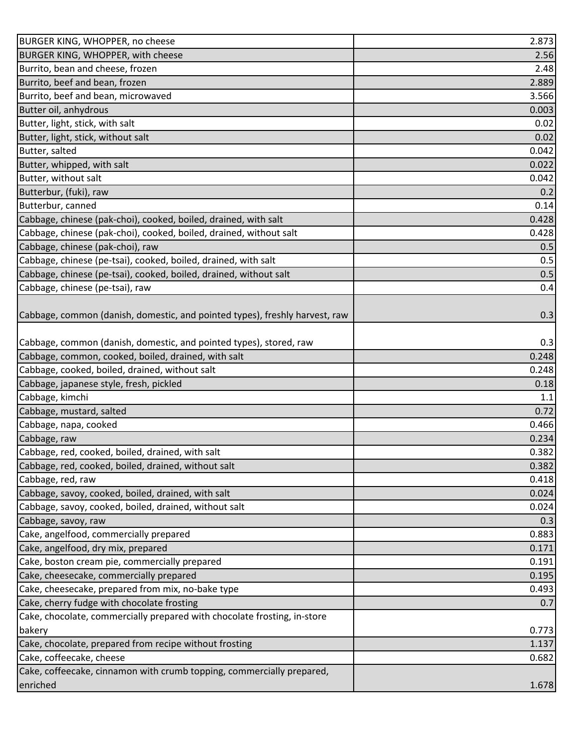| BURGER KING, WHOPPER, no cheese | 2.873 |
|---|---|
| BURGER KING, WHOPPER, with cheese | 2.56 |
| Burrito, bean and cheese, frozen | 2.48 |
| Burrito, beef and bean, frozen | 2.889 |
| Burrito, beef and bean, microwaved | 3.566 |
| Butter oil, anhydrous | 0.003 |
| Butter, light, stick, with salt | 0.02 |
| Butter, light, stick, without salt | 0.02 |
| Butter, salted | 0.042 |
| Butter, whipped, with salt | 0.022 |
| Butter, without salt | 0.042 |
| Butterbur, (fuki), raw | 0.2 |
| Butterbur, canned | 0.14 |
| Cabbage, chinese (pak-choi), cooked, boiled, drained, with salt | 0.428 |
| Cabbage, chinese (pak-choi), cooked, boiled, drained, without salt | 0.428 |
| Cabbage, chinese (pak-choi), raw | 0.5 |
| Cabbage, chinese (pe-tsai), cooked, boiled, drained, with salt | 0.5 |
| Cabbage, chinese (pe-tsai), cooked, boiled, drained, without salt | 0.5 |
| Cabbage, chinese (pe-tsai), raw | 0.4 |
| Cabbage, common (danish, domestic, and pointed types), freshly harvest, raw | 0.3 |
| Cabbage, common (danish, domestic, and pointed types), stored, raw | 0.3 |
| Cabbage, common, cooked, boiled, drained, with salt | 0.248 |
| Cabbage, cooked, boiled, drained, without salt | 0.248 |
| Cabbage, japanese style, fresh, pickled | 0.18 |
| Cabbage, kimchi | 1.1 |
| Cabbage, mustard, salted | 0.72 |
| Cabbage, napa, cooked | 0.466 |
| Cabbage, raw | 0.234 |
| Cabbage, red, cooked, boiled, drained, with salt | 0.382 |
| Cabbage, red, cooked, boiled, drained, without salt | 0.382 |
| Cabbage, red, raw | 0.418 |
| Cabbage, savoy, cooked, boiled, drained, with salt | 0.024 |
| Cabbage, savoy, cooked, boiled, drained, without salt | 0.024 |
| Cabbage, savoy, raw | 0.3 |
| Cake, angelfood, commercially prepared | 0.883 |
| Cake, angelfood, dry mix, prepared | 0.171 |
| Cake, boston cream pie, commercially prepared | 0.191 |
| Cake, cheesecake, commercially prepared | 0.195 |
| Cake, cheesecake, prepared from mix, no-bake type | 0.493 |
| Cake, cherry fudge with chocolate frosting | 0.7 |
| Cake, chocolate, commercially prepared with chocolate frosting, in-store bakery | 0.773 |
| Cake, chocolate, prepared from recipe without frosting | 1.137 |
| Cake, coffeecake, cheese | 0.682 |
| Cake, coffeecake, cinnamon with crumb topping, commercially prepared, enriched | 1.678 |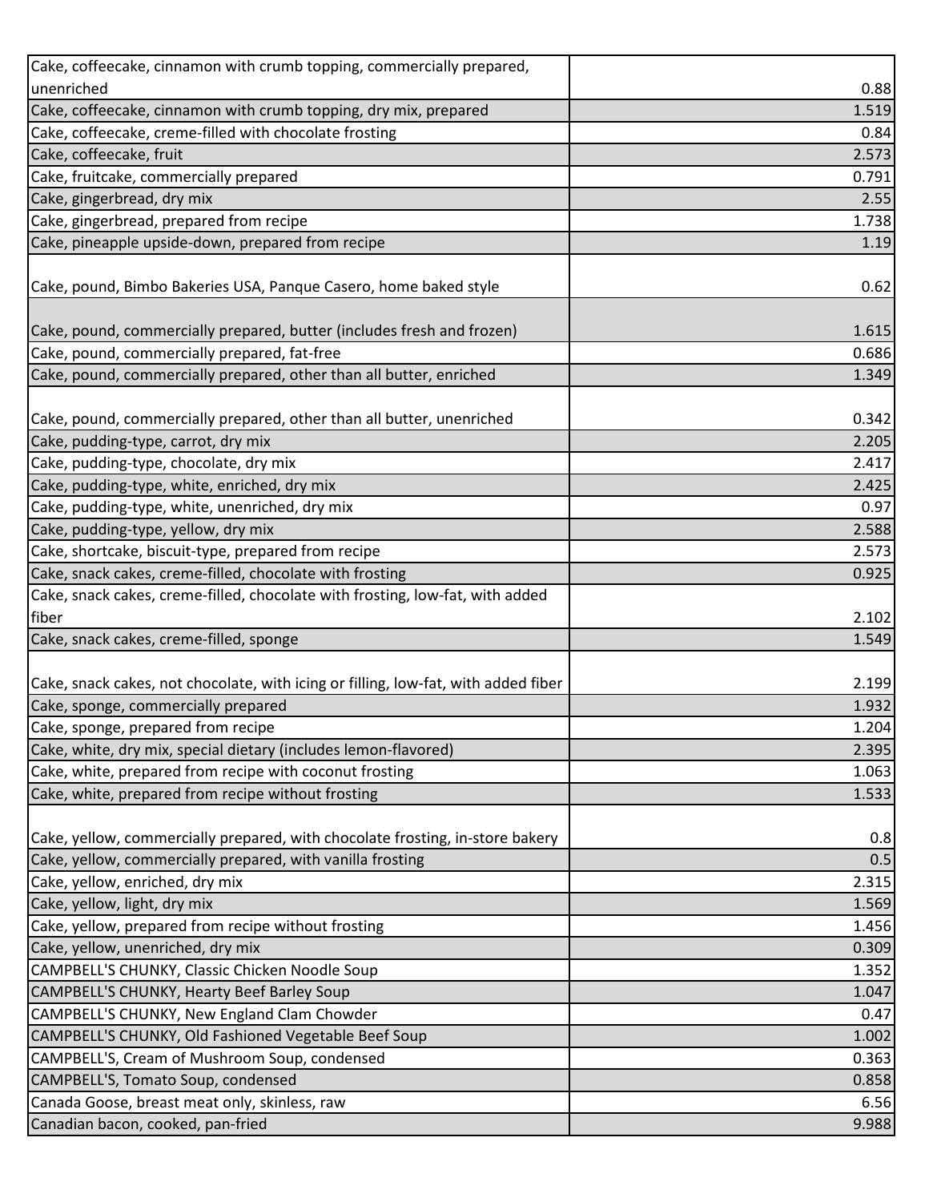| | |
|---|---|
| Cake, coffeecake, cinnamon with crumb topping, commercially prepared, unenriched | 0.88 |
| Cake, coffeecake, cinnamon with crumb topping, dry mix, prepared | 1.519 |
| Cake, coffeecake, creme-filled with chocolate frosting | 0.84 |
| Cake, coffeecake, fruit | 2.573 |
| Cake, fruitcake, commercially prepared | 0.791 |
| Cake, gingerbread, dry mix | 2.55 |
| Cake, gingerbread, prepared from recipe | 1.738 |
| Cake, pineapple upside-down, prepared from recipe | 1.19 |
| Cake, pound, Bimbo Bakeries USA, Panque Casero, home baked style | 0.62 |
| Cake, pound, commercially prepared, butter (includes fresh and frozen) | 1.615 |
| Cake, pound, commercially prepared, fat-free | 0.686 |
| Cake, pound, commercially prepared, other than all butter, enriched | 1.349 |
| Cake, pound, commercially prepared, other than all butter, unenriched | 0.342 |
| Cake, pudding-type, carrot, dry mix | 2.205 |
| Cake, pudding-type, chocolate, dry mix | 2.417 |
| Cake, pudding-type, white, enriched, dry mix | 2.425 |
| Cake, pudding-type, white, unenriched, dry mix | 0.97 |
| Cake, pudding-type, yellow, dry mix | 2.588 |
| Cake, shortcake, biscuit-type, prepared from recipe | 2.573 |
| Cake, snack cakes, creme-filled, chocolate with frosting | 0.925 |
| Cake, snack cakes, creme-filled, chocolate with frosting, low-fat, with added fiber | 2.102 |
| Cake, snack cakes, creme-filled, sponge | 1.549 |
| Cake, snack cakes, not chocolate, with icing or filling, low-fat, with added fiber | 2.199 |
| Cake, sponge, commercially prepared | 1.932 |
| Cake, sponge, prepared from recipe | 1.204 |
| Cake, white, dry mix, special dietary (includes lemon-flavored) | 2.395 |
| Cake, white, prepared from recipe with coconut frosting | 1.063 |
| Cake, white, prepared from recipe without frosting | 1.533 |
| Cake, yellow, commercially prepared, with chocolate frosting, in-store bakery | 0.8 |
| Cake, yellow, commercially prepared, with vanilla frosting | 0.5 |
| Cake, yellow, enriched, dry mix | 2.315 |
| Cake, yellow, light, dry mix | 1.569 |
| Cake, yellow, prepared from recipe without frosting | 1.456 |
| Cake, yellow, unenriched, dry mix | 0.309 |
| CAMPBELL'S CHUNKY, Classic Chicken Noodle Soup | 1.352 |
| CAMPBELL'S CHUNKY, Hearty Beef Barley Soup | 1.047 |
| CAMPBELL'S CHUNKY, New England Clam Chowder | 0.47 |
| CAMPBELL'S CHUNKY, Old Fashioned Vegetable Beef Soup | 1.002 |
| CAMPBELL'S, Cream of Mushroom Soup, condensed | 0.363 |
| CAMPBELL'S, Tomato Soup, condensed | 0.858 |
| Canada Goose, breast meat only, skinless, raw | 6.56 |
| Canadian bacon, cooked, pan-fried | 9.988 |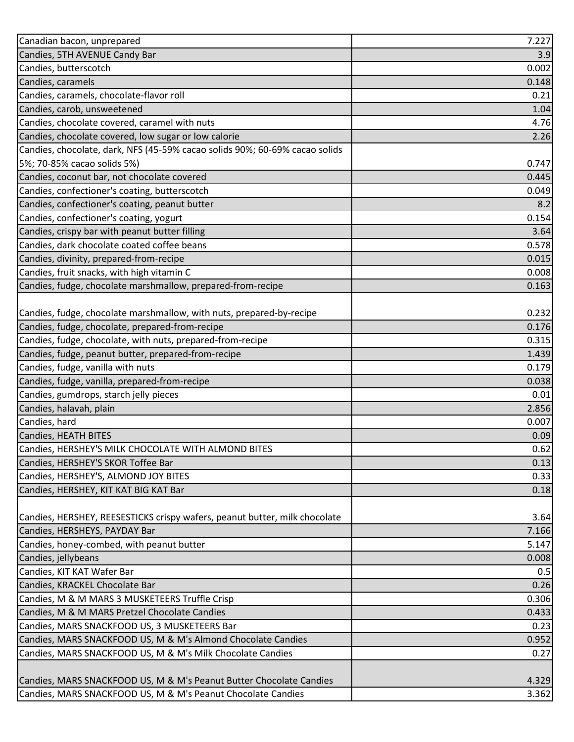| | |
|---|---|
| Canadian bacon, unprepared | 7.227 |
| Candies, 5TH AVENUE Candy Bar | 3.9 |
| Candies, butterscotch | 0.002 |
| Candies, caramels | 0.148 |
| Candies, caramels, chocolate-flavor roll | 0.21 |
| Candies, carob, unsweetened | 1.04 |
| Candies, chocolate covered, caramel with nuts | 4.76 |
| Candies, chocolate covered, low sugar or low calorie | 2.26 |
| Candies, chocolate, dark, NFS (45-59% cacao solids 90%; 60-69% cacao solids 5%; 70-85% cacao solids 5%) | 0.747 |
| Candies, coconut bar, not chocolate covered | 0.445 |
| Candies, confectioner's coating, butterscotch | 0.049 |
| Candies, confectioner's coating, peanut butter | 8.2 |
| Candies, confectioner's coating, yogurt | 0.154 |
| Candies, crispy bar with peanut butter filling | 3.64 |
| Candies, dark chocolate coated coffee beans | 0.578 |
| Candies, divinity, prepared-from-recipe | 0.015 |
| Candies, fruit snacks, with high vitamin C | 0.008 |
| Candies, fudge, chocolate marshmallow, prepared-from-recipe | 0.163 |
| Candies, fudge, chocolate marshmallow, with nuts, prepared-by-recipe | 0.232 |
| Candies, fudge, chocolate, prepared-from-recipe | 0.176 |
| Candies, fudge, chocolate, with nuts, prepared-from-recipe | 0.315 |
| Candies, fudge, peanut butter, prepared-from-recipe | 1.439 |
| Candies, fudge, vanilla with nuts | 0.179 |
| Candies, fudge, vanilla, prepared-from-recipe | 0.038 |
| Candies, gumdrops, starch jelly pieces | 0.01 |
| Candies, halavah, plain | 2.856 |
| Candies, hard | 0.007 |
| Candies, HEATH BITES | 0.09 |
| Candies, HERSHEY'S MILK CHOCOLATE WITH ALMOND BITES | 0.62 |
| Candies, HERSHEY'S SKOR Toffee Bar | 0.13 |
| Candies, HERSHEY'S, ALMOND JOY BITES | 0.33 |
| Candies, HERSHEY, KIT KAT BIG KAT Bar | 0.18 |
| Candies, HERSHEY, REESESTICKS crispy wafers, peanut butter, milk chocolate | 3.64 |
| Candies, HERSHEYS, PAYDAY Bar | 7.166 |
| Candies, honey-combed, with peanut butter | 5.147 |
| Candies, jellybeans | 0.008 |
| Candies, KIT KAT Wafer Bar | 0.5 |
| Candies, KRACKEL Chocolate Bar | 0.26 |
| Candies, M & M MARS 3 MUSKETEERS Truffle Crisp | 0.306 |
| Candies, M & M MARS Pretzel Chocolate Candies | 0.433 |
| Candies, MARS SNACKFOOD US, 3 MUSKETEERS Bar | 0.23 |
| Candies, MARS SNACKFOOD US, M & M's Almond Chocolate Candies | 0.952 |
| Candies, MARS SNACKFOOD US, M & M's Milk Chocolate Candies | 0.27 |
| Candies, MARS SNACKFOOD US, M & M's Peanut Butter Chocolate Candies | 4.329 |
| Candies, MARS SNACKFOOD US, M & M's Peanut Chocolate Candies | 3.362 |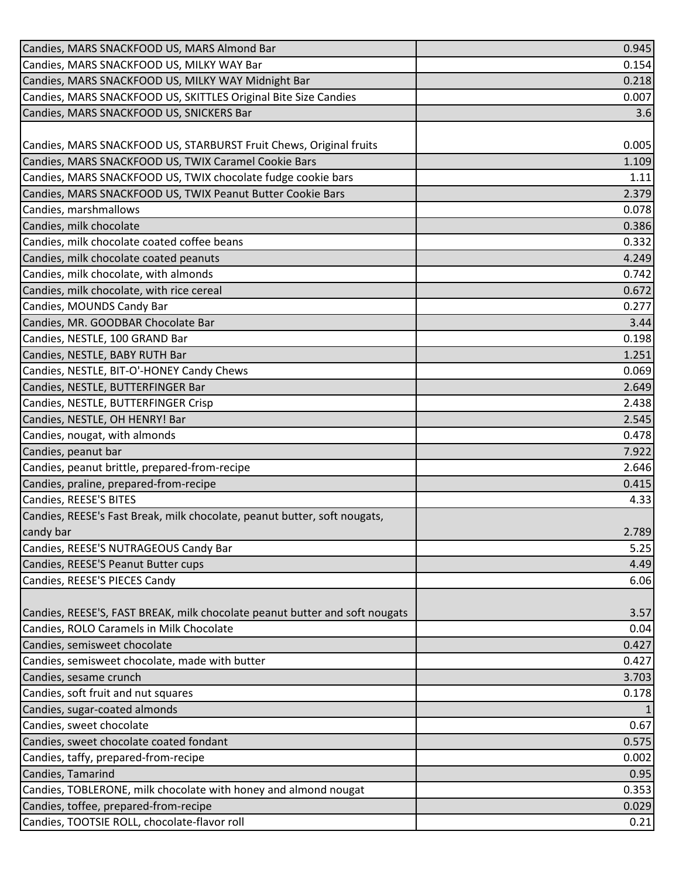| | |
|---|---|
| Candies, MARS SNACKFOOD US, MARS Almond Bar | 0.945 |
| Candies, MARS SNACKFOOD US, MILKY WAY Bar | 0.154 |
| Candies, MARS SNACKFOOD US, MILKY WAY Midnight Bar | 0.218 |
| Candies, MARS SNACKFOOD US, SKITTLES Original Bite Size Candies | 0.007 |
| Candies, MARS SNACKFOOD US, SNICKERS Bar | 3.6 |
| Candies, MARS SNACKFOOD US, STARBURST Fruit Chews, Original fruits | 0.005 |
| Candies, MARS SNACKFOOD US, TWIX Caramel Cookie Bars | 1.109 |
| Candies, MARS SNACKFOOD US, TWIX chocolate fudge cookie bars | 1.11 |
| Candies, MARS SNACKFOOD US, TWIX Peanut Butter Cookie Bars | 2.379 |
| Candies, marshmallows | 0.078 |
| Candies, milk chocolate | 0.386 |
| Candies, milk chocolate coated coffee beans | 0.332 |
| Candies, milk chocolate coated peanuts | 4.249 |
| Candies, milk chocolate, with almonds | 0.742 |
| Candies, milk chocolate, with rice cereal | 0.672 |
| Candies, MOUNDS Candy Bar | 0.277 |
| Candies, MR. GOODBAR Chocolate Bar | 3.44 |
| Candies, NESTLE, 100 GRAND Bar | 0.198 |
| Candies, NESTLE, BABY RUTH Bar | 1.251 |
| Candies, NESTLE, BIT-O'-HONEY Candy Chews | 0.069 |
| Candies, NESTLE, BUTTERFINGER Bar | 2.649 |
| Candies, NESTLE, BUTTERFINGER Crisp | 2.438 |
| Candies, NESTLE, OH HENRY! Bar | 2.545 |
| Candies, nougat, with almonds | 0.478 |
| Candies, peanut bar | 7.922 |
| Candies, peanut brittle, prepared-from-recipe | 2.646 |
| Candies, praline, prepared-from-recipe | 0.415 |
| Candies, REESE'S BITES | 4.33 |
| Candies, REESE's Fast Break, milk chocolate, peanut butter, soft nougats, candy bar | 2.789 |
| Candies, REESE'S NUTRAGEOUS Candy Bar | 5.25 |
| Candies, REESE'S Peanut Butter cups | 4.49 |
| Candies, REESE'S PIECES Candy | 6.06 |
| Candies, REESE'S, FAST BREAK, milk chocolate peanut butter and soft nougats | 3.57 |
| Candies, ROLO Caramels in Milk Chocolate | 0.04 |
| Candies, semisweet chocolate | 0.427 |
| Candies, semisweet chocolate, made with butter | 0.427 |
| Candies, sesame crunch | 3.703 |
| Candies, soft fruit and nut squares | 0.178 |
| Candies, sugar-coated almonds | 1 |
| Candies, sweet chocolate | 0.67 |
| Candies, sweet chocolate coated fondant | 0.575 |
| Candies, taffy, prepared-from-recipe | 0.002 |
| Candies, Tamarind | 0.95 |
| Candies, TOBLERONE, milk chocolate with honey and almond nougat | 0.353 |
| Candies, toffee, prepared-from-recipe | 0.029 |
| Candies, TOOTSIE ROLL, chocolate-flavor roll | 0.21 |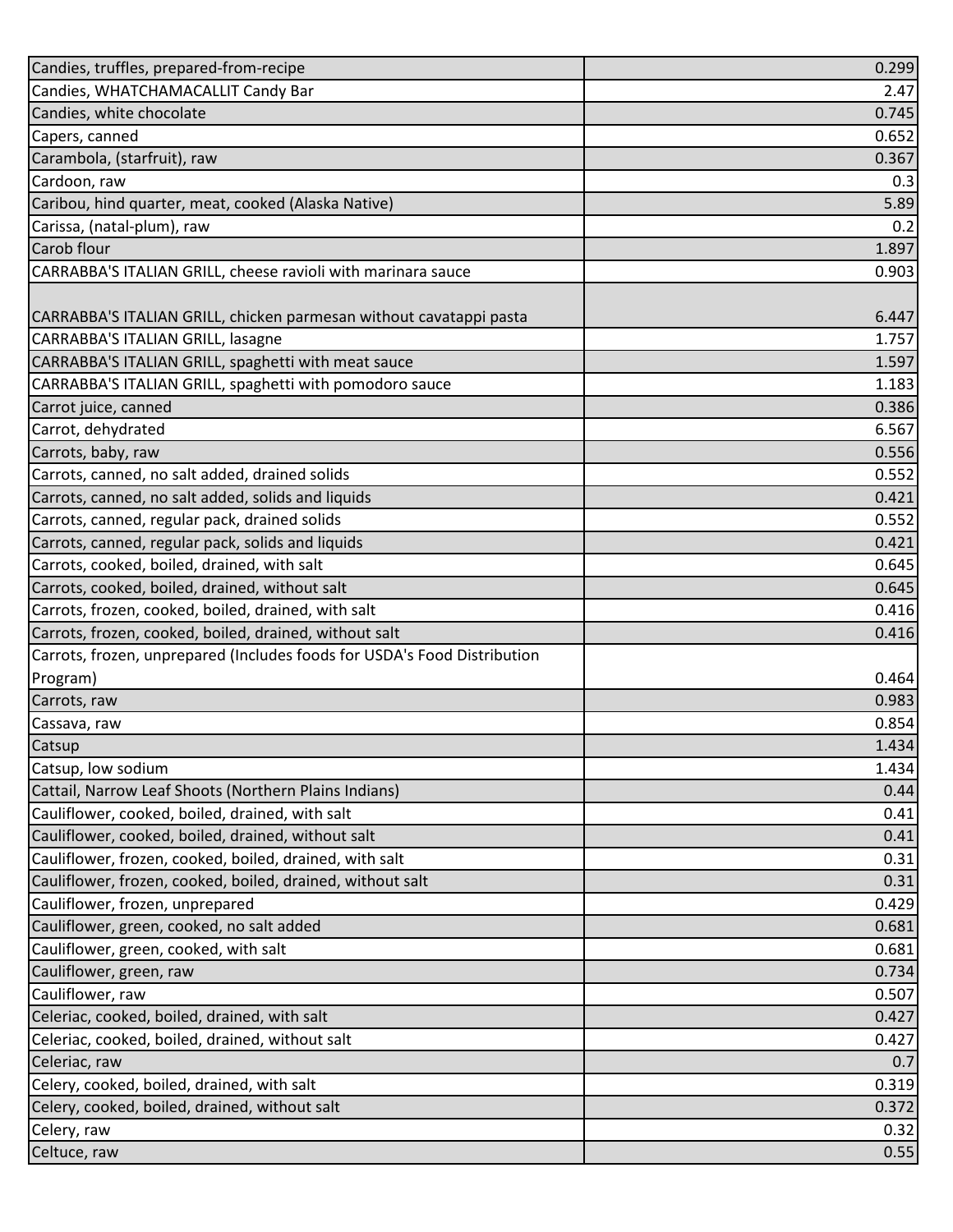| | |
|---|---|
| Candies, truffles, prepared-from-recipe | 0.299 |
| Candies, WHATCHAMACALLIT Candy Bar | 2.47 |
| Candies, white chocolate | 0.745 |
| Capers, canned | 0.652 |
| Carambola, (starfruit), raw | 0.367 |
| Cardoon, raw | 0.3 |
| Caribou, hind quarter, meat, cooked (Alaska Native) | 5.89 |
| Carissa, (natal-plum), raw | 0.2 |
| Carob flour | 1.897 |
| CARRABBA'S ITALIAN GRILL, cheese ravioli with marinara sauce | 0.903 |
| CARRABBA'S ITALIAN GRILL, chicken parmesan without cavatappi pasta | 6.447 |
| CARRABBA'S ITALIAN GRILL, lasagne | 1.757 |
| CARRABBA'S ITALIAN GRILL, spaghetti with meat sauce | 1.597 |
| CARRABBA'S ITALIAN GRILL, spaghetti with pomodoro sauce | 1.183 |
| Carrot juice, canned | 0.386 |
| Carrot, dehydrated | 6.567 |
| Carrots, baby, raw | 0.556 |
| Carrots, canned, no salt added, drained solids | 0.552 |
| Carrots, canned, no salt added, solids and liquids | 0.421 |
| Carrots, canned, regular pack, drained solids | 0.552 |
| Carrots, canned, regular pack, solids and liquids | 0.421 |
| Carrots, cooked, boiled, drained, with salt | 0.645 |
| Carrots, cooked, boiled, drained, without salt | 0.645 |
| Carrots, frozen, cooked, boiled, drained, with salt | 0.416 |
| Carrots, frozen, cooked, boiled, drained, without salt | 0.416 |
| Carrots, frozen, unprepared (Includes foods for USDA's Food Distribution Program) | 0.464 |
| Carrots, raw | 0.983 |
| Cassava, raw | 0.854 |
| Catsup | 1.434 |
| Catsup, low sodium | 1.434 |
| Cattail, Narrow Leaf Shoots (Northern Plains Indians) | 0.44 |
| Cauliflower, cooked, boiled, drained, with salt | 0.41 |
| Cauliflower, cooked, boiled, drained, without salt | 0.41 |
| Cauliflower, frozen, cooked, boiled, drained, with salt | 0.31 |
| Cauliflower, frozen, cooked, boiled, drained, without salt | 0.31 |
| Cauliflower, frozen, unprepared | 0.429 |
| Cauliflower, green, cooked, no salt added | 0.681 |
| Cauliflower, green, cooked, with salt | 0.681 |
| Cauliflower, green, raw | 0.734 |
| Cauliflower, raw | 0.507 |
| Celeriac, cooked, boiled, drained, with salt | 0.427 |
| Celeriac, cooked, boiled, drained, without salt | 0.427 |
| Celeriac, raw | 0.7 |
| Celery, cooked, boiled, drained, with salt | 0.319 |
| Celery, cooked, boiled, drained, without salt | 0.372 |
| Celery, raw | 0.32 |
| Celtuce, raw | 0.55 |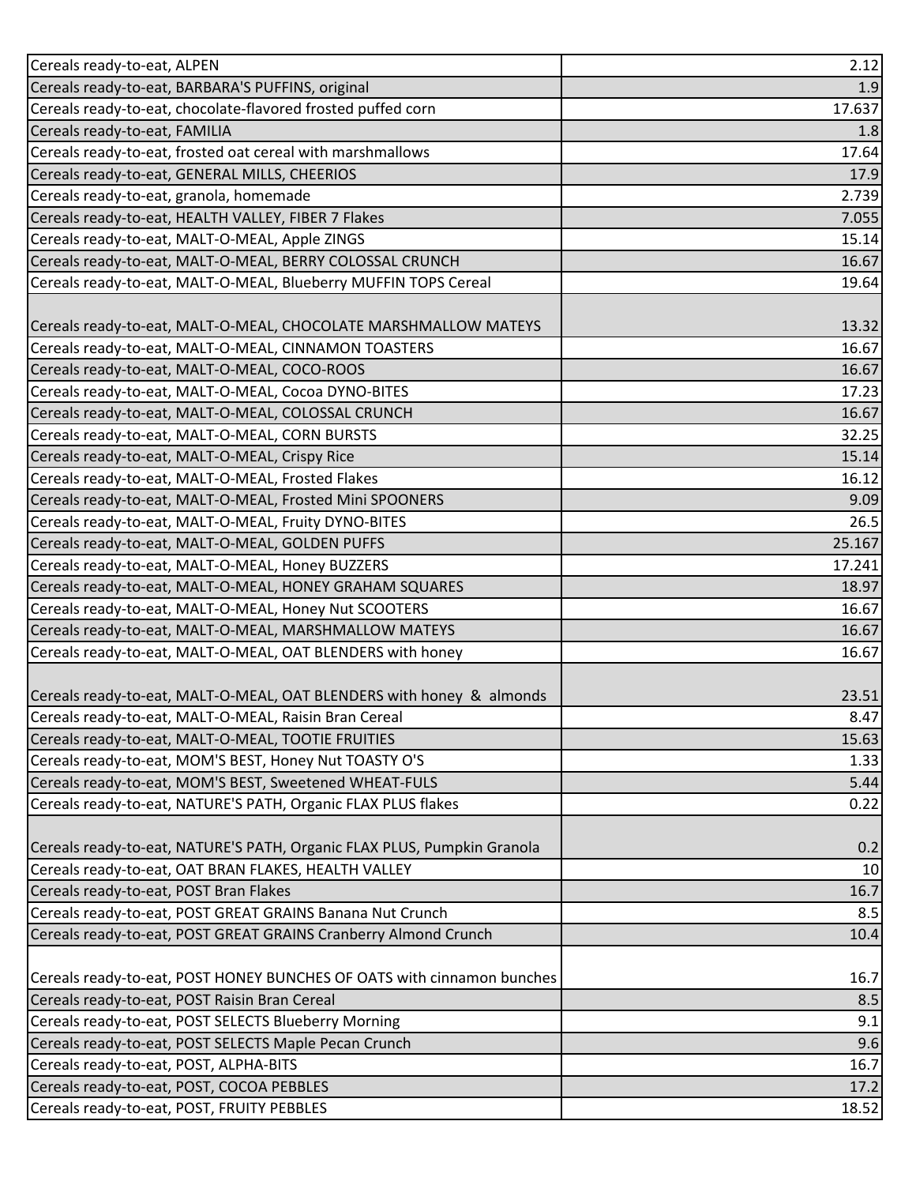| | |
|---|---|
| Cereals ready-to-eat, ALPEN | 2.12 |
| Cereals ready-to-eat, BARBARA'S PUFFINS, original | 1.9 |
| Cereals ready-to-eat, chocolate-flavored frosted puffed corn | 17.637 |
| Cereals ready-to-eat, FAMILIA | 1.8 |
| Cereals ready-to-eat, frosted oat cereal with marshmallows | 17.64 |
| Cereals ready-to-eat, GENERAL MILLS, CHEERIOS | 17.9 |
| Cereals ready-to-eat, granola, homemade | 2.739 |
| Cereals ready-to-eat, HEALTH VALLEY, FIBER 7 Flakes | 7.055 |
| Cereals ready-to-eat, MALT-O-MEAL, Apple ZINGS | 15.14 |
| Cereals ready-to-eat, MALT-O-MEAL, BERRY COLOSSAL CRUNCH | 16.67 |
| Cereals ready-to-eat, MALT-O-MEAL, Blueberry MUFFIN TOPS Cereal | 19.64 |
| Cereals ready-to-eat, MALT-O-MEAL, CHOCOLATE MARSHMALLOW MATEYS | 13.32 |
| Cereals ready-to-eat, MALT-O-MEAL, CINNAMON TOASTERS | 16.67 |
| Cereals ready-to-eat, MALT-O-MEAL, COCO-ROOS | 16.67 |
| Cereals ready-to-eat, MALT-O-MEAL, Cocoa DYNO-BITES | 17.23 |
| Cereals ready-to-eat, MALT-O-MEAL, COLOSSAL CRUNCH | 16.67 |
| Cereals ready-to-eat, MALT-O-MEAL, CORN BURSTS | 32.25 |
| Cereals ready-to-eat, MALT-O-MEAL, Crispy Rice | 15.14 |
| Cereals ready-to-eat, MALT-O-MEAL, Frosted Flakes | 16.12 |
| Cereals ready-to-eat, MALT-O-MEAL, Frosted Mini SPOONERS | 9.09 |
| Cereals ready-to-eat, MALT-O-MEAL, Fruity DYNO-BITES | 26.5 |
| Cereals ready-to-eat, MALT-O-MEAL, GOLDEN PUFFS | 25.167 |
| Cereals ready-to-eat, MALT-O-MEAL, Honey BUZZERS | 17.241 |
| Cereals ready-to-eat, MALT-O-MEAL, HONEY GRAHAM SQUARES | 18.97 |
| Cereals ready-to-eat, MALT-O-MEAL, Honey Nut SCOOTERS | 16.67 |
| Cereals ready-to-eat, MALT-O-MEAL, MARSHMALLOW MATEYS | 16.67 |
| Cereals ready-to-eat, MALT-O-MEAL, OAT BLENDERS with honey | 16.67 |
| Cereals ready-to-eat, MALT-O-MEAL, OAT BLENDERS with honey & almonds | 23.51 |
| Cereals ready-to-eat, MALT-O-MEAL, Raisin Bran Cereal | 8.47 |
| Cereals ready-to-eat, MALT-O-MEAL, TOOTIE FRUITIES | 15.63 |
| Cereals ready-to-eat, MOM'S BEST, Honey Nut TOASTY O'S | 1.33 |
| Cereals ready-to-eat, MOM'S BEST, Sweetened WHEAT-FULS | 5.44 |
| Cereals ready-to-eat, NATURE'S PATH, Organic FLAX PLUS flakes | 0.22 |
| Cereals ready-to-eat, NATURE'S PATH, Organic FLAX PLUS, Pumpkin Granola | 0.2 |
| Cereals ready-to-eat, OAT BRAN FLAKES, HEALTH VALLEY | 10 |
| Cereals ready-to-eat, POST Bran Flakes | 16.7 |
| Cereals ready-to-eat, POST GREAT GRAINS Banana Nut Crunch | 8.5 |
| Cereals ready-to-eat, POST GREAT GRAINS Cranberry Almond Crunch | 10.4 |
| Cereals ready-to-eat, POST HONEY BUNCHES OF OATS with cinnamon bunches | 16.7 |
| Cereals ready-to-eat, POST Raisin Bran Cereal | 8.5 |
| Cereals ready-to-eat, POST SELECTS Blueberry Morning | 9.1 |
| Cereals ready-to-eat, POST SELECTS Maple Pecan Crunch | 9.6 |
| Cereals ready-to-eat, POST, ALPHA-BITS | 16.7 |
| Cereals ready-to-eat, POST, COCOA PEBBLES | 17.2 |
| Cereals ready-to-eat, POST, FRUITY PEBBLES | 18.52 |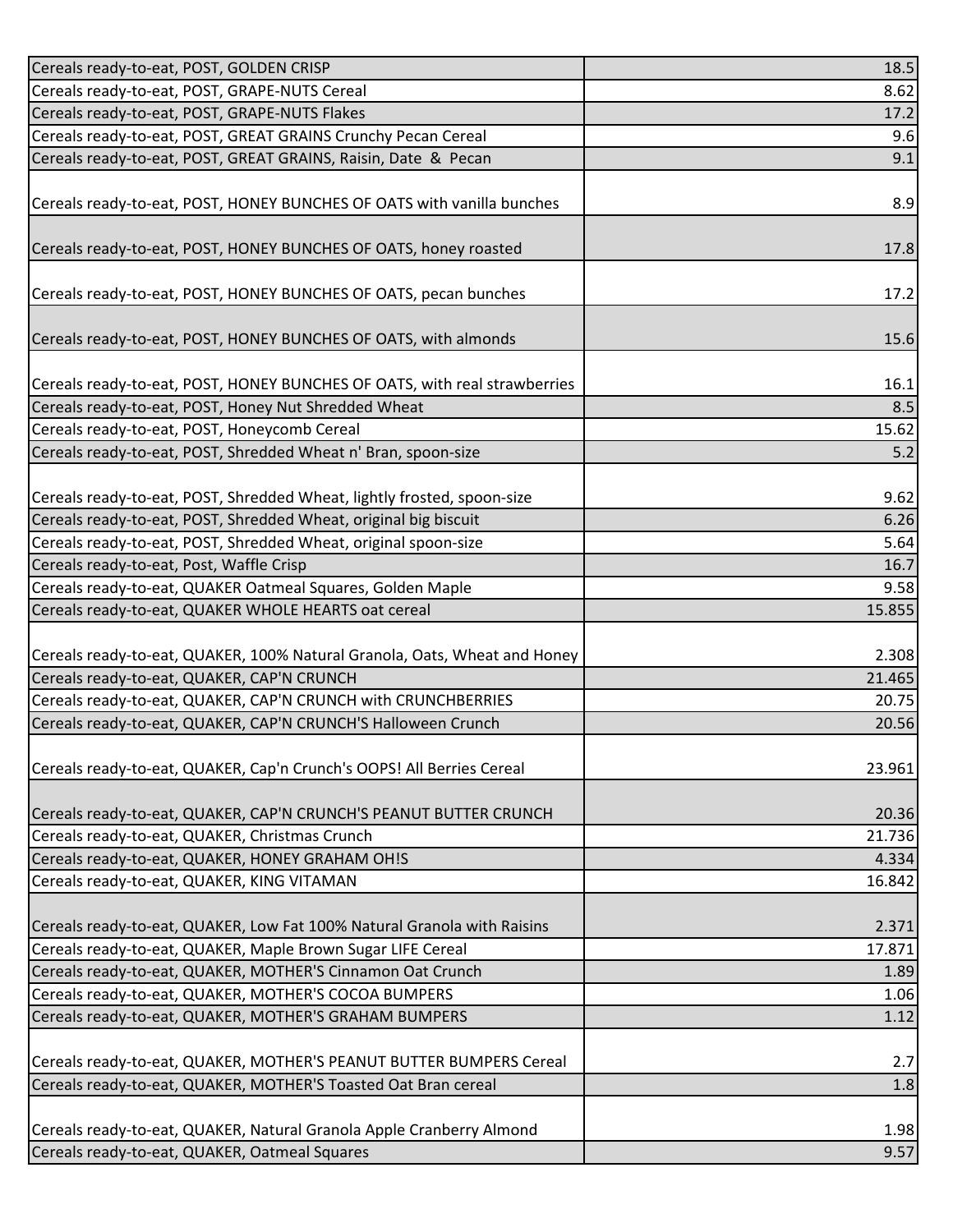| | |
|---|---|
| Cereals ready-to-eat, POST, GOLDEN CRISP | 18.5 |
| Cereals ready-to-eat, POST, GRAPE-NUTS Cereal | 8.62 |
| Cereals ready-to-eat, POST, GRAPE-NUTS Flakes | 17.2 |
| Cereals ready-to-eat, POST, GREAT GRAINS Crunchy Pecan Cereal | 9.6 |
| Cereals ready-to-eat, POST, GREAT GRAINS, Raisin, Date & Pecan | 9.1 |
| Cereals ready-to-eat, POST, HONEY BUNCHES OF OATS with vanilla bunches | 8.9 |
| Cereals ready-to-eat, POST, HONEY BUNCHES OF OATS, honey roasted | 17.8 |
| Cereals ready-to-eat, POST, HONEY BUNCHES OF OATS, pecan bunches | 17.2 |
| Cereals ready-to-eat, POST, HONEY BUNCHES OF OATS, with almonds | 15.6 |
| Cereals ready-to-eat, POST, HONEY BUNCHES OF OATS, with real strawberries | 16.1 |
| Cereals ready-to-eat, POST, Honey Nut Shredded Wheat | 8.5 |
| Cereals ready-to-eat, POST, Honeycomb Cereal | 15.62 |
| Cereals ready-to-eat, POST, Shredded Wheat n' Bran, spoon-size | 5.2 |
| Cereals ready-to-eat, POST, Shredded Wheat, lightly frosted, spoon-size | 9.62 |
| Cereals ready-to-eat, POST, Shredded Wheat, original big biscuit | 6.26 |
| Cereals ready-to-eat, POST, Shredded Wheat, original spoon-size | 5.64 |
| Cereals ready-to-eat, Post, Waffle Crisp | 16.7 |
| Cereals ready-to-eat, QUAKER Oatmeal Squares, Golden Maple | 9.58 |
| Cereals ready-to-eat, QUAKER WHOLE HEARTS oat cereal | 15.855 |
| Cereals ready-to-eat, QUAKER, 100% Natural Granola, Oats, Wheat and Honey | 2.308 |
| Cereals ready-to-eat, QUAKER, CAP'N CRUNCH | 21.465 |
| Cereals ready-to-eat, QUAKER, CAP'N CRUNCH with CRUNCHBERRIES | 20.75 |
| Cereals ready-to-eat, QUAKER, CAP'N CRUNCH'S Halloween Crunch | 20.56 |
| Cereals ready-to-eat, QUAKER, Cap'n Crunch's OOPS! All Berries Cereal | 23.961 |
| Cereals ready-to-eat, QUAKER, CAP'N CRUNCH'S PEANUT BUTTER CRUNCH | 20.36 |
| Cereals ready-to-eat, QUAKER, Christmas Crunch | 21.736 |
| Cereals ready-to-eat, QUAKER, HONEY GRAHAM OH!S | 4.334 |
| Cereals ready-to-eat, QUAKER, KING VITAMAN | 16.842 |
| Cereals ready-to-eat, QUAKER, Low Fat 100% Natural Granola with Raisins | 2.371 |
| Cereals ready-to-eat, QUAKER, Maple Brown Sugar LIFE Cereal | 17.871 |
| Cereals ready-to-eat, QUAKER, MOTHER'S Cinnamon Oat Crunch | 1.89 |
| Cereals ready-to-eat, QUAKER, MOTHER'S COCOA BUMPERS | 1.06 |
| Cereals ready-to-eat, QUAKER, MOTHER'S GRAHAM BUMPERS | 1.12 |
| Cereals ready-to-eat, QUAKER, MOTHER'S PEANUT BUTTER BUMPERS Cereal | 2.7 |
| Cereals ready-to-eat, QUAKER, MOTHER'S Toasted Oat Bran cereal | 1.8 |
| Cereals ready-to-eat, QUAKER, Natural Granola Apple Cranberry Almond | 1.98 |
| Cereals ready-to-eat, QUAKER, Oatmeal Squares | 9.57 |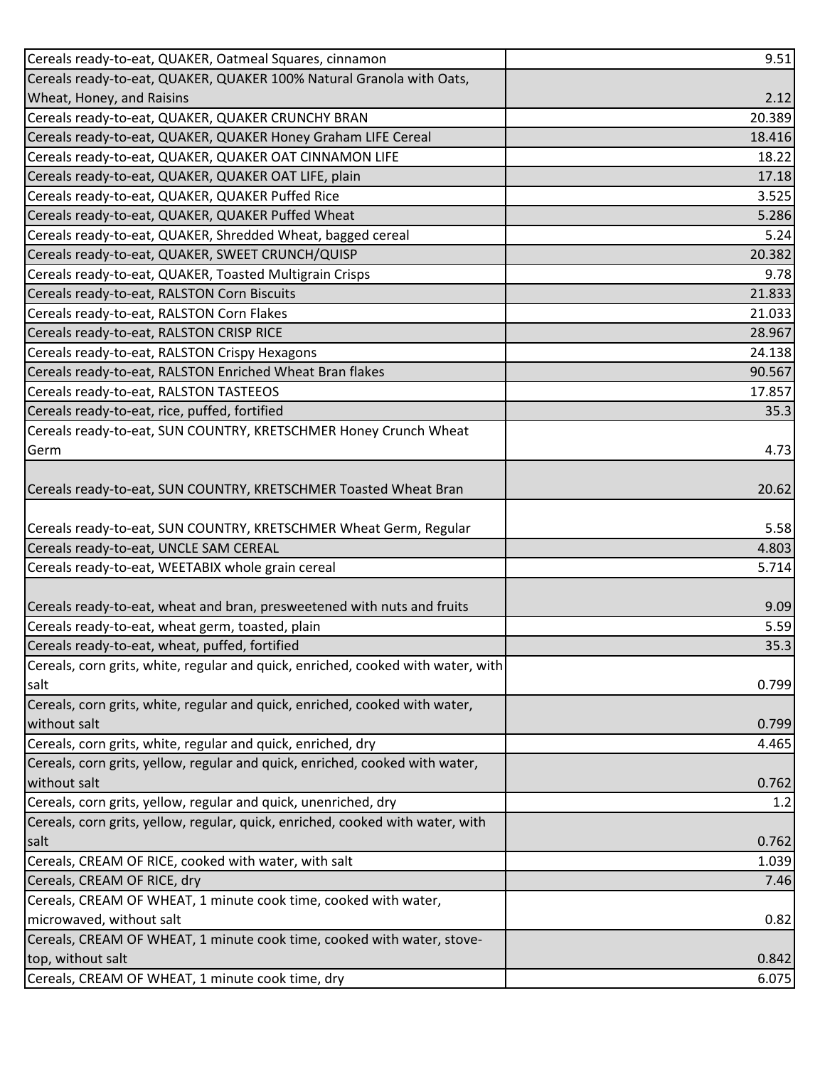| | |
|---|---|
| Cereals ready-to-eat, QUAKER, Oatmeal Squares, cinnamon | 9.51 |
| Cereals ready-to-eat, QUAKER, QUAKER 100% Natural Granola with Oats, Wheat, Honey, and Raisins | 2.12 |
| Cereals ready-to-eat, QUAKER, QUAKER CRUNCHY BRAN | 20.389 |
| Cereals ready-to-eat, QUAKER, QUAKER Honey Graham LIFE Cereal | 18.416 |
| Cereals ready-to-eat, QUAKER, QUAKER OAT CINNAMON LIFE | 18.22 |
| Cereals ready-to-eat, QUAKER, QUAKER OAT LIFE, plain | 17.18 |
| Cereals ready-to-eat, QUAKER, QUAKER Puffed Rice | 3.525 |
| Cereals ready-to-eat, QUAKER, QUAKER Puffed Wheat | 5.286 |
| Cereals ready-to-eat, QUAKER, Shredded Wheat, bagged cereal | 5.24 |
| Cereals ready-to-eat, QUAKER, SWEET CRUNCH/QUISP | 20.382 |
| Cereals ready-to-eat, QUAKER, Toasted Multigrain Crisps | 9.78 |
| Cereals ready-to-eat, RALSTON Corn Biscuits | 21.833 |
| Cereals ready-to-eat, RALSTON Corn Flakes | 21.033 |
| Cereals ready-to-eat, RALSTON CRISP RICE | 28.967 |
| Cereals ready-to-eat, RALSTON Crispy Hexagons | 24.138 |
| Cereals ready-to-eat, RALSTON Enriched Wheat Bran flakes | 90.567 |
| Cereals ready-to-eat, RALSTON TASTEEOS | 17.857 |
| Cereals ready-to-eat, rice, puffed, fortified | 35.3 |
| Cereals ready-to-eat, SUN COUNTRY, KRETSCHMER Honey Crunch Wheat Germ | 4.73 |
| Cereals ready-to-eat, SUN COUNTRY, KRETSCHMER Toasted Wheat Bran | 20.62 |
| Cereals ready-to-eat, SUN COUNTRY, KRETSCHMER Wheat Germ, Regular | 5.58 |
| Cereals ready-to-eat, UNCLE SAM CEREAL | 4.803 |
| Cereals ready-to-eat, WEETABIX whole grain cereal | 5.714 |
| Cereals ready-to-eat, wheat and bran, presweetened with nuts and fruits | 9.09 |
| Cereals ready-to-eat, wheat germ, toasted, plain | 5.59 |
| Cereals ready-to-eat, wheat, puffed, fortified | 35.3 |
| Cereals, corn grits, white, regular and quick, enriched, cooked with water, with salt | 0.799 |
| Cereals, corn grits, white, regular and quick, enriched, cooked with water, without salt | 0.799 |
| Cereals, corn grits, white, regular and quick, enriched, dry | 4.465 |
| Cereals, corn grits, yellow, regular and quick, enriched, cooked with water, without salt | 0.762 |
| Cereals, corn grits, yellow, regular and quick, unenriched, dry | 1.2 |
| Cereals, corn grits, yellow, regular, quick, enriched, cooked with water, with salt | 0.762 |
| Cereals, CREAM OF RICE, cooked with water, with salt | 1.039 |
| Cereals, CREAM OF RICE, dry | 7.46 |
| Cereals, CREAM OF WHEAT, 1 minute cook time, cooked with water, microwaved, without salt | 0.82 |
| Cereals, CREAM OF WHEAT, 1 minute cook time, cooked with water, stove-top, without salt | 0.842 |
| Cereals, CREAM OF WHEAT, 1 minute cook time, dry | 6.075 |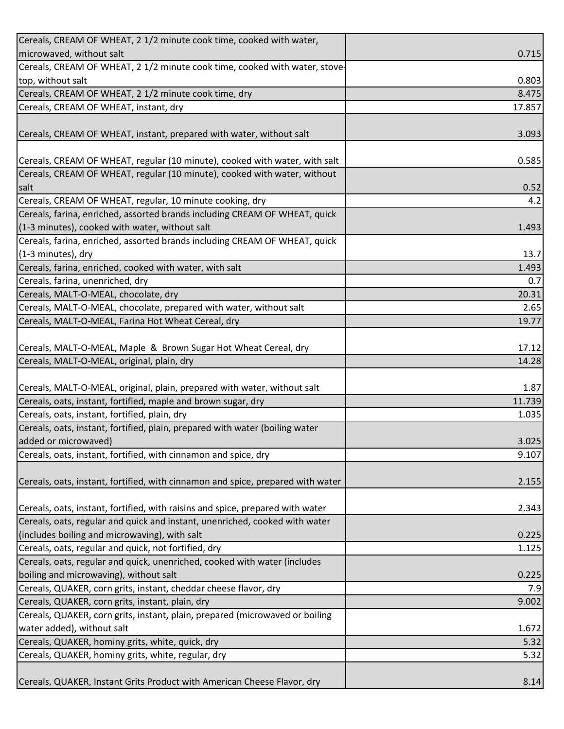| | |
|---|---|
| Cereals, CREAM OF WHEAT, 2 1/2 minute cook time, cooked with water, microwaved, without salt | 0.715 |
| Cereals, CREAM OF WHEAT, 2 1/2 minute cook time, cooked with water, stove-top, without salt | 0.803 |
| Cereals, CREAM OF WHEAT, 2 1/2 minute cook time, dry | 8.475 |
| Cereals, CREAM OF WHEAT, instant, dry | 17.857 |
| Cereals, CREAM OF WHEAT, instant, prepared with water, without salt | 3.093 |
| Cereals, CREAM OF WHEAT, regular (10 minute), cooked with water, with salt | 0.585 |
| Cereals, CREAM OF WHEAT, regular (10 minute), cooked with water, without salt | 0.52 |
| Cereals, CREAM OF WHEAT, regular, 10 minute cooking, dry | 4.2 |
| Cereals, farina, enriched, assorted brands including CREAM OF WHEAT, quick (1-3 minutes), cooked with water, without salt | 1.493 |
| Cereals, farina, enriched, assorted brands including CREAM OF WHEAT, quick (1-3 minutes), dry | 13.7 |
| Cereals, farina, enriched, cooked with water, with salt | 1.493 |
| Cereals, farina, unenriched, dry | 0.7 |
| Cereals, MALT-O-MEAL, chocolate, dry | 20.31 |
| Cereals, MALT-O-MEAL, chocolate, prepared with water, without salt | 2.65 |
| Cereals, MALT-O-MEAL, Farina Hot Wheat Cereal, dry | 19.77 |
| Cereals, MALT-O-MEAL, Maple & Brown Sugar Hot Wheat Cereal, dry | 17.12 |
| Cereals, MALT-O-MEAL, original, plain, dry | 14.28 |
| Cereals, MALT-O-MEAL, original, plain, prepared with water, without salt | 1.87 |
| Cereals, oats, instant, fortified, maple and brown sugar, dry | 11.739 |
| Cereals, oats, instant, fortified, plain, dry | 1.035 |
| Cereals, oats, instant, fortified, plain, prepared with water (boiling water added or microwaved) | 3.025 |
| Cereals, oats, instant, fortified, with cinnamon and spice, dry | 9.107 |
| Cereals, oats, instant, fortified, with cinnamon and spice, prepared with water | 2.155 |
| Cereals, oats, instant, fortified, with raisins and spice, prepared with water | 2.343 |
| Cereals, oats, regular and quick and instant, unenriched, cooked with water (includes boiling and microwaving), with salt | 0.225 |
| Cereals, oats, regular and quick, not fortified, dry | 1.125 |
| Cereals, oats, regular and quick, unenriched, cooked with water (includes boiling and microwaving), without salt | 0.225 |
| Cereals, QUAKER, corn grits, instant, cheddar cheese flavor, dry | 7.9 |
| Cereals, QUAKER, corn grits, instant, plain, dry | 9.002 |
| Cereals, QUAKER, corn grits, instant, plain, prepared (microwaved or boiling water added), without salt | 1.672 |
| Cereals, QUAKER, hominy grits, white, quick, dry | 5.32 |
| Cereals, QUAKER, hominy grits, white, regular, dry | 5.32 |
| Cereals, QUAKER, Instant Grits Product with American Cheese Flavor, dry | 8.14 |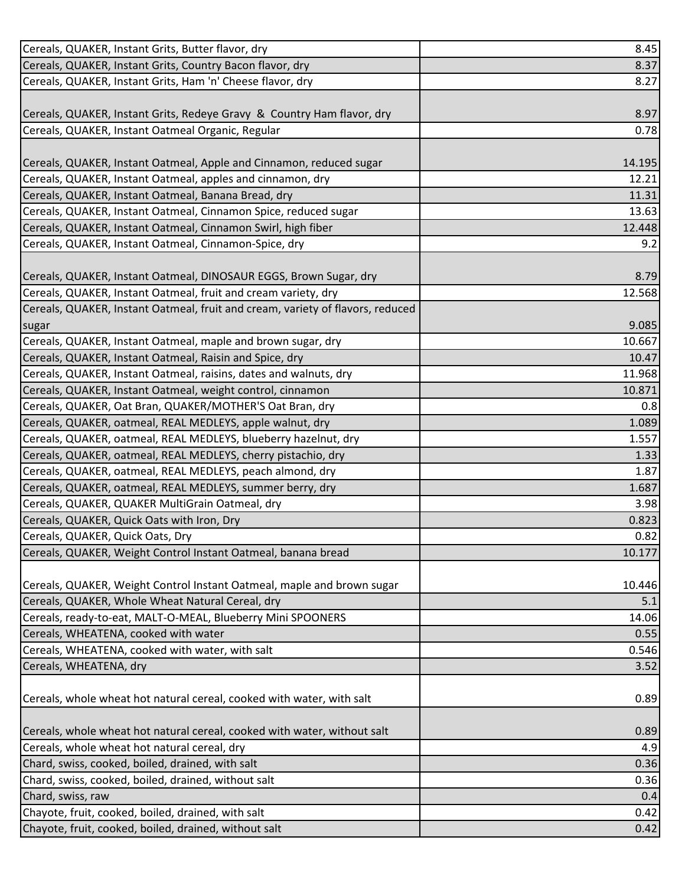| | |
|---|---|
| Cereals, QUAKER, Instant Grits, Butter flavor, dry | 8.45 |
| Cereals, QUAKER, Instant Grits, Country Bacon flavor, dry | 8.37 |
| Cereals, QUAKER, Instant Grits, Ham 'n' Cheese flavor, dry | 8.27 |
| Cereals, QUAKER, Instant Grits, Redeye Gravy & Country Ham flavor, dry | 8.97 |
| Cereals, QUAKER, Instant Oatmeal Organic, Regular | 0.78 |
| Cereals, QUAKER, Instant Oatmeal, Apple and Cinnamon, reduced sugar | 14.195 |
| Cereals, QUAKER, Instant Oatmeal, apples and cinnamon, dry | 12.21 |
| Cereals, QUAKER, Instant Oatmeal, Banana Bread, dry | 11.31 |
| Cereals, QUAKER, Instant Oatmeal, Cinnamon Spice, reduced sugar | 13.63 |
| Cereals, QUAKER, Instant Oatmeal, Cinnamon Swirl, high fiber | 12.448 |
| Cereals, QUAKER, Instant Oatmeal, Cinnamon-Spice, dry | 9.2 |
| Cereals, QUAKER, Instant Oatmeal, DINOSAUR EGGS, Brown Sugar, dry | 8.79 |
| Cereals, QUAKER, Instant Oatmeal, fruit and cream variety, dry | 12.568 |
| Cereals, QUAKER, Instant Oatmeal, fruit and cream, variety of flavors, reduced sugar | 9.085 |
| Cereals, QUAKER, Instant Oatmeal, maple and brown sugar, dry | 10.667 |
| Cereals, QUAKER, Instant Oatmeal, Raisin and Spice, dry | 10.47 |
| Cereals, QUAKER, Instant Oatmeal, raisins, dates and walnuts, dry | 11.968 |
| Cereals, QUAKER, Instant Oatmeal, weight control, cinnamon | 10.871 |
| Cereals, QUAKER, Oat Bran, QUAKER/MOTHER'S Oat Bran, dry | 0.8 |
| Cereals, QUAKER, oatmeal, REAL MEDLEYS, apple walnut, dry | 1.089 |
| Cereals, QUAKER, oatmeal, REAL MEDLEYS, blueberry hazelnut, dry | 1.557 |
| Cereals, QUAKER, oatmeal, REAL MEDLEYS, cherry pistachio, dry | 1.33 |
| Cereals, QUAKER, oatmeal, REAL MEDLEYS, peach almond, dry | 1.87 |
| Cereals, QUAKER, oatmeal, REAL MEDLEYS, summer berry, dry | 1.687 |
| Cereals, QUAKER, QUAKER MultiGrain Oatmeal, dry | 3.98 |
| Cereals, QUAKER, Quick Oats with Iron, Dry | 0.823 |
| Cereals, QUAKER, Quick Oats, Dry | 0.82 |
| Cereals, QUAKER, Weight Control Instant Oatmeal, banana bread | 10.177 |
| Cereals, QUAKER, Weight Control Instant Oatmeal, maple and brown sugar | 10.446 |
| Cereals, QUAKER, Whole Wheat Natural Cereal, dry | 5.1 |
| Cereals, ready-to-eat, MALT-O-MEAL, Blueberry Mini SPOONERS | 14.06 |
| Cereals, WHEATENA, cooked with water | 0.55 |
| Cereals, WHEATENA, cooked with water, with salt | 0.546 |
| Cereals, WHEATENA, dry | 3.52 |
| Cereals, whole wheat hot natural cereal, cooked with water, with salt | 0.89 |
| Cereals, whole wheat hot natural cereal, cooked with water, without salt | 0.89 |
| Cereals, whole wheat hot natural cereal, dry | 4.9 |
| Chard, swiss, cooked, boiled, drained, with salt | 0.36 |
| Chard, swiss, cooked, boiled, drained, without salt | 0.36 |
| Chard, swiss, raw | 0.4 |
| Chayote, fruit, cooked, boiled, drained, with salt | 0.42 |
| Chayote, fruit, cooked, boiled, drained, without salt | 0.42 |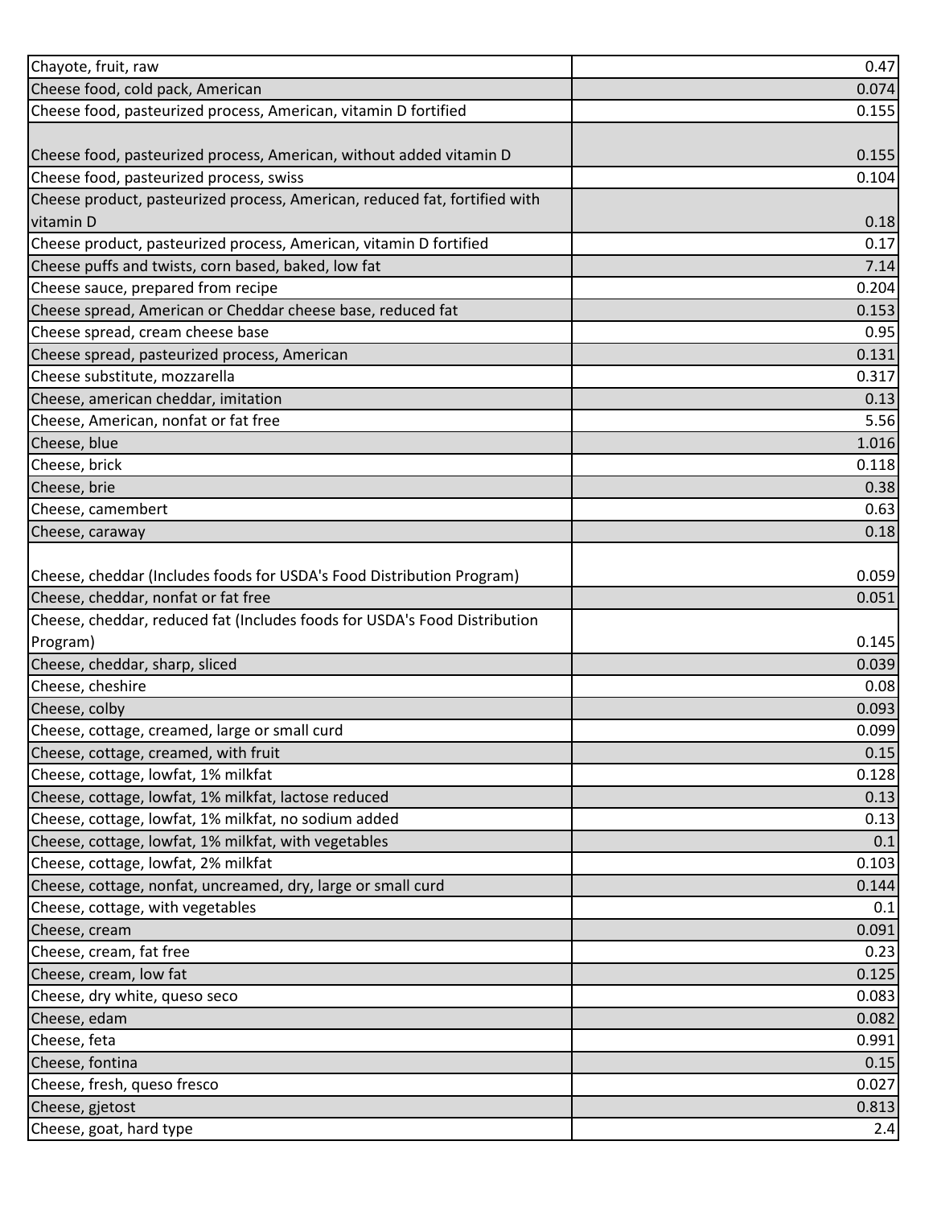| | |
|---|---|
| Chayote, fruit, raw | 0.47 |
| Cheese food, cold pack, American | 0.074 |
| Cheese food, pasteurized process, American, vitamin D fortified | 0.155 |
| Cheese food, pasteurized process, American, without added vitamin D | 0.155 |
| Cheese food, pasteurized process, swiss | 0.104 |
| Cheese product, pasteurized process, American, reduced fat, fortified with vitamin D | 0.18 |
| Cheese product, pasteurized process, American, vitamin D fortified | 0.17 |
| Cheese puffs and twists, corn based, baked, low fat | 7.14 |
| Cheese sauce, prepared from recipe | 0.204 |
| Cheese spread, American or Cheddar cheese base, reduced fat | 0.153 |
| Cheese spread, cream cheese base | 0.95 |
| Cheese spread, pasteurized process, American | 0.131 |
| Cheese substitute, mozzarella | 0.317 |
| Cheese, american cheddar, imitation | 0.13 |
| Cheese, American, nonfat or fat free | 5.56 |
| Cheese, blue | 1.016 |
| Cheese, brick | 0.118 |
| Cheese, brie | 0.38 |
| Cheese, camembert | 0.63 |
| Cheese, caraway | 0.18 |
| Cheese, cheddar (Includes foods for USDA's Food Distribution Program) | 0.059 |
| Cheese, cheddar, nonfat or fat free | 0.051 |
| Cheese, cheddar, reduced fat (Includes foods for USDA's Food Distribution Program) | 0.145 |
| Cheese, cheddar, sharp, sliced | 0.039 |
| Cheese, cheshire | 0.08 |
| Cheese, colby | 0.093 |
| Cheese, cottage, creamed, large or small curd | 0.099 |
| Cheese, cottage, creamed, with fruit | 0.15 |
| Cheese, cottage, lowfat, 1% milkfat | 0.128 |
| Cheese, cottage, lowfat, 1% milkfat, lactose reduced | 0.13 |
| Cheese, cottage, lowfat, 1% milkfat, no sodium added | 0.13 |
| Cheese, cottage, lowfat, 1% milkfat, with vegetables | 0.1 |
| Cheese, cottage, lowfat, 2% milkfat | 0.103 |
| Cheese, cottage, nonfat, uncreamed, dry, large or small curd | 0.144 |
| Cheese, cottage, with vegetables | 0.1 |
| Cheese, cream | 0.091 |
| Cheese, cream, fat free | 0.23 |
| Cheese, cream, low fat | 0.125 |
| Cheese, dry white, queso seco | 0.083 |
| Cheese, edam | 0.082 |
| Cheese, feta | 0.991 |
| Cheese, fontina | 0.15 |
| Cheese, fresh, queso fresco | 0.027 |
| Cheese, gjetost | 0.813 |
| Cheese, goat, hard type | 2.4 |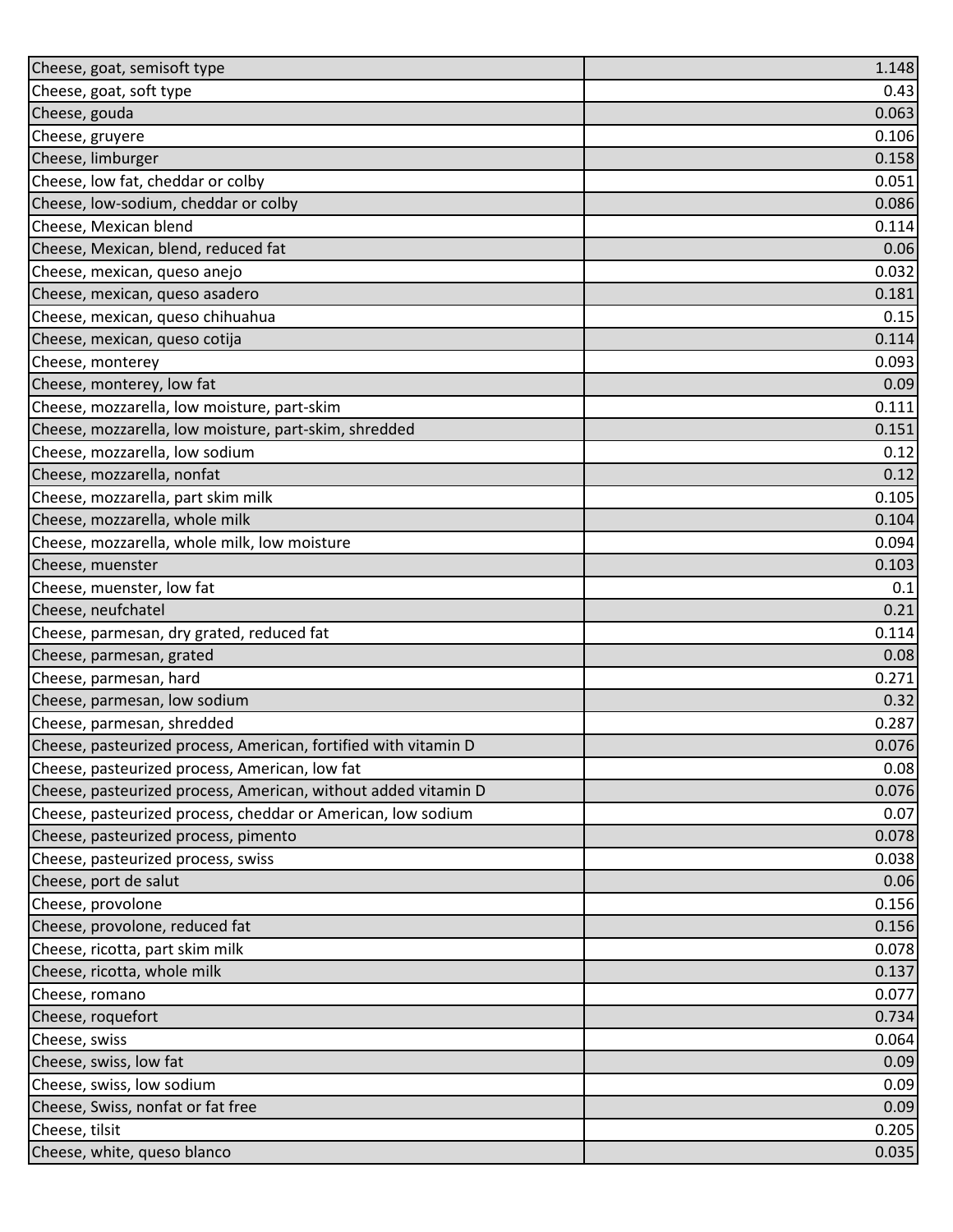| | |
|---|---|
| Cheese, goat, semisoft type | 1.148 |
| Cheese, goat, soft type | 0.43 |
| Cheese, gouda | 0.063 |
| Cheese, gruyere | 0.106 |
| Cheese, limburger | 0.158 |
| Cheese, low fat, cheddar or colby | 0.051 |
| Cheese, low-sodium, cheddar or colby | 0.086 |
| Cheese, Mexican blend | 0.114 |
| Cheese, Mexican, blend, reduced fat | 0.06 |
| Cheese, mexican, queso anejo | 0.032 |
| Cheese, mexican, queso asadero | 0.181 |
| Cheese, mexican, queso chihuahua | 0.15 |
| Cheese, mexican, queso cotija | 0.114 |
| Cheese, monterey | 0.093 |
| Cheese, monterey, low fat | 0.09 |
| Cheese, mozzarella, low moisture, part-skim | 0.111 |
| Cheese, mozzarella, low moisture, part-skim, shredded | 0.151 |
| Cheese, mozzarella, low sodium | 0.12 |
| Cheese, mozzarella, nonfat | 0.12 |
| Cheese, mozzarella, part skim milk | 0.105 |
| Cheese, mozzarella, whole milk | 0.104 |
| Cheese, mozzarella, whole milk, low moisture | 0.094 |
| Cheese, muenster | 0.103 |
| Cheese, muenster, low fat | 0.1 |
| Cheese, neufchatel | 0.21 |
| Cheese, parmesan, dry grated, reduced fat | 0.114 |
| Cheese, parmesan, grated | 0.08 |
| Cheese, parmesan, hard | 0.271 |
| Cheese, parmesan, low sodium | 0.32 |
| Cheese, parmesan, shredded | 0.287 |
| Cheese, pasteurized process, American, fortified with vitamin D | 0.076 |
| Cheese, pasteurized process, American, low fat | 0.08 |
| Cheese, pasteurized process, American, without added vitamin D | 0.076 |
| Cheese, pasteurized process, cheddar or American, low sodium | 0.07 |
| Cheese, pasteurized process, pimento | 0.078 |
| Cheese, pasteurized process, swiss | 0.038 |
| Cheese, port de salut | 0.06 |
| Cheese, provolone | 0.156 |
| Cheese, provolone, reduced fat | 0.156 |
| Cheese, ricotta, part skim milk | 0.078 |
| Cheese, ricotta, whole milk | 0.137 |
| Cheese, romano | 0.077 |
| Cheese, roquefort | 0.734 |
| Cheese, swiss | 0.064 |
| Cheese, swiss, low fat | 0.09 |
| Cheese, swiss, low sodium | 0.09 |
| Cheese, Swiss, nonfat or fat free | 0.09 |
| Cheese, tilsit | 0.205 |
| Cheese, white, queso blanco | 0.035 |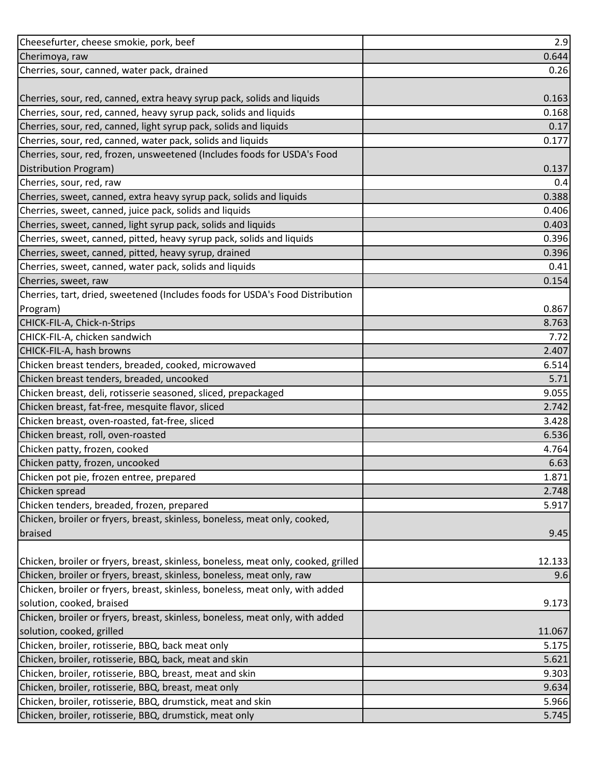| | |
|---|---|
| Cheesefurter, cheese smokie, pork, beef | 2.9 |
| Cherimoya, raw | 0.644 |
| Cherries, sour, canned, water pack, drained | 0.26 |
| Cherries, sour, red, canned, extra heavy syrup pack, solids and liquids | 0.163 |
| Cherries, sour, red, canned, heavy syrup pack, solids and liquids | 0.168 |
| Cherries, sour, red, canned, light syrup pack, solids and liquids | 0.17 |
| Cherries, sour, red, canned, water pack, solids and liquids | 0.177 |
| Cherries, sour, red, frozen, unsweetened (Includes foods for USDA's Food Distribution Program) | 0.137 |
| Cherries, sour, red, raw | 0.4 |
| Cherries, sweet, canned, extra heavy syrup pack, solids and liquids | 0.388 |
| Cherries, sweet, canned, juice pack, solids and liquids | 0.406 |
| Cherries, sweet, canned, light syrup pack, solids and liquids | 0.403 |
| Cherries, sweet, canned, pitted, heavy syrup pack, solids and liquids | 0.396 |
| Cherries, sweet, canned, pitted, heavy syrup, drained | 0.396 |
| Cherries, sweet, canned, water pack, solids and liquids | 0.41 |
| Cherries, sweet, raw | 0.154 |
| Cherries, tart, dried, sweetened (Includes foods for USDA's Food Distribution Program) | 0.867 |
| CHICK-FIL-A, Chick-n-Strips | 8.763 |
| CHICK-FIL-A, chicken sandwich | 7.72 |
| CHICK-FIL-A, hash browns | 2.407 |
| Chicken breast tenders, breaded, cooked, microwaved | 6.514 |
| Chicken breast tenders, breaded, uncooked | 5.71 |
| Chicken breast, deli, rotisserie seasoned, sliced, prepackaged | 9.055 |
| Chicken breast, fat-free, mesquite flavor, sliced | 2.742 |
| Chicken breast, oven-roasted, fat-free, sliced | 3.428 |
| Chicken breast, roll, oven-roasted | 6.536 |
| Chicken patty, frozen, cooked | 4.764 |
| Chicken patty, frozen, uncooked | 6.63 |
| Chicken pot pie, frozen entree, prepared | 1.871 |
| Chicken spread | 2.748 |
| Chicken tenders, breaded, frozen, prepared | 5.917 |
| Chicken, broiler or fryers, breast, skinless, boneless, meat only, cooked, braised | 9.45 |
| Chicken, broiler or fryers, breast, skinless, boneless, meat only, cooked, grilled | 12.133 |
| Chicken, broiler or fryers, breast, skinless, boneless, meat only, raw | 9.6 |
| Chicken, broiler or fryers, breast, skinless, boneless, meat only, with added solution, cooked, braised | 9.173 |
| Chicken, broiler or fryers, breast, skinless, boneless, meat only, with added solution, cooked, grilled | 11.067 |
| Chicken, broiler, rotisserie, BBQ, back meat only | 5.175 |
| Chicken, broiler, rotisserie, BBQ, back, meat and skin | 5.621 |
| Chicken, broiler, rotisserie, BBQ, breast, meat and skin | 9.303 |
| Chicken, broiler, rotisserie, BBQ, breast, meat only | 9.634 |
| Chicken, broiler, rotisserie, BBQ, drumstick, meat and skin | 5.966 |
| Chicken, broiler, rotisserie, BBQ, drumstick, meat only | 5.745 |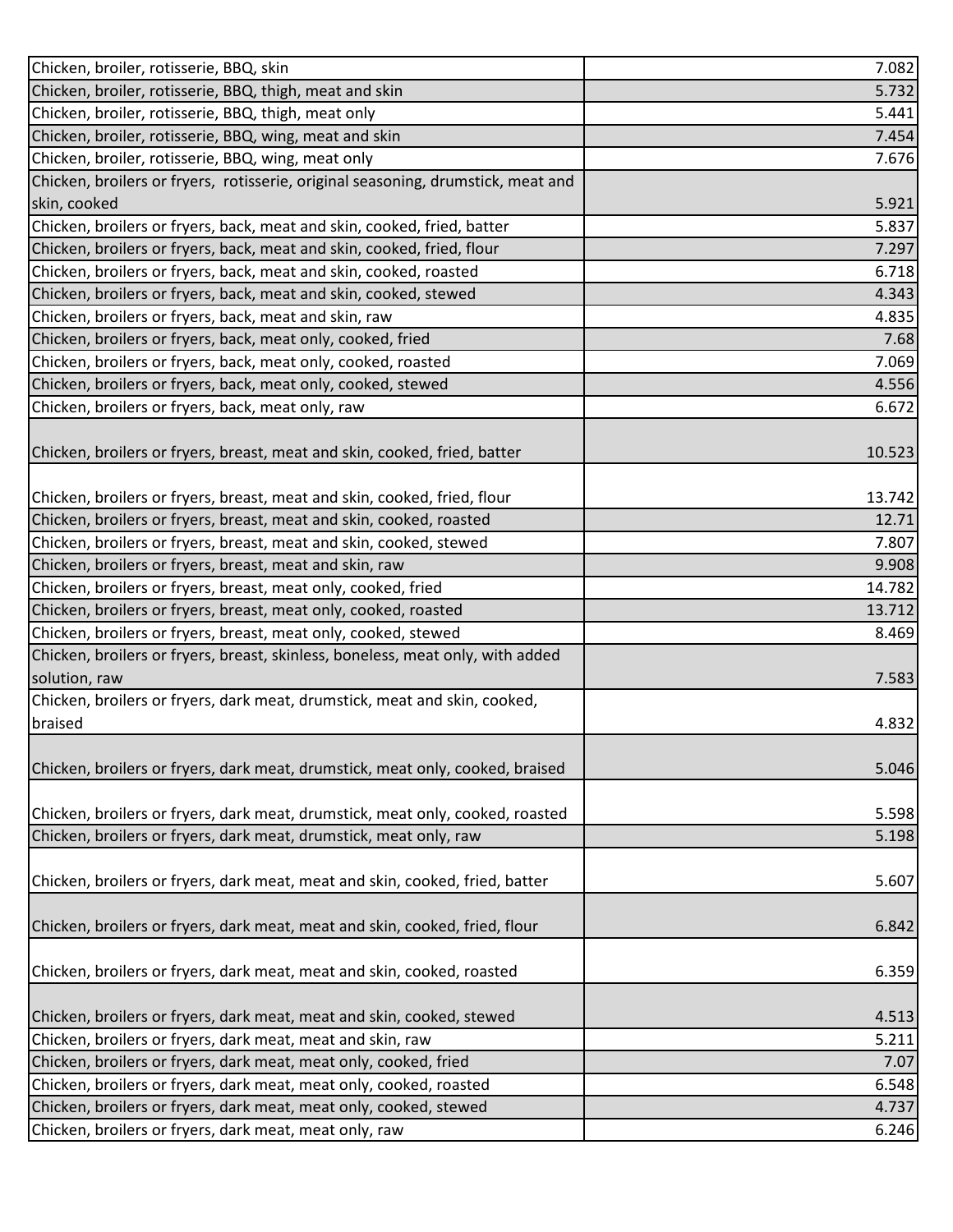| | |
|---|---|
| Chicken, broiler, rotisserie, BBQ, skin | 7.082 |
| Chicken, broiler, rotisserie, BBQ, thigh, meat and skin | 5.732 |
| Chicken, broiler, rotisserie, BBQ, thigh, meat only | 5.441 |
| Chicken, broiler, rotisserie, BBQ, wing, meat and skin | 7.454 |
| Chicken, broiler, rotisserie, BBQ, wing, meat only | 7.676 |
| Chicken, broilers or fryers,  rotisserie, original seasoning, drumstick, meat and skin, cooked | 5.921 |
| Chicken, broilers or fryers, back, meat and skin, cooked, fried, batter | 5.837 |
| Chicken, broilers or fryers, back, meat and skin, cooked, fried, flour | 7.297 |
| Chicken, broilers or fryers, back, meat and skin, cooked, roasted | 6.718 |
| Chicken, broilers or fryers, back, meat and skin, cooked, stewed | 4.343 |
| Chicken, broilers or fryers, back, meat and skin, raw | 4.835 |
| Chicken, broilers or fryers, back, meat only, cooked, fried | 7.68 |
| Chicken, broilers or fryers, back, meat only, cooked, roasted | 7.069 |
| Chicken, broilers or fryers, back, meat only, cooked, stewed | 4.556 |
| Chicken, broilers or fryers, back, meat only, raw | 6.672 |
| Chicken, broilers or fryers, breast, meat and skin, cooked, fried, batter | 10.523 |
| Chicken, broilers or fryers, breast, meat and skin, cooked, fried, flour | 13.742 |
| Chicken, broilers or fryers, breast, meat and skin, cooked, roasted | 12.71 |
| Chicken, broilers or fryers, breast, meat and skin, cooked, stewed | 7.807 |
| Chicken, broilers or fryers, breast, meat and skin, raw | 9.908 |
| Chicken, broilers or fryers, breast, meat only, cooked, fried | 14.782 |
| Chicken, broilers or fryers, breast, meat only, cooked, roasted | 13.712 |
| Chicken, broilers or fryers, breast, meat only, cooked, stewed | 8.469 |
| Chicken, broilers or fryers, breast, skinless, boneless, meat only, with added solution, raw | 7.583 |
| Chicken, broilers or fryers, dark meat, drumstick, meat and skin, cooked, braised | 4.832 |
| Chicken, broilers or fryers, dark meat, drumstick, meat only, cooked, braised | 5.046 |
| Chicken, broilers or fryers, dark meat, drumstick, meat only, cooked, roasted | 5.598 |
| Chicken, broilers or fryers, dark meat, drumstick, meat only, raw | 5.198 |
| Chicken, broilers or fryers, dark meat, meat and skin, cooked, fried, batter | 5.607 |
| Chicken, broilers or fryers, dark meat, meat and skin, cooked, fried, flour | 6.842 |
| Chicken, broilers or fryers, dark meat, meat and skin, cooked, roasted | 6.359 |
| Chicken, broilers or fryers, dark meat, meat and skin, cooked, stewed | 4.513 |
| Chicken, broilers or fryers, dark meat, meat and skin, raw | 5.211 |
| Chicken, broilers or fryers, dark meat, meat only, cooked, fried | 7.07 |
| Chicken, broilers or fryers, dark meat, meat only, cooked, roasted | 6.548 |
| Chicken, broilers or fryers, dark meat, meat only, cooked, stewed | 4.737 |
| Chicken, broilers or fryers, dark meat, meat only, raw | 6.246 |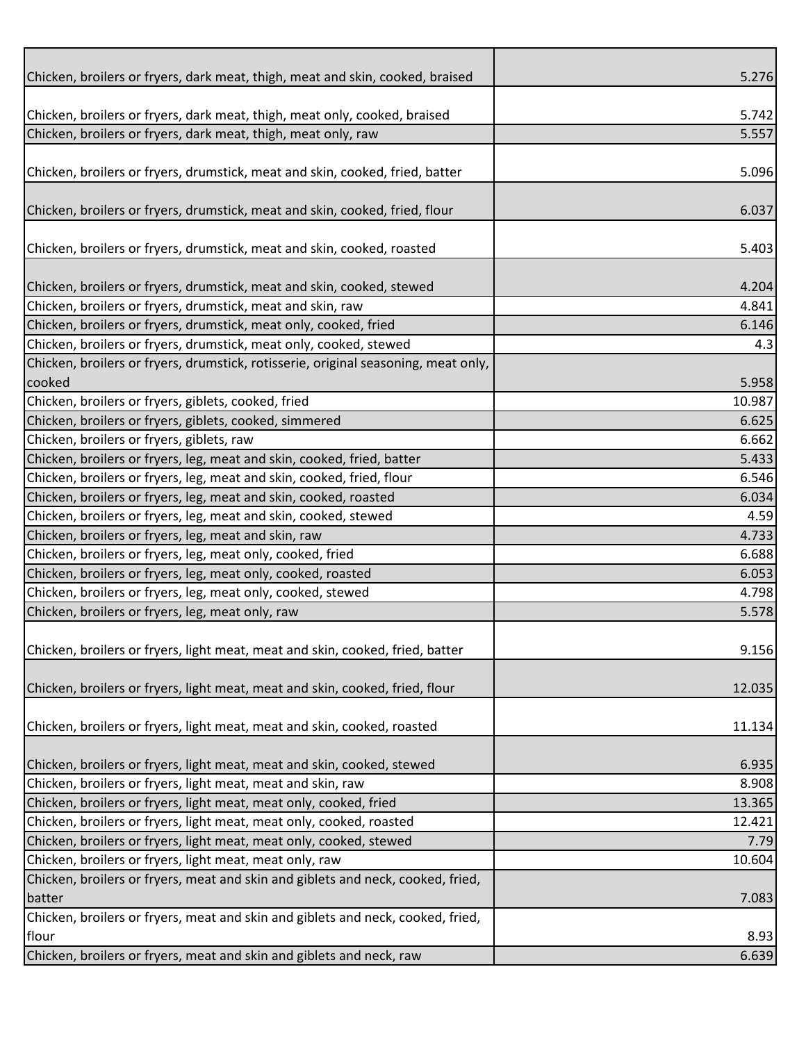| | |
|---|---|
| Chicken, broilers or fryers, dark meat, thigh, meat and skin, cooked, braised | 5.276 |
| Chicken, broilers or fryers, dark meat, thigh, meat only, cooked, braised | 5.742 |
| Chicken, broilers or fryers, dark meat, thigh, meat only, raw | 5.557 |
| Chicken, broilers or fryers, drumstick, meat and skin, cooked, fried, batter | 5.096 |
| Chicken, broilers or fryers, drumstick, meat and skin, cooked, fried, flour | 6.037 |
| Chicken, broilers or fryers, drumstick, meat and skin, cooked, roasted | 5.403 |
| Chicken, broilers or fryers, drumstick, meat and skin, cooked, stewed | 4.204 |
| Chicken, broilers or fryers, drumstick, meat and skin, raw | 4.841 |
| Chicken, broilers or fryers, drumstick, meat only, cooked, fried | 6.146 |
| Chicken, broilers or fryers, drumstick, meat only, cooked, stewed | 4.3 |
| Chicken, broilers or fryers, drumstick, rotisserie, original seasoning, meat only, cooked | 5.958 |
| Chicken, broilers or fryers, giblets, cooked, fried | 10.987 |
| Chicken, broilers or fryers, giblets, cooked, simmered | 6.625 |
| Chicken, broilers or fryers, giblets, raw | 6.662 |
| Chicken, broilers or fryers, leg, meat and skin, cooked, fried, batter | 5.433 |
| Chicken, broilers or fryers, leg, meat and skin, cooked, fried, flour | 6.546 |
| Chicken, broilers or fryers, leg, meat and skin, cooked, roasted | 6.034 |
| Chicken, broilers or fryers, leg, meat and skin, cooked, stewed | 4.59 |
| Chicken, broilers or fryers, leg, meat and skin, raw | 4.733 |
| Chicken, broilers or fryers, leg, meat only, cooked, fried | 6.688 |
| Chicken, broilers or fryers, leg, meat only, cooked, roasted | 6.053 |
| Chicken, broilers or fryers, leg, meat only, cooked, stewed | 4.798 |
| Chicken, broilers or fryers, leg, meat only, raw | 5.578 |
| Chicken, broilers or fryers, light meat, meat and skin, cooked, fried, batter | 9.156 |
| Chicken, broilers or fryers, light meat, meat and skin, cooked, fried, flour | 12.035 |
| Chicken, broilers or fryers, light meat, meat and skin, cooked, roasted | 11.134 |
| Chicken, broilers or fryers, light meat, meat and skin, cooked, stewed | 6.935 |
| Chicken, broilers or fryers, light meat, meat and skin, raw | 8.908 |
| Chicken, broilers or fryers, light meat, meat only, cooked, fried | 13.365 |
| Chicken, broilers or fryers, light meat, meat only, cooked, roasted | 12.421 |
| Chicken, broilers or fryers, light meat, meat only, cooked, stewed | 7.79 |
| Chicken, broilers or fryers, light meat, meat only, raw | 10.604 |
| Chicken, broilers or fryers, meat and skin and giblets and neck, cooked, fried, batter | 7.083 |
| Chicken, broilers or fryers, meat and skin and giblets and neck, cooked, fried, flour | 8.93 |
| Chicken, broilers or fryers, meat and skin and giblets and neck, raw | 6.639 |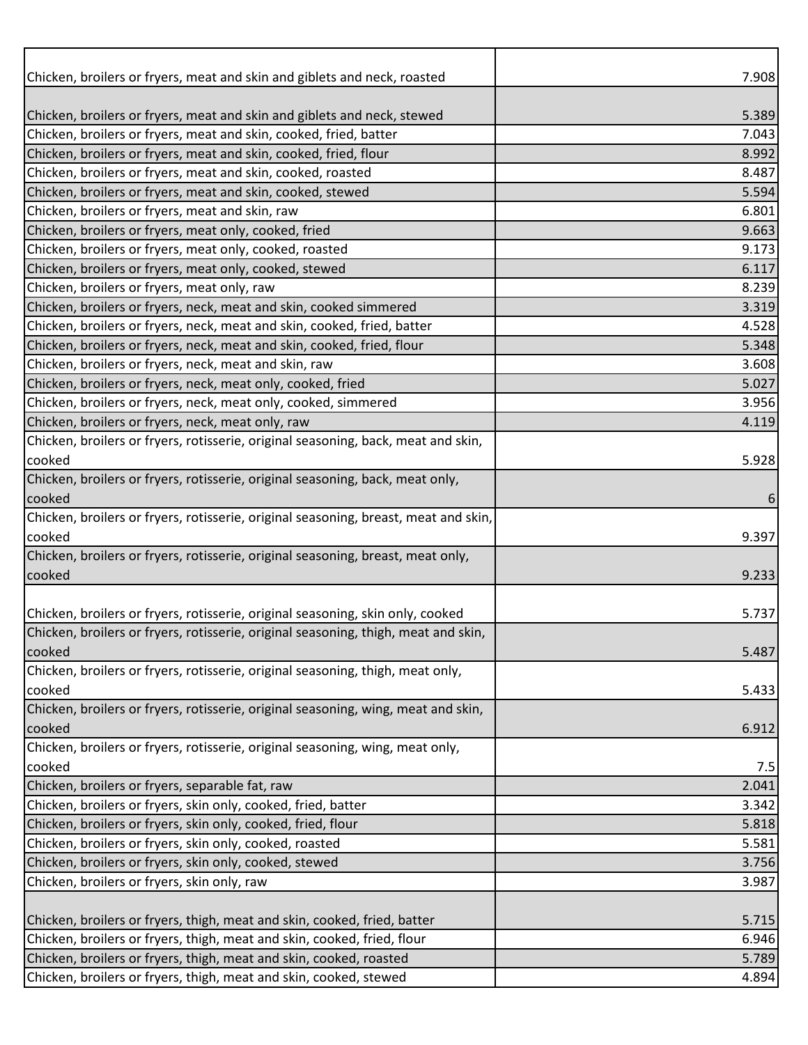| | |
|---|---|
| Chicken, broilers or fryers, meat and skin and giblets and neck, roasted | 7.908 |
| Chicken, broilers or fryers, meat and skin and giblets and neck, stewed | 5.389 |
| Chicken, broilers or fryers, meat and skin, cooked, fried, batter | 7.043 |
| Chicken, broilers or fryers, meat and skin, cooked, fried, flour | 8.992 |
| Chicken, broilers or fryers, meat and skin, cooked, roasted | 8.487 |
| Chicken, broilers or fryers, meat and skin, cooked, stewed | 5.594 |
| Chicken, broilers or fryers, meat and skin, raw | 6.801 |
| Chicken, broilers or fryers, meat only, cooked, fried | 9.663 |
| Chicken, broilers or fryers, meat only, cooked, roasted | 9.173 |
| Chicken, broilers or fryers, meat only, cooked, stewed | 6.117 |
| Chicken, broilers or fryers, meat only, raw | 8.239 |
| Chicken, broilers or fryers, neck, meat and skin, cooked simmered | 3.319 |
| Chicken, broilers or fryers, neck, meat and skin, cooked, fried, batter | 4.528 |
| Chicken, broilers or fryers, neck, meat and skin, cooked, fried, flour | 5.348 |
| Chicken, broilers or fryers, neck, meat and skin, raw | 3.608 |
| Chicken, broilers or fryers, neck, meat only, cooked, fried | 5.027 |
| Chicken, broilers or fryers, neck, meat only, cooked, simmered | 3.956 |
| Chicken, broilers or fryers, neck, meat only, raw | 4.119 |
| Chicken, broilers or fryers, rotisserie, original seasoning, back, meat and skin, cooked | 5.928 |
| Chicken, broilers or fryers, rotisserie, original seasoning, back, meat only, cooked | 6 |
| Chicken, broilers or fryers, rotisserie, original seasoning, breast, meat and skin, cooked | 9.397 |
| Chicken, broilers or fryers, rotisserie, original seasoning, breast, meat only, cooked | 9.233 |
| Chicken, broilers or fryers, rotisserie, original seasoning, skin only, cooked | 5.737 |
| Chicken, broilers or fryers, rotisserie, original seasoning, thigh, meat and skin, cooked | 5.487 |
| Chicken, broilers or fryers, rotisserie, original seasoning, thigh, meat only, cooked | 5.433 |
| Chicken, broilers or fryers, rotisserie, original seasoning, wing, meat and skin, cooked | 6.912 |
| Chicken, broilers or fryers, rotisserie, original seasoning, wing, meat only, cooked | 7.5 |
| Chicken, broilers or fryers, separable fat, raw | 2.041 |
| Chicken, broilers or fryers, skin only, cooked, fried, batter | 3.342 |
| Chicken, broilers or fryers, skin only, cooked, fried, flour | 5.818 |
| Chicken, broilers or fryers, skin only, cooked, roasted | 5.581 |
| Chicken, broilers or fryers, skin only, cooked, stewed | 3.756 |
| Chicken, broilers or fryers, skin only, raw | 3.987 |
| Chicken, broilers or fryers, thigh, meat and skin, cooked, fried, batter | 5.715 |
| Chicken, broilers or fryers, thigh, meat and skin, cooked, fried, flour | 6.946 |
| Chicken, broilers or fryers, thigh, meat and skin, cooked, roasted | 5.789 |
| Chicken, broilers or fryers, thigh, meat and skin, cooked, stewed | 4.894 |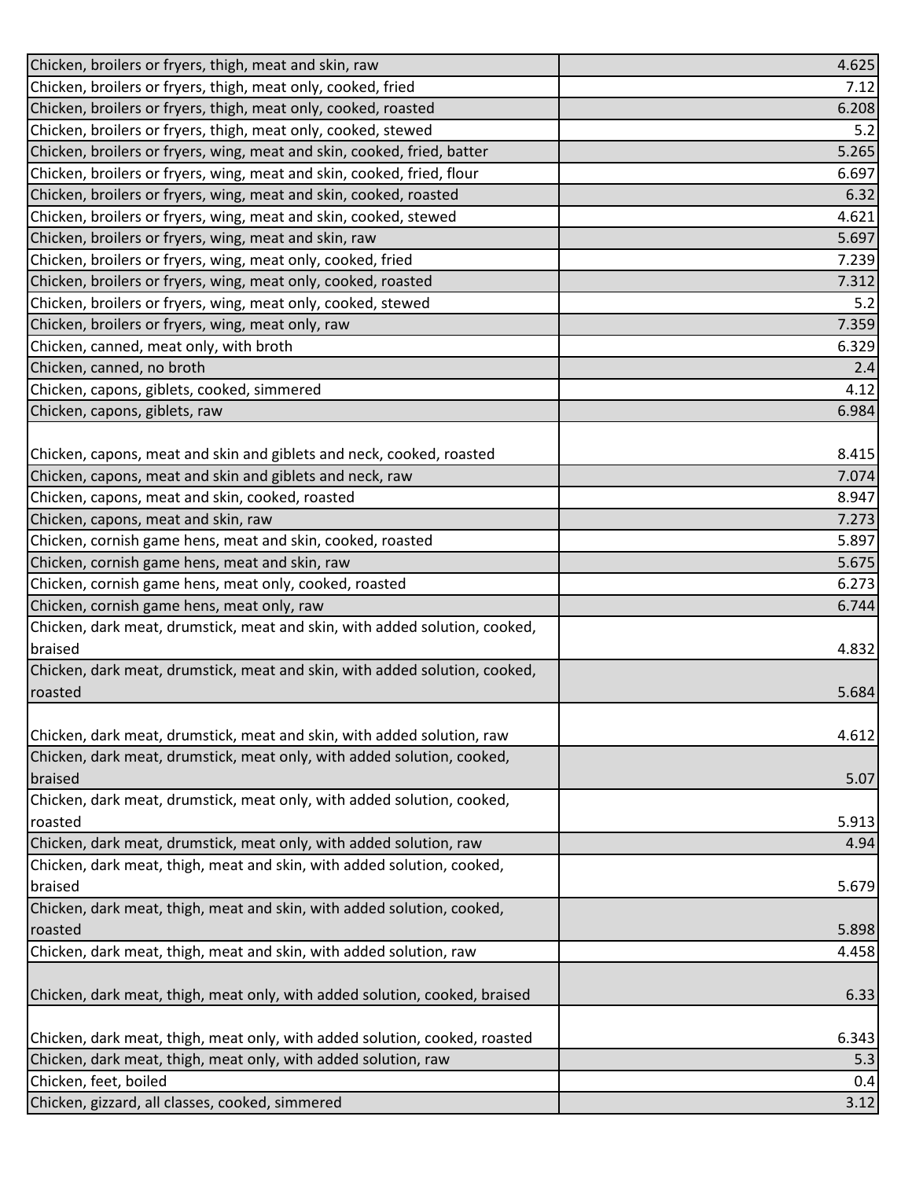| | |
|---|---|
| Chicken, broilers or fryers, thigh, meat and skin, raw | 4.625 |
| Chicken, broilers or fryers, thigh, meat only, cooked, fried | 7.12 |
| Chicken, broilers or fryers, thigh, meat only, cooked, roasted | 6.208 |
| Chicken, broilers or fryers, thigh, meat only, cooked, stewed | 5.2 |
| Chicken, broilers or fryers, wing, meat and skin, cooked, fried, batter | 5.265 |
| Chicken, broilers or fryers, wing, meat and skin, cooked, fried, flour | 6.697 |
| Chicken, broilers or fryers, wing, meat and skin, cooked, roasted | 6.32 |
| Chicken, broilers or fryers, wing, meat and skin, cooked, stewed | 4.621 |
| Chicken, broilers or fryers, wing, meat and skin, raw | 5.697 |
| Chicken, broilers or fryers, wing, meat only, cooked, fried | 7.239 |
| Chicken, broilers or fryers, wing, meat only, cooked, roasted | 7.312 |
| Chicken, broilers or fryers, wing, meat only, cooked, stewed | 5.2 |
| Chicken, broilers or fryers, wing, meat only, raw | 7.359 |
| Chicken, canned, meat only, with broth | 6.329 |
| Chicken, canned, no broth | 2.4 |
| Chicken, capons, giblets, cooked, simmered | 4.12 |
| Chicken, capons, giblets, raw | 6.984 |
| Chicken, capons, meat and skin and giblets and neck, cooked, roasted | 8.415 |
| Chicken, capons, meat and skin and giblets and neck, raw | 7.074 |
| Chicken, capons, meat and skin, cooked, roasted | 8.947 |
| Chicken, capons, meat and skin, raw | 7.273 |
| Chicken, cornish game hens, meat and skin, cooked, roasted | 5.897 |
| Chicken, cornish game hens, meat and skin, raw | 5.675 |
| Chicken, cornish game hens, meat only, cooked, roasted | 6.273 |
| Chicken, cornish game hens, meat only, raw | 6.744 |
| Chicken, dark meat, drumstick, meat and skin, with added solution, cooked, braised | 4.832 |
| Chicken, dark meat, drumstick, meat and skin, with added solution, cooked, roasted | 5.684 |
| Chicken, dark meat, drumstick, meat and skin, with added solution, raw | 4.612 |
| Chicken, dark meat, drumstick, meat only, with added solution, cooked, braised | 5.07 |
| Chicken, dark meat, drumstick, meat only, with added solution, cooked, roasted | 5.913 |
| Chicken, dark meat, drumstick, meat only, with added solution, raw | 4.94 |
| Chicken, dark meat, thigh, meat and skin, with added solution, cooked, braised | 5.679 |
| Chicken, dark meat, thigh, meat and skin, with added solution, cooked, roasted | 5.898 |
| Chicken, dark meat, thigh, meat and skin, with added solution, raw | 4.458 |
| Chicken, dark meat, thigh, meat only, with added solution, cooked, braised | 6.33 |
| Chicken, dark meat, thigh, meat only, with added solution, cooked, roasted | 6.343 |
| Chicken, dark meat, thigh, meat only, with added solution, raw | 5.3 |
| Chicken, feet, boiled | 0.4 |
| Chicken, gizzard, all classes, cooked, simmered | 3.12 |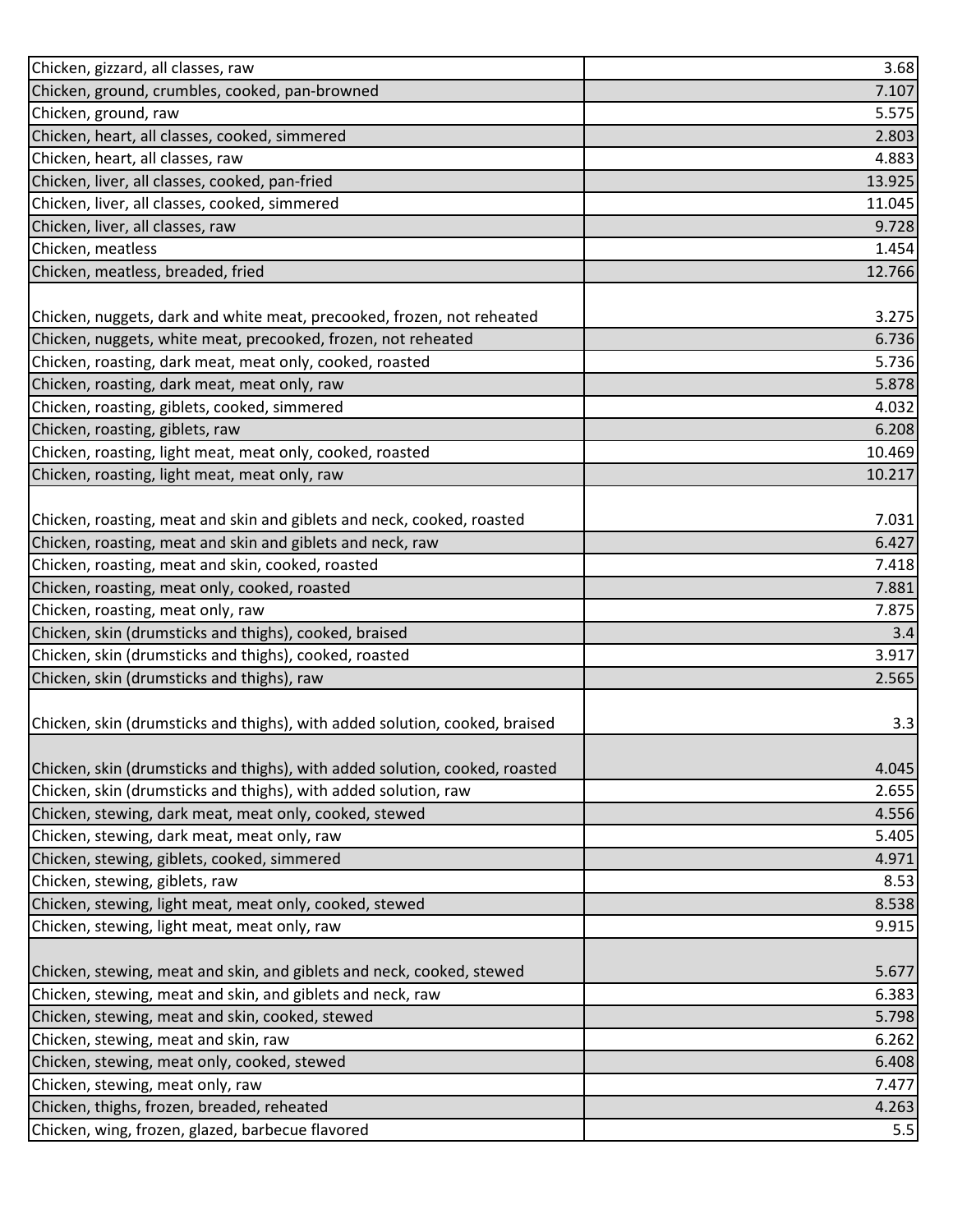| | |
|---|---|
| Chicken, gizzard, all classes, raw | 3.68 |
| Chicken, ground, crumbles, cooked, pan-browned | 7.107 |
| Chicken, ground, raw | 5.575 |
| Chicken, heart, all classes, cooked, simmered | 2.803 |
| Chicken, heart, all classes, raw | 4.883 |
| Chicken, liver, all classes, cooked, pan-fried | 13.925 |
| Chicken, liver, all classes, cooked, simmered | 11.045 |
| Chicken, liver, all classes, raw | 9.728 |
| Chicken, meatless | 1.454 |
| Chicken, meatless, breaded, fried | 12.766 |
| Chicken, nuggets, dark and white meat, precooked, frozen, not reheated | 3.275 |
| Chicken, nuggets, white meat, precooked, frozen, not reheated | 6.736 |
| Chicken, roasting, dark meat, meat only, cooked, roasted | 5.736 |
| Chicken, roasting, dark meat, meat only, raw | 5.878 |
| Chicken, roasting, giblets, cooked, simmered | 4.032 |
| Chicken, roasting, giblets, raw | 6.208 |
| Chicken, roasting, light meat, meat only, cooked, roasted | 10.469 |
| Chicken, roasting, light meat, meat only, raw | 10.217 |
| Chicken, roasting, meat and skin and giblets and neck, cooked, roasted | 7.031 |
| Chicken, roasting, meat and skin and giblets and neck, raw | 6.427 |
| Chicken, roasting, meat and skin, cooked, roasted | 7.418 |
| Chicken, roasting, meat only, cooked, roasted | 7.881 |
| Chicken, roasting, meat only, raw | 7.875 |
| Chicken, skin (drumsticks and thighs), cooked, braised | 3.4 |
| Chicken, skin (drumsticks and thighs), cooked, roasted | 3.917 |
| Chicken, skin (drumsticks and thighs), raw | 2.565 |
| Chicken, skin (drumsticks and thighs), with added solution, cooked, braised | 3.3 |
| Chicken, skin (drumsticks and thighs), with added solution, cooked, roasted | 4.045 |
| Chicken, skin (drumsticks and thighs), with added solution, raw | 2.655 |
| Chicken, stewing, dark meat, meat only, cooked, stewed | 4.556 |
| Chicken, stewing, dark meat, meat only, raw | 5.405 |
| Chicken, stewing, giblets, cooked, simmered | 4.971 |
| Chicken, stewing, giblets, raw | 8.53 |
| Chicken, stewing, light meat, meat only, cooked, stewed | 8.538 |
| Chicken, stewing, light meat, meat only, raw | 9.915 |
| Chicken, stewing, meat and skin, and giblets and neck, cooked, stewed | 5.677 |
| Chicken, stewing, meat and skin, and giblets and neck, raw | 6.383 |
| Chicken, stewing, meat and skin, cooked, stewed | 5.798 |
| Chicken, stewing, meat and skin, raw | 6.262 |
| Chicken, stewing, meat only, cooked, stewed | 6.408 |
| Chicken, stewing, meat only, raw | 7.477 |
| Chicken, thighs, frozen, breaded, reheated | 4.263 |
| Chicken, wing, frozen, glazed, barbecue flavored | 5.5 |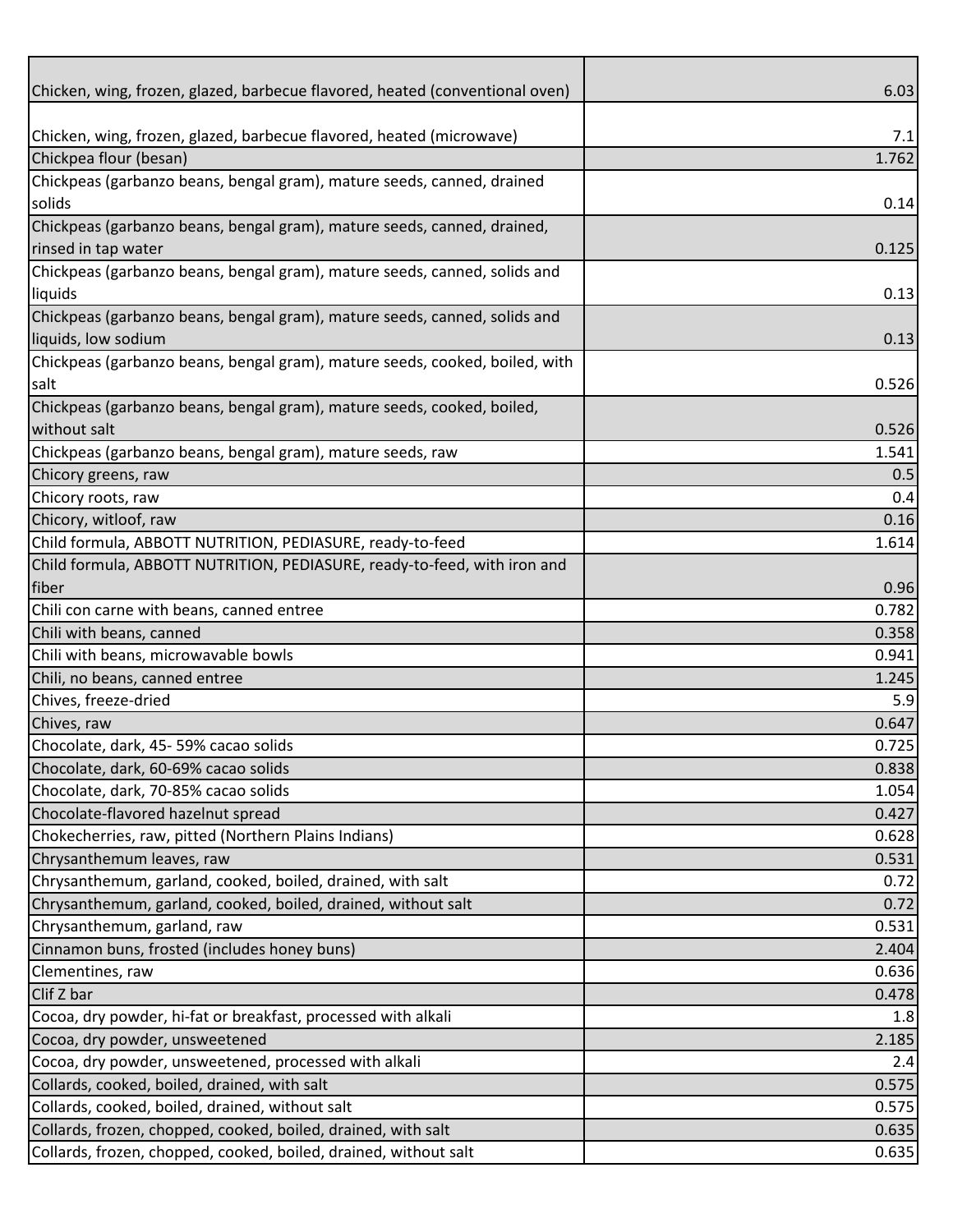| | |
|---|---|
| Chicken, wing, frozen, glazed, barbecue flavored, heated (conventional oven) | 6.03 |
| Chicken, wing, frozen, glazed, barbecue flavored, heated (microwave) | 7.1 |
| Chickpea flour (besan) | 1.762 |
| Chickpeas (garbanzo beans, bengal gram), mature seeds, canned, drained solids | 0.14 |
| Chickpeas (garbanzo beans, bengal gram), mature seeds, canned, drained, rinsed in tap water | 0.125 |
| Chickpeas (garbanzo beans, bengal gram), mature seeds, canned, solids and liquids | 0.13 |
| Chickpeas (garbanzo beans, bengal gram), mature seeds, canned, solids and liquids, low sodium | 0.13 |
| Chickpeas (garbanzo beans, bengal gram), mature seeds, cooked, boiled, with salt | 0.526 |
| Chickpeas (garbanzo beans, bengal gram), mature seeds, cooked, boiled, without salt | 0.526 |
| Chickpeas (garbanzo beans, bengal gram), mature seeds, raw | 1.541 |
| Chicory greens, raw | 0.5 |
| Chicory roots, raw | 0.4 |
| Chicory, witloof, raw | 0.16 |
| Child formula, ABBOTT NUTRITION, PEDIASURE, ready-to-feed | 1.614 |
| Child formula, ABBOTT NUTRITION, PEDIASURE, ready-to-feed, with iron and fiber | 0.96 |
| Chili con carne with beans, canned entree | 0.782 |
| Chili with beans, canned | 0.358 |
| Chili with beans, microwavable bowls | 0.941 |
| Chili, no beans, canned entree | 1.245 |
| Chives, freeze-dried | 5.9 |
| Chives, raw | 0.647 |
| Chocolate, dark, 45- 59% cacao solids | 0.725 |
| Chocolate, dark, 60-69% cacao solids | 0.838 |
| Chocolate, dark, 70-85% cacao solids | 1.054 |
| Chocolate-flavored hazelnut spread | 0.427 |
| Chokecherries, raw, pitted (Northern Plains Indians) | 0.628 |
| Chrysanthemum leaves, raw | 0.531 |
| Chrysanthemum, garland, cooked, boiled, drained, with salt | 0.72 |
| Chrysanthemum, garland, cooked, boiled, drained, without salt | 0.72 |
| Chrysanthemum, garland, raw | 0.531 |
| Cinnamon buns, frosted (includes honey buns) | 2.404 |
| Clementines, raw | 0.636 |
| Clif Z bar | 0.478 |
| Cocoa, dry powder, hi-fat or breakfast, processed with alkali | 1.8 |
| Cocoa, dry powder, unsweetened | 2.185 |
| Cocoa, dry powder, unsweetened, processed with alkali | 2.4 |
| Collards, cooked, boiled, drained, with salt | 0.575 |
| Collards, cooked, boiled, drained, without salt | 0.575 |
| Collards, frozen, chopped, cooked, boiled, drained, with salt | 0.635 |
| Collards, frozen, chopped, cooked, boiled, drained, without salt | 0.635 |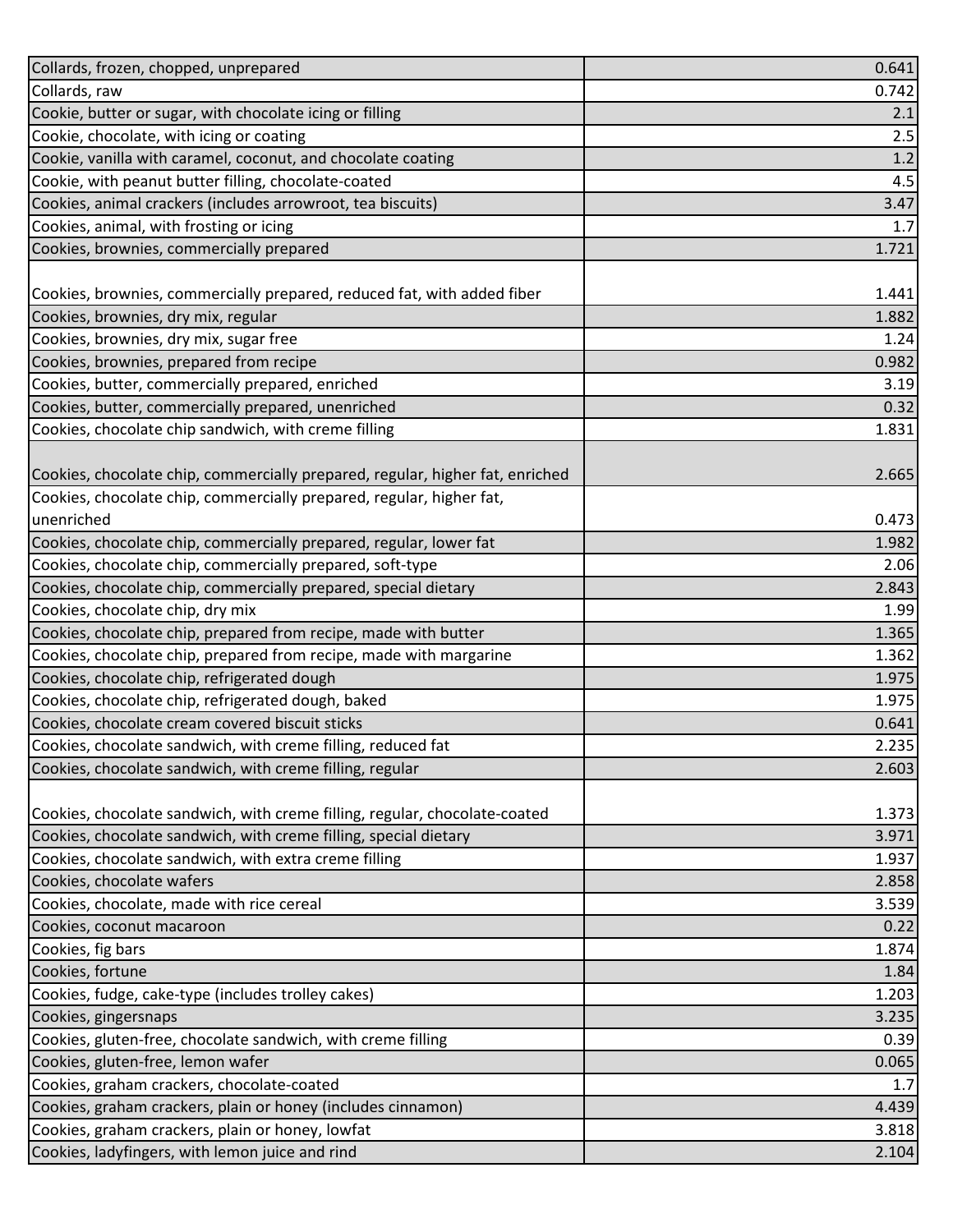| | |
|---|---|
| Collards, frozen, chopped, unprepared | 0.641 |
| Collards, raw | 0.742 |
| Cookie, butter or sugar, with chocolate icing or filling | 2.1 |
| Cookie, chocolate, with icing or coating | 2.5 |
| Cookie, vanilla with caramel, coconut, and chocolate coating | 1.2 |
| Cookie, with peanut butter filling, chocolate-coated | 4.5 |
| Cookies, animal crackers (includes arrowroot, tea biscuits) | 3.47 |
| Cookies, animal, with frosting or icing | 1.7 |
| Cookies, brownies, commercially prepared | 1.721 |
| Cookies, brownies, commercially prepared, reduced fat, with added fiber | 1.441 |
| Cookies, brownies, dry mix, regular | 1.882 |
| Cookies, brownies, dry mix, sugar free | 1.24 |
| Cookies, brownies, prepared from recipe | 0.982 |
| Cookies, butter, commercially prepared, enriched | 3.19 |
| Cookies, butter, commercially prepared, unenriched | 0.32 |
| Cookies, chocolate chip sandwich, with creme filling | 1.831 |
| Cookies, chocolate chip, commercially prepared, regular, higher fat, enriched | 2.665 |
| Cookies, chocolate chip, commercially prepared, regular, higher fat, unenriched | 0.473 |
| Cookies, chocolate chip, commercially prepared, regular, lower fat | 1.982 |
| Cookies, chocolate chip, commercially prepared, soft-type | 2.06 |
| Cookies, chocolate chip, commercially prepared, special dietary | 2.843 |
| Cookies, chocolate chip, dry mix | 1.99 |
| Cookies, chocolate chip, prepared from recipe, made with butter | 1.365 |
| Cookies, chocolate chip, prepared from recipe, made with margarine | 1.362 |
| Cookies, chocolate chip, refrigerated dough | 1.975 |
| Cookies, chocolate chip, refrigerated dough, baked | 1.975 |
| Cookies, chocolate cream covered biscuit sticks | 0.641 |
| Cookies, chocolate sandwich, with creme filling, reduced fat | 2.235 |
| Cookies, chocolate sandwich, with creme filling, regular | 2.603 |
| Cookies, chocolate sandwich, with creme filling, regular, chocolate-coated | 1.373 |
| Cookies, chocolate sandwich, with creme filling, special dietary | 3.971 |
| Cookies, chocolate sandwich, with extra creme filling | 1.937 |
| Cookies, chocolate wafers | 2.858 |
| Cookies, chocolate, made with rice cereal | 3.539 |
| Cookies, coconut macaroon | 0.22 |
| Cookies, fig bars | 1.874 |
| Cookies, fortune | 1.84 |
| Cookies, fudge, cake-type (includes trolley cakes) | 1.203 |
| Cookies, gingersnaps | 3.235 |
| Cookies, gluten-free, chocolate sandwich, with creme filling | 0.39 |
| Cookies, gluten-free, lemon wafer | 0.065 |
| Cookies, graham crackers, chocolate-coated | 1.7 |
| Cookies, graham crackers, plain or honey (includes cinnamon) | 4.439 |
| Cookies, graham crackers, plain or honey, lowfat | 3.818 |
| Cookies, ladyfingers, with lemon juice and rind | 2.104 |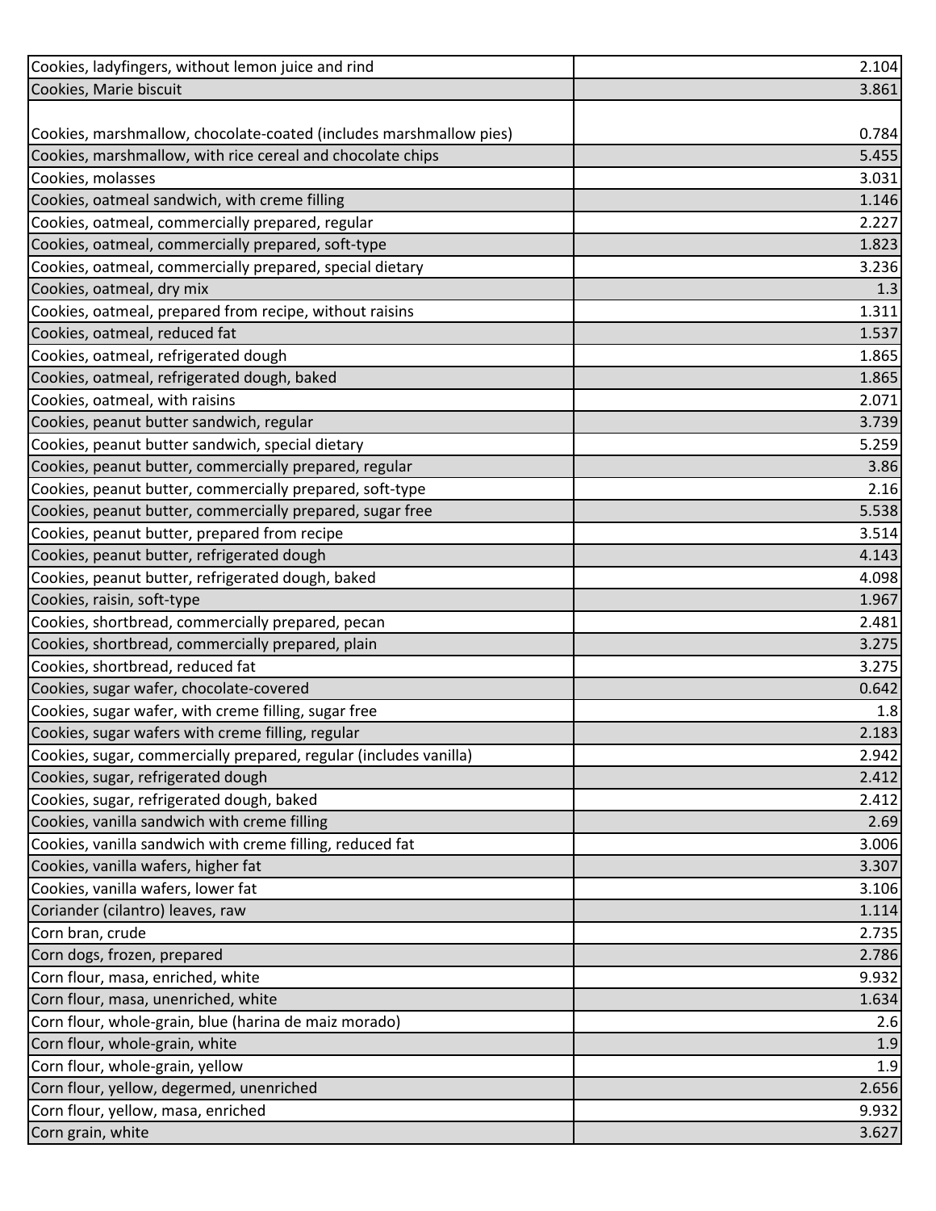| | |
|---|---|
| Cookies, ladyfingers, without lemon juice and rind | 2.104 |
| Cookies, Marie biscuit | 3.861 |
| Cookies, marshmallow, chocolate-coated (includes marshmallow pies) | 0.784 |
| Cookies, marshmallow, with rice cereal and chocolate chips | 5.455 |
| Cookies, molasses | 3.031 |
| Cookies, oatmeal sandwich, with creme filling | 1.146 |
| Cookies, oatmeal, commercially prepared, regular | 2.227 |
| Cookies, oatmeal, commercially prepared, soft-type | 1.823 |
| Cookies, oatmeal, commercially prepared, special dietary | 3.236 |
| Cookies, oatmeal, dry mix | 1.3 |
| Cookies, oatmeal, prepared from recipe, without raisins | 1.311 |
| Cookies, oatmeal, reduced fat | 1.537 |
| Cookies, oatmeal, refrigerated dough | 1.865 |
| Cookies, oatmeal, refrigerated dough, baked | 1.865 |
| Cookies, oatmeal, with raisins | 2.071 |
| Cookies, peanut butter sandwich, regular | 3.739 |
| Cookies, peanut butter sandwich, special dietary | 5.259 |
| Cookies, peanut butter, commercially prepared, regular | 3.86 |
| Cookies, peanut butter, commercially prepared, soft-type | 2.16 |
| Cookies, peanut butter, commercially prepared, sugar free | 5.538 |
| Cookies, peanut butter, prepared from recipe | 3.514 |
| Cookies, peanut butter, refrigerated dough | 4.143 |
| Cookies, peanut butter, refrigerated dough, baked | 4.098 |
| Cookies, raisin, soft-type | 1.967 |
| Cookies, shortbread, commercially prepared, pecan | 2.481 |
| Cookies, shortbread, commercially prepared, plain | 3.275 |
| Cookies, shortbread, reduced fat | 3.275 |
| Cookies, sugar wafer, chocolate-covered | 0.642 |
| Cookies, sugar wafer, with creme filling, sugar free | 1.8 |
| Cookies, sugar wafers with creme filling, regular | 2.183 |
| Cookies, sugar, commercially prepared, regular (includes vanilla) | 2.942 |
| Cookies, sugar, refrigerated dough | 2.412 |
| Cookies, sugar, refrigerated dough, baked | 2.412 |
| Cookies, vanilla sandwich with creme filling | 2.69 |
| Cookies, vanilla sandwich with creme filling, reduced fat | 3.006 |
| Cookies, vanilla wafers, higher fat | 3.307 |
| Cookies, vanilla wafers, lower fat | 3.106 |
| Coriander (cilantro) leaves, raw | 1.114 |
| Corn bran, crude | 2.735 |
| Corn dogs, frozen, prepared | 2.786 |
| Corn flour, masa, enriched, white | 9.932 |
| Corn flour, masa, unenriched, white | 1.634 |
| Corn flour, whole-grain, blue (harina de maiz morado) | 2.6 |
| Corn flour, whole-grain, white | 1.9 |
| Corn flour, whole-grain, yellow | 1.9 |
| Corn flour, yellow, degermed, unenriched | 2.656 |
| Corn flour, yellow, masa, enriched | 9.932 |
| Corn grain, white | 3.627 |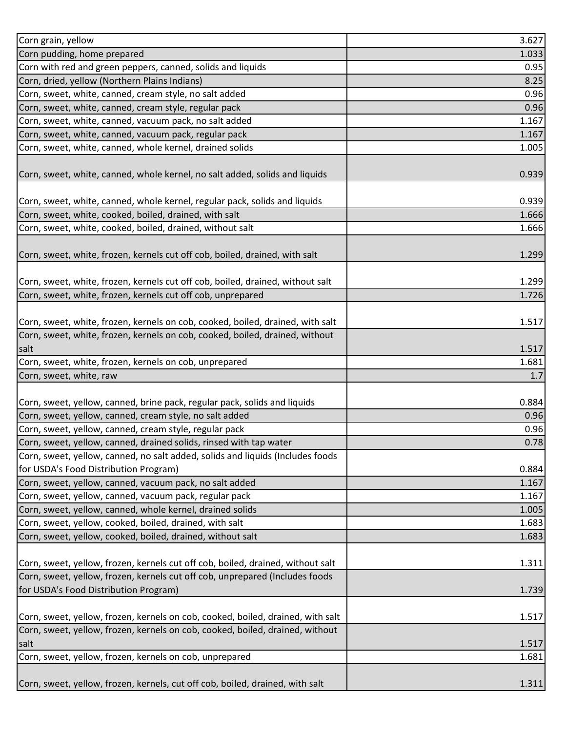| | |
|---|---|
| Corn grain, yellow | 3.627 |
| Corn pudding, home prepared | 1.033 |
| Corn with red and green peppers, canned, solids and liquids | 0.95 |
| Corn, dried, yellow (Northern Plains Indians) | 8.25 |
| Corn, sweet, white, canned, cream style, no salt added | 0.96 |
| Corn, sweet, white, canned, cream style, regular pack | 0.96 |
| Corn, sweet, white, canned, vacuum pack, no salt added | 1.167 |
| Corn, sweet, white, canned, vacuum pack, regular pack | 1.167 |
| Corn, sweet, white, canned, whole kernel, drained solids | 1.005 |
| Corn, sweet, white, canned, whole kernel, no salt added, solids and liquids | 0.939 |
| Corn, sweet, white, canned, whole kernel, regular pack, solids and liquids | 0.939 |
| Corn, sweet, white, cooked, boiled, drained, with salt | 1.666 |
| Corn, sweet, white, cooked, boiled, drained, without salt | 1.666 |
| Corn, sweet, white, frozen, kernels cut off cob, boiled, drained, with salt | 1.299 |
| Corn, sweet, white, frozen, kernels cut off cob, boiled, drained, without salt | 1.299 |
| Corn, sweet, white, frozen, kernels cut off cob, unprepared | 1.726 |
| Corn, sweet, white, frozen, kernels on cob, cooked, boiled, drained, with salt | 1.517 |
| Corn, sweet, white, frozen, kernels on cob, cooked, boiled, drained, without salt | 1.517 |
| Corn, sweet, white, frozen, kernels on cob, unprepared | 1.681 |
| Corn, sweet, white, raw | 1.7 |
| Corn, sweet, yellow, canned, brine pack, regular pack, solids and liquids | 0.884 |
| Corn, sweet, yellow, canned, cream style, no salt added | 0.96 |
| Corn, sweet, yellow, canned, cream style, regular pack | 0.96 |
| Corn, sweet, yellow, canned, drained solids, rinsed with tap water | 0.78 |
| Corn, sweet, yellow, canned, no salt added, solids and liquids (Includes foods for USDA's Food Distribution Program) | 0.884 |
| Corn, sweet, yellow, canned, vacuum pack, no salt added | 1.167 |
| Corn, sweet, yellow, canned, vacuum pack, regular pack | 1.167 |
| Corn, sweet, yellow, canned, whole kernel, drained solids | 1.005 |
| Corn, sweet, yellow, cooked, boiled, drained, with salt | 1.683 |
| Corn, sweet, yellow, cooked, boiled, drained, without salt | 1.683 |
| Corn, sweet, yellow, frozen, kernels cut off cob, boiled, drained, without salt | 1.311 |
| Corn, sweet, yellow, frozen, kernels cut off cob, unprepared (Includes foods for USDA's Food Distribution Program) | 1.739 |
| Corn, sweet, yellow, frozen, kernels on cob, cooked, boiled, drained, with salt | 1.517 |
| Corn, sweet, yellow, frozen, kernels on cob, cooked, boiled, drained, without salt | 1.517 |
| Corn, sweet, yellow, frozen, kernels on cob, unprepared | 1.681 |
| Corn, sweet, yellow, frozen, kernels, cut off cob, boiled, drained, with salt | 1.311 |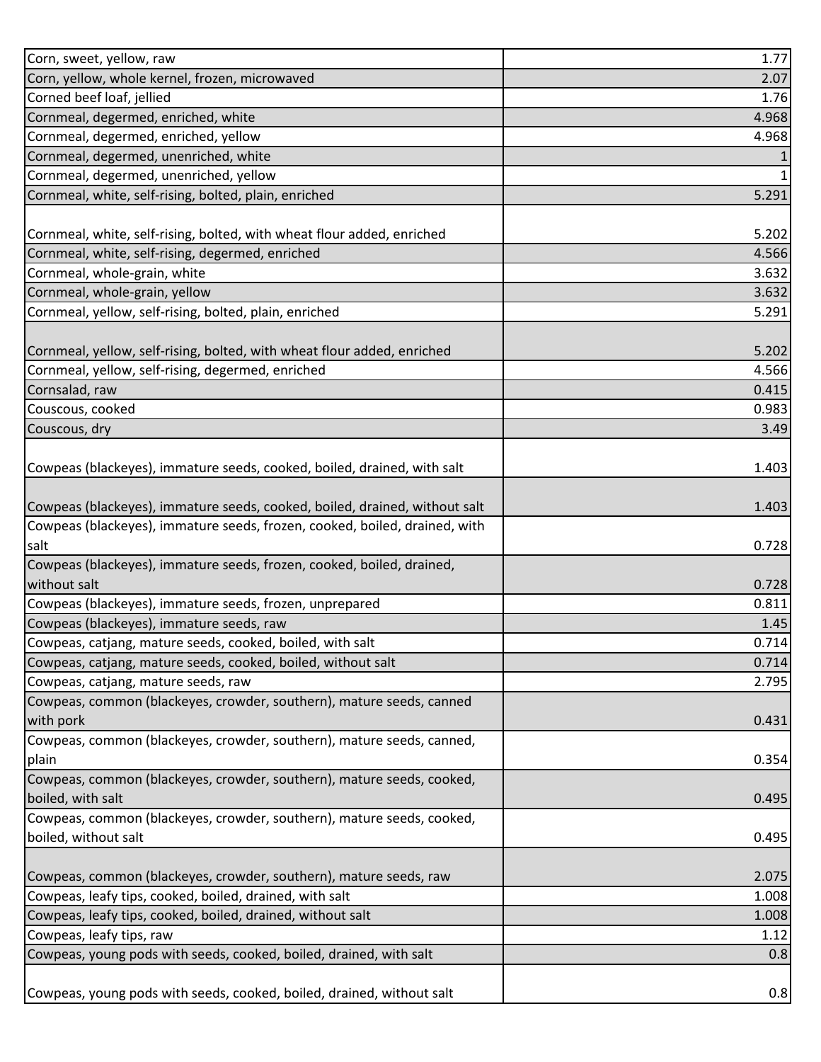| | |
|---|---|
| Corn, sweet, yellow, raw | 1.77 |
| Corn, yellow, whole kernel, frozen, microwaved | 2.07 |
| Corned beef loaf, jellied | 1.76 |
| Cornmeal, degermed, enriched, white | 4.968 |
| Cornmeal, degermed, enriched, yellow | 4.968 |
| Cornmeal, degermed, unenriched, white | 1 |
| Cornmeal, degermed, unenriched, yellow | 1 |
| Cornmeal, white, self-rising, bolted, plain, enriched | 5.291 |
| Cornmeal, white, self-rising, bolted, with wheat flour added, enriched | 5.202 |
| Cornmeal, white, self-rising, degermed, enriched | 4.566 |
| Cornmeal, whole-grain, white | 3.632 |
| Cornmeal, whole-grain, yellow | 3.632 |
| Cornmeal, yellow, self-rising, bolted, plain, enriched | 5.291 |
| Cornmeal, yellow, self-rising, bolted, with wheat flour added, enriched | 5.202 |
| Cornmeal, yellow, self-rising, degermed, enriched | 4.566 |
| Cornsalad, raw | 0.415 |
| Couscous, cooked | 0.983 |
| Couscous, dry | 3.49 |
| Cowpeas (blackeyes), immature seeds, cooked, boiled, drained, with salt | 1.403 |
| Cowpeas (blackeyes), immature seeds, cooked, boiled, drained, without salt | 1.403 |
| Cowpeas (blackeyes), immature seeds, frozen, cooked, boiled, drained, with salt | 0.728 |
| Cowpeas (blackeyes), immature seeds, frozen, cooked, boiled, drained, without salt | 0.728 |
| Cowpeas (blackeyes), immature seeds, frozen, unprepared | 0.811 |
| Cowpeas (blackeyes), immature seeds, raw | 1.45 |
| Cowpeas, catjang, mature seeds, cooked, boiled, with salt | 0.714 |
| Cowpeas, catjang, mature seeds, cooked, boiled, without salt | 0.714 |
| Cowpeas, catjang, mature seeds, raw | 2.795 |
| Cowpeas, common (blackeyes, crowder, southern), mature seeds, canned with pork | 0.431 |
| Cowpeas, common (blackeyes, crowder, southern), mature seeds, canned, plain | 0.354 |
| Cowpeas, common (blackeyes, crowder, southern), mature seeds, cooked, boiled, with salt | 0.495 |
| Cowpeas, common (blackeyes, crowder, southern), mature seeds, cooked, boiled, without salt | 0.495 |
| Cowpeas, common (blackeyes, crowder, southern), mature seeds, raw | 2.075 |
| Cowpeas, leafy tips, cooked, boiled, drained, with salt | 1.008 |
| Cowpeas, leafy tips, cooked, boiled, drained, without salt | 1.008 |
| Cowpeas, leafy tips, raw | 1.12 |
| Cowpeas, young pods with seeds, cooked, boiled, drained, with salt | 0.8 |
| Cowpeas, young pods with seeds, cooked, boiled, drained, without salt | 0.8 |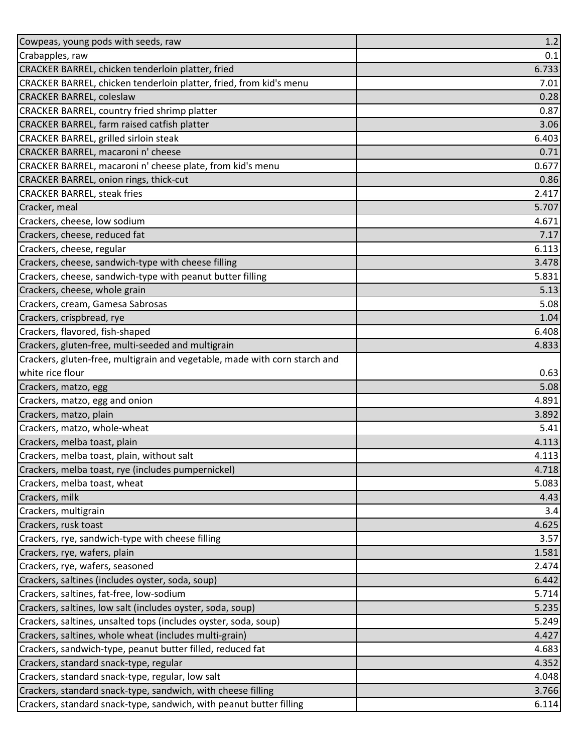| | |
|---|---|
| Cowpeas, young pods with seeds, raw | 1.2 |
| Crabapples, raw | 0.1 |
| CRACKER BARREL, chicken tenderloin platter, fried | 6.733 |
| CRACKER BARREL, chicken tenderloin platter, fried, from kid's menu | 7.01 |
| CRACKER BARREL, coleslaw | 0.28 |
| CRACKER BARREL, country fried shrimp platter | 0.87 |
| CRACKER BARREL, farm raised catfish platter | 3.06 |
| CRACKER BARREL, grilled sirloin steak | 6.403 |
| CRACKER BARREL, macaroni n' cheese | 0.71 |
| CRACKER BARREL, macaroni n' cheese plate, from kid's menu | 0.677 |
| CRACKER BARREL, onion rings, thick-cut | 0.86 |
| CRACKER BARREL, steak fries | 2.417 |
| Cracker, meal | 5.707 |
| Crackers, cheese, low sodium | 4.671 |
| Crackers, cheese, reduced fat | 7.17 |
| Crackers, cheese, regular | 6.113 |
| Crackers, cheese, sandwich-type with cheese filling | 3.478 |
| Crackers, cheese, sandwich-type with peanut butter filling | 5.831 |
| Crackers, cheese, whole grain | 5.13 |
| Crackers, cream, Gamesa Sabrosas | 5.08 |
| Crackers, crispbread, rye | 1.04 |
| Crackers, flavored, fish-shaped | 6.408 |
| Crackers, gluten-free, multi-seeded and multigrain | 4.833 |
| Crackers, gluten-free, multigrain and vegetable, made with corn starch and white rice flour | 0.63 |
| Crackers, matzo, egg | 5.08 |
| Crackers, matzo, egg and onion | 4.891 |
| Crackers, matzo, plain | 3.892 |
| Crackers, matzo, whole-wheat | 5.41 |
| Crackers, melba toast, plain | 4.113 |
| Crackers, melba toast, plain, without salt | 4.113 |
| Crackers, melba toast, rye (includes pumpernickel) | 4.718 |
| Crackers, melba toast, wheat | 5.083 |
| Crackers, milk | 4.43 |
| Crackers, multigrain | 3.4 |
| Crackers, rusk toast | 4.625 |
| Crackers, rye, sandwich-type with cheese filling | 3.57 |
| Crackers, rye, wafers, plain | 1.581 |
| Crackers, rye, wafers, seasoned | 2.474 |
| Crackers, saltines (includes oyster, soda, soup) | 6.442 |
| Crackers, saltines, fat-free, low-sodium | 5.714 |
| Crackers, saltines, low salt (includes oyster, soda, soup) | 5.235 |
| Crackers, saltines, unsalted tops (includes oyster, soda, soup) | 5.249 |
| Crackers, saltines, whole wheat (includes multi-grain) | 4.427 |
| Crackers, sandwich-type, peanut butter filled, reduced fat | 4.683 |
| Crackers, standard snack-type, regular | 4.352 |
| Crackers, standard snack-type, regular, low salt | 4.048 |
| Crackers, standard snack-type, sandwich, with cheese filling | 3.766 |
| Crackers, standard snack-type, sandwich, with peanut butter filling | 6.114 |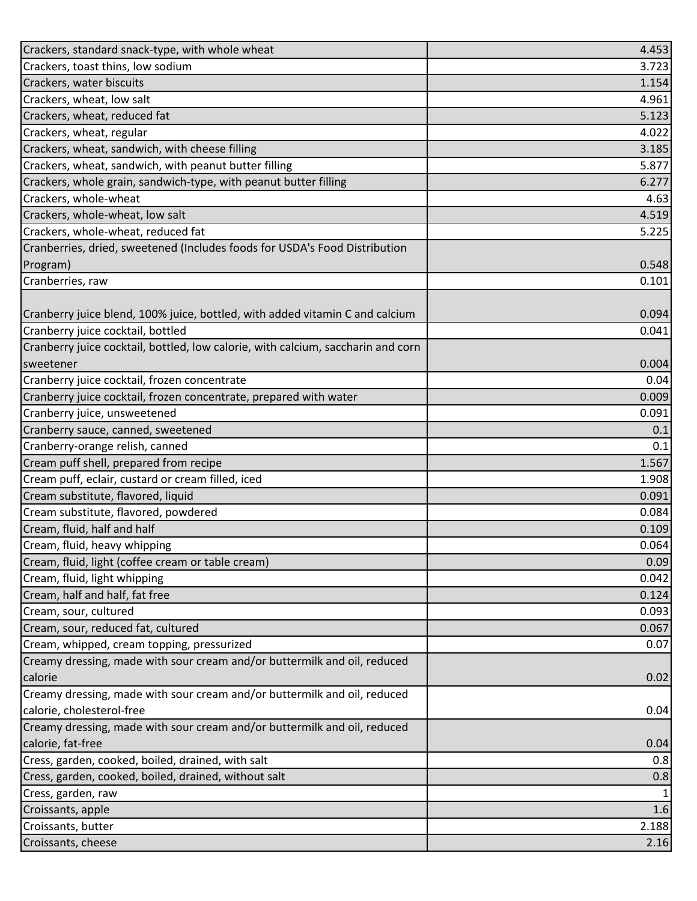| | |
|---|---|
| Crackers, standard snack-type, with whole wheat | 4.453 |
| Crackers, toast thins, low sodium | 3.723 |
| Crackers, water biscuits | 1.154 |
| Crackers, wheat, low salt | 4.961 |
| Crackers, wheat, reduced fat | 5.123 |
| Crackers, wheat, regular | 4.022 |
| Crackers, wheat, sandwich, with cheese filling | 3.185 |
| Crackers, wheat, sandwich, with peanut butter filling | 5.877 |
| Crackers, whole grain, sandwich-type, with peanut butter filling | 6.277 |
| Crackers, whole-wheat | 4.63 |
| Crackers, whole-wheat, low salt | 4.519 |
| Crackers, whole-wheat, reduced fat | 5.225 |
| Cranberries, dried, sweetened (Includes foods for USDA's Food Distribution Program) | 0.548 |
| Cranberries, raw | 0.101 |
| Cranberry juice blend, 100% juice, bottled, with added vitamin C and calcium | 0.094 |
| Cranberry juice cocktail, bottled | 0.041 |
| Cranberry juice cocktail, bottled, low calorie, with calcium, saccharin and corn sweetener | 0.004 |
| Cranberry juice cocktail, frozen concentrate | 0.04 |
| Cranberry juice cocktail, frozen concentrate, prepared with water | 0.009 |
| Cranberry juice, unsweetened | 0.091 |
| Cranberry sauce, canned, sweetened | 0.1 |
| Cranberry-orange relish, canned | 0.1 |
| Cream puff shell, prepared from recipe | 1.567 |
| Cream puff, eclair, custard or cream filled, iced | 1.908 |
| Cream substitute, flavored, liquid | 0.091 |
| Cream substitute, flavored, powdered | 0.084 |
| Cream, fluid, half and half | 0.109 |
| Cream, fluid, heavy whipping | 0.064 |
| Cream, fluid, light (coffee cream or table cream) | 0.09 |
| Cream, fluid, light whipping | 0.042 |
| Cream, half and half, fat free | 0.124 |
| Cream, sour, cultured | 0.093 |
| Cream, sour, reduced fat, cultured | 0.067 |
| Cream, whipped, cream topping, pressurized | 0.07 |
| Creamy dressing, made with sour cream and/or buttermilk and oil, reduced calorie | 0.02 |
| Creamy dressing, made with sour cream and/or buttermilk and oil, reduced calorie, cholesterol-free | 0.04 |
| Creamy dressing, made with sour cream and/or buttermilk and oil, reduced calorie, fat-free | 0.04 |
| Cress, garden, cooked, boiled, drained, with salt | 0.8 |
| Cress, garden, cooked, boiled, drained, without salt | 0.8 |
| Cress, garden, raw | 1 |
| Croissants, apple | 1.6 |
| Croissants, butter | 2.188 |
| Croissants, cheese | 2.16 |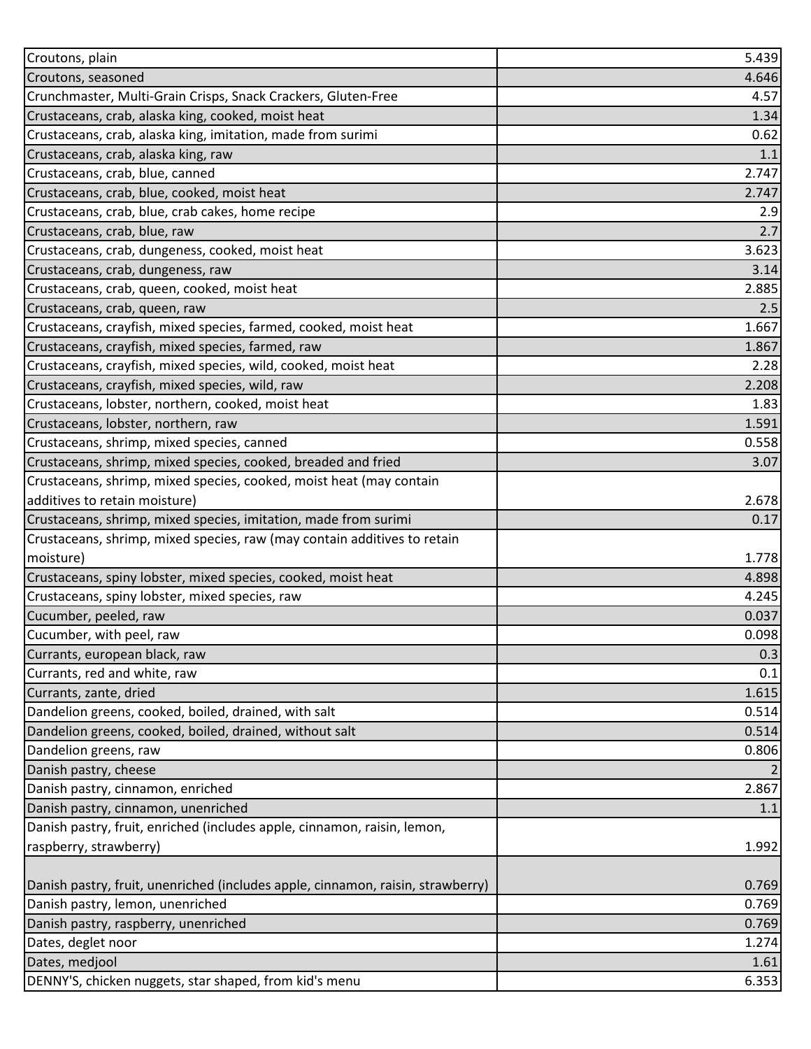| | |
|---|---|
| Croutons, plain | 5.439 |
| Croutons, seasoned | 4.646 |
| Crunchmaster, Multi-Grain Crisps, Snack Crackers, Gluten-Free | 4.57 |
| Crustaceans, crab, alaska king, cooked, moist heat | 1.34 |
| Crustaceans, crab, alaska king, imitation, made from surimi | 0.62 |
| Crustaceans, crab, alaska king, raw | 1.1 |
| Crustaceans, crab, blue, canned | 2.747 |
| Crustaceans, crab, blue, cooked, moist heat | 2.747 |
| Crustaceans, crab, blue, crab cakes, home recipe | 2.9 |
| Crustaceans, crab, blue, raw | 2.7 |
| Crustaceans, crab, dungeness, cooked, moist heat | 3.623 |
| Crustaceans, crab, dungeness, raw | 3.14 |
| Crustaceans, crab, queen, cooked, moist heat | 2.885 |
| Crustaceans, crab, queen, raw | 2.5 |
| Crustaceans, crayfish, mixed species, farmed, cooked, moist heat | 1.667 |
| Crustaceans, crayfish, mixed species, farmed, raw | 1.867 |
| Crustaceans, crayfish, mixed species, wild, cooked, moist heat | 2.28 |
| Crustaceans, crayfish, mixed species, wild, raw | 2.208 |
| Crustaceans, lobster, northern, cooked, moist heat | 1.83 |
| Crustaceans, lobster, northern, raw | 1.591 |
| Crustaceans, shrimp, mixed species, canned | 0.558 |
| Crustaceans, shrimp, mixed species, cooked, breaded and fried | 3.07 |
| Crustaceans, shrimp, mixed species, cooked, moist heat (may contain additives to retain moisture) | 2.678 |
| Crustaceans, shrimp, mixed species, imitation, made from surimi | 0.17 |
| Crustaceans, shrimp, mixed species, raw (may contain additives to retain moisture) | 1.778 |
| Crustaceans, spiny lobster, mixed species, cooked, moist heat | 4.898 |
| Crustaceans, spiny lobster, mixed species, raw | 4.245 |
| Cucumber, peeled, raw | 0.037 |
| Cucumber, with peel, raw | 0.098 |
| Currants, european black, raw | 0.3 |
| Currants, red and white, raw | 0.1 |
| Currants, zante, dried | 1.615 |
| Dandelion greens, cooked, boiled, drained, with salt | 0.514 |
| Dandelion greens, cooked, boiled, drained, without salt | 0.514 |
| Dandelion greens, raw | 0.806 |
| Danish pastry, cheese | 2 |
| Danish pastry, cinnamon, enriched | 2.867 |
| Danish pastry, cinnamon, unenriched | 1.1 |
| Danish pastry, fruit, enriched (includes apple, cinnamon, raisin, lemon, raspberry, strawberry) | 1.992 |
| Danish pastry, fruit, unenriched (includes apple, cinnamon, raisin, strawberry) | 0.769 |
| Danish pastry, lemon, unenriched | 0.769 |
| Danish pastry, raspberry, unenriched | 0.769 |
| Dates, deglet noor | 1.274 |
| Dates, medjool | 1.61 |
| DENNY'S, chicken nuggets, star shaped, from kid's menu | 6.353 |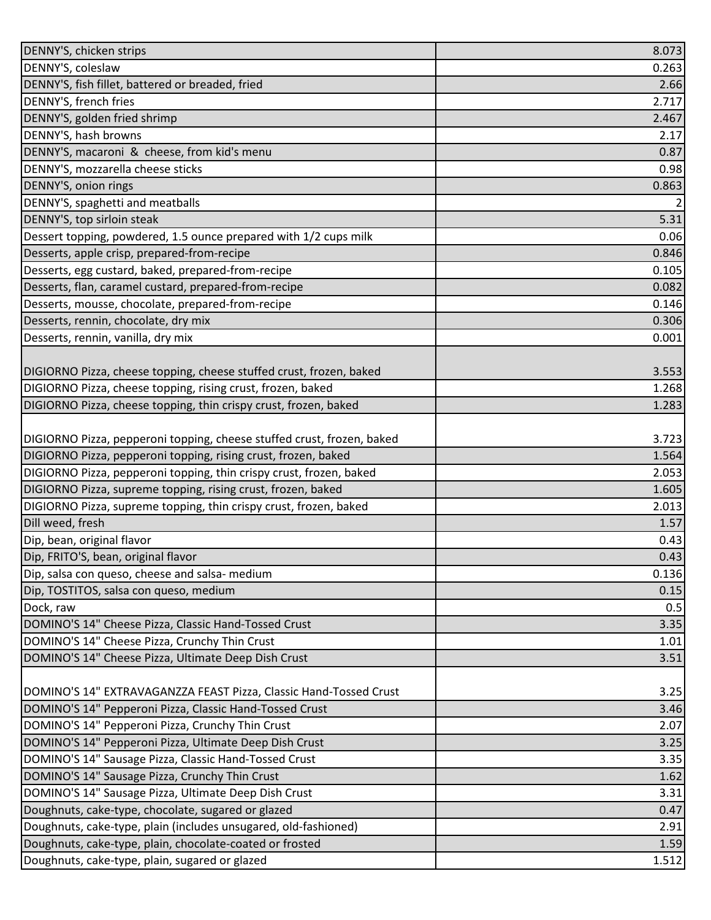| | |
|---|---|
| DENNY'S, chicken strips | 8.073 |
| DENNY'S, coleslaw | 0.263 |
| DENNY'S, fish fillet, battered or breaded, fried | 2.66 |
| DENNY'S, french fries | 2.717 |
| DENNY'S, golden fried shrimp | 2.467 |
| DENNY'S, hash browns | 2.17 |
| DENNY'S, macaroni & cheese, from kid's menu | 0.87 |
| DENNY'S, mozzarella cheese sticks | 0.98 |
| DENNY'S, onion rings | 0.863 |
| DENNY'S, spaghetti and meatballs | 2 |
| DENNY'S, top sirloin steak | 5.31 |
| Dessert topping, powdered, 1.5 ounce prepared with 1/2 cups milk | 0.06 |
| Desserts, apple crisp, prepared-from-recipe | 0.846 |
| Desserts, egg custard, baked, prepared-from-recipe | 0.105 |
| Desserts, flan, caramel custard, prepared-from-recipe | 0.082 |
| Desserts, mousse, chocolate, prepared-from-recipe | 0.146 |
| Desserts, rennin, chocolate, dry mix | 0.306 |
| Desserts, rennin, vanilla, dry mix | 0.001 |
| DIGIORNO Pizza, cheese topping, cheese stuffed crust, frozen, baked | 3.553 |
| DIGIORNO Pizza, cheese topping, rising crust, frozen, baked | 1.268 |
| DIGIORNO Pizza, cheese topping, thin crispy crust, frozen, baked | 1.283 |
| DIGIORNO Pizza, pepperoni topping, cheese stuffed crust, frozen, baked | 3.723 |
| DIGIORNO Pizza, pepperoni topping, rising crust, frozen, baked | 1.564 |
| DIGIORNO Pizza, pepperoni topping, thin crispy crust, frozen, baked | 2.053 |
| DIGIORNO Pizza, supreme topping, rising crust, frozen, baked | 1.605 |
| DIGIORNO Pizza, supreme topping, thin crispy crust, frozen, baked | 2.013 |
| Dill weed, fresh | 1.57 |
| Dip, bean, original flavor | 0.43 |
| Dip, FRITO'S, bean, original flavor | 0.43 |
| Dip, salsa con queso, cheese and salsa- medium | 0.136 |
| Dip, TOSTITOS, salsa con queso, medium | 0.15 |
| Dock, raw | 0.5 |
| DOMINO'S 14" Cheese Pizza, Classic Hand-Tossed Crust | 3.35 |
| DOMINO'S 14" Cheese Pizza, Crunchy Thin Crust | 1.01 |
| DOMINO'S 14" Cheese Pizza, Ultimate Deep Dish Crust | 3.51 |
| DOMINO'S 14" EXTRAVAGANZZA FEAST Pizza, Classic Hand-Tossed Crust | 3.25 |
| DOMINO'S 14" Pepperoni Pizza, Classic Hand-Tossed Crust | 3.46 |
| DOMINO'S 14" Pepperoni Pizza, Crunchy Thin Crust | 2.07 |
| DOMINO'S 14" Pepperoni Pizza, Ultimate Deep Dish Crust | 3.25 |
| DOMINO'S 14" Sausage Pizza, Classic Hand-Tossed Crust | 3.35 |
| DOMINO'S 14" Sausage Pizza, Crunchy Thin Crust | 1.62 |
| DOMINO'S 14" Sausage Pizza, Ultimate Deep Dish Crust | 3.31 |
| Doughnuts, cake-type, chocolate, sugared or glazed | 0.47 |
| Doughnuts, cake-type, plain (includes unsugared, old-fashioned) | 2.91 |
| Doughnuts, cake-type, plain, chocolate-coated or frosted | 1.59 |
| Doughnuts, cake-type, plain, sugared or glazed | 1.512 |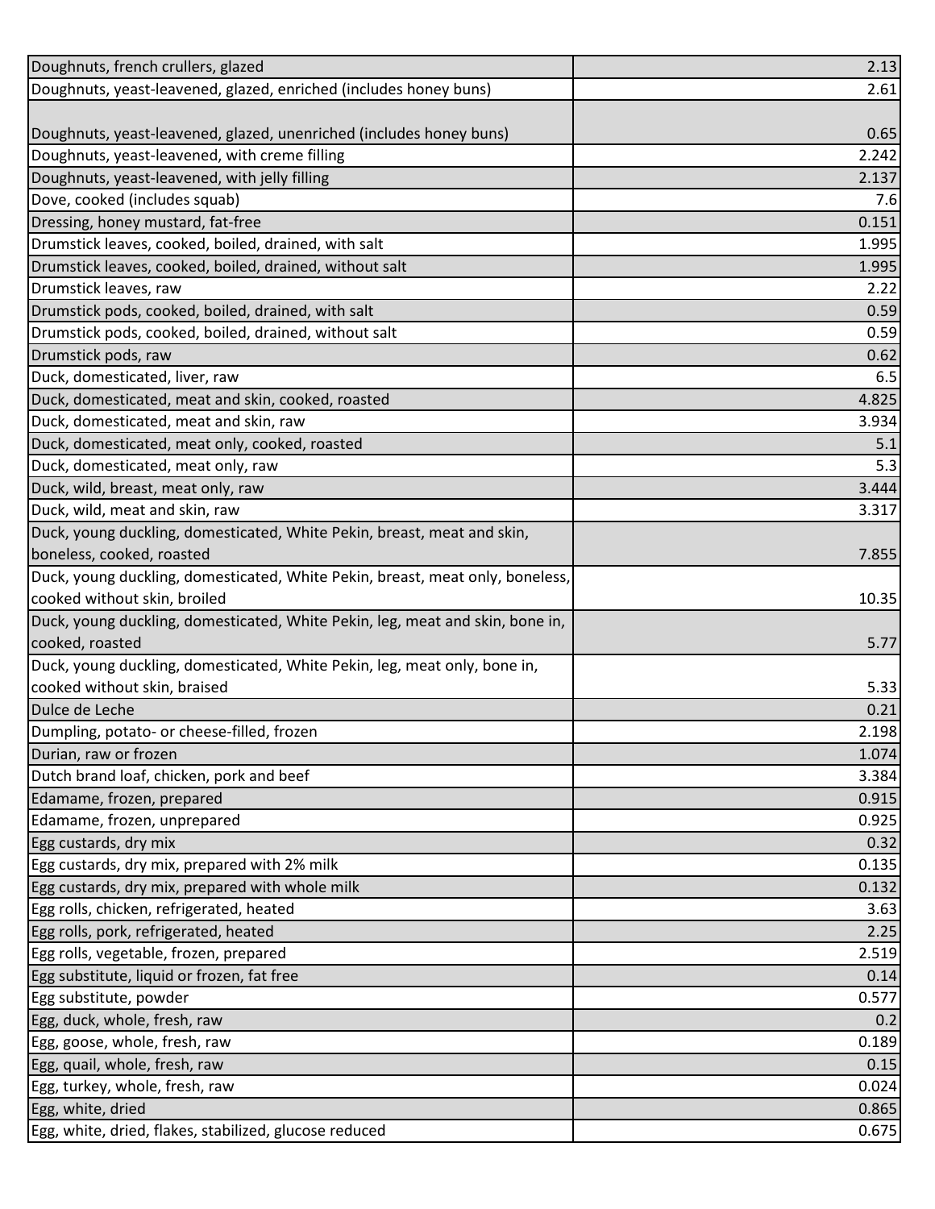| | |
|---|---|
| Doughnuts, french crullers, glazed | 2.13 |
| Doughnuts, yeast-leavened, glazed, enriched (includes honey buns) | 2.61 |
| Doughnuts, yeast-leavened, glazed, unenriched (includes honey buns) | 0.65 |
| Doughnuts, yeast-leavened, with creme filling | 2.242 |
| Doughnuts, yeast-leavened, with jelly filling | 2.137 |
| Dove, cooked (includes squab) | 7.6 |
| Dressing, honey mustard, fat-free | 0.151 |
| Drumstick leaves, cooked, boiled, drained, with salt | 1.995 |
| Drumstick leaves, cooked, boiled, drained, without salt | 1.995 |
| Drumstick leaves, raw | 2.22 |
| Drumstick pods, cooked, boiled, drained, with salt | 0.59 |
| Drumstick pods, cooked, boiled, drained, without salt | 0.59 |
| Drumstick pods, raw | 0.62 |
| Duck, domesticated, liver, raw | 6.5 |
| Duck, domesticated, meat and skin, cooked, roasted | 4.825 |
| Duck, domesticated, meat and skin, raw | 3.934 |
| Duck, domesticated, meat only, cooked, roasted | 5.1 |
| Duck, domesticated, meat only, raw | 5.3 |
| Duck, wild, breast, meat only, raw | 3.444 |
| Duck, wild, meat and skin, raw | 3.317 |
| Duck, young duckling, domesticated, White Pekin, breast, meat and skin, boneless, cooked, roasted | 7.855 |
| Duck, young duckling, domesticated, White Pekin, breast, meat only, boneless, cooked without skin, broiled | 10.35 |
| Duck, young duckling, domesticated, White Pekin, leg, meat and skin, bone in, cooked, roasted | 5.77 |
| Duck, young duckling, domesticated, White Pekin, leg, meat only, bone in, cooked without skin, braised | 5.33 |
| Dulce de Leche | 0.21 |
| Dumpling, potato- or cheese-filled, frozen | 2.198 |
| Durian, raw or frozen | 1.074 |
| Dutch brand loaf, chicken, pork and beef | 3.384 |
| Edamame, frozen, prepared | 0.915 |
| Edamame, frozen, unprepared | 0.925 |
| Egg custards, dry mix | 0.32 |
| Egg custards, dry mix, prepared with 2% milk | 0.135 |
| Egg custards, dry mix, prepared with whole milk | 0.132 |
| Egg rolls, chicken, refrigerated, heated | 3.63 |
| Egg rolls, pork, refrigerated, heated | 2.25 |
| Egg rolls, vegetable, frozen, prepared | 2.519 |
| Egg substitute, liquid or frozen, fat free | 0.14 |
| Egg substitute, powder | 0.577 |
| Egg, duck, whole, fresh, raw | 0.2 |
| Egg, goose, whole, fresh, raw | 0.189 |
| Egg, quail, whole, fresh, raw | 0.15 |
| Egg, turkey, whole, fresh, raw | 0.024 |
| Egg, white, dried | 0.865 |
| Egg, white, dried, flakes, stabilized, glucose reduced | 0.675 |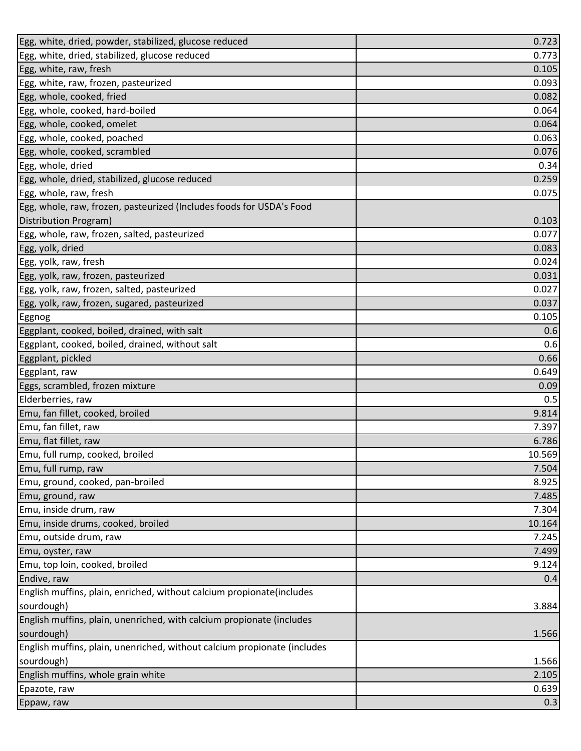| | |
|---|---|
| Egg, white, dried, powder, stabilized, glucose reduced | 0.723 |
| Egg, white, dried, stabilized, glucose reduced | 0.773 |
| Egg, white, raw, fresh | 0.105 |
| Egg, white, raw, frozen, pasteurized | 0.093 |
| Egg, whole, cooked, fried | 0.082 |
| Egg, whole, cooked, hard-boiled | 0.064 |
| Egg, whole, cooked, omelet | 0.064 |
| Egg, whole, cooked, poached | 0.063 |
| Egg, whole, cooked, scrambled | 0.076 |
| Egg, whole, dried | 0.34 |
| Egg, whole, dried, stabilized, glucose reduced | 0.259 |
| Egg, whole, raw, fresh | 0.075 |
| Egg, whole, raw, frozen, pasteurized (Includes foods for USDA's Food Distribution Program) | 0.103 |
| Egg, whole, raw, frozen, salted, pasteurized | 0.077 |
| Egg, yolk, dried | 0.083 |
| Egg, yolk, raw, fresh | 0.024 |
| Egg, yolk, raw, frozen, pasteurized | 0.031 |
| Egg, yolk, raw, frozen, salted, pasteurized | 0.027 |
| Egg, yolk, raw, frozen, sugared, pasteurized | 0.037 |
| Eggnog | 0.105 |
| Eggplant, cooked, boiled, drained, with salt | 0.6 |
| Eggplant, cooked, boiled, drained, without salt | 0.6 |
| Eggplant, pickled | 0.66 |
| Eggplant, raw | 0.649 |
| Eggs, scrambled, frozen mixture | 0.09 |
| Elderberries, raw | 0.5 |
| Emu, fan fillet, cooked, broiled | 9.814 |
| Emu, fan fillet, raw | 7.397 |
| Emu, flat fillet, raw | 6.786 |
| Emu, full rump, cooked, broiled | 10.569 |
| Emu, full rump, raw | 7.504 |
| Emu, ground, cooked, pan-broiled | 8.925 |
| Emu, ground, raw | 7.485 |
| Emu, inside drum, raw | 7.304 |
| Emu, inside drums, cooked, broiled | 10.164 |
| Emu, outside drum, raw | 7.245 |
| Emu, oyster, raw | 7.499 |
| Emu, top loin, cooked, broiled | 9.124 |
| Endive, raw | 0.4 |
| English muffins, plain, enriched, without calcium propionate(includes sourdough) | 3.884 |
| English muffins, plain, unenriched, with calcium propionate (includes sourdough) | 1.566 |
| English muffins, plain, unenriched, without calcium propionate (includes sourdough) | 1.566 |
| English muffins, whole grain white | 2.105 |
| Epazote, raw | 0.639 |
| Eppaw, raw | 0.3 |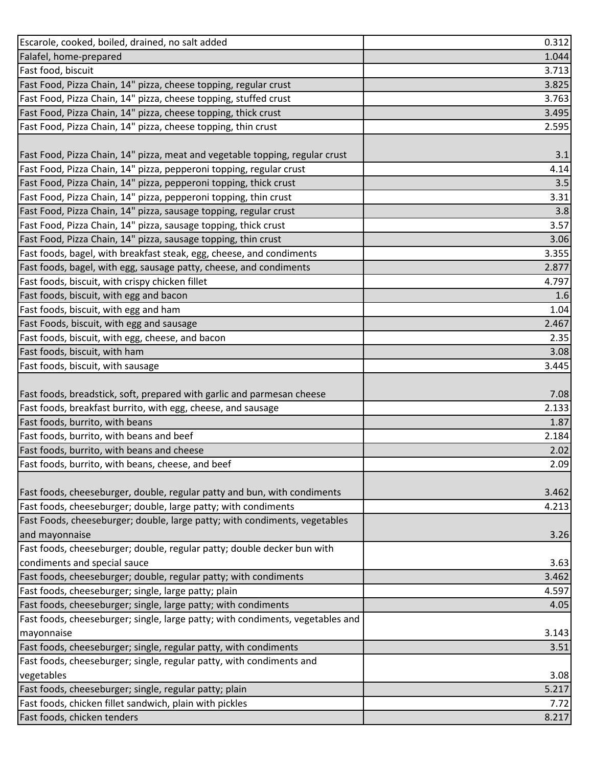| | |
|---|---|
| Escarole, cooked, boiled, drained, no salt added | 0.312 |
| Falafel, home-prepared | 1.044 |
| Fast food, biscuit | 3.713 |
| Fast Food, Pizza Chain, 14" pizza, cheese topping, regular crust | 3.825 |
| Fast Food, Pizza Chain, 14" pizza, cheese topping, stuffed crust | 3.763 |
| Fast Food, Pizza Chain, 14" pizza, cheese topping, thick crust | 3.495 |
| Fast Food, Pizza Chain, 14" pizza, cheese topping, thin crust | 2.595 |
| Fast Food, Pizza Chain, 14" pizza, meat and vegetable topping, regular crust | 3.1 |
| Fast Food, Pizza Chain, 14" pizza, pepperoni topping, regular crust | 4.14 |
| Fast Food, Pizza Chain, 14" pizza, pepperoni topping, thick crust | 3.5 |
| Fast Food, Pizza Chain, 14" pizza, pepperoni topping, thin crust | 3.31 |
| Fast Food, Pizza Chain, 14" pizza, sausage topping, regular crust | 3.8 |
| Fast Food, Pizza Chain, 14" pizza, sausage topping, thick crust | 3.57 |
| Fast Food, Pizza Chain, 14" pizza, sausage topping, thin crust | 3.06 |
| Fast foods, bagel, with breakfast steak, egg, cheese, and condiments | 3.355 |
| Fast foods, bagel, with egg, sausage patty, cheese, and condiments | 2.877 |
| Fast foods, biscuit, with crispy chicken fillet | 4.797 |
| Fast foods, biscuit, with egg and bacon | 1.6 |
| Fast foods, biscuit, with egg and ham | 1.04 |
| Fast Foods, biscuit, with egg and sausage | 2.467 |
| Fast foods, biscuit, with egg, cheese, and bacon | 2.35 |
| Fast foods, biscuit, with ham | 3.08 |
| Fast foods, biscuit, with sausage | 3.445 |
| Fast foods, breadstick, soft, prepared with garlic and parmesan cheese | 7.08 |
| Fast foods, breakfast burrito, with egg, cheese, and sausage | 2.133 |
| Fast foods, burrito, with beans | 1.87 |
| Fast foods, burrito, with beans and beef | 2.184 |
| Fast foods, burrito, with beans and cheese | 2.02 |
| Fast foods, burrito, with beans, cheese, and beef | 2.09 |
| Fast foods, cheeseburger, double, regular patty and bun, with condiments | 3.462 |
| Fast foods, cheeseburger; double, large patty; with condiments | 4.213 |
| Fast Foods, cheeseburger; double, large patty; with condiments, vegetables and mayonnaise | 3.26 |
| Fast foods, cheeseburger; double, regular patty; double decker bun with condiments and special sauce | 3.63 |
| Fast foods, cheeseburger; double, regular patty; with condiments | 3.462 |
| Fast foods, cheeseburger; single, large patty; plain | 4.597 |
| Fast foods, cheeseburger; single, large patty; with condiments | 4.05 |
| Fast foods, cheeseburger; single, large patty; with condiments, vegetables and mayonnaise | 3.143 |
| Fast foods, cheeseburger; single, regular patty, with condiments | 3.51 |
| Fast foods, cheeseburger; single, regular patty, with condiments and vegetables | 3.08 |
| Fast foods, cheeseburger; single, regular patty; plain | 5.217 |
| Fast foods, chicken fillet sandwich, plain with pickles | 7.72 |
| Fast foods, chicken tenders | 8.217 |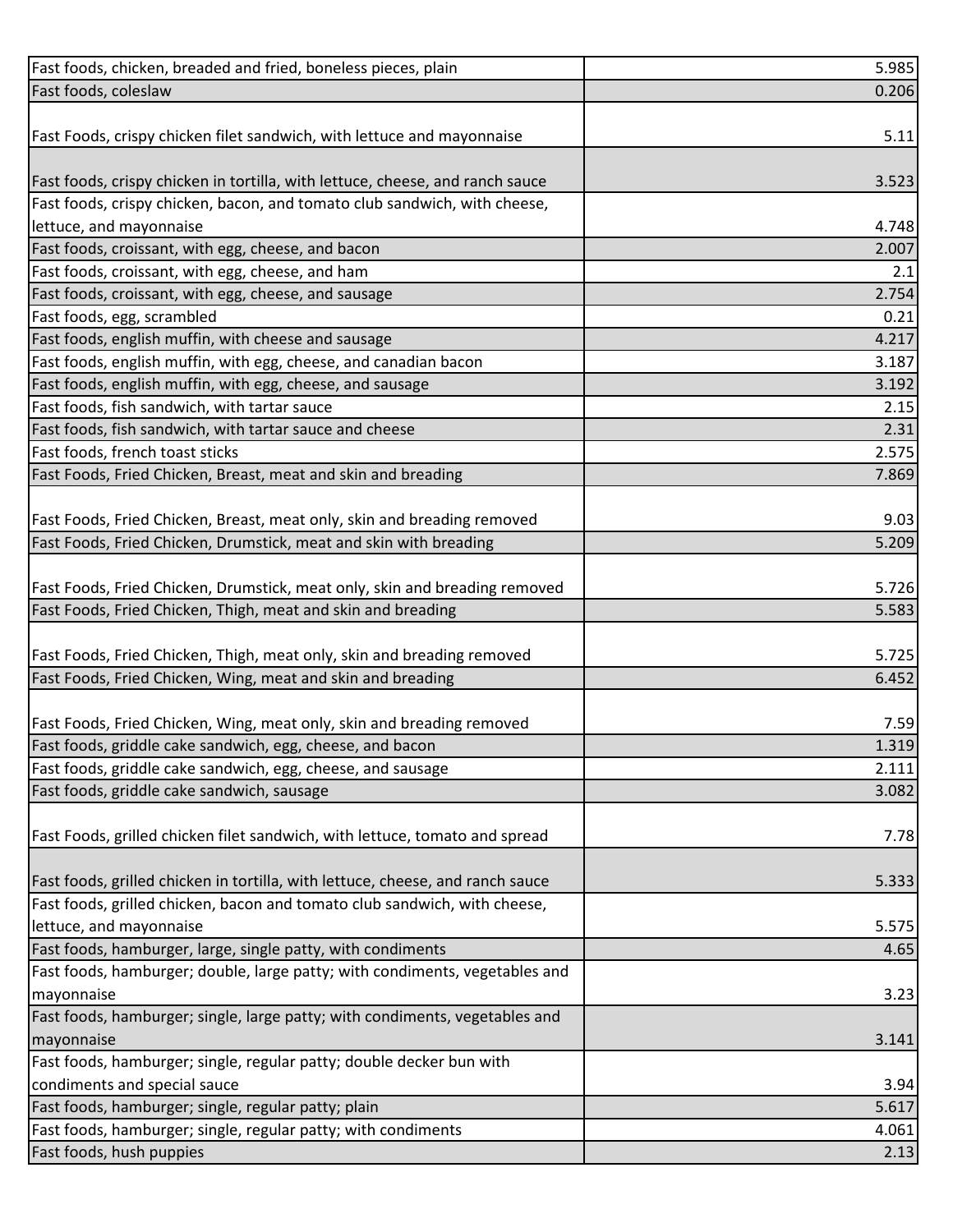| | |
|---|---|
| Fast foods, chicken, breaded and fried, boneless pieces, plain | 5.985 |
| Fast foods, coleslaw | 0.206 |
| Fast Foods, crispy chicken filet sandwich, with lettuce and mayonnaise | 5.11 |
| Fast foods, crispy chicken in tortilla, with lettuce, cheese, and ranch sauce | 3.523 |
| Fast foods, crispy chicken, bacon, and tomato club sandwich, with cheese, lettuce, and mayonnaise | 4.748 |
| Fast foods, croissant, with egg, cheese, and bacon | 2.007 |
| Fast foods, croissant, with egg, cheese, and ham | 2.1 |
| Fast foods, croissant, with egg, cheese, and sausage | 2.754 |
| Fast foods, egg, scrambled | 0.21 |
| Fast foods, english muffin, with cheese and sausage | 4.217 |
| Fast foods, english muffin, with egg, cheese, and canadian bacon | 3.187 |
| Fast foods, english muffin, with egg, cheese, and sausage | 3.192 |
| Fast foods, fish sandwich, with tartar sauce | 2.15 |
| Fast foods, fish sandwich, with tartar sauce and cheese | 2.31 |
| Fast foods, french toast sticks | 2.575 |
| Fast Foods, Fried Chicken, Breast, meat and skin and breading | 7.869 |
| Fast Foods, Fried Chicken, Breast, meat only, skin and breading removed | 9.03 |
| Fast Foods, Fried Chicken, Drumstick, meat and skin with breading | 5.209 |
| Fast Foods, Fried Chicken, Drumstick, meat only, skin and breading removed | 5.726 |
| Fast Foods, Fried Chicken, Thigh, meat and skin and breading | 5.583 |
| Fast Foods, Fried Chicken, Thigh, meat only, skin and breading removed | 5.725 |
| Fast Foods, Fried Chicken, Wing, meat and skin and breading | 6.452 |
| Fast Foods, Fried Chicken, Wing, meat only, skin and breading removed | 7.59 |
| Fast foods, griddle cake sandwich, egg, cheese, and bacon | 1.319 |
| Fast foods, griddle cake sandwich, egg, cheese, and sausage | 2.111 |
| Fast foods, griddle cake sandwich, sausage | 3.082 |
| Fast Foods, grilled chicken filet sandwich, with lettuce, tomato and spread | 7.78 |
| Fast foods, grilled chicken in tortilla, with lettuce, cheese, and ranch sauce | 5.333 |
| Fast foods, grilled chicken, bacon and tomato club sandwich, with cheese, lettuce, and mayonnaise | 5.575 |
| Fast foods, hamburger, large, single patty, with condiments | 4.65 |
| Fast foods, hamburger; double, large patty; with condiments, vegetables and mayonnaise | 3.23 |
| Fast foods, hamburger; single, large patty; with condiments, vegetables and mayonnaise | 3.141 |
| Fast foods, hamburger; single, regular patty; double decker bun with condiments and special sauce | 3.94 |
| Fast foods, hamburger; single, regular patty; plain | 5.617 |
| Fast foods, hamburger; single, regular patty; with condiments | 4.061 |
| Fast foods, hush puppies | 2.13 |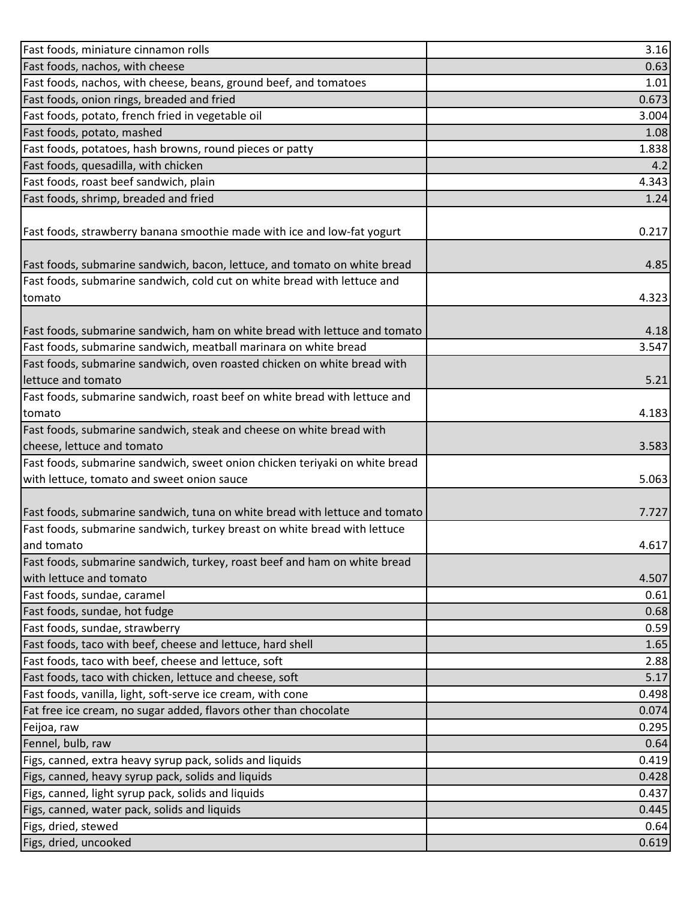| | |
|---|---|
| Fast foods, miniature cinnamon rolls | 3.16 |
| Fast foods, nachos, with cheese | 0.63 |
| Fast foods, nachos, with cheese, beans, ground beef, and tomatoes | 1.01 |
| Fast foods, onion rings, breaded and fried | 0.673 |
| Fast foods, potato, french fried in vegetable oil | 3.004 |
| Fast foods, potato, mashed | 1.08 |
| Fast foods, potatoes, hash browns, round pieces or patty | 1.838 |
| Fast foods, quesadilla, with chicken | 4.2 |
| Fast foods, roast beef sandwich, plain | 4.343 |
| Fast foods, shrimp, breaded and fried | 1.24 |
| Fast foods, strawberry banana smoothie made with ice and low-fat yogurt | 0.217 |
| Fast foods, submarine sandwich, bacon, lettuce, and tomato on white bread | 4.85 |
| Fast foods, submarine sandwich, cold cut on white bread with lettuce and tomato | 4.323 |
| Fast foods, submarine sandwich, ham on white bread with lettuce and tomato | 4.18 |
| Fast foods, submarine sandwich, meatball marinara on white bread | 3.547 |
| Fast foods, submarine sandwich, oven roasted chicken on white bread with lettuce and tomato | 5.21 |
| Fast foods, submarine sandwich, roast beef on white bread with lettuce and tomato | 4.183 |
| Fast foods, submarine sandwich, steak and cheese on white bread with cheese, lettuce and tomato | 3.583 |
| Fast foods, submarine sandwich, sweet onion chicken teriyaki on white bread with lettuce, tomato and sweet onion sauce | 5.063 |
| Fast foods, submarine sandwich, tuna on white bread with lettuce and tomato | 7.727 |
| Fast foods, submarine sandwich, turkey breast on white bread with lettuce and tomato | 4.617 |
| Fast foods, submarine sandwich, turkey, roast beef and ham on white bread with lettuce and tomato | 4.507 |
| Fast foods, sundae, caramel | 0.61 |
| Fast foods, sundae, hot fudge | 0.68 |
| Fast foods, sundae, strawberry | 0.59 |
| Fast foods, taco with beef, cheese and lettuce, hard shell | 1.65 |
| Fast foods, taco with beef, cheese and lettuce, soft | 2.88 |
| Fast foods, taco with chicken, lettuce and cheese, soft | 5.17 |
| Fast foods, vanilla, light, soft-serve ice cream, with cone | 0.498 |
| Fat free ice cream, no sugar added, flavors other than chocolate | 0.074 |
| Feijoa, raw | 0.295 |
| Fennel, bulb, raw | 0.64 |
| Figs, canned, extra heavy syrup pack, solids and liquids | 0.419 |
| Figs, canned, heavy syrup pack, solids and liquids | 0.428 |
| Figs, canned, light syrup pack, solids and liquids | 0.437 |
| Figs, canned, water pack, solids and liquids | 0.445 |
| Figs, dried, stewed | 0.64 |
| Figs, dried, uncooked | 0.619 |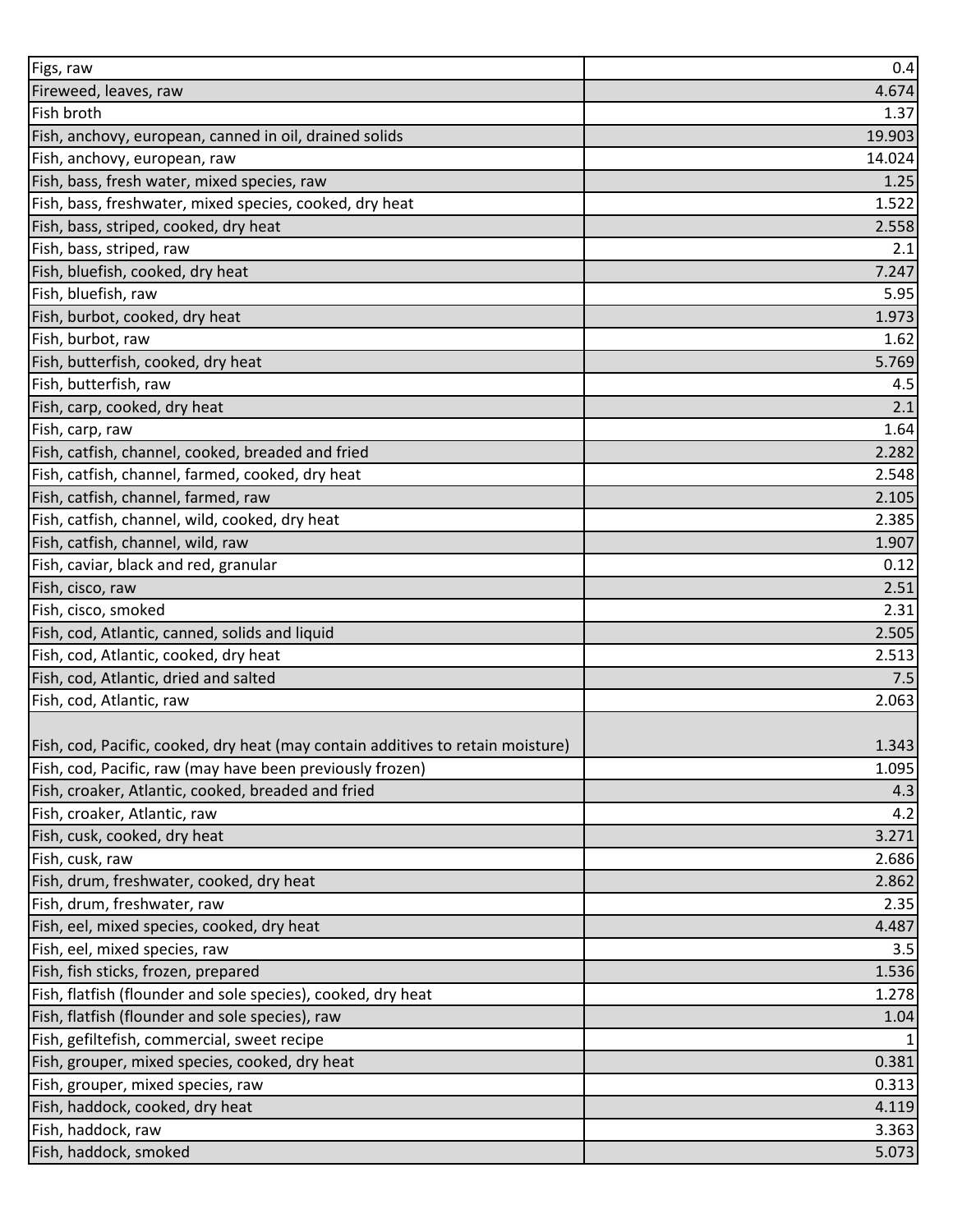| | |
|---|---|
| Figs, raw | 0.4 |
| Fireweed, leaves, raw | 4.674 |
| Fish broth | 1.37 |
| Fish, anchovy, european, canned in oil, drained solids | 19.903 |
| Fish, anchovy, european, raw | 14.024 |
| Fish, bass, fresh water, mixed species, raw | 1.25 |
| Fish, bass, freshwater, mixed species, cooked, dry heat | 1.522 |
| Fish, bass, striped, cooked, dry heat | 2.558 |
| Fish, bass, striped, raw | 2.1 |
| Fish, bluefish, cooked, dry heat | 7.247 |
| Fish, bluefish, raw | 5.95 |
| Fish, burbot, cooked, dry heat | 1.973 |
| Fish, burbot, raw | 1.62 |
| Fish, butterfish, cooked, dry heat | 5.769 |
| Fish, butterfish, raw | 4.5 |
| Fish, carp, cooked, dry heat | 2.1 |
| Fish, carp, raw | 1.64 |
| Fish, catfish, channel, cooked, breaded and fried | 2.282 |
| Fish, catfish, channel, farmed, cooked, dry heat | 2.548 |
| Fish, catfish, channel, farmed, raw | 2.105 |
| Fish, catfish, channel, wild, cooked, dry heat | 2.385 |
| Fish, catfish, channel, wild, raw | 1.907 |
| Fish, caviar, black and red, granular | 0.12 |
| Fish, cisco, raw | 2.51 |
| Fish, cisco, smoked | 2.31 |
| Fish, cod, Atlantic, canned, solids and liquid | 2.505 |
| Fish, cod, Atlantic, cooked, dry heat | 2.513 |
| Fish, cod, Atlantic, dried and salted | 7.5 |
| Fish, cod, Atlantic, raw | 2.063 |
| Fish, cod, Pacific, cooked, dry heat (may contain additives to retain moisture) | 1.343 |
| Fish, cod, Pacific, raw (may have been previously frozen) | 1.095 |
| Fish, croaker, Atlantic, cooked, breaded and fried | 4.3 |
| Fish, croaker, Atlantic, raw | 4.2 |
| Fish, cusk, cooked, dry heat | 3.271 |
| Fish, cusk, raw | 2.686 |
| Fish, drum, freshwater, cooked, dry heat | 2.862 |
| Fish, drum, freshwater, raw | 2.35 |
| Fish, eel, mixed species, cooked, dry heat | 4.487 |
| Fish, eel, mixed species, raw | 3.5 |
| Fish, fish sticks, frozen, prepared | 1.536 |
| Fish, flatfish (flounder and sole species), cooked, dry heat | 1.278 |
| Fish, flatfish (flounder and sole species), raw | 1.04 |
| Fish, gefiltefish, commercial, sweet recipe | 1 |
| Fish, grouper, mixed species, cooked, dry heat | 0.381 |
| Fish, grouper, mixed species, raw | 0.313 |
| Fish, haddock, cooked, dry heat | 4.119 |
| Fish, haddock, raw | 3.363 |
| Fish, haddock, smoked | 5.073 |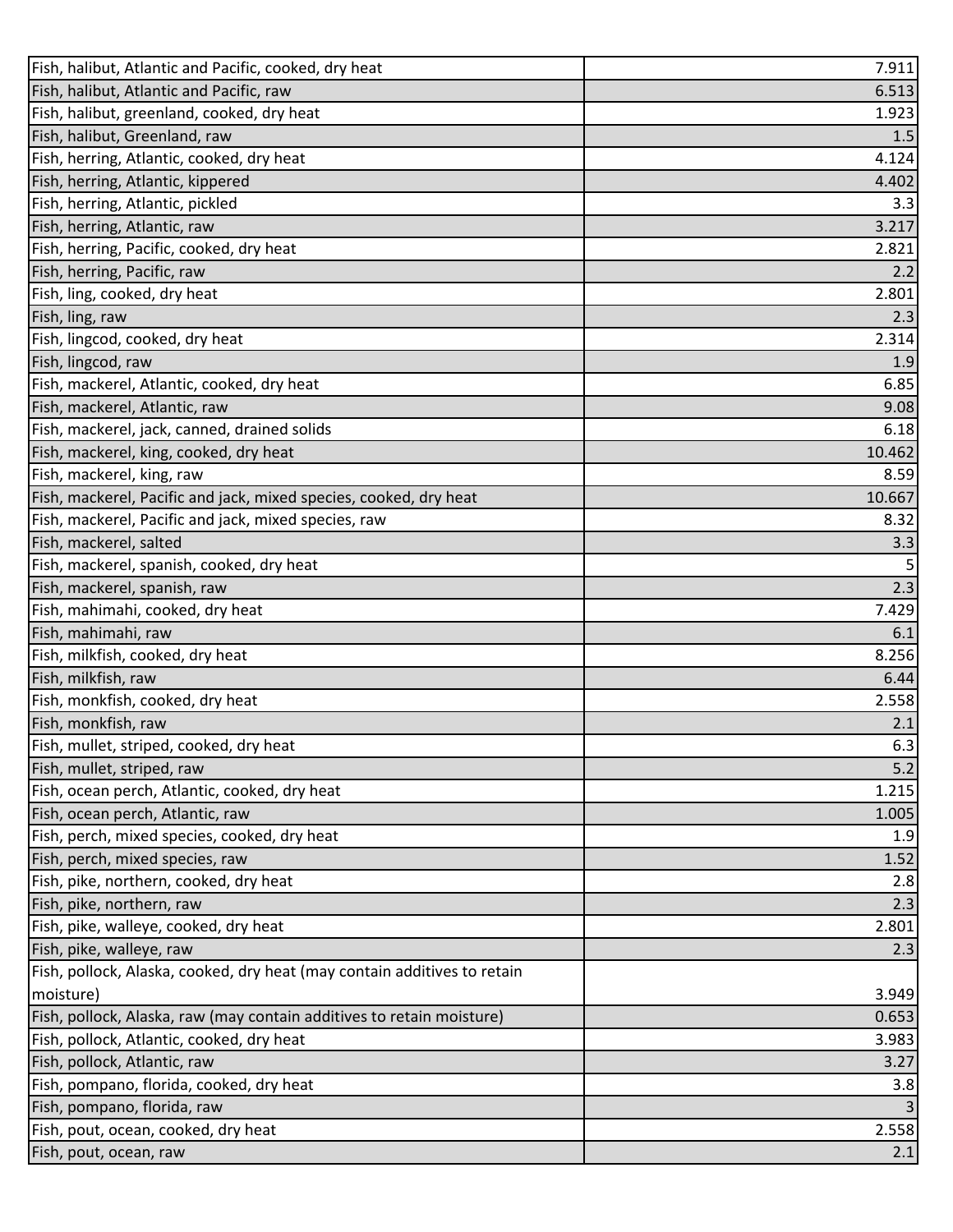| | |
|---|---|
| Fish, halibut, Atlantic and Pacific, cooked, dry heat | 7.911 |
| Fish, halibut, Atlantic and Pacific, raw | 6.513 |
| Fish, halibut, greenland, cooked, dry heat | 1.923 |
| Fish, halibut, Greenland, raw | 1.5 |
| Fish, herring, Atlantic, cooked, dry heat | 4.124 |
| Fish, herring, Atlantic, kippered | 4.402 |
| Fish, herring, Atlantic, pickled | 3.3 |
| Fish, herring, Atlantic, raw | 3.217 |
| Fish, herring, Pacific, cooked, dry heat | 2.821 |
| Fish, herring, Pacific, raw | 2.2 |
| Fish, ling, cooked, dry heat | 2.801 |
| Fish, ling, raw | 2.3 |
| Fish, lingcod, cooked, dry heat | 2.314 |
| Fish, lingcod, raw | 1.9 |
| Fish, mackerel, Atlantic, cooked, dry heat | 6.85 |
| Fish, mackerel, Atlantic, raw | 9.08 |
| Fish, mackerel, jack, canned, drained solids | 6.18 |
| Fish, mackerel, king, cooked, dry heat | 10.462 |
| Fish, mackerel, king, raw | 8.59 |
| Fish, mackerel, Pacific and jack, mixed species, cooked, dry heat | 10.667 |
| Fish, mackerel, Pacific and jack, mixed species, raw | 8.32 |
| Fish, mackerel, salted | 3.3 |
| Fish, mackerel, spanish, cooked, dry heat | 5 |
| Fish, mackerel, spanish, raw | 2.3 |
| Fish, mahimahi, cooked, dry heat | 7.429 |
| Fish, mahimahi, raw | 6.1 |
| Fish, milkfish, cooked, dry heat | 8.256 |
| Fish, milkfish, raw | 6.44 |
| Fish, monkfish, cooked, dry heat | 2.558 |
| Fish, monkfish, raw | 2.1 |
| Fish, mullet, striped, cooked, dry heat | 6.3 |
| Fish, mullet, striped, raw | 5.2 |
| Fish, ocean perch, Atlantic, cooked, dry heat | 1.215 |
| Fish, ocean perch, Atlantic, raw | 1.005 |
| Fish, perch, mixed species, cooked, dry heat | 1.9 |
| Fish, perch, mixed species, raw | 1.52 |
| Fish, pike, northern, cooked, dry heat | 2.8 |
| Fish, pike, northern, raw | 2.3 |
| Fish, pike, walleye, cooked, dry heat | 2.801 |
| Fish, pike, walleye, raw | 2.3 |
| Fish, pollock, Alaska, cooked, dry heat (may contain additives to retain moisture) | 3.949 |
| Fish, pollock, Alaska, raw (may contain additives to retain moisture) | 0.653 |
| Fish, pollock, Atlantic, cooked, dry heat | 3.983 |
| Fish, pollock, Atlantic, raw | 3.27 |
| Fish, pompano, florida, cooked, dry heat | 3.8 |
| Fish, pompano, florida, raw | 3 |
| Fish, pout, ocean, cooked, dry heat | 2.558 |
| Fish, pout, ocean, raw | 2.1 |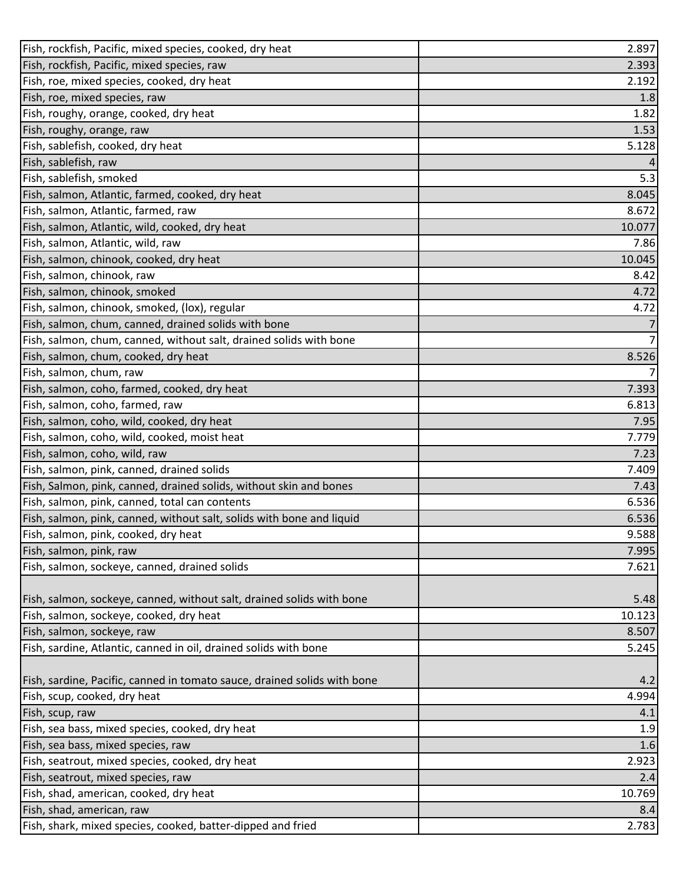| | |
|---|---|
| Fish, rockfish, Pacific, mixed species, cooked, dry heat | 2.897 |
| Fish, rockfish, Pacific, mixed species, raw | 2.393 |
| Fish, roe, mixed species, cooked, dry heat | 2.192 |
| Fish, roe, mixed species, raw | 1.8 |
| Fish, roughy, orange, cooked, dry heat | 1.82 |
| Fish, roughy, orange, raw | 1.53 |
| Fish, sablefish, cooked, dry heat | 5.128 |
| Fish, sablefish, raw | 4 |
| Fish, sablefish, smoked | 5.3 |
| Fish, salmon, Atlantic, farmed, cooked, dry heat | 8.045 |
| Fish, salmon, Atlantic, farmed, raw | 8.672 |
| Fish, salmon, Atlantic, wild, cooked, dry heat | 10.077 |
| Fish, salmon, Atlantic, wild, raw | 7.86 |
| Fish, salmon, chinook, cooked, dry heat | 10.045 |
| Fish, salmon, chinook, raw | 8.42 |
| Fish, salmon, chinook, smoked | 4.72 |
| Fish, salmon, chinook, smoked, (lox), regular | 4.72 |
| Fish, salmon, chum, canned, drained solids with bone | 7 |
| Fish, salmon, chum, canned, without salt, drained solids with bone | 7 |
| Fish, salmon, chum, cooked, dry heat | 8.526 |
| Fish, salmon, chum, raw | 7 |
| Fish, salmon, coho, farmed, cooked, dry heat | 7.393 |
| Fish, salmon, coho, farmed, raw | 6.813 |
| Fish, salmon, coho, wild, cooked, dry heat | 7.95 |
| Fish, salmon, coho, wild, cooked, moist heat | 7.779 |
| Fish, salmon, coho, wild, raw | 7.23 |
| Fish, salmon, pink, canned, drained solids | 7.409 |
| Fish, Salmon, pink, canned, drained solids, without skin and bones | 7.43 |
| Fish, salmon, pink, canned, total can contents | 6.536 |
| Fish, salmon, pink, canned, without salt, solids with bone and liquid | 6.536 |
| Fish, salmon, pink, cooked, dry heat | 9.588 |
| Fish, salmon, pink, raw | 7.995 |
| Fish, salmon, sockeye, canned, drained solids | 7.621 |
| Fish, salmon, sockeye, canned, without salt, drained solids with bone | 5.48 |
| Fish, salmon, sockeye, cooked, dry heat | 10.123 |
| Fish, salmon, sockeye, raw | 8.507 |
| Fish, sardine, Atlantic, canned in oil, drained solids with bone | 5.245 |
| Fish, sardine, Pacific, canned in tomato sauce, drained solids with bone | 4.2 |
| Fish, scup, cooked, dry heat | 4.994 |
| Fish, scup, raw | 4.1 |
| Fish, sea bass, mixed species, cooked, dry heat | 1.9 |
| Fish, sea bass, mixed species, raw | 1.6 |
| Fish, seatrout, mixed species, cooked, dry heat | 2.923 |
| Fish, seatrout, mixed species, raw | 2.4 |
| Fish, shad, american, cooked, dry heat | 10.769 |
| Fish, shad, american, raw | 8.4 |
| Fish, shark, mixed species, cooked, batter-dipped and fried | 2.783 |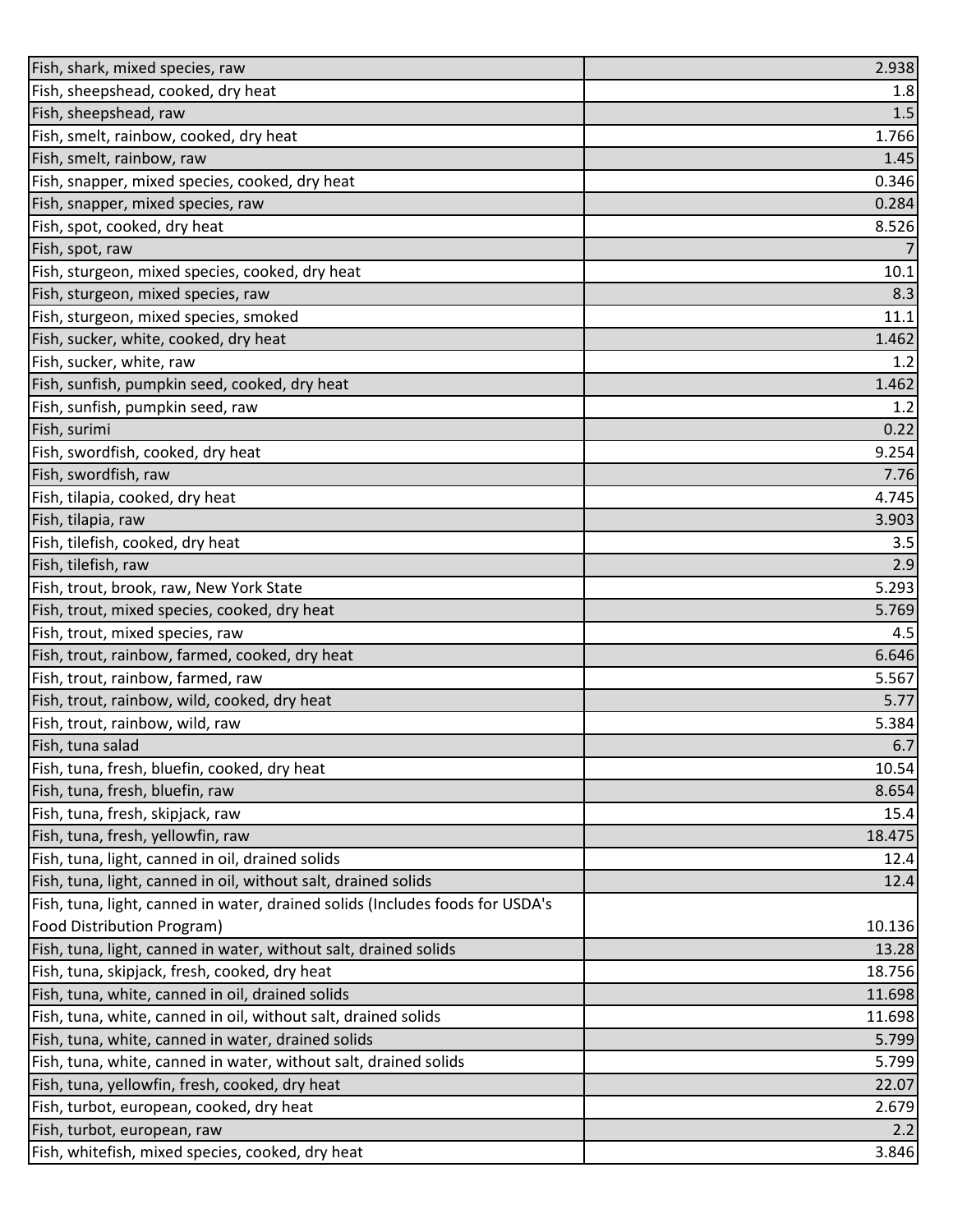| | |
|---|---|
| Fish, shark, mixed species, raw | 2.938 |
| Fish, sheepshead, cooked, dry heat | 1.8 |
| Fish, sheepshead, raw | 1.5 |
| Fish, smelt, rainbow, cooked, dry heat | 1.766 |
| Fish, smelt, rainbow, raw | 1.45 |
| Fish, snapper, mixed species, cooked, dry heat | 0.346 |
| Fish, snapper, mixed species, raw | 0.284 |
| Fish, spot, cooked, dry heat | 8.526 |
| Fish, spot, raw | 7 |
| Fish, sturgeon, mixed species, cooked, dry heat | 10.1 |
| Fish, sturgeon, mixed species, raw | 8.3 |
| Fish, sturgeon, mixed species, smoked | 11.1 |
| Fish, sucker, white, cooked, dry heat | 1.462 |
| Fish, sucker, white, raw | 1.2 |
| Fish, sunfish, pumpkin seed, cooked, dry heat | 1.462 |
| Fish, sunfish, pumpkin seed, raw | 1.2 |
| Fish, surimi | 0.22 |
| Fish, swordfish, cooked, dry heat | 9.254 |
| Fish, swordfish, raw | 7.76 |
| Fish, tilapia, cooked, dry heat | 4.745 |
| Fish, tilapia, raw | 3.903 |
| Fish, tilefish, cooked, dry heat | 3.5 |
| Fish, tilefish, raw | 2.9 |
| Fish, trout, brook, raw, New York State | 5.293 |
| Fish, trout, mixed species, cooked, dry heat | 5.769 |
| Fish, trout, mixed species, raw | 4.5 |
| Fish, trout, rainbow, farmed, cooked, dry heat | 6.646 |
| Fish, trout, rainbow, farmed, raw | 5.567 |
| Fish, trout, rainbow, wild, cooked, dry heat | 5.77 |
| Fish, trout, rainbow, wild, raw | 5.384 |
| Fish, tuna salad | 6.7 |
| Fish, tuna, fresh, bluefin, cooked, dry heat | 10.54 |
| Fish, tuna, fresh, bluefin, raw | 8.654 |
| Fish, tuna, fresh, skipjack, raw | 15.4 |
| Fish, tuna, fresh, yellowfin, raw | 18.475 |
| Fish, tuna, light, canned in oil, drained solids | 12.4 |
| Fish, tuna, light, canned in oil, without salt, drained solids | 12.4 |
| Fish, tuna, light, canned in water, drained solids (Includes foods for USDA's Food Distribution Program) | 10.136 |
| Fish, tuna, light, canned in water, without salt, drained solids | 13.28 |
| Fish, tuna, skipjack, fresh, cooked, dry heat | 18.756 |
| Fish, tuna, white, canned in oil, drained solids | 11.698 |
| Fish, tuna, white, canned in oil, without salt, drained solids | 11.698 |
| Fish, tuna, white, canned in water, drained solids | 5.799 |
| Fish, tuna, white, canned in water, without salt, drained solids | 5.799 |
| Fish, tuna, yellowfin, fresh, cooked, dry heat | 22.07 |
| Fish, turbot, european, cooked, dry heat | 2.679 |
| Fish, turbot, european, raw | 2.2 |
| Fish, whitefish, mixed species, cooked, dry heat | 3.846 |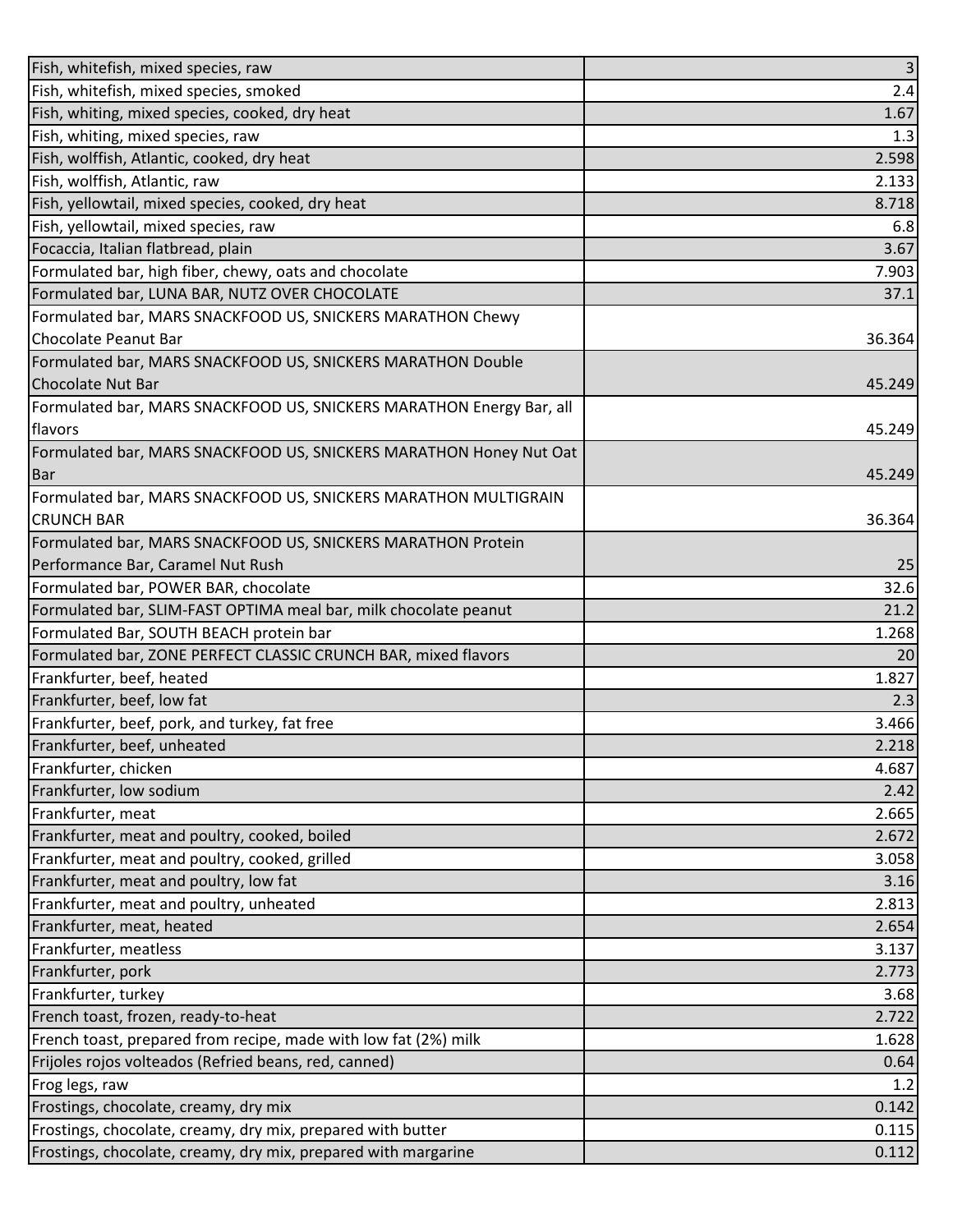| | |
|---|---|
| Fish, whitefish, mixed species, raw | 3 |
| Fish, whitefish, mixed species, smoked | 2.4 |
| Fish, whiting, mixed species, cooked, dry heat | 1.67 |
| Fish, whiting, mixed species, raw | 1.3 |
| Fish, wolffish, Atlantic, cooked, dry heat | 2.598 |
| Fish, wolffish, Atlantic, raw | 2.133 |
| Fish, yellowtail, mixed species, cooked, dry heat | 8.718 |
| Fish, yellowtail, mixed species, raw | 6.8 |
| Focaccia, Italian flatbread, plain | 3.67 |
| Formulated bar, high fiber, chewy, oats and chocolate | 7.903 |
| Formulated bar, LUNA BAR, NUTZ OVER CHOCOLATE | 37.1 |
| Formulated bar, MARS SNACKFOOD US, SNICKERS MARATHON Chewy Chocolate Peanut Bar | 36.364 |
| Formulated bar, MARS SNACKFOOD US, SNICKERS MARATHON Double Chocolate Nut Bar | 45.249 |
| Formulated bar, MARS SNACKFOOD US, SNICKERS MARATHON Energy Bar, all flavors | 45.249 |
| Formulated bar, MARS SNACKFOOD US, SNICKERS MARATHON Honey Nut Oat Bar | 45.249 |
| Formulated bar, MARS SNACKFOOD US, SNICKERS MARATHON MULTIGRAIN CRUNCH BAR | 36.364 |
| Formulated bar, MARS SNACKFOOD US, SNICKERS MARATHON Protein Performance Bar, Caramel Nut Rush | 25 |
| Formulated bar, POWER BAR, chocolate | 32.6 |
| Formulated bar, SLIM-FAST OPTIMA meal bar, milk chocolate peanut | 21.2 |
| Formulated Bar, SOUTH BEACH protein bar | 1.268 |
| Formulated bar, ZONE PERFECT CLASSIC CRUNCH BAR, mixed flavors | 20 |
| Frankfurter, beef, heated | 1.827 |
| Frankfurter, beef, low fat | 2.3 |
| Frankfurter, beef, pork, and turkey, fat free | 3.466 |
| Frankfurter, beef, unheated | 2.218 |
| Frankfurter, chicken | 4.687 |
| Frankfurter, low sodium | 2.42 |
| Frankfurter, meat | 2.665 |
| Frankfurter, meat and poultry, cooked, boiled | 2.672 |
| Frankfurter, meat and poultry, cooked, grilled | 3.058 |
| Frankfurter, meat and poultry, low fat | 3.16 |
| Frankfurter, meat and poultry, unheated | 2.813 |
| Frankfurter, meat, heated | 2.654 |
| Frankfurter, meatless | 3.137 |
| Frankfurter, pork | 2.773 |
| Frankfurter, turkey | 3.68 |
| French toast, frozen, ready-to-heat | 2.722 |
| French toast, prepared from recipe, made with low fat (2%) milk | 1.628 |
| Frijoles rojos volteados (Refried beans, red, canned) | 0.64 |
| Frog legs, raw | 1.2 |
| Frostings, chocolate, creamy, dry mix | 0.142 |
| Frostings, chocolate, creamy, dry mix, prepared with butter | 0.115 |
| Frostings, chocolate, creamy, dry mix, prepared with margarine | 0.112 |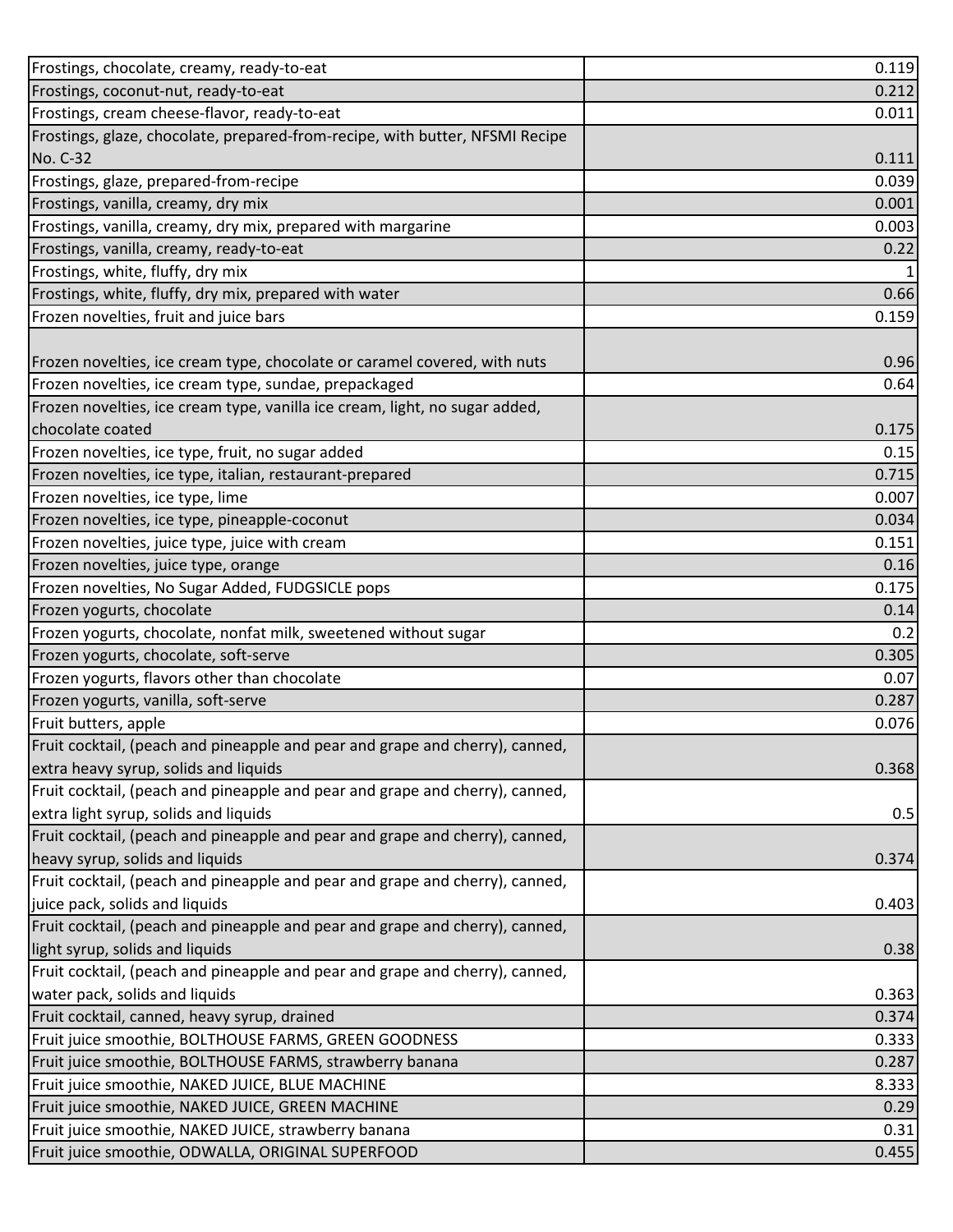| | |
|---|---|
| Frostings, chocolate, creamy, ready-to-eat | 0.119 |
| Frostings, coconut-nut, ready-to-eat | 0.212 |
| Frostings, cream cheese-flavor, ready-to-eat | 0.011 |
| Frostings, glaze, chocolate, prepared-from-recipe, with butter, NFSMI Recipe No. C-32 | 0.111 |
| Frostings, glaze, prepared-from-recipe | 0.039 |
| Frostings, vanilla, creamy, dry mix | 0.001 |
| Frostings, vanilla, creamy, dry mix, prepared with margarine | 0.003 |
| Frostings, vanilla, creamy, ready-to-eat | 0.22 |
| Frostings, white, fluffy, dry mix | 1 |
| Frostings, white, fluffy, dry mix, prepared with water | 0.66 |
| Frozen novelties, fruit and juice bars | 0.159 |
| Frozen novelties, ice cream type, chocolate or caramel covered, with nuts | 0.96 |
| Frozen novelties, ice cream type, sundae, prepackaged | 0.64 |
| Frozen novelties, ice cream type, vanilla ice cream, light, no sugar added, chocolate coated | 0.175 |
| Frozen novelties, ice type, fruit, no sugar added | 0.15 |
| Frozen novelties, ice type, italian, restaurant-prepared | 0.715 |
| Frozen novelties, ice type, lime | 0.007 |
| Frozen novelties, ice type, pineapple-coconut | 0.034 |
| Frozen novelties, juice type, juice with cream | 0.151 |
| Frozen novelties, juice type, orange | 0.16 |
| Frozen novelties, No Sugar Added, FUDGSICLE pops | 0.175 |
| Frozen yogurts, chocolate | 0.14 |
| Frozen yogurts, chocolate, nonfat milk, sweetened without sugar | 0.2 |
| Frozen yogurts, chocolate, soft-serve | 0.305 |
| Frozen yogurts, flavors other than chocolate | 0.07 |
| Frozen yogurts, vanilla, soft-serve | 0.287 |
| Fruit butters, apple | 0.076 |
| Fruit cocktail, (peach and pineapple and pear and grape and cherry), canned, extra heavy syrup, solids and liquids | 0.368 |
| Fruit cocktail, (peach and pineapple and pear and grape and cherry), canned, extra light syrup, solids and liquids | 0.5 |
| Fruit cocktail, (peach and pineapple and pear and grape and cherry), canned, heavy syrup, solids and liquids | 0.374 |
| Fruit cocktail, (peach and pineapple and pear and grape and cherry), canned, juice pack, solids and liquids | 0.403 |
| Fruit cocktail, (peach and pineapple and pear and grape and cherry), canned, light syrup, solids and liquids | 0.38 |
| Fruit cocktail, (peach and pineapple and pear and grape and cherry), canned, water pack, solids and liquids | 0.363 |
| Fruit cocktail, canned, heavy syrup, drained | 0.374 |
| Fruit juice smoothie, BOLTHOUSE FARMS, GREEN GOODNESS | 0.333 |
| Fruit juice smoothie, BOLTHOUSE FARMS, strawberry banana | 0.287 |
| Fruit juice smoothie, NAKED JUICE, BLUE MACHINE | 8.333 |
| Fruit juice smoothie, NAKED JUICE, GREEN MACHINE | 0.29 |
| Fruit juice smoothie, NAKED JUICE, strawberry banana | 0.31 |
| Fruit juice smoothie, ODWALLA, ORIGINAL SUPERFOOD | 0.455 |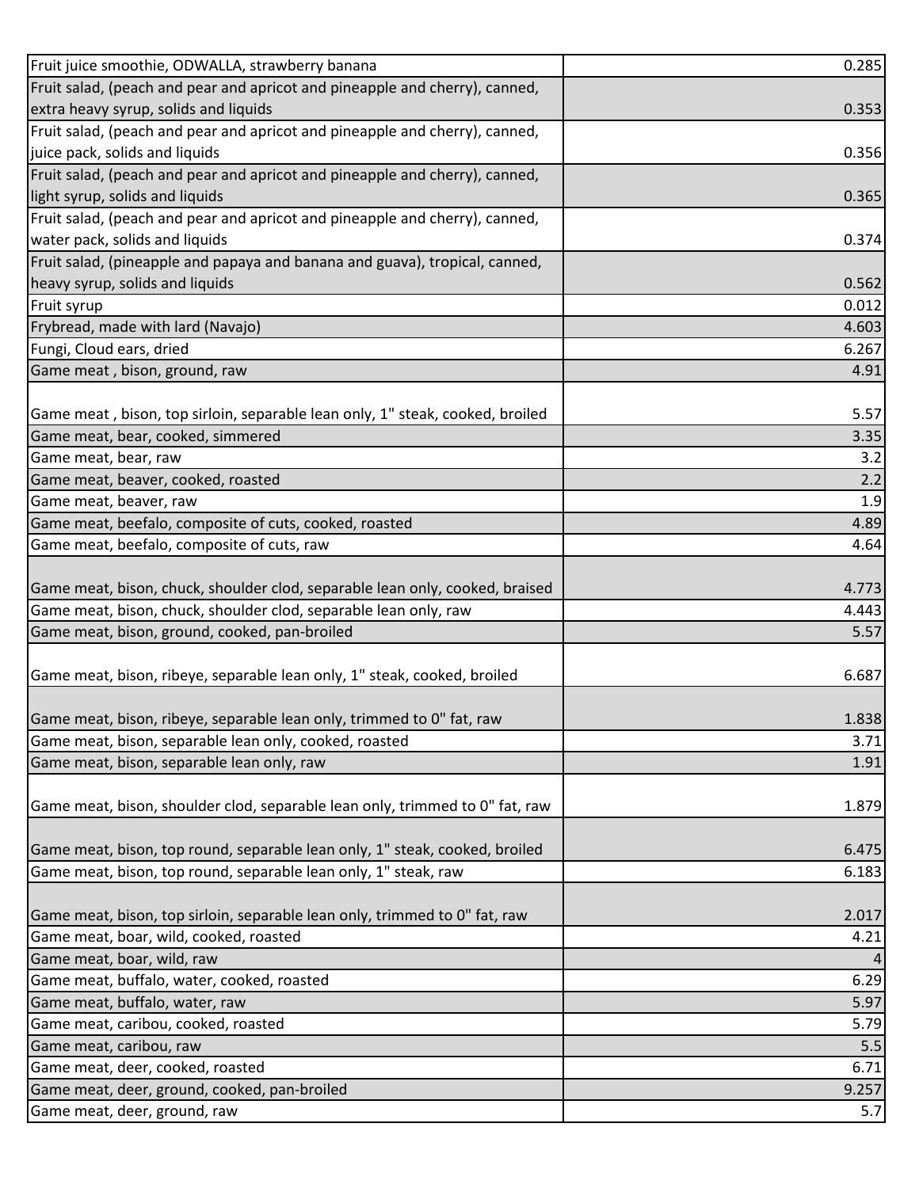| | |
|---|---|
| Fruit juice smoothie, ODWALLA, strawberry banana | 0.285 |
| Fruit salad, (peach and pear and apricot and pineapple and cherry), canned, extra heavy syrup, solids and liquids | 0.353 |
| Fruit salad, (peach and pear and apricot and pineapple and cherry), canned, juice pack, solids and liquids | 0.356 |
| Fruit salad, (peach and pear and apricot and pineapple and cherry), canned, light syrup, solids and liquids | 0.365 |
| Fruit salad, (peach and pear and apricot and pineapple and cherry), canned, water pack, solids and liquids | 0.374 |
| Fruit salad, (pineapple and papaya and banana and guava), tropical, canned, heavy syrup, solids and liquids | 0.562 |
| Fruit syrup | 0.012 |
| Frybread, made with lard (Navajo) | 4.603 |
| Fungi, Cloud ears, dried | 6.267 |
| Game meat , bison, ground, raw | 4.91 |
| Game meat , bison, top sirloin, separable lean only, 1" steak, cooked, broiled | 5.57 |
| Game meat, bear, cooked, simmered | 3.35 |
| Game meat, bear, raw | 3.2 |
| Game meat, beaver, cooked, roasted | 2.2 |
| Game meat, beaver, raw | 1.9 |
| Game meat, beefalo, composite of cuts, cooked, roasted | 4.89 |
| Game meat, beefalo, composite of cuts, raw | 4.64 |
| Game meat, bison, chuck, shoulder clod, separable lean only, cooked, braised | 4.773 |
| Game meat, bison, chuck, shoulder clod, separable lean only, raw | 4.443 |
| Game meat, bison, ground, cooked, pan-broiled | 5.57 |
| Game meat, bison, ribeye, separable lean only, 1" steak, cooked, broiled | 6.687 |
| Game meat, bison, ribeye, separable lean only, trimmed to 0" fat, raw | 1.838 |
| Game meat, bison, separable lean only, cooked, roasted | 3.71 |
| Game meat, bison, separable lean only, raw | 1.91 |
| Game meat, bison, shoulder clod, separable lean only, trimmed to 0" fat, raw | 1.879 |
| Game meat, bison, top round, separable lean only, 1" steak, cooked, broiled | 6.475 |
| Game meat, bison, top round, separable lean only, 1" steak, raw | 6.183 |
| Game meat, bison, top sirloin, separable lean only, trimmed to 0" fat, raw | 2.017 |
| Game meat, boar, wild, cooked, roasted | 4.21 |
| Game meat, boar, wild, raw | 4 |
| Game meat, buffalo, water, cooked, roasted | 6.29 |
| Game meat, buffalo, water, raw | 5.97 |
| Game meat, caribou, cooked, roasted | 5.79 |
| Game meat, caribou, raw | 5.5 |
| Game meat, deer, cooked, roasted | 6.71 |
| Game meat, deer, ground, cooked, pan-broiled | 9.257 |
| Game meat, deer, ground, raw | 5.7 |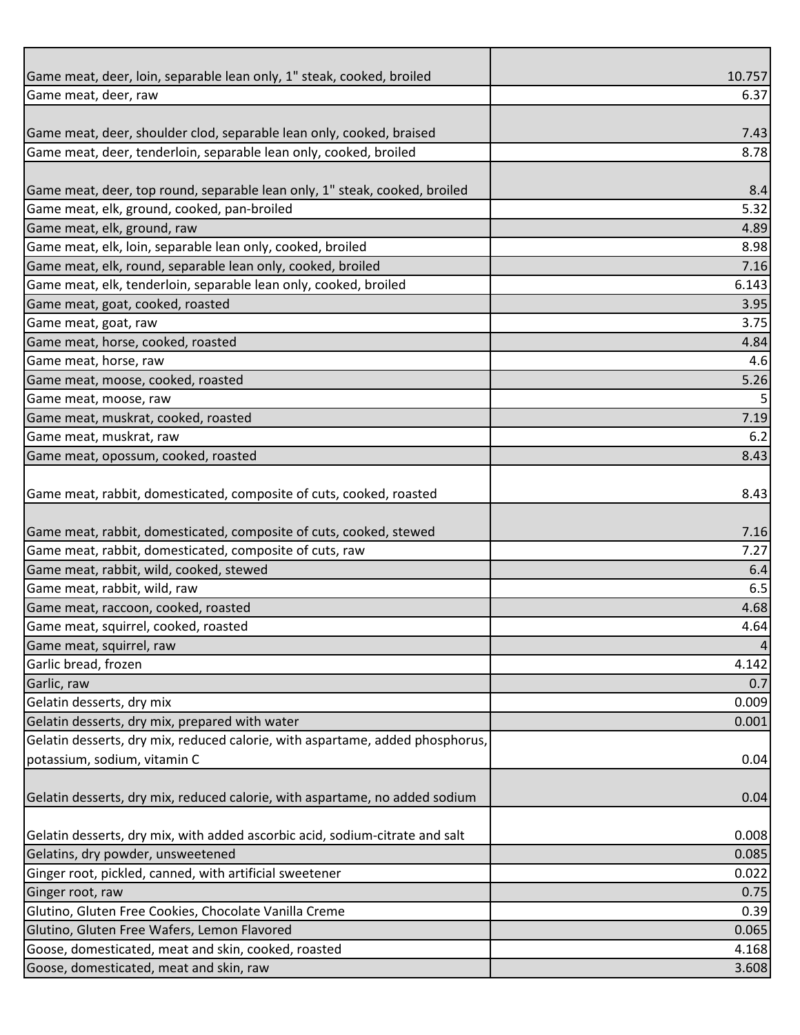| | |
|---|---|
| Game meat, deer, loin, separable lean only, 1" steak, cooked, broiled | 10.757 |
| Game meat, deer, raw | 6.37 |
| Game meat, deer, shoulder clod, separable lean only, cooked, braised | 7.43 |
| Game meat, deer, tenderloin, separable lean only, cooked, broiled | 8.78 |
| Game meat, deer, top round, separable lean only, 1" steak, cooked, broiled | 8.4 |
| Game meat, elk, ground, cooked, pan-broiled | 5.32 |
| Game meat, elk, ground, raw | 4.89 |
| Game meat, elk, loin, separable lean only, cooked, broiled | 8.98 |
| Game meat, elk, round, separable lean only, cooked, broiled | 7.16 |
| Game meat, elk, tenderloin, separable lean only, cooked, broiled | 6.143 |
| Game meat, goat, cooked, roasted | 3.95 |
| Game meat, goat, raw | 3.75 |
| Game meat, horse, cooked, roasted | 4.84 |
| Game meat, horse, raw | 4.6 |
| Game meat, moose, cooked, roasted | 5.26 |
| Game meat, moose, raw | 5 |
| Game meat, muskrat, cooked, roasted | 7.19 |
| Game meat, muskrat, raw | 6.2 |
| Game meat, opossum, cooked, roasted | 8.43 |
| Game meat, rabbit, domesticated, composite of cuts, cooked, roasted | 8.43 |
| Game meat, rabbit, domesticated, composite of cuts, cooked, stewed | 7.16 |
| Game meat, rabbit, domesticated, composite of cuts, raw | 7.27 |
| Game meat, rabbit, wild, cooked, stewed | 6.4 |
| Game meat, rabbit, wild, raw | 6.5 |
| Game meat, raccoon, cooked, roasted | 4.68 |
| Game meat, squirrel, cooked, roasted | 4.64 |
| Game meat, squirrel, raw | 4 |
| Garlic bread, frozen | 4.142 |
| Garlic, raw | 0.7 |
| Gelatin desserts, dry mix | 0.009 |
| Gelatin desserts, dry mix, prepared with water | 0.001 |
| Gelatin desserts, dry mix, reduced calorie, with aspartame, added phosphorus, potassium, sodium, vitamin C | 0.04 |
| Gelatin desserts, dry mix, reduced calorie, with aspartame, no added sodium | 0.04 |
| Gelatin desserts, dry mix, with added ascorbic acid, sodium-citrate and salt | 0.008 |
| Gelatins, dry powder, unsweetened | 0.085 |
| Ginger root, pickled, canned, with artificial sweetener | 0.022 |
| Ginger root, raw | 0.75 |
| Glutino, Gluten Free Cookies, Chocolate Vanilla Creme | 0.39 |
| Glutino, Gluten Free Wafers, Lemon Flavored | 0.065 |
| Goose, domesticated, meat and skin, cooked, roasted | 4.168 |
| Goose, domesticated, meat and skin, raw | 3.608 |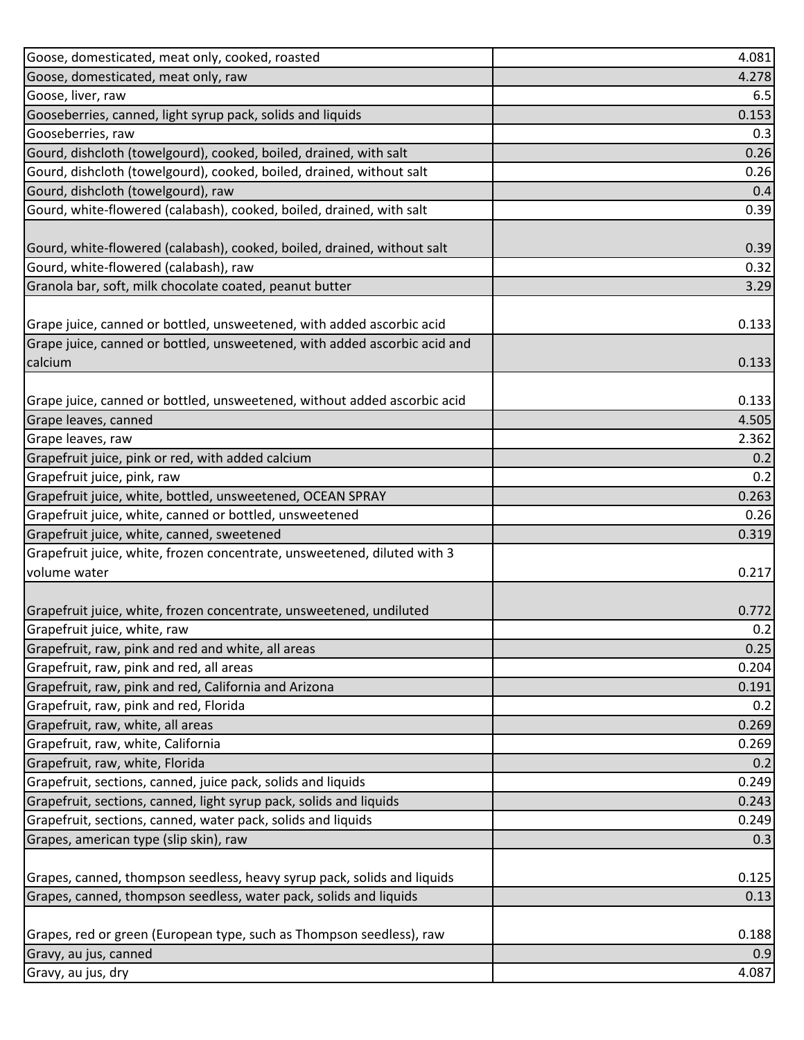| | |
|---|---|
| Goose, domesticated, meat only, cooked, roasted | 4.081 |
| Goose, domesticated, meat only, raw | 4.278 |
| Goose, liver, raw | 6.5 |
| Gooseberries, canned, light syrup pack, solids and liquids | 0.153 |
| Gooseberries, raw | 0.3 |
| Gourd, dishcloth (towelgourd), cooked, boiled, drained, with salt | 0.26 |
| Gourd, dishcloth (towelgourd), cooked, boiled, drained, without salt | 0.26 |
| Gourd, dishcloth (towelgourd), raw | 0.4 |
| Gourd, white-flowered (calabash), cooked, boiled, drained, with salt | 0.39 |
| Gourd, white-flowered (calabash), cooked, boiled, drained, without salt | 0.39 |
| Gourd, white-flowered (calabash), raw | 0.32 |
| Granola bar, soft, milk chocolate coated, peanut butter | 3.29 |
| Grape juice, canned or bottled, unsweetened, with added ascorbic acid | 0.133 |
| Grape juice, canned or bottled, unsweetened, with added ascorbic acid and calcium | 0.133 |
| Grape juice, canned or bottled, unsweetened, without added ascorbic acid | 0.133 |
| Grape leaves, canned | 4.505 |
| Grape leaves, raw | 2.362 |
| Grapefruit juice, pink or red, with added calcium | 0.2 |
| Grapefruit juice, pink, raw | 0.2 |
| Grapefruit juice, white, bottled, unsweetened, OCEAN SPRAY | 0.263 |
| Grapefruit juice, white, canned or bottled, unsweetened | 0.26 |
| Grapefruit juice, white, canned, sweetened | 0.319 |
| Grapefruit juice, white, frozen concentrate, unsweetened, diluted with 3 volume water | 0.217 |
| Grapefruit juice, white, frozen concentrate, unsweetened, undiluted | 0.772 |
| Grapefruit juice, white, raw | 0.2 |
| Grapefruit, raw, pink and red and white, all areas | 0.25 |
| Grapefruit, raw, pink and red, all areas | 0.204 |
| Grapefruit, raw, pink and red, California and Arizona | 0.191 |
| Grapefruit, raw, pink and red, Florida | 0.2 |
| Grapefruit, raw, white, all areas | 0.269 |
| Grapefruit, raw, white, California | 0.269 |
| Grapefruit, raw, white, Florida | 0.2 |
| Grapefruit, sections, canned, juice pack, solids and liquids | 0.249 |
| Grapefruit, sections, canned, light syrup pack, solids and liquids | 0.243 |
| Grapefruit, sections, canned, water pack, solids and liquids | 0.249 |
| Grapes, american type (slip skin), raw | 0.3 |
| Grapes, canned, thompson seedless, heavy syrup pack, solids and liquids | 0.125 |
| Grapes, canned, thompson seedless, water pack, solids and liquids | 0.13 |
| Grapes, red or green (European type, such as Thompson seedless), raw | 0.188 |
| Gravy, au jus, canned | 0.9 |
| Gravy, au jus, dry | 4.087 |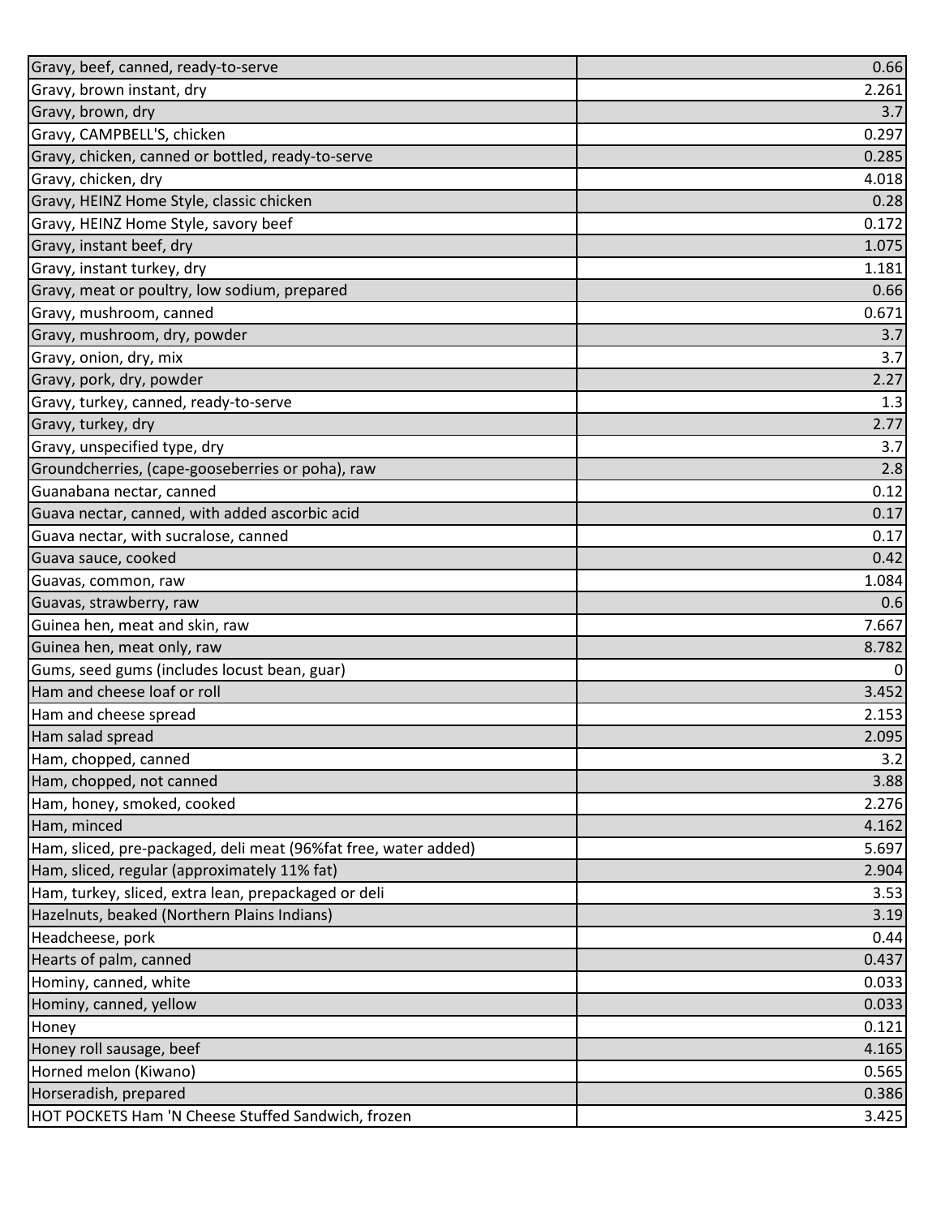| | |
|---|---|
| Gravy, beef, canned, ready-to-serve | 0.66 |
| Gravy, brown instant, dry | 2.261 |
| Gravy, brown, dry | 3.7 |
| Gravy, CAMPBELL'S, chicken | 0.297 |
| Gravy, chicken, canned or bottled, ready-to-serve | 0.285 |
| Gravy, chicken, dry | 4.018 |
| Gravy, HEINZ Home Style, classic chicken | 0.28 |
| Gravy, HEINZ Home Style, savory beef | 0.172 |
| Gravy, instant beef, dry | 1.075 |
| Gravy, instant turkey, dry | 1.181 |
| Gravy, meat or poultry, low sodium, prepared | 0.66 |
| Gravy, mushroom, canned | 0.671 |
| Gravy, mushroom, dry, powder | 3.7 |
| Gravy, onion, dry, mix | 3.7 |
| Gravy, pork, dry, powder | 2.27 |
| Gravy, turkey, canned, ready-to-serve | 1.3 |
| Gravy, turkey, dry | 2.77 |
| Gravy, unspecified type, dry | 3.7 |
| Groundcherries, (cape-gooseberries or poha), raw | 2.8 |
| Guanabana nectar, canned | 0.12 |
| Guava nectar, canned, with added ascorbic acid | 0.17 |
| Guava nectar, with sucralose, canned | 0.17 |
| Guava sauce, cooked | 0.42 |
| Guavas, common, raw | 1.084 |
| Guavas, strawberry, raw | 0.6 |
| Guinea hen, meat and skin, raw | 7.667 |
| Guinea hen, meat only, raw | 8.782 |
| Gums, seed gums (includes locust bean, guar) | 0 |
| Ham and cheese loaf or roll | 3.452 |
| Ham and cheese spread | 2.153 |
| Ham salad spread | 2.095 |
| Ham, chopped, canned | 3.2 |
| Ham, chopped, not canned | 3.88 |
| Ham, honey, smoked, cooked | 2.276 |
| Ham, minced | 4.162 |
| Ham, sliced, pre-packaged, deli meat (96%fat free, water added) | 5.697 |
| Ham, sliced, regular (approximately 11% fat) | 2.904 |
| Ham, turkey, sliced, extra lean, prepackaged or deli | 3.53 |
| Hazelnuts, beaked (Northern Plains Indians) | 3.19 |
| Headcheese, pork | 0.44 |
| Hearts of palm, canned | 0.437 |
| Hominy, canned, white | 0.033 |
| Hominy, canned, yellow | 0.033 |
| Honey | 0.121 |
| Honey roll sausage, beef | 4.165 |
| Horned melon (Kiwano) | 0.565 |
| Horseradish, prepared | 0.386 |
| HOT POCKETS Ham 'N Cheese Stuffed Sandwich, frozen | 3.425 |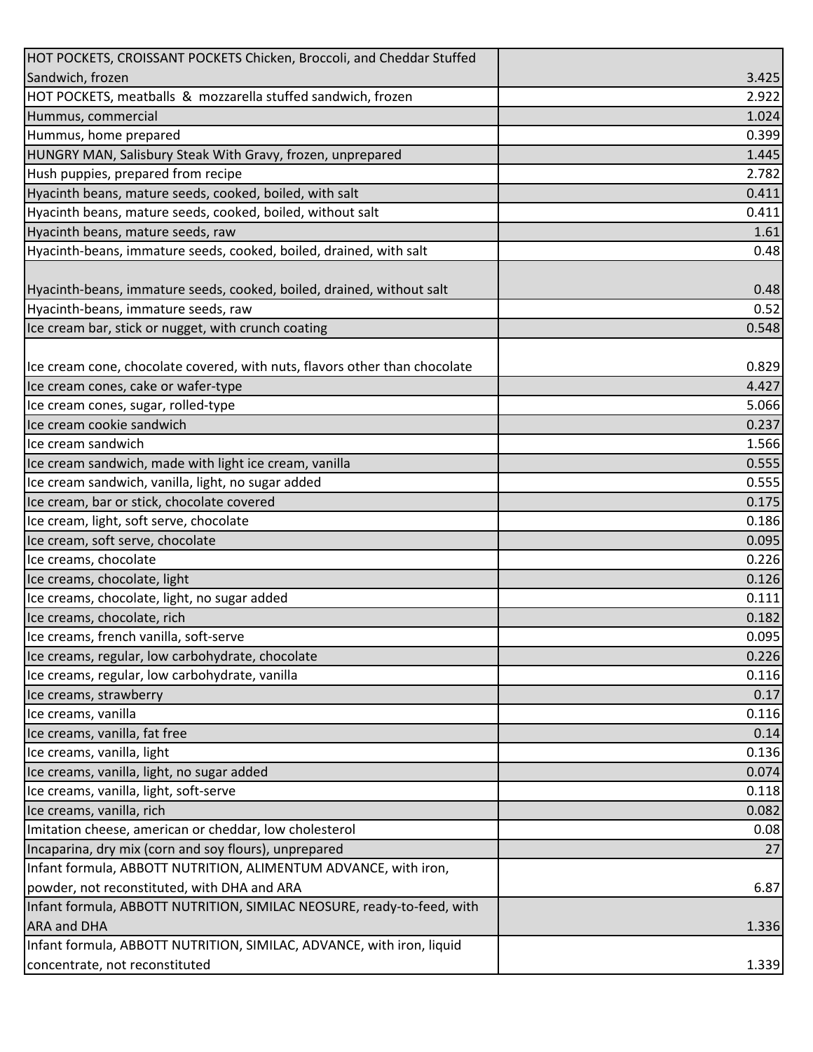| | |
|---|---|
| HOT POCKETS, CROISSANT POCKETS Chicken, Broccoli, and Cheddar Stuffed Sandwich, frozen | 3.425 |
| HOT POCKETS, meatballs & mozzarella stuffed sandwich, frozen | 2.922 |
| Hummus, commercial | 1.024 |
| Hummus, home prepared | 0.399 |
| HUNGRY MAN, Salisbury Steak With Gravy, frozen, unprepared | 1.445 |
| Hush puppies, prepared from recipe | 2.782 |
| Hyacinth beans, mature seeds, cooked, boiled, with salt | 0.411 |
| Hyacinth beans, mature seeds, cooked, boiled, without salt | 0.411 |
| Hyacinth beans, mature seeds, raw | 1.61 |
| Hyacinth-beans, immature seeds, cooked, boiled, drained, with salt | 0.48 |
| Hyacinth-beans, immature seeds, cooked, boiled, drained, without salt | 0.48 |
| Hyacinth-beans, immature seeds, raw | 0.52 |
| Ice cream bar, stick or nugget, with crunch coating | 0.548 |
| Ice cream cone, chocolate covered, with nuts, flavors other than chocolate | 0.829 |
| Ice cream cones, cake or wafer-type | 4.427 |
| Ice cream cones, sugar, rolled-type | 5.066 |
| Ice cream cookie sandwich | 0.237 |
| Ice cream sandwich | 1.566 |
| Ice cream sandwich, made with light ice cream, vanilla | 0.555 |
| Ice cream sandwich, vanilla, light, no sugar added | 0.555 |
| Ice cream, bar or stick, chocolate covered | 0.175 |
| Ice cream, light, soft serve, chocolate | 0.186 |
| Ice cream, soft serve, chocolate | 0.095 |
| Ice creams, chocolate | 0.226 |
| Ice creams, chocolate, light | 0.126 |
| Ice creams, chocolate, light, no sugar added | 0.111 |
| Ice creams, chocolate, rich | 0.182 |
| Ice creams, french vanilla, soft-serve | 0.095 |
| Ice creams, regular, low carbohydrate, chocolate | 0.226 |
| Ice creams, regular, low carbohydrate, vanilla | 0.116 |
| Ice creams, strawberry | 0.17 |
| Ice creams, vanilla | 0.116 |
| Ice creams, vanilla, fat free | 0.14 |
| Ice creams, vanilla, light | 0.136 |
| Ice creams, vanilla, light, no sugar added | 0.074 |
| Ice creams, vanilla, light, soft-serve | 0.118 |
| Ice creams, vanilla, rich | 0.082 |
| Imitation cheese, american or cheddar, low cholesterol | 0.08 |
| Incaparina, dry mix (corn and soy flours), unprepared | 27 |
| Infant formula, ABBOTT NUTRITION, ALIMENTUM ADVANCE, with iron, powder, not reconstituted, with DHA and ARA | 6.87 |
| Infant formula, ABBOTT NUTRITION, SIMILAC NEOSURE, ready-to-feed, with ARA and DHA | 1.336 |
| Infant formula, ABBOTT NUTRITION, SIMILAC, ADVANCE, with iron, liquid concentrate, not reconstituted | 1.339 |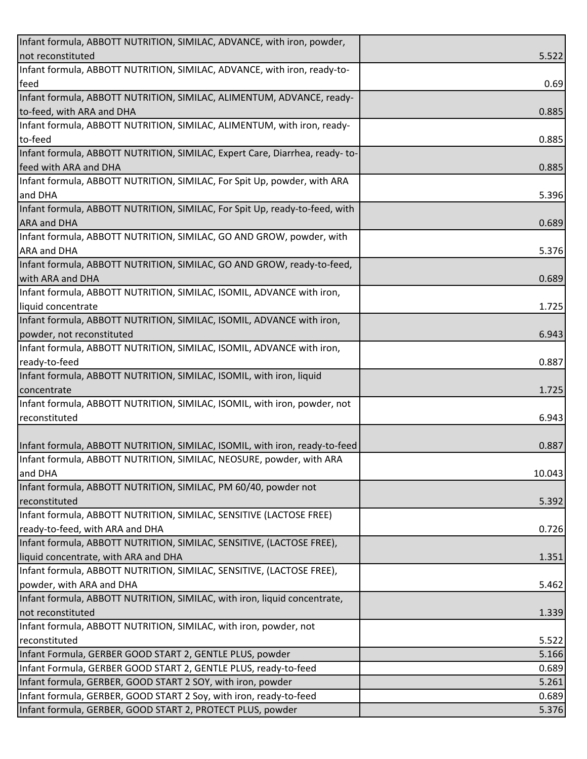| | |
|---|---|
| Infant formula, ABBOTT NUTRITION, SIMILAC, ADVANCE, with iron, powder, not reconstituted | 5.522 |
| Infant formula, ABBOTT NUTRITION, SIMILAC, ADVANCE, with iron, ready-to-feed | 0.69 |
| Infant formula, ABBOTT NUTRITION, SIMILAC, ALIMENTUM, ADVANCE, ready-to-feed, with ARA and DHA | 0.885 |
| Infant formula, ABBOTT NUTRITION, SIMILAC, ALIMENTUM, with iron, ready-to-feed | 0.885 |
| Infant formula, ABBOTT NUTRITION, SIMILAC, Expert Care, Diarrhea, ready- to-feed with ARA and DHA | 0.885 |
| Infant formula, ABBOTT NUTRITION, SIMILAC, For Spit Up, powder, with ARA and DHA | 5.396 |
| Infant formula, ABBOTT NUTRITION, SIMILAC, For Spit Up, ready-to-feed, with ARA and DHA | 0.689 |
| Infant formula, ABBOTT NUTRITION, SIMILAC, GO AND GROW, powder, with ARA and DHA | 5.376 |
| Infant formula, ABBOTT NUTRITION, SIMILAC, GO AND GROW, ready-to-feed, with ARA and DHA | 0.689 |
| Infant formula, ABBOTT NUTRITION, SIMILAC, ISOMIL, ADVANCE with iron, liquid concentrate | 1.725 |
| Infant formula, ABBOTT NUTRITION, SIMILAC, ISOMIL, ADVANCE with iron, powder, not reconstituted | 6.943 |
| Infant formula, ABBOTT NUTRITION, SIMILAC, ISOMIL, ADVANCE with iron, ready-to-feed | 0.887 |
| Infant formula, ABBOTT NUTRITION, SIMILAC, ISOMIL, with iron, liquid concentrate | 1.725 |
| Infant formula, ABBOTT NUTRITION, SIMILAC, ISOMIL, with iron, powder, not reconstituted | 6.943 |
| Infant formula, ABBOTT NUTRITION, SIMILAC, ISOMIL, with iron, ready-to-feed | 0.887 |
| Infant formula, ABBOTT NUTRITION, SIMILAC, NEOSURE, powder, with ARA and DHA | 10.043 |
| Infant formula, ABBOTT NUTRITION, SIMILAC, PM 60/40, powder not reconstituted | 5.392 |
| Infant formula, ABBOTT NUTRITION, SIMILAC, SENSITIVE (LACTOSE FREE) ready-to-feed, with ARA and DHA | 0.726 |
| Infant formula, ABBOTT NUTRITION, SIMILAC, SENSITIVE, (LACTOSE FREE), liquid concentrate, with ARA and DHA | 1.351 |
| Infant formula, ABBOTT NUTRITION, SIMILAC, SENSITIVE, (LACTOSE FREE), powder, with ARA and DHA | 5.462 |
| Infant formula, ABBOTT NUTRITION, SIMILAC, with iron, liquid concentrate, not reconstituted | 1.339 |
| Infant formula, ABBOTT NUTRITION, SIMILAC, with iron, powder, not reconstituted | 5.522 |
| Infant Formula, GERBER GOOD START 2, GENTLE PLUS, powder | 5.166 |
| Infant Formula, GERBER GOOD START 2, GENTLE PLUS, ready-to-feed | 0.689 |
| Infant formula, GERBER, GOOD START 2 SOY, with iron, powder | 5.261 |
| Infant formula, GERBER, GOOD START 2 Soy, with iron, ready-to-feed | 0.689 |
| Infant formula, GERBER, GOOD START 2, PROTECT PLUS, powder | 5.376 |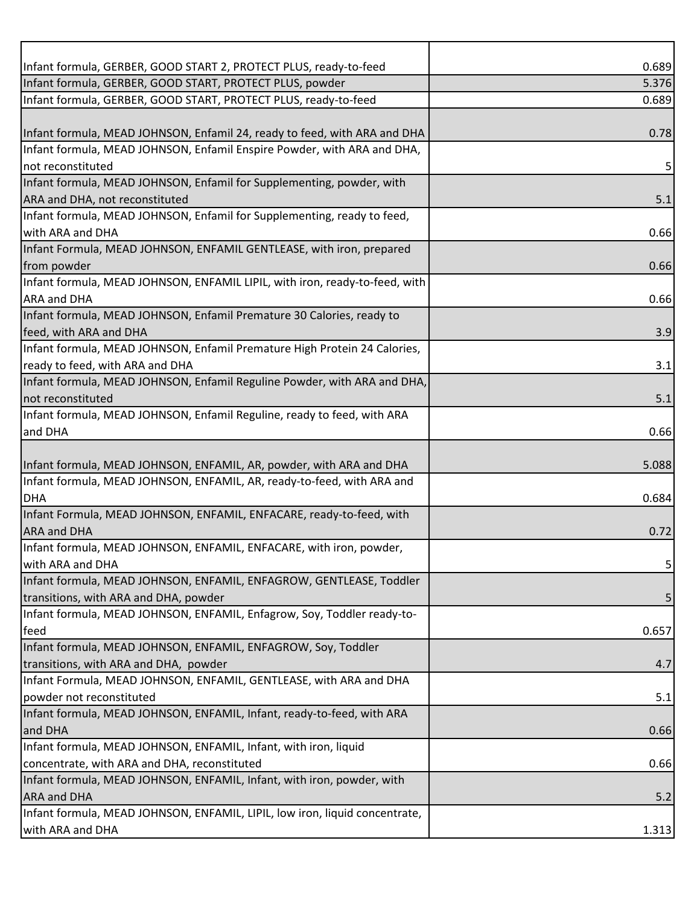| | |
|---|---|
| Infant formula, GERBER, GOOD START 2, PROTECT PLUS, ready-to-feed | 0.689 |
| Infant formula, GERBER, GOOD START, PROTECT PLUS, powder | 5.376 |
| Infant formula, GERBER, GOOD START, PROTECT PLUS, ready-to-feed | 0.689 |
| Infant formula, MEAD JOHNSON, Enfamil 24, ready to feed, with ARA and DHA | 0.78 |
| Infant formula, MEAD JOHNSON, Enfamil Enspire Powder, with ARA and DHA, not reconstituted | 5 |
| Infant formula, MEAD JOHNSON, Enfamil for Supplementing, powder, with ARA and DHA, not reconstituted | 5.1 |
| Infant formula, MEAD JOHNSON, Enfamil for Supplementing, ready to feed, with ARA and DHA | 0.66 |
| Infant Formula, MEAD JOHNSON, ENFAMIL GENTLEASE, with iron, prepared from powder | 0.66 |
| Infant formula, MEAD JOHNSON, ENFAMIL LIPIL, with iron, ready-to-feed, with ARA and DHA | 0.66 |
| Infant formula, MEAD JOHNSON, Enfamil Premature 30 Calories, ready to feed, with ARA and DHA | 3.9 |
| Infant formula, MEAD JOHNSON, Enfamil Premature High Protein 24 Calories, ready to feed, with ARA and DHA | 3.1 |
| Infant formula, MEAD JOHNSON, Enfamil Reguline Powder, with ARA and DHA, not reconstituted | 5.1 |
| Infant formula, MEAD JOHNSON, Enfamil Reguline, ready to feed, with ARA and DHA | 0.66 |
| Infant formula, MEAD JOHNSON, ENFAMIL, AR, powder, with ARA and DHA | 5.088 |
| Infant formula, MEAD JOHNSON, ENFAMIL, AR, ready-to-feed, with ARA and DHA | 0.684 |
| Infant Formula, MEAD JOHNSON, ENFAMIL, ENFACARE, ready-to-feed, with ARA and DHA | 0.72 |
| Infant formula, MEAD JOHNSON, ENFAMIL, ENFACARE, with iron, powder, with ARA and DHA | 5 |
| Infant formula, MEAD JOHNSON, ENFAMIL, ENFAGROW, GENTLEASE, Toddler transitions, with ARA and DHA, powder | 5 |
| Infant formula, MEAD JOHNSON, ENFAMIL, Enfagrow, Soy, Toddler ready-to-feed | 0.657 |
| Infant formula, MEAD JOHNSON, ENFAMIL, ENFAGROW, Soy, Toddler transitions, with ARA and DHA, powder | 4.7 |
| Infant Formula, MEAD JOHNSON, ENFAMIL, GENTLEASE, with ARA and DHA powder not reconstituted | 5.1 |
| Infant formula, MEAD JOHNSON, ENFAMIL, Infant, ready-to-feed, with ARA and DHA | 0.66 |
| Infant formula, MEAD JOHNSON, ENFAMIL, Infant, with iron, liquid concentrate, with ARA and DHA, reconstituted | 0.66 |
| Infant formula, MEAD JOHNSON, ENFAMIL, Infant, with iron, powder, with ARA and DHA | 5.2 |
| Infant formula, MEAD JOHNSON, ENFAMIL, LIPIL, low iron, liquid concentrate, with ARA and DHA | 1.313 |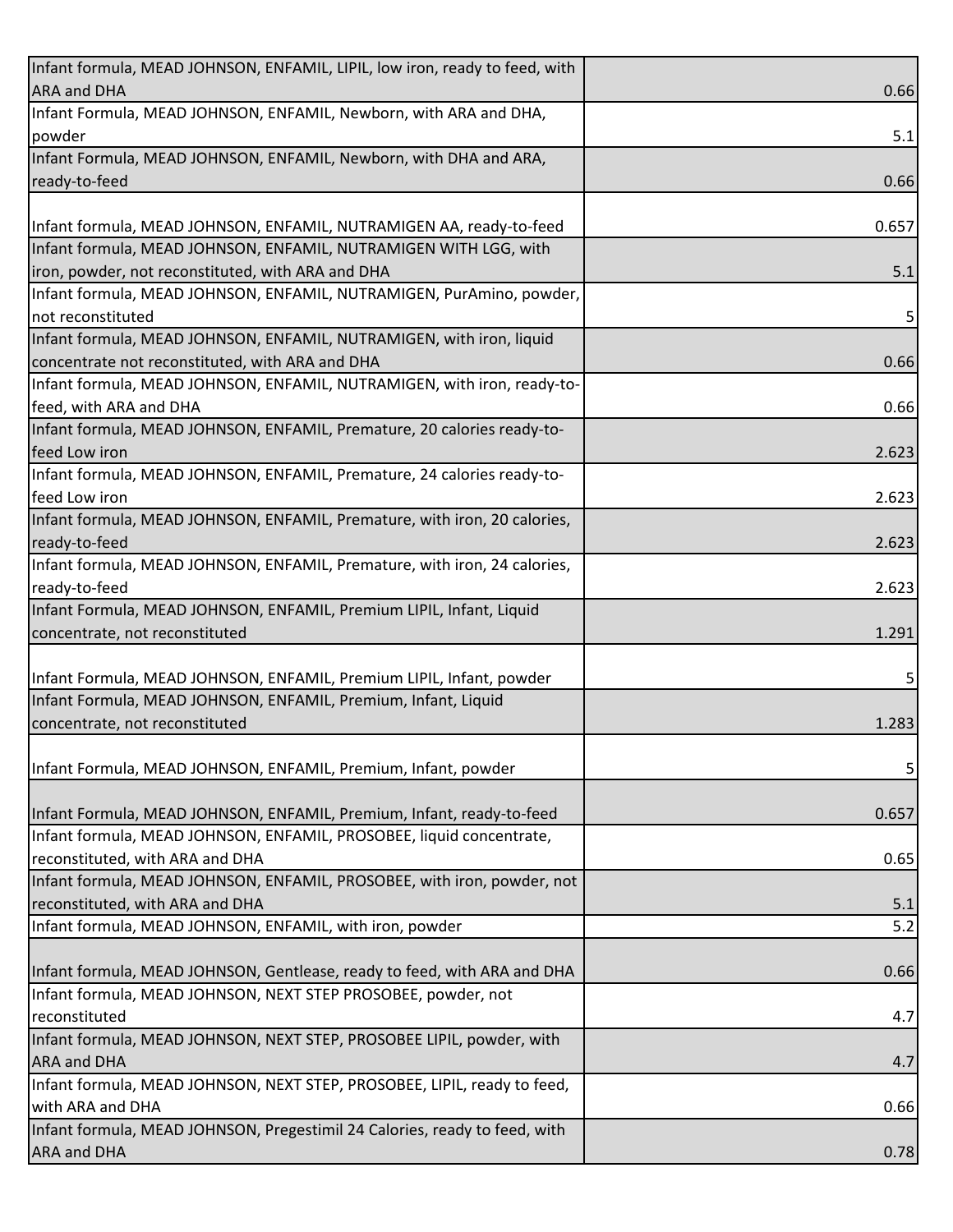| | |
|---|---|
| Infant formula, MEAD JOHNSON, ENFAMIL, LIPIL, low iron, ready to feed, with ARA and DHA | 0.66 |
| Infant Formula, MEAD JOHNSON, ENFAMIL, Newborn, with ARA and DHA, powder | 5.1 |
| Infant Formula, MEAD JOHNSON, ENFAMIL, Newborn, with DHA and ARA, ready-to-feed | 0.66 |
| Infant formula, MEAD JOHNSON, ENFAMIL, NUTRAMIGEN AA, ready-to-feed | 0.657 |
| Infant formula, MEAD JOHNSON, ENFAMIL, NUTRAMIGEN WITH LGG, with iron, powder, not reconstituted, with ARA and DHA | 5.1 |
| Infant formula, MEAD JOHNSON, ENFAMIL, NUTRAMIGEN, PurAmino, powder, not reconstituted | 5 |
| Infant formula, MEAD JOHNSON, ENFAMIL, NUTRAMIGEN, with iron, liquid concentrate not reconstituted, with ARA and DHA | 0.66 |
| Infant formula, MEAD JOHNSON, ENFAMIL, NUTRAMIGEN, with iron, ready-to-feed, with ARA and DHA | 0.66 |
| Infant formula, MEAD JOHNSON, ENFAMIL, Premature, 20 calories ready-to-feed Low iron | 2.623 |
| Infant formula, MEAD JOHNSON, ENFAMIL, Premature, 24 calories ready-to-feed Low iron | 2.623 |
| Infant formula, MEAD JOHNSON, ENFAMIL, Premature, with iron, 20 calories, ready-to-feed | 2.623 |
| Infant formula, MEAD JOHNSON, ENFAMIL, Premature, with iron, 24 calories, ready-to-feed | 2.623 |
| Infant Formula, MEAD JOHNSON, ENFAMIL, Premium LIPIL, Infant, Liquid concentrate, not reconstituted | 1.291 |
| Infant Formula, MEAD JOHNSON, ENFAMIL, Premium LIPIL, Infant, powder | 5 |
| Infant Formula, MEAD JOHNSON, ENFAMIL, Premium, Infant, Liquid concentrate, not reconstituted | 1.283 |
| Infant Formula, MEAD JOHNSON, ENFAMIL, Premium, Infant, powder | 5 |
| Infant Formula, MEAD JOHNSON, ENFAMIL, Premium, Infant, ready-to-feed | 0.657 |
| Infant formula, MEAD JOHNSON, ENFAMIL, PROSOBEE, liquid concentrate, reconstituted, with ARA and DHA | 0.65 |
| Infant formula, MEAD JOHNSON, ENFAMIL, PROSOBEE, with iron, powder, not reconstituted, with ARA and DHA | 5.1 |
| Infant formula, MEAD JOHNSON, ENFAMIL, with iron, powder | 5.2 |
| Infant formula, MEAD JOHNSON, Gentlease, ready to feed, with ARA and DHA | 0.66 |
| Infant formula, MEAD JOHNSON, NEXT STEP PROSOBEE, powder, not reconstituted | 4.7 |
| Infant formula, MEAD JOHNSON, NEXT STEP, PROSOBEE LIPIL, powder, with ARA and DHA | 4.7 |
| Infant formula, MEAD JOHNSON, NEXT STEP, PROSOBEE, LIPIL, ready to feed, with ARA and DHA | 0.66 |
| Infant formula, MEAD JOHNSON, Pregestimil 24 Calories, ready to feed, with ARA and DHA | 0.78 |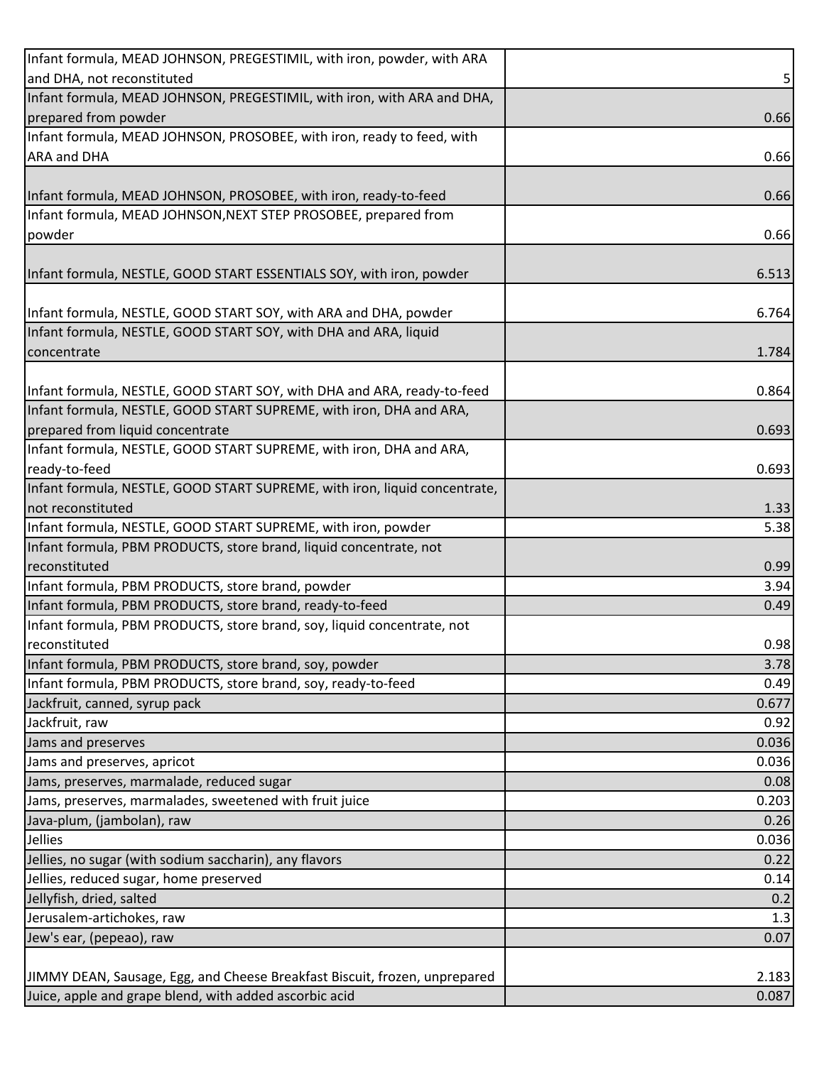| | |
|---|---|
| Infant formula, MEAD JOHNSON, PREGESTIMIL, with iron, powder, with ARA and DHA, not reconstituted | 5 |
| Infant formula, MEAD JOHNSON, PREGESTIMIL, with iron, with ARA and DHA, prepared from powder | 0.66 |
| Infant formula, MEAD JOHNSON, PROSOBEE, with iron, ready to feed, with ARA and DHA | 0.66 |
| Infant formula, MEAD JOHNSON, PROSOBEE, with iron, ready-to-feed | 0.66 |
| Infant formula, MEAD JOHNSON,NEXT STEP PROSOBEE, prepared from powder | 0.66 |
| Infant formula, NESTLE, GOOD START ESSENTIALS SOY, with iron, powder | 6.513 |
| Infant formula, NESTLE, GOOD START SOY, with ARA and DHA, powder | 6.764 |
| Infant formula, NESTLE, GOOD START SOY, with DHA and ARA, liquid concentrate | 1.784 |
| Infant formula, NESTLE, GOOD START SOY, with DHA and ARA, ready-to-feed | 0.864 |
| Infant formula, NESTLE, GOOD START SUPREME, with iron, DHA and ARA, prepared from liquid concentrate | 0.693 |
| Infant formula, NESTLE, GOOD START SUPREME, with iron, DHA and ARA, ready-to-feed | 0.693 |
| Infant formula, NESTLE, GOOD START SUPREME, with iron, liquid concentrate, not reconstituted | 1.33 |
| Infant formula, NESTLE, GOOD START SUPREME, with iron, powder | 5.38 |
| Infant formula, PBM PRODUCTS, store brand, liquid concentrate, not reconstituted | 0.99 |
| Infant formula, PBM PRODUCTS, store brand, powder | 3.94 |
| Infant formula, PBM PRODUCTS, store brand, ready-to-feed | 0.49 |
| Infant formula, PBM PRODUCTS, store brand, soy, liquid concentrate, not reconstituted | 0.98 |
| Infant formula, PBM PRODUCTS, store brand, soy, powder | 3.78 |
| Infant formula, PBM PRODUCTS, store brand, soy, ready-to-feed | 0.49 |
| Jackfruit, canned, syrup pack | 0.677 |
| Jackfruit, raw | 0.92 |
| Jams and preserves | 0.036 |
| Jams and preserves, apricot | 0.036 |
| Jams, preserves, marmalade, reduced sugar | 0.08 |
| Jams, preserves, marmalades, sweetened with fruit juice | 0.203 |
| Java-plum, (jambolan), raw | 0.26 |
| Jellies | 0.036 |
| Jellies, no sugar (with sodium saccharin), any flavors | 0.22 |
| Jellies, reduced sugar, home preserved | 0.14 |
| Jellyfish, dried, salted | 0.2 |
| Jerusalem-artichokes, raw | 1.3 |
| Jew's ear, (pepeao), raw | 0.07 |
| JIMMY DEAN, Sausage, Egg, and Cheese Breakfast Biscuit, frozen, unprepared | 2.183 |
| Juice, apple and grape blend, with added ascorbic acid | 0.087 |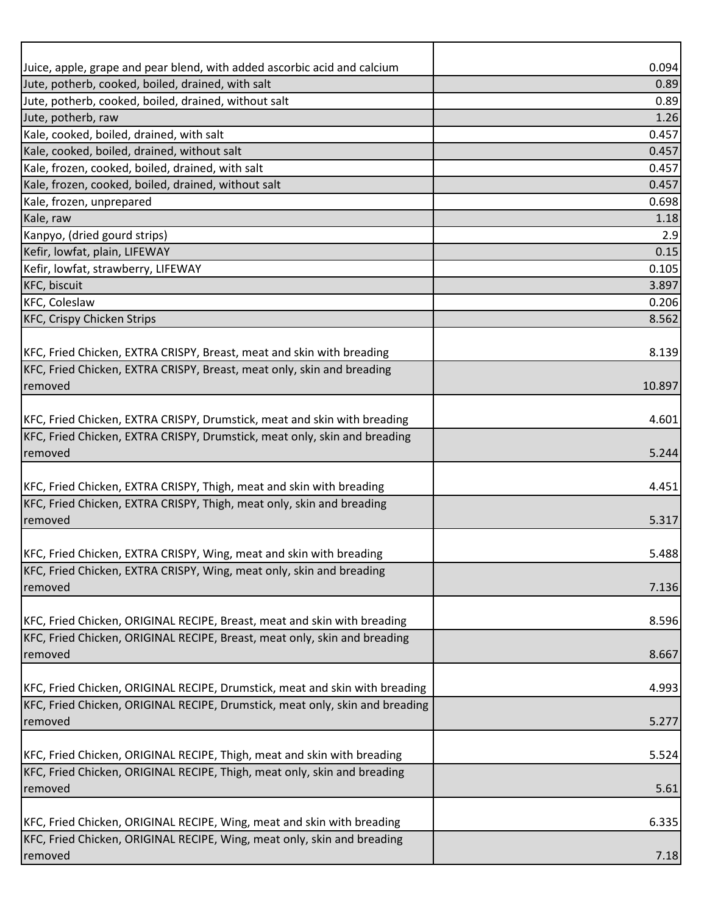| | |
|---|---|
| Juice, apple, grape and pear blend, with added ascorbic acid and calcium | 0.094 |
| Jute, potherb, cooked, boiled, drained, with salt | 0.89 |
| Jute, potherb, cooked, boiled, drained, without salt | 0.89 |
| Jute, potherb, raw | 1.26 |
| Kale, cooked, boiled, drained, with salt | 0.457 |
| Kale, cooked, boiled, drained, without salt | 0.457 |
| Kale, frozen, cooked, boiled, drained, with salt | 0.457 |
| Kale, frozen, cooked, boiled, drained, without salt | 0.457 |
| Kale, frozen, unprepared | 0.698 |
| Kale, raw | 1.18 |
| Kanpyo, (dried gourd strips) | 2.9 |
| Kefir, lowfat, plain, LIFEWAY | 0.15 |
| Kefir, lowfat, strawberry, LIFEWAY | 0.105 |
| KFC, biscuit | 3.897 |
| KFC, Coleslaw | 0.206 |
| KFC, Crispy Chicken Strips | 8.562 |
| KFC, Fried Chicken, EXTRA CRISPY, Breast, meat and skin with breading | 8.139 |
| KFC, Fried Chicken, EXTRA CRISPY, Breast, meat only, skin and breading removed | 10.897 |
| KFC, Fried Chicken, EXTRA CRISPY, Drumstick, meat and skin with breading | 4.601 |
| KFC, Fried Chicken, EXTRA CRISPY, Drumstick, meat only, skin and breading removed | 5.244 |
| KFC, Fried Chicken, EXTRA CRISPY, Thigh, meat and skin with breading | 4.451 |
| KFC, Fried Chicken, EXTRA CRISPY, Thigh, meat only, skin and breading removed | 5.317 |
| KFC, Fried Chicken, EXTRA CRISPY, Wing, meat and skin with breading | 5.488 |
| KFC, Fried Chicken, EXTRA CRISPY, Wing, meat only, skin and breading removed | 7.136 |
| KFC, Fried Chicken, ORIGINAL RECIPE, Breast, meat and skin with breading | 8.596 |
| KFC, Fried Chicken, ORIGINAL RECIPE, Breast, meat only, skin and breading removed | 8.667 |
| KFC, Fried Chicken, ORIGINAL RECIPE, Drumstick, meat and skin with breading | 4.993 |
| KFC, Fried Chicken, ORIGINAL RECIPE, Drumstick, meat only, skin and breading removed | 5.277 |
| KFC, Fried Chicken, ORIGINAL RECIPE, Thigh, meat and skin with breading | 5.524 |
| KFC, Fried Chicken, ORIGINAL RECIPE, Thigh, meat only, skin and breading removed | 5.61 |
| KFC, Fried Chicken, ORIGINAL RECIPE, Wing, meat and skin with breading | 6.335 |
| KFC, Fried Chicken, ORIGINAL RECIPE, Wing, meat only, skin and breading removed | 7.18 |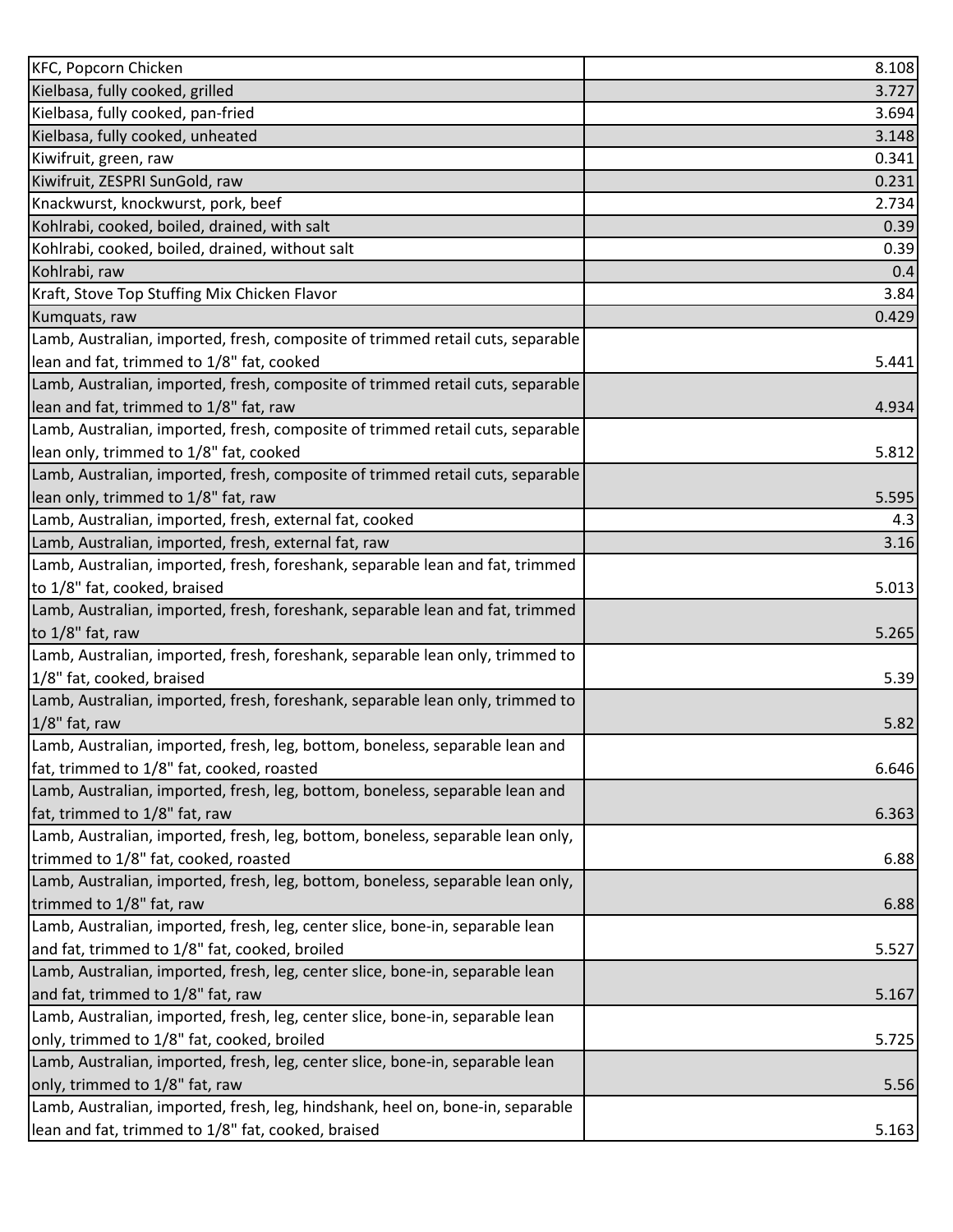| | |
|---|---|
| KFC, Popcorn Chicken | 8.108 |
| Kielbasa, fully cooked, grilled | 3.727 |
| Kielbasa, fully cooked, pan-fried | 3.694 |
| Kielbasa, fully cooked, unheated | 3.148 |
| Kiwifruit, green, raw | 0.341 |
| Kiwifruit, ZESPRI SunGold, raw | 0.231 |
| Knackwurst, knockwurst, pork, beef | 2.734 |
| Kohlrabi, cooked, boiled, drained, with salt | 0.39 |
| Kohlrabi, cooked, boiled, drained, without salt | 0.39 |
| Kohlrabi, raw | 0.4 |
| Kraft, Stove Top Stuffing Mix Chicken Flavor | 3.84 |
| Kumquats, raw | 0.429 |
| Lamb, Australian, imported, fresh, composite of trimmed retail cuts, separable lean and fat, trimmed to 1/8" fat, cooked | 5.441 |
| Lamb, Australian, imported, fresh, composite of trimmed retail cuts, separable lean and fat, trimmed to 1/8" fat, raw | 4.934 |
| Lamb, Australian, imported, fresh, composite of trimmed retail cuts, separable lean only, trimmed to 1/8" fat, cooked | 5.812 |
| Lamb, Australian, imported, fresh, composite of trimmed retail cuts, separable lean only, trimmed to 1/8" fat, raw | 5.595 |
| Lamb, Australian, imported, fresh, external fat, cooked | 4.3 |
| Lamb, Australian, imported, fresh, external fat, raw | 3.16 |
| Lamb, Australian, imported, fresh, foreshank, separable lean and fat, trimmed to 1/8" fat, cooked, braised | 5.013 |
| Lamb, Australian, imported, fresh, foreshank, separable lean and fat, trimmed to 1/8" fat, raw | 5.265 |
| Lamb, Australian, imported, fresh, foreshank, separable lean only, trimmed to 1/8" fat, cooked, braised | 5.39 |
| Lamb, Australian, imported, fresh, foreshank, separable lean only, trimmed to 1/8" fat, raw | 5.82 |
| Lamb, Australian, imported, fresh, leg, bottom, boneless, separable lean and fat, trimmed to 1/8" fat, cooked, roasted | 6.646 |
| Lamb, Australian, imported, fresh, leg, bottom, boneless, separable lean and fat, trimmed to 1/8" fat, raw | 6.363 |
| Lamb, Australian, imported, fresh, leg, bottom, boneless, separable lean only, trimmed to 1/8" fat, cooked, roasted | 6.88 |
| Lamb, Australian, imported, fresh, leg, bottom, boneless, separable lean only, trimmed to 1/8" fat, raw | 6.88 |
| Lamb, Australian, imported, fresh, leg, center slice, bone-in, separable lean and fat, trimmed to 1/8" fat, cooked, broiled | 5.527 |
| Lamb, Australian, imported, fresh, leg, center slice, bone-in, separable lean and fat, trimmed to 1/8" fat, raw | 5.167 |
| Lamb, Australian, imported, fresh, leg, center slice, bone-in, separable lean only, trimmed to 1/8" fat, cooked, broiled | 5.725 |
| Lamb, Australian, imported, fresh, leg, center slice, bone-in, separable lean only, trimmed to 1/8" fat, raw | 5.56 |
| Lamb, Australian, imported, fresh, leg, hindshank, heel on, bone-in, separable lean and fat, trimmed to 1/8" fat, cooked, braised | 5.163 |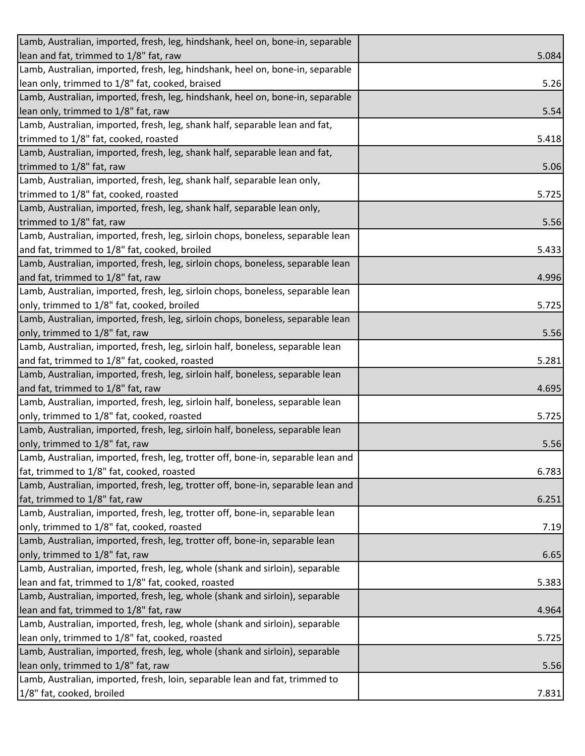| | |
|---|---|
| Lamb, Australian, imported, fresh, leg, hindshank, heel on, bone-in, separable lean and fat, trimmed to 1/8" fat, raw | 5.084 |
| Lamb, Australian, imported, fresh, leg, hindshank, heel on, bone-in, separable lean only, trimmed to 1/8" fat, cooked, braised | 5.26 |
| Lamb, Australian, imported, fresh, leg, hindshank, heel on, bone-in, separable lean only, trimmed to 1/8" fat, raw | 5.54 |
| Lamb, Australian, imported, fresh, leg, shank half, separable lean and fat, trimmed to 1/8" fat, cooked, roasted | 5.418 |
| Lamb, Australian, imported, fresh, leg, shank half, separable lean and fat, trimmed to 1/8" fat, raw | 5.06 |
| Lamb, Australian, imported, fresh, leg, shank half, separable lean only, trimmed to 1/8" fat, cooked, roasted | 5.725 |
| Lamb, Australian, imported, fresh, leg, shank half, separable lean only, trimmed to 1/8" fat, raw | 5.56 |
| Lamb, Australian, imported, fresh, leg, sirloin chops, boneless, separable lean and fat, trimmed to 1/8" fat, cooked, broiled | 5.433 |
| Lamb, Australian, imported, fresh, leg, sirloin chops, boneless, separable lean and fat, trimmed to 1/8" fat, raw | 4.996 |
| Lamb, Australian, imported, fresh, leg, sirloin chops, boneless, separable lean only, trimmed to 1/8" fat, cooked, broiled | 5.725 |
| Lamb, Australian, imported, fresh, leg, sirloin chops, boneless, separable lean only, trimmed to 1/8" fat, raw | 5.56 |
| Lamb, Australian, imported, fresh, leg, sirloin half, boneless, separable lean and fat, trimmed to 1/8" fat, cooked, roasted | 5.281 |
| Lamb, Australian, imported, fresh, leg, sirloin half, boneless, separable lean and fat, trimmed to 1/8" fat, raw | 4.695 |
| Lamb, Australian, imported, fresh, leg, sirloin half, boneless, separable lean only, trimmed to 1/8" fat, cooked, roasted | 5.725 |
| Lamb, Australian, imported, fresh, leg, sirloin half, boneless, separable lean only, trimmed to 1/8" fat, raw | 5.56 |
| Lamb, Australian, imported, fresh, leg, trotter off, bone-in, separable lean and fat, trimmed to 1/8" fat, cooked, roasted | 6.783 |
| Lamb, Australian, imported, fresh, leg, trotter off, bone-in, separable lean and fat, trimmed to 1/8" fat, raw | 6.251 |
| Lamb, Australian, imported, fresh, leg, trotter off, bone-in, separable lean only, trimmed to 1/8" fat, cooked, roasted | 7.19 |
| Lamb, Australian, imported, fresh, leg, trotter off, bone-in, separable lean only, trimmed to 1/8" fat, raw | 6.65 |
| Lamb, Australian, imported, fresh, leg, whole (shank and sirloin), separable lean and fat, trimmed to 1/8" fat, cooked, roasted | 5.383 |
| Lamb, Australian, imported, fresh, leg, whole (shank and sirloin), separable lean and fat, trimmed to 1/8" fat, raw | 4.964 |
| Lamb, Australian, imported, fresh, leg, whole (shank and sirloin), separable lean only, trimmed to 1/8" fat, cooked, roasted | 5.725 |
| Lamb, Australian, imported, fresh, leg, whole (shank and sirloin), separable lean only, trimmed to 1/8" fat, raw | 5.56 |
| Lamb, Australian, imported, fresh, loin, separable lean and fat, trimmed to 1/8" fat, cooked, broiled | 7.831 |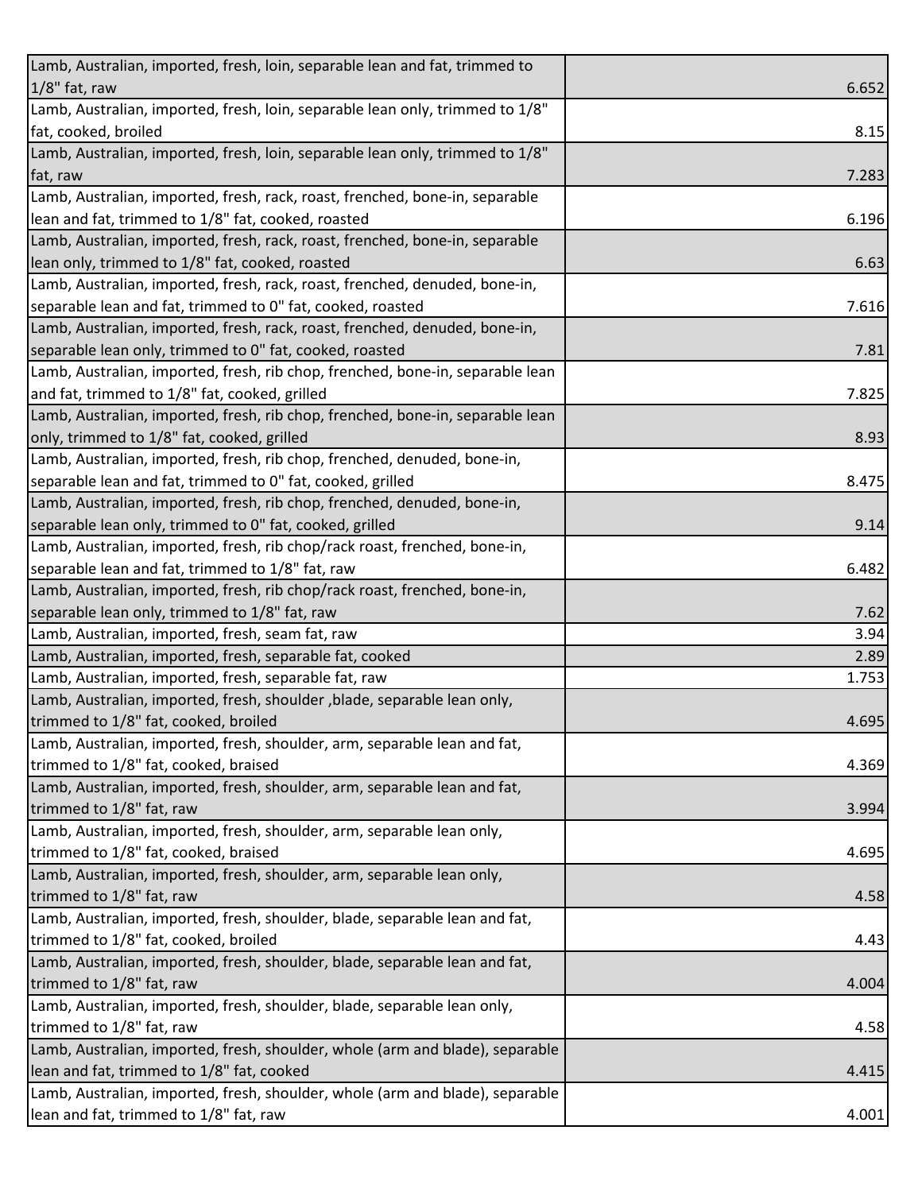| | |
|---|---|
| Lamb, Australian, imported, fresh, loin, separable lean and fat, trimmed to 1/8" fat, raw | 6.652 |
| Lamb, Australian, imported, fresh, loin, separable lean only, trimmed to 1/8" fat, cooked, broiled | 8.15 |
| Lamb, Australian, imported, fresh, loin, separable lean only, trimmed to 1/8" fat, raw | 7.283 |
| Lamb, Australian, imported, fresh, rack, roast, frenched, bone-in, separable lean and fat, trimmed to 1/8" fat, cooked, roasted | 6.196 |
| Lamb, Australian, imported, fresh, rack, roast, frenched, bone-in, separable lean only, trimmed to 1/8" fat, cooked, roasted | 6.63 |
| Lamb, Australian, imported, fresh, rack, roast, frenched, denuded, bone-in, separable lean and fat, trimmed to 0" fat, cooked, roasted | 7.616 |
| Lamb, Australian, imported, fresh, rack, roast, frenched, denuded, bone-in, separable lean only, trimmed to 0" fat, cooked, roasted | 7.81 |
| Lamb, Australian, imported, fresh, rib chop, frenched, bone-in, separable lean and fat, trimmed to 1/8" fat, cooked, grilled | 7.825 |
| Lamb, Australian, imported, fresh, rib chop, frenched, bone-in, separable lean only, trimmed to 1/8" fat, cooked, grilled | 8.93 |
| Lamb, Australian, imported, fresh, rib chop, frenched, denuded, bone-in, separable lean and fat, trimmed to 0" fat, cooked, grilled | 8.475 |
| Lamb, Australian, imported, fresh, rib chop, frenched, denuded, bone-in, separable lean only, trimmed to 0" fat, cooked, grilled | 9.14 |
| Lamb, Australian, imported, fresh, rib chop/rack roast, frenched, bone-in, separable lean and fat, trimmed to 1/8" fat, raw | 6.482 |
| Lamb, Australian, imported, fresh, rib chop/rack roast, frenched, bone-in, separable lean only, trimmed to 1/8" fat, raw | 7.62 |
| Lamb, Australian, imported, fresh, seam fat, raw | 3.94 |
| Lamb, Australian, imported, fresh, separable fat, cooked | 2.89 |
| Lamb, Australian, imported, fresh, separable fat, raw | 1.753 |
| Lamb, Australian, imported, fresh, shoulder ,blade, separable lean only, trimmed to 1/8" fat, cooked, broiled | 4.695 |
| Lamb, Australian, imported, fresh, shoulder, arm, separable lean and fat, trimmed to 1/8" fat, cooked, braised | 4.369 |
| Lamb, Australian, imported, fresh, shoulder, arm, separable lean and fat, trimmed to 1/8" fat, raw | 3.994 |
| Lamb, Australian, imported, fresh, shoulder, arm, separable lean only, trimmed to 1/8" fat, cooked, braised | 4.695 |
| Lamb, Australian, imported, fresh, shoulder, arm, separable lean only, trimmed to 1/8" fat, raw | 4.58 |
| Lamb, Australian, imported, fresh, shoulder, blade, separable lean and fat, trimmed to 1/8" fat, cooked, broiled | 4.43 |
| Lamb, Australian, imported, fresh, shoulder, blade, separable lean and fat, trimmed to 1/8" fat, raw | 4.004 |
| Lamb, Australian, imported, fresh, shoulder, blade, separable lean only, trimmed to 1/8" fat, raw | 4.58 |
| Lamb, Australian, imported, fresh, shoulder, whole (arm and blade), separable lean and fat, trimmed to 1/8" fat, cooked | 4.415 |
| Lamb, Australian, imported, fresh, shoulder, whole (arm and blade), separable lean and fat, trimmed to 1/8" fat, raw | 4.001 |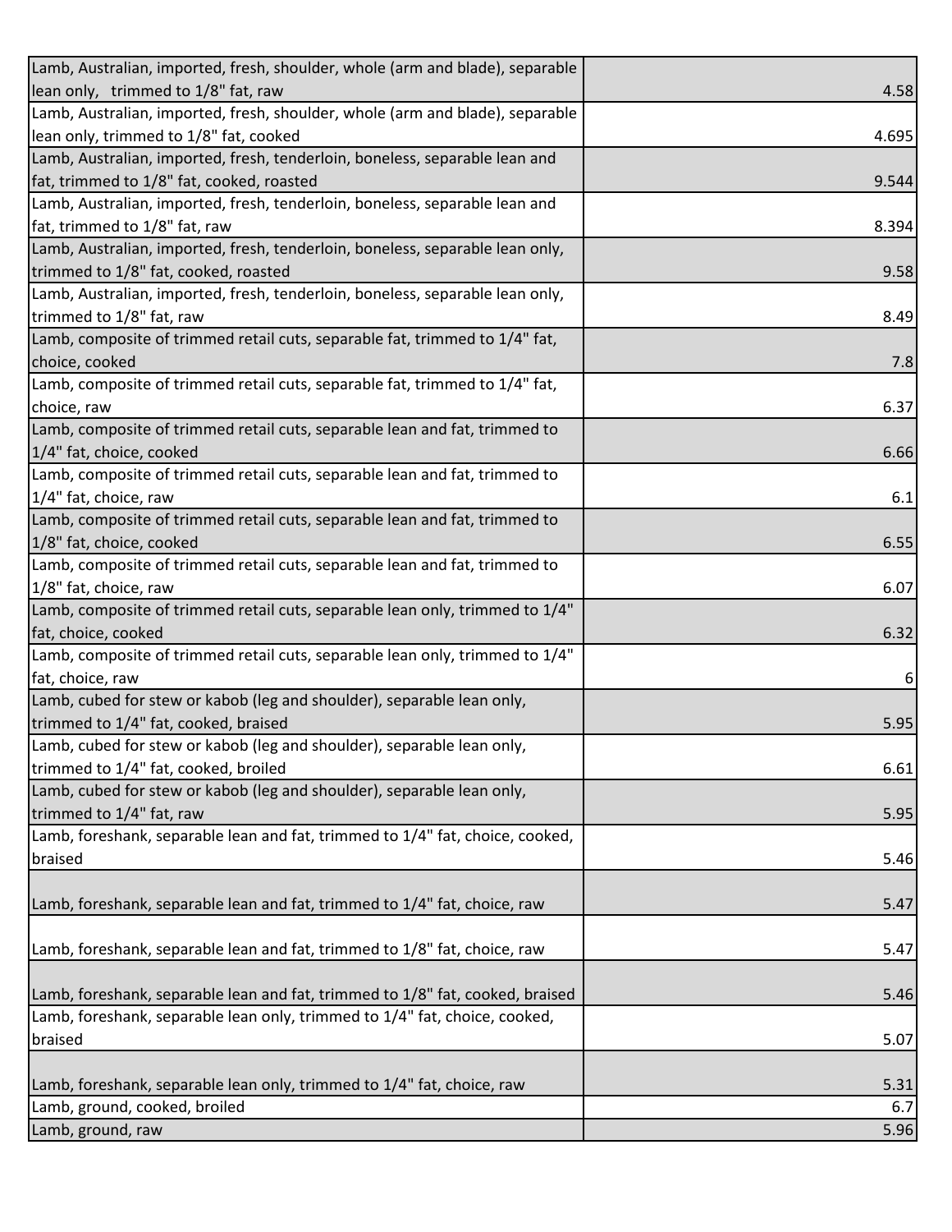| | |
|---|---|
| Lamb, Australian, imported, fresh, shoulder, whole (arm and blade), separable lean only, trimmed to 1/8" fat, raw | 4.58 |
| Lamb, Australian, imported, fresh, shoulder, whole (arm and blade), separable lean only, trimmed to 1/8" fat, cooked | 4.695 |
| Lamb, Australian, imported, fresh, tenderloin, boneless, separable lean and fat, trimmed to 1/8" fat, cooked, roasted | 9.544 |
| Lamb, Australian, imported, fresh, tenderloin, boneless, separable lean and fat, trimmed to 1/8" fat, raw | 8.394 |
| Lamb, Australian, imported, fresh, tenderloin, boneless, separable lean only, trimmed to 1/8" fat, cooked, roasted | 9.58 |
| Lamb, Australian, imported, fresh, tenderloin, boneless, separable lean only, trimmed to 1/8" fat, raw | 8.49 |
| Lamb, composite of trimmed retail cuts, separable fat, trimmed to 1/4" fat, choice, cooked | 7.8 |
| Lamb, composite of trimmed retail cuts, separable fat, trimmed to 1/4" fat, choice, raw | 6.37 |
| Lamb, composite of trimmed retail cuts, separable lean and fat, trimmed to 1/4" fat, choice, cooked | 6.66 |
| Lamb, composite of trimmed retail cuts, separable lean and fat, trimmed to 1/4" fat, choice, raw | 6.1 |
| Lamb, composite of trimmed retail cuts, separable lean and fat, trimmed to 1/8" fat, choice, cooked | 6.55 |
| Lamb, composite of trimmed retail cuts, separable lean and fat, trimmed to 1/8" fat, choice, raw | 6.07 |
| Lamb, composite of trimmed retail cuts, separable lean only, trimmed to 1/4" fat, choice, cooked | 6.32 |
| Lamb, composite of trimmed retail cuts, separable lean only, trimmed to 1/4" fat, choice, raw | 6 |
| Lamb, cubed for stew or kabob (leg and shoulder), separable lean only, trimmed to 1/4" fat, cooked, braised | 5.95 |
| Lamb, cubed for stew or kabob (leg and shoulder), separable lean only, trimmed to 1/4" fat, cooked, broiled | 6.61 |
| Lamb, cubed for stew or kabob (leg and shoulder), separable lean only, trimmed to 1/4" fat, raw | 5.95 |
| Lamb, foreshank, separable lean and fat, trimmed to 1/4" fat, choice, cooked, braised | 5.46 |
| Lamb, foreshank, separable lean and fat, trimmed to 1/4" fat, choice, raw | 5.47 |
| Lamb, foreshank, separable lean and fat, trimmed to 1/8" fat, choice, raw | 5.47 |
| Lamb, foreshank, separable lean and fat, trimmed to 1/8" fat, cooked, braised | 5.46 |
| Lamb, foreshank, separable lean only, trimmed to 1/4" fat, choice, cooked, braised | 5.07 |
| Lamb, foreshank, separable lean only, trimmed to 1/4" fat, choice, raw | 5.31 |
| Lamb, ground, cooked, broiled | 6.7 |
| Lamb, ground, raw | 5.96 |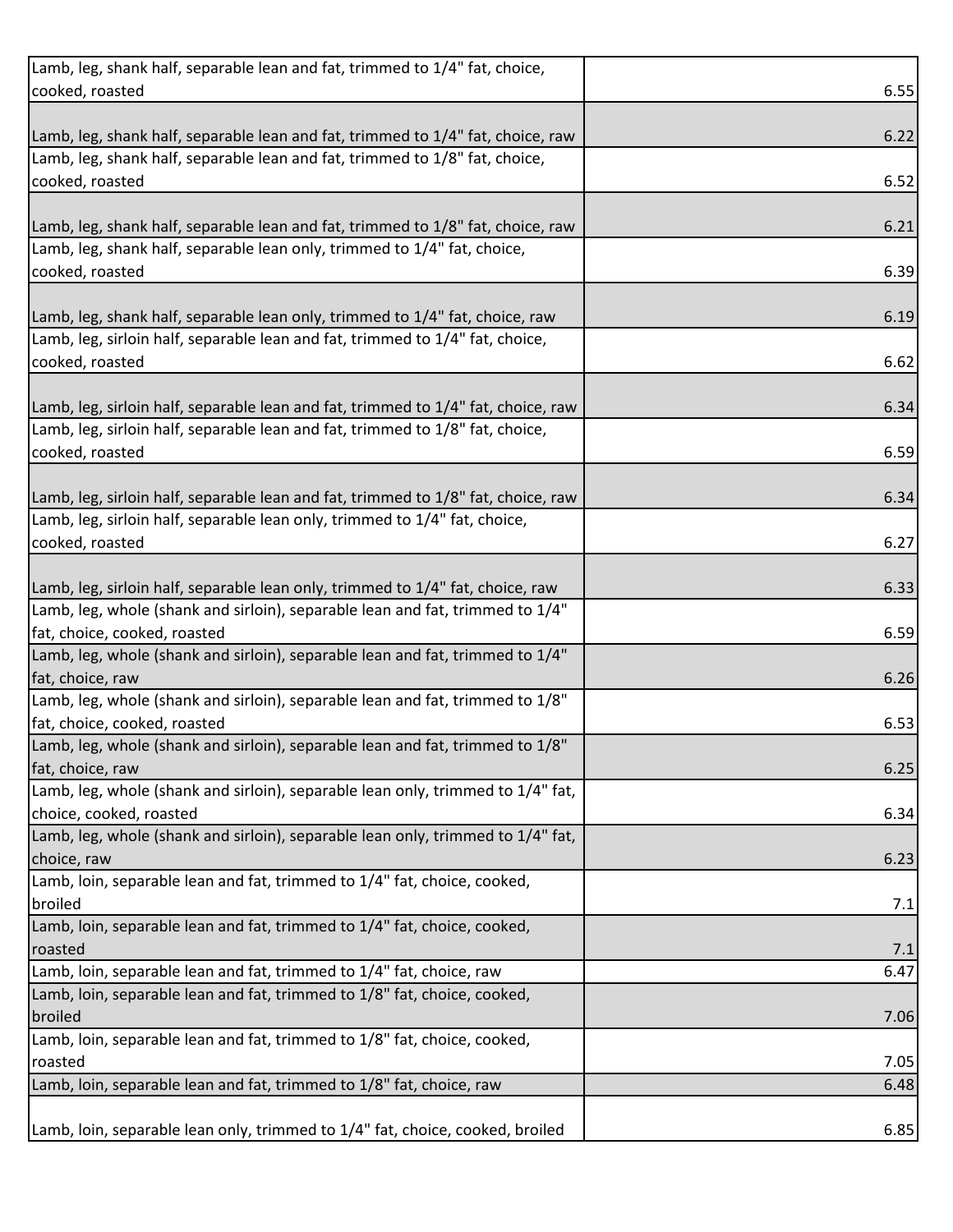| | |
|---|---|
| Lamb, leg, shank half, separable lean and fat, trimmed to 1/4" fat, choice, cooked, roasted | 6.55 |
| Lamb, leg, shank half, separable lean and fat, trimmed to 1/4" fat, choice, raw | 6.22 |
| Lamb, leg, shank half, separable lean and fat, trimmed to 1/8" fat, choice, cooked, roasted | 6.52 |
| Lamb, leg, shank half, separable lean and fat, trimmed to 1/8" fat, choice, raw | 6.21 |
| Lamb, leg, shank half, separable lean only, trimmed to 1/4" fat, choice, cooked, roasted | 6.39 |
| Lamb, leg, shank half, separable lean only, trimmed to 1/4" fat, choice, raw | 6.19 |
| Lamb, leg, sirloin half, separable lean and fat, trimmed to 1/4" fat, choice, cooked, roasted | 6.62 |
| Lamb, leg, sirloin half, separable lean and fat, trimmed to 1/4" fat, choice, raw | 6.34 |
| Lamb, leg, sirloin half, separable lean and fat, trimmed to 1/8" fat, choice, cooked, roasted | 6.59 |
| Lamb, leg, sirloin half, separable lean and fat, trimmed to 1/8" fat, choice, raw | 6.34 |
| Lamb, leg, sirloin half, separable lean only, trimmed to 1/4" fat, choice, cooked, roasted | 6.27 |
| Lamb, leg, sirloin half, separable lean only, trimmed to 1/4" fat, choice, raw | 6.33 |
| Lamb, leg, whole (shank and sirloin), separable lean and fat, trimmed to 1/4" fat, choice, cooked, roasted | 6.59 |
| Lamb, leg, whole (shank and sirloin), separable lean and fat, trimmed to 1/4" fat, choice, raw | 6.26 |
| Lamb, leg, whole (shank and sirloin), separable lean and fat, trimmed to 1/8" fat, choice, cooked, roasted | 6.53 |
| Lamb, leg, whole (shank and sirloin), separable lean and fat, trimmed to 1/8" fat, choice, raw | 6.25 |
| Lamb, leg, whole (shank and sirloin), separable lean only, trimmed to 1/4" fat, choice, cooked, roasted | 6.34 |
| Lamb, leg, whole (shank and sirloin), separable lean only, trimmed to 1/4" fat, choice, raw | 6.23 |
| Lamb, loin, separable lean and fat, trimmed to 1/4" fat, choice, cooked, broiled | 7.1 |
| Lamb, loin, separable lean and fat, trimmed to 1/4" fat, choice, cooked, roasted | 7.1 |
| Lamb, loin, separable lean and fat, trimmed to 1/4" fat, choice, raw | 6.47 |
| Lamb, loin, separable lean and fat, trimmed to 1/8" fat, choice, cooked, broiled | 7.06 |
| Lamb, loin, separable lean and fat, trimmed to 1/8" fat, choice, cooked, roasted | 7.05 |
| Lamb, loin, separable lean and fat, trimmed to 1/8" fat, choice, raw | 6.48 |
| Lamb, loin, separable lean only, trimmed to 1/4" fat, choice, cooked, broiled | 6.85 |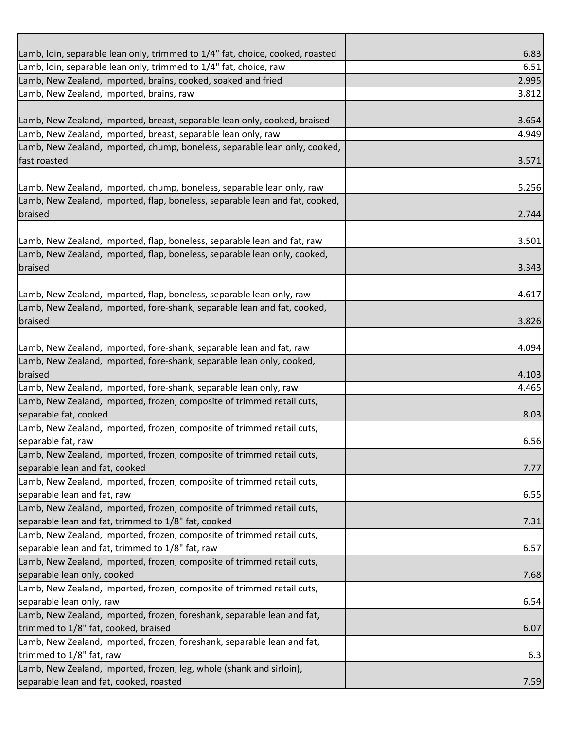| | |
|---|---|
| Lamb, loin, separable lean only, trimmed to 1/4" fat, choice, cooked, roasted | 6.83 |
| Lamb, loin, separable lean only, trimmed to 1/4" fat, choice, raw | 6.51 |
| Lamb, New Zealand, imported, brains, cooked, soaked and fried | 2.995 |
| Lamb, New Zealand, imported, brains, raw | 3.812 |
| Lamb, New Zealand, imported, breast, separable lean only, cooked, braised | 3.654 |
| Lamb, New Zealand, imported, breast, separable lean only, raw | 4.949 |
| Lamb, New Zealand, imported, chump, boneless, separable lean only, cooked, fast roasted | 3.571 |
| Lamb, New Zealand, imported, chump, boneless, separable lean only, raw | 5.256 |
| Lamb, New Zealand, imported, flap, boneless, separable lean and fat, cooked, braised | 2.744 |
| Lamb, New Zealand, imported, flap, boneless, separable lean and fat, raw | 3.501 |
| Lamb, New Zealand, imported, flap, boneless, separable lean only, cooked, braised | 3.343 |
| Lamb, New Zealand, imported, flap, boneless, separable lean only, raw | 4.617 |
| Lamb, New Zealand, imported, fore-shank, separable lean and fat, cooked, braised | 3.826 |
| Lamb, New Zealand, imported, fore-shank, separable lean and fat, raw | 4.094 |
| Lamb, New Zealand, imported, fore-shank, separable lean only, cooked, braised | 4.103 |
| Lamb, New Zealand, imported, fore-shank, separable lean only, raw | 4.465 |
| Lamb, New Zealand, imported, frozen, composite of trimmed retail cuts, separable fat, cooked | 8.03 |
| Lamb, New Zealand, imported, frozen, composite of trimmed retail cuts, separable fat, raw | 6.56 |
| Lamb, New Zealand, imported, frozen, composite of trimmed retail cuts, separable lean and fat, cooked | 7.77 |
| Lamb, New Zealand, imported, frozen, composite of trimmed retail cuts, separable lean and fat, raw | 6.55 |
| Lamb, New Zealand, imported, frozen, composite of trimmed retail cuts, separable lean and fat, trimmed to 1/8" fat, cooked | 7.31 |
| Lamb, New Zealand, imported, frozen, composite of trimmed retail cuts, separable lean and fat, trimmed to 1/8" fat, raw | 6.57 |
| Lamb, New Zealand, imported, frozen, composite of trimmed retail cuts, separable lean only, cooked | 7.68 |
| Lamb, New Zealand, imported, frozen, composite of trimmed retail cuts, separable lean only, raw | 6.54 |
| Lamb, New Zealand, imported, frozen, foreshank, separable lean and fat, trimmed to 1/8" fat, cooked, braised | 6.07 |
| Lamb, New Zealand, imported, frozen, foreshank, separable lean and fat, trimmed to 1/8" fat, raw | 6.3 |
| Lamb, New Zealand, imported, frozen, leg, whole (shank and sirloin), separable lean and fat, cooked, roasted | 7.59 |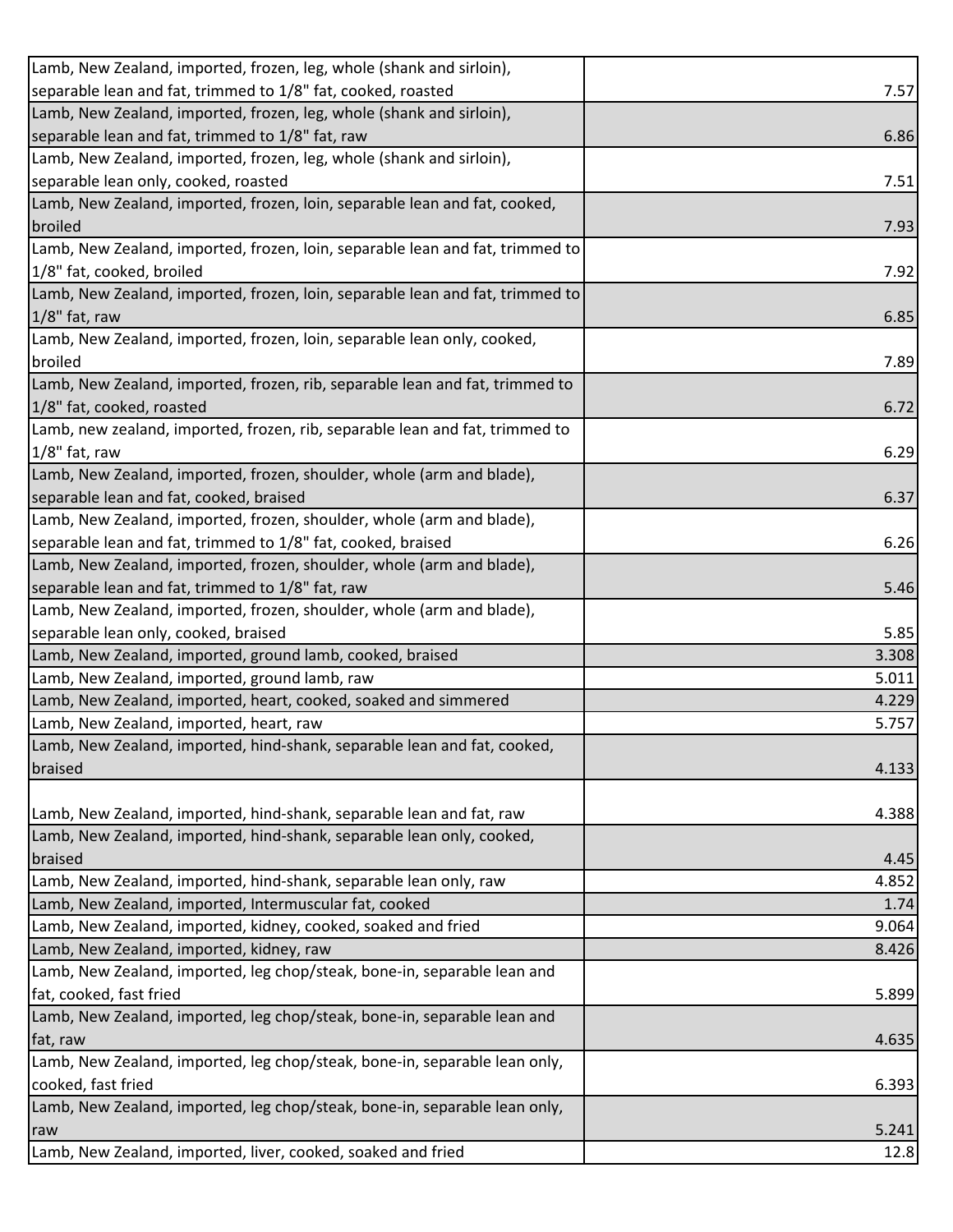| | |
|---|---|
| Lamb, New Zealand, imported, frozen, leg, whole (shank and sirloin), separable lean and fat, trimmed to 1/8" fat, cooked, roasted | 7.57 |
| Lamb, New Zealand, imported, frozen, leg, whole (shank and sirloin), separable lean and fat, trimmed to 1/8" fat, raw | 6.86 |
| Lamb, New Zealand, imported, frozen, leg, whole (shank and sirloin), separable lean only, cooked, roasted | 7.51 |
| Lamb, New Zealand, imported, frozen, loin, separable lean and fat, cooked, broiled | 7.93 |
| Lamb, New Zealand, imported, frozen, loin, separable lean and fat, trimmed to 1/8" fat, cooked, broiled | 7.92 |
| Lamb, New Zealand, imported, frozen, loin, separable lean and fat, trimmed to 1/8" fat, raw | 6.85 |
| Lamb, New Zealand, imported, frozen, loin, separable lean only, cooked, broiled | 7.89 |
| Lamb, New Zealand, imported, frozen, rib, separable lean and fat, trimmed to 1/8" fat, cooked, roasted | 6.72 |
| Lamb, new zealand, imported, frozen, rib, separable lean and fat, trimmed to 1/8" fat, raw | 6.29 |
| Lamb, New Zealand, imported, frozen, shoulder, whole (arm and blade), separable lean and fat, cooked, braised | 6.37 |
| Lamb, New Zealand, imported, frozen, shoulder, whole (arm and blade), separable lean and fat, trimmed to 1/8" fat, cooked, braised | 6.26 |
| Lamb, New Zealand, imported, frozen, shoulder, whole (arm and blade), separable lean and fat, trimmed to 1/8" fat, raw | 5.46 |
| Lamb, New Zealand, imported, frozen, shoulder, whole (arm and blade), separable lean only, cooked, braised | 5.85 |
| Lamb, New Zealand, imported, ground lamb, cooked, braised | 3.308 |
| Lamb, New Zealand, imported, ground lamb, raw | 5.011 |
| Lamb, New Zealand, imported, heart, cooked, soaked and simmered | 4.229 |
| Lamb, New Zealand, imported, heart, raw | 5.757 |
| Lamb, New Zealand, imported, hind-shank, separable lean and fat, cooked, braised | 4.133 |
| Lamb, New Zealand, imported, hind-shank, separable lean and fat, raw | 4.388 |
| Lamb, New Zealand, imported, hind-shank, separable lean only, cooked, braised | 4.45 |
| Lamb, New Zealand, imported, hind-shank, separable lean only, raw | 4.852 |
| Lamb, New Zealand, imported, Intermuscular fat, cooked | 1.74 |
| Lamb, New Zealand, imported, kidney, cooked, soaked and fried | 9.064 |
| Lamb, New Zealand, imported, kidney, raw | 8.426 |
| Lamb, New Zealand, imported, leg chop/steak, bone-in, separable lean and fat, cooked, fast fried | 5.899 |
| Lamb, New Zealand, imported, leg chop/steak, bone-in, separable lean and fat, raw | 4.635 |
| Lamb, New Zealand, imported, leg chop/steak, bone-in, separable lean only, cooked, fast fried | 6.393 |
| Lamb, New Zealand, imported, leg chop/steak, bone-in, separable lean only, raw | 5.241 |
| Lamb, New Zealand, imported, liver, cooked, soaked and fried | 12.8 |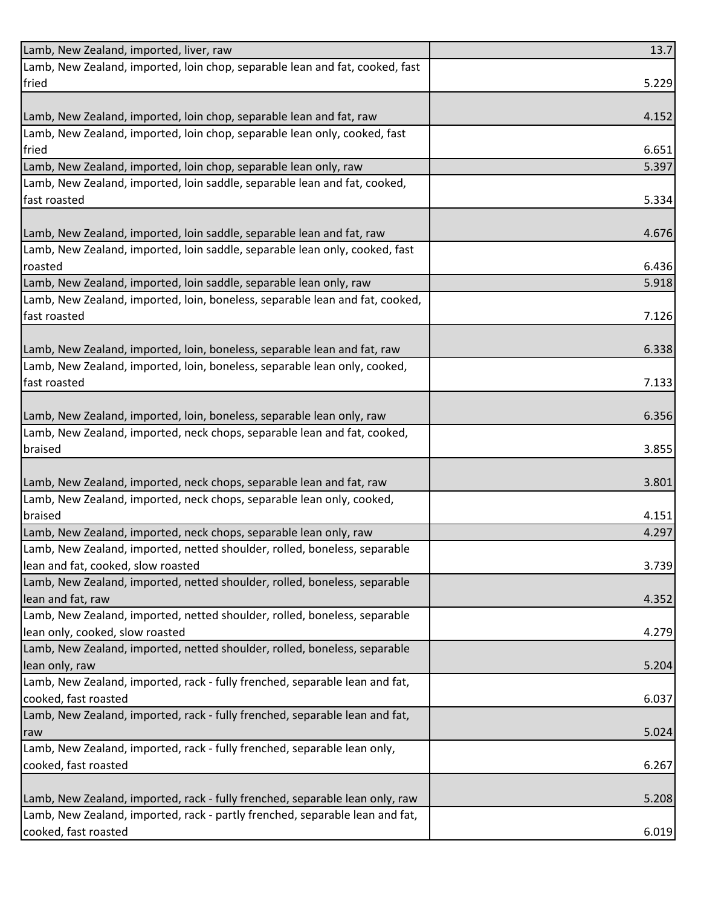| | |
|---|---|
| Lamb, New Zealand, imported, liver, raw | 13.7 |
| Lamb, New Zealand, imported, loin chop, separable lean and fat, cooked, fast fried | 5.229 |
| Lamb, New Zealand, imported, loin chop, separable lean and fat, raw | 4.152 |
| Lamb, New Zealand, imported, loin chop, separable lean only, cooked, fast fried | 6.651 |
| Lamb, New Zealand, imported, loin chop, separable lean only, raw | 5.397 |
| Lamb, New Zealand, imported, loin saddle, separable lean and fat, cooked, fast roasted | 5.334 |
| Lamb, New Zealand, imported, loin saddle, separable lean and fat, raw | 4.676 |
| Lamb, New Zealand, imported, loin saddle, separable lean only, cooked, fast roasted | 6.436 |
| Lamb, New Zealand, imported, loin saddle, separable lean only, raw | 5.918 |
| Lamb, New Zealand, imported, loin, boneless, separable lean and fat, cooked, fast roasted | 7.126 |
| Lamb, New Zealand, imported, loin, boneless, separable lean and fat, raw | 6.338 |
| Lamb, New Zealand, imported, loin, boneless, separable lean only, cooked, fast roasted | 7.133 |
| Lamb, New Zealand, imported, loin, boneless, separable lean only, raw | 6.356 |
| Lamb, New Zealand, imported, neck chops, separable lean and fat, cooked, braised | 3.855 |
| Lamb, New Zealand, imported, neck chops, separable lean and fat, raw | 3.801 |
| Lamb, New Zealand, imported, neck chops, separable lean only, cooked, braised | 4.151 |
| Lamb, New Zealand, imported, neck chops, separable lean only, raw | 4.297 |
| Lamb, New Zealand, imported, netted shoulder, rolled, boneless, separable lean and fat, cooked, slow roasted | 3.739 |
| Lamb, New Zealand, imported, netted shoulder, rolled, boneless, separable lean and fat, raw | 4.352 |
| Lamb, New Zealand, imported, netted shoulder, rolled, boneless, separable lean only, cooked, slow roasted | 4.279 |
| Lamb, New Zealand, imported, netted shoulder, rolled, boneless, separable lean only, raw | 5.204 |
| Lamb, New Zealand, imported, rack - fully frenched, separable lean and fat, cooked, fast roasted | 6.037 |
| Lamb, New Zealand, imported, rack - fully frenched, separable lean and fat, raw | 5.024 |
| Lamb, New Zealand, imported, rack - fully frenched, separable lean only, cooked, fast roasted | 6.267 |
| Lamb, New Zealand, imported, rack - fully frenched, separable lean only, raw | 5.208 |
| Lamb, New Zealand, imported, rack - partly frenched, separable lean and fat, cooked, fast roasted | 6.019 |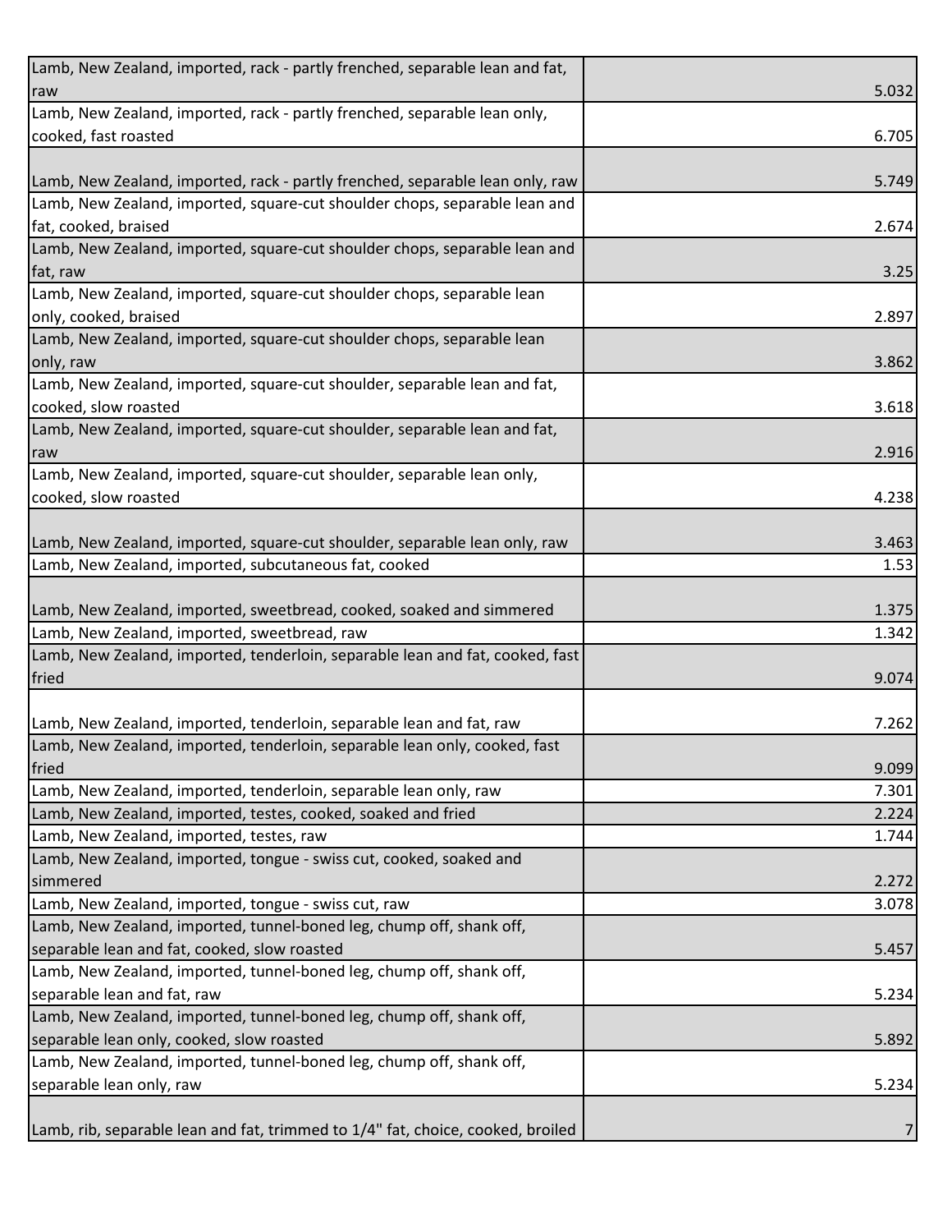| | |
|---|---|
| Lamb, New Zealand, imported, rack - partly frenched, separable lean and fat, raw | 5.032 |
| Lamb, New Zealand, imported, rack - partly frenched, separable lean only, cooked, fast roasted | 6.705 |
| Lamb, New Zealand, imported, rack - partly frenched, separable lean only, raw | 5.749 |
| Lamb, New Zealand, imported, square-cut shoulder chops, separable lean and fat, cooked, braised | 2.674 |
| Lamb, New Zealand, imported, square-cut shoulder chops, separable lean and fat, raw | 3.25 |
| Lamb, New Zealand, imported, square-cut shoulder chops, separable lean only, cooked, braised | 2.897 |
| Lamb, New Zealand, imported, square-cut shoulder chops, separable lean only, raw | 3.862 |
| Lamb, New Zealand, imported, square-cut shoulder, separable lean and fat, cooked, slow roasted | 3.618 |
| Lamb, New Zealand, imported, square-cut shoulder, separable lean and fat, raw | 2.916 |
| Lamb, New Zealand, imported, square-cut shoulder, separable lean only, cooked, slow roasted | 4.238 |
| Lamb, New Zealand, imported, square-cut shoulder, separable lean only, raw | 3.463 |
| Lamb, New Zealand, imported, subcutaneous fat, cooked | 1.53 |
| Lamb, New Zealand, imported, sweetbread, cooked, soaked and simmered | 1.375 |
| Lamb, New Zealand, imported, sweetbread, raw | 1.342 |
| Lamb, New Zealand, imported, tenderloin, separable lean and fat, cooked, fast fried | 9.074 |
| Lamb, New Zealand, imported, tenderloin, separable lean and fat, raw | 7.262 |
| Lamb, New Zealand, imported, tenderloin, separable lean only, cooked, fast fried | 9.099 |
| Lamb, New Zealand, imported, tenderloin, separable lean only, raw | 7.301 |
| Lamb, New Zealand, imported, testes, cooked, soaked and fried | 2.224 |
| Lamb, New Zealand, imported, testes, raw | 1.744 |
| Lamb, New Zealand, imported, tongue - swiss cut, cooked, soaked and simmered | 2.272 |
| Lamb, New Zealand, imported, tongue - swiss cut, raw | 3.078 |
| Lamb, New Zealand, imported, tunnel-boned leg, chump off, shank off, separable lean and fat, cooked, slow roasted | 5.457 |
| Lamb, New Zealand, imported, tunnel-boned leg, chump off, shank off, separable lean and fat, raw | 5.234 |
| Lamb, New Zealand, imported, tunnel-boned leg, chump off, shank off, separable lean only, cooked, slow roasted | 5.892 |
| Lamb, New Zealand, imported, tunnel-boned leg, chump off, shank off, separable lean only, raw | 5.234 |
| Lamb, rib, separable lean and fat, trimmed to 1/4" fat, choice, cooked, broiled | 7 |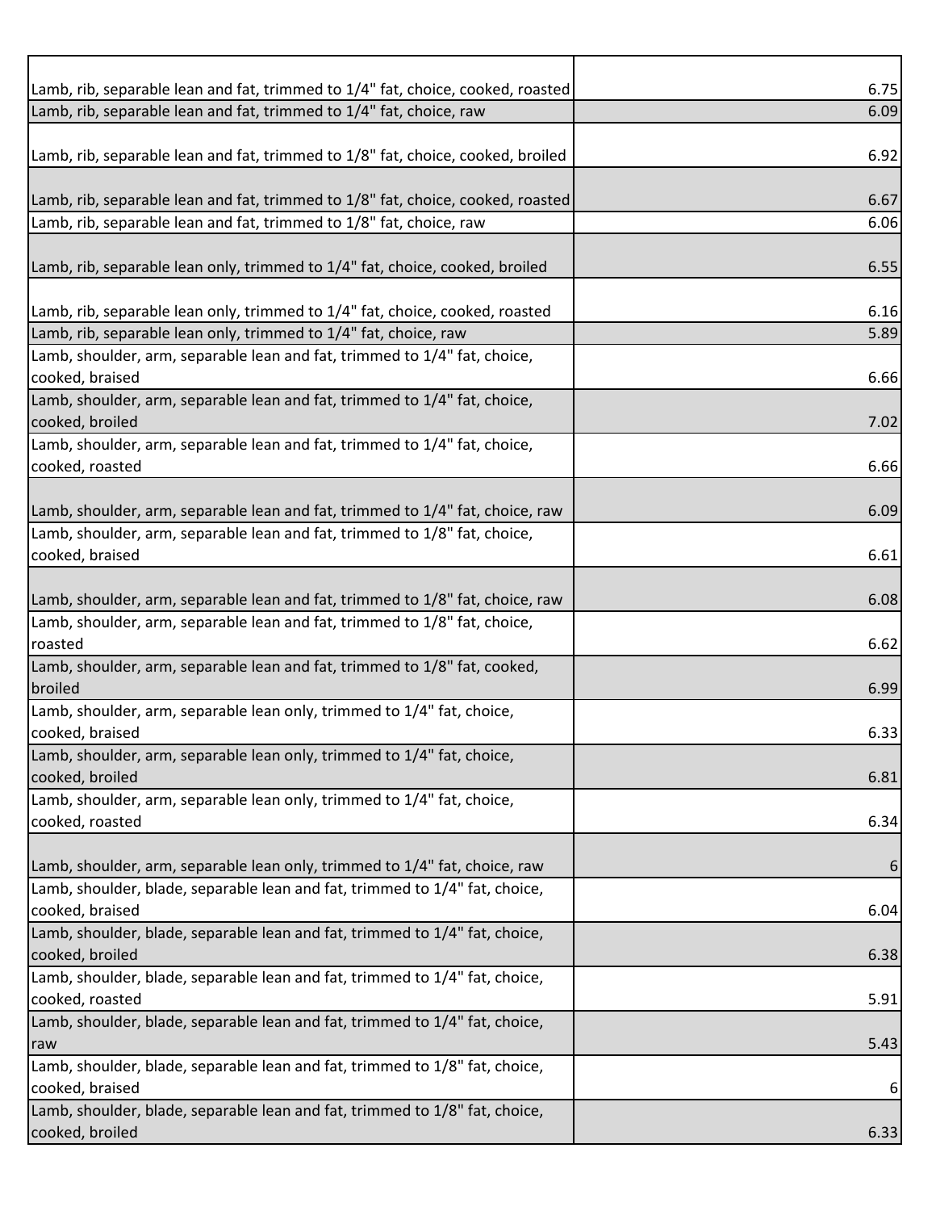| | |
|---|---|
| Lamb, rib, separable lean and fat, trimmed to 1/4" fat, choice, cooked, roasted | 6.75 |
| Lamb, rib, separable lean and fat, trimmed to 1/4" fat, choice, raw | 6.09 |
| Lamb, rib, separable lean and fat, trimmed to 1/8" fat, choice, cooked, broiled | 6.92 |
| Lamb, rib, separable lean and fat, trimmed to 1/8" fat, choice, cooked, roasted | 6.67 |
| Lamb, rib, separable lean and fat, trimmed to 1/8" fat, choice, raw | 6.06 |
| Lamb, rib, separable lean only, trimmed to 1/4" fat, choice, cooked, broiled | 6.55 |
| Lamb, rib, separable lean only, trimmed to 1/4" fat, choice, cooked, roasted | 6.16 |
| Lamb, rib, separable lean only, trimmed to 1/4" fat, choice, raw | 5.89 |
| Lamb, shoulder, arm, separable lean and fat, trimmed to 1/4" fat, choice, cooked, braised | 6.66 |
| Lamb, shoulder, arm, separable lean and fat, trimmed to 1/4" fat, choice, cooked, broiled | 7.02 |
| Lamb, shoulder, arm, separable lean and fat, trimmed to 1/4" fat, choice, cooked, roasted | 6.66 |
| Lamb, shoulder, arm, separable lean and fat, trimmed to 1/4" fat, choice, raw | 6.09 |
| Lamb, shoulder, arm, separable lean and fat, trimmed to 1/8" fat, choice, cooked, braised | 6.61 |
| Lamb, shoulder, arm, separable lean and fat, trimmed to 1/8" fat, choice, raw | 6.08 |
| Lamb, shoulder, arm, separable lean and fat, trimmed to 1/8" fat, choice, roasted | 6.62 |
| Lamb, shoulder, arm, separable lean and fat, trimmed to 1/8" fat, cooked, broiled | 6.99 |
| Lamb, shoulder, arm, separable lean only, trimmed to 1/4" fat, choice, cooked, braised | 6.33 |
| Lamb, shoulder, arm, separable lean only, trimmed to 1/4" fat, choice, cooked, broiled | 6.81 |
| Lamb, shoulder, arm, separable lean only, trimmed to 1/4" fat, choice, cooked, roasted | 6.34 |
| Lamb, shoulder, arm, separable lean only, trimmed to 1/4" fat, choice, raw | 6 |
| Lamb, shoulder, blade, separable lean and fat, trimmed to 1/4" fat, choice, cooked, braised | 6.04 |
| Lamb, shoulder, blade, separable lean and fat, trimmed to 1/4" fat, choice, cooked, broiled | 6.38 |
| Lamb, shoulder, blade, separable lean and fat, trimmed to 1/4" fat, choice, cooked, roasted | 5.91 |
| Lamb, shoulder, blade, separable lean and fat, trimmed to 1/4" fat, choice, raw | 5.43 |
| Lamb, shoulder, blade, separable lean and fat, trimmed to 1/8" fat, choice, cooked, braised | 6 |
| Lamb, shoulder, blade, separable lean and fat, trimmed to 1/8" fat, choice, cooked, broiled | 6.33 |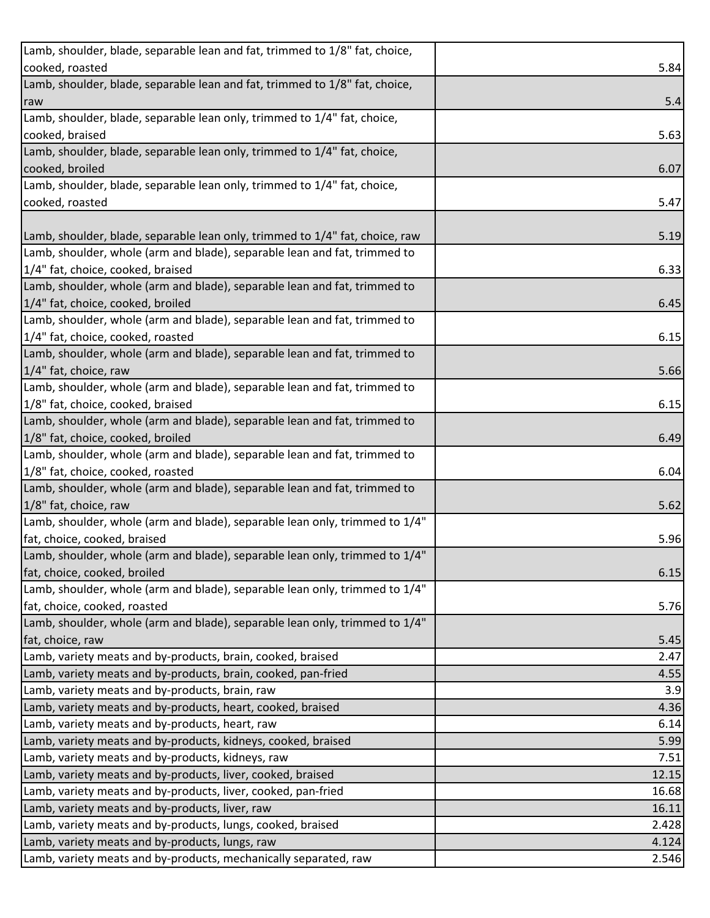| | |
|---|---|
| Lamb, shoulder, blade, separable lean and fat, trimmed to 1/8" fat, choice, cooked, roasted | 5.84 |
| Lamb, shoulder, blade, separable lean and fat, trimmed to 1/8" fat, choice, raw | 5.4 |
| Lamb, shoulder, blade, separable lean only, trimmed to 1/4" fat, choice, cooked, braised | 5.63 |
| Lamb, shoulder, blade, separable lean only, trimmed to 1/4" fat, choice, cooked, broiled | 6.07 |
| Lamb, shoulder, blade, separable lean only, trimmed to 1/4" fat, choice, cooked, roasted | 5.47 |
| Lamb, shoulder, blade, separable lean only, trimmed to 1/4" fat, choice, raw | 5.19 |
| Lamb, shoulder, whole (arm and blade), separable lean and fat, trimmed to 1/4" fat, choice, cooked, braised | 6.33 |
| Lamb, shoulder, whole (arm and blade), separable lean and fat, trimmed to 1/4" fat, choice, cooked, broiled | 6.45 |
| Lamb, shoulder, whole (arm and blade), separable lean and fat, trimmed to 1/4" fat, choice, cooked, roasted | 6.15 |
| Lamb, shoulder, whole (arm and blade), separable lean and fat, trimmed to 1/4" fat, choice, raw | 5.66 |
| Lamb, shoulder, whole (arm and blade), separable lean and fat, trimmed to 1/8" fat, choice, cooked, braised | 6.15 |
| Lamb, shoulder, whole (arm and blade), separable lean and fat, trimmed to 1/8" fat, choice, cooked, broiled | 6.49 |
| Lamb, shoulder, whole (arm and blade), separable lean and fat, trimmed to 1/8" fat, choice, cooked, roasted | 6.04 |
| Lamb, shoulder, whole (arm and blade), separable lean and fat, trimmed to 1/8" fat, choice, raw | 5.62 |
| Lamb, shoulder, whole (arm and blade), separable lean only, trimmed to 1/4" fat, choice, cooked, braised | 5.96 |
| Lamb, shoulder, whole (arm and blade), separable lean only, trimmed to 1/4" fat, choice, cooked, broiled | 6.15 |
| Lamb, shoulder, whole (arm and blade), separable lean only, trimmed to 1/4" fat, choice, cooked, roasted | 5.76 |
| Lamb, shoulder, whole (arm and blade), separable lean only, trimmed to 1/4" fat, choice, raw | 5.45 |
| Lamb, variety meats and by-products, brain, cooked, braised | 2.47 |
| Lamb, variety meats and by-products, brain, cooked, pan-fried | 4.55 |
| Lamb, variety meats and by-products, brain, raw | 3.9 |
| Lamb, variety meats and by-products, heart, cooked, braised | 4.36 |
| Lamb, variety meats and by-products, heart, raw | 6.14 |
| Lamb, variety meats and by-products, kidneys, cooked, braised | 5.99 |
| Lamb, variety meats and by-products, kidneys, raw | 7.51 |
| Lamb, variety meats and by-products, liver, cooked, braised | 12.15 |
| Lamb, variety meats and by-products, liver, cooked, pan-fried | 16.68 |
| Lamb, variety meats and by-products, liver, raw | 16.11 |
| Lamb, variety meats and by-products, lungs, cooked, braised | 2.428 |
| Lamb, variety meats and by-products, lungs, raw | 4.124 |
| Lamb, variety meats and by-products, mechanically separated, raw | 2.546 |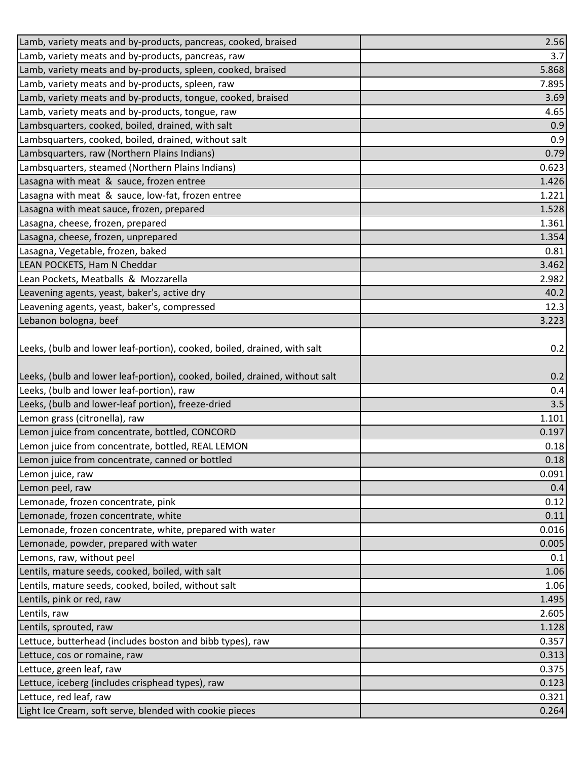| | |
|---|---|
| Lamb, variety meats and by-products, pancreas, cooked, braised | 2.56 |
| Lamb, variety meats and by-products, pancreas, raw | 3.7 |
| Lamb, variety meats and by-products, spleen, cooked, braised | 5.868 |
| Lamb, variety meats and by-products, spleen, raw | 7.895 |
| Lamb, variety meats and by-products, tongue, cooked, braised | 3.69 |
| Lamb, variety meats and by-products, tongue, raw | 4.65 |
| Lambsquarters, cooked, boiled, drained, with salt | 0.9 |
| Lambsquarters, cooked, boiled, drained, without salt | 0.9 |
| Lambsquarters, raw (Northern Plains Indians) | 0.79 |
| Lambsquarters, steamed (Northern Plains Indians) | 0.623 |
| Lasagna with meat & sauce, frozen entree | 1.426 |
| Lasagna with meat & sauce, low-fat, frozen entree | 1.221 |
| Lasagna with meat sauce, frozen, prepared | 1.528 |
| Lasagna, cheese, frozen, prepared | 1.361 |
| Lasagna, cheese, frozen, unprepared | 1.354 |
| Lasagna, Vegetable, frozen, baked | 0.81 |
| LEAN POCKETS, Ham N Cheddar | 3.462 |
| Lean Pockets, Meatballs & Mozzarella | 2.982 |
| Leavening agents, yeast, baker's, active dry | 40.2 |
| Leavening agents, yeast, baker's, compressed | 12.3 |
| Lebanon bologna, beef | 3.223 |
| Leeks, (bulb and lower leaf-portion), cooked, boiled, drained, with salt | 0.2 |
| Leeks, (bulb and lower leaf-portion), cooked, boiled, drained, without salt | 0.2 |
| Leeks, (bulb and lower leaf-portion), raw | 0.4 |
| Leeks, (bulb and lower-leaf portion), freeze-dried | 3.5 |
| Lemon grass (citronella), raw | 1.101 |
| Lemon juice from concentrate, bottled, CONCORD | 0.197 |
| Lemon juice from concentrate, bottled, REAL LEMON | 0.18 |
| Lemon juice from concentrate, canned or bottled | 0.18 |
| Lemon juice, raw | 0.091 |
| Lemon peel, raw | 0.4 |
| Lemonade, frozen concentrate, pink | 0.12 |
| Lemonade, frozen concentrate, white | 0.11 |
| Lemonade, frozen concentrate, white, prepared with water | 0.016 |
| Lemonade, powder, prepared with water | 0.005 |
| Lemons, raw, without peel | 0.1 |
| Lentils, mature seeds, cooked, boiled, with salt | 1.06 |
| Lentils, mature seeds, cooked, boiled, without salt | 1.06 |
| Lentils, pink or red, raw | 1.495 |
| Lentils, raw | 2.605 |
| Lentils, sprouted, raw | 1.128 |
| Lettuce, butterhead (includes boston and bibb types), raw | 0.357 |
| Lettuce, cos or romaine, raw | 0.313 |
| Lettuce, green leaf, raw | 0.375 |
| Lettuce, iceberg (includes crisphead types), raw | 0.123 |
| Lettuce, red leaf, raw | 0.321 |
| Light Ice Cream, soft serve, blended with cookie pieces | 0.264 |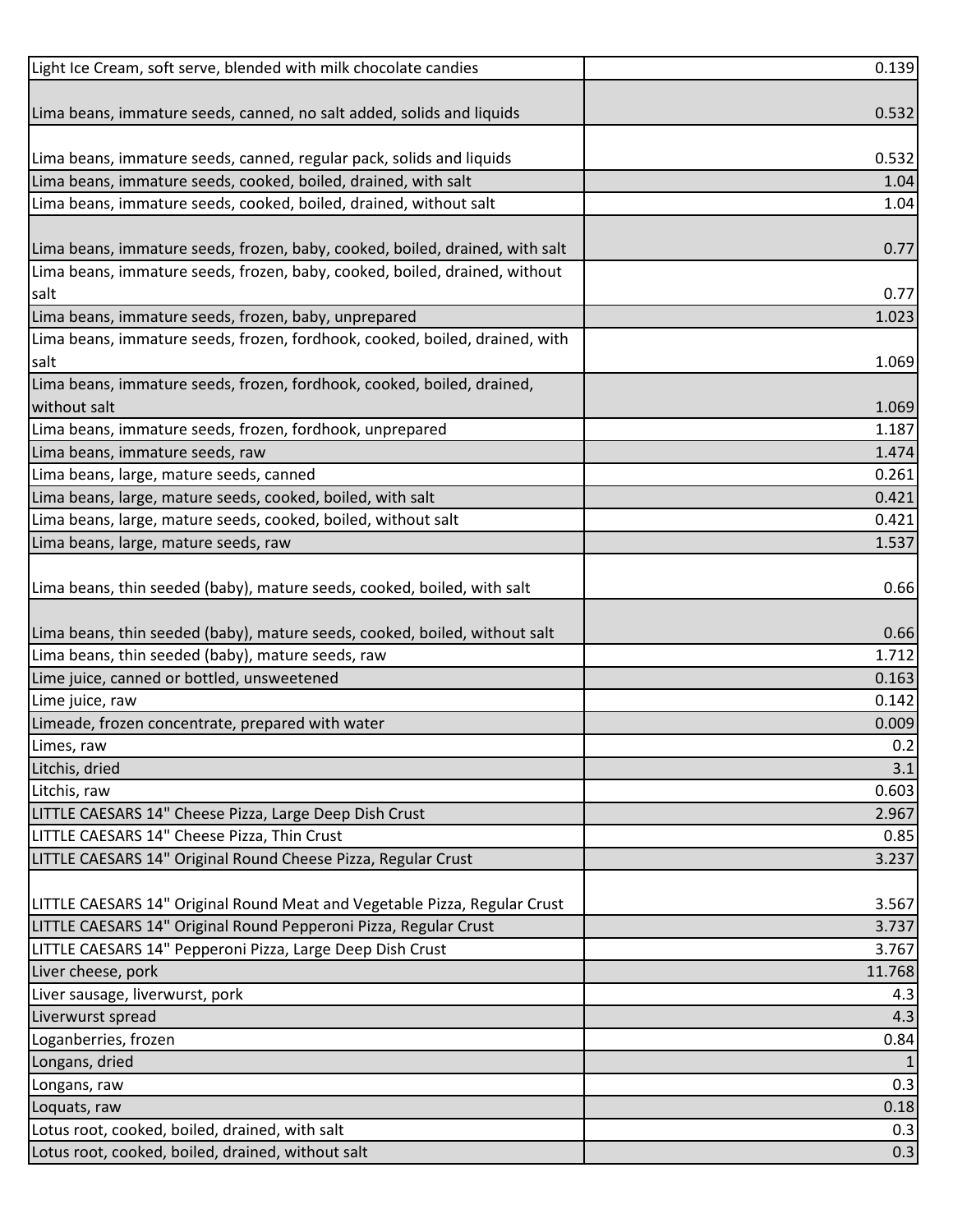| | |
|---|---|
| Light Ice Cream, soft serve, blended with milk chocolate candies | 0.139 |
| Lima beans, immature seeds, canned, no salt added, solids and liquids | 0.532 |
| Lima beans, immature seeds, canned, regular pack, solids and liquids | 0.532 |
| Lima beans, immature seeds, cooked, boiled, drained, with salt | 1.04 |
| Lima beans, immature seeds, cooked, boiled, drained, without salt | 1.04 |
| Lima beans, immature seeds, frozen, baby, cooked, boiled, drained, with salt | 0.77 |
| Lima beans, immature seeds, frozen, baby, cooked, boiled, drained, without salt | 0.77 |
| Lima beans, immature seeds, frozen, baby, unprepared | 1.023 |
| Lima beans, immature seeds, frozen, fordhook, cooked, boiled, drained, with salt | 1.069 |
| Lima beans, immature seeds, frozen, fordhook, cooked, boiled, drained, without salt | 1.069 |
| Lima beans, immature seeds, frozen, fordhook, unprepared | 1.187 |
| Lima beans, immature seeds, raw | 1.474 |
| Lima beans, large, mature seeds, canned | 0.261 |
| Lima beans, large, mature seeds, cooked, boiled, with salt | 0.421 |
| Lima beans, large, mature seeds, cooked, boiled, without salt | 0.421 |
| Lima beans, large, mature seeds, raw | 1.537 |
| Lima beans, thin seeded (baby), mature seeds, cooked, boiled, with salt | 0.66 |
| Lima beans, thin seeded (baby), mature seeds, cooked, boiled, without salt | 0.66 |
| Lima beans, thin seeded (baby), mature seeds, raw | 1.712 |
| Lime juice, canned or bottled, unsweetened | 0.163 |
| Lime juice, raw | 0.142 |
| Limeade, frozen concentrate, prepared with water | 0.009 |
| Limes, raw | 0.2 |
| Litchis, dried | 3.1 |
| Litchis, raw | 0.603 |
| LITTLE CAESARS 14" Cheese Pizza, Large Deep Dish Crust | 2.967 |
| LITTLE CAESARS 14" Cheese Pizza, Thin Crust | 0.85 |
| LITTLE CAESARS 14" Original Round Cheese Pizza, Regular Crust | 3.237 |
| LITTLE CAESARS 14" Original Round Meat and Vegetable Pizza, Regular Crust | 3.567 |
| LITTLE CAESARS 14" Original Round Pepperoni Pizza, Regular Crust | 3.737 |
| LITTLE CAESARS 14" Pepperoni Pizza, Large Deep Dish Crust | 3.767 |
| Liver cheese, pork | 11.768 |
| Liver sausage, liverwurst, pork | 4.3 |
| Liverwurst spread | 4.3 |
| Loganberries, frozen | 0.84 |
| Longans, dried | 1 |
| Longans, raw | 0.3 |
| Loquats, raw | 0.18 |
| Lotus root, cooked, boiled, drained, with salt | 0.3 |
| Lotus root, cooked, boiled, drained, without salt | 0.3 |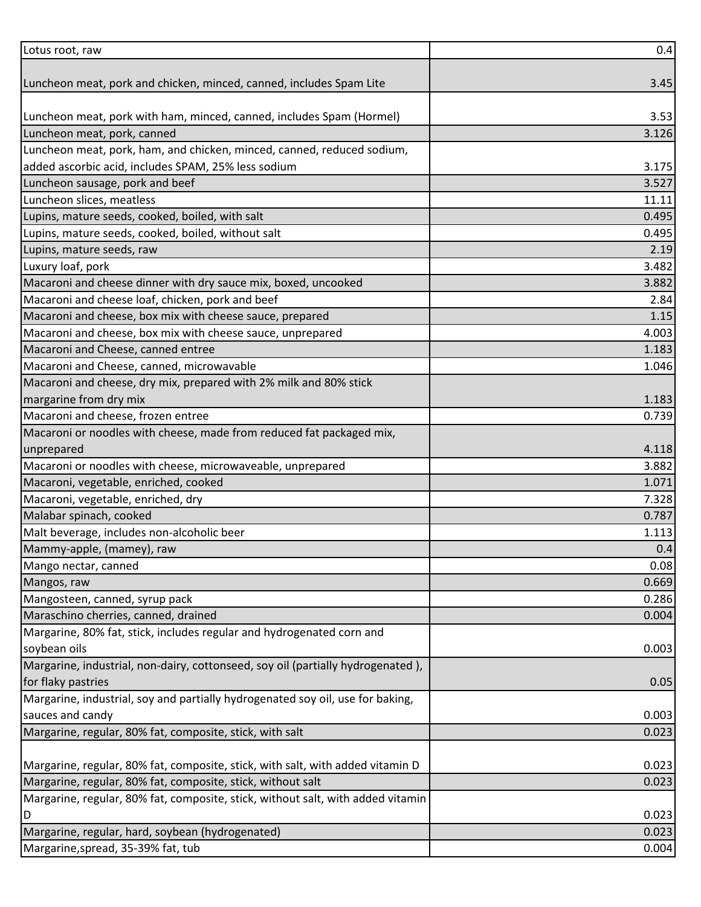| | |
|---|---|
| Lotus root, raw | 0.4 |
| Luncheon meat, pork and chicken, minced, canned, includes Spam Lite | 3.45 |
| Luncheon meat, pork with ham, minced, canned, includes Spam (Hormel) | 3.53 |
| Luncheon meat, pork, canned | 3.126 |
| Luncheon meat, pork, ham, and chicken, minced, canned, reduced sodium, added ascorbic acid, includes SPAM, 25% less sodium | 3.175 |
| Luncheon sausage, pork and beef | 3.527 |
| Luncheon slices, meatless | 11.11 |
| Lupins, mature seeds, cooked, boiled, with salt | 0.495 |
| Lupins, mature seeds, cooked, boiled, without salt | 0.495 |
| Lupins, mature seeds, raw | 2.19 |
| Luxury loaf, pork | 3.482 |
| Macaroni and cheese dinner with dry sauce mix, boxed, uncooked | 3.882 |
| Macaroni and cheese loaf, chicken, pork and beef | 2.84 |
| Macaroni and cheese, box mix with cheese sauce, prepared | 1.15 |
| Macaroni and cheese, box mix with cheese sauce, unprepared | 4.003 |
| Macaroni and Cheese, canned entree | 1.183 |
| Macaroni and Cheese, canned, microwavable | 1.046 |
| Macaroni and cheese, dry mix, prepared with 2% milk and 80% stick margarine from dry mix | 1.183 |
| Macaroni and cheese, frozen entree | 0.739 |
| Macaroni or noodles with cheese, made from reduced fat packaged mix, unprepared | 4.118 |
| Macaroni or noodles with cheese, microwaveable, unprepared | 3.882 |
| Macaroni, vegetable, enriched, cooked | 1.071 |
| Macaroni, vegetable, enriched, dry | 7.328 |
| Malabar spinach, cooked | 0.787 |
| Malt beverage, includes non-alcoholic beer | 1.113 |
| Mammy-apple, (mamey), raw | 0.4 |
| Mango nectar, canned | 0.08 |
| Mangos, raw | 0.669 |
| Mangosteen, canned, syrup pack | 0.286 |
| Maraschino cherries, canned, drained | 0.004 |
| Margarine, 80% fat, stick, includes regular and hydrogenated corn and soybean oils | 0.003 |
| Margarine, industrial, non-dairy, cottonseed, soy oil (partially hydrogenated ), for flaky pastries | 0.05 |
| Margarine, industrial, soy and partially hydrogenated soy oil, use for baking, sauces and candy | 0.003 |
| Margarine, regular, 80% fat, composite, stick, with salt | 0.023 |
| Margarine, regular, 80% fat, composite, stick, with salt, with added vitamin D | 0.023 |
| Margarine, regular, 80% fat, composite, stick, without salt | 0.023 |
| Margarine, regular, 80% fat, composite, stick, without salt, with added vitamin D | 0.023 |
| Margarine, regular, hard, soybean (hydrogenated) | 0.023 |
| Margarine,spread, 35-39% fat, tub | 0.004 |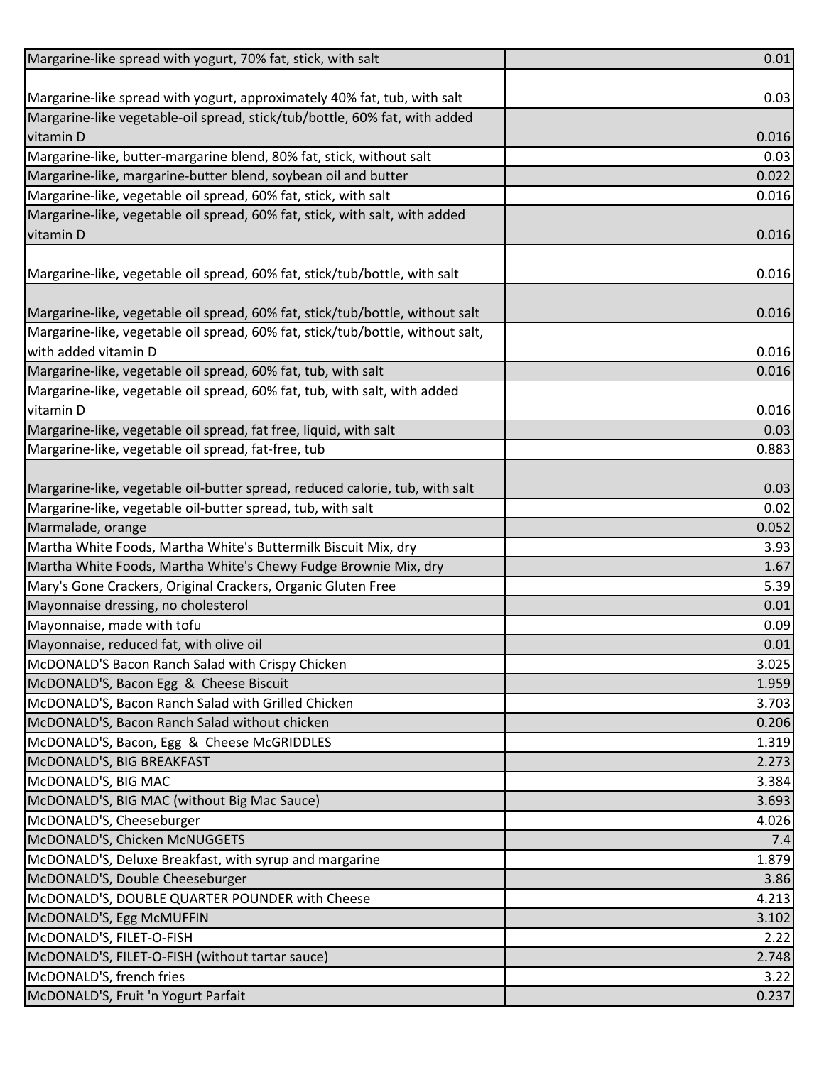| | |
|---|---|
| Margarine-like spread with yogurt, 70% fat, stick, with salt | 0.01 |
| Margarine-like spread with yogurt, approximately 40% fat, tub, with salt | 0.03 |
| Margarine-like vegetable-oil spread, stick/tub/bottle, 60% fat, with added vitamin D | 0.016 |
| Margarine-like, butter-margarine blend, 80% fat, stick, without salt | 0.03 |
| Margarine-like, margarine-butter blend, soybean oil and butter | 0.022 |
| Margarine-like, vegetable oil spread, 60% fat, stick, with salt | 0.016 |
| Margarine-like, vegetable oil spread, 60% fat, stick, with salt, with added vitamin D | 0.016 |
| Margarine-like, vegetable oil spread, 60% fat, stick/tub/bottle, with salt | 0.016 |
| Margarine-like, vegetable oil spread, 60% fat, stick/tub/bottle, without salt | 0.016 |
| Margarine-like, vegetable oil spread, 60% fat, stick/tub/bottle, without salt, with added vitamin D | 0.016 |
| Margarine-like, vegetable oil spread, 60% fat, tub, with salt | 0.016 |
| Margarine-like, vegetable oil spread, 60% fat, tub, with salt, with added vitamin D | 0.016 |
| Margarine-like, vegetable oil spread, fat free, liquid, with salt | 0.03 |
| Margarine-like, vegetable oil spread, fat-free, tub | 0.883 |
| Margarine-like, vegetable oil-butter spread, reduced calorie, tub, with salt | 0.03 |
| Margarine-like, vegetable oil-butter spread, tub, with salt | 0.02 |
| Marmalade, orange | 0.052 |
| Martha White Foods, Martha White's Buttermilk Biscuit Mix, dry | 3.93 |
| Martha White Foods, Martha White's Chewy Fudge Brownie Mix, dry | 1.67 |
| Mary's Gone Crackers, Original Crackers, Organic Gluten Free | 5.39 |
| Mayonnaise dressing, no cholesterol | 0.01 |
| Mayonnaise, made with tofu | 0.09 |
| Mayonnaise, reduced fat, with olive oil | 0.01 |
| McDONALD'S Bacon Ranch Salad with Crispy Chicken | 3.025 |
| McDONALD'S, Bacon Egg & Cheese Biscuit | 1.959 |
| McDONALD'S, Bacon Ranch Salad with Grilled Chicken | 3.703 |
| McDONALD'S, Bacon Ranch Salad without chicken | 0.206 |
| McDONALD'S, Bacon, Egg & Cheese McGRIDDLES | 1.319 |
| McDONALD'S, BIG BREAKFAST | 2.273 |
| McDONALD'S, BIG MAC | 3.384 |
| McDONALD'S, BIG MAC (without Big Mac Sauce) | 3.693 |
| McDONALD'S, Cheeseburger | 4.026 |
| McDONALD'S, Chicken McNUGGETS | 7.4 |
| McDONALD'S, Deluxe Breakfast, with syrup and margarine | 1.879 |
| McDONALD'S, Double Cheeseburger | 3.86 |
| McDONALD'S, DOUBLE QUARTER POUNDER with Cheese | 4.213 |
| McDONALD'S, Egg McMUFFIN | 3.102 |
| McDONALD'S, FILET-O-FISH | 2.22 |
| McDONALD'S, FILET-O-FISH (without tartar sauce) | 2.748 |
| McDONALD'S, french fries | 3.22 |
| McDONALD'S, Fruit 'n Yogurt Parfait | 0.237 |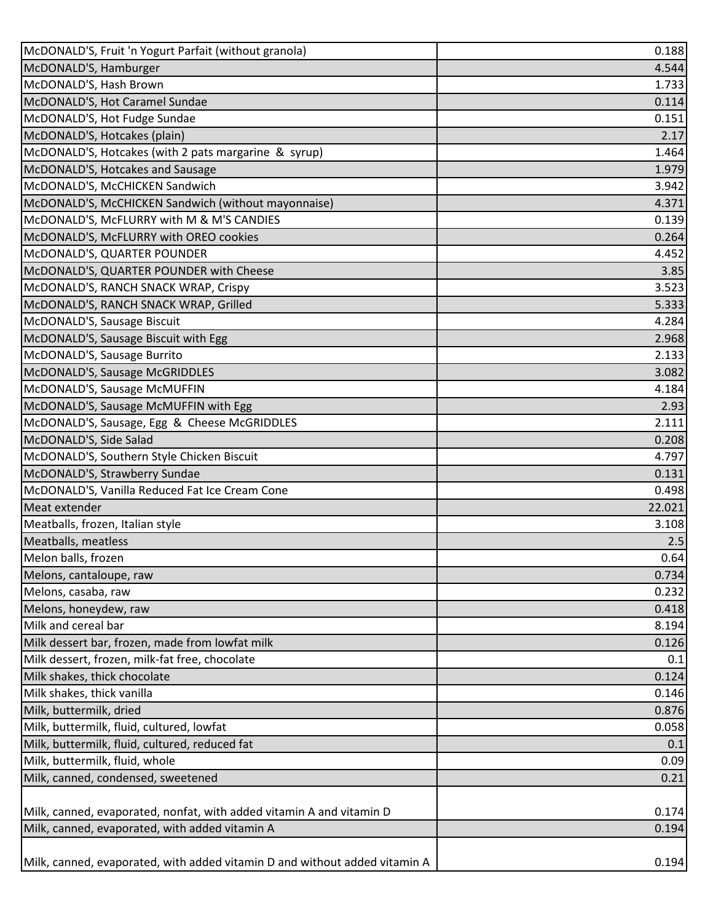| | |
|---|---|
| McDONALD'S, Fruit 'n Yogurt Parfait (without granola) | 0.188 |
| McDONALD'S, Hamburger | 4.544 |
| McDONALD'S, Hash Brown | 1.733 |
| McDONALD'S, Hot Caramel Sundae | 0.114 |
| McDONALD'S, Hot Fudge Sundae | 0.151 |
| McDONALD'S, Hotcakes (plain) | 2.17 |
| McDONALD'S, Hotcakes (with 2 pats margarine & syrup) | 1.464 |
| McDONALD'S, Hotcakes and Sausage | 1.979 |
| McDONALD'S, McCHICKEN Sandwich | 3.942 |
| McDONALD'S, McCHICKEN Sandwich (without mayonnaise) | 4.371 |
| McDONALD'S, McFLURRY with M & M'S CANDIES | 0.139 |
| McDONALD'S, McFLURRY with OREO cookies | 0.264 |
| McDONALD'S, QUARTER POUNDER | 4.452 |
| McDONALD'S, QUARTER POUNDER with Cheese | 3.85 |
| McDONALD'S, RANCH SNACK WRAP, Crispy | 3.523 |
| McDONALD'S, RANCH SNACK WRAP, Grilled | 5.333 |
| McDONALD'S, Sausage Biscuit | 4.284 |
| McDONALD'S, Sausage Biscuit with Egg | 2.968 |
| McDONALD'S, Sausage Burrito | 2.133 |
| McDONALD'S, Sausage McGRIDDLES | 3.082 |
| McDONALD'S, Sausage McMUFFIN | 4.184 |
| McDONALD'S, Sausage McMUFFIN with Egg | 2.93 |
| McDONALD'S, Sausage, Egg & Cheese McGRIDDLES | 2.111 |
| McDONALD'S, Side Salad | 0.208 |
| McDONALD'S, Southern Style Chicken Biscuit | 4.797 |
| McDONALD'S, Strawberry Sundae | 0.131 |
| McDONALD'S, Vanilla Reduced Fat Ice Cream Cone | 0.498 |
| Meat extender | 22.021 |
| Meatballs, frozen, Italian style | 3.108 |
| Meatballs, meatless | 2.5 |
| Melon balls, frozen | 0.64 |
| Melons, cantaloupe, raw | 0.734 |
| Melons, casaba, raw | 0.232 |
| Melons, honeydew, raw | 0.418 |
| Milk and cereal bar | 8.194 |
| Milk dessert bar, frozen, made from lowfat milk | 0.126 |
| Milk dessert, frozen, milk-fat free, chocolate | 0.1 |
| Milk shakes, thick chocolate | 0.124 |
| Milk shakes, thick vanilla | 0.146 |
| Milk, buttermilk, dried | 0.876 |
| Milk, buttermilk, fluid, cultured, lowfat | 0.058 |
| Milk, buttermilk, fluid, cultured, reduced fat | 0.1 |
| Milk, buttermilk, fluid, whole | 0.09 |
| Milk, canned, condensed, sweetened | 0.21 |
| Milk, canned, evaporated, nonfat, with added vitamin A and vitamin D | 0.174 |
| Milk, canned, evaporated, with added vitamin A | 0.194 |
| Milk, canned, evaporated, with added vitamin D and without added vitamin A | 0.194 |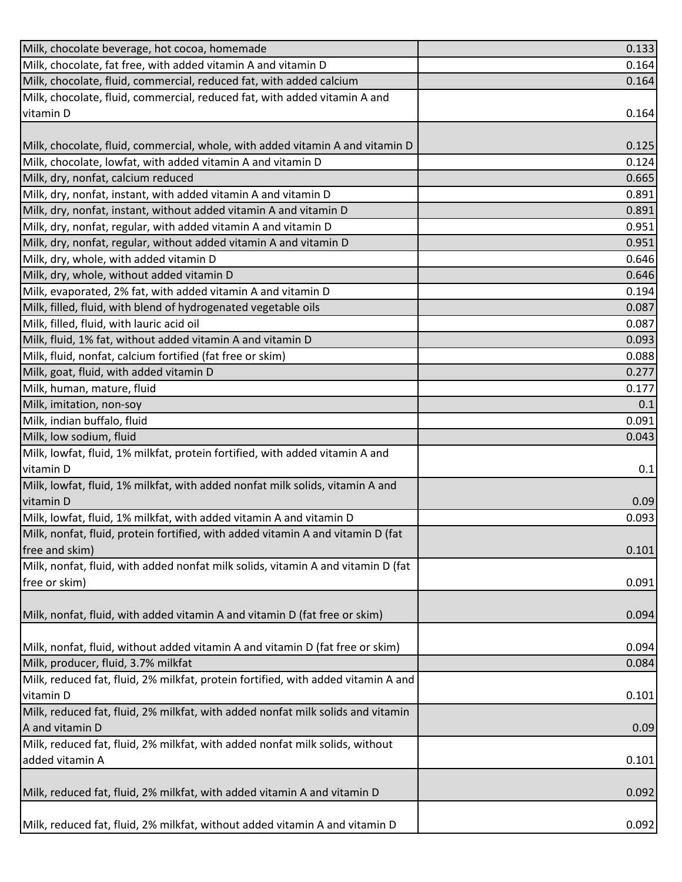| | |
|---|---|
| Milk, chocolate beverage, hot cocoa, homemade | 0.133 |
| Milk, chocolate, fat free, with added vitamin A and vitamin D | 0.164 |
| Milk, chocolate, fluid, commercial, reduced fat, with added calcium | 0.164 |
| Milk, chocolate, fluid, commercial, reduced fat, with added vitamin A and vitamin D | 0.164 |
| Milk, chocolate, fluid, commercial, whole, with added vitamin A and vitamin D | 0.125 |
| Milk, chocolate, lowfat, with added vitamin A and vitamin D | 0.124 |
| Milk, dry, nonfat, calcium reduced | 0.665 |
| Milk, dry, nonfat, instant, with added vitamin A and vitamin D | 0.891 |
| Milk, dry, nonfat, instant, without added vitamin A and vitamin D | 0.891 |
| Milk, dry, nonfat, regular, with added vitamin A and vitamin D | 0.951 |
| Milk, dry, nonfat, regular, without added vitamin A and vitamin D | 0.951 |
| Milk, dry, whole, with added vitamin D | 0.646 |
| Milk, dry, whole, without added vitamin D | 0.646 |
| Milk, evaporated, 2% fat, with added vitamin A and vitamin D | 0.194 |
| Milk, filled, fluid, with blend of hydrogenated vegetable oils | 0.087 |
| Milk, filled, fluid, with lauric acid oil | 0.087 |
| Milk, fluid, 1% fat, without added vitamin A and vitamin D | 0.093 |
| Milk, fluid, nonfat, calcium fortified (fat free or skim) | 0.088 |
| Milk, goat, fluid, with added vitamin D | 0.277 |
| Milk, human, mature, fluid | 0.177 |
| Milk, imitation, non-soy | 0.1 |
| Milk, indian buffalo, fluid | 0.091 |
| Milk, low sodium, fluid | 0.043 |
| Milk, lowfat, fluid, 1% milkfat, protein fortified, with added vitamin A and vitamin D | 0.1 |
| Milk, lowfat, fluid, 1% milkfat, with added nonfat milk solids, vitamin A and vitamin D | 0.09 |
| Milk, lowfat, fluid, 1% milkfat, with added vitamin A and vitamin D | 0.093 |
| Milk, nonfat, fluid, protein fortified, with added vitamin A and vitamin D (fat free and skim) | 0.101 |
| Milk, nonfat, fluid, with added nonfat milk solids, vitamin A and vitamin D (fat free or skim) | 0.091 |
| Milk, nonfat, fluid, with added vitamin A and vitamin D (fat free or skim) | 0.094 |
| Milk, nonfat, fluid, without added vitamin A and vitamin D (fat free or skim) | 0.094 |
| Milk, producer, fluid, 3.7% milkfat | 0.084 |
| Milk, reduced fat, fluid, 2% milkfat, protein fortified, with added vitamin A and vitamin D | 0.101 |
| Milk, reduced fat, fluid, 2% milkfat, with added nonfat milk solids and vitamin A and vitamin D | 0.09 |
| Milk, reduced fat, fluid, 2% milkfat, with added nonfat milk solids, without added vitamin A | 0.101 |
| Milk, reduced fat, fluid, 2% milkfat, with added vitamin A and vitamin D | 0.092 |
| Milk, reduced fat, fluid, 2% milkfat, without added vitamin A and vitamin D | 0.092 |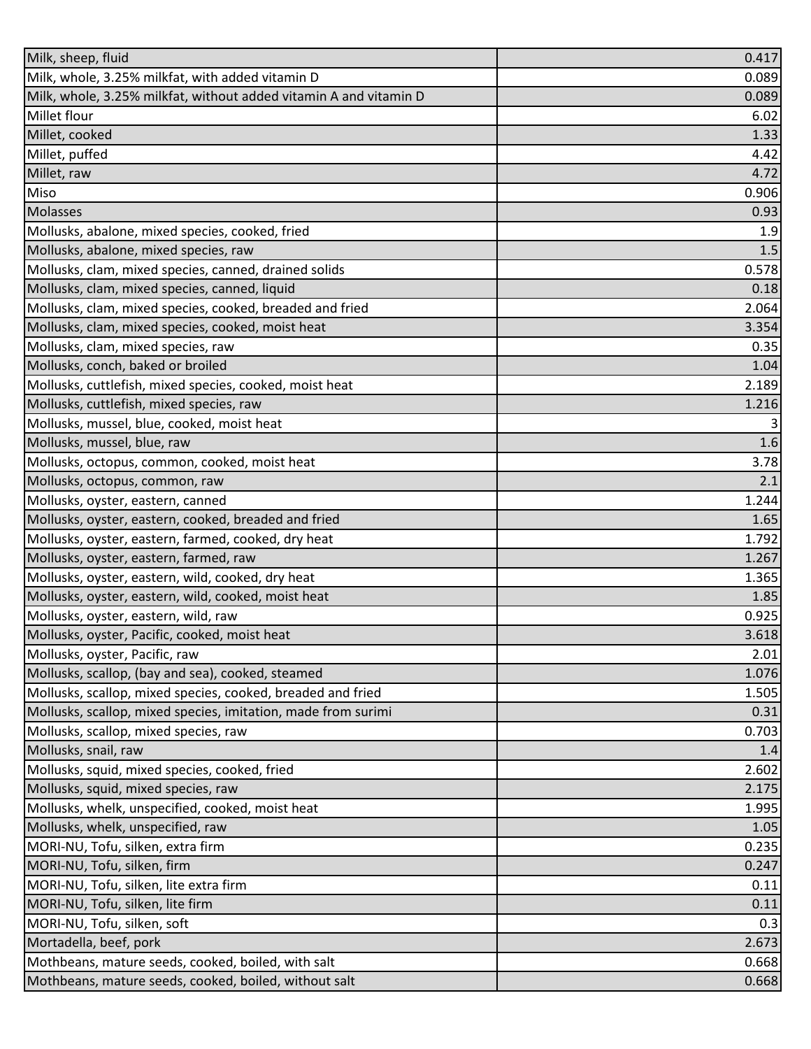| | |
|---|---|
| Milk, sheep, fluid | 0.417 |
| Milk, whole, 3.25% milkfat, with added vitamin D | 0.089 |
| Milk, whole, 3.25% milkfat, without added vitamin A and vitamin D | 0.089 |
| Millet flour | 6.02 |
| Millet, cooked | 1.33 |
| Millet, puffed | 4.42 |
| Millet, raw | 4.72 |
| Miso | 0.906 |
| Molasses | 0.93 |
| Mollusks, abalone, mixed species, cooked, fried | 1.9 |
| Mollusks, abalone, mixed species, raw | 1.5 |
| Mollusks, clam, mixed species, canned, drained solids | 0.578 |
| Mollusks, clam, mixed species, canned, liquid | 0.18 |
| Mollusks, clam, mixed species, cooked, breaded and fried | 2.064 |
| Mollusks, clam, mixed species, cooked, moist heat | 3.354 |
| Mollusks, clam, mixed species, raw | 0.35 |
| Mollusks, conch, baked or broiled | 1.04 |
| Mollusks, cuttlefish, mixed species, cooked, moist heat | 2.189 |
| Mollusks, cuttlefish, mixed species, raw | 1.216 |
| Mollusks, mussel, blue, cooked, moist heat | 3 |
| Mollusks, mussel, blue, raw | 1.6 |
| Mollusks, octopus, common, cooked, moist heat | 3.78 |
| Mollusks, octopus, common, raw | 2.1 |
| Mollusks, oyster, eastern, canned | 1.244 |
| Mollusks, oyster, eastern, cooked, breaded and fried | 1.65 |
| Mollusks, oyster, eastern, farmed, cooked, dry heat | 1.792 |
| Mollusks, oyster, eastern, farmed, raw | 1.267 |
| Mollusks, oyster, eastern, wild, cooked, dry heat | 1.365 |
| Mollusks, oyster, eastern, wild, cooked, moist heat | 1.85 |
| Mollusks, oyster, eastern, wild, raw | 0.925 |
| Mollusks, oyster, Pacific, cooked, moist heat | 3.618 |
| Mollusks, oyster, Pacific, raw | 2.01 |
| Mollusks, scallop, (bay and sea), cooked, steamed | 1.076 |
| Mollusks, scallop, mixed species, cooked, breaded and fried | 1.505 |
| Mollusks, scallop, mixed species, imitation, made from surimi | 0.31 |
| Mollusks, scallop, mixed species, raw | 0.703 |
| Mollusks, snail, raw | 1.4 |
| Mollusks, squid, mixed species, cooked, fried | 2.602 |
| Mollusks, squid, mixed species, raw | 2.175 |
| Mollusks, whelk, unspecified, cooked, moist heat | 1.995 |
| Mollusks, whelk, unspecified, raw | 1.05 |
| MORI-NU, Tofu, silken, extra firm | 0.235 |
| MORI-NU, Tofu, silken, firm | 0.247 |
| MORI-NU, Tofu, silken, lite extra firm | 0.11 |
| MORI-NU, Tofu, silken, lite firm | 0.11 |
| MORI-NU, Tofu, silken, soft | 0.3 |
| Mortadella, beef, pork | 2.673 |
| Mothbeans, mature seeds, cooked, boiled, with salt | 0.668 |
| Mothbeans, mature seeds, cooked, boiled, without salt | 0.668 |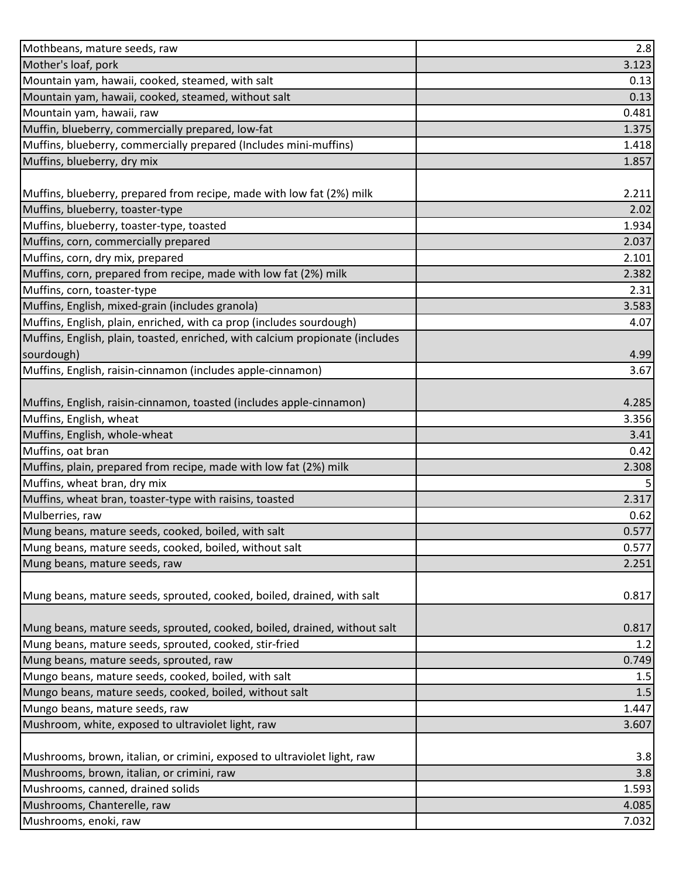| | |
|---|---|
| Mothbeans, mature seeds, raw | 2.8 |
| Mother's loaf, pork | 3.123 |
| Mountain yam, hawaii, cooked, steamed, with salt | 0.13 |
| Mountain yam, hawaii, cooked, steamed, without salt | 0.13 |
| Mountain yam, hawaii, raw | 0.481 |
| Muffin, blueberry, commercially prepared, low-fat | 1.375 |
| Muffins, blueberry, commercially prepared (Includes mini-muffins) | 1.418 |
| Muffins, blueberry, dry mix | 1.857 |
| Muffins, blueberry, prepared from recipe, made with low fat (2%) milk | 2.211 |
| Muffins, blueberry, toaster-type | 2.02 |
| Muffins, blueberry, toaster-type, toasted | 1.934 |
| Muffins, corn, commercially prepared | 2.037 |
| Muffins, corn, dry mix, prepared | 2.101 |
| Muffins, corn, prepared from recipe, made with low fat (2%) milk | 2.382 |
| Muffins, corn, toaster-type | 2.31 |
| Muffins, English, mixed-grain (includes granola) | 3.583 |
| Muffins, English, plain, enriched, with ca prop (includes sourdough) | 4.07 |
| Muffins, English, plain, toasted, enriched, with calcium propionate (includes sourdough) | 4.99 |
| Muffins, English, raisin-cinnamon (includes apple-cinnamon) | 3.67 |
| Muffins, English, raisin-cinnamon, toasted (includes apple-cinnamon) | 4.285 |
| Muffins, English, wheat | 3.356 |
| Muffins, English, whole-wheat | 3.41 |
| Muffins, oat bran | 0.42 |
| Muffins, plain, prepared from recipe, made with low fat (2%) milk | 2.308 |
| Muffins, wheat bran, dry mix | 5 |
| Muffins, wheat bran, toaster-type with raisins, toasted | 2.317 |
| Mulberries, raw | 0.62 |
| Mung beans, mature seeds, cooked, boiled, with salt | 0.577 |
| Mung beans, mature seeds, cooked, boiled, without salt | 0.577 |
| Mung beans, mature seeds, raw | 2.251 |
| Mung beans, mature seeds, sprouted, cooked, boiled, drained, with salt | 0.817 |
| Mung beans, mature seeds, sprouted, cooked, boiled, drained, without salt | 0.817 |
| Mung beans, mature seeds, sprouted, cooked, stir-fried | 1.2 |
| Mung beans, mature seeds, sprouted, raw | 0.749 |
| Mungo beans, mature seeds, cooked, boiled, with salt | 1.5 |
| Mungo beans, mature seeds, cooked, boiled, without salt | 1.5 |
| Mungo beans, mature seeds, raw | 1.447 |
| Mushroom, white, exposed to ultraviolet light, raw | 3.607 |
| Mushrooms, brown, italian, or crimini, exposed to ultraviolet light, raw | 3.8 |
| Mushrooms, brown, italian, or crimini, raw | 3.8 |
| Mushrooms, canned, drained solids | 1.593 |
| Mushrooms, Chanterelle, raw | 4.085 |
| Mushrooms, enoki, raw | 7.032 |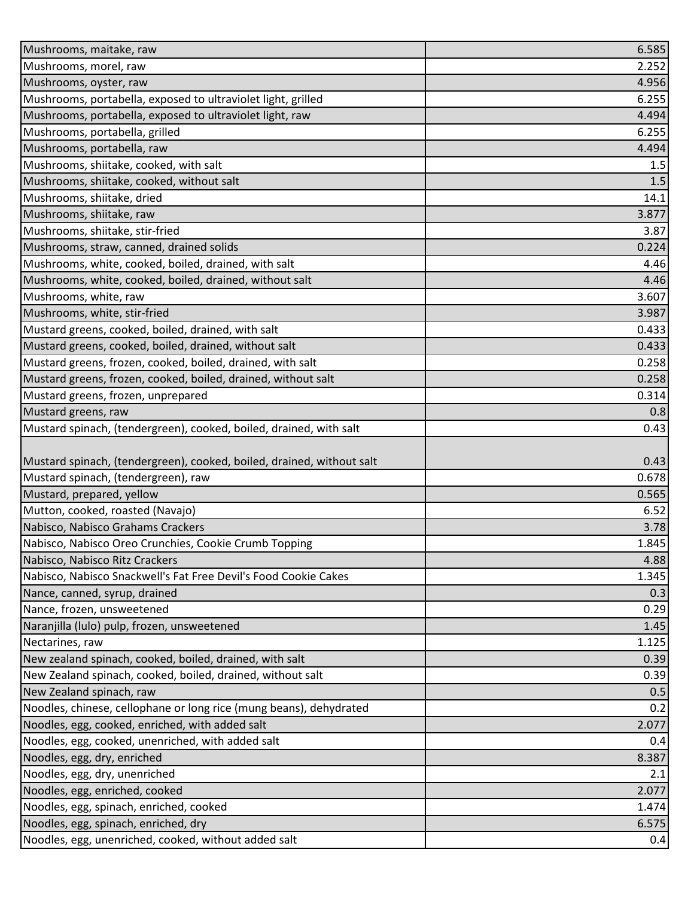| | |
|---|---|
| Mushrooms, maitake, raw | 6.585 |
| Mushrooms, morel, raw | 2.252 |
| Mushrooms, oyster, raw | 4.956 |
| Mushrooms, portabella, exposed to ultraviolet light, grilled | 6.255 |
| Mushrooms, portabella, exposed to ultraviolet light, raw | 4.494 |
| Mushrooms, portabella, grilled | 6.255 |
| Mushrooms, portabella, raw | 4.494 |
| Mushrooms, shiitake, cooked, with salt | 1.5 |
| Mushrooms, shiitake, cooked, without salt | 1.5 |
| Mushrooms, shiitake, dried | 14.1 |
| Mushrooms, shiitake, raw | 3.877 |
| Mushrooms, shiitake, stir-fried | 3.87 |
| Mushrooms, straw, canned, drained solids | 0.224 |
| Mushrooms, white, cooked, boiled, drained, with salt | 4.46 |
| Mushrooms, white, cooked, boiled, drained, without salt | 4.46 |
| Mushrooms, white, raw | 3.607 |
| Mushrooms, white, stir-fried | 3.987 |
| Mustard greens, cooked, boiled, drained, with salt | 0.433 |
| Mustard greens, cooked, boiled, drained, without salt | 0.433 |
| Mustard greens, frozen, cooked, boiled, drained, with salt | 0.258 |
| Mustard greens, frozen, cooked, boiled, drained, without salt | 0.258 |
| Mustard greens, frozen, unprepared | 0.314 |
| Mustard greens, raw | 0.8 |
| Mustard spinach, (tendergreen), cooked, boiled, drained, with salt | 0.43 |
| Mustard spinach, (tendergreen), cooked, boiled, drained, without salt | 0.43 |
| Mustard spinach, (tendergreen), raw | 0.678 |
| Mustard, prepared, yellow | 0.565 |
| Mutton, cooked, roasted (Navajo) | 6.52 |
| Nabisco, Nabisco Grahams Crackers | 3.78 |
| Nabisco, Nabisco Oreo Crunchies, Cookie Crumb Topping | 1.845 |
| Nabisco, Nabisco Ritz Crackers | 4.88 |
| Nabisco, Nabisco Snackwell's Fat Free Devil's Food Cookie Cakes | 1.345 |
| Nance, canned, syrup, drained | 0.3 |
| Nance, frozen, unsweetened | 0.29 |
| Naranjilla (lulo) pulp, frozen, unsweetened | 1.45 |
| Nectarines, raw | 1.125 |
| New zealand spinach, cooked, boiled, drained, with salt | 0.39 |
| New Zealand spinach, cooked, boiled, drained, without salt | 0.39 |
| New Zealand spinach, raw | 0.5 |
| Noodles, chinese, cellophane or long rice (mung beans), dehydrated | 0.2 |
| Noodles, egg, cooked, enriched, with added salt | 2.077 |
| Noodles, egg, cooked, unenriched, with added salt | 0.4 |
| Noodles, egg, dry, enriched | 8.387 |
| Noodles, egg, dry, unenriched | 2.1 |
| Noodles, egg, enriched, cooked | 2.077 |
| Noodles, egg, spinach, enriched, cooked | 1.474 |
| Noodles, egg, spinach, enriched, dry | 6.575 |
| Noodles, egg, unenriched, cooked, without added salt | 0.4 |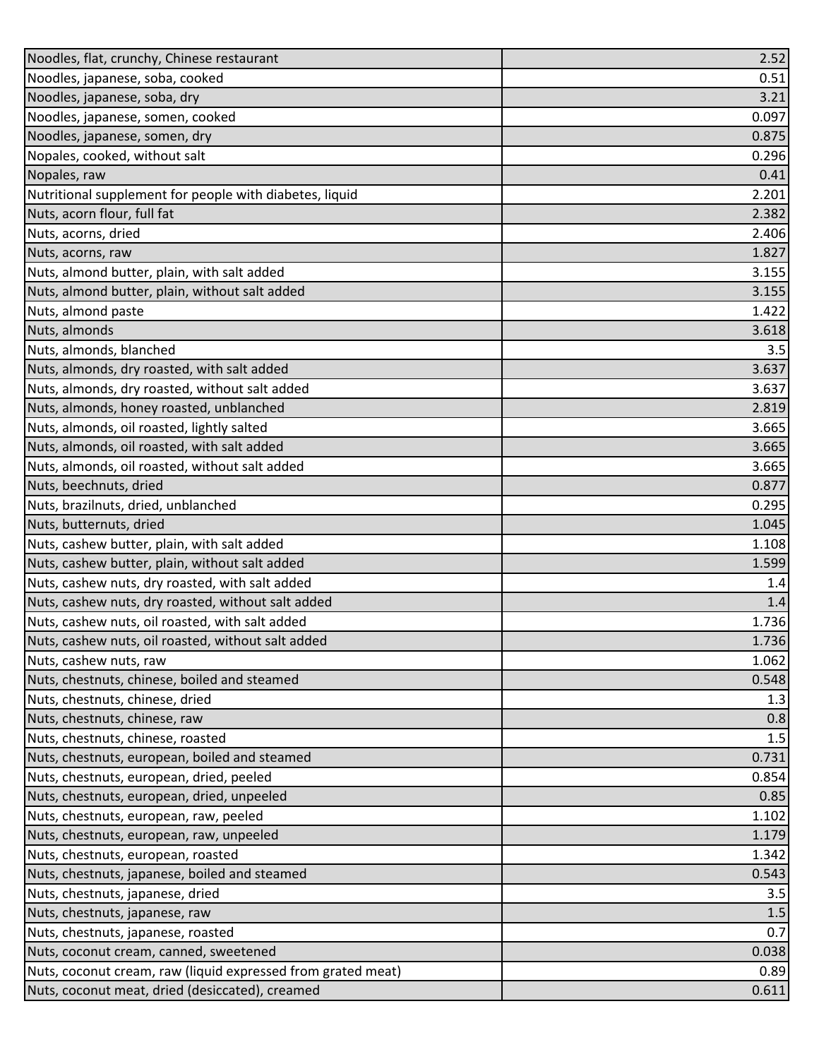| | |
|---|---|
| Noodles, flat, crunchy, Chinese restaurant | 2.52 |
| Noodles, japanese, soba, cooked | 0.51 |
| Noodles, japanese, soba, dry | 3.21 |
| Noodles, japanese, somen, cooked | 0.097 |
| Noodles, japanese, somen, dry | 0.875 |
| Nopales, cooked, without salt | 0.296 |
| Nopales, raw | 0.41 |
| Nutritional supplement for people with diabetes, liquid | 2.201 |
| Nuts, acorn flour, full fat | 2.382 |
| Nuts, acorns, dried | 2.406 |
| Nuts, acorns, raw | 1.827 |
| Nuts, almond butter, plain, with salt added | 3.155 |
| Nuts, almond butter, plain, without salt added | 3.155 |
| Nuts, almond paste | 1.422 |
| Nuts, almonds | 3.618 |
| Nuts, almonds, blanched | 3.5 |
| Nuts, almonds, dry roasted, with salt added | 3.637 |
| Nuts, almonds, dry roasted, without salt added | 3.637 |
| Nuts, almonds, honey roasted, unblanched | 2.819 |
| Nuts, almonds, oil roasted, lightly salted | 3.665 |
| Nuts, almonds, oil roasted, with salt added | 3.665 |
| Nuts, almonds, oil roasted, without salt added | 3.665 |
| Nuts, beechnuts, dried | 0.877 |
| Nuts, brazilnuts, dried, unblanched | 0.295 |
| Nuts, butternuts, dried | 1.045 |
| Nuts, cashew butter, plain, with salt added | 1.108 |
| Nuts, cashew butter, plain, without salt added | 1.599 |
| Nuts, cashew nuts, dry roasted, with salt added | 1.4 |
| Nuts, cashew nuts, dry roasted, without salt added | 1.4 |
| Nuts, cashew nuts, oil roasted, with salt added | 1.736 |
| Nuts, cashew nuts, oil roasted, without salt added | 1.736 |
| Nuts, cashew nuts, raw | 1.062 |
| Nuts, chestnuts, chinese, boiled and steamed | 0.548 |
| Nuts, chestnuts, chinese, dried | 1.3 |
| Nuts, chestnuts, chinese, raw | 0.8 |
| Nuts, chestnuts, chinese, roasted | 1.5 |
| Nuts, chestnuts, european, boiled and steamed | 0.731 |
| Nuts, chestnuts, european, dried, peeled | 0.854 |
| Nuts, chestnuts, european, dried, unpeeled | 0.85 |
| Nuts, chestnuts, european, raw, peeled | 1.102 |
| Nuts, chestnuts, european, raw, unpeeled | 1.179 |
| Nuts, chestnuts, european, roasted | 1.342 |
| Nuts, chestnuts, japanese, boiled and steamed | 0.543 |
| Nuts, chestnuts, japanese, dried | 3.5 |
| Nuts, chestnuts, japanese, raw | 1.5 |
| Nuts, chestnuts, japanese, roasted | 0.7 |
| Nuts, coconut cream, canned, sweetened | 0.038 |
| Nuts, coconut cream, raw (liquid expressed from grated meat) | 0.89 |
| Nuts, coconut meat, dried (desiccated), creamed | 0.611 |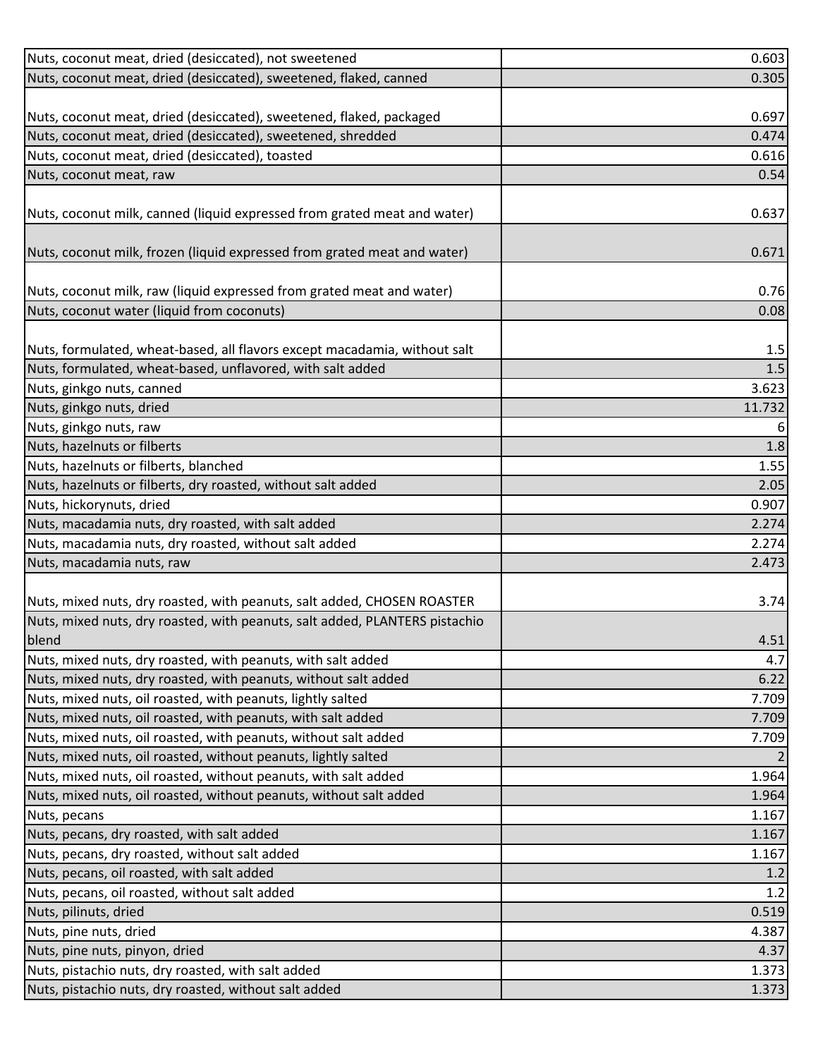| | |
|---|---|
| Nuts, coconut meat, dried (desiccated), not sweetened | 0.603 |
| Nuts, coconut meat, dried (desiccated), sweetened, flaked, canned | 0.305 |
| Nuts, coconut meat, dried (desiccated), sweetened, flaked, packaged | 0.697 |
| Nuts, coconut meat, dried (desiccated), sweetened, shredded | 0.474 |
| Nuts, coconut meat, dried (desiccated), toasted | 0.616 |
| Nuts, coconut meat, raw | 0.54 |
| Nuts, coconut milk, canned (liquid expressed from grated meat and water) | 0.637 |
| Nuts, coconut milk, frozen (liquid expressed from grated meat and water) | 0.671 |
| Nuts, coconut milk, raw (liquid expressed from grated meat and water) | 0.76 |
| Nuts, coconut water (liquid from coconuts) | 0.08 |
| Nuts, formulated, wheat-based, all flavors except macadamia, without salt | 1.5 |
| Nuts, formulated, wheat-based, unflavored, with salt added | 1.5 |
| Nuts, ginkgo nuts, canned | 3.623 |
| Nuts, ginkgo nuts, dried | 11.732 |
| Nuts, ginkgo nuts, raw | 6 |
| Nuts, hazelnuts or filberts | 1.8 |
| Nuts, hazelnuts or filberts, blanched | 1.55 |
| Nuts, hazelnuts or filberts, dry roasted, without salt added | 2.05 |
| Nuts, hickorynuts, dried | 0.907 |
| Nuts, macadamia nuts, dry roasted, with salt added | 2.274 |
| Nuts, macadamia nuts, dry roasted, without salt added | 2.274 |
| Nuts, macadamia nuts, raw | 2.473 |
| Nuts, mixed nuts, dry roasted, with peanuts, salt added, CHOSEN ROASTER | 3.74 |
| Nuts, mixed nuts, dry roasted, with peanuts, salt added, PLANTERS pistachio blend | 4.51 |
| Nuts, mixed nuts, dry roasted, with peanuts, with salt added | 4.7 |
| Nuts, mixed nuts, dry roasted, with peanuts, without salt added | 6.22 |
| Nuts, mixed nuts, oil roasted, with peanuts, lightly salted | 7.709 |
| Nuts, mixed nuts, oil roasted, with peanuts, with salt added | 7.709 |
| Nuts, mixed nuts, oil roasted, with peanuts, without salt added | 7.709 |
| Nuts, mixed nuts, oil roasted, without peanuts, lightly salted | 2 |
| Nuts, mixed nuts, oil roasted, without peanuts, with salt added | 1.964 |
| Nuts, mixed nuts, oil roasted, without peanuts, without salt added | 1.964 |
| Nuts, pecans | 1.167 |
| Nuts, pecans, dry roasted, with salt added | 1.167 |
| Nuts, pecans, dry roasted, without salt added | 1.167 |
| Nuts, pecans, oil roasted, with salt added | 1.2 |
| Nuts, pecans, oil roasted, without salt added | 1.2 |
| Nuts, pilinuts, dried | 0.519 |
| Nuts, pine nuts, dried | 4.387 |
| Nuts, pine nuts, pinyon, dried | 4.37 |
| Nuts, pistachio nuts, dry roasted, with salt added | 1.373 |
| Nuts, pistachio nuts, dry roasted, without salt added | 1.373 |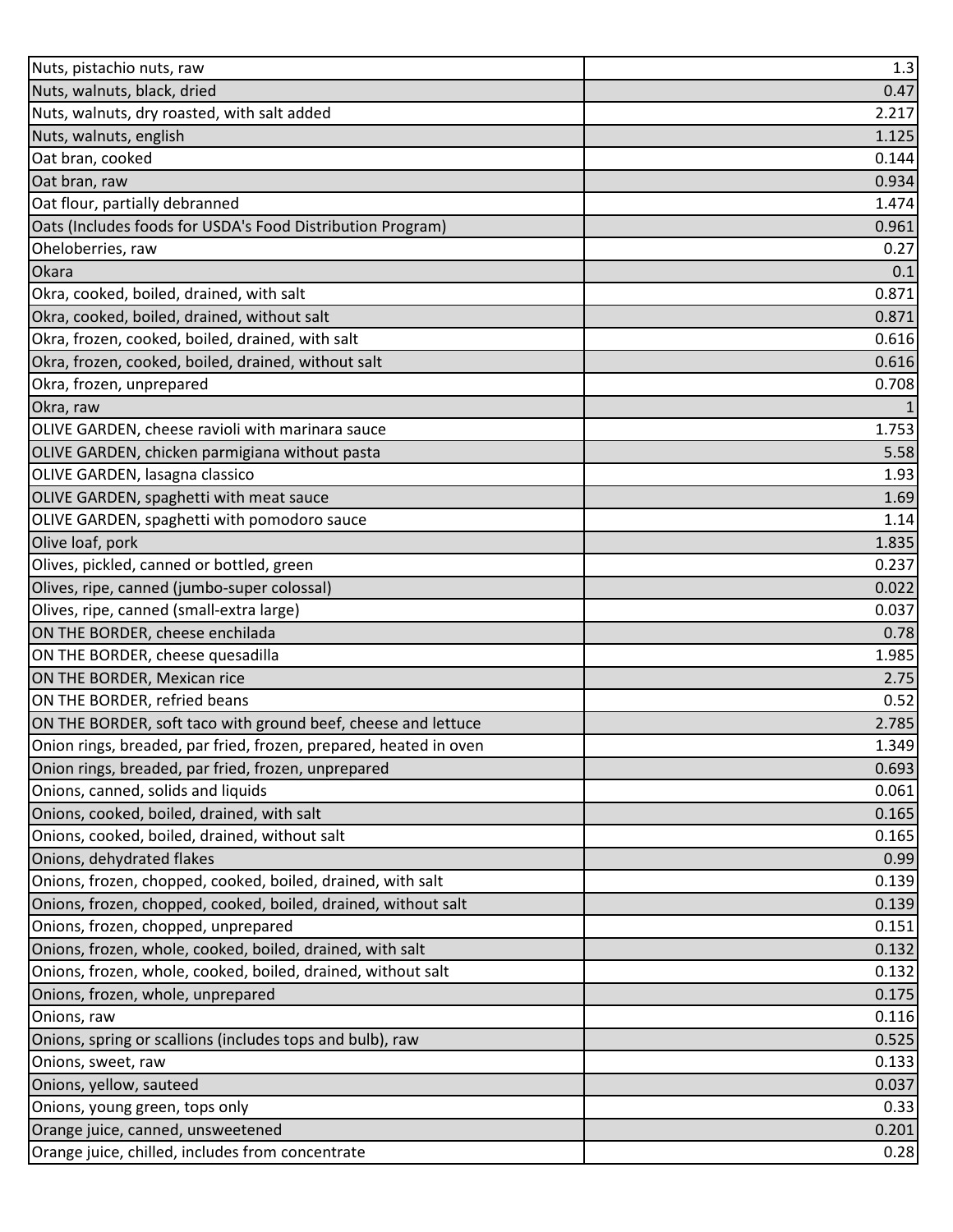| | |
|---|---|
| Nuts, pistachio nuts, raw | 1.3 |
| Nuts, walnuts, black, dried | 0.47 |
| Nuts, walnuts, dry roasted, with salt added | 2.217 |
| Nuts, walnuts, english | 1.125 |
| Oat bran, cooked | 0.144 |
| Oat bran, raw | 0.934 |
| Oat flour, partially debranned | 1.474 |
| Oats (Includes foods for USDA's Food Distribution Program) | 0.961 |
| Oheloberries, raw | 0.27 |
| Okara | 0.1 |
| Okra, cooked, boiled, drained, with salt | 0.871 |
| Okra, cooked, boiled, drained, without salt | 0.871 |
| Okra, frozen, cooked, boiled, drained, with salt | 0.616 |
| Okra, frozen, cooked, boiled, drained, without salt | 0.616 |
| Okra, frozen, unprepared | 0.708 |
| Okra, raw | 1 |
| OLIVE GARDEN, cheese ravioli with marinara sauce | 1.753 |
| OLIVE GARDEN, chicken parmigiana without pasta | 5.58 |
| OLIVE GARDEN, lasagna classico | 1.93 |
| OLIVE GARDEN, spaghetti with meat sauce | 1.69 |
| OLIVE GARDEN, spaghetti with pomodoro sauce | 1.14 |
| Olive loaf, pork | 1.835 |
| Olives, pickled, canned or bottled, green | 0.237 |
| Olives, ripe, canned (jumbo-super colossal) | 0.022 |
| Olives, ripe, canned (small-extra large) | 0.037 |
| ON THE BORDER, cheese enchilada | 0.78 |
| ON THE BORDER, cheese quesadilla | 1.985 |
| ON THE BORDER, Mexican rice | 2.75 |
| ON THE BORDER, refried beans | 0.52 |
| ON THE BORDER, soft taco with ground beef, cheese and lettuce | 2.785 |
| Onion rings, breaded, par fried, frozen, prepared, heated in oven | 1.349 |
| Onion rings, breaded, par fried, frozen, unprepared | 0.693 |
| Onions, canned, solids and liquids | 0.061 |
| Onions, cooked, boiled, drained, with salt | 0.165 |
| Onions, cooked, boiled, drained, without salt | 0.165 |
| Onions, dehydrated flakes | 0.99 |
| Onions, frozen, chopped, cooked, boiled, drained, with salt | 0.139 |
| Onions, frozen, chopped, cooked, boiled, drained, without salt | 0.139 |
| Onions, frozen, chopped, unprepared | 0.151 |
| Onions, frozen, whole, cooked, boiled, drained, with salt | 0.132 |
| Onions, frozen, whole, cooked, boiled, drained, without salt | 0.132 |
| Onions, frozen, whole, unprepared | 0.175 |
| Onions, raw | 0.116 |
| Onions, spring or scallions (includes tops and bulb), raw | 0.525 |
| Onions, sweet, raw | 0.133 |
| Onions, yellow, sauteed | 0.037 |
| Onions, young green, tops only | 0.33 |
| Orange juice, canned, unsweetened | 0.201 |
| Orange juice, chilled, includes from concentrate | 0.28 |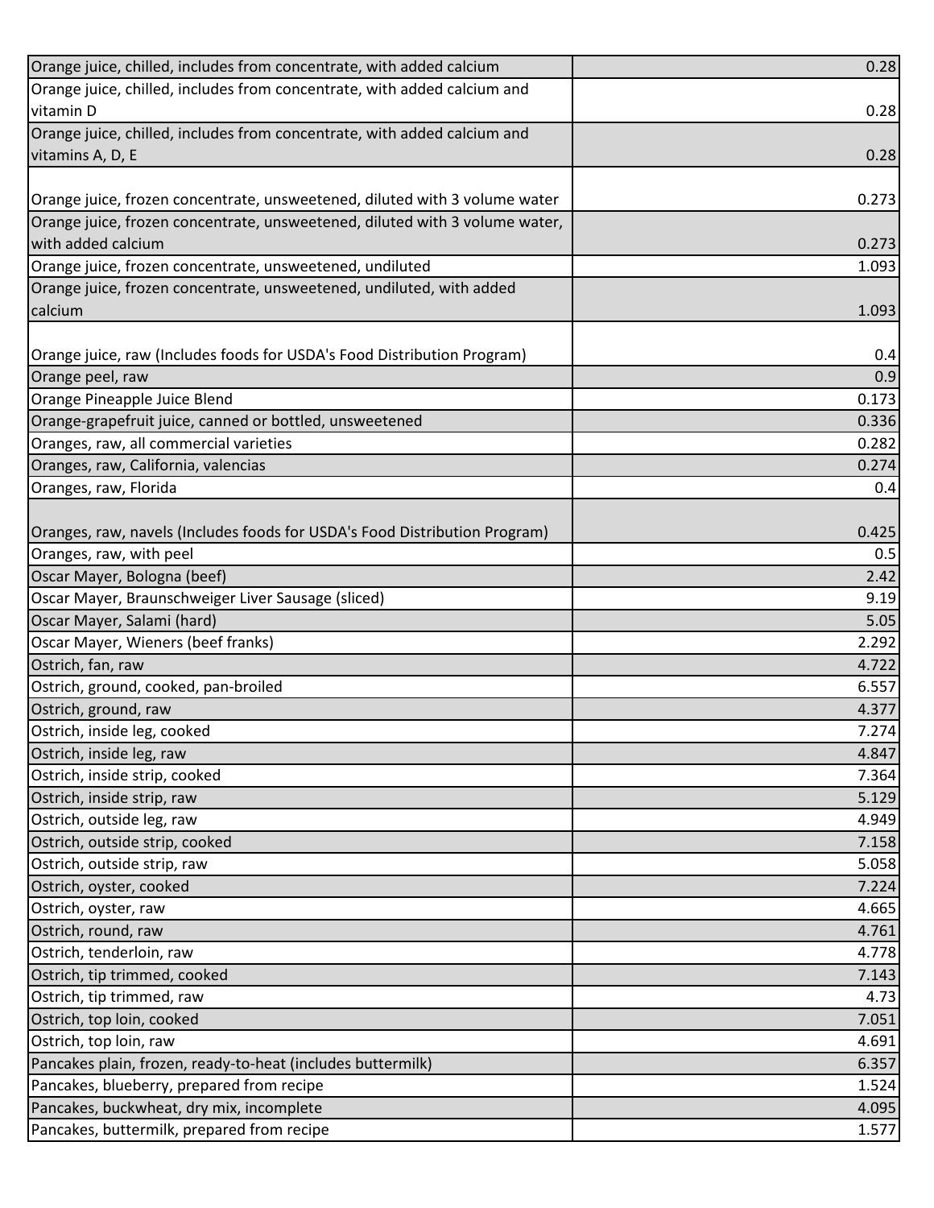| | |
|---|---|
| Orange juice, chilled, includes from concentrate, with added calcium | 0.28 |
| Orange juice, chilled, includes from concentrate, with added calcium and vitamin D | 0.28 |
| Orange juice, chilled, includes from concentrate, with added calcium and vitamins A, D, E | 0.28 |
| Orange juice, frozen concentrate, unsweetened, diluted with 3 volume water | 0.273 |
| Orange juice, frozen concentrate, unsweetened, diluted with 3 volume water, with added calcium | 0.273 |
| Orange juice, frozen concentrate, unsweetened, undiluted | 1.093 |
| Orange juice, frozen concentrate, unsweetened, undiluted, with added calcium | 1.093 |
| Orange juice, raw (Includes foods for USDA's Food Distribution Program) | 0.4 |
| Orange peel, raw | 0.9 |
| Orange Pineapple Juice Blend | 0.173 |
| Orange-grapefruit juice, canned or bottled, unsweetened | 0.336 |
| Oranges, raw, all commercial varieties | 0.282 |
| Oranges, raw, California, valencias | 0.274 |
| Oranges, raw, Florida | 0.4 |
| Oranges, raw, navels (Includes foods for USDA's Food Distribution Program) | 0.425 |
| Oranges, raw, with peel | 0.5 |
| Oscar Mayer, Bologna (beef) | 2.42 |
| Oscar Mayer, Braunschweiger Liver Sausage (sliced) | 9.19 |
| Oscar Mayer, Salami (hard) | 5.05 |
| Oscar Mayer, Wieners (beef franks) | 2.292 |
| Ostrich, fan, raw | 4.722 |
| Ostrich, ground, cooked, pan-broiled | 6.557 |
| Ostrich, ground, raw | 4.377 |
| Ostrich, inside leg, cooked | 7.274 |
| Ostrich, inside leg, raw | 4.847 |
| Ostrich, inside strip, cooked | 7.364 |
| Ostrich, inside strip, raw | 5.129 |
| Ostrich, outside leg, raw | 4.949 |
| Ostrich, outside strip, cooked | 7.158 |
| Ostrich, outside strip, raw | 5.058 |
| Ostrich, oyster, cooked | 7.224 |
| Ostrich, oyster, raw | 4.665 |
| Ostrich, round, raw | 4.761 |
| Ostrich, tenderloin, raw | 4.778 |
| Ostrich, tip trimmed, cooked | 7.143 |
| Ostrich, tip trimmed, raw | 4.73 |
| Ostrich, top loin, cooked | 7.051 |
| Ostrich, top loin, raw | 4.691 |
| Pancakes plain, frozen, ready-to-heat (includes buttermilk) | 6.357 |
| Pancakes, blueberry, prepared from recipe | 1.524 |
| Pancakes, buckwheat, dry mix, incomplete | 4.095 |
| Pancakes, buttermilk, prepared from recipe | 1.577 |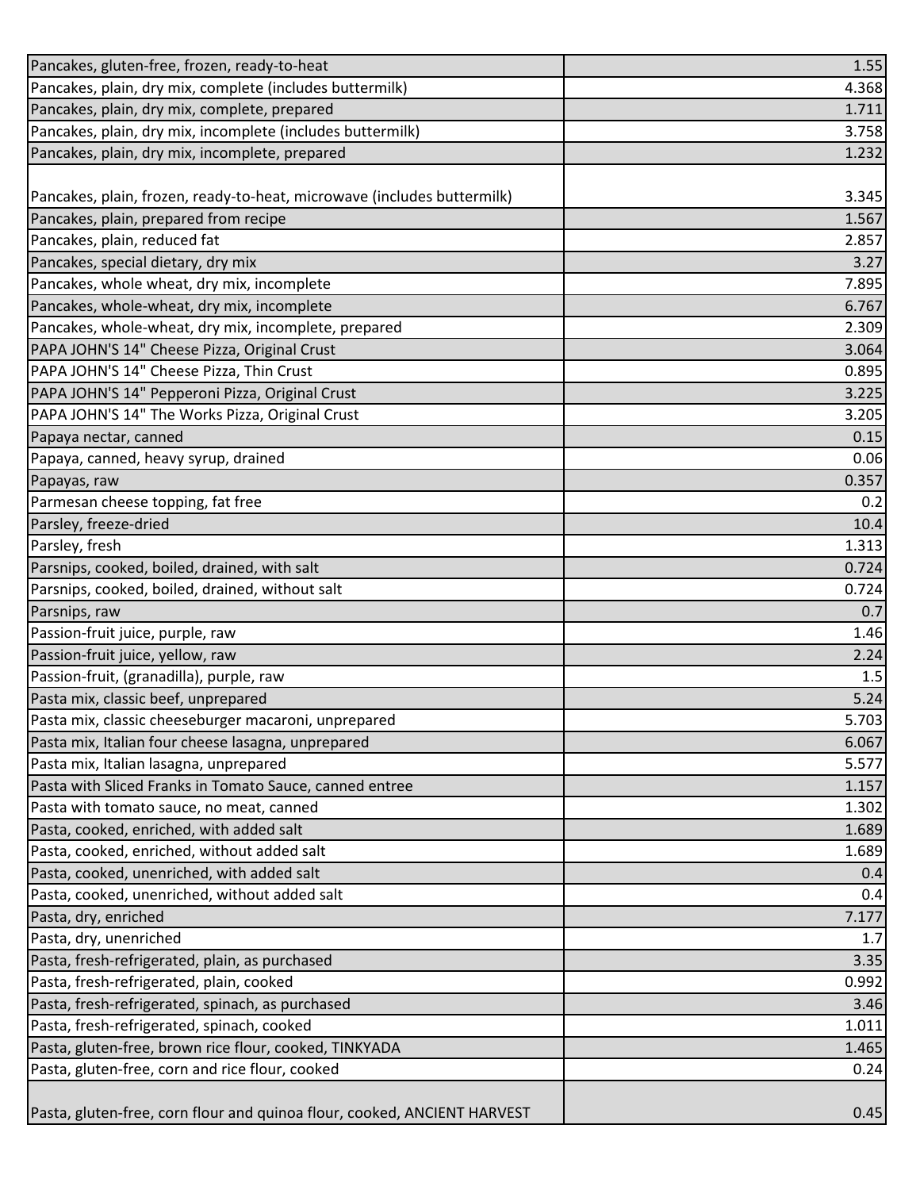| | |
|---|---|
| Pancakes, gluten-free, frozen, ready-to-heat | 1.55 |
| Pancakes, plain, dry mix, complete (includes buttermilk) | 4.368 |
| Pancakes, plain, dry mix, complete, prepared | 1.711 |
| Pancakes, plain, dry mix, incomplete (includes buttermilk) | 3.758 |
| Pancakes, plain, dry mix, incomplete, prepared | 1.232 |
| Pancakes, plain, frozen, ready-to-heat, microwave (includes buttermilk) | 3.345 |
| Pancakes, plain, prepared from recipe | 1.567 |
| Pancakes, plain, reduced fat | 2.857 |
| Pancakes, special dietary, dry mix | 3.27 |
| Pancakes, whole wheat, dry mix, incomplete | 7.895 |
| Pancakes, whole-wheat, dry mix, incomplete | 6.767 |
| Pancakes, whole-wheat, dry mix, incomplete, prepared | 2.309 |
| PAPA JOHN'S 14" Cheese Pizza, Original Crust | 3.064 |
| PAPA JOHN'S 14" Cheese Pizza, Thin Crust | 0.895 |
| PAPA JOHN'S 14" Pepperoni Pizza, Original Crust | 3.225 |
| PAPA JOHN'S 14" The Works Pizza, Original Crust | 3.205 |
| Papaya nectar, canned | 0.15 |
| Papaya, canned, heavy syrup, drained | 0.06 |
| Papayas, raw | 0.357 |
| Parmesan cheese topping, fat free | 0.2 |
| Parsley, freeze-dried | 10.4 |
| Parsley, fresh | 1.313 |
| Parsnips, cooked, boiled, drained, with salt | 0.724 |
| Parsnips, cooked, boiled, drained, without salt | 0.724 |
| Parsnips, raw | 0.7 |
| Passion-fruit juice, purple, raw | 1.46 |
| Passion-fruit juice, yellow, raw | 2.24 |
| Passion-fruit, (granadilla), purple, raw | 1.5 |
| Pasta mix, classic beef, unprepared | 5.24 |
| Pasta mix, classic cheeseburger macaroni, unprepared | 5.703 |
| Pasta mix, Italian four cheese lasagna, unprepared | 6.067 |
| Pasta mix, Italian lasagna, unprepared | 5.577 |
| Pasta with Sliced Franks in Tomato Sauce, canned entree | 1.157 |
| Pasta with tomato sauce, no meat, canned | 1.302 |
| Pasta, cooked, enriched, with added salt | 1.689 |
| Pasta, cooked, enriched, without added salt | 1.689 |
| Pasta, cooked, unenriched, with added salt | 0.4 |
| Pasta, cooked, unenriched, without added salt | 0.4 |
| Pasta, dry, enriched | 7.177 |
| Pasta, dry, unenriched | 1.7 |
| Pasta, fresh-refrigerated, plain, as purchased | 3.35 |
| Pasta, fresh-refrigerated, plain, cooked | 0.992 |
| Pasta, fresh-refrigerated, spinach, as purchased | 3.46 |
| Pasta, fresh-refrigerated, spinach, cooked | 1.011 |
| Pasta, gluten-free, brown rice flour, cooked, TINKYADA | 1.465 |
| Pasta, gluten-free, corn and rice flour, cooked | 0.24 |
| Pasta, gluten-free, corn flour and quinoa flour, cooked, ANCIENT HARVEST | 0.45 |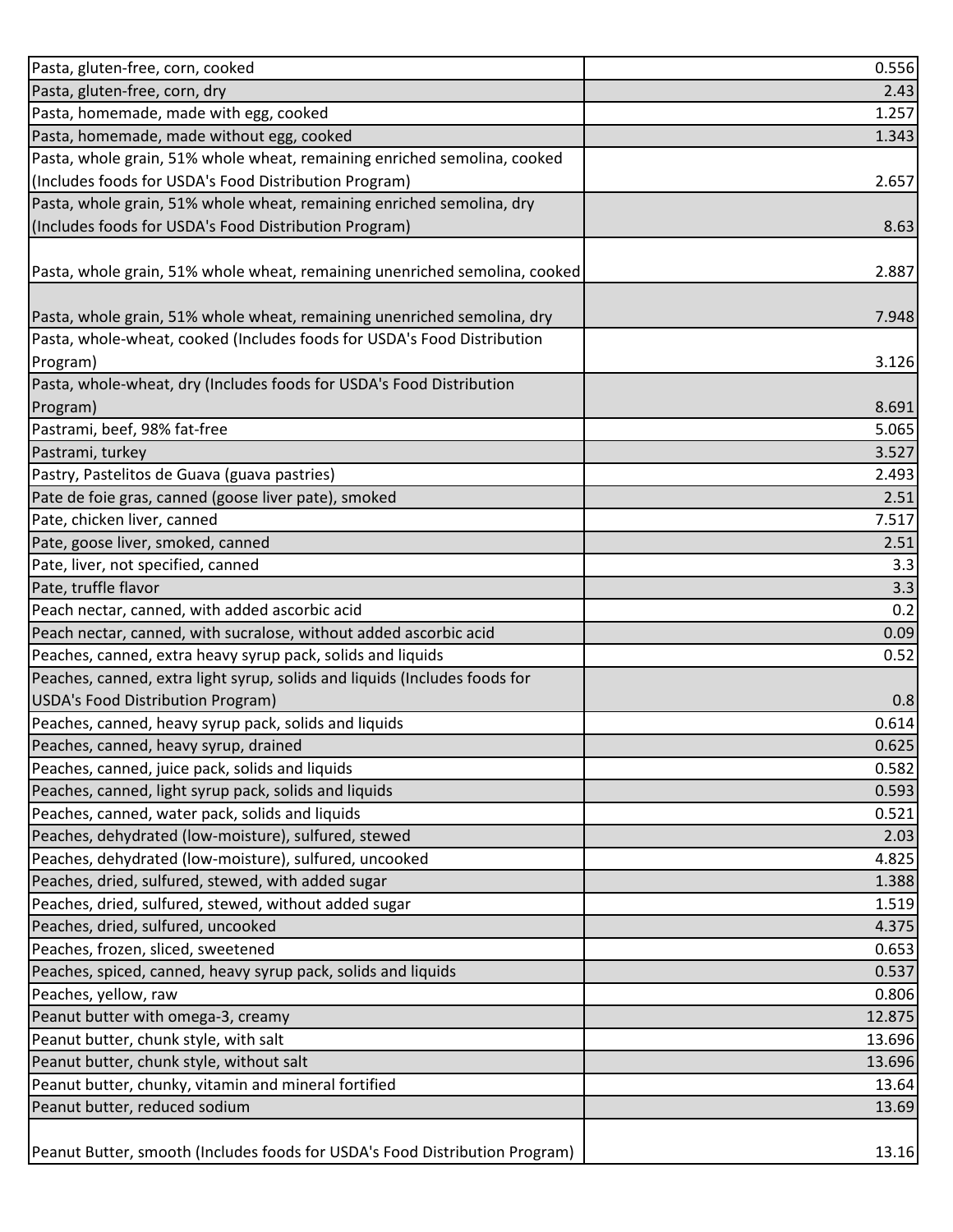| | |
|---|---|
| Pasta, gluten-free, corn, cooked | 0.556 |
| Pasta, gluten-free, corn, dry | 2.43 |
| Pasta, homemade, made with egg, cooked | 1.257 |
| Pasta, homemade, made without egg, cooked | 1.343 |
| Pasta, whole grain, 51% whole wheat, remaining enriched semolina, cooked (Includes foods for USDA's Food Distribution Program) | 2.657 |
| Pasta, whole grain, 51% whole wheat, remaining enriched semolina, dry (Includes foods for USDA's Food Distribution Program) | 8.63 |
| Pasta, whole grain, 51% whole wheat, remaining unenriched semolina, cooked | 2.887 |
| Pasta, whole grain, 51% whole wheat, remaining unenriched semolina, dry | 7.948 |
| Pasta, whole-wheat, cooked (Includes foods for USDA's Food Distribution Program) | 3.126 |
| Pasta, whole-wheat, dry (Includes foods for USDA's Food Distribution Program) | 8.691 |
| Pastrami, beef, 98% fat-free | 5.065 |
| Pastrami, turkey | 3.527 |
| Pastry, Pastelitos de Guava (guava pastries) | 2.493 |
| Pate de foie gras, canned (goose liver pate), smoked | 2.51 |
| Pate, chicken liver, canned | 7.517 |
| Pate, goose liver, smoked, canned | 2.51 |
| Pate, liver, not specified, canned | 3.3 |
| Pate, truffle flavor | 3.3 |
| Peach nectar, canned, with added ascorbic acid | 0.2 |
| Peach nectar, canned, with sucralose, without added ascorbic acid | 0.09 |
| Peaches, canned, extra heavy syrup pack, solids and liquids | 0.52 |
| Peaches, canned, extra light syrup, solids and liquids (Includes foods for USDA's Food Distribution Program) | 0.8 |
| Peaches, canned, heavy syrup pack, solids and liquids | 0.614 |
| Peaches, canned, heavy syrup, drained | 0.625 |
| Peaches, canned, juice pack, solids and liquids | 0.582 |
| Peaches, canned, light syrup pack, solids and liquids | 0.593 |
| Peaches, canned, water pack, solids and liquids | 0.521 |
| Peaches, dehydrated (low-moisture), sulfured, stewed | 2.03 |
| Peaches, dehydrated (low-moisture), sulfured, uncooked | 4.825 |
| Peaches, dried, sulfured, stewed, with added sugar | 1.388 |
| Peaches, dried, sulfured, stewed, without added sugar | 1.519 |
| Peaches, dried, sulfured, uncooked | 4.375 |
| Peaches, frozen, sliced, sweetened | 0.653 |
| Peaches, spiced, canned, heavy syrup pack, solids and liquids | 0.537 |
| Peaches, yellow, raw | 0.806 |
| Peanut butter with omega-3, creamy | 12.875 |
| Peanut butter, chunk style, with salt | 13.696 |
| Peanut butter, chunk style, without salt | 13.696 |
| Peanut butter, chunky, vitamin and mineral fortified | 13.64 |
| Peanut butter, reduced sodium | 13.69 |
| Peanut Butter, smooth (Includes foods for USDA's Food Distribution Program) | 13.16 |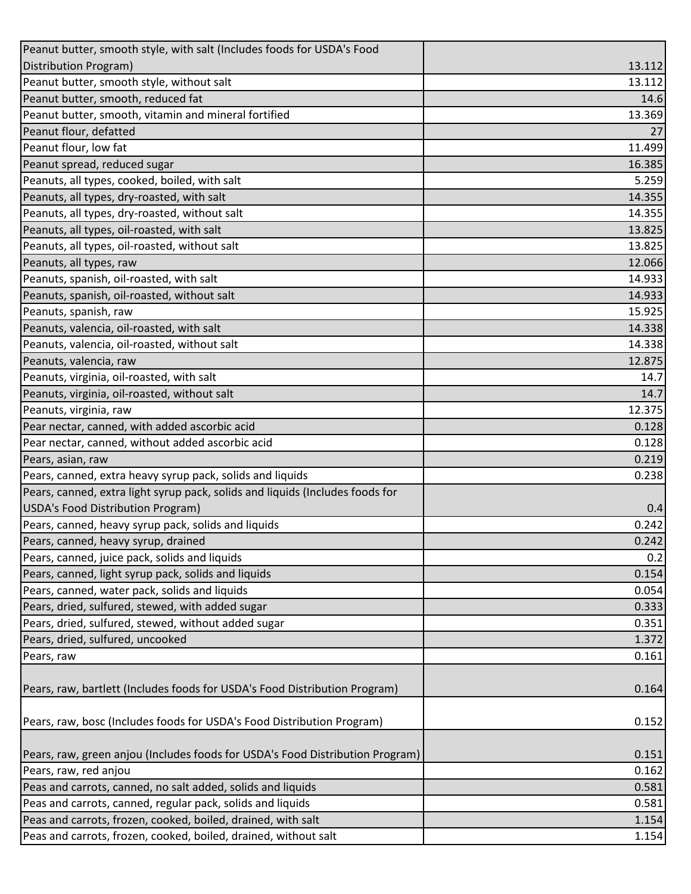| | |
|---|---|
| Peanut butter, smooth style, with salt (Includes foods for USDA's Food Distribution Program) | 13.112 |
| Peanut butter, smooth style, without salt | 13.112 |
| Peanut butter, smooth, reduced fat | 14.6 |
| Peanut butter, smooth, vitamin and mineral fortified | 13.369 |
| Peanut flour, defatted | 27 |
| Peanut flour, low fat | 11.499 |
| Peanut spread, reduced sugar | 16.385 |
| Peanuts, all types, cooked, boiled, with salt | 5.259 |
| Peanuts, all types, dry-roasted, with salt | 14.355 |
| Peanuts, all types, dry-roasted, without salt | 14.355 |
| Peanuts, all types, oil-roasted, with salt | 13.825 |
| Peanuts, all types, oil-roasted, without salt | 13.825 |
| Peanuts, all types, raw | 12.066 |
| Peanuts, spanish, oil-roasted, with salt | 14.933 |
| Peanuts, spanish, oil-roasted, without salt | 14.933 |
| Peanuts, spanish, raw | 15.925 |
| Peanuts, valencia, oil-roasted, with salt | 14.338 |
| Peanuts, valencia, oil-roasted, without salt | 14.338 |
| Peanuts, valencia, raw | 12.875 |
| Peanuts, virginia, oil-roasted, with salt | 14.7 |
| Peanuts, virginia, oil-roasted, without salt | 14.7 |
| Peanuts, virginia, raw | 12.375 |
| Pear nectar, canned, with added ascorbic acid | 0.128 |
| Pear nectar, canned, without added ascorbic acid | 0.128 |
| Pears, asian, raw | 0.219 |
| Pears, canned, extra heavy syrup pack, solids and liquids | 0.238 |
| Pears, canned, extra light syrup pack, solids and liquids (Includes foods for USDA's Food Distribution Program) | 0.4 |
| Pears, canned, heavy syrup pack, solids and liquids | 0.242 |
| Pears, canned, heavy syrup, drained | 0.242 |
| Pears, canned, juice pack, solids and liquids | 0.2 |
| Pears, canned, light syrup pack, solids and liquids | 0.154 |
| Pears, canned, water pack, solids and liquids | 0.054 |
| Pears, dried, sulfured, stewed, with added sugar | 0.333 |
| Pears, dried, sulfured, stewed, without added sugar | 0.351 |
| Pears, dried, sulfured, uncooked | 1.372 |
| Pears, raw | 0.161 |
| Pears, raw, bartlett (Includes foods for USDA's Food Distribution Program) | 0.164 |
| Pears, raw, bosc (Includes foods for USDA's Food Distribution Program) | 0.152 |
| Pears, raw, green anjou (Includes foods for USDA's Food Distribution Program) | 0.151 |
| Pears, raw, red anjou | 0.162 |
| Peas and carrots, canned, no salt added, solids and liquids | 0.581 |
| Peas and carrots, canned, regular pack, solids and liquids | 0.581 |
| Peas and carrots, frozen, cooked, boiled, drained, with salt | 1.154 |
| Peas and carrots, frozen, cooked, boiled, drained, without salt | 1.154 |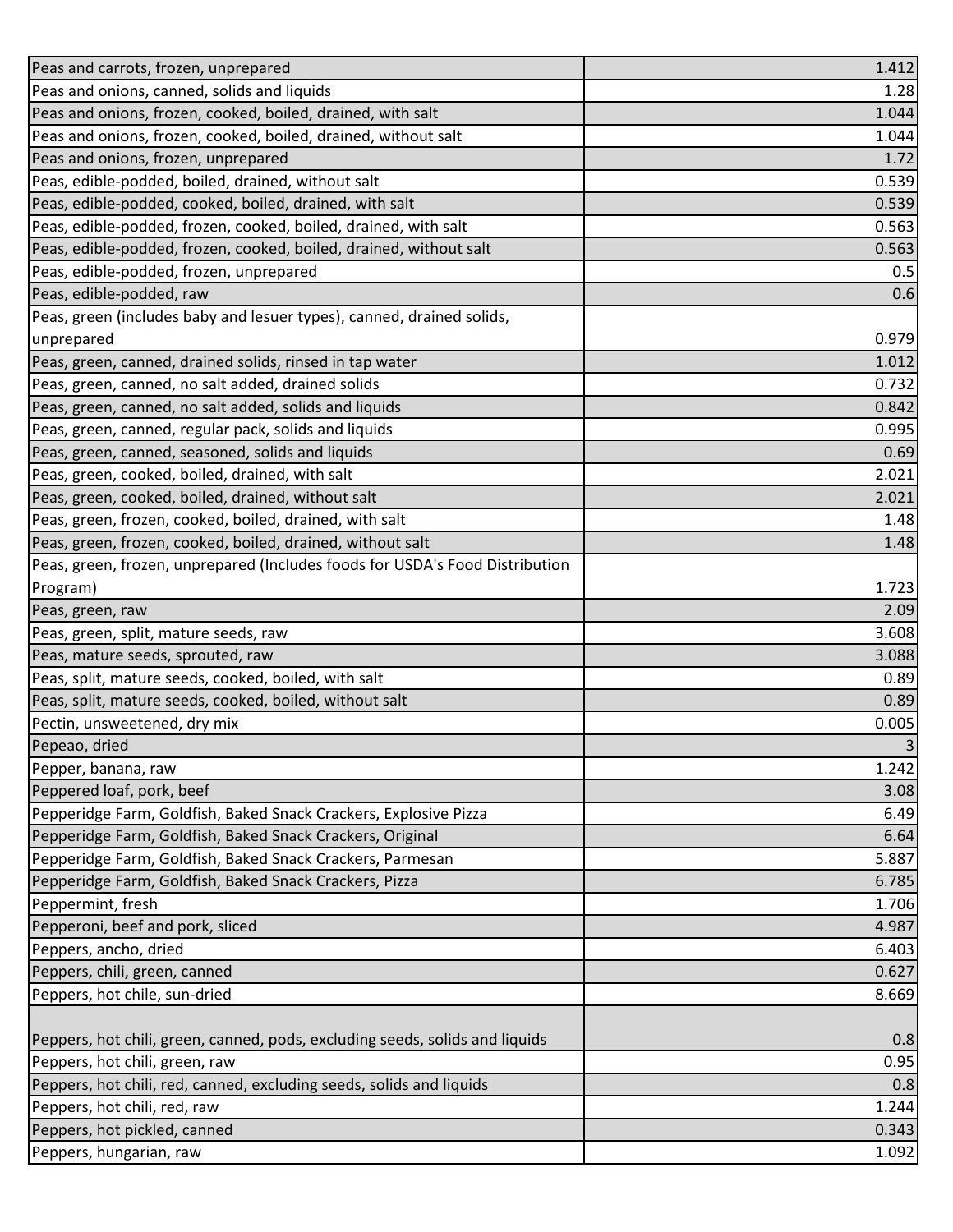| | |
|---|---|
| Peas and carrots, frozen, unprepared | 1.412 |
| Peas and onions, canned, solids and liquids | 1.28 |
| Peas and onions, frozen, cooked, boiled, drained, with salt | 1.044 |
| Peas and onions, frozen, cooked, boiled, drained, without salt | 1.044 |
| Peas and onions, frozen, unprepared | 1.72 |
| Peas, edible-podded, boiled, drained, without salt | 0.539 |
| Peas, edible-podded, cooked, boiled, drained, with salt | 0.539 |
| Peas, edible-podded, frozen, cooked, boiled, drained, with salt | 0.563 |
| Peas, edible-podded, frozen, cooked, boiled, drained, without salt | 0.563 |
| Peas, edible-podded, frozen, unprepared | 0.5 |
| Peas, edible-podded, raw | 0.6 |
| Peas, green (includes baby and lesuer types), canned, drained solids, unprepared | 0.979 |
| Peas, green, canned, drained solids, rinsed in tap water | 1.012 |
| Peas, green, canned, no salt added, drained solids | 0.732 |
| Peas, green, canned, no salt added, solids and liquids | 0.842 |
| Peas, green, canned, regular pack, solids and liquids | 0.995 |
| Peas, green, canned, seasoned, solids and liquids | 0.69 |
| Peas, green, cooked, boiled, drained, with salt | 2.021 |
| Peas, green, cooked, boiled, drained, without salt | 2.021 |
| Peas, green, frozen, cooked, boiled, drained, with salt | 1.48 |
| Peas, green, frozen, cooked, boiled, drained, without salt | 1.48 |
| Peas, green, frozen, unprepared (Includes foods for USDA's Food Distribution Program) | 1.723 |
| Peas, green, raw | 2.09 |
| Peas, green, split, mature seeds, raw | 3.608 |
| Peas, mature seeds, sprouted, raw | 3.088 |
| Peas, split, mature seeds, cooked, boiled, with salt | 0.89 |
| Peas, split, mature seeds, cooked, boiled, without salt | 0.89 |
| Pectin, unsweetened, dry mix | 0.005 |
| Pepeao, dried | 3 |
| Pepper, banana, raw | 1.242 |
| Peppered loaf, pork, beef | 3.08 |
| Pepperidge Farm, Goldfish, Baked Snack Crackers, Explosive Pizza | 6.49 |
| Pepperidge Farm, Goldfish, Baked Snack Crackers, Original | 6.64 |
| Pepperidge Farm, Goldfish, Baked Snack Crackers, Parmesan | 5.887 |
| Pepperidge Farm, Goldfish, Baked Snack Crackers, Pizza | 6.785 |
| Peppermint, fresh | 1.706 |
| Pepperoni, beef and pork, sliced | 4.987 |
| Peppers, ancho, dried | 6.403 |
| Peppers, chili, green, canned | 0.627 |
| Peppers, hot chile, sun-dried | 8.669 |
| Peppers, hot chili, green, canned, pods, excluding seeds, solids and liquids | 0.8 |
| Peppers, hot chili, green, raw | 0.95 |
| Peppers, hot chili, red, canned, excluding seeds, solids and liquids | 0.8 |
| Peppers, hot chili, red, raw | 1.244 |
| Peppers, hot pickled, canned | 0.343 |
| Peppers, hungarian, raw | 1.092 |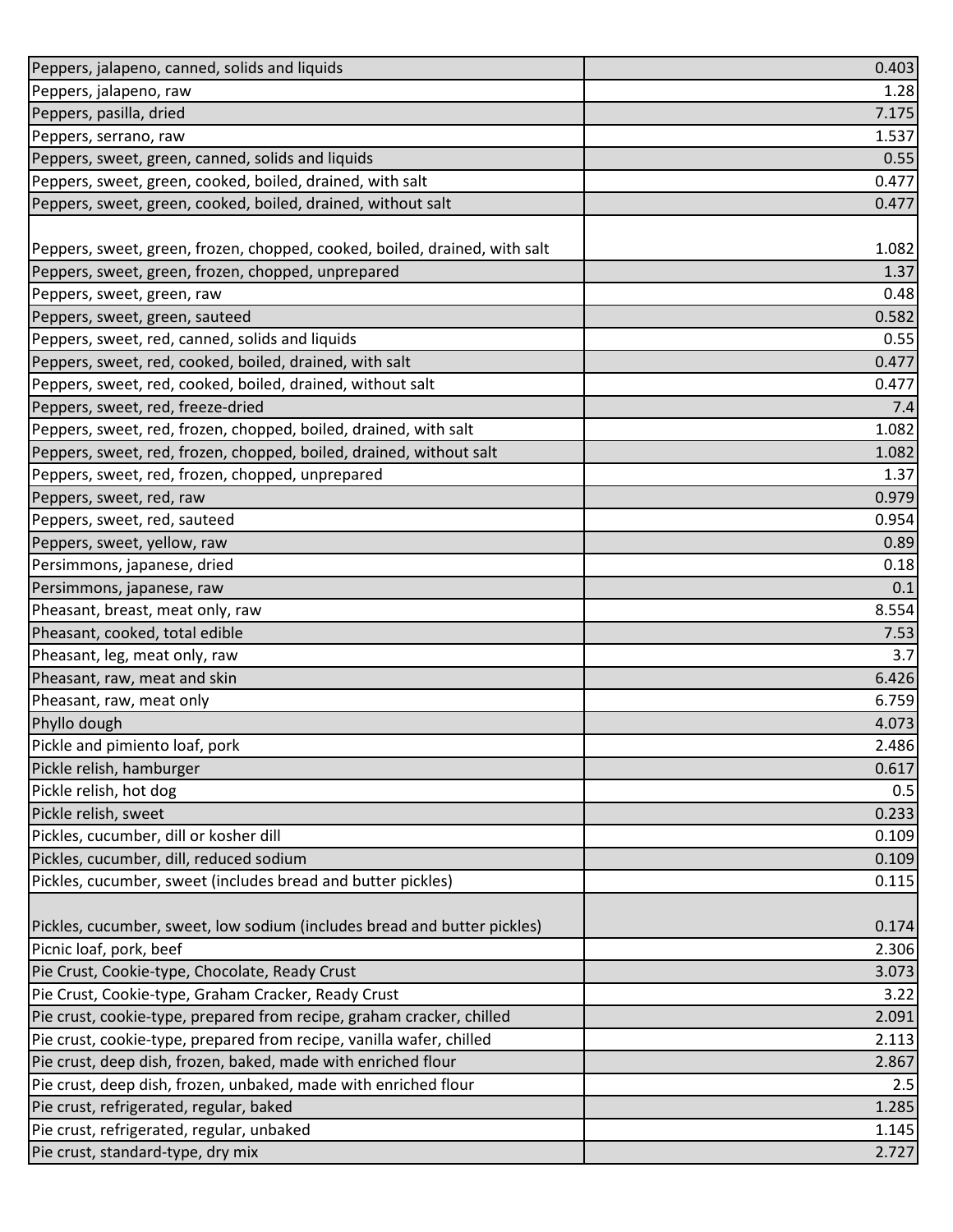| | |
|---|---|
| Peppers, jalapeno, canned, solids and liquids | 0.403 |
| Peppers, jalapeno, raw | 1.28 |
| Peppers, pasilla, dried | 7.175 |
| Peppers, serrano, raw | 1.537 |
| Peppers, sweet, green, canned, solids and liquids | 0.55 |
| Peppers, sweet, green, cooked, boiled, drained, with salt | 0.477 |
| Peppers, sweet, green, cooked, boiled, drained, without salt | 0.477 |
| Peppers, sweet, green, frozen, chopped, cooked, boiled, drained, with salt | 1.082 |
| Peppers, sweet, green, frozen, chopped, unprepared | 1.37 |
| Peppers, sweet, green, raw | 0.48 |
| Peppers, sweet, green, sauteed | 0.582 |
| Peppers, sweet, red, canned, solids and liquids | 0.55 |
| Peppers, sweet, red, cooked, boiled, drained, with salt | 0.477 |
| Peppers, sweet, red, cooked, boiled, drained, without salt | 0.477 |
| Peppers, sweet, red, freeze-dried | 7.4 |
| Peppers, sweet, red, frozen, chopped, boiled, drained, with salt | 1.082 |
| Peppers, sweet, red, frozen, chopped, boiled, drained, without salt | 1.082 |
| Peppers, sweet, red, frozen, chopped, unprepared | 1.37 |
| Peppers, sweet, red, raw | 0.979 |
| Peppers, sweet, red, sauteed | 0.954 |
| Peppers, sweet, yellow, raw | 0.89 |
| Persimmons, japanese, dried | 0.18 |
| Persimmons, japanese, raw | 0.1 |
| Pheasant, breast, meat only, raw | 8.554 |
| Pheasant, cooked, total edible | 7.53 |
| Pheasant, leg, meat only, raw | 3.7 |
| Pheasant, raw, meat and skin | 6.426 |
| Pheasant, raw, meat only | 6.759 |
| Phyllo dough | 4.073 |
| Pickle and pimiento loaf, pork | 2.486 |
| Pickle relish, hamburger | 0.617 |
| Pickle relish, hot dog | 0.5 |
| Pickle relish, sweet | 0.233 |
| Pickles, cucumber, dill or kosher dill | 0.109 |
| Pickles, cucumber, dill, reduced sodium | 0.109 |
| Pickles, cucumber, sweet (includes bread and butter pickles) | 0.115 |
| Pickles, cucumber, sweet, low sodium (includes bread and butter pickles) | 0.174 |
| Picnic loaf, pork, beef | 2.306 |
| Pie Crust, Cookie-type, Chocolate, Ready Crust | 3.073 |
| Pie Crust, Cookie-type, Graham Cracker, Ready Crust | 3.22 |
| Pie crust, cookie-type, prepared from recipe, graham cracker, chilled | 2.091 |
| Pie crust, cookie-type, prepared from recipe, vanilla wafer, chilled | 2.113 |
| Pie crust, deep dish, frozen, baked, made with enriched flour | 2.867 |
| Pie crust, deep dish, frozen, unbaked, made with enriched flour | 2.5 |
| Pie crust, refrigerated, regular, baked | 1.285 |
| Pie crust, refrigerated, regular, unbaked | 1.145 |
| Pie crust, standard-type, dry mix | 2.727 |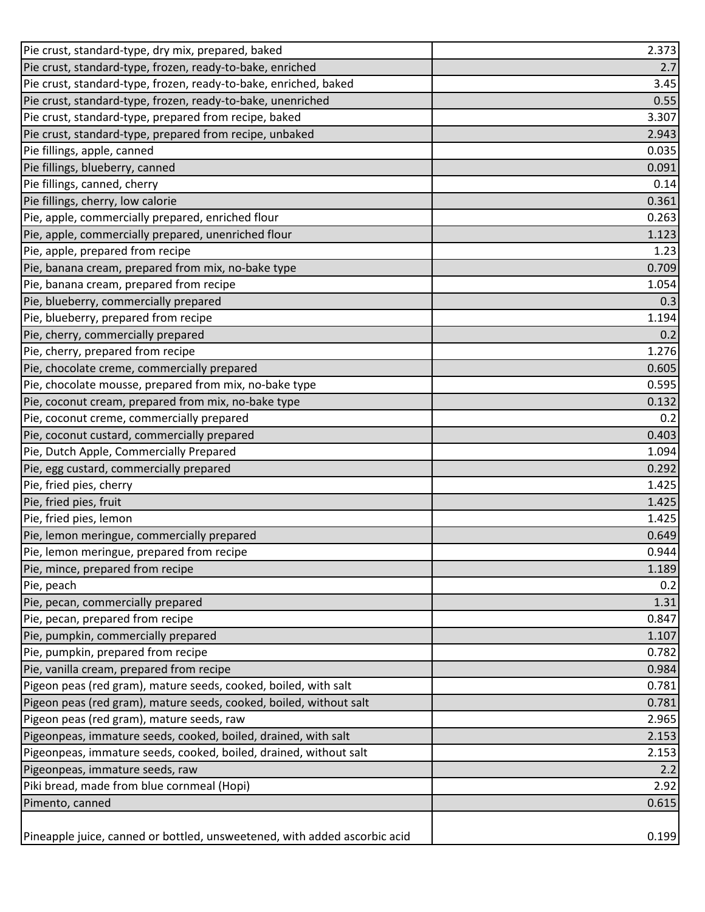| | |
|---|---|
| Pie crust, standard-type, dry mix, prepared, baked | 2.373 |
| Pie crust, standard-type, frozen, ready-to-bake, enriched | 2.7 |
| Pie crust, standard-type, frozen, ready-to-bake, enriched, baked | 3.45 |
| Pie crust, standard-type, frozen, ready-to-bake, unenriched | 0.55 |
| Pie crust, standard-type, prepared from recipe, baked | 3.307 |
| Pie crust, standard-type, prepared from recipe, unbaked | 2.943 |
| Pie fillings, apple, canned | 0.035 |
| Pie fillings, blueberry, canned | 0.091 |
| Pie fillings, canned, cherry | 0.14 |
| Pie fillings, cherry, low calorie | 0.361 |
| Pie, apple, commercially prepared, enriched flour | 0.263 |
| Pie, apple, commercially prepared, unenriched flour | 1.123 |
| Pie, apple, prepared from recipe | 1.23 |
| Pie, banana cream, prepared from mix, no-bake type | 0.709 |
| Pie, banana cream, prepared from recipe | 1.054 |
| Pie, blueberry, commercially prepared | 0.3 |
| Pie, blueberry, prepared from recipe | 1.194 |
| Pie, cherry, commercially prepared | 0.2 |
| Pie, cherry, prepared from recipe | 1.276 |
| Pie, chocolate creme, commercially prepared | 0.605 |
| Pie, chocolate mousse, prepared from mix, no-bake type | 0.595 |
| Pie, coconut cream, prepared from mix, no-bake type | 0.132 |
| Pie, coconut creme, commercially prepared | 0.2 |
| Pie, coconut custard, commercially prepared | 0.403 |
| Pie, Dutch Apple, Commercially Prepared | 1.094 |
| Pie, egg custard, commercially prepared | 0.292 |
| Pie, fried pies, cherry | 1.425 |
| Pie, fried pies, fruit | 1.425 |
| Pie, fried pies, lemon | 1.425 |
| Pie, lemon meringue, commercially prepared | 0.649 |
| Pie, lemon meringue, prepared from recipe | 0.944 |
| Pie, mince, prepared from recipe | 1.189 |
| Pie, peach | 0.2 |
| Pie, pecan, commercially prepared | 1.31 |
| Pie, pecan, prepared from recipe | 0.847 |
| Pie, pumpkin, commercially prepared | 1.107 |
| Pie, pumpkin, prepared from recipe | 0.782 |
| Pie, vanilla cream, prepared from recipe | 0.984 |
| Pigeon peas (red gram), mature seeds, cooked, boiled, with salt | 0.781 |
| Pigeon peas (red gram), mature seeds, cooked, boiled, without salt | 0.781 |
| Pigeon peas (red gram), mature seeds, raw | 2.965 |
| Pigeonpeas, immature seeds, cooked, boiled, drained, with salt | 2.153 |
| Pigeonpeas, immature seeds, cooked, boiled, drained, without salt | 2.153 |
| Pigeonpeas, immature seeds, raw | 2.2 |
| Piki bread, made from blue cornmeal (Hopi) | 2.92 |
| Pimento, canned | 0.615 |
| Pineapple juice, canned or bottled, unsweetened, with added ascorbic acid | 0.199 |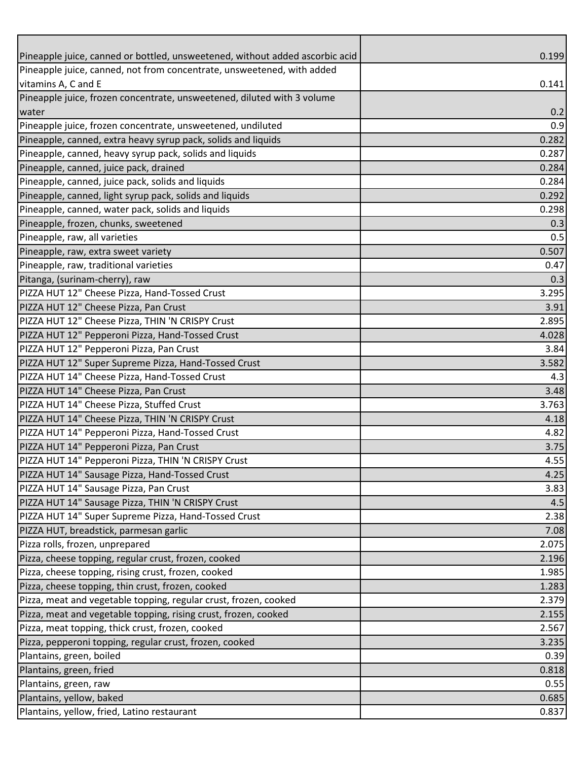| | |
|---|---|
| Pineapple juice, canned or bottled, unsweetened, without added ascorbic acid | 0.199 |
| Pineapple juice, canned, not from concentrate, unsweetened, with added vitamins A, C and E | 0.141 |
| Pineapple juice, frozen concentrate, unsweetened, diluted with 3 volume water | 0.2 |
| Pineapple juice, frozen concentrate, unsweetened, undiluted | 0.9 |
| Pineapple, canned, extra heavy syrup pack, solids and liquids | 0.282 |
| Pineapple, canned, heavy syrup pack, solids and liquids | 0.287 |
| Pineapple, canned, juice pack, drained | 0.284 |
| Pineapple, canned, juice pack, solids and liquids | 0.284 |
| Pineapple, canned, light syrup pack, solids and liquids | 0.292 |
| Pineapple, canned, water pack, solids and liquids | 0.298 |
| Pineapple, frozen, chunks, sweetened | 0.3 |
| Pineapple, raw, all varieties | 0.5 |
| Pineapple, raw, extra sweet variety | 0.507 |
| Pineapple, raw, traditional varieties | 0.47 |
| Pitanga, (surinam-cherry), raw | 0.3 |
| PIZZA HUT 12" Cheese Pizza, Hand-Tossed Crust | 3.295 |
| PIZZA HUT 12" Cheese Pizza, Pan Crust | 3.91 |
| PIZZA HUT 12" Cheese Pizza, THIN 'N CRISPY Crust | 2.895 |
| PIZZA HUT 12" Pepperoni Pizza, Hand-Tossed Crust | 4.028 |
| PIZZA HUT 12" Pepperoni Pizza, Pan Crust | 3.84 |
| PIZZA HUT 12" Super Supreme Pizza, Hand-Tossed Crust | 3.582 |
| PIZZA HUT 14" Cheese Pizza, Hand-Tossed Crust | 4.3 |
| PIZZA HUT 14" Cheese Pizza, Pan Crust | 3.48 |
| PIZZA HUT 14" Cheese Pizza, Stuffed Crust | 3.763 |
| PIZZA HUT 14" Cheese Pizza, THIN 'N CRISPY Crust | 4.18 |
| PIZZA HUT 14" Pepperoni Pizza, Hand-Tossed Crust | 4.82 |
| PIZZA HUT 14" Pepperoni Pizza, Pan Crust | 3.75 |
| PIZZA HUT 14" Pepperoni Pizza, THIN 'N CRISPY Crust | 4.55 |
| PIZZA HUT 14" Sausage Pizza, Hand-Tossed Crust | 4.25 |
| PIZZA HUT 14" Sausage Pizza, Pan Crust | 3.83 |
| PIZZA HUT 14" Sausage Pizza, THIN 'N CRISPY Crust | 4.5 |
| PIZZA HUT 14" Super Supreme Pizza, Hand-Tossed Crust | 2.38 |
| PIZZA HUT, breadstick, parmesan garlic | 7.08 |
| Pizza rolls, frozen, unprepared | 2.075 |
| Pizza, cheese topping, regular crust, frozen, cooked | 2.196 |
| Pizza, cheese topping, rising crust, frozen, cooked | 1.985 |
| Pizza, cheese topping, thin crust, frozen, cooked | 1.283 |
| Pizza, meat and vegetable topping, regular crust, frozen, cooked | 2.379 |
| Pizza, meat and vegetable topping, rising crust, frozen, cooked | 2.155 |
| Pizza, meat topping, thick crust, frozen, cooked | 2.567 |
| Pizza, pepperoni topping, regular crust, frozen, cooked | 3.235 |
| Plantains, green, boiled | 0.39 |
| Plantains, green, fried | 0.818 |
| Plantains, green, raw | 0.55 |
| Plantains, yellow, baked | 0.685 |
| Plantains, yellow, fried, Latino restaurant | 0.837 |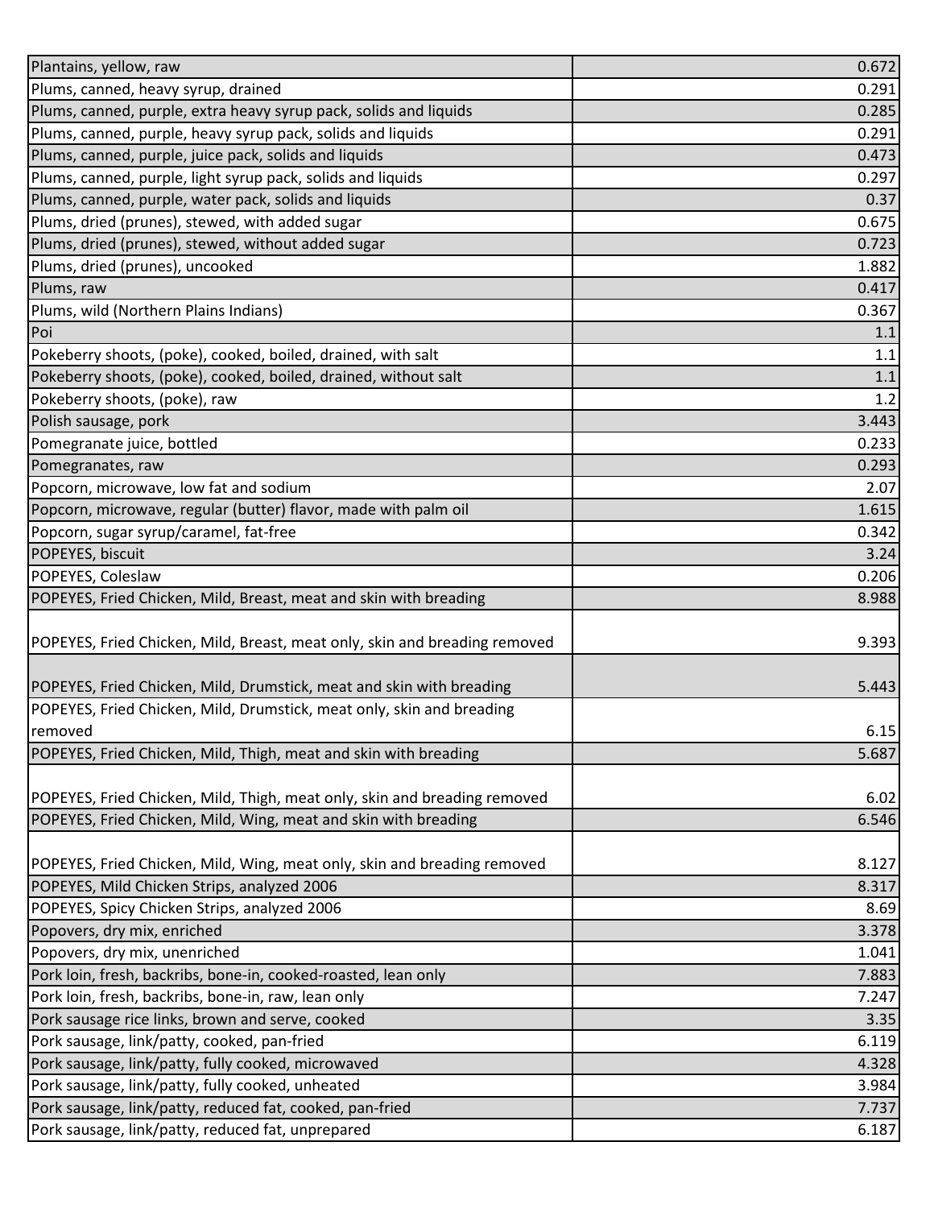| | |
|---|---|
| Plantains, yellow, raw | 0.672 |
| Plums, canned, heavy syrup, drained | 0.291 |
| Plums, canned, purple, extra heavy syrup pack, solids and liquids | 0.285 |
| Plums, canned, purple, heavy syrup pack, solids and liquids | 0.291 |
| Plums, canned, purple, juice pack, solids and liquids | 0.473 |
| Plums, canned, purple, light syrup pack, solids and liquids | 0.297 |
| Plums, canned, purple, water pack, solids and liquids | 0.37 |
| Plums, dried (prunes), stewed, with added sugar | 0.675 |
| Plums, dried (prunes), stewed, without added sugar | 0.723 |
| Plums, dried (prunes), uncooked | 1.882 |
| Plums, raw | 0.417 |
| Plums, wild (Northern Plains Indians) | 0.367 |
| Poi | 1.1 |
| Pokeberry shoots, (poke), cooked, boiled, drained, with salt | 1.1 |
| Pokeberry shoots, (poke), cooked, boiled, drained, without salt | 1.1 |
| Pokeberry shoots, (poke), raw | 1.2 |
| Polish sausage, pork | 3.443 |
| Pomegranate juice, bottled | 0.233 |
| Pomegranates, raw | 0.293 |
| Popcorn, microwave, low fat and sodium | 2.07 |
| Popcorn, microwave, regular (butter) flavor, made with palm oil | 1.615 |
| Popcorn, sugar syrup/caramel, fat-free | 0.342 |
| POPEYES, biscuit | 3.24 |
| POPEYES, Coleslaw | 0.206 |
| POPEYES, Fried Chicken, Mild, Breast, meat and skin with breading | 8.988 |
| POPEYES, Fried Chicken, Mild, Breast, meat only, skin and breading removed | 9.393 |
| POPEYES, Fried Chicken, Mild, Drumstick, meat and skin with breading | 5.443 |
| POPEYES, Fried Chicken, Mild, Drumstick, meat only, skin and breading removed | 6.15 |
| POPEYES, Fried Chicken, Mild, Thigh, meat and skin with breading | 5.687 |
| POPEYES, Fried Chicken, Mild, Thigh, meat only, skin and breading removed | 6.02 |
| POPEYES, Fried Chicken, Mild, Wing, meat and skin with breading | 6.546 |
| POPEYES, Fried Chicken, Mild, Wing, meat only, skin and breading removed | 8.127 |
| POPEYES, Mild Chicken Strips, analyzed 2006 | 8.317 |
| POPEYES, Spicy Chicken Strips, analyzed 2006 | 8.69 |
| Popovers, dry mix, enriched | 3.378 |
| Popovers, dry mix, unenriched | 1.041 |
| Pork loin, fresh, backribs, bone-in, cooked-roasted, lean only | 7.883 |
| Pork loin, fresh, backribs, bone-in, raw, lean only | 7.247 |
| Pork sausage rice links, brown and serve, cooked | 3.35 |
| Pork sausage, link/patty, cooked, pan-fried | 6.119 |
| Pork sausage, link/patty, fully cooked, microwaved | 4.328 |
| Pork sausage, link/patty, fully cooked, unheated | 3.984 |
| Pork sausage, link/patty, reduced fat, cooked, pan-fried | 7.737 |
| Pork sausage, link/patty, reduced fat, unprepared | 6.187 |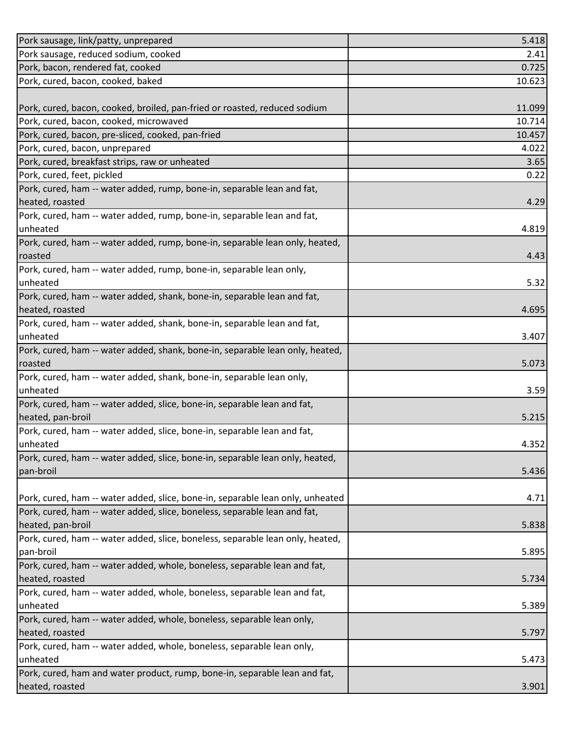| | |
|---|---|
| Pork sausage, link/patty, unprepared | 5.418 |
| Pork sausage, reduced sodium, cooked | 2.41 |
| Pork, bacon, rendered fat, cooked | 0.725 |
| Pork, cured, bacon, cooked, baked | 10.623 |
| Pork, cured, bacon, cooked, broiled, pan-fried or roasted, reduced sodium | 11.099 |
| Pork, cured, bacon, cooked, microwaved | 10.714 |
| Pork, cured, bacon, pre-sliced, cooked, pan-fried | 10.457 |
| Pork, cured, bacon, unprepared | 4.022 |
| Pork, cured, breakfast strips, raw or unheated | 3.65 |
| Pork, cured, feet, pickled | 0.22 |
| Pork, cured, ham -- water added, rump, bone-in, separable lean and fat, heated, roasted | 4.29 |
| Pork, cured, ham -- water added, rump, bone-in, separable lean and fat, unheated | 4.819 |
| Pork, cured, ham -- water added, rump, bone-in, separable lean only, heated, roasted | 4.43 |
| Pork, cured, ham -- water added, rump, bone-in, separable lean only, unheated | 5.32 |
| Pork, cured, ham -- water added, shank, bone-in, separable lean and fat, heated, roasted | 4.695 |
| Pork, cured, ham -- water added, shank, bone-in, separable lean and fat, unheated | 3.407 |
| Pork, cured, ham -- water added, shank, bone-in, separable lean only, heated, roasted | 5.073 |
| Pork, cured, ham -- water added, shank, bone-in, separable lean only, unheated | 3.59 |
| Pork, cured, ham -- water added, slice, bone-in, separable lean and fat, heated, pan-broil | 5.215 |
| Pork, cured, ham -- water added, slice, bone-in, separable lean and fat, unheated | 4.352 |
| Pork, cured, ham -- water added, slice, bone-in, separable lean only, heated, pan-broil | 5.436 |
| Pork, cured, ham -- water added, slice, bone-in, separable lean only, unheated | 4.71 |
| Pork, cured, ham -- water added, slice, boneless, separable lean and fat, heated, pan-broil | 5.838 |
| Pork, cured, ham -- water added, slice, boneless, separable lean only, heated, pan-broil | 5.895 |
| Pork, cured, ham -- water added, whole, boneless, separable lean and fat, heated, roasted | 5.734 |
| Pork, cured, ham -- water added, whole, boneless, separable lean and fat, unheated | 5.389 |
| Pork, cured, ham -- water added, whole, boneless, separable lean only, heated, roasted | 5.797 |
| Pork, cured, ham -- water added, whole, boneless, separable lean only, unheated | 5.473 |
| Pork, cured, ham and water product, rump, bone-in, separable lean and fat, heated, roasted | 3.901 |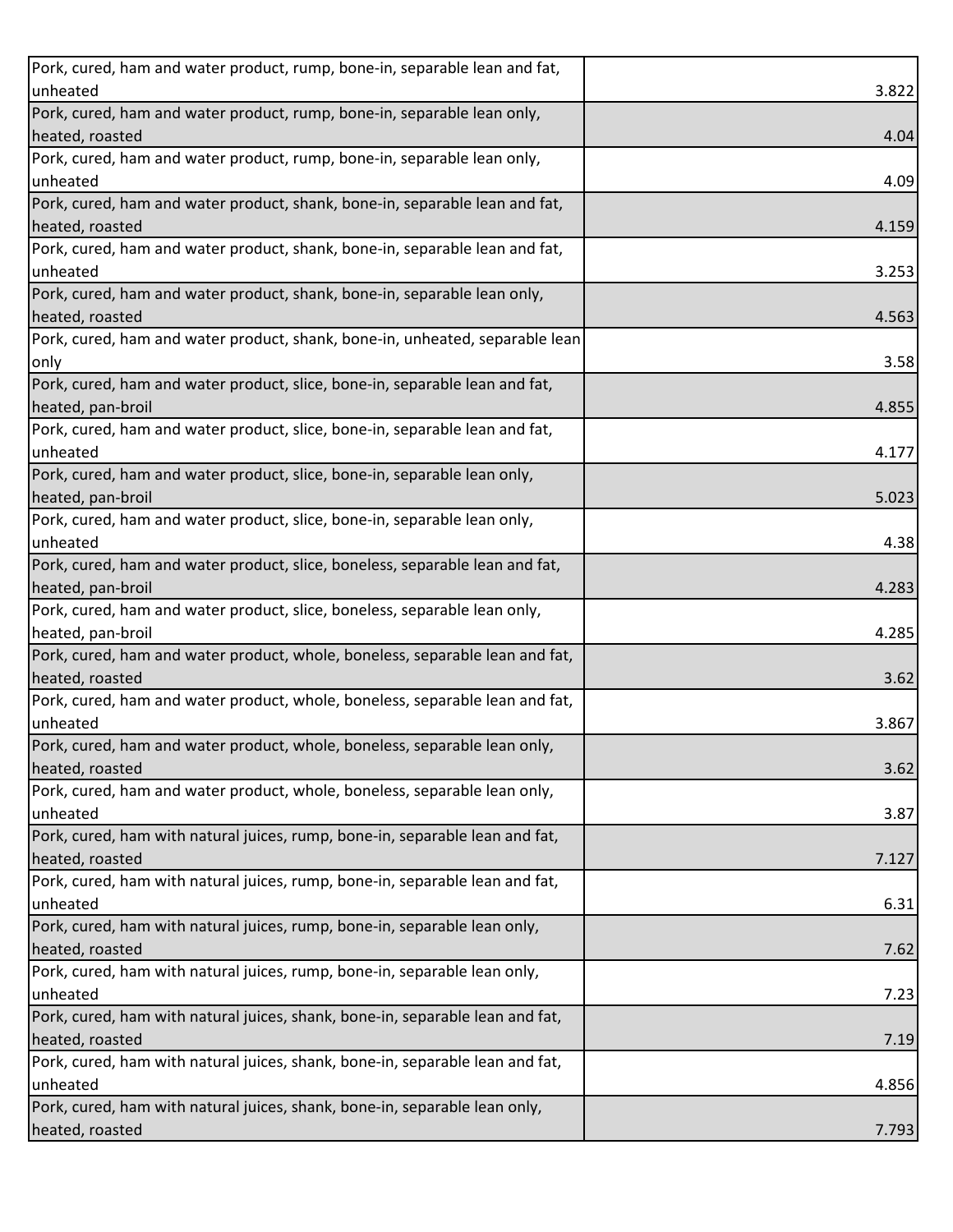| | |
|---|---|
| Pork, cured, ham and water product, rump, bone-in, separable lean and fat, unheated | 3.822 |
| Pork, cured, ham and water product, rump, bone-in, separable lean only, heated, roasted | 4.04 |
| Pork, cured, ham and water product, rump, bone-in, separable lean only, unheated | 4.09 |
| Pork, cured, ham and water product, shank, bone-in, separable lean and fat, heated, roasted | 4.159 |
| Pork, cured, ham and water product, shank, bone-in, separable lean and fat, unheated | 3.253 |
| Pork, cured, ham and water product, shank, bone-in, separable lean only, heated, roasted | 4.563 |
| Pork, cured, ham and water product, shank, bone-in, unheated, separable lean only | 3.58 |
| Pork, cured, ham and water product, slice, bone-in, separable lean and fat, heated, pan-broil | 4.855 |
| Pork, cured, ham and water product, slice, bone-in, separable lean and fat, unheated | 4.177 |
| Pork, cured, ham and water product, slice, bone-in, separable lean only, heated, pan-broil | 5.023 |
| Pork, cured, ham and water product, slice, bone-in, separable lean only, unheated | 4.38 |
| Pork, cured, ham and water product, slice, boneless, separable lean and fat, heated, pan-broil | 4.283 |
| Pork, cured, ham and water product, slice, boneless, separable lean only, heated, pan-broil | 4.285 |
| Pork, cured, ham and water product, whole, boneless, separable lean and fat, heated, roasted | 3.62 |
| Pork, cured, ham and water product, whole, boneless, separable lean and fat, unheated | 3.867 |
| Pork, cured, ham and water product, whole, boneless, separable lean only, heated, roasted | 3.62 |
| Pork, cured, ham and water product, whole, boneless, separable lean only, unheated | 3.87 |
| Pork, cured, ham with natural juices, rump, bone-in, separable lean and fat, heated, roasted | 7.127 |
| Pork, cured, ham with natural juices, rump, bone-in, separable lean and fat, unheated | 6.31 |
| Pork, cured, ham with natural juices, rump, bone-in, separable lean only, heated, roasted | 7.62 |
| Pork, cured, ham with natural juices, rump, bone-in, separable lean only, unheated | 7.23 |
| Pork, cured, ham with natural juices, shank, bone-in, separable lean and fat, heated, roasted | 7.19 |
| Pork, cured, ham with natural juices, shank, bone-in, separable lean and fat, unheated | 4.856 |
| Pork, cured, ham with natural juices, shank, bone-in, separable lean only, heated, roasted | 7.793 |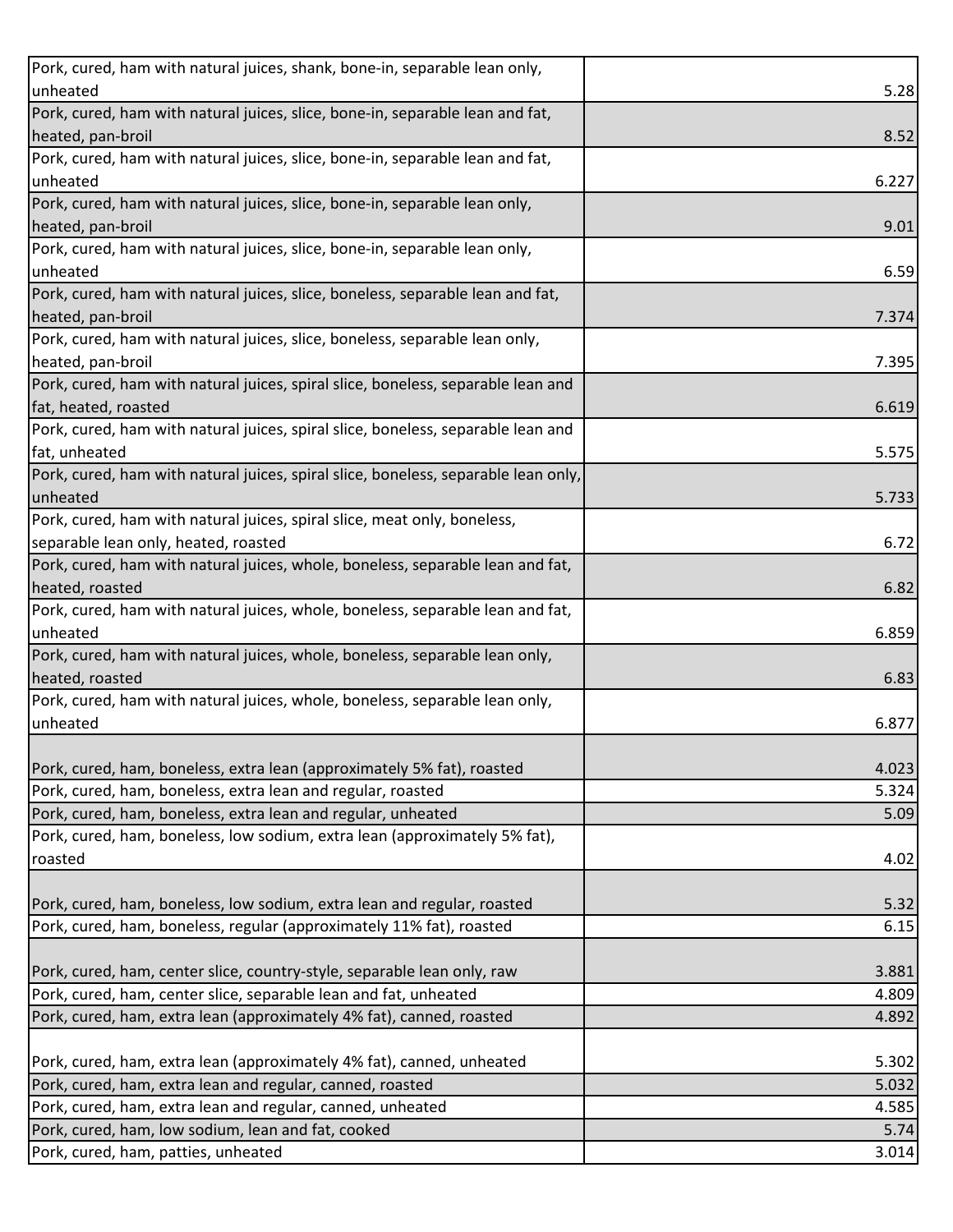| | |
|---|---|
| Pork, cured, ham with natural juices, shank, bone-in, separable lean only, unheated | 5.28 |
| Pork, cured, ham with natural juices, slice, bone-in, separable lean and fat, heated, pan-broil | 8.52 |
| Pork, cured, ham with natural juices, slice, bone-in, separable lean and fat, unheated | 6.227 |
| Pork, cured, ham with natural juices, slice, bone-in, separable lean only, heated, pan-broil | 9.01 |
| Pork, cured, ham with natural juices, slice, bone-in, separable lean only, unheated | 6.59 |
| Pork, cured, ham with natural juices, slice, boneless, separable lean and fat, heated, pan-broil | 7.374 |
| Pork, cured, ham with natural juices, slice, boneless, separable lean only, heated, pan-broil | 7.395 |
| Pork, cured, ham with natural juices, spiral slice, boneless, separable lean and fat, heated, roasted | 6.619 |
| Pork, cured, ham with natural juices, spiral slice, boneless, separable lean and fat, unheated | 5.575 |
| Pork, cured, ham with natural juices, spiral slice, boneless, separable lean only, unheated | 5.733 |
| Pork, cured, ham with natural juices, spiral slice, meat only, boneless, separable lean only, heated, roasted | 6.72 |
| Pork, cured, ham with natural juices, whole, boneless, separable lean and fat, heated, roasted | 6.82 |
| Pork, cured, ham with natural juices, whole, boneless, separable lean and fat, unheated | 6.859 |
| Pork, cured, ham with natural juices, whole, boneless, separable lean only, heated, roasted | 6.83 |
| Pork, cured, ham with natural juices, whole, boneless, separable lean only, unheated | 6.877 |
| Pork, cured, ham, boneless, extra lean (approximately 5% fat), roasted | 4.023 |
| Pork, cured, ham, boneless, extra lean and regular, roasted | 5.324 |
| Pork, cured, ham, boneless, extra lean and regular, unheated | 5.09 |
| Pork, cured, ham, boneless, low sodium, extra lean (approximately 5% fat), roasted | 4.02 |
| Pork, cured, ham, boneless, low sodium, extra lean and regular, roasted | 5.32 |
| Pork, cured, ham, boneless, regular (approximately 11% fat), roasted | 6.15 |
| Pork, cured, ham, center slice, country-style, separable lean only, raw | 3.881 |
| Pork, cured, ham, center slice, separable lean and fat, unheated | 4.809 |
| Pork, cured, ham, extra lean (approximately 4% fat), canned, roasted | 4.892 |
| Pork, cured, ham, extra lean (approximately 4% fat), canned, unheated | 5.302 |
| Pork, cured, ham, extra lean and regular, canned, roasted | 5.032 |
| Pork, cured, ham, extra lean and regular, canned, unheated | 4.585 |
| Pork, cured, ham, low sodium, lean and fat, cooked | 5.74 |
| Pork, cured, ham, patties, unheated | 3.014 |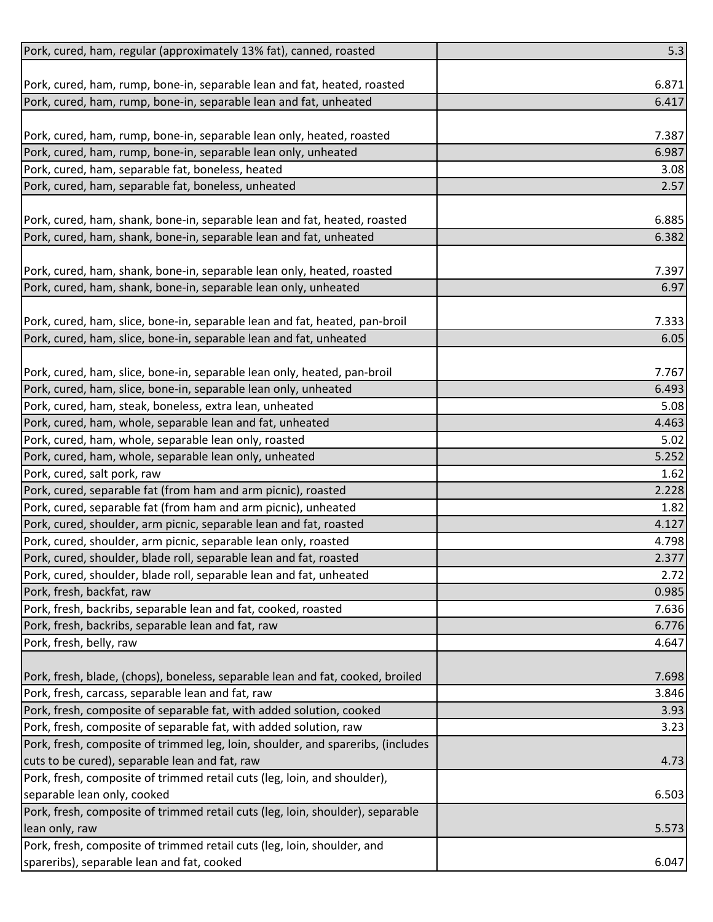| | |
|---|---|
| Pork, cured, ham, regular (approximately 13% fat), canned, roasted | 5.3 |
| Pork, cured, ham, rump, bone-in, separable lean and fat, heated, roasted | 6.871 |
| Pork, cured, ham, rump, bone-in, separable lean and fat, unheated | 6.417 |
| Pork, cured, ham, rump, bone-in, separable lean only, heated, roasted | 7.387 |
| Pork, cured, ham, rump, bone-in, separable lean only, unheated | 6.987 |
| Pork, cured, ham, separable fat, boneless, heated | 3.08 |
| Pork, cured, ham, separable fat, boneless, unheated | 2.57 |
| Pork, cured, ham, shank, bone-in, separable lean and fat, heated, roasted | 6.885 |
| Pork, cured, ham, shank, bone-in, separable lean and fat, unheated | 6.382 |
| Pork, cured, ham, shank, bone-in, separable lean only, heated, roasted | 7.397 |
| Pork, cured, ham, shank, bone-in, separable lean only, unheated | 6.97 |
| Pork, cured, ham, slice, bone-in, separable lean and fat, heated, pan-broil | 7.333 |
| Pork, cured, ham, slice, bone-in, separable lean and fat, unheated | 6.05 |
| Pork, cured, ham, slice, bone-in, separable lean only, heated, pan-broil | 7.767 |
| Pork, cured, ham, slice, bone-in, separable lean only, unheated | 6.493 |
| Pork, cured, ham, steak, boneless, extra lean, unheated | 5.08 |
| Pork, cured, ham, whole, separable lean and fat, unheated | 4.463 |
| Pork, cured, ham, whole, separable lean only, roasted | 5.02 |
| Pork, cured, ham, whole, separable lean only, unheated | 5.252 |
| Pork, cured, salt pork, raw | 1.62 |
| Pork, cured, separable fat (from ham and arm picnic), roasted | 2.228 |
| Pork, cured, separable fat (from ham and arm picnic), unheated | 1.82 |
| Pork, cured, shoulder, arm picnic, separable lean and fat, roasted | 4.127 |
| Pork, cured, shoulder, arm picnic, separable lean only, roasted | 4.798 |
| Pork, cured, shoulder, blade roll, separable lean and fat, roasted | 2.377 |
| Pork, cured, shoulder, blade roll, separable lean and fat, unheated | 2.72 |
| Pork, fresh, backfat, raw | 0.985 |
| Pork, fresh, backribs, separable lean and fat, cooked, roasted | 7.636 |
| Pork, fresh, backribs, separable lean and fat, raw | 6.776 |
| Pork, fresh, belly, raw | 4.647 |
| Pork, fresh, blade, (chops), boneless, separable lean and fat, cooked, broiled | 7.698 |
| Pork, fresh, carcass, separable lean and fat, raw | 3.846 |
| Pork, fresh, composite of separable fat, with added solution, cooked | 3.93 |
| Pork, fresh, composite of separable fat, with added solution, raw | 3.23 |
| Pork, fresh, composite of trimmed leg, loin, shoulder, and spareribs, (includes cuts to be cured), separable lean and fat, raw | 4.73 |
| Pork, fresh, composite of trimmed retail cuts (leg, loin, and shoulder), separable lean only, cooked | 6.503 |
| Pork, fresh, composite of trimmed retail cuts (leg, loin, shoulder), separable lean only, raw | 5.573 |
| Pork, fresh, composite of trimmed retail cuts (leg, loin, shoulder, and spareribs), separable lean and fat, cooked | 6.047 |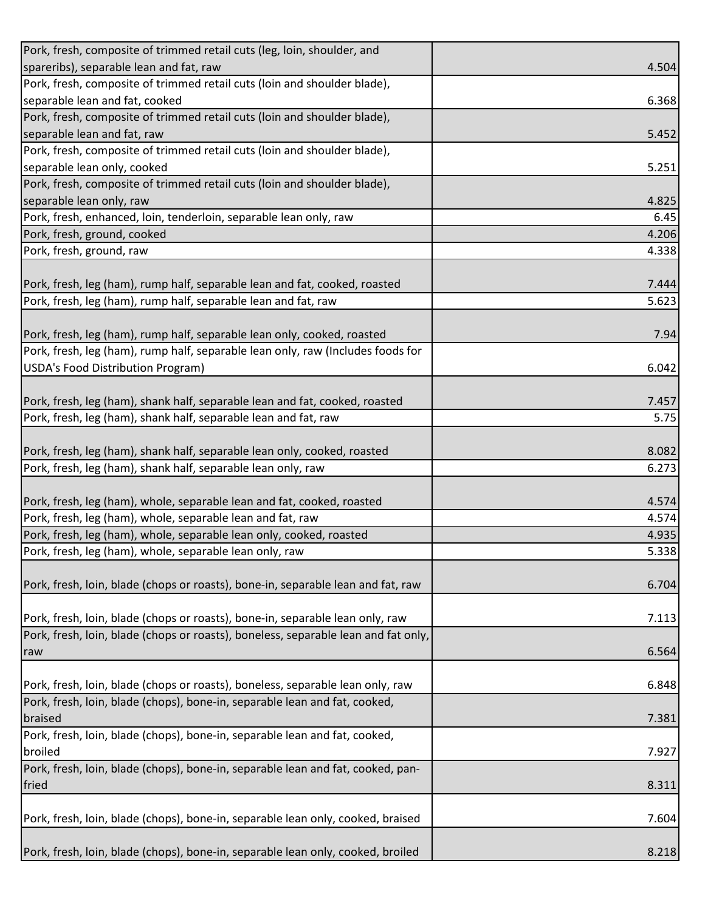| | |
|---|---|
| Pork, fresh, composite of trimmed retail cuts (leg, loin, shoulder, and spareribs), separable lean and fat, raw | 4.504 |
| Pork, fresh, composite of trimmed retail cuts (loin and shoulder blade), separable lean and fat, cooked | 6.368 |
| Pork, fresh, composite of trimmed retail cuts (loin and shoulder blade), separable lean and fat, raw | 5.452 |
| Pork, fresh, composite of trimmed retail cuts (loin and shoulder blade), separable lean only, cooked | 5.251 |
| Pork, fresh, composite of trimmed retail cuts (loin and shoulder blade), separable lean only, raw | 4.825 |
| Pork, fresh, enhanced, loin, tenderloin, separable lean only, raw | 6.45 |
| Pork, fresh, ground, cooked | 4.206 |
| Pork, fresh, ground, raw | 4.338 |
| Pork, fresh, leg (ham), rump half, separable lean and fat, cooked, roasted | 7.444 |
| Pork, fresh, leg (ham), rump half, separable lean and fat, raw | 5.623 |
| Pork, fresh, leg (ham), rump half, separable lean only, cooked, roasted | 7.94 |
| Pork, fresh, leg (ham), rump half, separable lean only, raw (Includes foods for USDA's Food Distribution Program) | 6.042 |
| Pork, fresh, leg (ham), shank half, separable lean and fat, cooked, roasted | 7.457 |
| Pork, fresh, leg (ham), shank half, separable lean and fat, raw | 5.75 |
| Pork, fresh, leg (ham), shank half, separable lean only, cooked, roasted | 8.082 |
| Pork, fresh, leg (ham), shank half, separable lean only, raw | 6.273 |
| Pork, fresh, leg (ham), whole, separable lean and fat, cooked, roasted | 4.574 |
| Pork, fresh, leg (ham), whole, separable lean and fat, raw | 4.574 |
| Pork, fresh, leg (ham), whole, separable lean only, cooked, roasted | 4.935 |
| Pork, fresh, leg (ham), whole, separable lean only, raw | 5.338 |
| Pork, fresh, loin, blade (chops or roasts), bone-in, separable lean and fat, raw | 6.704 |
| Pork, fresh, loin, blade (chops or roasts), bone-in, separable lean only, raw | 7.113 |
| Pork, fresh, loin, blade (chops or roasts), boneless, separable lean and fat only, raw | 6.564 |
| Pork, fresh, loin, blade (chops or roasts), boneless, separable lean only, raw | 6.848 |
| Pork, fresh, loin, blade (chops), bone-in, separable lean and fat, cooked, braised | 7.381 |
| Pork, fresh, loin, blade (chops), bone-in, separable lean and fat, cooked, broiled | 7.927 |
| Pork, fresh, loin, blade (chops), bone-in, separable lean and fat, cooked, pan-fried | 8.311 |
| Pork, fresh, loin, blade (chops), bone-in, separable lean only, cooked, braised | 7.604 |
| Pork, fresh, loin, blade (chops), bone-in, separable lean only, cooked, broiled | 8.218 |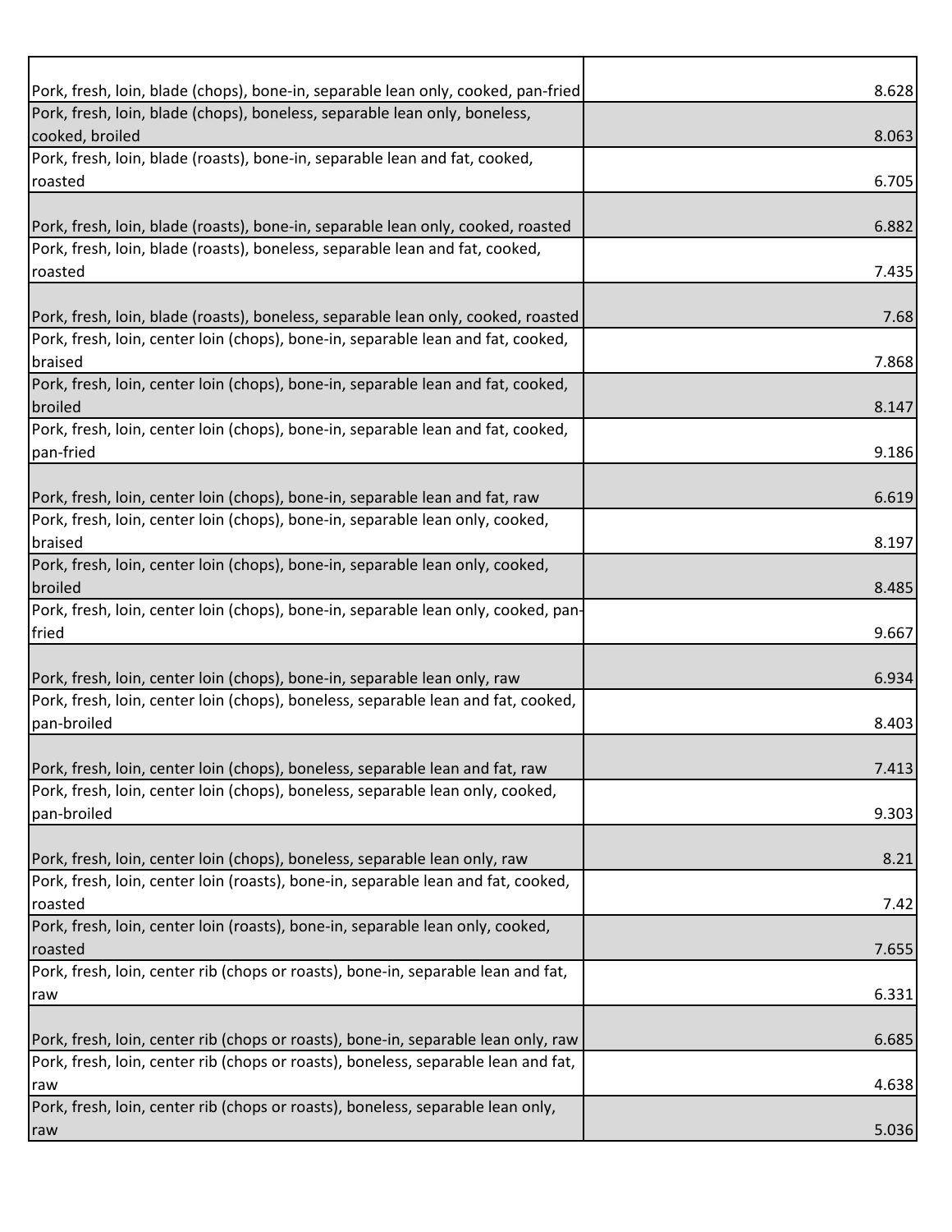| | |
|---|---|
| Pork, fresh, loin, blade (chops), bone-in, separable lean only, cooked, pan-fried | 8.628 |
| Pork, fresh, loin, blade (chops), boneless, separable lean only, boneless, cooked, broiled | 8.063 |
| Pork, fresh, loin, blade (roasts), bone-in, separable lean and fat, cooked, roasted | 6.705 |
| Pork, fresh, loin, blade (roasts), bone-in, separable lean only, cooked, roasted | 6.882 |
| Pork, fresh, loin, blade (roasts), boneless, separable lean and fat, cooked, roasted | 7.435 |
| Pork, fresh, loin, blade (roasts), boneless, separable lean only, cooked, roasted | 7.68 |
| Pork, fresh, loin, center loin (chops), bone-in, separable lean and fat, cooked, braised | 7.868 |
| Pork, fresh, loin, center loin (chops), bone-in, separable lean and fat, cooked, broiled | 8.147 |
| Pork, fresh, loin, center loin (chops), bone-in, separable lean and fat, cooked, pan-fried | 9.186 |
| Pork, fresh, loin, center loin (chops), bone-in, separable lean and fat, raw | 6.619 |
| Pork, fresh, loin, center loin (chops), bone-in, separable lean only, cooked, braised | 8.197 |
| Pork, fresh, loin, center loin (chops), bone-in, separable lean only, cooked, broiled | 8.485 |
| Pork, fresh, loin, center loin (chops), bone-in, separable lean only, cooked, pan-fried | 9.667 |
| Pork, fresh, loin, center loin (chops), bone-in, separable lean only, raw | 6.934 |
| Pork, fresh, loin, center loin (chops), boneless, separable lean and fat, cooked, pan-broiled | 8.403 |
| Pork, fresh, loin, center loin (chops), boneless, separable lean and fat, raw | 7.413 |
| Pork, fresh, loin, center loin (chops), boneless, separable lean only, cooked, pan-broiled | 9.303 |
| Pork, fresh, loin, center loin (chops), boneless, separable lean only, raw | 8.21 |
| Pork, fresh, loin, center loin (roasts), bone-in, separable lean and fat, cooked, roasted | 7.42 |
| Pork, fresh, loin, center loin (roasts), bone-in, separable lean only, cooked, roasted | 7.655 |
| Pork, fresh, loin, center rib (chops or roasts), bone-in, separable lean and fat, raw | 6.331 |
| Pork, fresh, loin, center rib (chops or roasts), bone-in, separable lean only, raw | 6.685 |
| Pork, fresh, loin, center rib (chops or roasts), boneless, separable lean and fat, raw | 4.638 |
| Pork, fresh, loin, center rib (chops or roasts), boneless, separable lean only, raw | 5.036 |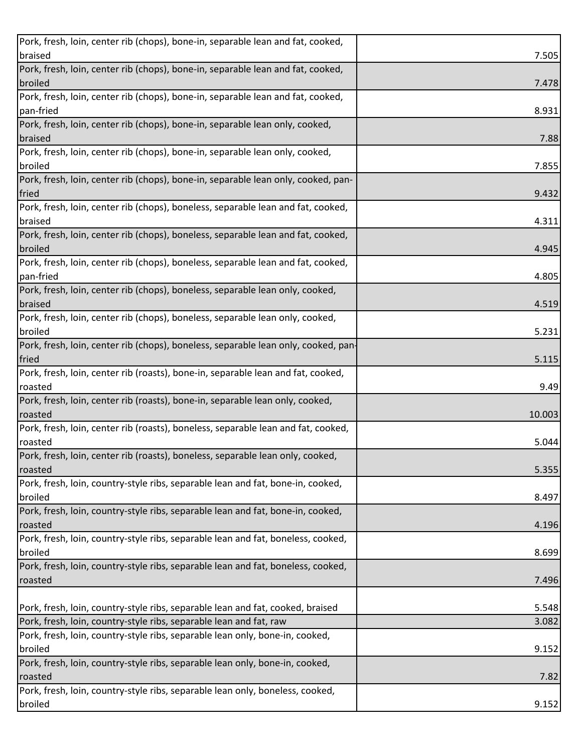| | |
|---|---|
| Pork, fresh, loin, center rib (chops), bone-in, separable lean and fat, cooked, braised | 7.505 |
| Pork, fresh, loin, center rib (chops), bone-in, separable lean and fat, cooked, broiled | 7.478 |
| Pork, fresh, loin, center rib (chops), bone-in, separable lean and fat, cooked, pan-fried | 8.931 |
| Pork, fresh, loin, center rib (chops), bone-in, separable lean only, cooked, braised | 7.88 |
| Pork, fresh, loin, center rib (chops), bone-in, separable lean only, cooked, broiled | 7.855 |
| Pork, fresh, loin, center rib (chops), bone-in, separable lean only, cooked, pan-fried | 9.432 |
| Pork, fresh, loin, center rib (chops), boneless, separable lean and fat, cooked, braised | 4.311 |
| Pork, fresh, loin, center rib (chops), boneless, separable lean and fat, cooked, broiled | 4.945 |
| Pork, fresh, loin, center rib (chops), boneless, separable lean and fat, cooked, pan-fried | 4.805 |
| Pork, fresh, loin, center rib (chops), boneless, separable lean only, cooked, braised | 4.519 |
| Pork, fresh, loin, center rib (chops), boneless, separable lean only, cooked, broiled | 5.231 |
| Pork, fresh, loin, center rib (chops), boneless, separable lean only, cooked, pan-fried | 5.115 |
| Pork, fresh, loin, center rib (roasts), bone-in, separable lean and fat, cooked, roasted | 9.49 |
| Pork, fresh, loin, center rib (roasts), bone-in, separable lean only, cooked, roasted | 10.003 |
| Pork, fresh, loin, center rib (roasts), boneless, separable lean and fat, cooked, roasted | 5.044 |
| Pork, fresh, loin, center rib (roasts), boneless, separable lean only, cooked, roasted | 5.355 |
| Pork, fresh, loin, country-style ribs, separable lean and fat, bone-in, cooked, broiled | 8.497 |
| Pork, fresh, loin, country-style ribs, separable lean and fat, bone-in, cooked, roasted | 4.196 |
| Pork, fresh, loin, country-style ribs, separable lean and fat, boneless, cooked, broiled | 8.699 |
| Pork, fresh, loin, country-style ribs, separable lean and fat, boneless, cooked, roasted | 7.496 |
| Pork, fresh, loin, country-style ribs, separable lean and fat, cooked, braised | 5.548 |
| Pork, fresh, loin, country-style ribs, separable lean and fat, raw | 3.082 |
| Pork, fresh, loin, country-style ribs, separable lean only, bone-in, cooked, broiled | 9.152 |
| Pork, fresh, loin, country-style ribs, separable lean only, bone-in, cooked, roasted | 7.82 |
| Pork, fresh, loin, country-style ribs, separable lean only, boneless, cooked, broiled | 9.152 |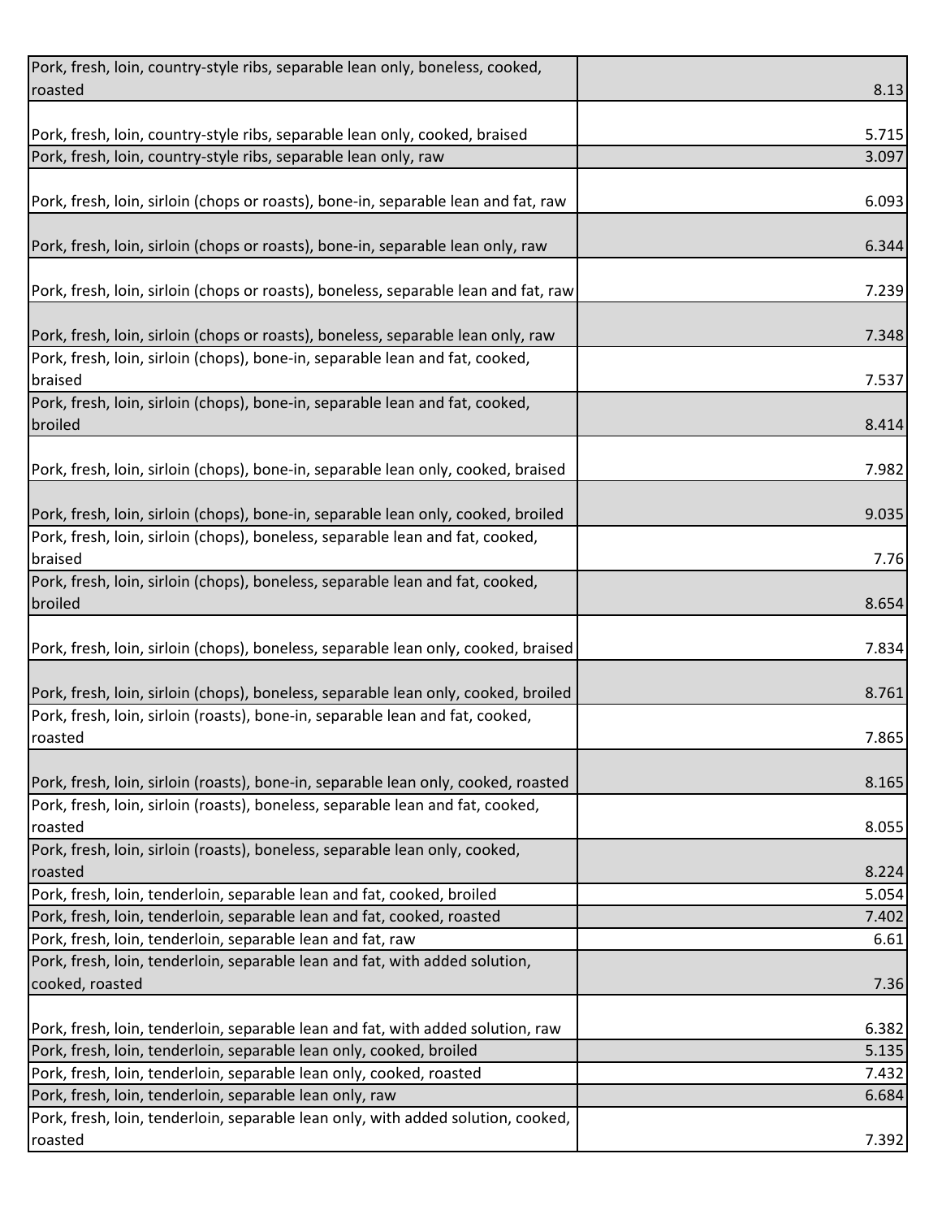| | |
|---|---|
| Pork, fresh, loin, country-style ribs, separable lean only, boneless, cooked, roasted | 8.13 |
| Pork, fresh, loin, country-style ribs, separable lean only, cooked, braised | 5.715 |
| Pork, fresh, loin, country-style ribs, separable lean only, raw | 3.097 |
| Pork, fresh, loin, sirloin (chops or roasts), bone-in, separable lean and fat, raw | 6.093 |
| Pork, fresh, loin, sirloin (chops or roasts), bone-in, separable lean only, raw | 6.344 |
| Pork, fresh, loin, sirloin (chops or roasts), boneless, separable lean and fat, raw | 7.239 |
| Pork, fresh, loin, sirloin (chops or roasts), boneless, separable lean only, raw | 7.348 |
| Pork, fresh, loin, sirloin (chops), bone-in, separable lean and fat, cooked, braised | 7.537 |
| Pork, fresh, loin, sirloin (chops), bone-in, separable lean and fat, cooked, broiled | 8.414 |
| Pork, fresh, loin, sirloin (chops), bone-in, separable lean only, cooked, braised | 7.982 |
| Pork, fresh, loin, sirloin (chops), bone-in, separable lean only, cooked, broiled | 9.035 |
| Pork, fresh, loin, sirloin (chops), boneless, separable lean and fat, cooked, braised | 7.76 |
| Pork, fresh, loin, sirloin (chops), boneless, separable lean and fat, cooked, broiled | 8.654 |
| Pork, fresh, loin, sirloin (chops), boneless, separable lean only, cooked, braised | 7.834 |
| Pork, fresh, loin, sirloin (chops), boneless, separable lean only, cooked, broiled | 8.761 |
| Pork, fresh, loin, sirloin (roasts), bone-in, separable lean and fat, cooked, roasted | 7.865 |
| Pork, fresh, loin, sirloin (roasts), bone-in, separable lean only, cooked, roasted | 8.165 |
| Pork, fresh, loin, sirloin (roasts), boneless, separable lean and fat, cooked, roasted | 8.055 |
| Pork, fresh, loin, sirloin (roasts), boneless, separable lean only, cooked, roasted | 8.224 |
| Pork, fresh, loin, tenderloin, separable lean and fat, cooked, broiled | 5.054 |
| Pork, fresh, loin, tenderloin, separable lean and fat, cooked, roasted | 7.402 |
| Pork, fresh, loin, tenderloin, separable lean and fat, raw | 6.61 |
| Pork, fresh, loin, tenderloin, separable lean and fat, with added solution, cooked, roasted | 7.36 |
| Pork, fresh, loin, tenderloin, separable lean and fat, with added solution, raw | 6.382 |
| Pork, fresh, loin, tenderloin, separable lean only, cooked, broiled | 5.135 |
| Pork, fresh, loin, tenderloin, separable lean only, cooked, roasted | 7.432 |
| Pork, fresh, loin, tenderloin, separable lean only, raw | 6.684 |
| Pork, fresh, loin, tenderloin, separable lean only, with added solution, cooked, roasted | 7.392 |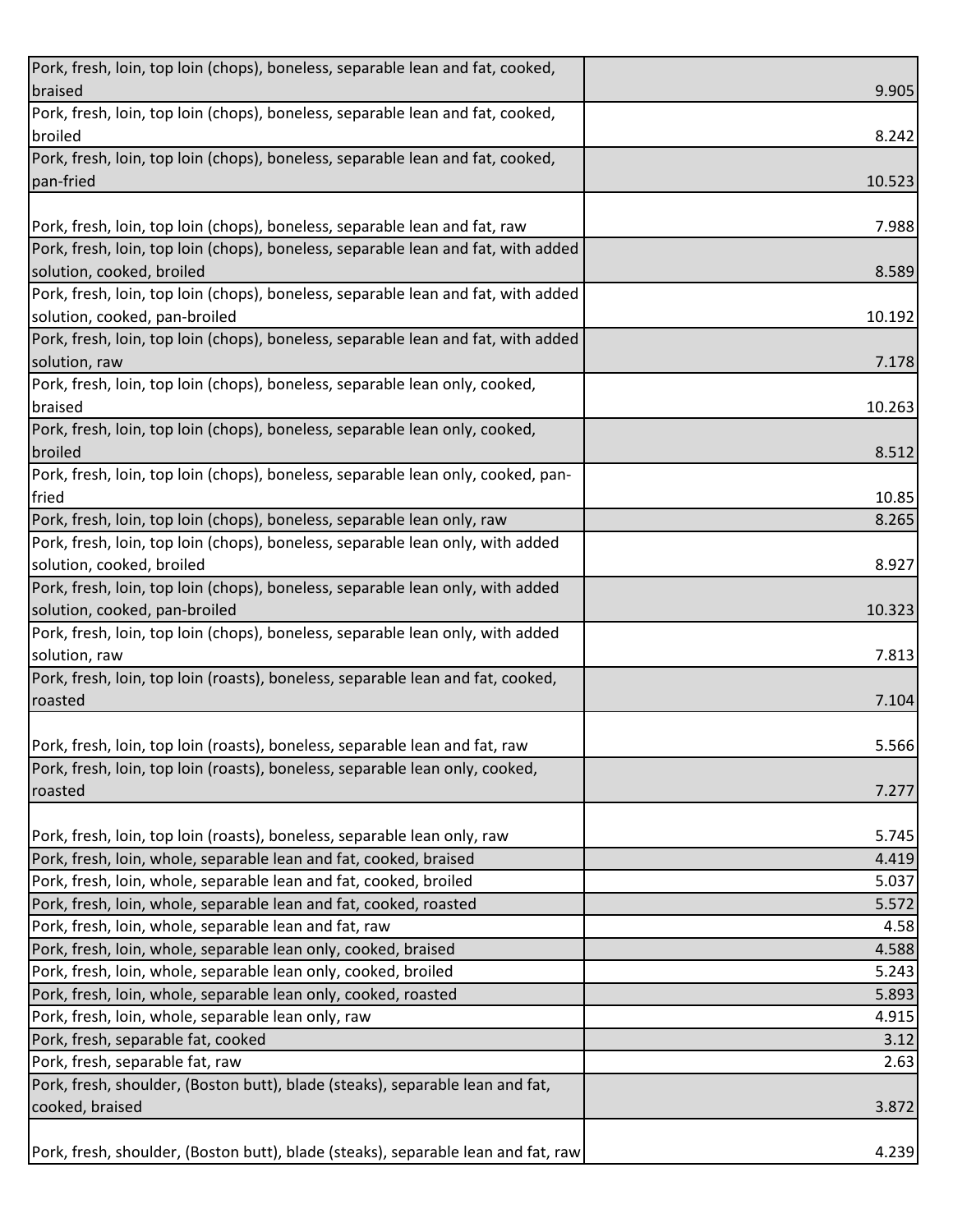| | |
|---|---|
| Pork, fresh, loin, top loin (chops), boneless, separable lean and fat, cooked, braised | 9.905 |
| Pork, fresh, loin, top loin (chops), boneless, separable lean and fat, cooked, broiled | 8.242 |
| Pork, fresh, loin, top loin (chops), boneless, separable lean and fat, cooked, pan-fried | 10.523 |
| Pork, fresh, loin, top loin (chops), boneless, separable lean and fat, raw | 7.988 |
| Pork, fresh, loin, top loin (chops), boneless, separable lean and fat, with added solution, cooked, broiled | 8.589 |
| Pork, fresh, loin, top loin (chops), boneless, separable lean and fat, with added solution, cooked, pan-broiled | 10.192 |
| Pork, fresh, loin, top loin (chops), boneless, separable lean and fat, with added solution, raw | 7.178 |
| Pork, fresh, loin, top loin (chops), boneless, separable lean only, cooked, braised | 10.263 |
| Pork, fresh, loin, top loin (chops), boneless, separable lean only, cooked, broiled | 8.512 |
| Pork, fresh, loin, top loin (chops), boneless, separable lean only, cooked, pan-fried | 10.85 |
| Pork, fresh, loin, top loin (chops), boneless, separable lean only, raw | 8.265 |
| Pork, fresh, loin, top loin (chops), boneless, separable lean only, with added solution, cooked, broiled | 8.927 |
| Pork, fresh, loin, top loin (chops), boneless, separable lean only, with added solution, cooked, pan-broiled | 10.323 |
| Pork, fresh, loin, top loin (chops), boneless, separable lean only, with added solution, raw | 7.813 |
| Pork, fresh, loin, top loin (roasts), boneless, separable lean and fat, cooked, roasted | 7.104 |
| Pork, fresh, loin, top loin (roasts), boneless, separable lean and fat, raw | 5.566 |
| Pork, fresh, loin, top loin (roasts), boneless, separable lean only, cooked, roasted | 7.277 |
| Pork, fresh, loin, top loin (roasts), boneless, separable lean only, raw | 5.745 |
| Pork, fresh, loin, whole, separable lean and fat, cooked, braised | 4.419 |
| Pork, fresh, loin, whole, separable lean and fat, cooked, broiled | 5.037 |
| Pork, fresh, loin, whole, separable lean and fat, cooked, roasted | 5.572 |
| Pork, fresh, loin, whole, separable lean and fat, raw | 4.58 |
| Pork, fresh, loin, whole, separable lean only, cooked, braised | 4.588 |
| Pork, fresh, loin, whole, separable lean only, cooked, broiled | 5.243 |
| Pork, fresh, loin, whole, separable lean only, cooked, roasted | 5.893 |
| Pork, fresh, loin, whole, separable lean only, raw | 4.915 |
| Pork, fresh, separable fat, cooked | 3.12 |
| Pork, fresh, separable fat, raw | 2.63 |
| Pork, fresh, shoulder, (Boston butt), blade (steaks), separable lean and fat, cooked, braised | 3.872 |
| Pork, fresh, shoulder, (Boston butt), blade (steaks), separable lean and fat, raw | 4.239 |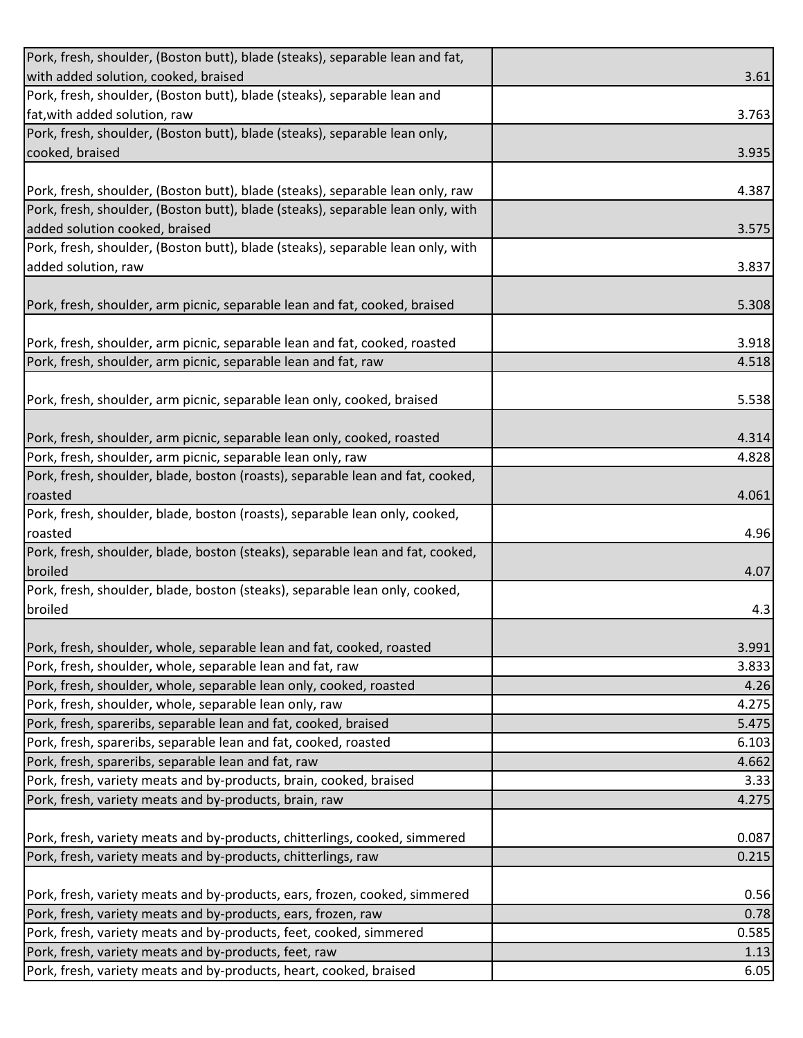| | |
|---|---|
| Pork, fresh, shoulder, (Boston butt), blade (steaks), separable lean and fat, with added solution, cooked, braised | 3.61 |
| Pork, fresh, shoulder, (Boston butt), blade (steaks), separable lean and fat,with added solution, raw | 3.763 |
| Pork, fresh, shoulder, (Boston butt), blade (steaks), separable lean only, cooked, braised | 3.935 |
| Pork, fresh, shoulder, (Boston butt), blade (steaks), separable lean only, raw | 4.387 |
| Pork, fresh, shoulder, (Boston butt), blade (steaks), separable lean only, with added solution cooked, braised | 3.575 |
| Pork, fresh, shoulder, (Boston butt), blade (steaks), separable lean only, with added solution, raw | 3.837 |
| Pork, fresh, shoulder, arm picnic, separable lean and fat, cooked, braised | 5.308 |
| Pork, fresh, shoulder, arm picnic, separable lean and fat, cooked, roasted | 3.918 |
| Pork, fresh, shoulder, arm picnic, separable lean and fat, raw | 4.518 |
| Pork, fresh, shoulder, arm picnic, separable lean only, cooked, braised | 5.538 |
| Pork, fresh, shoulder, arm picnic, separable lean only, cooked, roasted | 4.314 |
| Pork, fresh, shoulder, arm picnic, separable lean only, raw | 4.828 |
| Pork, fresh, shoulder, blade, boston (roasts), separable lean and fat, cooked, roasted | 4.061 |
| Pork, fresh, shoulder, blade, boston (roasts), separable lean only, cooked, roasted | 4.96 |
| Pork, fresh, shoulder, blade, boston (steaks), separable lean and fat, cooked, broiled | 4.07 |
| Pork, fresh, shoulder, blade, boston (steaks), separable lean only, cooked, broiled | 4.3 |
| Pork, fresh, shoulder, whole, separable lean and fat, cooked, roasted | 3.991 |
| Pork, fresh, shoulder, whole, separable lean and fat, raw | 3.833 |
| Pork, fresh, shoulder, whole, separable lean only, cooked, roasted | 4.26 |
| Pork, fresh, shoulder, whole, separable lean only, raw | 4.275 |
| Pork, fresh, spareribs, separable lean and fat, cooked, braised | 5.475 |
| Pork, fresh, spareribs, separable lean and fat, cooked, roasted | 6.103 |
| Pork, fresh, spareribs, separable lean and fat, raw | 4.662 |
| Pork, fresh, variety meats and by-products, brain, cooked, braised | 3.33 |
| Pork, fresh, variety meats and by-products, brain, raw | 4.275 |
| Pork, fresh, variety meats and by-products, chitterlings, cooked, simmered | 0.087 |
| Pork, fresh, variety meats and by-products, chitterlings, raw | 0.215 |
| Pork, fresh, variety meats and by-products, ears, frozen, cooked, simmered | 0.56 |
| Pork, fresh, variety meats and by-products, ears, frozen, raw | 0.78 |
| Pork, fresh, variety meats and by-products, feet, cooked, simmered | 0.585 |
| Pork, fresh, variety meats and by-products, feet, raw | 1.13 |
| Pork, fresh, variety meats and by-products, heart, cooked, braised | 6.05 |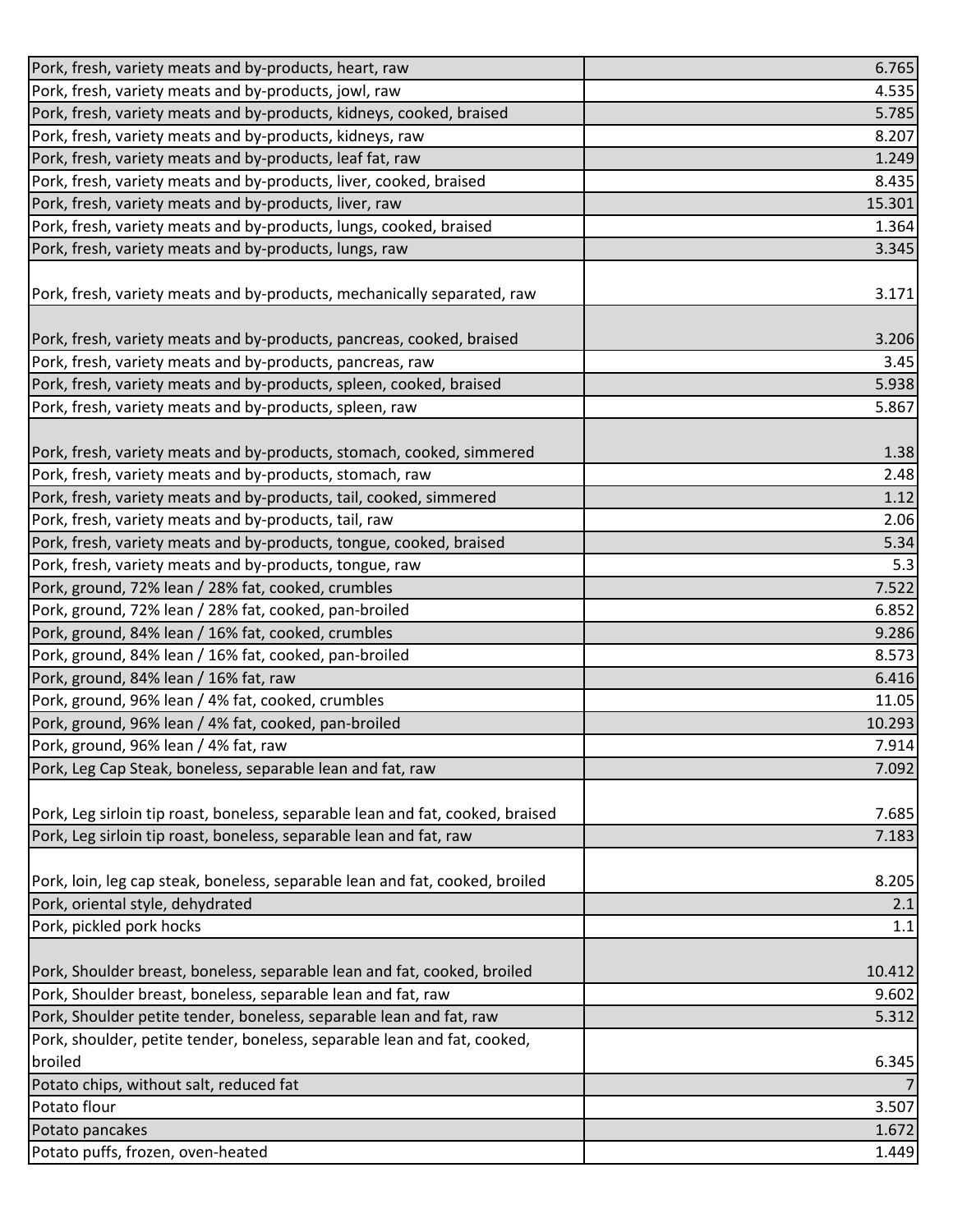| | |
|---|---|
| Pork, fresh, variety meats and by-products, heart, raw | 6.765 |
| Pork, fresh, variety meats and by-products, jowl, raw | 4.535 |
| Pork, fresh, variety meats and by-products, kidneys, cooked, braised | 5.785 |
| Pork, fresh, variety meats and by-products, kidneys, raw | 8.207 |
| Pork, fresh, variety meats and by-products, leaf fat, raw | 1.249 |
| Pork, fresh, variety meats and by-products, liver, cooked, braised | 8.435 |
| Pork, fresh, variety meats and by-products, liver, raw | 15.301 |
| Pork, fresh, variety meats and by-products, lungs, cooked, braised | 1.364 |
| Pork, fresh, variety meats and by-products, lungs, raw | 3.345 |
| Pork, fresh, variety meats and by-products, mechanically separated, raw | 3.171 |
| Pork, fresh, variety meats and by-products, pancreas, cooked, braised | 3.206 |
| Pork, fresh, variety meats and by-products, pancreas, raw | 3.45 |
| Pork, fresh, variety meats and by-products, spleen, cooked, braised | 5.938 |
| Pork, fresh, variety meats and by-products, spleen, raw | 5.867 |
| Pork, fresh, variety meats and by-products, stomach, cooked, simmered | 1.38 |
| Pork, fresh, variety meats and by-products, stomach, raw | 2.48 |
| Pork, fresh, variety meats and by-products, tail, cooked, simmered | 1.12 |
| Pork, fresh, variety meats and by-products, tail, raw | 2.06 |
| Pork, fresh, variety meats and by-products, tongue, cooked, braised | 5.34 |
| Pork, fresh, variety meats and by-products, tongue, raw | 5.3 |
| Pork, ground, 72% lean / 28% fat, cooked, crumbles | 7.522 |
| Pork, ground, 72% lean / 28% fat, cooked, pan-broiled | 6.852 |
| Pork, ground, 84% lean / 16% fat, cooked, crumbles | 9.286 |
| Pork, ground, 84% lean / 16% fat, cooked, pan-broiled | 8.573 |
| Pork, ground, 84% lean / 16% fat, raw | 6.416 |
| Pork, ground, 96% lean / 4% fat, cooked, crumbles | 11.05 |
| Pork, ground, 96% lean / 4% fat, cooked, pan-broiled | 10.293 |
| Pork, ground, 96% lean / 4% fat, raw | 7.914 |
| Pork, Leg Cap Steak, boneless, separable lean and fat, raw | 7.092 |
| Pork, Leg sirloin tip roast, boneless, separable lean and fat, cooked, braised | 7.685 |
| Pork, Leg sirloin tip roast, boneless, separable lean and fat, raw | 7.183 |
| Pork, loin, leg cap steak, boneless, separable lean and fat, cooked, broiled | 8.205 |
| Pork, oriental style, dehydrated | 2.1 |
| Pork, pickled pork hocks | 1.1 |
| Pork, Shoulder breast, boneless, separable lean and fat, cooked, broiled | 10.412 |
| Pork, Shoulder breast, boneless, separable lean and fat, raw | 9.602 |
| Pork, Shoulder petite tender, boneless, separable lean and fat, raw | 5.312 |
| Pork, shoulder, petite tender, boneless, separable lean and fat, cooked, broiled | 6.345 |
| Potato chips, without salt, reduced fat | 7 |
| Potato flour | 3.507 |
| Potato pancakes | 1.672 |
| Potato puffs, frozen, oven-heated | 1.449 |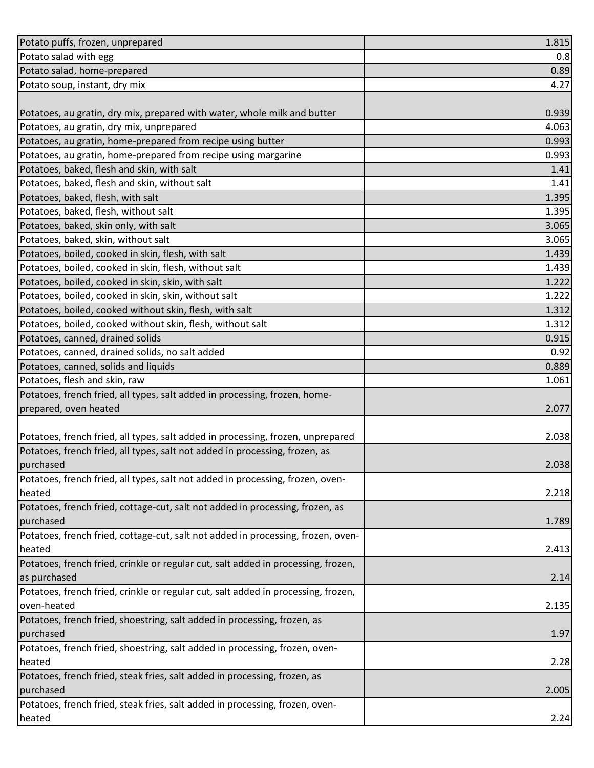| | |
|---|---|
| Potato puffs, frozen, unprepared | 1.815 |
| Potato salad with egg | 0.8 |
| Potato salad, home-prepared | 0.89 |
| Potato soup, instant, dry mix | 4.27 |
| Potatoes, au gratin, dry mix, prepared with water, whole milk and butter | 0.939 |
| Potatoes, au gratin, dry mix, unprepared | 4.063 |
| Potatoes, au gratin, home-prepared from recipe using butter | 0.993 |
| Potatoes, au gratin, home-prepared from recipe using margarine | 0.993 |
| Potatoes, baked, flesh and skin, with salt | 1.41 |
| Potatoes, baked, flesh and skin, without salt | 1.41 |
| Potatoes, baked, flesh, with salt | 1.395 |
| Potatoes, baked, flesh, without salt | 1.395 |
| Potatoes, baked, skin only, with salt | 3.065 |
| Potatoes, baked, skin, without salt | 3.065 |
| Potatoes, boiled, cooked in skin, flesh, with salt | 1.439 |
| Potatoes, boiled, cooked in skin, flesh, without salt | 1.439 |
| Potatoes, boiled, cooked in skin, skin, with salt | 1.222 |
| Potatoes, boiled, cooked in skin, skin, without salt | 1.222 |
| Potatoes, boiled, cooked without skin, flesh, with salt | 1.312 |
| Potatoes, boiled, cooked without skin, flesh, without salt | 1.312 |
| Potatoes, canned, drained solids | 0.915 |
| Potatoes, canned, drained solids, no salt added | 0.92 |
| Potatoes, canned, solids and liquids | 0.889 |
| Potatoes, flesh and skin, raw | 1.061 |
| Potatoes, french fried, all types, salt added in processing, frozen, home-prepared, oven heated | 2.077 |
| Potatoes, french fried, all types, salt added in processing, frozen, unprepared | 2.038 |
| Potatoes, french fried, all types, salt not added in processing, frozen, as purchased | 2.038 |
| Potatoes, french fried, all types, salt not added in processing, frozen, oven-heated | 2.218 |
| Potatoes, french fried, cottage-cut, salt not added in processing, frozen, as purchased | 1.789 |
| Potatoes, french fried, cottage-cut, salt not added in processing, frozen, oven-heated | 2.413 |
| Potatoes, french fried, crinkle or regular cut, salt added in processing, frozen, as purchased | 2.14 |
| Potatoes, french fried, crinkle or regular cut, salt added in processing, frozen, oven-heated | 2.135 |
| Potatoes, french fried, shoestring, salt added in processing, frozen, as purchased | 1.97 |
| Potatoes, french fried, shoestring, salt added in processing, frozen, oven-heated | 2.28 |
| Potatoes, french fried, steak fries, salt added in processing, frozen, as purchased | 2.005 |
| Potatoes, french fried, steak fries, salt added in processing, frozen, oven-heated | 2.24 |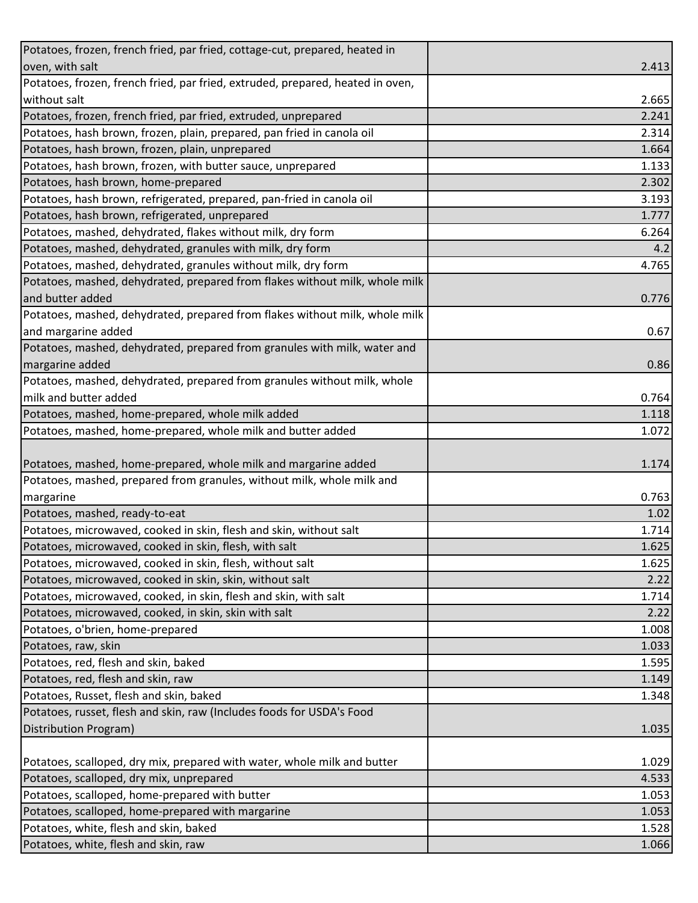| | |
|---|---|
| Potatoes, frozen, french fried, par fried, cottage-cut, prepared, heated in oven, with salt | 2.413 |
| Potatoes, frozen, french fried, par fried, extruded, prepared, heated in oven, without salt | 2.665 |
| Potatoes, frozen, french fried, par fried, extruded, unprepared | 2.241 |
| Potatoes, hash brown, frozen, plain, prepared, pan fried in canola oil | 2.314 |
| Potatoes, hash brown, frozen, plain, unprepared | 1.664 |
| Potatoes, hash brown, frozen, with butter sauce, unprepared | 1.133 |
| Potatoes, hash brown, home-prepared | 2.302 |
| Potatoes, hash brown, refrigerated, prepared, pan-fried in canola oil | 3.193 |
| Potatoes, hash brown, refrigerated, unprepared | 1.777 |
| Potatoes, mashed, dehydrated, flakes without milk, dry form | 6.264 |
| Potatoes, mashed, dehydrated, granules with milk, dry form | 4.2 |
| Potatoes, mashed, dehydrated, granules without milk, dry form | 4.765 |
| Potatoes, mashed, dehydrated, prepared from flakes without milk, whole milk and butter added | 0.776 |
| Potatoes, mashed, dehydrated, prepared from flakes without milk, whole milk and margarine added | 0.67 |
| Potatoes, mashed, dehydrated, prepared from granules with milk, water and margarine added | 0.86 |
| Potatoes, mashed, dehydrated, prepared from granules without milk, whole milk and butter added | 0.764 |
| Potatoes, mashed, home-prepared, whole milk added | 1.118 |
| Potatoes, mashed, home-prepared, whole milk and butter added | 1.072 |
| Potatoes, mashed, home-prepared, whole milk and margarine added | 1.174 |
| Potatoes, mashed, prepared from granules, without milk, whole milk and margarine | 0.763 |
| Potatoes, mashed, ready-to-eat | 1.02 |
| Potatoes, microwaved, cooked in skin, flesh and skin, without salt | 1.714 |
| Potatoes, microwaved, cooked in skin, flesh, with salt | 1.625 |
| Potatoes, microwaved, cooked in skin, flesh, without salt | 1.625 |
| Potatoes, microwaved, cooked in skin, skin, without salt | 2.22 |
| Potatoes, microwaved, cooked, in skin, flesh and skin, with salt | 1.714 |
| Potatoes, microwaved, cooked, in skin, skin with salt | 2.22 |
| Potatoes, o'brien, home-prepared | 1.008 |
| Potatoes, raw, skin | 1.033 |
| Potatoes, red, flesh and skin, baked | 1.595 |
| Potatoes, red, flesh and skin, raw | 1.149 |
| Potatoes, Russet, flesh and skin, baked | 1.348 |
| Potatoes, russet, flesh and skin, raw (Includes foods for USDA's Food Distribution Program) | 1.035 |
| Potatoes, scalloped, dry mix, prepared with water, whole milk and butter | 1.029 |
| Potatoes, scalloped, dry mix, unprepared | 4.533 |
| Potatoes, scalloped, home-prepared with butter | 1.053 |
| Potatoes, scalloped, home-prepared with margarine | 1.053 |
| Potatoes, white, flesh and skin, baked | 1.528 |
| Potatoes, white, flesh and skin, raw | 1.066 |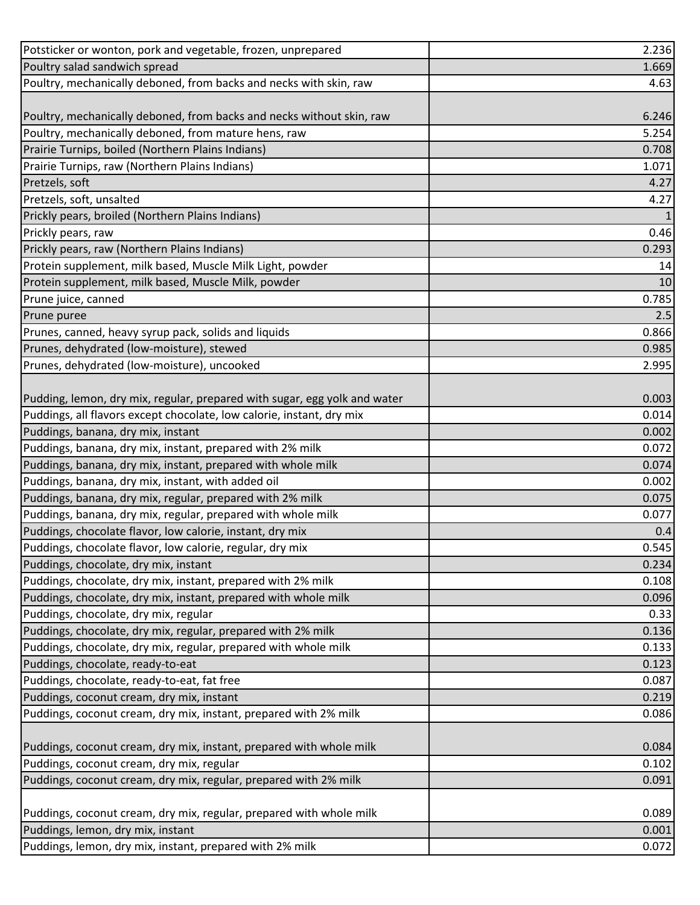| | |
|---|---|
| Potsticker or wonton, pork and vegetable, frozen, unprepared | 2.236 |
| Poultry salad sandwich spread | 1.669 |
| Poultry, mechanically deboned, from backs and necks with skin, raw | 4.63 |
| Poultry, mechanically deboned, from backs and necks without skin, raw | 6.246 |
| Poultry, mechanically deboned, from mature hens, raw | 5.254 |
| Prairie Turnips, boiled (Northern Plains Indians) | 0.708 |
| Prairie Turnips, raw (Northern Plains Indians) | 1.071 |
| Pretzels, soft | 4.27 |
| Pretzels, soft, unsalted | 4.27 |
| Prickly pears, broiled (Northern Plains Indians) | 1 |
| Prickly pears, raw | 0.46 |
| Prickly pears, raw (Northern Plains Indians) | 0.293 |
| Protein supplement, milk based, Muscle Milk Light, powder | 14 |
| Protein supplement, milk based, Muscle Milk, powder | 10 |
| Prune juice, canned | 0.785 |
| Prune puree | 2.5 |
| Prunes, canned, heavy syrup pack, solids and liquids | 0.866 |
| Prunes, dehydrated (low-moisture), stewed | 0.985 |
| Prunes, dehydrated (low-moisture), uncooked | 2.995 |
| Pudding, lemon, dry mix, regular, prepared with sugar, egg yolk and water | 0.003 |
| Puddings, all flavors except chocolate, low calorie, instant, dry mix | 0.014 |
| Puddings, banana, dry mix, instant | 0.002 |
| Puddings, banana, dry mix, instant, prepared with 2% milk | 0.072 |
| Puddings, banana, dry mix, instant, prepared with whole milk | 0.074 |
| Puddings, banana, dry mix, instant, with added oil | 0.002 |
| Puddings, banana, dry mix, regular, prepared with 2% milk | 0.075 |
| Puddings, banana, dry mix, regular, prepared with whole milk | 0.077 |
| Puddings, chocolate flavor, low calorie, instant, dry mix | 0.4 |
| Puddings, chocolate flavor, low calorie, regular, dry mix | 0.545 |
| Puddings, chocolate, dry mix, instant | 0.234 |
| Puddings, chocolate, dry mix, instant, prepared with 2% milk | 0.108 |
| Puddings, chocolate, dry mix, instant, prepared with whole milk | 0.096 |
| Puddings, chocolate, dry mix, regular | 0.33 |
| Puddings, chocolate, dry mix, regular, prepared with 2% milk | 0.136 |
| Puddings, chocolate, dry mix, regular, prepared with whole milk | 0.133 |
| Puddings, chocolate, ready-to-eat | 0.123 |
| Puddings, chocolate, ready-to-eat, fat free | 0.087 |
| Puddings, coconut cream, dry mix, instant | 0.219 |
| Puddings, coconut cream, dry mix, instant, prepared with 2% milk | 0.086 |
| Puddings, coconut cream, dry mix, instant, prepared with whole milk | 0.084 |
| Puddings, coconut cream, dry mix, regular | 0.102 |
| Puddings, coconut cream, dry mix, regular, prepared with 2% milk | 0.091 |
| Puddings, coconut cream, dry mix, regular, prepared with whole milk | 0.089 |
| Puddings, lemon, dry mix, instant | 0.001 |
| Puddings, lemon, dry mix, instant, prepared with 2% milk | 0.072 |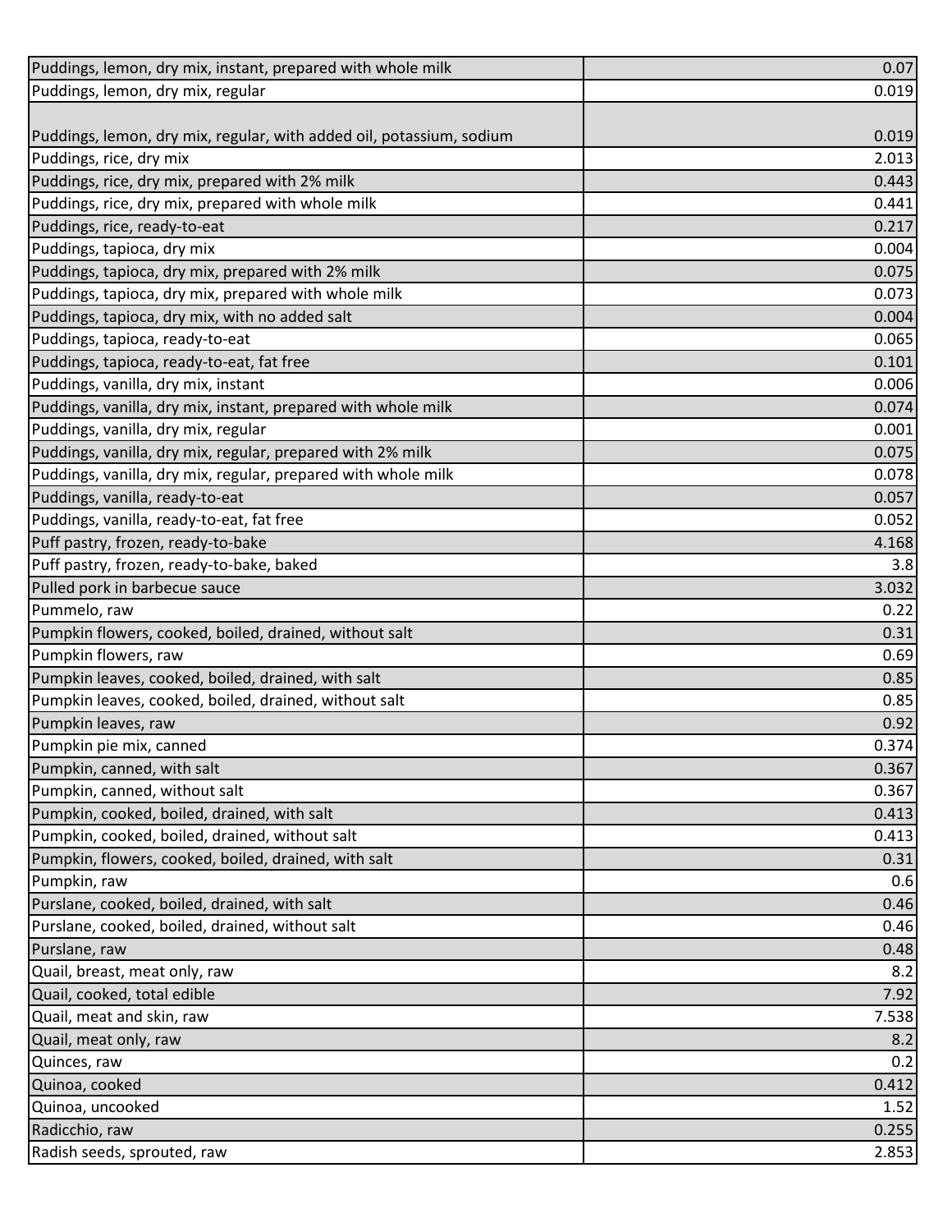| | |
|---|---|
| Puddings, lemon, dry mix, instant, prepared with whole milk | 0.07 |
| Puddings, lemon, dry mix, regular | 0.019 |
| Puddings, lemon, dry mix, regular, with added oil, potassium, sodium | 0.019 |
| Puddings, rice, dry mix | 2.013 |
| Puddings, rice, dry mix, prepared with 2% milk | 0.443 |
| Puddings, rice, dry mix, prepared with whole milk | 0.441 |
| Puddings, rice, ready-to-eat | 0.217 |
| Puddings, tapioca, dry mix | 0.004 |
| Puddings, tapioca, dry mix, prepared with 2% milk | 0.075 |
| Puddings, tapioca, dry mix, prepared with whole milk | 0.073 |
| Puddings, tapioca, dry mix, with no added salt | 0.004 |
| Puddings, tapioca, ready-to-eat | 0.065 |
| Puddings, tapioca, ready-to-eat, fat free | 0.101 |
| Puddings, vanilla, dry mix, instant | 0.006 |
| Puddings, vanilla, dry mix, instant, prepared with whole milk | 0.074 |
| Puddings, vanilla, dry mix, regular | 0.001 |
| Puddings, vanilla, dry mix, regular, prepared with 2% milk | 0.075 |
| Puddings, vanilla, dry mix, regular, prepared with whole milk | 0.078 |
| Puddings, vanilla, ready-to-eat | 0.057 |
| Puddings, vanilla, ready-to-eat, fat free | 0.052 |
| Puff pastry, frozen, ready-to-bake | 4.168 |
| Puff pastry, frozen, ready-to-bake, baked | 3.8 |
| Pulled pork in barbecue sauce | 3.032 |
| Pummelo, raw | 0.22 |
| Pumpkin flowers, cooked, boiled, drained, without salt | 0.31 |
| Pumpkin flowers, raw | 0.69 |
| Pumpkin leaves, cooked, boiled, drained, with salt | 0.85 |
| Pumpkin leaves, cooked, boiled, drained, without salt | 0.85 |
| Pumpkin leaves, raw | 0.92 |
| Pumpkin pie mix, canned | 0.374 |
| Pumpkin, canned, with salt | 0.367 |
| Pumpkin, canned, without salt | 0.367 |
| Pumpkin, cooked, boiled, drained, with salt | 0.413 |
| Pumpkin, cooked, boiled, drained, without salt | 0.413 |
| Pumpkin, flowers, cooked, boiled, drained, with salt | 0.31 |
| Pumpkin, raw | 0.6 |
| Purslane, cooked, boiled, drained, with salt | 0.46 |
| Purslane, cooked, boiled, drained, without salt | 0.46 |
| Purslane, raw | 0.48 |
| Quail, breast, meat only, raw | 8.2 |
| Quail, cooked, total edible | 7.92 |
| Quail, meat and skin, raw | 7.538 |
| Quail, meat only, raw | 8.2 |
| Quinces, raw | 0.2 |
| Quinoa, cooked | 0.412 |
| Quinoa, uncooked | 1.52 |
| Radicchio, raw | 0.255 |
| Radish seeds, sprouted, raw | 2.853 |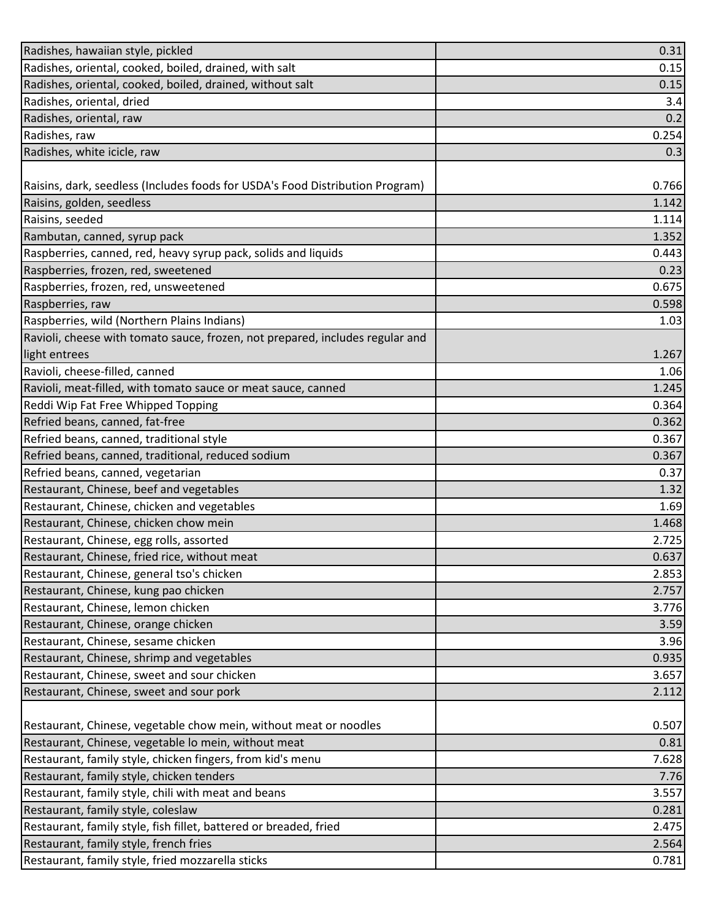| | |
|---|---|
| Radishes, hawaiian style, pickled | 0.31 |
| Radishes, oriental, cooked, boiled, drained, with salt | 0.15 |
| Radishes, oriental, cooked, boiled, drained, without salt | 0.15 |
| Radishes, oriental, dried | 3.4 |
| Radishes, oriental, raw | 0.2 |
| Radishes, raw | 0.254 |
| Radishes, white icicle, raw | 0.3 |
| Raisins, dark, seedless (Includes foods for USDA's Food Distribution Program) | 0.766 |
| Raisins, golden, seedless | 1.142 |
| Raisins, seeded | 1.114 |
| Rambutan, canned, syrup pack | 1.352 |
| Raspberries, canned, red, heavy syrup pack, solids and liquids | 0.443 |
| Raspberries, frozen, red, sweetened | 0.23 |
| Raspberries, frozen, red, unsweetened | 0.675 |
| Raspberries, raw | 0.598 |
| Raspberries, wild (Northern Plains Indians) | 1.03 |
| Ravioli, cheese with tomato sauce, frozen, not prepared, includes regular and light entrees | 1.267 |
| Ravioli, cheese-filled, canned | 1.06 |
| Ravioli, meat-filled, with tomato sauce or meat sauce, canned | 1.245 |
| Reddi Wip Fat Free Whipped Topping | 0.364 |
| Refried beans, canned, fat-free | 0.362 |
| Refried beans, canned, traditional style | 0.367 |
| Refried beans, canned, traditional, reduced sodium | 0.367 |
| Refried beans, canned, vegetarian | 0.37 |
| Restaurant, Chinese, beef and vegetables | 1.32 |
| Restaurant, Chinese, chicken and vegetables | 1.69 |
| Restaurant, Chinese, chicken chow mein | 1.468 |
| Restaurant, Chinese, egg rolls, assorted | 2.725 |
| Restaurant, Chinese, fried rice, without meat | 0.637 |
| Restaurant, Chinese, general tso's chicken | 2.853 |
| Restaurant, Chinese, kung pao chicken | 2.757 |
| Restaurant, Chinese, lemon chicken | 3.776 |
| Restaurant, Chinese, orange chicken | 3.59 |
| Restaurant, Chinese, sesame chicken | 3.96 |
| Restaurant, Chinese, shrimp and vegetables | 0.935 |
| Restaurant, Chinese, sweet and sour chicken | 3.657 |
| Restaurant, Chinese, sweet and sour pork | 2.112 |
| Restaurant, Chinese, vegetable chow mein, without meat or noodles | 0.507 |
| Restaurant, Chinese, vegetable lo mein, without meat | 0.81 |
| Restaurant, family style, chicken fingers, from kid's menu | 7.628 |
| Restaurant, family style, chicken tenders | 7.76 |
| Restaurant, family style, chili with meat and beans | 3.557 |
| Restaurant, family style, coleslaw | 0.281 |
| Restaurant, family style, fish fillet, battered or breaded, fried | 2.475 |
| Restaurant, family style, french fries | 2.564 |
| Restaurant, family style, fried mozzarella sticks | 0.781 |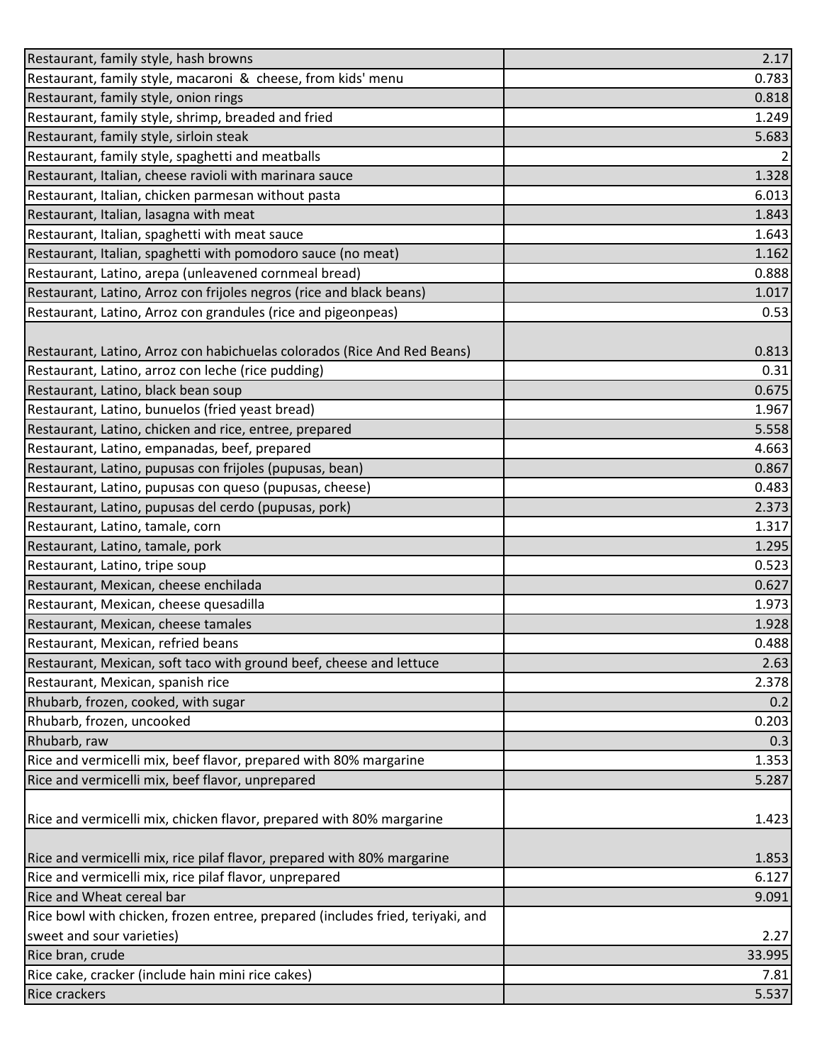| | |
|---|---|
| Restaurant, family style, hash browns | 2.17 |
| Restaurant, family style, macaroni & cheese, from kids' menu | 0.783 |
| Restaurant, family style, onion rings | 0.818 |
| Restaurant, family style, shrimp, breaded and fried | 1.249 |
| Restaurant, family style, sirloin steak | 5.683 |
| Restaurant, family style, spaghetti and meatballs | 2 |
| Restaurant, Italian, cheese ravioli with marinara sauce | 1.328 |
| Restaurant, Italian, chicken parmesan without pasta | 6.013 |
| Restaurant, Italian, lasagna with meat | 1.843 |
| Restaurant, Italian, spaghetti with meat sauce | 1.643 |
| Restaurant, Italian, spaghetti with pomodoro sauce (no meat) | 1.162 |
| Restaurant, Latino, arepa (unleavened cornmeal bread) | 0.888 |
| Restaurant, Latino, Arroz con frijoles negros (rice and black beans) | 1.017 |
| Restaurant, Latino, Arroz con grandules (rice and pigeonpeas) | 0.53 |
| Restaurant, Latino, Arroz con habichuelas colorados (Rice And Red Beans) | 0.813 |
| Restaurant, Latino, arroz con leche (rice pudding) | 0.31 |
| Restaurant, Latino, black bean soup | 0.675 |
| Restaurant, Latino, bunuelos (fried yeast bread) | 1.967 |
| Restaurant, Latino, chicken and rice, entree, prepared | 5.558 |
| Restaurant, Latino, empanadas, beef, prepared | 4.663 |
| Restaurant, Latino, pupusas con frijoles (pupusas, bean) | 0.867 |
| Restaurant, Latino, pupusas con queso (pupusas, cheese) | 0.483 |
| Restaurant, Latino, pupusas del cerdo (pupusas, pork) | 2.373 |
| Restaurant, Latino, tamale, corn | 1.317 |
| Restaurant, Latino, tamale, pork | 1.295 |
| Restaurant, Latino, tripe soup | 0.523 |
| Restaurant, Mexican, cheese enchilada | 0.627 |
| Restaurant, Mexican, cheese quesadilla | 1.973 |
| Restaurant, Mexican, cheese tamales | 1.928 |
| Restaurant, Mexican, refried beans | 0.488 |
| Restaurant, Mexican, soft taco with ground beef, cheese and lettuce | 2.63 |
| Restaurant, Mexican, spanish rice | 2.378 |
| Rhubarb, frozen, cooked, with sugar | 0.2 |
| Rhubarb, frozen, uncooked | 0.203 |
| Rhubarb, raw | 0.3 |
| Rice and vermicelli mix, beef flavor, prepared with 80% margarine | 1.353 |
| Rice and vermicelli mix, beef flavor, unprepared | 5.287 |
| Rice and vermicelli mix, chicken flavor, prepared with 80% margarine | 1.423 |
| Rice and vermicelli mix, rice pilaf flavor, prepared with 80% margarine | 1.853 |
| Rice and vermicelli mix, rice pilaf flavor, unprepared | 6.127 |
| Rice and Wheat cereal bar | 9.091 |
| Rice bowl with chicken, frozen entree, prepared (includes fried, teriyaki, and sweet and sour varieties) | 2.27 |
| Rice bran, crude | 33.995 |
| Rice cake, cracker (include hain mini rice cakes) | 7.81 |
| Rice crackers | 5.537 |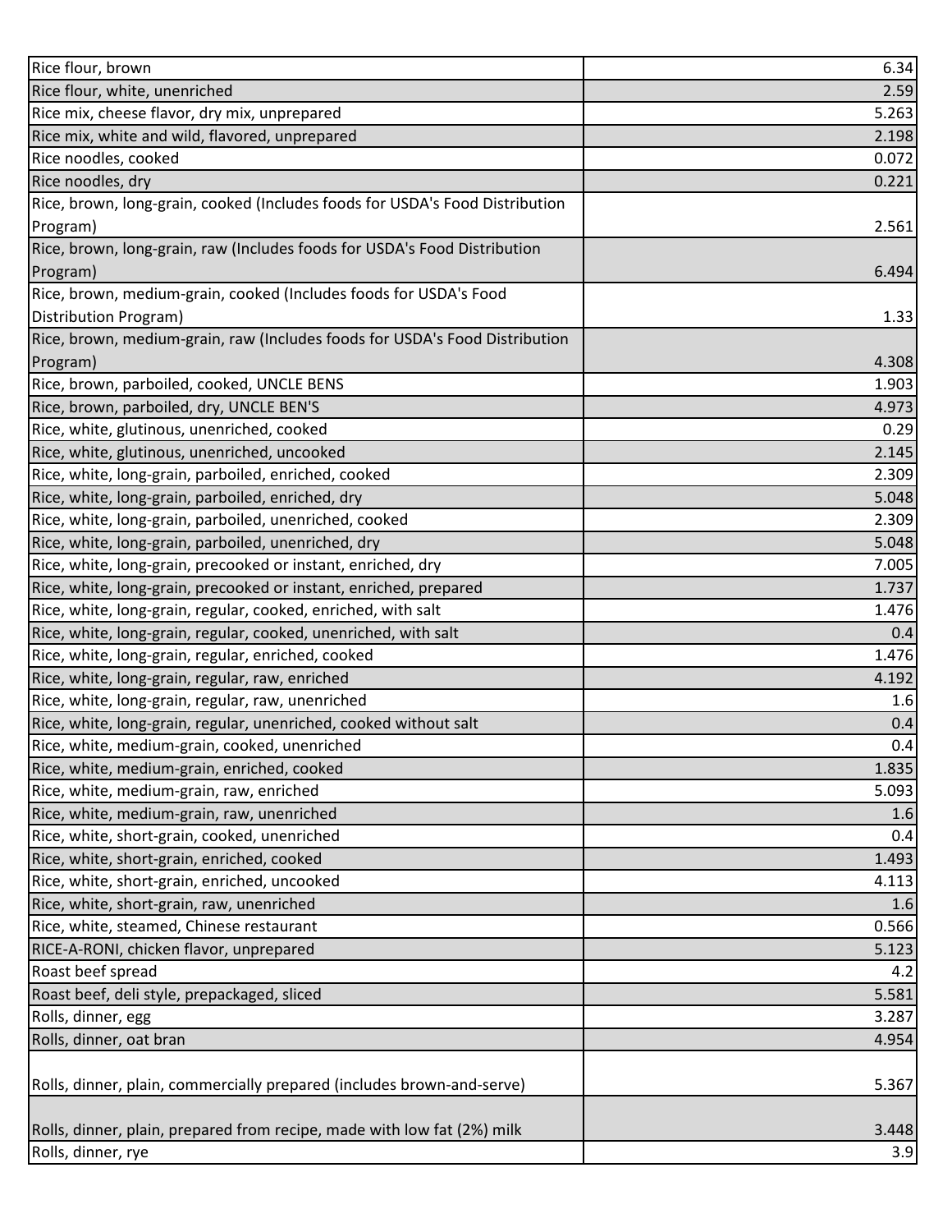| | |
|---|---|
| Rice flour, brown | 6.34 |
| Rice flour, white, unenriched | 2.59 |
| Rice mix, cheese flavor, dry mix, unprepared | 5.263 |
| Rice mix, white and wild, flavored, unprepared | 2.198 |
| Rice noodles, cooked | 0.072 |
| Rice noodles, dry | 0.221 |
| Rice, brown, long-grain, cooked (Includes foods for USDA's Food Distribution Program) | 2.561 |
| Rice, brown, long-grain, raw (Includes foods for USDA's Food Distribution Program) | 6.494 |
| Rice, brown, medium-grain, cooked (Includes foods for USDA's Food Distribution Program) | 1.33 |
| Rice, brown, medium-grain, raw (Includes foods for USDA's Food Distribution Program) | 4.308 |
| Rice, brown, parboiled, cooked, UNCLE BENS | 1.903 |
| Rice, brown, parboiled, dry, UNCLE BEN'S | 4.973 |
| Rice, white, glutinous, unenriched, cooked | 0.29 |
| Rice, white, glutinous, unenriched, uncooked | 2.145 |
| Rice, white, long-grain, parboiled, enriched, cooked | 2.309 |
| Rice, white, long-grain, parboiled, enriched, dry | 5.048 |
| Rice, white, long-grain, parboiled, unenriched, cooked | 2.309 |
| Rice, white, long-grain, parboiled, unenriched, dry | 5.048 |
| Rice, white, long-grain, precooked or instant, enriched, dry | 7.005 |
| Rice, white, long-grain, precooked or instant, enriched, prepared | 1.737 |
| Rice, white, long-grain, regular, cooked, enriched, with salt | 1.476 |
| Rice, white, long-grain, regular, cooked, unenriched, with salt | 0.4 |
| Rice, white, long-grain, regular, enriched, cooked | 1.476 |
| Rice, white, long-grain, regular, raw, enriched | 4.192 |
| Rice, white, long-grain, regular, raw, unenriched | 1.6 |
| Rice, white, long-grain, regular, unenriched, cooked without salt | 0.4 |
| Rice, white, medium-grain, cooked, unenriched | 0.4 |
| Rice, white, medium-grain, enriched, cooked | 1.835 |
| Rice, white, medium-grain, raw, enriched | 5.093 |
| Rice, white, medium-grain, raw, unenriched | 1.6 |
| Rice, white, short-grain, cooked, unenriched | 0.4 |
| Rice, white, short-grain, enriched, cooked | 1.493 |
| Rice, white, short-grain, enriched, uncooked | 4.113 |
| Rice, white, short-grain, raw, unenriched | 1.6 |
| Rice, white, steamed, Chinese restaurant | 0.566 |
| RICE-A-RONI, chicken flavor, unprepared | 5.123 |
| Roast beef spread | 4.2 |
| Roast beef, deli style, prepackaged, sliced | 5.581 |
| Rolls, dinner, egg | 3.287 |
| Rolls, dinner, oat bran | 4.954 |
| Rolls, dinner, plain, commercially prepared (includes brown-and-serve) | 5.367 |
| Rolls, dinner, plain, prepared from recipe, made with low fat (2%) milk | 3.448 |
| Rolls, dinner, rye | 3.9 |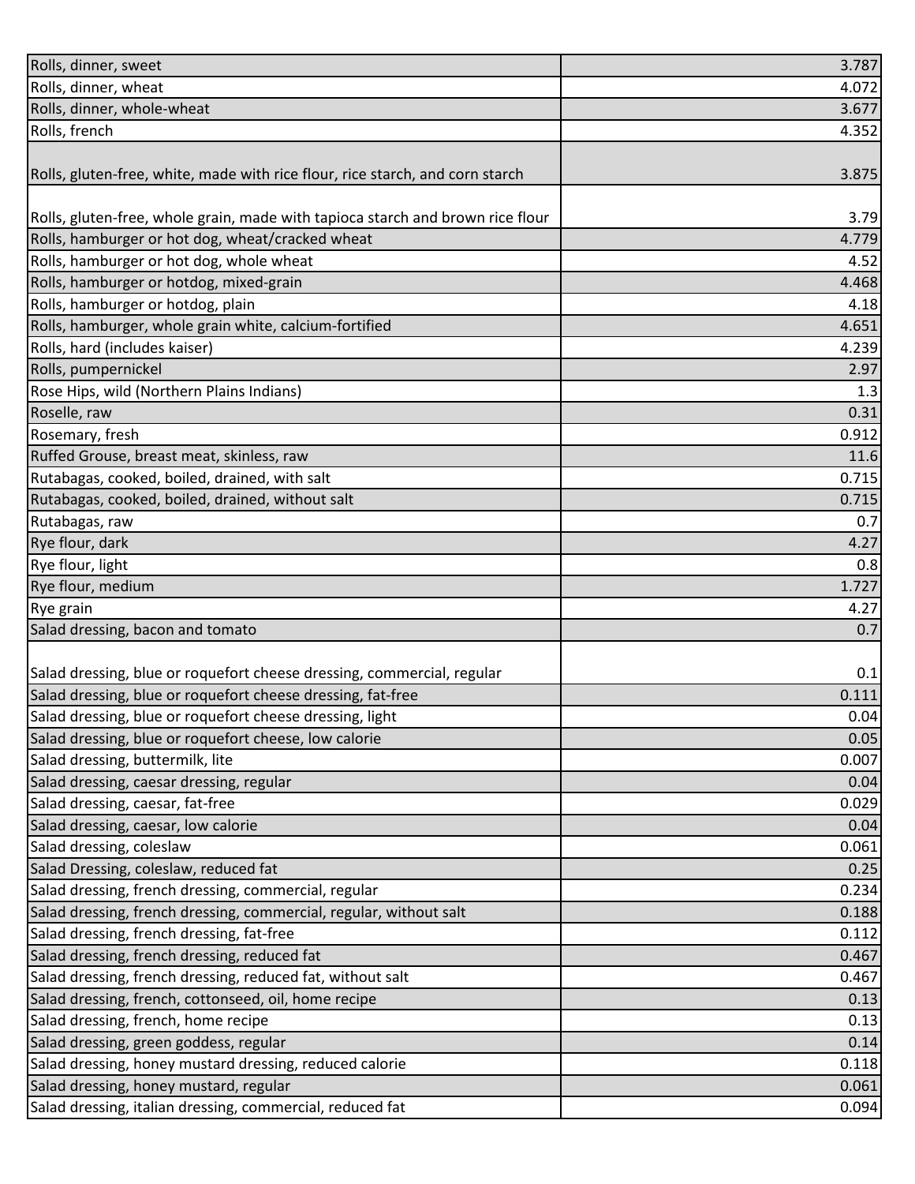| | |
|---|---|
| Rolls, dinner, sweet | 3.787 |
| Rolls, dinner, wheat | 4.072 |
| Rolls, dinner, whole-wheat | 3.677 |
| Rolls, french | 4.352 |
| Rolls, gluten-free, white, made with rice flour, rice starch, and corn starch | 3.875 |
| Rolls, gluten-free, whole grain, made with tapioca starch and brown rice flour | 3.79 |
| Rolls, hamburger or hot dog, wheat/cracked wheat | 4.779 |
| Rolls, hamburger or hot dog, whole wheat | 4.52 |
| Rolls, hamburger or hotdog, mixed-grain | 4.468 |
| Rolls, hamburger or hotdog, plain | 4.18 |
| Rolls, hamburger, whole grain white, calcium-fortified | 4.651 |
| Rolls, hard (includes kaiser) | 4.239 |
| Rolls, pumpernickel | 2.97 |
| Rose Hips, wild (Northern Plains Indians) | 1.3 |
| Roselle, raw | 0.31 |
| Rosemary, fresh | 0.912 |
| Ruffed Grouse, breast meat, skinless, raw | 11.6 |
| Rutabagas, cooked, boiled, drained, with salt | 0.715 |
| Rutabagas, cooked, boiled, drained, without salt | 0.715 |
| Rutabagas, raw | 0.7 |
| Rye flour, dark | 4.27 |
| Rye flour, light | 0.8 |
| Rye flour, medium | 1.727 |
| Rye grain | 4.27 |
| Salad dressing, bacon and tomato | 0.7 |
| Salad dressing, blue or roquefort cheese dressing, commercial, regular | 0.1 |
| Salad dressing, blue or roquefort cheese dressing, fat-free | 0.111 |
| Salad dressing, blue or roquefort cheese dressing, light | 0.04 |
| Salad dressing, blue or roquefort cheese, low calorie | 0.05 |
| Salad dressing, buttermilk, lite | 0.007 |
| Salad dressing, caesar dressing, regular | 0.04 |
| Salad dressing, caesar, fat-free | 0.029 |
| Salad dressing, caesar, low calorie | 0.04 |
| Salad dressing, coleslaw | 0.061 |
| Salad Dressing, coleslaw, reduced fat | 0.25 |
| Salad dressing, french dressing, commercial, regular | 0.234 |
| Salad dressing, french dressing, commercial, regular, without salt | 0.188 |
| Salad dressing, french dressing, fat-free | 0.112 |
| Salad dressing, french dressing, reduced fat | 0.467 |
| Salad dressing, french dressing, reduced fat, without salt | 0.467 |
| Salad dressing, french, cottonseed, oil, home recipe | 0.13 |
| Salad dressing, french, home recipe | 0.13 |
| Salad dressing, green goddess, regular | 0.14 |
| Salad dressing, honey mustard dressing, reduced calorie | 0.118 |
| Salad dressing, honey mustard, regular | 0.061 |
| Salad dressing, italian dressing, commercial, reduced fat | 0.094 |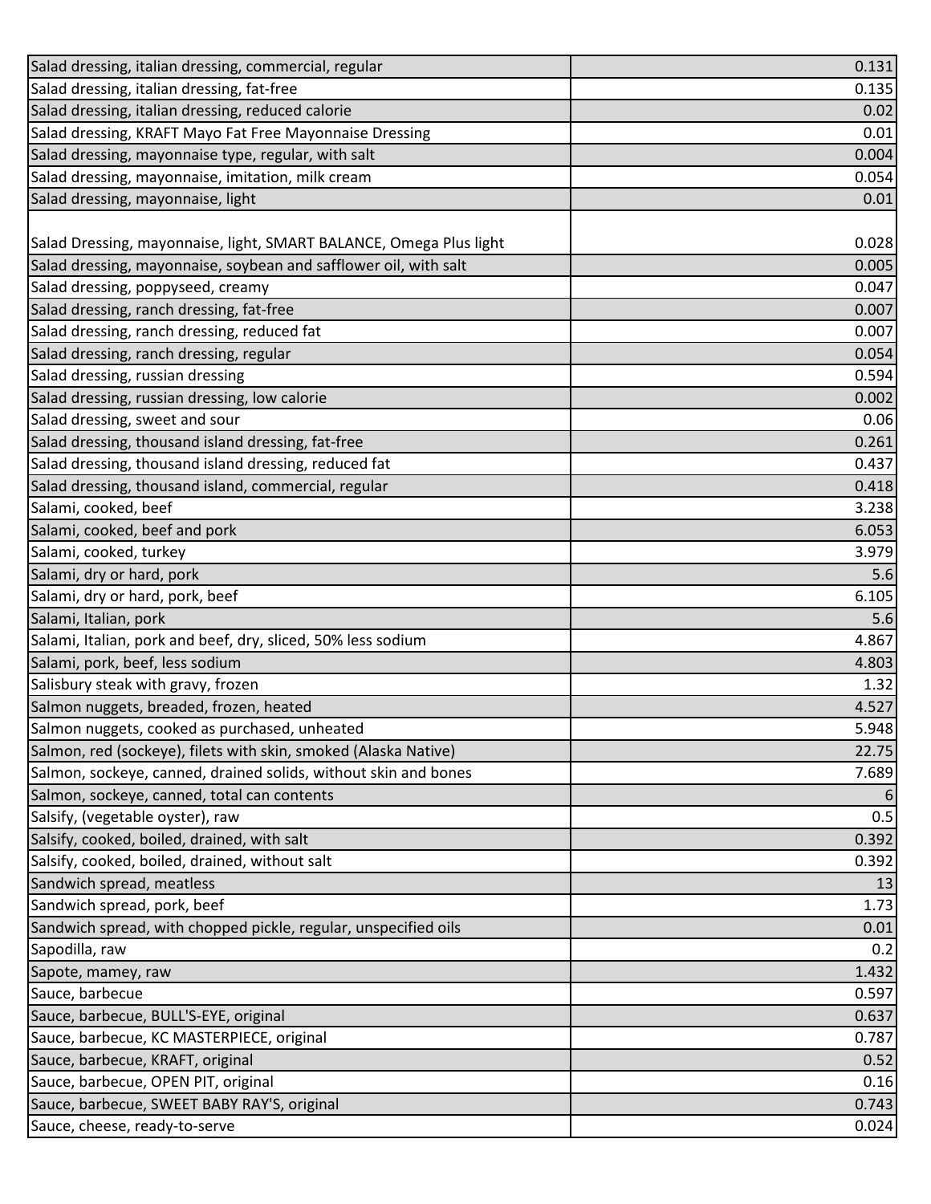| | |
|---|---|
| Salad dressing, italian dressing, commercial, regular | 0.131 |
| Salad dressing, italian dressing, fat-free | 0.135 |
| Salad dressing, italian dressing, reduced calorie | 0.02 |
| Salad dressing, KRAFT Mayo Fat Free Mayonnaise Dressing | 0.01 |
| Salad dressing, mayonnaise type, regular, with salt | 0.004 |
| Salad dressing, mayonnaise, imitation, milk cream | 0.054 |
| Salad dressing, mayonnaise, light | 0.01 |
| Salad Dressing, mayonnaise, light, SMART BALANCE, Omega Plus light | 0.028 |
| Salad dressing, mayonnaise, soybean and safflower oil, with salt | 0.005 |
| Salad dressing, poppyseed, creamy | 0.047 |
| Salad dressing, ranch dressing, fat-free | 0.007 |
| Salad dressing, ranch dressing, reduced fat | 0.007 |
| Salad dressing, ranch dressing, regular | 0.054 |
| Salad dressing, russian dressing | 0.594 |
| Salad dressing, russian dressing, low calorie | 0.002 |
| Salad dressing, sweet and sour | 0.06 |
| Salad dressing, thousand island dressing, fat-free | 0.261 |
| Salad dressing, thousand island dressing, reduced fat | 0.437 |
| Salad dressing, thousand island, commercial, regular | 0.418 |
| Salami, cooked, beef | 3.238 |
| Salami, cooked, beef and pork | 6.053 |
| Salami, cooked, turkey | 3.979 |
| Salami, dry or hard, pork | 5.6 |
| Salami, dry or hard, pork, beef | 6.105 |
| Salami, Italian, pork | 5.6 |
| Salami, Italian, pork and beef, dry, sliced, 50% less sodium | 4.867 |
| Salami, pork, beef, less sodium | 4.803 |
| Salisbury steak with gravy, frozen | 1.32 |
| Salmon nuggets, breaded, frozen, heated | 4.527 |
| Salmon nuggets, cooked as purchased, unheated | 5.948 |
| Salmon, red (sockeye), filets with skin, smoked (Alaska Native) | 22.75 |
| Salmon, sockeye, canned, drained solids, without skin and bones | 7.689 |
| Salmon, sockeye, canned, total can contents | 6 |
| Salsify, (vegetable oyster), raw | 0.5 |
| Salsify, cooked, boiled, drained, with salt | 0.392 |
| Salsify, cooked, boiled, drained, without salt | 0.392 |
| Sandwich spread, meatless | 13 |
| Sandwich spread, pork, beef | 1.73 |
| Sandwich spread, with chopped pickle, regular, unspecified oils | 0.01 |
| Sapodilla, raw | 0.2 |
| Sapote, mamey, raw | 1.432 |
| Sauce, barbecue | 0.597 |
| Sauce, barbecue, BULL'S-EYE, original | 0.637 |
| Sauce, barbecue, KC MASTERPIECE, original | 0.787 |
| Sauce, barbecue, KRAFT, original | 0.52 |
| Sauce, barbecue, OPEN PIT, original | 0.16 |
| Sauce, barbecue, SWEET BABY RAY'S, original | 0.743 |
| Sauce, cheese, ready-to-serve | 0.024 |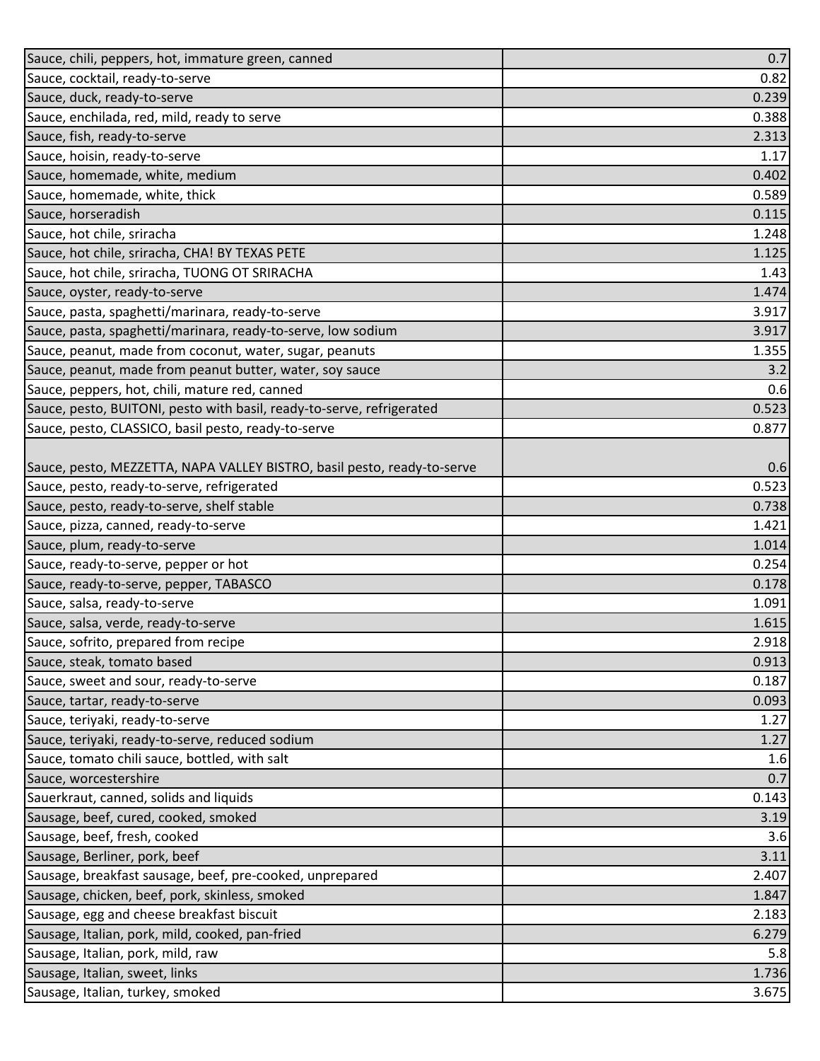| | |
|---|---|
| Sauce, chili, peppers, hot, immature green, canned | 0.7 |
| Sauce, cocktail, ready-to-serve | 0.82 |
| Sauce, duck, ready-to-serve | 0.239 |
| Sauce, enchilada, red, mild, ready to serve | 0.388 |
| Sauce, fish, ready-to-serve | 2.313 |
| Sauce, hoisin, ready-to-serve | 1.17 |
| Sauce, homemade, white, medium | 0.402 |
| Sauce, homemade, white, thick | 0.589 |
| Sauce, horseradish | 0.115 |
| Sauce, hot chile, sriracha | 1.248 |
| Sauce, hot chile, sriracha, CHA! BY TEXAS PETE | 1.125 |
| Sauce, hot chile, sriracha, TUONG OT SRIRACHA | 1.43 |
| Sauce, oyster, ready-to-serve | 1.474 |
| Sauce, pasta, spaghetti/marinara, ready-to-serve | 3.917 |
| Sauce, pasta, spaghetti/marinara, ready-to-serve, low sodium | 3.917 |
| Sauce, peanut, made from coconut, water, sugar, peanuts | 1.355 |
| Sauce, peanut, made from peanut butter, water, soy sauce | 3.2 |
| Sauce, peppers, hot, chili, mature red, canned | 0.6 |
| Sauce, pesto, BUITONI, pesto with basil, ready-to-serve, refrigerated | 0.523 |
| Sauce, pesto, CLASSICO, basil pesto, ready-to-serve | 0.877 |
| Sauce, pesto, MEZZETTA, NAPA VALLEY BISTRO, basil pesto, ready-to-serve | 0.6 |
| Sauce, pesto, ready-to-serve, refrigerated | 0.523 |
| Sauce, pesto, ready-to-serve, shelf stable | 0.738 |
| Sauce, pizza, canned, ready-to-serve | 1.421 |
| Sauce, plum, ready-to-serve | 1.014 |
| Sauce, ready-to-serve, pepper or hot | 0.254 |
| Sauce, ready-to-serve, pepper, TABASCO | 0.178 |
| Sauce, salsa, ready-to-serve | 1.091 |
| Sauce, salsa, verde, ready-to-serve | 1.615 |
| Sauce, sofrito, prepared from recipe | 2.918 |
| Sauce, steak, tomato based | 0.913 |
| Sauce, sweet and sour, ready-to-serve | 0.187 |
| Sauce, tartar, ready-to-serve | 0.093 |
| Sauce, teriyaki, ready-to-serve | 1.27 |
| Sauce, teriyaki, ready-to-serve, reduced sodium | 1.27 |
| Sauce, tomato chili sauce, bottled, with salt | 1.6 |
| Sauce, worcestershire | 0.7 |
| Sauerkraut, canned, solids and liquids | 0.143 |
| Sausage, beef, cured, cooked, smoked | 3.19 |
| Sausage, beef, fresh, cooked | 3.6 |
| Sausage, Berliner, pork, beef | 3.11 |
| Sausage, breakfast sausage, beef, pre-cooked, unprepared | 2.407 |
| Sausage, chicken, beef, pork, skinless, smoked | 1.847 |
| Sausage, egg and cheese breakfast biscuit | 2.183 |
| Sausage, Italian, pork, mild, cooked, pan-fried | 6.279 |
| Sausage, Italian, pork, mild, raw | 5.8 |
| Sausage, Italian, sweet, links | 1.736 |
| Sausage, Italian, turkey, smoked | 3.675 |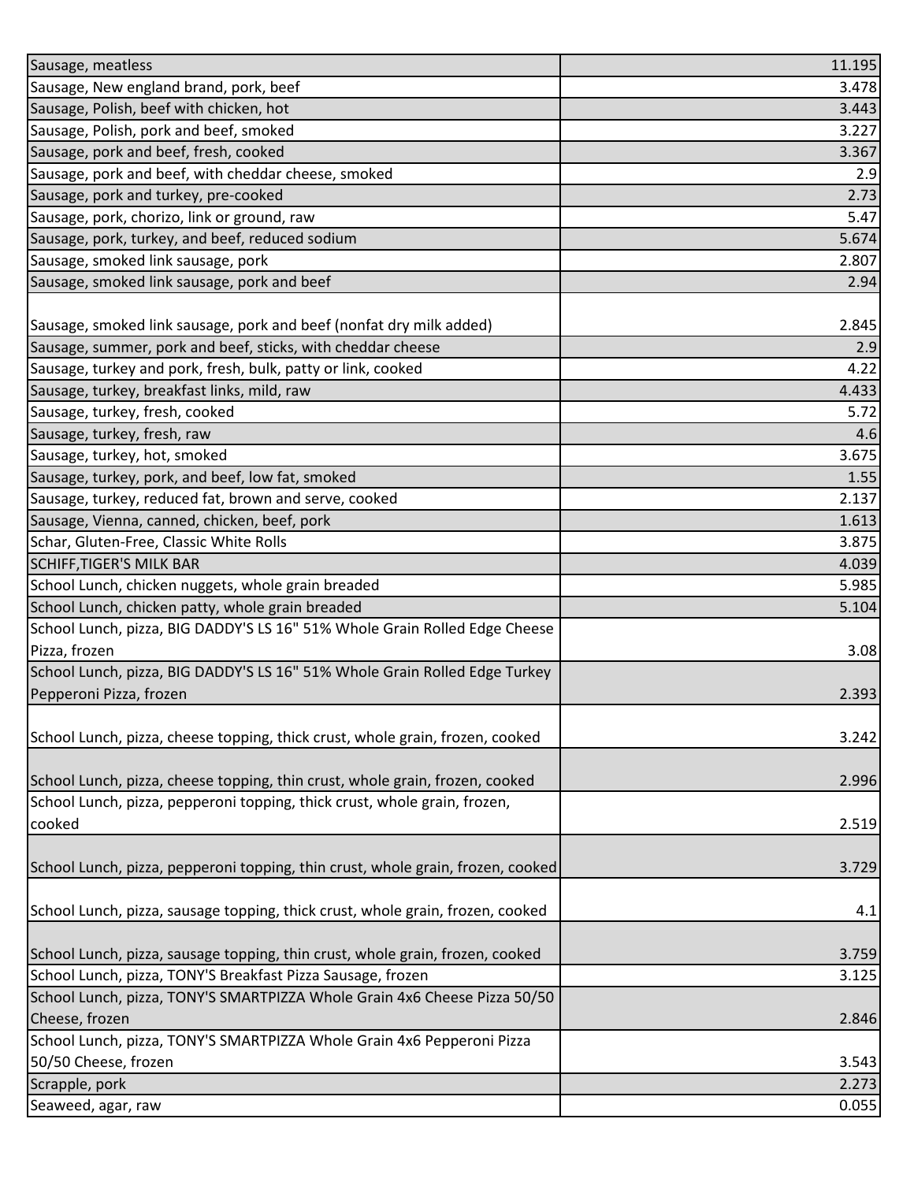| | |
|---|---|
| Sausage, meatless | 11.195 |
| Sausage, New england brand, pork, beef | 3.478 |
| Sausage, Polish, beef with chicken, hot | 3.443 |
| Sausage, Polish, pork and beef, smoked | 3.227 |
| Sausage, pork and beef, fresh, cooked | 3.367 |
| Sausage, pork and beef, with cheddar cheese, smoked | 2.9 |
| Sausage, pork and turkey, pre-cooked | 2.73 |
| Sausage, pork, chorizo, link or ground, raw | 5.47 |
| Sausage, pork, turkey, and beef, reduced sodium | 5.674 |
| Sausage, smoked link sausage, pork | 2.807 |
| Sausage, smoked link sausage, pork and beef | 2.94 |
| Sausage, smoked link sausage, pork and beef (nonfat dry milk added) | 2.845 |
| Sausage, summer, pork and beef, sticks, with cheddar cheese | 2.9 |
| Sausage, turkey and pork, fresh, bulk, patty or link, cooked | 4.22 |
| Sausage, turkey, breakfast links, mild, raw | 4.433 |
| Sausage, turkey, fresh, cooked | 5.72 |
| Sausage, turkey, fresh, raw | 4.6 |
| Sausage, turkey, hot, smoked | 3.675 |
| Sausage, turkey, pork, and beef, low fat, smoked | 1.55 |
| Sausage, turkey, reduced fat, brown and serve, cooked | 2.137 |
| Sausage, Vienna, canned, chicken, beef, pork | 1.613 |
| Schar, Gluten-Free, Classic White Rolls | 3.875 |
| SCHIFF,TIGER'S MILK BAR | 4.039 |
| School Lunch, chicken nuggets, whole grain breaded | 5.985 |
| School Lunch, chicken patty, whole grain breaded | 5.104 |
| School Lunch, pizza, BIG DADDY'S LS 16" 51% Whole Grain Rolled Edge Cheese Pizza, frozen | 3.08 |
| School Lunch, pizza, BIG DADDY'S LS 16" 51% Whole Grain Rolled Edge Turkey Pepperoni Pizza, frozen | 2.393 |
| School Lunch, pizza, cheese topping, thick crust, whole grain, frozen, cooked | 3.242 |
| School Lunch, pizza, cheese topping, thin crust, whole grain, frozen, cooked | 2.996 |
| School Lunch, pizza, pepperoni topping, thick crust, whole grain, frozen, cooked | 2.519 |
| School Lunch, pizza, pepperoni topping, thin crust, whole grain, frozen, cooked | 3.729 |
| School Lunch, pizza, sausage topping, thick crust, whole grain, frozen, cooked | 4.1 |
| School Lunch, pizza, sausage topping, thin crust, whole grain, frozen, cooked | 3.759 |
| School Lunch, pizza, TONY'S Breakfast Pizza Sausage, frozen | 3.125 |
| School Lunch, pizza, TONY'S SMARTPIZZA Whole Grain 4x6 Cheese Pizza 50/50 Cheese, frozen | 2.846 |
| School Lunch, pizza, TONY'S SMARTPIZZA Whole Grain 4x6 Pepperoni Pizza 50/50 Cheese, frozen | 3.543 |
| Scrapple, pork | 2.273 |
| Seaweed, agar, raw | 0.055 |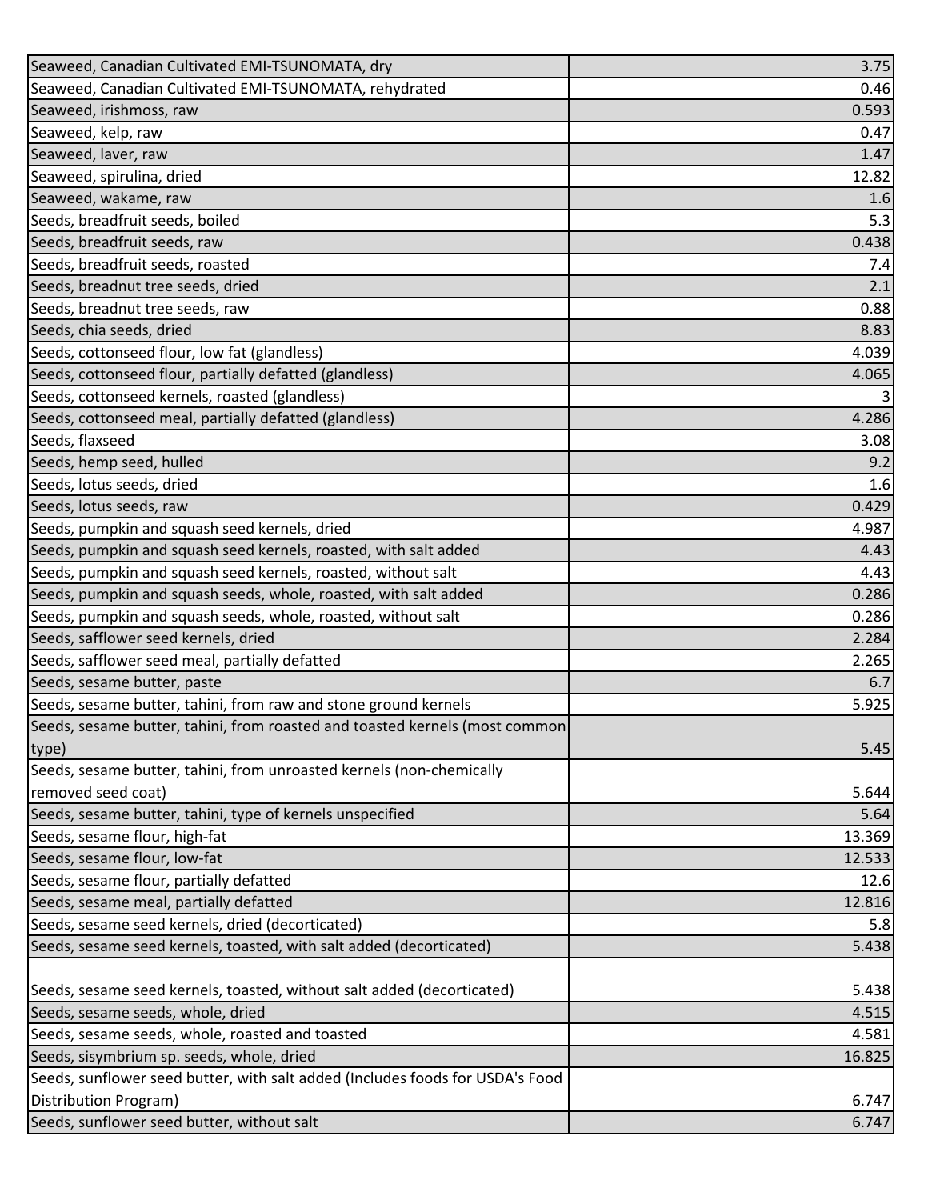| | |
|---|---|
| Seaweed, Canadian Cultivated EMI-TSUNOMATA, dry | 3.75 |
| Seaweed, Canadian Cultivated EMI-TSUNOMATA, rehydrated | 0.46 |
| Seaweed, irishmoss, raw | 0.593 |
| Seaweed, kelp, raw | 0.47 |
| Seaweed, laver, raw | 1.47 |
| Seaweed, spirulina, dried | 12.82 |
| Seaweed, wakame, raw | 1.6 |
| Seeds, breadfruit seeds, boiled | 5.3 |
| Seeds, breadfruit seeds, raw | 0.438 |
| Seeds, breadfruit seeds, roasted | 7.4 |
| Seeds, breadnut tree seeds, dried | 2.1 |
| Seeds, breadnut tree seeds, raw | 0.88 |
| Seeds, chia seeds, dried | 8.83 |
| Seeds, cottonseed flour, low fat (glandless) | 4.039 |
| Seeds, cottonseed flour, partially defatted (glandless) | 4.065 |
| Seeds, cottonseed kernels, roasted (glandless) | 3 |
| Seeds, cottonseed meal, partially defatted (glandless) | 4.286 |
| Seeds, flaxseed | 3.08 |
| Seeds, hemp seed, hulled | 9.2 |
| Seeds, lotus seeds, dried | 1.6 |
| Seeds, lotus seeds, raw | 0.429 |
| Seeds, pumpkin and squash seed kernels, dried | 4.987 |
| Seeds, pumpkin and squash seed kernels, roasted, with salt added | 4.43 |
| Seeds, pumpkin and squash seed kernels, roasted, without salt | 4.43 |
| Seeds, pumpkin and squash seeds, whole, roasted, with salt added | 0.286 |
| Seeds, pumpkin and squash seeds, whole, roasted, without salt | 0.286 |
| Seeds, safflower seed kernels, dried | 2.284 |
| Seeds, safflower seed meal, partially defatted | 2.265 |
| Seeds, sesame butter, paste | 6.7 |
| Seeds, sesame butter, tahini, from raw and stone ground kernels | 5.925 |
| Seeds, sesame butter, tahini, from roasted and toasted kernels (most common type) | 5.45 |
| Seeds, sesame butter, tahini, from unroasted kernels (non-chemically removed seed coat) | 5.644 |
| Seeds, sesame butter, tahini, type of kernels unspecified | 5.64 |
| Seeds, sesame flour, high-fat | 13.369 |
| Seeds, sesame flour, low-fat | 12.533 |
| Seeds, sesame flour, partially defatted | 12.6 |
| Seeds, sesame meal, partially defatted | 12.816 |
| Seeds, sesame seed kernels, dried (decorticated) | 5.8 |
| Seeds, sesame seed kernels, toasted, with salt added (decorticated) | 5.438 |
| Seeds, sesame seed kernels, toasted, without salt added (decorticated) | 5.438 |
| Seeds, sesame seeds, whole, dried | 4.515 |
| Seeds, sesame seeds, whole, roasted and toasted | 4.581 |
| Seeds, sisymbrium sp. seeds, whole, dried | 16.825 |
| Seeds, sunflower seed butter, with salt added (Includes foods for USDA's Food Distribution Program) | 6.747 |
| Seeds, sunflower seed butter, without salt | 6.747 |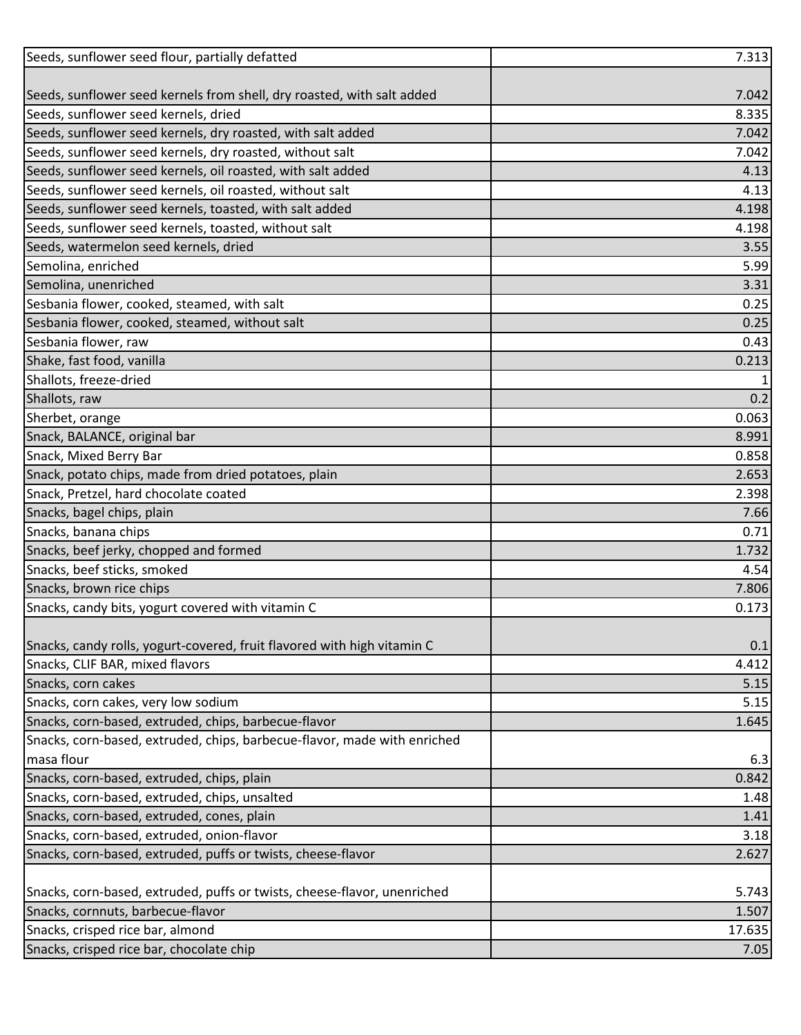| | |
|---|---|
| Seeds, sunflower seed flour, partially defatted | 7.313 |
| Seeds, sunflower seed kernels from shell, dry roasted, with salt added | 7.042 |
| Seeds, sunflower seed kernels, dried | 8.335 |
| Seeds, sunflower seed kernels, dry roasted, with salt added | 7.042 |
| Seeds, sunflower seed kernels, dry roasted, without salt | 7.042 |
| Seeds, sunflower seed kernels, oil roasted, with salt added | 4.13 |
| Seeds, sunflower seed kernels, oil roasted, without salt | 4.13 |
| Seeds, sunflower seed kernels, toasted, with salt added | 4.198 |
| Seeds, sunflower seed kernels, toasted, without salt | 4.198 |
| Seeds, watermelon seed kernels, dried | 3.55 |
| Semolina, enriched | 5.99 |
| Semolina, unenriched | 3.31 |
| Sesbania flower, cooked, steamed, with salt | 0.25 |
| Sesbania flower, cooked, steamed, without salt | 0.25 |
| Sesbania flower, raw | 0.43 |
| Shake, fast food, vanilla | 0.213 |
| Shallots, freeze-dried | 1 |
| Shallots, raw | 0.2 |
| Sherbet, orange | 0.063 |
| Snack, BALANCE, original bar | 8.991 |
| Snack, Mixed Berry Bar | 0.858 |
| Snack, potato chips, made from dried potatoes, plain | 2.653 |
| Snack, Pretzel, hard chocolate coated | 2.398 |
| Snacks, bagel chips, plain | 7.66 |
| Snacks, banana chips | 0.71 |
| Snacks, beef jerky, chopped and formed | 1.732 |
| Snacks, beef sticks, smoked | 4.54 |
| Snacks, brown rice chips | 7.806 |
| Snacks, candy bits, yogurt covered with vitamin C | 0.173 |
| Snacks, candy rolls, yogurt-covered, fruit flavored with high vitamin C | 0.1 |
| Snacks, CLIF BAR, mixed flavors | 4.412 |
| Snacks, corn cakes | 5.15 |
| Snacks, corn cakes, very low sodium | 5.15 |
| Snacks, corn-based, extruded, chips, barbecue-flavor | 1.645 |
| Snacks, corn-based, extruded, chips, barbecue-flavor, made with enriched masa flour | 6.3 |
| Snacks, corn-based, extruded, chips, plain | 0.842 |
| Snacks, corn-based, extruded, chips, unsalted | 1.48 |
| Snacks, corn-based, extruded, cones, plain | 1.41 |
| Snacks, corn-based, extruded, onion-flavor | 3.18 |
| Snacks, corn-based, extruded, puffs or twists, cheese-flavor | 2.627 |
| Snacks, corn-based, extruded, puffs or twists, cheese-flavor, unenriched | 5.743 |
| Snacks, cornnuts, barbecue-flavor | 1.507 |
| Snacks, crisped rice bar, almond | 17.635 |
| Snacks, crisped rice bar, chocolate chip | 7.05 |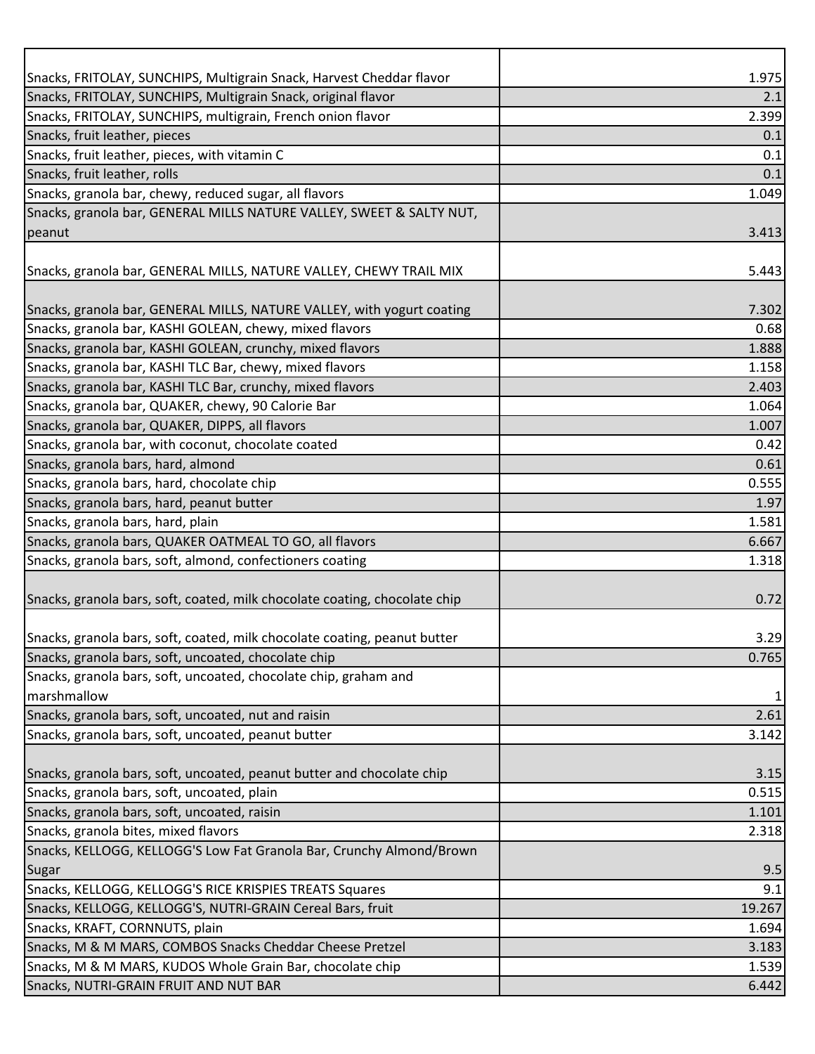| | |
|---|---|
| Snacks, FRITOLAY, SUNCHIPS, Multigrain Snack, Harvest Cheddar flavor | 1.975 |
| Snacks, FRITOLAY, SUNCHIPS, Multigrain Snack, original flavor | 2.1 |
| Snacks, FRITOLAY, SUNCHIPS, multigrain, French onion flavor | 2.399 |
| Snacks, fruit leather, pieces | 0.1 |
| Snacks, fruit leather, pieces, with vitamin C | 0.1 |
| Snacks, fruit leather, rolls | 0.1 |
| Snacks, granola bar, chewy, reduced sugar, all flavors | 1.049 |
| Snacks, granola bar, GENERAL MILLS NATURE VALLEY, SWEET & SALTY NUT, peanut | 3.413 |
| Snacks, granola bar, GENERAL MILLS, NATURE VALLEY, CHEWY TRAIL MIX | 5.443 |
| Snacks, granola bar, GENERAL MILLS, NATURE VALLEY, with yogurt coating | 7.302 |
| Snacks, granola bar, KASHI GOLEAN, chewy, mixed flavors | 0.68 |
| Snacks, granola bar, KASHI GOLEAN, crunchy, mixed flavors | 1.888 |
| Snacks, granola bar, KASHI TLC Bar, chewy, mixed flavors | 1.158 |
| Snacks, granola bar, KASHI TLC Bar, crunchy, mixed flavors | 2.403 |
| Snacks, granola bar, QUAKER, chewy, 90 Calorie Bar | 1.064 |
| Snacks, granola bar, QUAKER, DIPPS, all flavors | 1.007 |
| Snacks, granola bar, with coconut, chocolate coated | 0.42 |
| Snacks, granola bars, hard, almond | 0.61 |
| Snacks, granola bars, hard, chocolate chip | 0.555 |
| Snacks, granola bars, hard, peanut butter | 1.97 |
| Snacks, granola bars, hard, plain | 1.581 |
| Snacks, granola bars, QUAKER OATMEAL TO GO, all flavors | 6.667 |
| Snacks, granola bars, soft, almond, confectioners coating | 1.318 |
| Snacks, granola bars, soft, coated, milk chocolate coating, chocolate chip | 0.72 |
| Snacks, granola bars, soft, coated, milk chocolate coating, peanut butter | 3.29 |
| Snacks, granola bars, soft, uncoated, chocolate chip | 0.765 |
| Snacks, granola bars, soft, uncoated, chocolate chip, graham and marshmallow | 1 |
| Snacks, granola bars, soft, uncoated, nut and raisin | 2.61 |
| Snacks, granola bars, soft, uncoated, peanut butter | 3.142 |
| Snacks, granola bars, soft, uncoated, peanut butter and chocolate chip | 3.15 |
| Snacks, granola bars, soft, uncoated, plain | 0.515 |
| Snacks, granola bars, soft, uncoated, raisin | 1.101 |
| Snacks, granola bites, mixed flavors | 2.318 |
| Snacks, KELLOGG, KELLOGG'S Low Fat Granola Bar, Crunchy Almond/Brown Sugar | 9.5 |
| Snacks, KELLOGG, KELLOGG'S RICE KRISPIES TREATS Squares | 9.1 |
| Snacks, KELLOGG, KELLOGG'S, NUTRI-GRAIN Cereal Bars, fruit | 19.267 |
| Snacks, KRAFT, CORNNUTS, plain | 1.694 |
| Snacks, M & M MARS, COMBOS Snacks Cheddar Cheese Pretzel | 3.183 |
| Snacks, M & M MARS, KUDOS Whole Grain Bar, chocolate chip | 1.539 |
| Snacks, NUTRI-GRAIN FRUIT AND NUT BAR | 6.442 |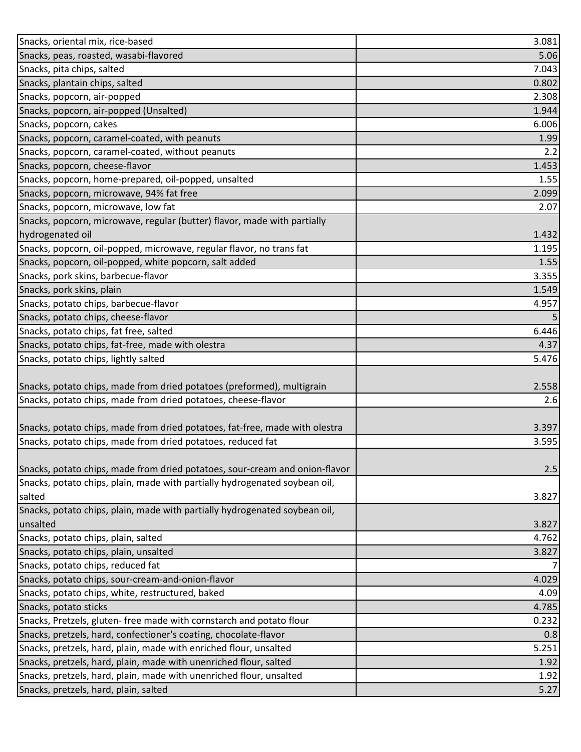| | |
|---|---|
| Snacks, oriental mix, rice-based | 3.081 |
| Snacks, peas, roasted, wasabi-flavored | 5.06 |
| Snacks, pita chips, salted | 7.043 |
| Snacks, plantain chips, salted | 0.802 |
| Snacks, popcorn, air-popped | 2.308 |
| Snacks, popcorn, air-popped (Unsalted) | 1.944 |
| Snacks, popcorn, cakes | 6.006 |
| Snacks, popcorn, caramel-coated, with peanuts | 1.99 |
| Snacks, popcorn, caramel-coated, without peanuts | 2.2 |
| Snacks, popcorn, cheese-flavor | 1.453 |
| Snacks, popcorn, home-prepared, oil-popped, unsalted | 1.55 |
| Snacks, popcorn, microwave, 94% fat free | 2.099 |
| Snacks, popcorn, microwave, low fat | 2.07 |
| Snacks, popcorn, microwave, regular (butter) flavor, made with partially hydrogenated oil | 1.432 |
| Snacks, popcorn, oil-popped, microwave, regular flavor, no trans fat | 1.195 |
| Snacks, popcorn, oil-popped, white popcorn, salt added | 1.55 |
| Snacks, pork skins, barbecue-flavor | 3.355 |
| Snacks, pork skins, plain | 1.549 |
| Snacks, potato chips, barbecue-flavor | 4.957 |
| Snacks, potato chips, cheese-flavor | 5 |
| Snacks, potato chips, fat free, salted | 6.446 |
| Snacks, potato chips, fat-free, made with olestra | 4.37 |
| Snacks, potato chips, lightly salted | 5.476 |
| Snacks, potato chips, made from dried potatoes (preformed), multigrain | 2.558 |
| Snacks, potato chips, made from dried potatoes, cheese-flavor | 2.6 |
| Snacks, potato chips, made from dried potatoes, fat-free, made with olestra | 3.397 |
| Snacks, potato chips, made from dried potatoes, reduced fat | 3.595 |
| Snacks, potato chips, made from dried potatoes, sour-cream and onion-flavor | 2.5 |
| Snacks, potato chips, plain, made with partially hydrogenated soybean oil, salted | 3.827 |
| Snacks, potato chips, plain, made with partially hydrogenated soybean oil, unsalted | 3.827 |
| Snacks, potato chips, plain, salted | 4.762 |
| Snacks, potato chips, plain, unsalted | 3.827 |
| Snacks, potato chips, reduced fat | 7 |
| Snacks, potato chips, sour-cream-and-onion-flavor | 4.029 |
| Snacks, potato chips, white, restructured, baked | 4.09 |
| Snacks, potato sticks | 4.785 |
| Snacks, Pretzels, gluten- free made with cornstarch and potato flour | 0.232 |
| Snacks, pretzels, hard, confectioner's coating, chocolate-flavor | 0.8 |
| Snacks, pretzels, hard, plain, made with enriched flour, unsalted | 5.251 |
| Snacks, pretzels, hard, plain, made with unenriched flour, salted | 1.92 |
| Snacks, pretzels, hard, plain, made with unenriched flour, unsalted | 1.92 |
| Snacks, pretzels, hard, plain, salted | 5.27 |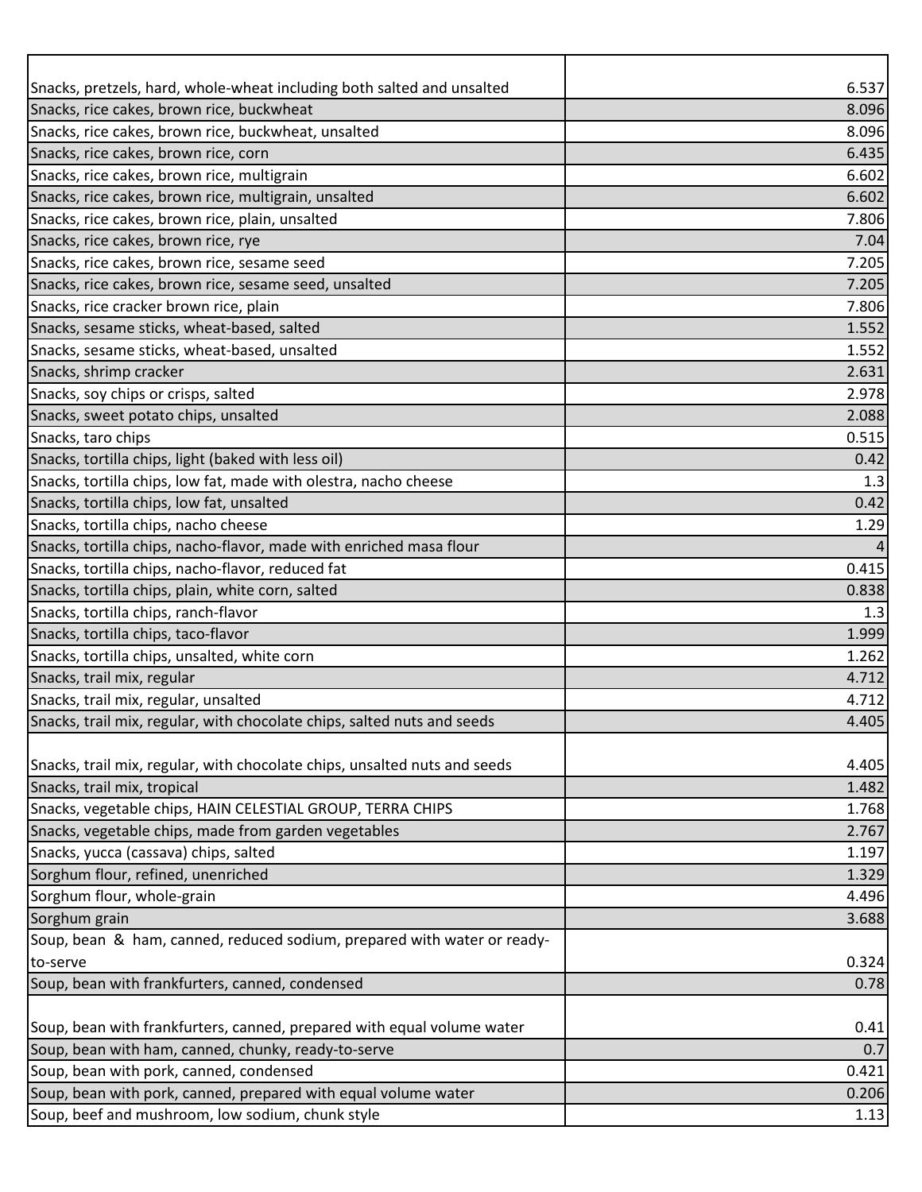| | |
|---|---|
| Snacks, pretzels, hard, whole-wheat including both salted and unsalted | 6.537 |
| Snacks, rice cakes, brown rice, buckwheat | 8.096 |
| Snacks, rice cakes, brown rice, buckwheat, unsalted | 8.096 |
| Snacks, rice cakes, brown rice, corn | 6.435 |
| Snacks, rice cakes, brown rice, multigrain | 6.602 |
| Snacks, rice cakes, brown rice, multigrain, unsalted | 6.602 |
| Snacks, rice cakes, brown rice, plain, unsalted | 7.806 |
| Snacks, rice cakes, brown rice, rye | 7.04 |
| Snacks, rice cakes, brown rice, sesame seed | 7.205 |
| Snacks, rice cakes, brown rice, sesame seed, unsalted | 7.205 |
| Snacks, rice cracker brown rice, plain | 7.806 |
| Snacks, sesame sticks, wheat-based, salted | 1.552 |
| Snacks, sesame sticks, wheat-based, unsalted | 1.552 |
| Snacks, shrimp cracker | 2.631 |
| Snacks, soy chips or crisps, salted | 2.978 |
| Snacks, sweet potato chips, unsalted | 2.088 |
| Snacks, taro chips | 0.515 |
| Snacks, tortilla chips, light (baked with less oil) | 0.42 |
| Snacks, tortilla chips, low fat, made with olestra, nacho cheese | 1.3 |
| Snacks, tortilla chips, low fat, unsalted | 0.42 |
| Snacks, tortilla chips, nacho cheese | 1.29 |
| Snacks, tortilla chips, nacho-flavor, made with enriched masa flour | 4 |
| Snacks, tortilla chips, nacho-flavor, reduced fat | 0.415 |
| Snacks, tortilla chips, plain, white corn, salted | 0.838 |
| Snacks, tortilla chips, ranch-flavor | 1.3 |
| Snacks, tortilla chips, taco-flavor | 1.999 |
| Snacks, tortilla chips, unsalted, white corn | 1.262 |
| Snacks, trail mix, regular | 4.712 |
| Snacks, trail mix, regular, unsalted | 4.712 |
| Snacks, trail mix, regular, with chocolate chips, salted nuts and seeds | 4.405 |
| Snacks, trail mix, regular, with chocolate chips, unsalted nuts and seeds | 4.405 |
| Snacks, trail mix, tropical | 1.482 |
| Snacks, vegetable chips, HAIN CELESTIAL GROUP, TERRA CHIPS | 1.768 |
| Snacks, vegetable chips, made from garden vegetables | 2.767 |
| Snacks, yucca (cassava) chips, salted | 1.197 |
| Sorghum flour, refined, unenriched | 1.329 |
| Sorghum flour, whole-grain | 4.496 |
| Sorghum grain | 3.688 |
| Soup, bean & ham, canned, reduced sodium, prepared with water or ready-to-serve | 0.324 |
| Soup, bean with frankfurters, canned, condensed | 0.78 |
| Soup, bean with frankfurters, canned, prepared with equal volume water | 0.41 |
| Soup, bean with ham, canned, chunky, ready-to-serve | 0.7 |
| Soup, bean with pork, canned, condensed | 0.421 |
| Soup, bean with pork, canned, prepared with equal volume water | 0.206 |
| Soup, beef and mushroom, low sodium, chunk style | 1.13 |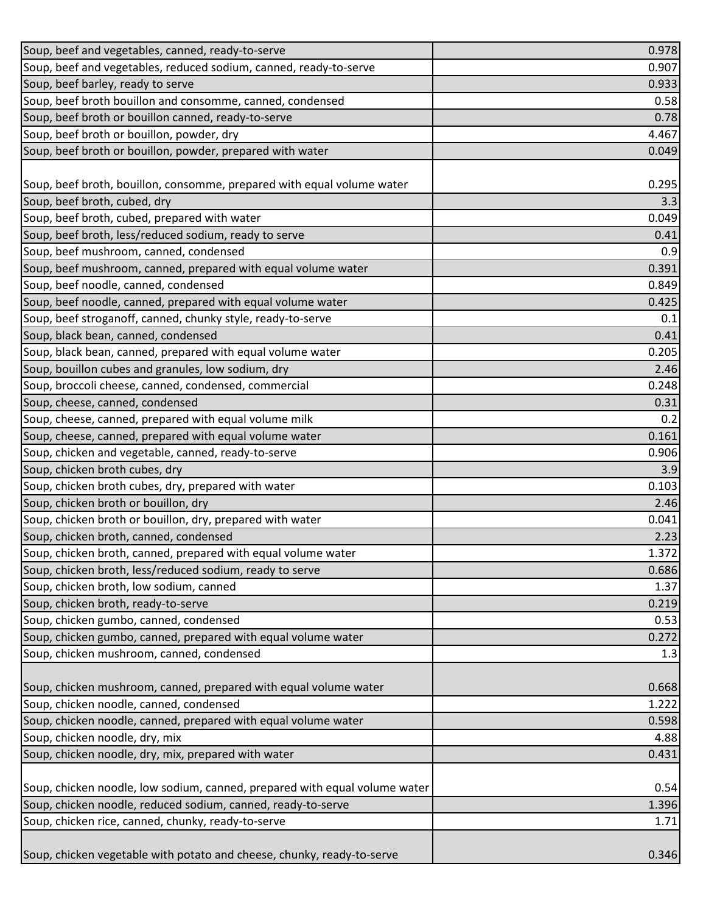| | |
|---|---|
| Soup, beef and vegetables, canned, ready-to-serve | 0.978 |
| Soup, beef and vegetables, reduced sodium, canned, ready-to-serve | 0.907 |
| Soup, beef barley, ready to serve | 0.933 |
| Soup, beef broth bouillon and consomme, canned, condensed | 0.58 |
| Soup, beef broth or bouillon canned, ready-to-serve | 0.78 |
| Soup, beef broth or bouillon, powder, dry | 4.467 |
| Soup, beef broth or bouillon, powder, prepared with water | 0.049 |
| Soup, beef broth, bouillon, consomme, prepared with equal volume water | 0.295 |
| Soup, beef broth, cubed, dry | 3.3 |
| Soup, beef broth, cubed, prepared with water | 0.049 |
| Soup, beef broth, less/reduced sodium, ready to serve | 0.41 |
| Soup, beef mushroom, canned, condensed | 0.9 |
| Soup, beef mushroom, canned, prepared with equal volume water | 0.391 |
| Soup, beef noodle, canned, condensed | 0.849 |
| Soup, beef noodle, canned, prepared with equal volume water | 0.425 |
| Soup, beef stroganoff, canned, chunky style, ready-to-serve | 0.1 |
| Soup, black bean, canned, condensed | 0.41 |
| Soup, black bean, canned, prepared with equal volume water | 0.205 |
| Soup, bouillon cubes and granules, low sodium, dry | 2.46 |
| Soup, broccoli cheese, canned, condensed, commercial | 0.248 |
| Soup, cheese, canned, condensed | 0.31 |
| Soup, cheese, canned, prepared with equal volume milk | 0.2 |
| Soup, cheese, canned, prepared with equal volume water | 0.161 |
| Soup, chicken and vegetable, canned, ready-to-serve | 0.906 |
| Soup, chicken broth cubes, dry | 3.9 |
| Soup, chicken broth cubes, dry, prepared with water | 0.103 |
| Soup, chicken broth or bouillon, dry | 2.46 |
| Soup, chicken broth or bouillon, dry, prepared with water | 0.041 |
| Soup, chicken broth, canned, condensed | 2.23 |
| Soup, chicken broth, canned, prepared with equal volume water | 1.372 |
| Soup, chicken broth, less/reduced sodium, ready to serve | 0.686 |
| Soup, chicken broth, low sodium, canned | 1.37 |
| Soup, chicken broth, ready-to-serve | 0.219 |
| Soup, chicken gumbo, canned, condensed | 0.53 |
| Soup, chicken gumbo, canned, prepared with equal volume water | 0.272 |
| Soup, chicken mushroom, canned, condensed | 1.3 |
| Soup, chicken mushroom, canned, prepared with equal volume water | 0.668 |
| Soup, chicken noodle, canned, condensed | 1.222 |
| Soup, chicken noodle, canned, prepared with equal volume water | 0.598 |
| Soup, chicken noodle, dry, mix | 4.88 |
| Soup, chicken noodle, dry, mix, prepared with water | 0.431 |
| Soup, chicken noodle, low sodium, canned, prepared with equal volume water | 0.54 |
| Soup, chicken noodle, reduced sodium, canned, ready-to-serve | 1.396 |
| Soup, chicken rice, canned, chunky, ready-to-serve | 1.71 |
| Soup, chicken vegetable with potato and cheese, chunky, ready-to-serve | 0.346 |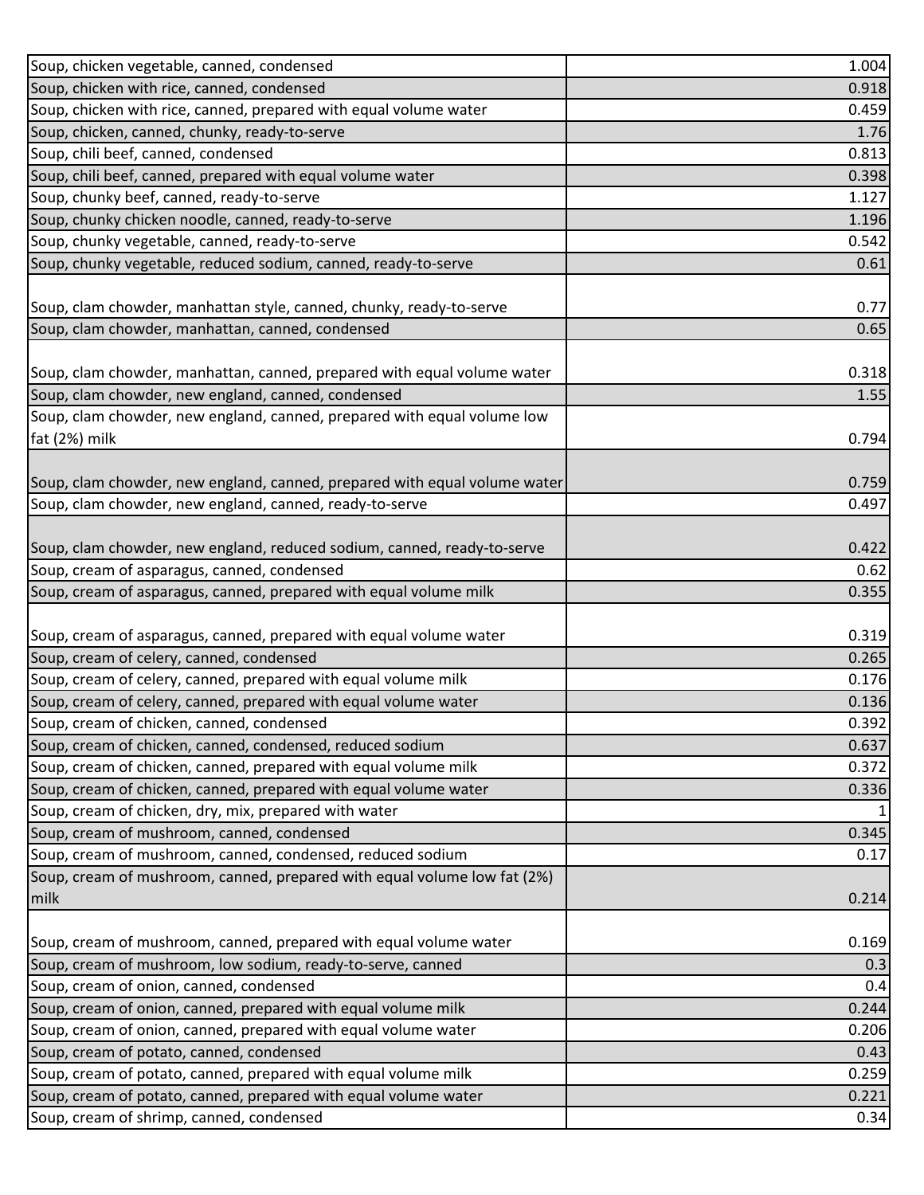| | |
|---|---|
| Soup, chicken vegetable, canned, condensed | 1.004 |
| Soup, chicken with rice, canned, condensed | 0.918 |
| Soup, chicken with rice, canned, prepared with equal volume water | 0.459 |
| Soup, chicken, canned, chunky, ready-to-serve | 1.76 |
| Soup, chili beef, canned, condensed | 0.813 |
| Soup, chili beef, canned, prepared with equal volume water | 0.398 |
| Soup, chunky beef, canned, ready-to-serve | 1.127 |
| Soup, chunky chicken noodle, canned, ready-to-serve | 1.196 |
| Soup, chunky vegetable, canned, ready-to-serve | 0.542 |
| Soup, chunky vegetable, reduced sodium, canned, ready-to-serve | 0.61 |
| Soup, clam chowder, manhattan style, canned, chunky, ready-to-serve | 0.77 |
| Soup, clam chowder, manhattan, canned, condensed | 0.65 |
| Soup, clam chowder, manhattan, canned, prepared with equal volume water | 0.318 |
| Soup, clam chowder, new england, canned, condensed | 1.55 |
| Soup, clam chowder, new england, canned, prepared with equal volume low fat (2%) milk | 0.794 |
| Soup, clam chowder, new england, canned, prepared with equal volume water | 0.759 |
| Soup, clam chowder, new england, canned, ready-to-serve | 0.497 |
| Soup, clam chowder, new england, reduced sodium, canned, ready-to-serve | 0.422 |
| Soup, cream of asparagus, canned, condensed | 0.62 |
| Soup, cream of asparagus, canned, prepared with equal volume milk | 0.355 |
| Soup, cream of asparagus, canned, prepared with equal volume water | 0.319 |
| Soup, cream of celery, canned, condensed | 0.265 |
| Soup, cream of celery, canned, prepared with equal volume milk | 0.176 |
| Soup, cream of celery, canned, prepared with equal volume water | 0.136 |
| Soup, cream of chicken, canned, condensed | 0.392 |
| Soup, cream of chicken, canned, condensed, reduced sodium | 0.637 |
| Soup, cream of chicken, canned, prepared with equal volume milk | 0.372 |
| Soup, cream of chicken, canned, prepared with equal volume water | 0.336 |
| Soup, cream of chicken, dry, mix, prepared with water | 1 |
| Soup, cream of mushroom, canned, condensed | 0.345 |
| Soup, cream of mushroom, canned, condensed, reduced sodium | 0.17 |
| Soup, cream of mushroom, canned, prepared with equal volume low fat (2%) milk | 0.214 |
| Soup, cream of mushroom, canned, prepared with equal volume water | 0.169 |
| Soup, cream of mushroom, low sodium, ready-to-serve, canned | 0.3 |
| Soup, cream of onion, canned, condensed | 0.4 |
| Soup, cream of onion, canned, prepared with equal volume milk | 0.244 |
| Soup, cream of onion, canned, prepared with equal volume water | 0.206 |
| Soup, cream of potato, canned, condensed | 0.43 |
| Soup, cream of potato, canned, prepared with equal volume milk | 0.259 |
| Soup, cream of potato, canned, prepared with equal volume water | 0.221 |
| Soup, cream of shrimp, canned, condensed | 0.34 |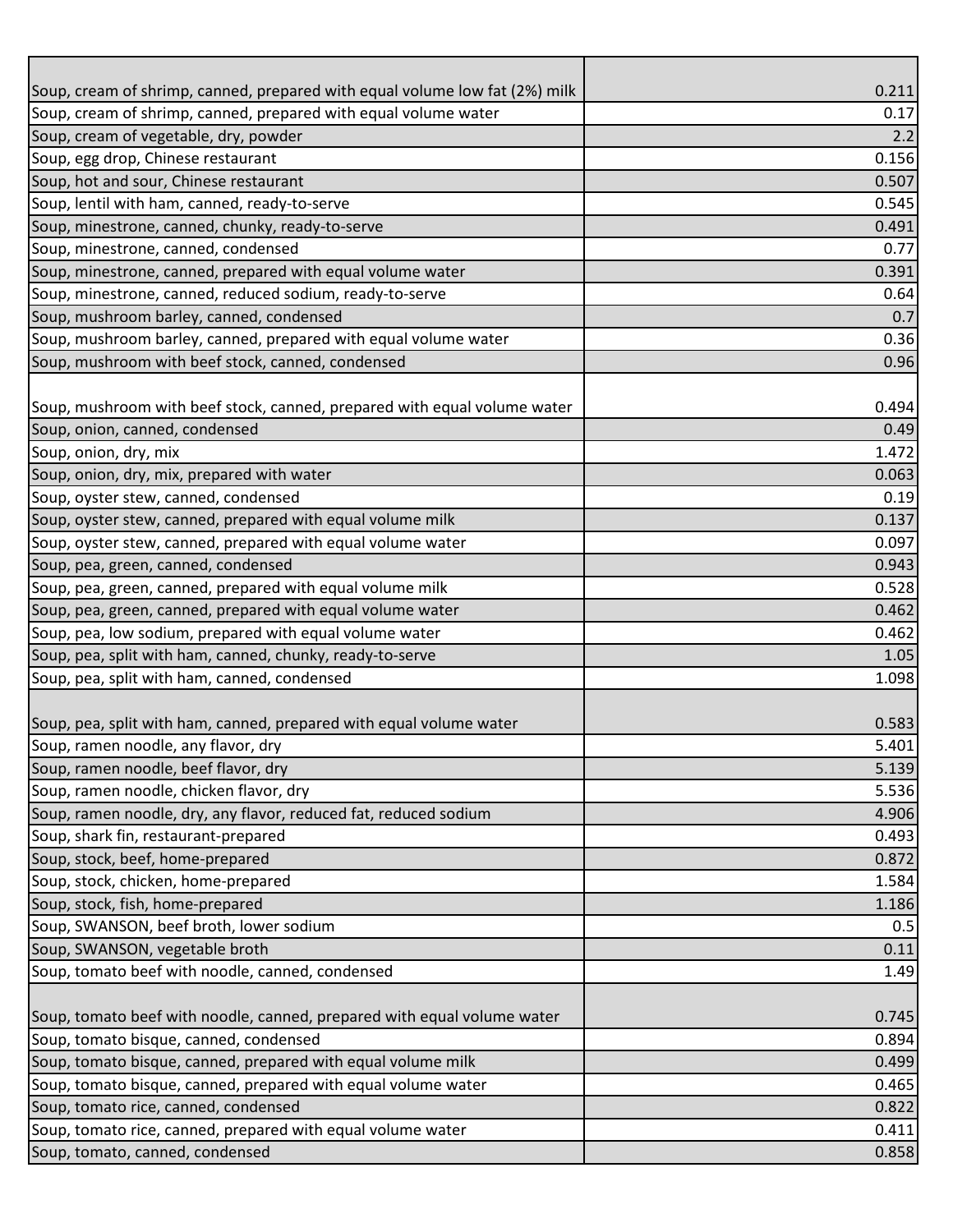| | |
|---|---|
| Soup, cream of shrimp, canned, prepared with equal volume low fat (2%) milk | 0.211 |
| Soup, cream of shrimp, canned, prepared with equal volume water | 0.17 |
| Soup, cream of vegetable, dry, powder | 2.2 |
| Soup, egg drop, Chinese restaurant | 0.156 |
| Soup, hot and sour, Chinese restaurant | 0.507 |
| Soup, lentil with ham, canned, ready-to-serve | 0.545 |
| Soup, minestrone, canned, chunky, ready-to-serve | 0.491 |
| Soup, minestrone, canned, condensed | 0.77 |
| Soup, minestrone, canned, prepared with equal volume water | 0.391 |
| Soup, minestrone, canned, reduced sodium, ready-to-serve | 0.64 |
| Soup, mushroom barley, canned, condensed | 0.7 |
| Soup, mushroom barley, canned, prepared with equal volume water | 0.36 |
| Soup, mushroom with beef stock, canned, condensed | 0.96 |
| Soup, mushroom with beef stock, canned, prepared with equal volume water | 0.494 |
| Soup, onion, canned, condensed | 0.49 |
| Soup, onion, dry, mix | 1.472 |
| Soup, onion, dry, mix, prepared with water | 0.063 |
| Soup, oyster stew, canned, condensed | 0.19 |
| Soup, oyster stew, canned, prepared with equal volume milk | 0.137 |
| Soup, oyster stew, canned, prepared with equal volume water | 0.097 |
| Soup, pea, green, canned, condensed | 0.943 |
| Soup, pea, green, canned, prepared with equal volume milk | 0.528 |
| Soup, pea, green, canned, prepared with equal volume water | 0.462 |
| Soup, pea, low sodium, prepared with equal volume water | 0.462 |
| Soup, pea, split with ham, canned, chunky, ready-to-serve | 1.05 |
| Soup, pea, split with ham, canned, condensed | 1.098 |
| Soup, pea, split with ham, canned, prepared with equal volume water | 0.583 |
| Soup, ramen noodle, any flavor, dry | 5.401 |
| Soup, ramen noodle, beef flavor, dry | 5.139 |
| Soup, ramen noodle, chicken flavor, dry | 5.536 |
| Soup, ramen noodle, dry, any flavor, reduced fat, reduced sodium | 4.906 |
| Soup, shark fin, restaurant-prepared | 0.493 |
| Soup, stock, beef, home-prepared | 0.872 |
| Soup, stock, chicken, home-prepared | 1.584 |
| Soup, stock, fish, home-prepared | 1.186 |
| Soup, SWANSON, beef broth, lower sodium | 0.5 |
| Soup, SWANSON, vegetable broth | 0.11 |
| Soup, tomato beef with noodle, canned, condensed | 1.49 |
| Soup, tomato beef with noodle, canned, prepared with equal volume water | 0.745 |
| Soup, tomato bisque, canned, condensed | 0.894 |
| Soup, tomato bisque, canned, prepared with equal volume milk | 0.499 |
| Soup, tomato bisque, canned, prepared with equal volume water | 0.465 |
| Soup, tomato rice, canned, condensed | 0.822 |
| Soup, tomato rice, canned, prepared with equal volume water | 0.411 |
| Soup, tomato, canned, condensed | 0.858 |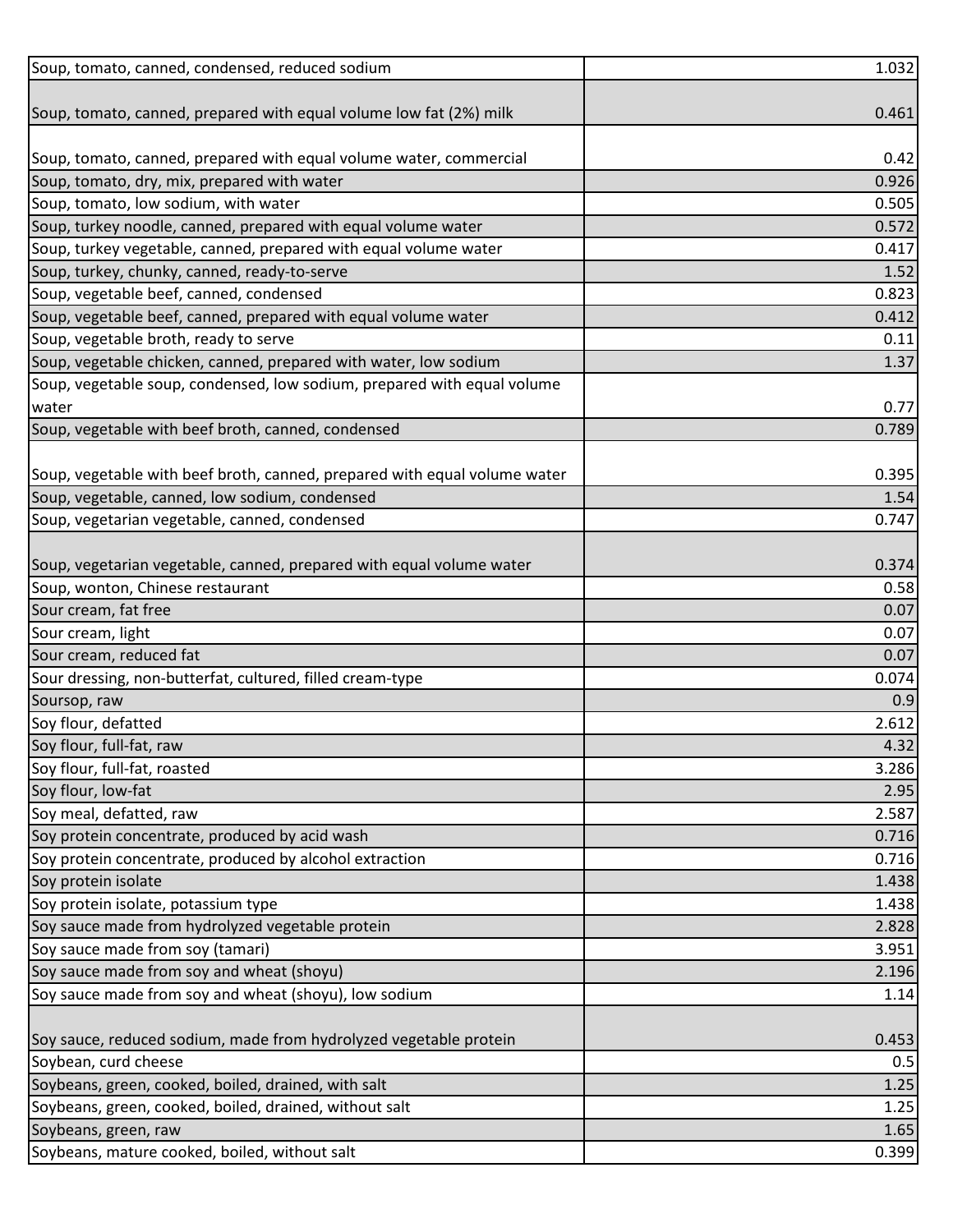| | |
|---|---|
| Soup, tomato, canned, condensed, reduced sodium | 1.032 |
| Soup, tomato, canned, prepared with equal volume low fat (2%) milk | 0.461 |
| Soup, tomato, canned, prepared with equal volume water, commercial | 0.42 |
| Soup, tomato, dry, mix, prepared with water | 0.926 |
| Soup, tomato, low sodium, with water | 0.505 |
| Soup, turkey noodle, canned, prepared with equal volume water | 0.572 |
| Soup, turkey vegetable, canned, prepared with equal volume water | 0.417 |
| Soup, turkey, chunky, canned, ready-to-serve | 1.52 |
| Soup, vegetable beef, canned, condensed | 0.823 |
| Soup, vegetable beef, canned, prepared with equal volume water | 0.412 |
| Soup, vegetable broth, ready to serve | 0.11 |
| Soup, vegetable chicken, canned, prepared with water, low sodium | 1.37 |
| Soup, vegetable soup, condensed, low sodium, prepared with equal volume water | 0.77 |
| Soup, vegetable with beef broth, canned, condensed | 0.789 |
| Soup, vegetable with beef broth, canned, prepared with equal volume water | 0.395 |
| Soup, vegetable, canned, low sodium, condensed | 1.54 |
| Soup, vegetarian vegetable, canned, condensed | 0.747 |
| Soup, vegetarian vegetable, canned, prepared with equal volume water | 0.374 |
| Soup, wonton, Chinese restaurant | 0.58 |
| Sour cream, fat free | 0.07 |
| Sour cream, light | 0.07 |
| Sour cream, reduced fat | 0.07 |
| Sour dressing, non-butterfat, cultured, filled cream-type | 0.074 |
| Soursop, raw | 0.9 |
| Soy flour, defatted | 2.612 |
| Soy flour, full-fat, raw | 4.32 |
| Soy flour, full-fat, roasted | 3.286 |
| Soy flour, low-fat | 2.95 |
| Soy meal, defatted, raw | 2.587 |
| Soy protein concentrate, produced by acid wash | 0.716 |
| Soy protein concentrate, produced by alcohol extraction | 0.716 |
| Soy protein isolate | 1.438 |
| Soy protein isolate, potassium type | 1.438 |
| Soy sauce made from hydrolyzed vegetable protein | 2.828 |
| Soy sauce made from soy (tamari) | 3.951 |
| Soy sauce made from soy and wheat (shoyu) | 2.196 |
| Soy sauce made from soy and wheat (shoyu), low sodium | 1.14 |
| Soy sauce, reduced sodium, made from hydrolyzed vegetable protein | 0.453 |
| Soybean, curd cheese | 0.5 |
| Soybeans, green, cooked, boiled, drained, with salt | 1.25 |
| Soybeans, green, cooked, boiled, drained, without salt | 1.25 |
| Soybeans, green, raw | 1.65 |
| Soybeans, mature cooked, boiled, without salt | 0.399 |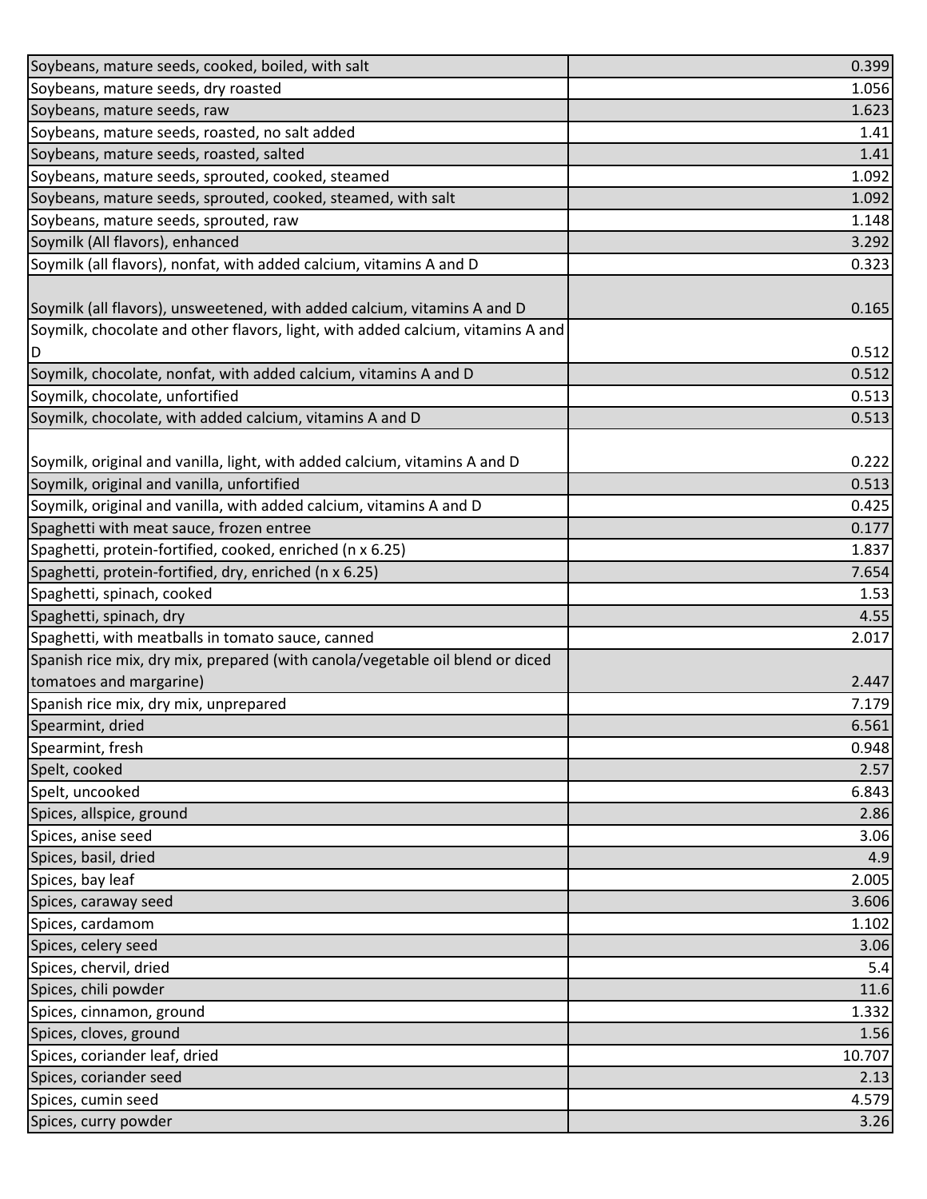| | |
|---|---|
| Soybeans, mature seeds, cooked, boiled, with salt | 0.399 |
| Soybeans, mature seeds, dry roasted | 1.056 |
| Soybeans, mature seeds, raw | 1.623 |
| Soybeans, mature seeds, roasted, no salt added | 1.41 |
| Soybeans, mature seeds, roasted, salted | 1.41 |
| Soybeans, mature seeds, sprouted, cooked, steamed | 1.092 |
| Soybeans, mature seeds, sprouted, cooked, steamed, with salt | 1.092 |
| Soybeans, mature seeds, sprouted, raw | 1.148 |
| Soymilk (All flavors), enhanced | 3.292 |
| Soymilk (all flavors), nonfat, with added calcium, vitamins A and D | 0.323 |
| Soymilk (all flavors), unsweetened, with added calcium, vitamins A and D | 0.165 |
| Soymilk, chocolate and other flavors, light, with added calcium, vitamins A and D | 0.512 |
| Soymilk, chocolate, nonfat, with added calcium, vitamins A and D | 0.512 |
| Soymilk, chocolate, unfortified | 0.513 |
| Soymilk, chocolate, with added calcium, vitamins A and D | 0.513 |
| Soymilk, original and vanilla, light, with added calcium, vitamins A and D | 0.222 |
| Soymilk, original and vanilla, unfortified | 0.513 |
| Soymilk, original and vanilla, with added calcium, vitamins A and D | 0.425 |
| Spaghetti with meat sauce, frozen entree | 0.177 |
| Spaghetti, protein-fortified, cooked, enriched (n x 6.25) | 1.837 |
| Spaghetti, protein-fortified, dry, enriched (n x 6.25) | 7.654 |
| Spaghetti, spinach, cooked | 1.53 |
| Spaghetti, spinach, dry | 4.55 |
| Spaghetti, with meatballs in tomato sauce, canned | 2.017 |
| Spanish rice mix, dry mix, prepared (with canola/vegetable oil blend or diced tomatoes and margarine) | 2.447 |
| Spanish rice mix, dry mix, unprepared | 7.179 |
| Spearmint, dried | 6.561 |
| Spearmint, fresh | 0.948 |
| Spelt, cooked | 2.57 |
| Spelt, uncooked | 6.843 |
| Spices, allspice, ground | 2.86 |
| Spices, anise seed | 3.06 |
| Spices, basil, dried | 4.9 |
| Spices, bay leaf | 2.005 |
| Spices, caraway seed | 3.606 |
| Spices, cardamom | 1.102 |
| Spices, celery seed | 3.06 |
| Spices, chervil, dried | 5.4 |
| Spices, chili powder | 11.6 |
| Spices, cinnamon, ground | 1.332 |
| Spices, cloves, ground | 1.56 |
| Spices, coriander leaf, dried | 10.707 |
| Spices, coriander seed | 2.13 |
| Spices, cumin seed | 4.579 |
| Spices, curry powder | 3.26 |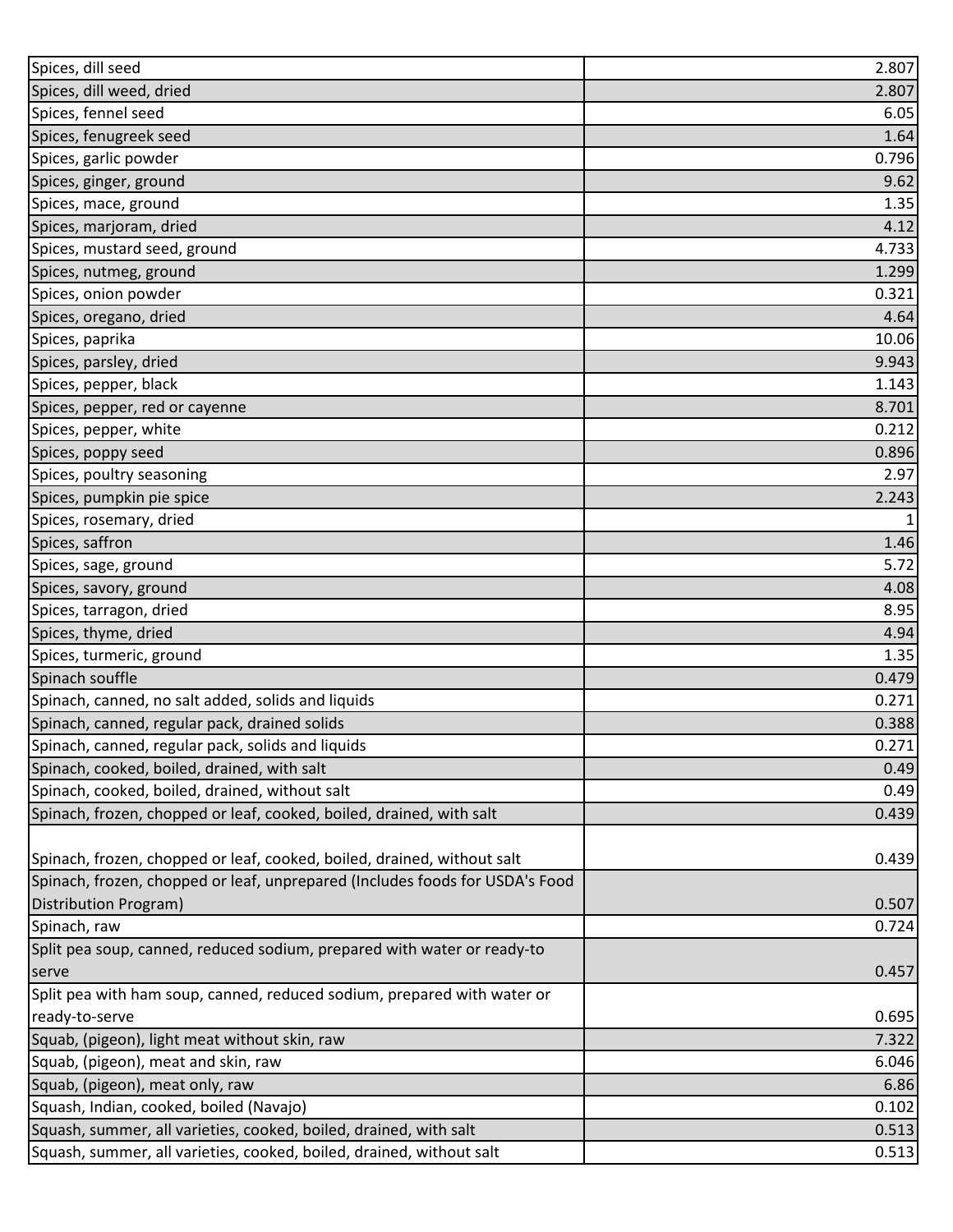| | |
|---|---|
| Spices, dill seed | 2.807 |
| Spices, dill weed, dried | 2.807 |
| Spices, fennel seed | 6.05 |
| Spices, fenugreek seed | 1.64 |
| Spices, garlic powder | 0.796 |
| Spices, ginger, ground | 9.62 |
| Spices, mace, ground | 1.35 |
| Spices, marjoram, dried | 4.12 |
| Spices, mustard seed, ground | 4.733 |
| Spices, nutmeg, ground | 1.299 |
| Spices, onion powder | 0.321 |
| Spices, oregano, dried | 4.64 |
| Spices, paprika | 10.06 |
| Spices, parsley, dried | 9.943 |
| Spices, pepper, black | 1.143 |
| Spices, pepper, red or cayenne | 8.701 |
| Spices, pepper, white | 0.212 |
| Spices, poppy seed | 0.896 |
| Spices, poultry seasoning | 2.97 |
| Spices, pumpkin pie spice | 2.243 |
| Spices, rosemary, dried | 1 |
| Spices, saffron | 1.46 |
| Spices, sage, ground | 5.72 |
| Spices, savory, ground | 4.08 |
| Spices, tarragon, dried | 8.95 |
| Spices, thyme, dried | 4.94 |
| Spices, turmeric, ground | 1.35 |
| Spinach souffle | 0.479 |
| Spinach, canned, no salt added, solids and liquids | 0.271 |
| Spinach, canned, regular pack, drained solids | 0.388 |
| Spinach, canned, regular pack, solids and liquids | 0.271 |
| Spinach, cooked, boiled, drained, with salt | 0.49 |
| Spinach, cooked, boiled, drained, without salt | 0.49 |
| Spinach, frozen, chopped or leaf, cooked, boiled, drained, with salt | 0.439 |
| Spinach, frozen, chopped or leaf, cooked, boiled, drained, without salt | 0.439 |
| Spinach, frozen, chopped or leaf, unprepared (Includes foods for USDA's Food Distribution Program) | 0.507 |
| Spinach, raw | 0.724 |
| Split pea soup, canned, reduced sodium, prepared with water or ready-to serve | 0.457 |
| Split pea with ham soup, canned, reduced sodium, prepared with water or ready-to-serve | 0.695 |
| Squab, (pigeon), light meat without skin, raw | 7.322 |
| Squab, (pigeon), meat and skin, raw | 6.046 |
| Squab, (pigeon), meat only, raw | 6.86 |
| Squash, Indian, cooked, boiled (Navajo) | 0.102 |
| Squash, summer, all varieties, cooked, boiled, drained, with salt | 0.513 |
| Squash, summer, all varieties, cooked, boiled, drained, without salt | 0.513 |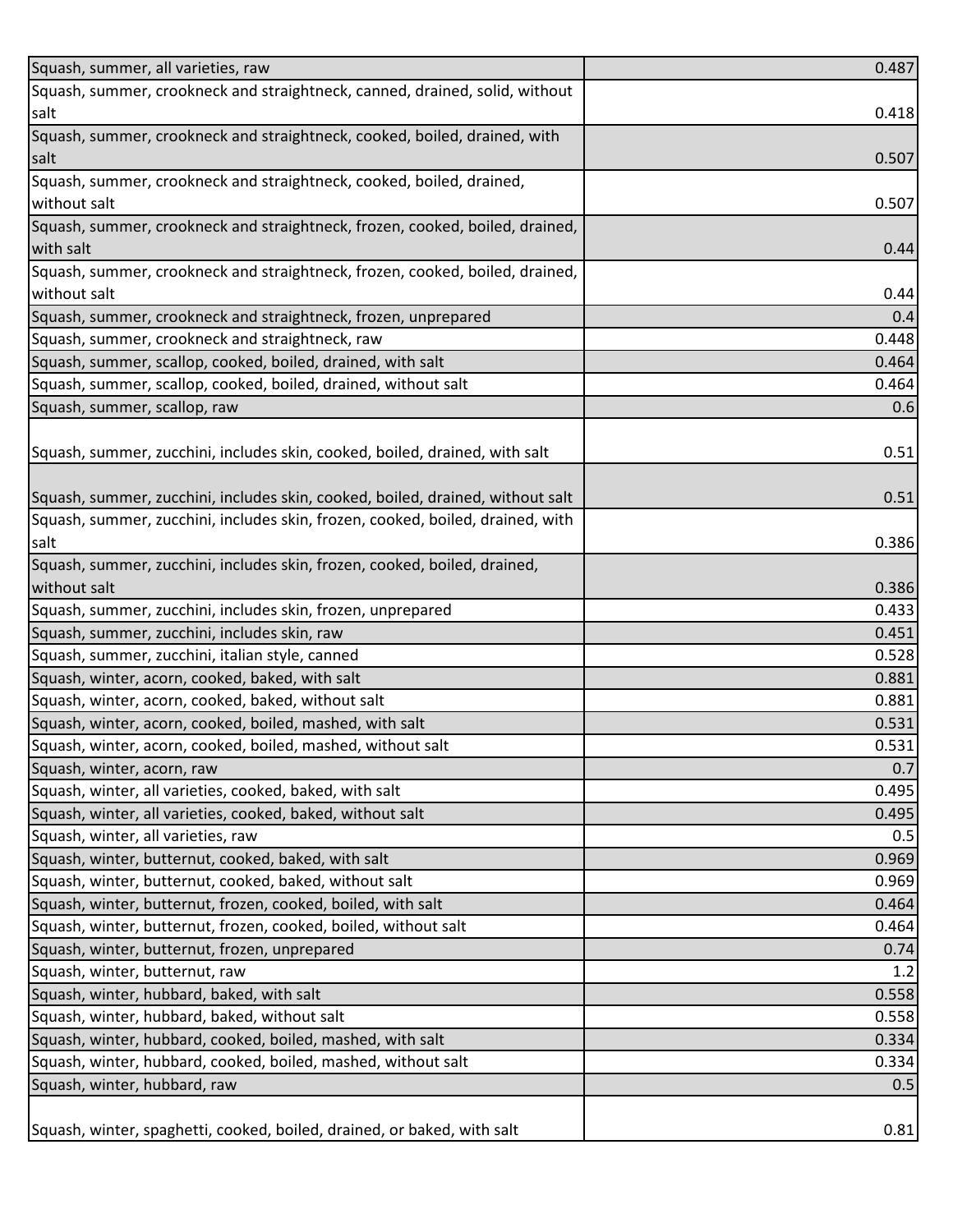| | |
|---|---|
| Squash, summer, all varieties, raw | 0.487 |
| Squash, summer, crookneck and straightneck, canned, drained, solid, without salt | 0.418 |
| Squash, summer, crookneck and straightneck, cooked, boiled, drained, with salt | 0.507 |
| Squash, summer, crookneck and straightneck, cooked, boiled, drained, without salt | 0.507 |
| Squash, summer, crookneck and straightneck, frozen, cooked, boiled, drained, with salt | 0.44 |
| Squash, summer, crookneck and straightneck, frozen, cooked, boiled, drained, without salt | 0.44 |
| Squash, summer, crookneck and straightneck, frozen, unprepared | 0.4 |
| Squash, summer, crookneck and straightneck, raw | 0.448 |
| Squash, summer, scallop, cooked, boiled, drained, with salt | 0.464 |
| Squash, summer, scallop, cooked, boiled, drained, without salt | 0.464 |
| Squash, summer, scallop, raw | 0.6 |
| Squash, summer, zucchini, includes skin, cooked, boiled, drained, with salt | 0.51 |
| Squash, summer, zucchini, includes skin, cooked, boiled, drained, without salt | 0.51 |
| Squash, summer, zucchini, includes skin, frozen, cooked, boiled, drained, with salt | 0.386 |
| Squash, summer, zucchini, includes skin, frozen, cooked, boiled, drained, without salt | 0.386 |
| Squash, summer, zucchini, includes skin, frozen, unprepared | 0.433 |
| Squash, summer, zucchini, includes skin, raw | 0.451 |
| Squash, summer, zucchini, italian style, canned | 0.528 |
| Squash, winter, acorn, cooked, baked, with salt | 0.881 |
| Squash, winter, acorn, cooked, baked, without salt | 0.881 |
| Squash, winter, acorn, cooked, boiled, mashed, with salt | 0.531 |
| Squash, winter, acorn, cooked, boiled, mashed, without salt | 0.531 |
| Squash, winter, acorn, raw | 0.7 |
| Squash, winter, all varieties, cooked, baked, with salt | 0.495 |
| Squash, winter, all varieties, cooked, baked, without salt | 0.495 |
| Squash, winter, all varieties, raw | 0.5 |
| Squash, winter, butternut, cooked, baked, with salt | 0.969 |
| Squash, winter, butternut, cooked, baked, without salt | 0.969 |
| Squash, winter, butternut, frozen, cooked, boiled, with salt | 0.464 |
| Squash, winter, butternut, frozen, cooked, boiled, without salt | 0.464 |
| Squash, winter, butternut, frozen, unprepared | 0.74 |
| Squash, winter, butternut, raw | 1.2 |
| Squash, winter, hubbard, baked, with salt | 0.558 |
| Squash, winter, hubbard, baked, without salt | 0.558 |
| Squash, winter, hubbard, cooked, boiled, mashed, with salt | 0.334 |
| Squash, winter, hubbard, cooked, boiled, mashed, without salt | 0.334 |
| Squash, winter, hubbard, raw | 0.5 |
| Squash, winter, spaghetti, cooked, boiled, drained, or baked, with salt | 0.81 |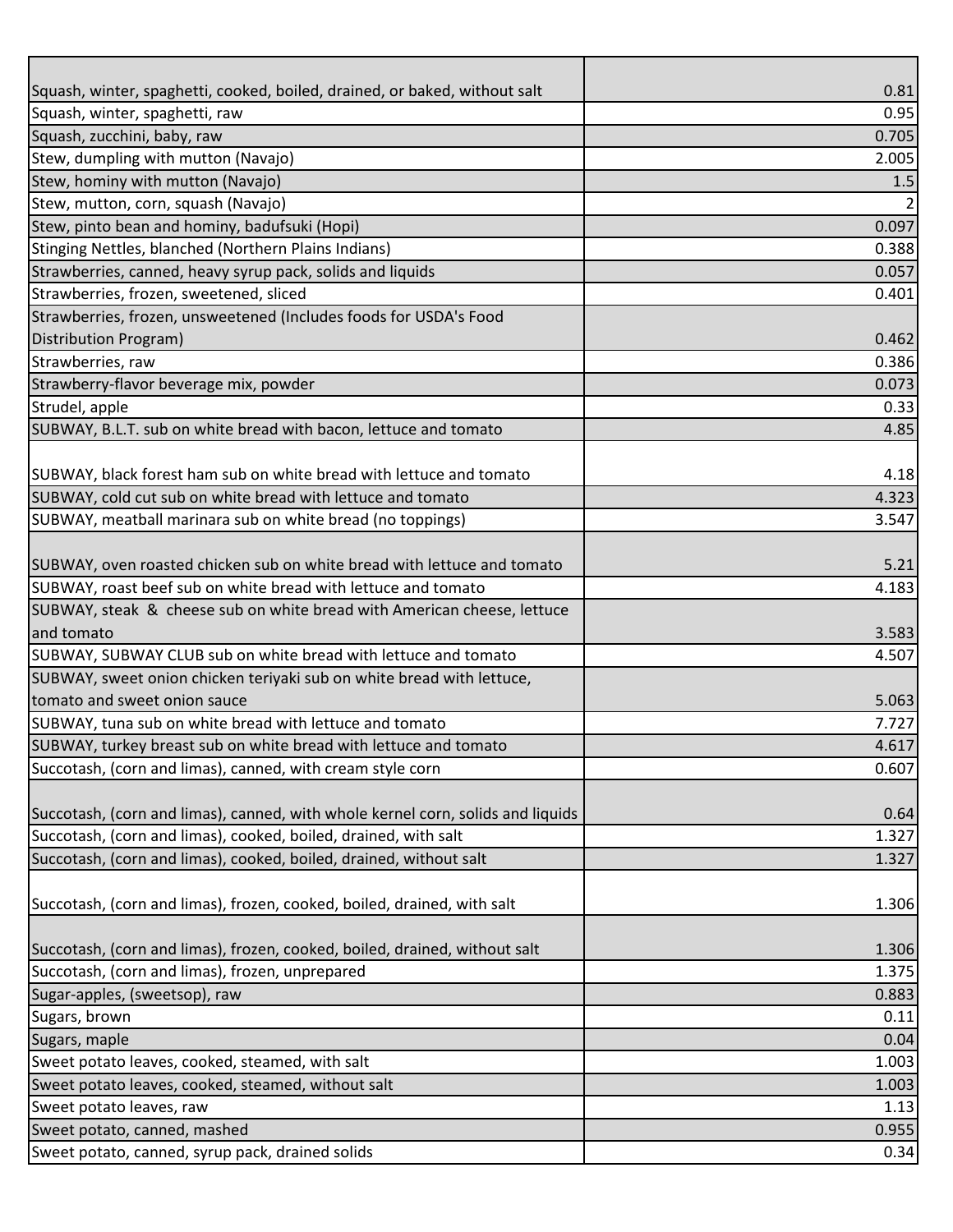| | |
|---|---|
| Squash, winter, spaghetti, cooked, boiled, drained, or baked, without salt | 0.81 |
| Squash, winter, spaghetti, raw | 0.95 |
| Squash, zucchini, baby, raw | 0.705 |
| Stew, dumpling with mutton (Navajo) | 2.005 |
| Stew, hominy with mutton (Navajo) | 1.5 |
| Stew, mutton, corn, squash (Navajo) | 2 |
| Stew, pinto bean and hominy, badufsuki (Hopi) | 0.097 |
| Stinging Nettles, blanched (Northern Plains Indians) | 0.388 |
| Strawberries, canned, heavy syrup pack, solids and liquids | 0.057 |
| Strawberries, frozen, sweetened, sliced | 0.401 |
| Strawberries, frozen, unsweetened (Includes foods for USDA's Food Distribution Program) | 0.462 |
| Strawberries, raw | 0.386 |
| Strawberry-flavor beverage mix, powder | 0.073 |
| Strudel, apple | 0.33 |
| SUBWAY, B.L.T. sub on white bread with bacon, lettuce and tomato | 4.85 |
| SUBWAY, black forest ham sub on white bread with lettuce and tomato | 4.18 |
| SUBWAY, cold cut sub on white bread with lettuce and tomato | 4.323 |
| SUBWAY, meatball marinara sub on white bread (no toppings) | 3.547 |
| SUBWAY, oven roasted chicken sub on white bread with lettuce and tomato | 5.21 |
| SUBWAY, roast beef sub on white bread with lettuce and tomato | 4.183 |
| SUBWAY, steak & cheese sub on white bread with American cheese, lettuce and tomato | 3.583 |
| SUBWAY, SUBWAY CLUB sub on white bread with lettuce and tomato | 4.507 |
| SUBWAY, sweet onion chicken teriyaki sub on white bread with lettuce, tomato and sweet onion sauce | 5.063 |
| SUBWAY, tuna sub on white bread with lettuce and tomato | 7.727 |
| SUBWAY, turkey breast sub on white bread with lettuce and tomato | 4.617 |
| Succotash, (corn and limas), canned, with cream style corn | 0.607 |
| Succotash, (corn and limas), canned, with whole kernel corn, solids and liquids | 0.64 |
| Succotash, (corn and limas), cooked, boiled, drained, with salt | 1.327 |
| Succotash, (corn and limas), cooked, boiled, drained, without salt | 1.327 |
| Succotash, (corn and limas), frozen, cooked, boiled, drained, with salt | 1.306 |
| Succotash, (corn and limas), frozen, cooked, boiled, drained, without salt | 1.306 |
| Succotash, (corn and limas), frozen, unprepared | 1.375 |
| Sugar-apples, (sweetsop), raw | 0.883 |
| Sugars, brown | 0.11 |
| Sugars, maple | 0.04 |
| Sweet potato leaves, cooked, steamed, with salt | 1.003 |
| Sweet potato leaves, cooked, steamed, without salt | 1.003 |
| Sweet potato leaves, raw | 1.13 |
| Sweet potato, canned, mashed | 0.955 |
| Sweet potato, canned, syrup pack, drained solids | 0.34 |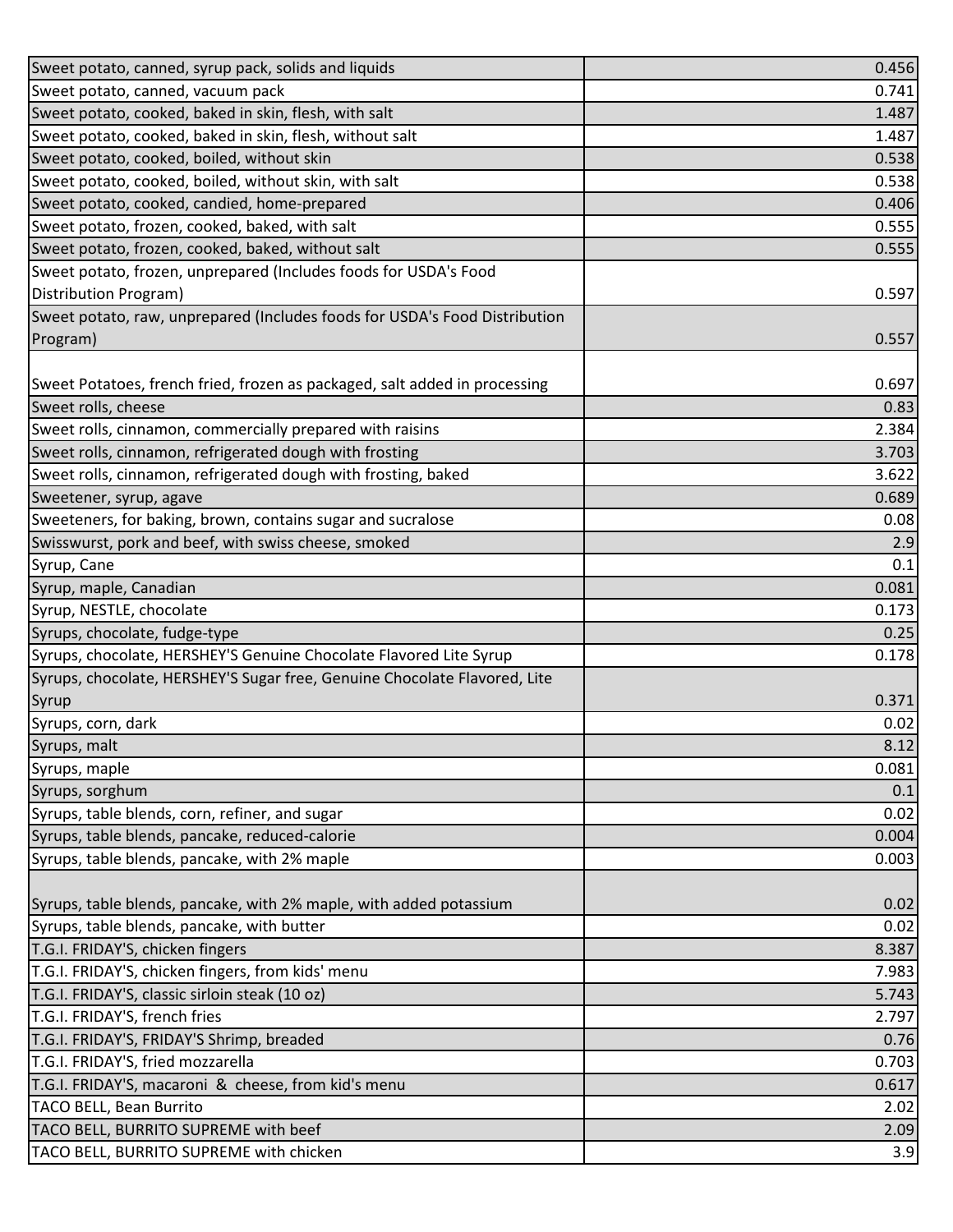| | |
|---|---|
| Sweet potato, canned, syrup pack, solids and liquids | 0.456 |
| Sweet potato, canned, vacuum pack | 0.741 |
| Sweet potato, cooked, baked in skin, flesh, with salt | 1.487 |
| Sweet potato, cooked, baked in skin, flesh, without salt | 1.487 |
| Sweet potato, cooked, boiled, without skin | 0.538 |
| Sweet potato, cooked, boiled, without skin, with salt | 0.538 |
| Sweet potato, cooked, candied, home-prepared | 0.406 |
| Sweet potato, frozen, cooked, baked, with salt | 0.555 |
| Sweet potato, frozen, cooked, baked, without salt | 0.555 |
| Sweet potato, frozen, unprepared (Includes foods for USDA's Food Distribution Program) | 0.597 |
| Sweet potato, raw, unprepared (Includes foods for USDA's Food Distribution Program) | 0.557 |
| Sweet Potatoes, french fried, frozen as packaged, salt added in processing | 0.697 |
| Sweet rolls, cheese | 0.83 |
| Sweet rolls, cinnamon, commercially prepared with raisins | 2.384 |
| Sweet rolls, cinnamon, refrigerated dough with frosting | 3.703 |
| Sweet rolls, cinnamon, refrigerated dough with frosting, baked | 3.622 |
| Sweetener, syrup, agave | 0.689 |
| Sweeteners, for baking, brown, contains sugar and sucralose | 0.08 |
| Swisswurst, pork and beef, with swiss cheese, smoked | 2.9 |
| Syrup, Cane | 0.1 |
| Syrup, maple, Canadian | 0.081 |
| Syrup, NESTLE, chocolate | 0.173 |
| Syrups, chocolate, fudge-type | 0.25 |
| Syrups, chocolate, HERSHEY'S Genuine Chocolate Flavored Lite Syrup | 0.178 |
| Syrups, chocolate, HERSHEY'S Sugar free, Genuine Chocolate Flavored, Lite Syrup | 0.371 |
| Syrups, corn, dark | 0.02 |
| Syrups, malt | 8.12 |
| Syrups, maple | 0.081 |
| Syrups, sorghum | 0.1 |
| Syrups, table blends, corn, refiner, and sugar | 0.02 |
| Syrups, table blends, pancake, reduced-calorie | 0.004 |
| Syrups, table blends, pancake, with 2% maple | 0.003 |
| Syrups, table blends, pancake, with 2% maple, with added potassium | 0.02 |
| Syrups, table blends, pancake, with butter | 0.02 |
| T.G.I. FRIDAY'S, chicken fingers | 8.387 |
| T.G.I. FRIDAY'S, chicken fingers, from kids' menu | 7.983 |
| T.G.I. FRIDAY'S, classic sirloin steak (10 oz) | 5.743 |
| T.G.I. FRIDAY'S, french fries | 2.797 |
| T.G.I. FRIDAY'S, FRIDAY'S Shrimp, breaded | 0.76 |
| T.G.I. FRIDAY'S, fried mozzarella | 0.703 |
| T.G.I. FRIDAY'S, macaroni & cheese, from kid's menu | 0.617 |
| TACO BELL, Bean Burrito | 2.02 |
| TACO BELL, BURRITO SUPREME with beef | 2.09 |
| TACO BELL, BURRITO SUPREME with chicken | 3.9 |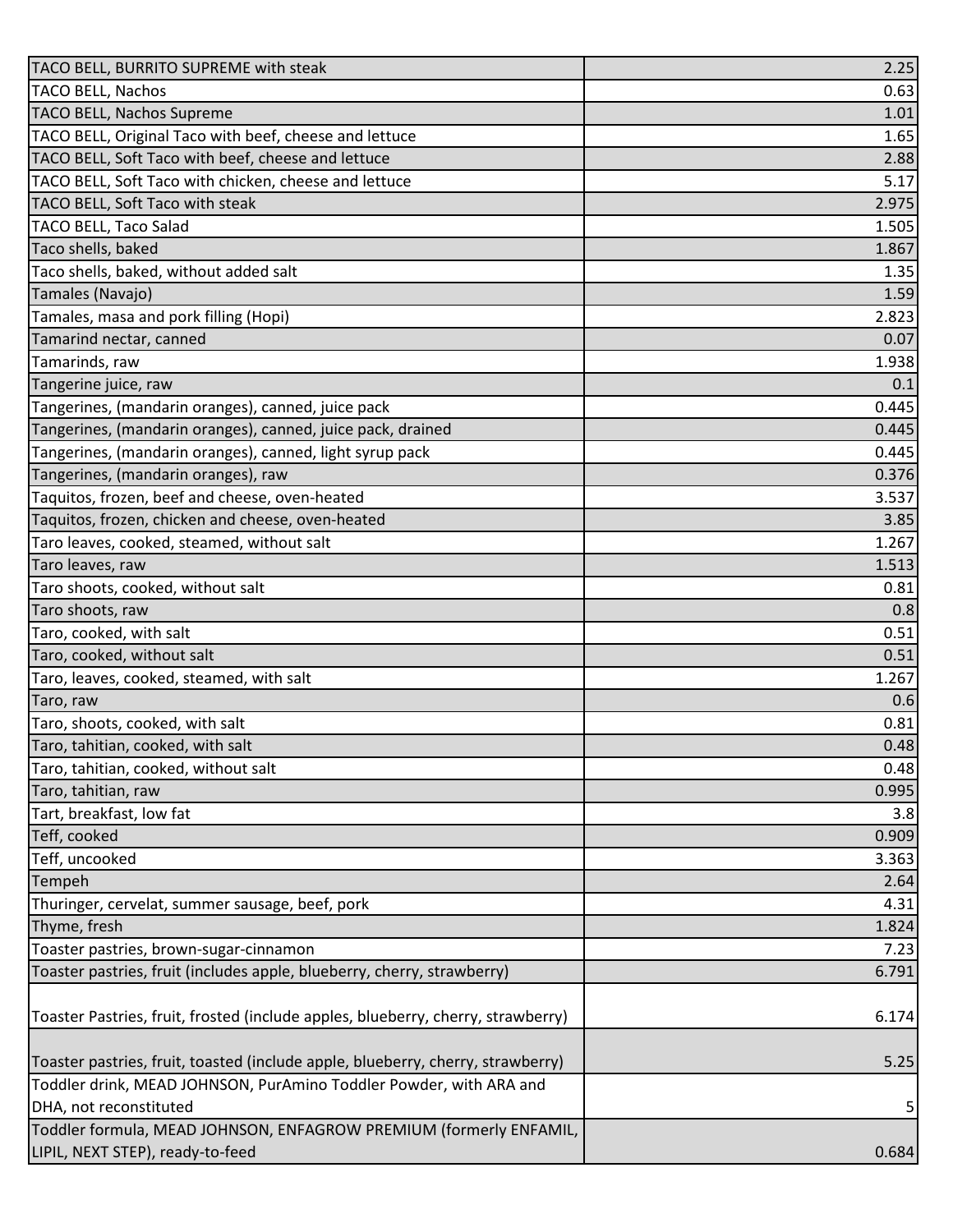| | |
|---|---|
| TACO BELL, BURRITO SUPREME with steak | 2.25 |
| TACO BELL, Nachos | 0.63 |
| TACO BELL, Nachos Supreme | 1.01 |
| TACO BELL, Original Taco with beef, cheese and lettuce | 1.65 |
| TACO BELL, Soft Taco with beef, cheese and lettuce | 2.88 |
| TACO BELL, Soft Taco with chicken, cheese and lettuce | 5.17 |
| TACO BELL, Soft Taco with steak | 2.975 |
| TACO BELL, Taco Salad | 1.505 |
| Taco shells, baked | 1.867 |
| Taco shells, baked, without added salt | 1.35 |
| Tamales (Navajo) | 1.59 |
| Tamales, masa and pork filling (Hopi) | 2.823 |
| Tamarind nectar, canned | 0.07 |
| Tamarinds, raw | 1.938 |
| Tangerine juice, raw | 0.1 |
| Tangerines, (mandarin oranges), canned, juice pack | 0.445 |
| Tangerines, (mandarin oranges), canned, juice pack, drained | 0.445 |
| Tangerines, (mandarin oranges), canned, light syrup pack | 0.445 |
| Tangerines, (mandarin oranges), raw | 0.376 |
| Taquitos, frozen, beef and cheese, oven-heated | 3.537 |
| Taquitos, frozen, chicken and cheese, oven-heated | 3.85 |
| Taro leaves, cooked, steamed, without salt | 1.267 |
| Taro leaves, raw | 1.513 |
| Taro shoots, cooked, without salt | 0.81 |
| Taro shoots, raw | 0.8 |
| Taro, cooked, with salt | 0.51 |
| Taro, cooked, without salt | 0.51 |
| Taro, leaves, cooked, steamed, with salt | 1.267 |
| Taro, raw | 0.6 |
| Taro, shoots, cooked, with salt | 0.81 |
| Taro, tahitian, cooked, with salt | 0.48 |
| Taro, tahitian, cooked, without salt | 0.48 |
| Taro, tahitian, raw | 0.995 |
| Tart, breakfast, low fat | 3.8 |
| Teff, cooked | 0.909 |
| Teff, uncooked | 3.363 |
| Tempeh | 2.64 |
| Thuringer, cervelat, summer sausage, beef, pork | 4.31 |
| Thyme, fresh | 1.824 |
| Toaster pastries, brown-sugar-cinnamon | 7.23 |
| Toaster pastries, fruit (includes apple, blueberry, cherry, strawberry) | 6.791 |
| Toaster Pastries, fruit, frosted (include apples, blueberry, cherry, strawberry) | 6.174 |
| Toaster pastries, fruit, toasted (include apple, blueberry, cherry, strawberry) | 5.25 |
| Toddler drink, MEAD JOHNSON, PurAmino Toddler Powder, with ARA and DHA, not reconstituted | 5 |
| Toddler formula, MEAD JOHNSON, ENFAGROW PREMIUM (formerly ENFAMIL, LIPIL, NEXT STEP), ready-to-feed | 0.684 |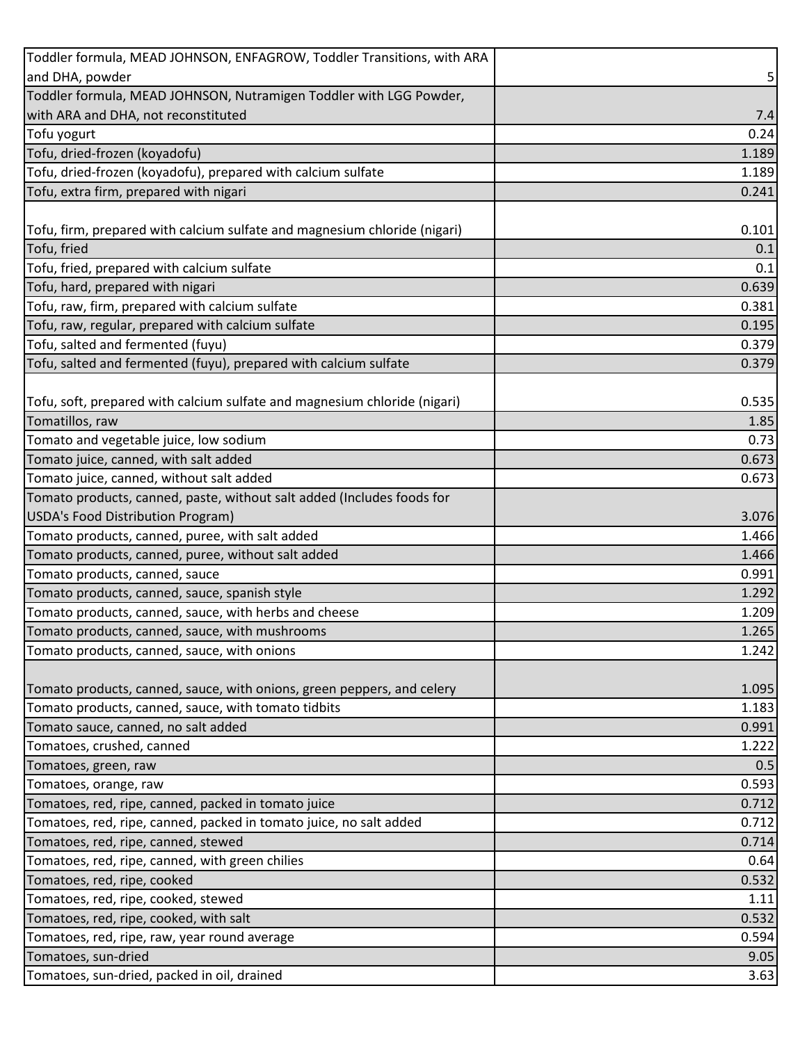| | |
|---|---|
| Toddler formula, MEAD JOHNSON, ENFAGROW, Toddler Transitions, with ARA and DHA, powder | 5 |
| Toddler formula, MEAD JOHNSON, Nutramigen Toddler with LGG Powder, with ARA and DHA, not reconstituted | 7.4 |
| Tofu yogurt | 0.24 |
| Tofu, dried-frozen (koyadofu) | 1.189 |
| Tofu, dried-frozen (koyadofu), prepared with calcium sulfate | 1.189 |
| Tofu, extra firm, prepared with nigari | 0.241 |
| Tofu, firm, prepared with calcium sulfate and magnesium chloride (nigari) | 0.101 |
| Tofu, fried | 0.1 |
| Tofu, fried, prepared with calcium sulfate | 0.1 |
| Tofu, hard, prepared with nigari | 0.639 |
| Tofu, raw, firm, prepared with calcium sulfate | 0.381 |
| Tofu, raw, regular, prepared with calcium sulfate | 0.195 |
| Tofu, salted and fermented (fuyu) | 0.379 |
| Tofu, salted and fermented (fuyu), prepared with calcium sulfate | 0.379 |
| Tofu, soft, prepared with calcium sulfate and magnesium chloride (nigari) | 0.535 |
| Tomatillos, raw | 1.85 |
| Tomato and vegetable juice, low sodium | 0.73 |
| Tomato juice, canned, with salt added | 0.673 |
| Tomato juice, canned, without salt added | 0.673 |
| Tomato products, canned, paste, without salt added (Includes foods for USDA's Food Distribution Program) | 3.076 |
| Tomato products, canned, puree, with salt added | 1.466 |
| Tomato products, canned, puree, without salt added | 1.466 |
| Tomato products, canned, sauce | 0.991 |
| Tomato products, canned, sauce, spanish style | 1.292 |
| Tomato products, canned, sauce, with herbs and cheese | 1.209 |
| Tomato products, canned, sauce, with mushrooms | 1.265 |
| Tomato products, canned, sauce, with onions | 1.242 |
| Tomato products, canned, sauce, with onions, green peppers, and celery | 1.095 |
| Tomato products, canned, sauce, with tomato tidbits | 1.183 |
| Tomato sauce, canned, no salt added | 0.991 |
| Tomatoes, crushed, canned | 1.222 |
| Tomatoes, green, raw | 0.5 |
| Tomatoes, orange, raw | 0.593 |
| Tomatoes, red, ripe, canned, packed in tomato juice | 0.712 |
| Tomatoes, red, ripe, canned, packed in tomato juice, no salt added | 0.712 |
| Tomatoes, red, ripe, canned, stewed | 0.714 |
| Tomatoes, red, ripe, canned, with green chilies | 0.64 |
| Tomatoes, red, ripe, cooked | 0.532 |
| Tomatoes, red, ripe, cooked, stewed | 1.11 |
| Tomatoes, red, ripe, cooked, with salt | 0.532 |
| Tomatoes, red, ripe, raw, year round average | 0.594 |
| Tomatoes, sun-dried | 9.05 |
| Tomatoes, sun-dried, packed in oil, drained | 3.63 |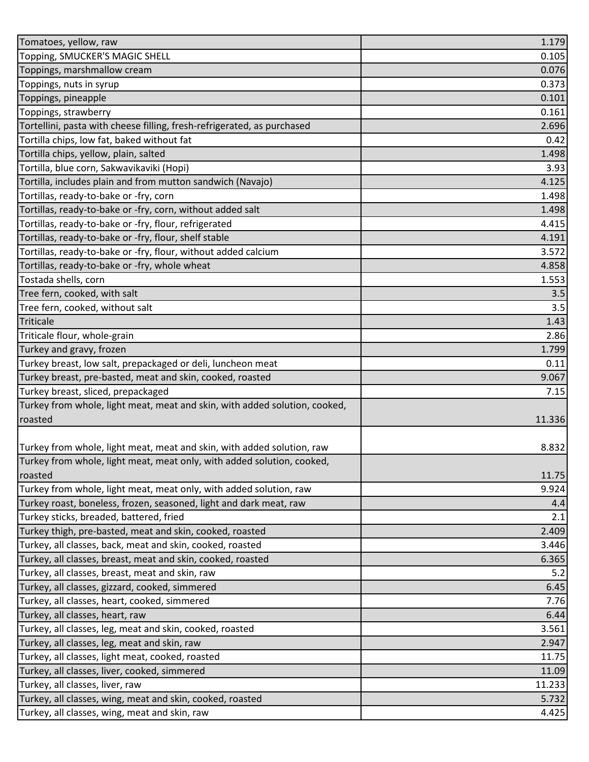| | |
|---|---|
| Tomatoes, yellow, raw | 1.179 |
| Topping, SMUCKER'S MAGIC SHELL | 0.105 |
| Toppings, marshmallow cream | 0.076 |
| Toppings, nuts in syrup | 0.373 |
| Toppings, pineapple | 0.101 |
| Toppings, strawberry | 0.161 |
| Tortellini, pasta with cheese filling, fresh-refrigerated, as purchased | 2.696 |
| Tortilla chips, low fat, baked without fat | 0.42 |
| Tortilla chips, yellow, plain, salted | 1.498 |
| Tortilla, blue corn, Sakwavikaviki (Hopi) | 3.93 |
| Tortilla, includes plain and from mutton sandwich (Navajo) | 4.125 |
| Tortillas, ready-to-bake or -fry, corn | 1.498 |
| Tortillas, ready-to-bake or -fry, corn, without added salt | 1.498 |
| Tortillas, ready-to-bake or -fry, flour, refrigerated | 4.415 |
| Tortillas, ready-to-bake or -fry, flour, shelf stable | 4.191 |
| Tortillas, ready-to-bake or -fry, flour, without added calcium | 3.572 |
| Tortillas, ready-to-bake or -fry, whole wheat | 4.858 |
| Tostada shells, corn | 1.553 |
| Tree fern, cooked, with salt | 3.5 |
| Tree fern, cooked, without salt | 3.5 |
| Triticale | 1.43 |
| Triticale flour, whole-grain | 2.86 |
| Turkey and gravy, frozen | 1.799 |
| Turkey breast, low salt, prepackaged or deli, luncheon meat | 0.11 |
| Turkey breast, pre-basted, meat and skin, cooked, roasted | 9.067 |
| Turkey breast, sliced, prepackaged | 7.15 |
| Turkey from whole, light meat, meat and skin, with added solution, cooked, roasted | 11.336 |
| Turkey from whole, light meat, meat and skin, with added solution, raw | 8.832 |
| Turkey from whole, light meat, meat only, with added solution, cooked, roasted | 11.75 |
| Turkey from whole, light meat, meat only, with added solution, raw | 9.924 |
| Turkey roast, boneless, frozen, seasoned, light and dark meat, raw | 4.4 |
| Turkey sticks, breaded, battered, fried | 2.1 |
| Turkey thigh, pre-basted, meat and skin, cooked, roasted | 2.409 |
| Turkey, all classes, back, meat and skin, cooked, roasted | 3.446 |
| Turkey, all classes, breast, meat and skin, cooked, roasted | 6.365 |
| Turkey, all classes, breast, meat and skin, raw | 5.2 |
| Turkey, all classes, gizzard, cooked, simmered | 6.45 |
| Turkey, all classes, heart, cooked, simmered | 7.76 |
| Turkey, all classes, heart, raw | 6.44 |
| Turkey, all classes, leg, meat and skin, cooked, roasted | 3.561 |
| Turkey, all classes, leg, meat and skin, raw | 2.947 |
| Turkey, all classes, light meat, cooked, roasted | 11.75 |
| Turkey, all classes, liver, cooked, simmered | 11.09 |
| Turkey, all classes, liver, raw | 11.233 |
| Turkey, all classes, wing, meat and skin, cooked, roasted | 5.732 |
| Turkey, all classes, wing, meat and skin, raw | 4.425 |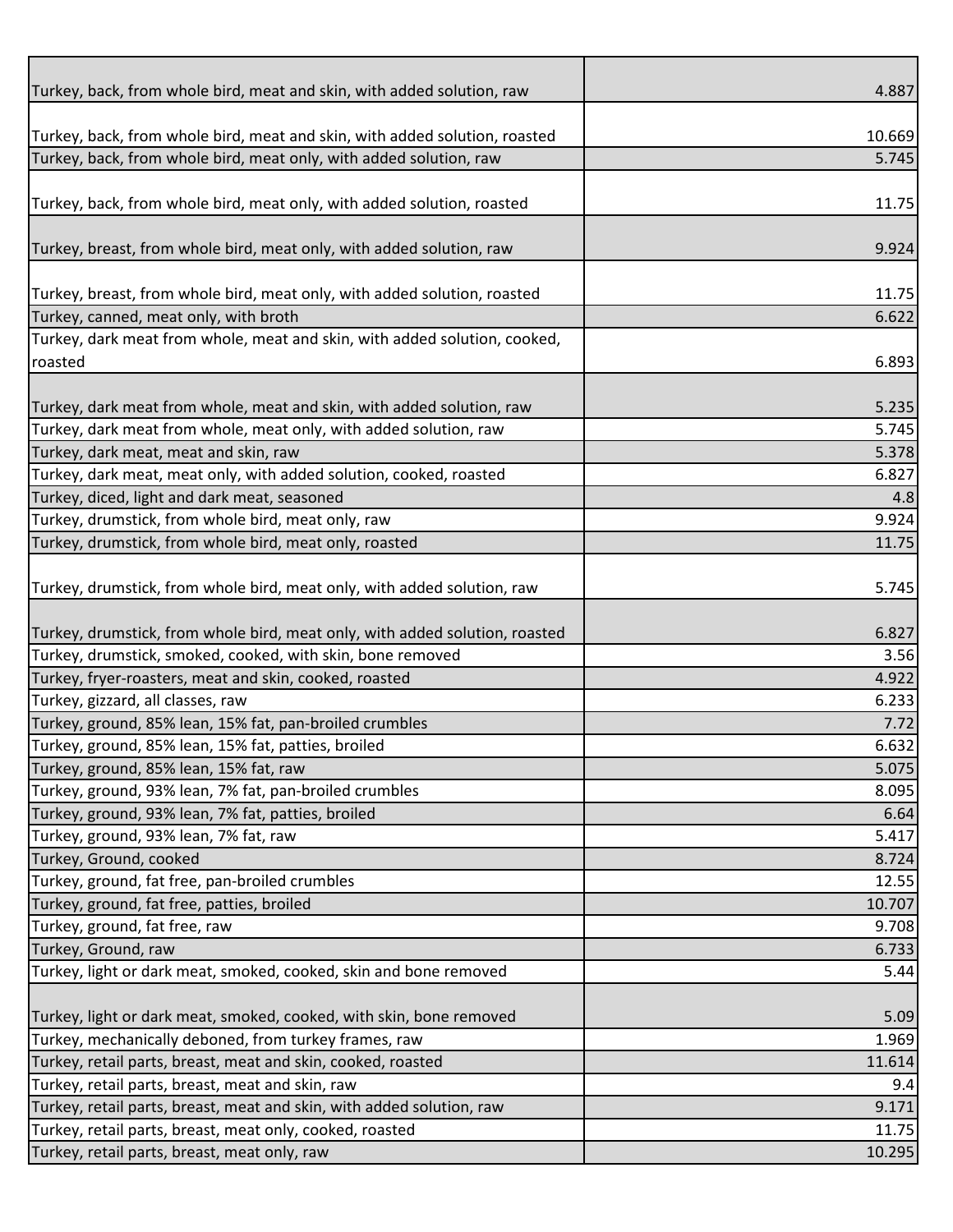| | |
|---|---|
| Turkey, back, from whole bird, meat and skin, with added solution, raw | 4.887 |
| Turkey, back, from whole bird, meat and skin, with added solution, roasted | 10.669 |
| Turkey, back, from whole bird, meat only, with added solution, raw | 5.745 |
| Turkey, back, from whole bird, meat only, with added solution, roasted | 11.75 |
| Turkey, breast, from whole bird, meat only, with added solution, raw | 9.924 |
| Turkey, breast, from whole bird, meat only, with added solution, roasted | 11.75 |
| Turkey, canned, meat only, with broth | 6.622 |
| Turkey, dark meat from whole, meat and skin, with added solution, cooked, roasted | 6.893 |
| Turkey, dark meat from whole, meat and skin, with added solution, raw | 5.235 |
| Turkey, dark meat from whole, meat only, with added solution, raw | 5.745 |
| Turkey, dark meat, meat and skin, raw | 5.378 |
| Turkey, dark meat, meat only, with added solution, cooked, roasted | 6.827 |
| Turkey, diced, light and dark meat, seasoned | 4.8 |
| Turkey, drumstick, from whole bird, meat only, raw | 9.924 |
| Turkey, drumstick, from whole bird, meat only, roasted | 11.75 |
| Turkey, drumstick, from whole bird, meat only, with added solution, raw | 5.745 |
| Turkey, drumstick, from whole bird, meat only, with added solution, roasted | 6.827 |
| Turkey, drumstick, smoked, cooked, with skin, bone removed | 3.56 |
| Turkey, fryer-roasters, meat and skin, cooked, roasted | 4.922 |
| Turkey, gizzard, all classes, raw | 6.233 |
| Turkey, ground, 85% lean, 15% fat, pan-broiled crumbles | 7.72 |
| Turkey, ground, 85% lean, 15% fat, patties, broiled | 6.632 |
| Turkey, ground, 85% lean, 15% fat, raw | 5.075 |
| Turkey, ground, 93% lean, 7% fat, pan-broiled crumbles | 8.095 |
| Turkey, ground, 93% lean, 7% fat, patties, broiled | 6.64 |
| Turkey, ground, 93% lean, 7% fat, raw | 5.417 |
| Turkey, Ground, cooked | 8.724 |
| Turkey, ground, fat free, pan-broiled crumbles | 12.55 |
| Turkey, ground, fat free, patties, broiled | 10.707 |
| Turkey, ground, fat free, raw | 9.708 |
| Turkey, Ground, raw | 6.733 |
| Turkey, light or dark meat, smoked, cooked, skin and bone removed | 5.44 |
| Turkey, light or dark meat, smoked, cooked, with skin, bone removed | 5.09 |
| Turkey, mechanically deboned, from turkey frames, raw | 1.969 |
| Turkey, retail parts, breast, meat and skin, cooked, roasted | 11.614 |
| Turkey, retail parts, breast, meat and skin, raw | 9.4 |
| Turkey, retail parts, breast, meat and skin, with added solution, raw | 9.171 |
| Turkey, retail parts, breast, meat only, cooked, roasted | 11.75 |
| Turkey, retail parts, breast, meat only, raw | 10.295 |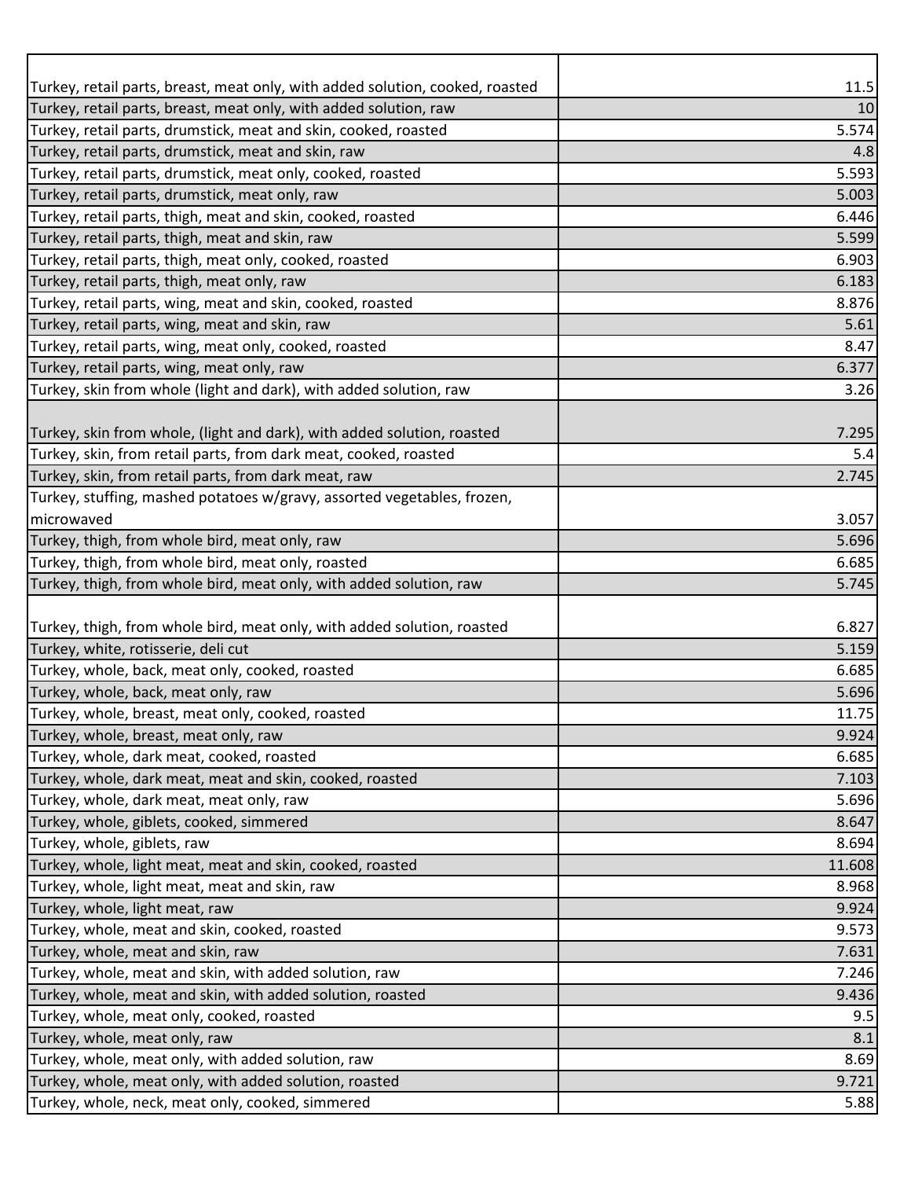| | |
|---|---|
| Turkey, retail parts, breast, meat only, with added solution, cooked, roasted | 11.5 |
| Turkey, retail parts, breast, meat only, with added solution, raw | 10 |
| Turkey, retail parts, drumstick, meat and skin, cooked, roasted | 5.574 |
| Turkey, retail parts, drumstick, meat and skin, raw | 4.8 |
| Turkey, retail parts, drumstick, meat only, cooked, roasted | 5.593 |
| Turkey, retail parts, drumstick, meat only, raw | 5.003 |
| Turkey, retail parts, thigh, meat and skin, cooked, roasted | 6.446 |
| Turkey, retail parts, thigh, meat and skin, raw | 5.599 |
| Turkey, retail parts, thigh, meat only, cooked, roasted | 6.903 |
| Turkey, retail parts, thigh, meat only, raw | 6.183 |
| Turkey, retail parts, wing, meat and skin, cooked, roasted | 8.876 |
| Turkey, retail parts, wing, meat and skin, raw | 5.61 |
| Turkey, retail parts, wing, meat only, cooked, roasted | 8.47 |
| Turkey, retail parts, wing, meat only, raw | 6.377 |
| Turkey, skin from whole (light and dark), with added solution, raw | 3.26 |
| Turkey, skin from whole, (light and dark), with added solution, roasted | 7.295 |
| Turkey, skin, from retail parts, from dark meat, cooked, roasted | 5.4 |
| Turkey, skin, from retail parts, from dark meat, raw | 2.745 |
| Turkey, stuffing, mashed potatoes w/gravy, assorted vegetables, frozen, microwaved | 3.057 |
| Turkey, thigh, from whole bird, meat only, raw | 5.696 |
| Turkey, thigh, from whole bird, meat only, roasted | 6.685 |
| Turkey, thigh, from whole bird, meat only, with added solution, raw | 5.745 |
| Turkey, thigh, from whole bird, meat only, with added solution, roasted | 6.827 |
| Turkey, white, rotisserie, deli cut | 5.159 |
| Turkey, whole, back, meat only, cooked, roasted | 6.685 |
| Turkey, whole, back, meat only, raw | 5.696 |
| Turkey, whole, breast, meat only, cooked, roasted | 11.75 |
| Turkey, whole, breast, meat only, raw | 9.924 |
| Turkey, whole, dark meat, cooked, roasted | 6.685 |
| Turkey, whole, dark meat, meat and skin, cooked, roasted | 7.103 |
| Turkey, whole, dark meat, meat only, raw | 5.696 |
| Turkey, whole, giblets, cooked, simmered | 8.647 |
| Turkey, whole, giblets, raw | 8.694 |
| Turkey, whole, light meat, meat and skin, cooked, roasted | 11.608 |
| Turkey, whole, light meat, meat and skin, raw | 8.968 |
| Turkey, whole, light meat, raw | 9.924 |
| Turkey, whole, meat and skin, cooked, roasted | 9.573 |
| Turkey, whole, meat and skin, raw | 7.631 |
| Turkey, whole, meat and skin, with added solution, raw | 7.246 |
| Turkey, whole, meat and skin, with added solution, roasted | 9.436 |
| Turkey, whole, meat only, cooked, roasted | 9.5 |
| Turkey, whole, meat only, raw | 8.1 |
| Turkey, whole, meat only, with added solution, raw | 8.69 |
| Turkey, whole, meat only, with added solution, roasted | 9.721 |
| Turkey, whole, neck, meat only, cooked, simmered | 5.88 |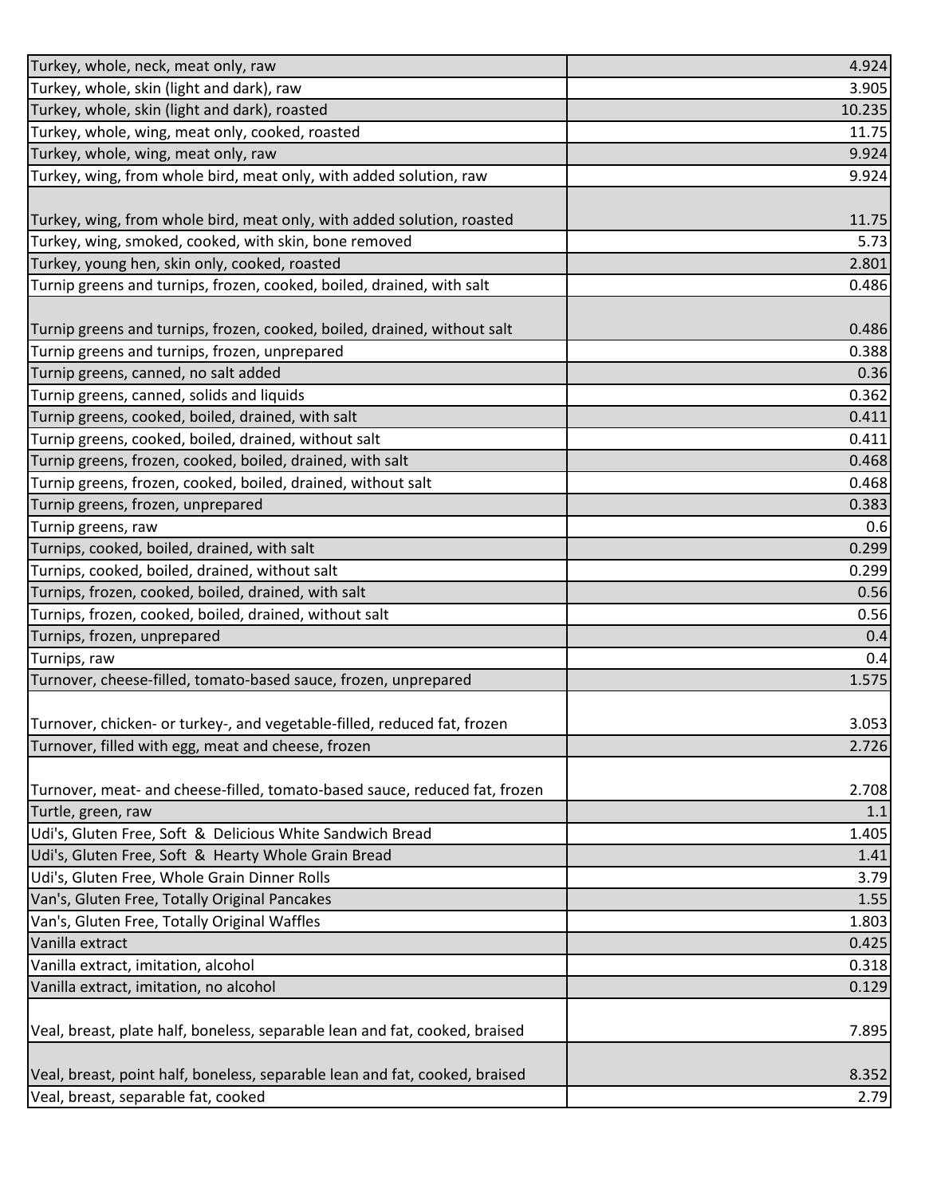| | |
|---|---|
| Turkey, whole, neck, meat only, raw | 4.924 |
| Turkey, whole, skin (light and dark), raw | 3.905 |
| Turkey, whole, skin (light and dark), roasted | 10.235 |
| Turkey, whole, wing, meat only, cooked, roasted | 11.75 |
| Turkey, whole, wing, meat only, raw | 9.924 |
| Turkey, wing, from whole bird, meat only, with added solution, raw | 9.924 |
| Turkey, wing, from whole bird, meat only, with added solution, roasted | 11.75 |
| Turkey, wing, smoked, cooked, with skin, bone removed | 5.73 |
| Turkey, young hen, skin only, cooked, roasted | 2.801 |
| Turnip greens and turnips, frozen, cooked, boiled, drained, with salt | 0.486 |
| Turnip greens and turnips, frozen, cooked, boiled, drained, without salt | 0.486 |
| Turnip greens and turnips, frozen, unprepared | 0.388 |
| Turnip greens, canned, no salt added | 0.36 |
| Turnip greens, canned, solids and liquids | 0.362 |
| Turnip greens, cooked, boiled, drained, with salt | 0.411 |
| Turnip greens, cooked, boiled, drained, without salt | 0.411 |
| Turnip greens, frozen, cooked, boiled, drained, with salt | 0.468 |
| Turnip greens, frozen, cooked, boiled, drained, without salt | 0.468 |
| Turnip greens, frozen, unprepared | 0.383 |
| Turnip greens, raw | 0.6 |
| Turnips, cooked, boiled, drained, with salt | 0.299 |
| Turnips, cooked, boiled, drained, without salt | 0.299 |
| Turnips, frozen, cooked, boiled, drained, with salt | 0.56 |
| Turnips, frozen, cooked, boiled, drained, without salt | 0.56 |
| Turnips, frozen, unprepared | 0.4 |
| Turnips, raw | 0.4 |
| Turnover, cheese-filled, tomato-based sauce, frozen, unprepared | 1.575 |
| Turnover, chicken- or turkey-, and vegetable-filled, reduced fat, frozen | 3.053 |
| Turnover, filled with egg, meat and cheese, frozen | 2.726 |
| Turnover, meat- and cheese-filled, tomato-based sauce, reduced fat, frozen | 2.708 |
| Turtle, green, raw | 1.1 |
| Udi's, Gluten Free, Soft & Delicious White Sandwich Bread | 1.405 |
| Udi's, Gluten Free, Soft & Hearty Whole Grain Bread | 1.41 |
| Udi's, Gluten Free, Whole Grain Dinner Rolls | 3.79 |
| Van's, Gluten Free, Totally Original Pancakes | 1.55 |
| Van's, Gluten Free, Totally Original Waffles | 1.803 |
| Vanilla extract | 0.425 |
| Vanilla extract, imitation, alcohol | 0.318 |
| Vanilla extract, imitation, no alcohol | 0.129 |
| Veal, breast, plate half, boneless, separable lean and fat, cooked, braised | 7.895 |
| Veal, breast, point half, boneless, separable lean and fat, cooked, braised | 8.352 |
| Veal, breast, separable fat, cooked | 2.79 |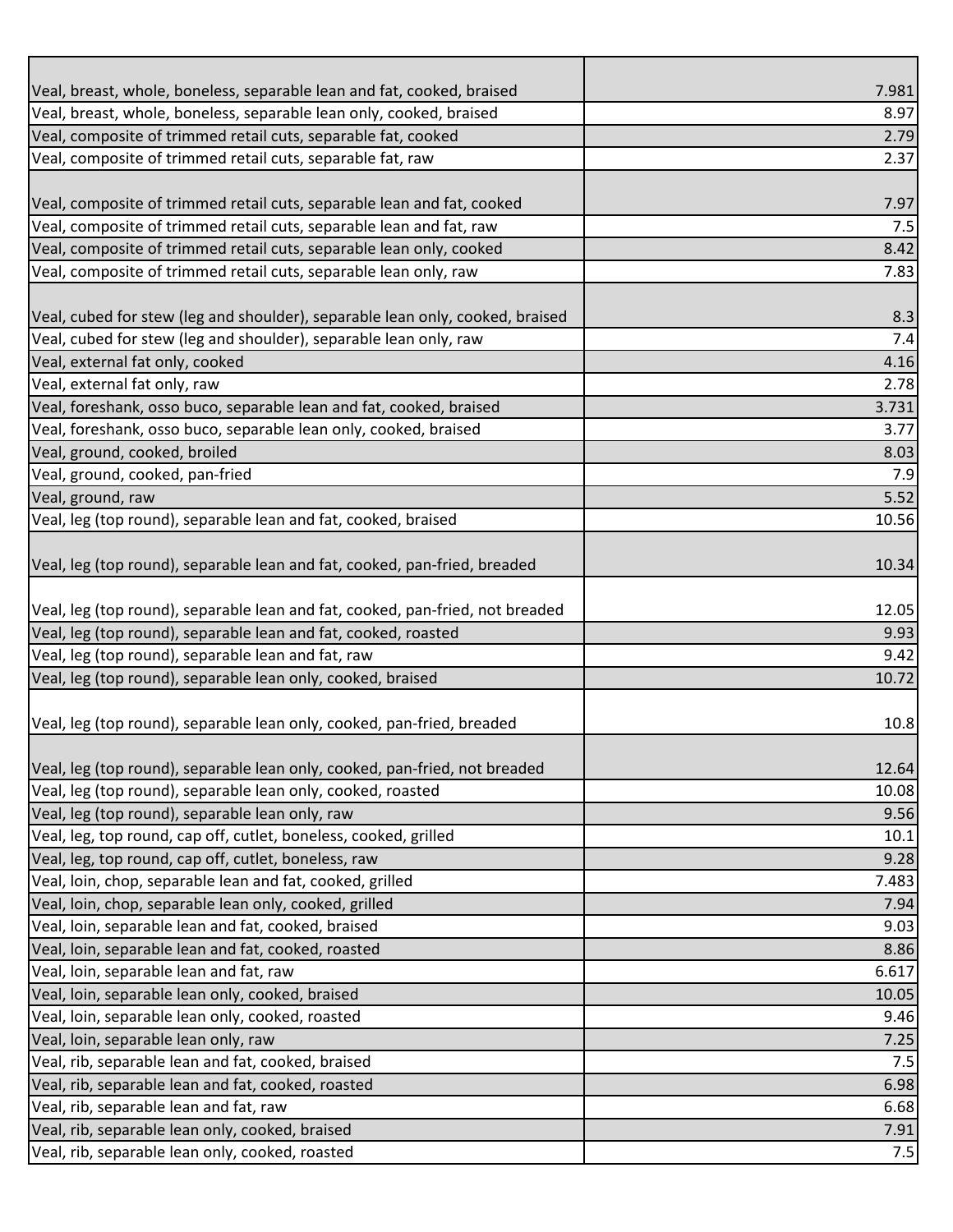| | |
|---|---|
| Veal, breast, whole, boneless, separable lean and fat, cooked, braised | 7.981 |
| Veal, breast, whole, boneless, separable lean only, cooked, braised | 8.97 |
| Veal, composite of trimmed retail cuts, separable fat, cooked | 2.79 |
| Veal, composite of trimmed retail cuts, separable fat, raw | 2.37 |
| Veal, composite of trimmed retail cuts, separable lean and fat, cooked | 7.97 |
| Veal, composite of trimmed retail cuts, separable lean and fat, raw | 7.5 |
| Veal, composite of trimmed retail cuts, separable lean only, cooked | 8.42 |
| Veal, composite of trimmed retail cuts, separable lean only, raw | 7.83 |
| Veal, cubed for stew (leg and shoulder), separable lean only, cooked, braised | 8.3 |
| Veal, cubed for stew (leg and shoulder), separable lean only, raw | 7.4 |
| Veal, external fat only, cooked | 4.16 |
| Veal, external fat only, raw | 2.78 |
| Veal, foreshank, osso buco, separable lean and fat, cooked, braised | 3.731 |
| Veal, foreshank, osso buco, separable lean only, cooked, braised | 3.77 |
| Veal, ground, cooked, broiled | 8.03 |
| Veal, ground, cooked, pan-fried | 7.9 |
| Veal, ground, raw | 5.52 |
| Veal, leg (top round), separable lean and fat, cooked, braised | 10.56 |
| Veal, leg (top round), separable lean and fat, cooked, pan-fried, breaded | 10.34 |
| Veal, leg (top round), separable lean and fat, cooked, pan-fried, not breaded | 12.05 |
| Veal, leg (top round), separable lean and fat, cooked, roasted | 9.93 |
| Veal, leg (top round), separable lean and fat, raw | 9.42 |
| Veal, leg (top round), separable lean only, cooked, braised | 10.72 |
| Veal, leg (top round), separable lean only, cooked, pan-fried, breaded | 10.8 |
| Veal, leg (top round), separable lean only, cooked, pan-fried, not breaded | 12.64 |
| Veal, leg (top round), separable lean only, cooked, roasted | 10.08 |
| Veal, leg (top round), separable lean only, raw | 9.56 |
| Veal, leg, top round, cap off, cutlet, boneless, cooked, grilled | 10.1 |
| Veal, leg, top round, cap off, cutlet, boneless, raw | 9.28 |
| Veal, loin, chop, separable lean and fat, cooked, grilled | 7.483 |
| Veal, loin, chop, separable lean only, cooked, grilled | 7.94 |
| Veal, loin, separable lean and fat, cooked, braised | 9.03 |
| Veal, loin, separable lean and fat, cooked, roasted | 8.86 |
| Veal, loin, separable lean and fat, raw | 6.617 |
| Veal, loin, separable lean only, cooked, braised | 10.05 |
| Veal, loin, separable lean only, cooked, roasted | 9.46 |
| Veal, loin, separable lean only, raw | 7.25 |
| Veal, rib, separable lean and fat, cooked, braised | 7.5 |
| Veal, rib, separable lean and fat, cooked, roasted | 6.98 |
| Veal, rib, separable lean and fat, raw | 6.68 |
| Veal, rib, separable lean only, cooked, braised | 7.91 |
| Veal, rib, separable lean only, cooked, roasted | 7.5 |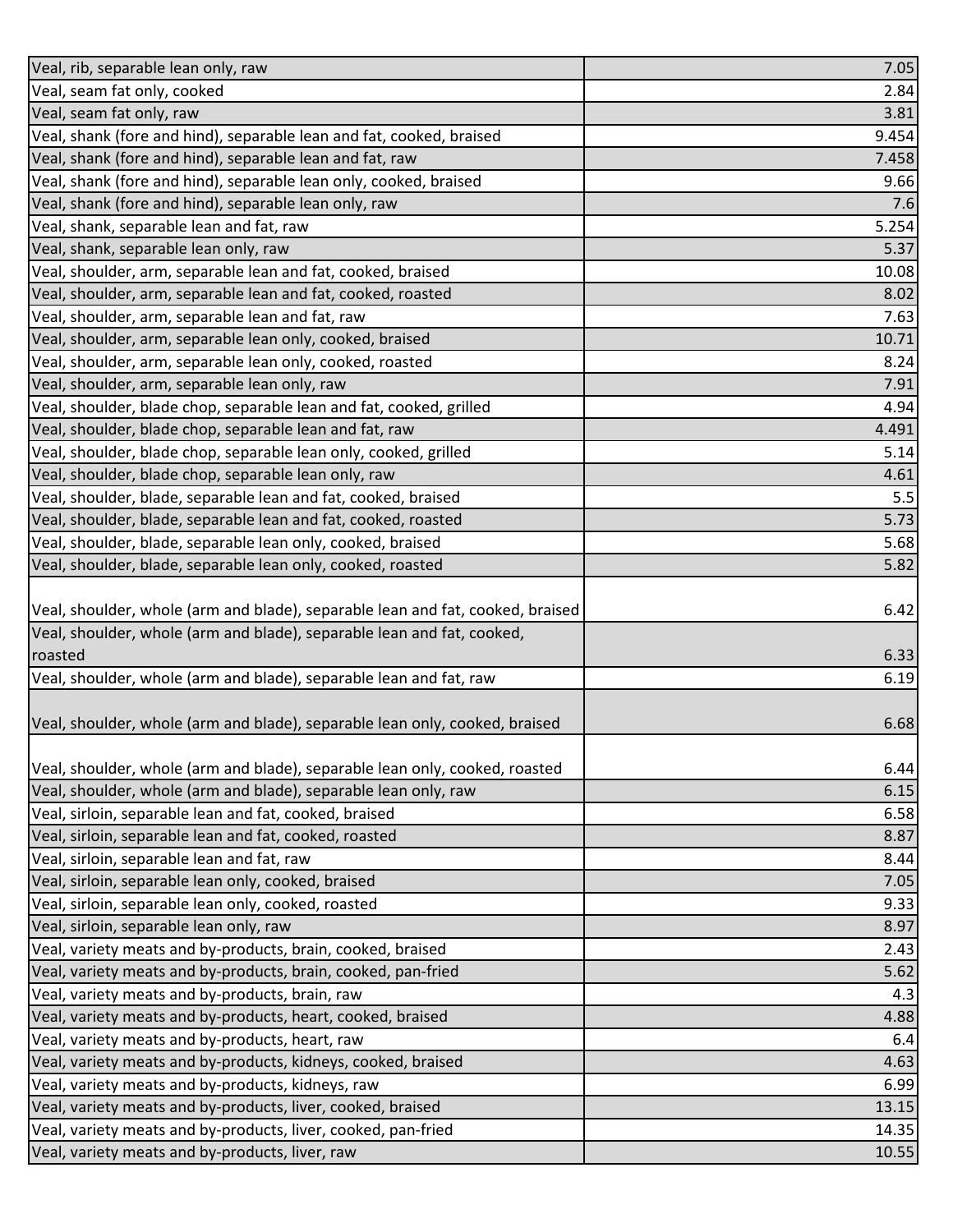| | |
|---|---|
| Veal, rib, separable lean only, raw | 7.05 |
| Veal, seam fat only, cooked | 2.84 |
| Veal, seam fat only, raw | 3.81 |
| Veal, shank (fore and hind), separable lean and fat, cooked, braised | 9.454 |
| Veal, shank (fore and hind), separable lean and fat, raw | 7.458 |
| Veal, shank (fore and hind), separable lean only, cooked, braised | 9.66 |
| Veal, shank (fore and hind), separable lean only, raw | 7.6 |
| Veal, shank, separable lean and fat, raw | 5.254 |
| Veal, shank, separable lean only, raw | 5.37 |
| Veal, shoulder, arm, separable lean and fat, cooked, braised | 10.08 |
| Veal, shoulder, arm, separable lean and fat, cooked, roasted | 8.02 |
| Veal, shoulder, arm, separable lean and fat, raw | 7.63 |
| Veal, shoulder, arm, separable lean only, cooked, braised | 10.71 |
| Veal, shoulder, arm, separable lean only, cooked, roasted | 8.24 |
| Veal, shoulder, arm, separable lean only, raw | 7.91 |
| Veal, shoulder, blade chop, separable lean and fat, cooked, grilled | 4.94 |
| Veal, shoulder, blade chop, separable lean and fat, raw | 4.491 |
| Veal, shoulder, blade chop, separable lean only, cooked, grilled | 5.14 |
| Veal, shoulder, blade chop, separable lean only, raw | 4.61 |
| Veal, shoulder, blade, separable lean and fat, cooked, braised | 5.5 |
| Veal, shoulder, blade, separable lean and fat, cooked, roasted | 5.73 |
| Veal, shoulder, blade, separable lean only, cooked, braised | 5.68 |
| Veal, shoulder, blade, separable lean only, cooked, roasted | 5.82 |
| Veal, shoulder, whole (arm and blade), separable lean and fat, cooked, braised | 6.42 |
| Veal, shoulder, whole (arm and blade), separable lean and fat, cooked, roasted | 6.33 |
| Veal, shoulder, whole (arm and blade), separable lean and fat, raw | 6.19 |
| Veal, shoulder, whole (arm and blade), separable lean only, cooked, braised | 6.68 |
| Veal, shoulder, whole (arm and blade), separable lean only, cooked, roasted | 6.44 |
| Veal, shoulder, whole (arm and blade), separable lean only, raw | 6.15 |
| Veal, sirloin, separable lean and fat, cooked, braised | 6.58 |
| Veal, sirloin, separable lean and fat, cooked, roasted | 8.87 |
| Veal, sirloin, separable lean and fat, raw | 8.44 |
| Veal, sirloin, separable lean only, cooked, braised | 7.05 |
| Veal, sirloin, separable lean only, cooked, roasted | 9.33 |
| Veal, sirloin, separable lean only, raw | 8.97 |
| Veal, variety meats and by-products, brain, cooked, braised | 2.43 |
| Veal, variety meats and by-products, brain, cooked, pan-fried | 5.62 |
| Veal, variety meats and by-products, brain, raw | 4.3 |
| Veal, variety meats and by-products, heart, cooked, braised | 4.88 |
| Veal, variety meats and by-products, heart, raw | 6.4 |
| Veal, variety meats and by-products, kidneys, cooked, braised | 4.63 |
| Veal, variety meats and by-products, kidneys, raw | 6.99 |
| Veal, variety meats and by-products, liver, cooked, braised | 13.15 |
| Veal, variety meats and by-products, liver, cooked, pan-fried | 14.35 |
| Veal, variety meats and by-products, liver, raw | 10.55 |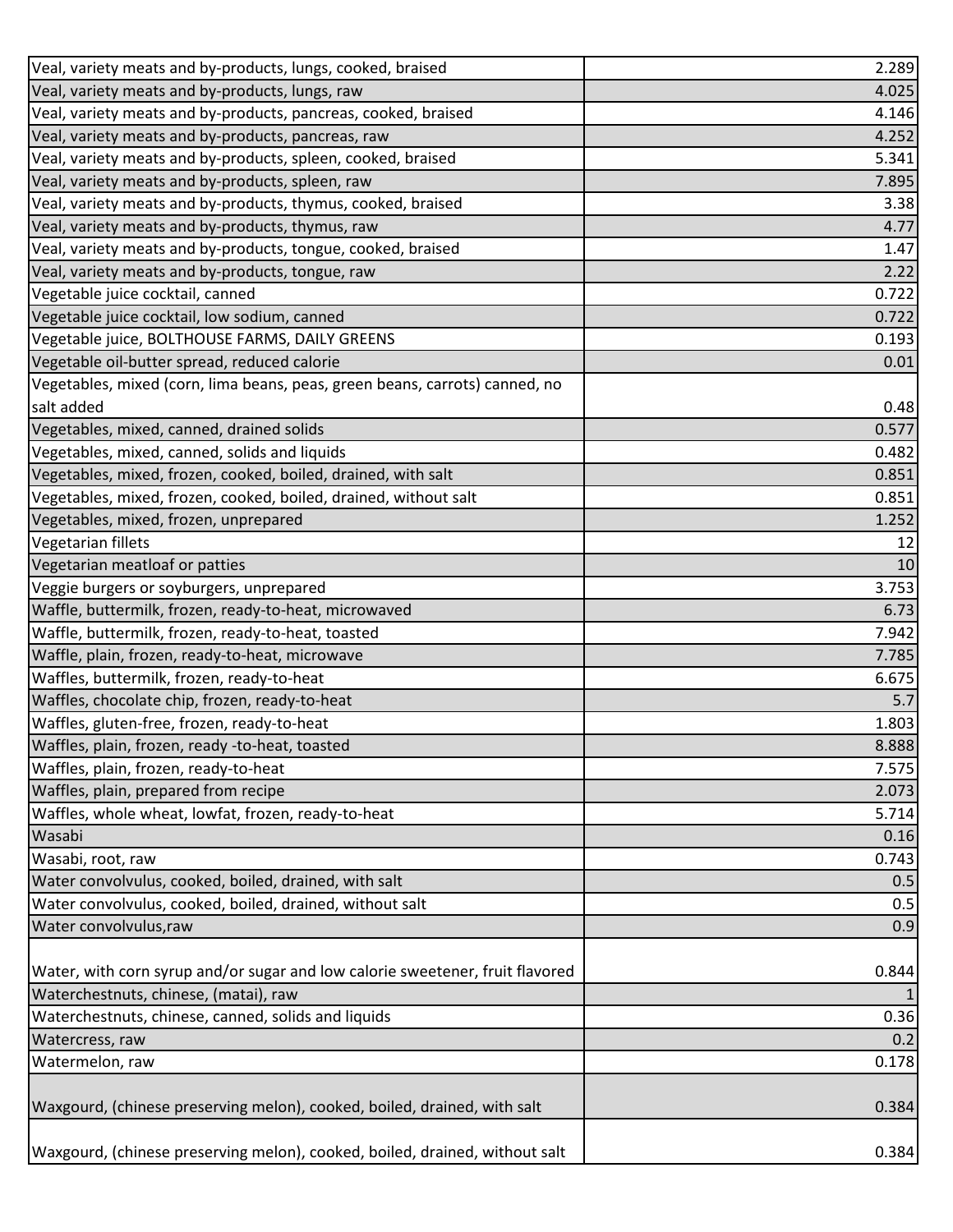| | |
|---|---|
| Veal, variety meats and by-products, lungs, cooked, braised | 2.289 |
| Veal, variety meats and by-products, lungs, raw | 4.025 |
| Veal, variety meats and by-products, pancreas, cooked, braised | 4.146 |
| Veal, variety meats and by-products, pancreas, raw | 4.252 |
| Veal, variety meats and by-products, spleen, cooked, braised | 5.341 |
| Veal, variety meats and by-products, spleen, raw | 7.895 |
| Veal, variety meats and by-products, thymus, cooked, braised | 3.38 |
| Veal, variety meats and by-products, thymus, raw | 4.77 |
| Veal, variety meats and by-products, tongue, cooked, braised | 1.47 |
| Veal, variety meats and by-products, tongue, raw | 2.22 |
| Vegetable juice cocktail, canned | 0.722 |
| Vegetable juice cocktail, low sodium, canned | 0.722 |
| Vegetable juice, BOLTHOUSE FARMS, DAILY GREENS | 0.193 |
| Vegetable oil-butter spread, reduced calorie | 0.01 |
| Vegetables, mixed (corn, lima beans, peas, green beans, carrots) canned, no salt added | 0.48 |
| Vegetables, mixed, canned, drained solids | 0.577 |
| Vegetables, mixed, canned, solids and liquids | 0.482 |
| Vegetables, mixed, frozen, cooked, boiled, drained, with salt | 0.851 |
| Vegetables, mixed, frozen, cooked, boiled, drained, without salt | 0.851 |
| Vegetables, mixed, frozen, unprepared | 1.252 |
| Vegetarian fillets | 12 |
| Vegetarian meatloaf or patties | 10 |
| Veggie burgers or soyburgers, unprepared | 3.753 |
| Waffle, buttermilk, frozen, ready-to-heat, microwaved | 6.73 |
| Waffle, buttermilk, frozen, ready-to-heat, toasted | 7.942 |
| Waffle, plain, frozen, ready-to-heat, microwave | 7.785 |
| Waffles, buttermilk, frozen, ready-to-heat | 6.675 |
| Waffles, chocolate chip, frozen, ready-to-heat | 5.7 |
| Waffles, gluten-free, frozen, ready-to-heat | 1.803 |
| Waffles, plain, frozen, ready -to-heat, toasted | 8.888 |
| Waffles, plain, frozen, ready-to-heat | 7.575 |
| Waffles, plain, prepared from recipe | 2.073 |
| Waffles, whole wheat, lowfat, frozen, ready-to-heat | 5.714 |
| Wasabi | 0.16 |
| Wasabi, root, raw | 0.743 |
| Water convolvulus, cooked, boiled, drained, with salt | 0.5 |
| Water convolvulus, cooked, boiled, drained, without salt | 0.5 |
| Water convolvulus,raw | 0.9 |
| Water, with corn syrup and/or sugar and low calorie sweetener, fruit flavored | 0.844 |
| Waterchestnuts, chinese, (matai), raw | 1 |
| Waterchestnuts, chinese, canned, solids and liquids | 0.36 |
| Watercress, raw | 0.2 |
| Watermelon, raw | 0.178 |
| Waxgourd, (chinese preserving melon), cooked, boiled, drained, with salt | 0.384 |
| Waxgourd, (chinese preserving melon), cooked, boiled, drained, without salt | 0.384 |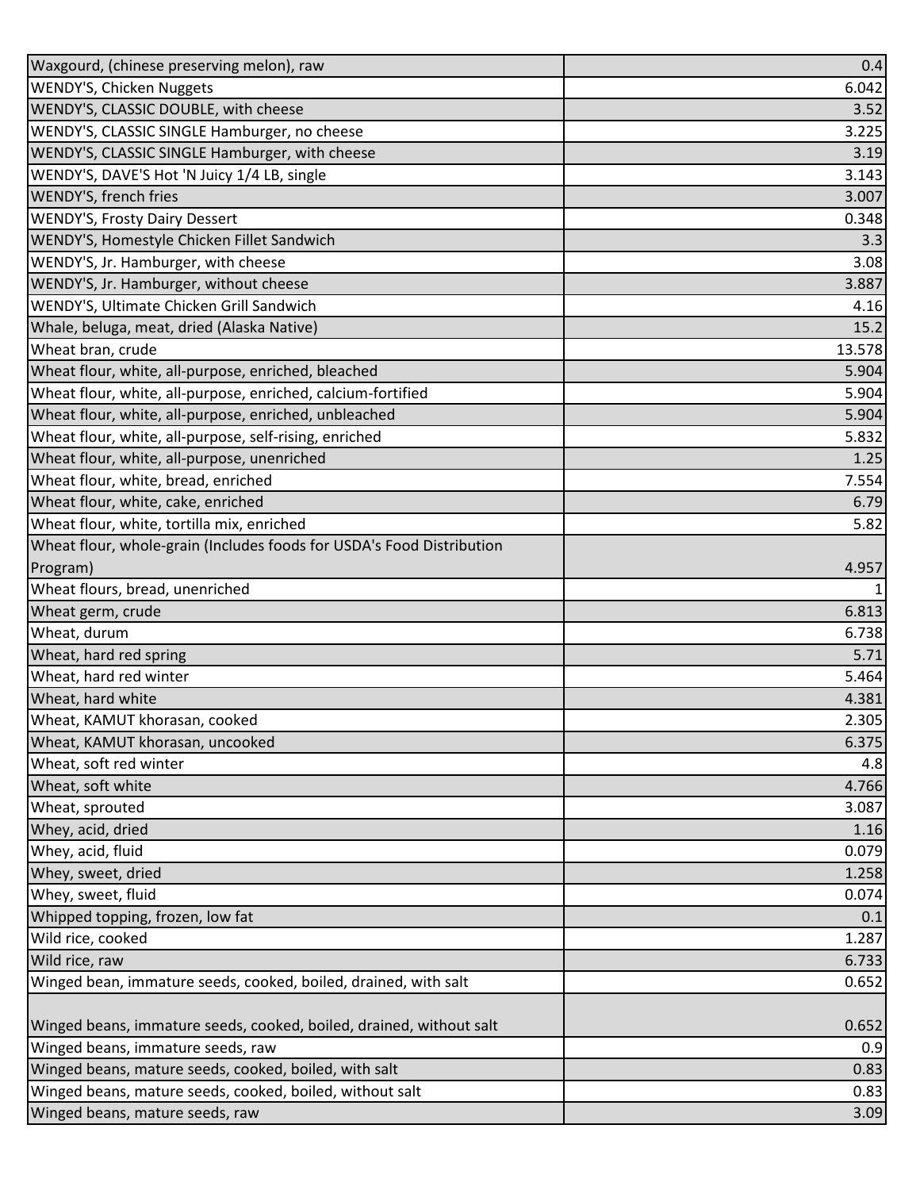| | |
|---|---|
| Waxgourd, (chinese preserving melon), raw | 0.4 |
| WENDY'S, Chicken Nuggets | 6.042 |
| WENDY'S, CLASSIC DOUBLE, with cheese | 3.52 |
| WENDY'S, CLASSIC SINGLE Hamburger, no cheese | 3.225 |
| WENDY'S, CLASSIC SINGLE Hamburger, with cheese | 3.19 |
| WENDY'S, DAVE'S Hot 'N Juicy 1/4 LB, single | 3.143 |
| WENDY'S, french fries | 3.007 |
| WENDY'S, Frosty Dairy Dessert | 0.348 |
| WENDY'S, Homestyle Chicken Fillet Sandwich | 3.3 |
| WENDY'S, Jr. Hamburger, with cheese | 3.08 |
| WENDY'S, Jr. Hamburger, without cheese | 3.887 |
| WENDY'S, Ultimate Chicken Grill Sandwich | 4.16 |
| Whale, beluga, meat, dried (Alaska Native) | 15.2 |
| Wheat bran, crude | 13.578 |
| Wheat flour, white, all-purpose, enriched, bleached | 5.904 |
| Wheat flour, white, all-purpose, enriched, calcium-fortified | 5.904 |
| Wheat flour, white, all-purpose, enriched, unbleached | 5.904 |
| Wheat flour, white, all-purpose, self-rising, enriched | 5.832 |
| Wheat flour, white, all-purpose, unenriched | 1.25 |
| Wheat flour, white, bread, enriched | 7.554 |
| Wheat flour, white, cake, enriched | 6.79 |
| Wheat flour, white, tortilla mix, enriched | 5.82 |
| Wheat flour, whole-grain (Includes foods for USDA's Food Distribution Program) | 4.957 |
| Wheat flours, bread, unenriched | 1 |
| Wheat germ, crude | 6.813 |
| Wheat, durum | 6.738 |
| Wheat, hard red spring | 5.71 |
| Wheat, hard red winter | 5.464 |
| Wheat, hard white | 4.381 |
| Wheat, KAMUT khorasan, cooked | 2.305 |
| Wheat, KAMUT khorasan, uncooked | 6.375 |
| Wheat, soft red winter | 4.8 |
| Wheat, soft white | 4.766 |
| Wheat, sprouted | 3.087 |
| Whey, acid, dried | 1.16 |
| Whey, acid, fluid | 0.079 |
| Whey, sweet, dried | 1.258 |
| Whey, sweet, fluid | 0.074 |
| Whipped topping, frozen, low fat | 0.1 |
| Wild rice, cooked | 1.287 |
| Wild rice, raw | 6.733 |
| Winged bean, immature seeds, cooked, boiled, drained, with salt | 0.652 |
| Winged beans, immature seeds, cooked, boiled, drained, without salt | 0.652 |
| Winged beans, immature seeds, raw | 0.9 |
| Winged beans, mature seeds, cooked, boiled, with salt | 0.83 |
| Winged beans, mature seeds, cooked, boiled, without salt | 0.83 |
| Winged beans, mature seeds, raw | 3.09 |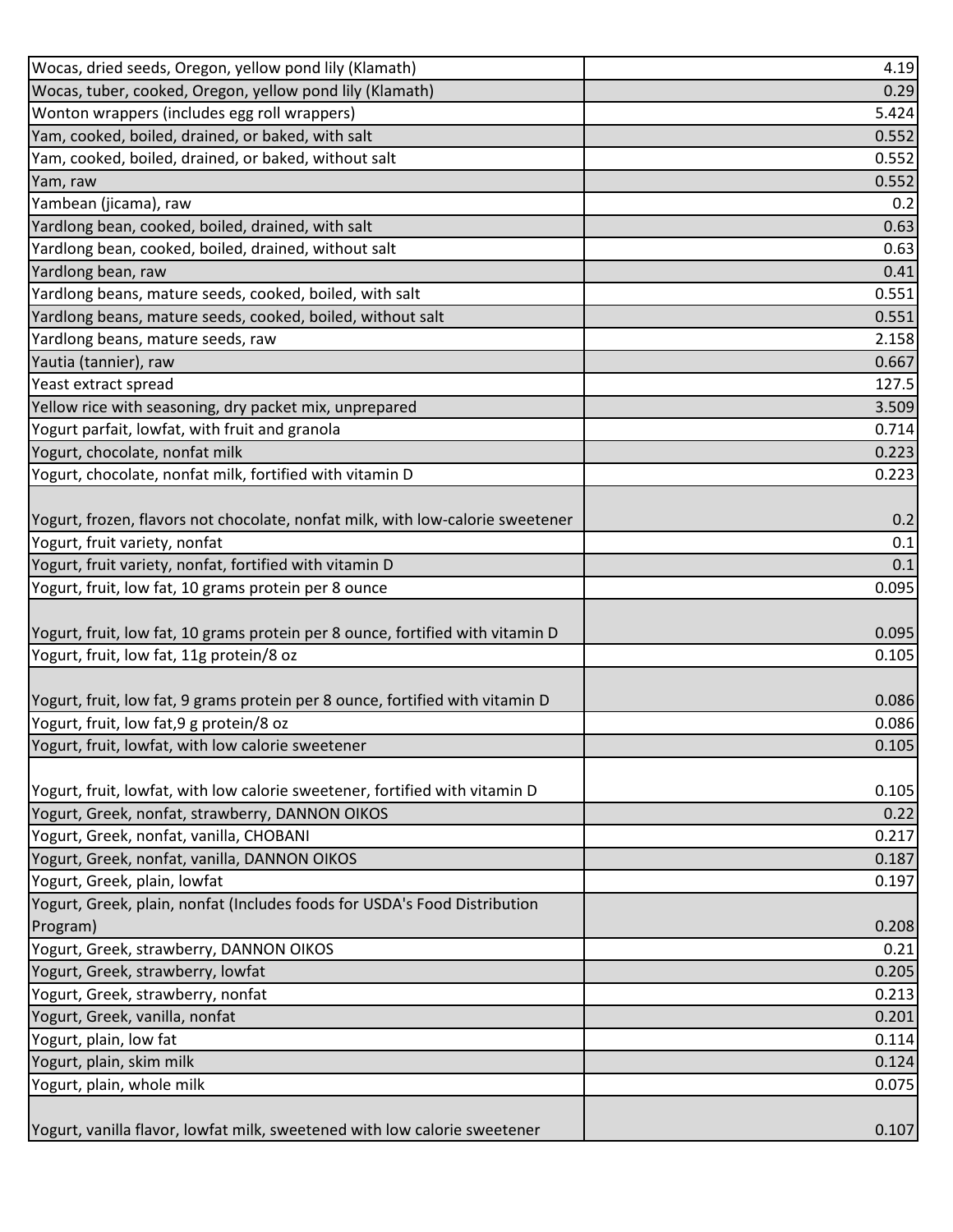| | |
|---|---|
| Wocas, dried seeds, Oregon, yellow pond lily (Klamath) | 4.19 |
| Wocas, tuber, cooked, Oregon, yellow pond lily (Klamath) | 0.29 |
| Wonton wrappers (includes egg roll wrappers) | 5.424 |
| Yam, cooked, boiled, drained, or baked, with salt | 0.552 |
| Yam, cooked, boiled, drained, or baked, without salt | 0.552 |
| Yam, raw | 0.552 |
| Yambean (jicama), raw | 0.2 |
| Yardlong bean, cooked, boiled, drained, with salt | 0.63 |
| Yardlong bean, cooked, boiled, drained, without salt | 0.63 |
| Yardlong bean, raw | 0.41 |
| Yardlong beans, mature seeds, cooked, boiled, with salt | 0.551 |
| Yardlong beans, mature seeds, cooked, boiled, without salt | 0.551 |
| Yardlong beans, mature seeds, raw | 2.158 |
| Yautia (tannier), raw | 0.667 |
| Yeast extract spread | 127.5 |
| Yellow rice with seasoning, dry packet mix, unprepared | 3.509 |
| Yogurt parfait, lowfat, with fruit and granola | 0.714 |
| Yogurt, chocolate, nonfat milk | 0.223 |
| Yogurt, chocolate, nonfat milk, fortified with vitamin D | 0.223 |
| Yogurt, frozen, flavors not chocolate, nonfat milk, with low-calorie sweetener | 0.2 |
| Yogurt, fruit variety, nonfat | 0.1 |
| Yogurt, fruit variety, nonfat, fortified with vitamin D | 0.1 |
| Yogurt, fruit, low fat, 10 grams protein per 8 ounce | 0.095 |
| Yogurt, fruit, low fat, 10 grams protein per 8 ounce, fortified with vitamin D | 0.095 |
| Yogurt, fruit, low fat, 11g protein/8 oz | 0.105 |
| Yogurt, fruit, low fat, 9 grams protein per 8 ounce, fortified with vitamin D | 0.086 |
| Yogurt, fruit, low fat,9 g protein/8 oz | 0.086 |
| Yogurt, fruit, lowfat, with low calorie sweetener | 0.105 |
| Yogurt, fruit, lowfat, with low calorie sweetener, fortified with vitamin D | 0.105 |
| Yogurt, Greek, nonfat, strawberry, DANNON OIKOS | 0.22 |
| Yogurt, Greek, nonfat, vanilla, CHOBANI | 0.217 |
| Yogurt, Greek, nonfat, vanilla, DANNON OIKOS | 0.187 |
| Yogurt, Greek, plain, lowfat | 0.197 |
| Yogurt, Greek, plain, nonfat (Includes foods for USDA's Food Distribution Program) | 0.208 |
| Yogurt, Greek, strawberry, DANNON OIKOS | 0.21 |
| Yogurt, Greek, strawberry, lowfat | 0.205 |
| Yogurt, Greek, strawberry, nonfat | 0.213 |
| Yogurt, Greek, vanilla, nonfat | 0.201 |
| Yogurt, plain, low fat | 0.114 |
| Yogurt, plain, skim milk | 0.124 |
| Yogurt, plain, whole milk | 0.075 |
| Yogurt, vanilla flavor, lowfat milk, sweetened with low calorie sweetener | 0.107 |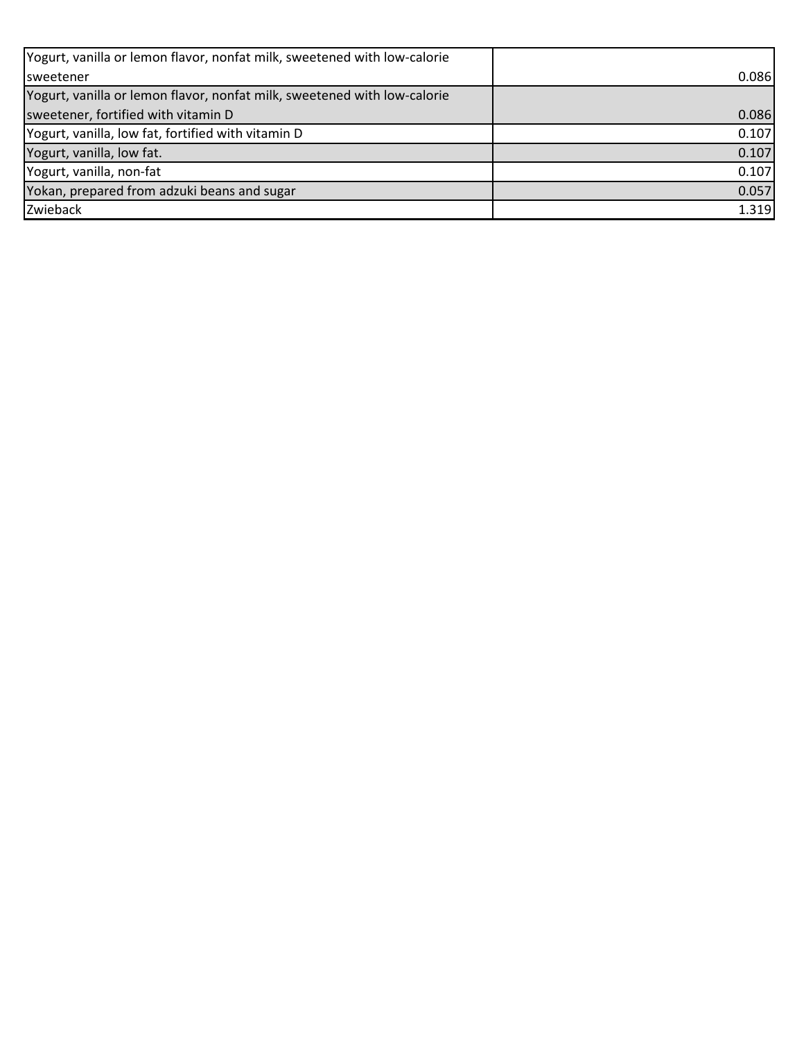| | |
|---|---|
| Yogurt, vanilla or lemon flavor, nonfat milk, sweetened with low-calorie sweetener | 0.086 |
| Yogurt, vanilla or lemon flavor, nonfat milk, sweetened with low-calorie sweetener, fortified with vitamin D | 0.086 |
| Yogurt, vanilla, low fat, fortified with vitamin D | 0.107 |
| Yogurt, vanilla, low fat. | 0.107 |
| Yogurt, vanilla, non-fat | 0.107 |
| Yokan, prepared from adzuki beans and sugar | 0.057 |
| Zwieback | 1.319 |